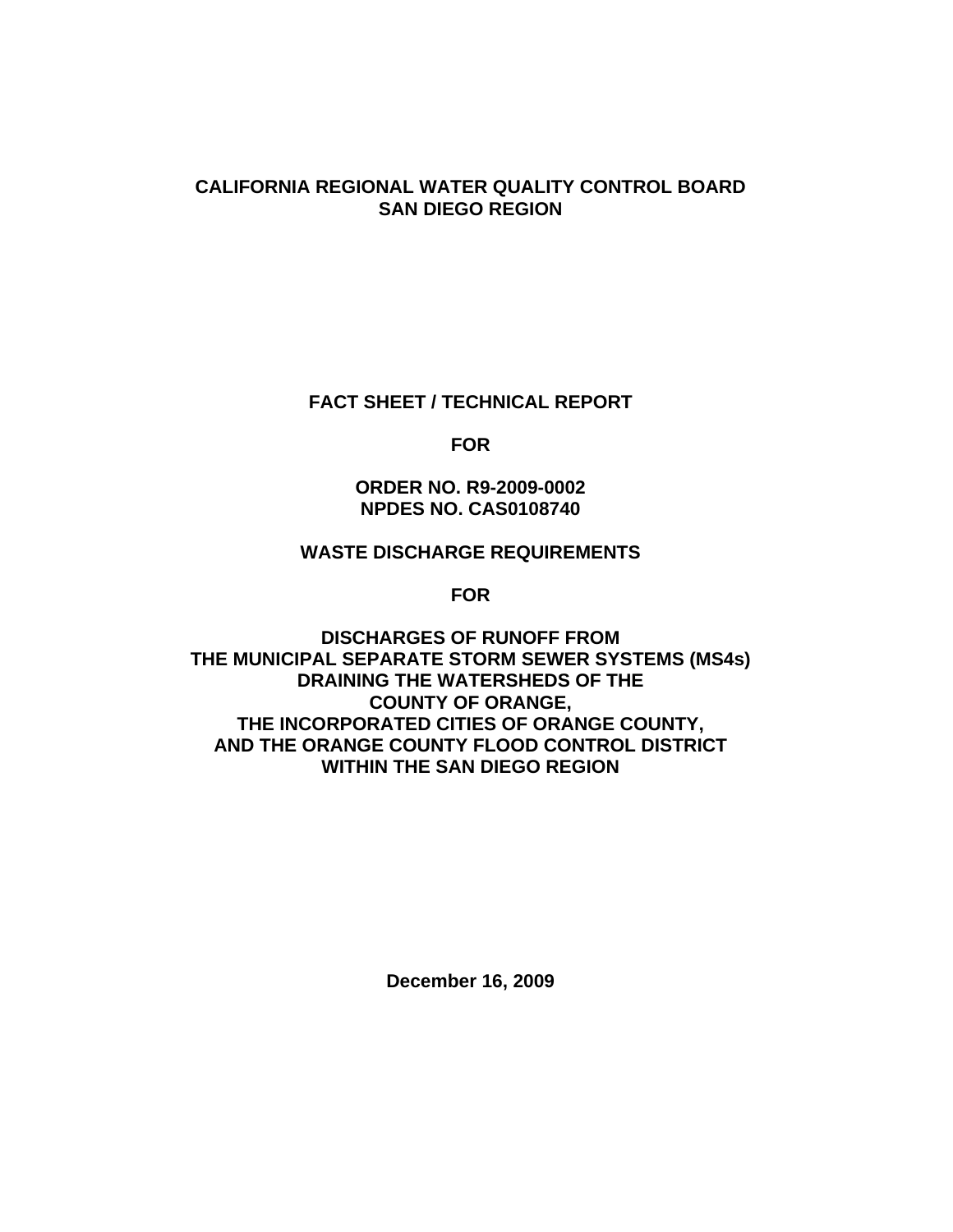**CALIFORNIA REGIONAL WATER QUALITY CONTROL BOARD**
**SAN DIEGO REGION**

**FACT SHEET / TECHNICAL REPORT**

**FOR**

**ORDER NO. R9-2009-0002**
**NPDES NO. CAS0108740**

**WASTE DISCHARGE REQUIREMENTS**

**FOR**

**DISCHARGES OF RUNOFF FROM**
**THE MUNICIPAL SEPARATE STORM SEWER SYSTEMS (MS4s)**
**DRAINING THE WATERSHEDS OF THE**
**COUNTY OF ORANGE,**
**THE INCORPORATED CITIES OF ORANGE COUNTY,**
**AND THE ORANGE COUNTY FLOOD CONTROL DISTRICT**
**WITHIN THE SAN DIEGO REGION**

**December 16, 2009**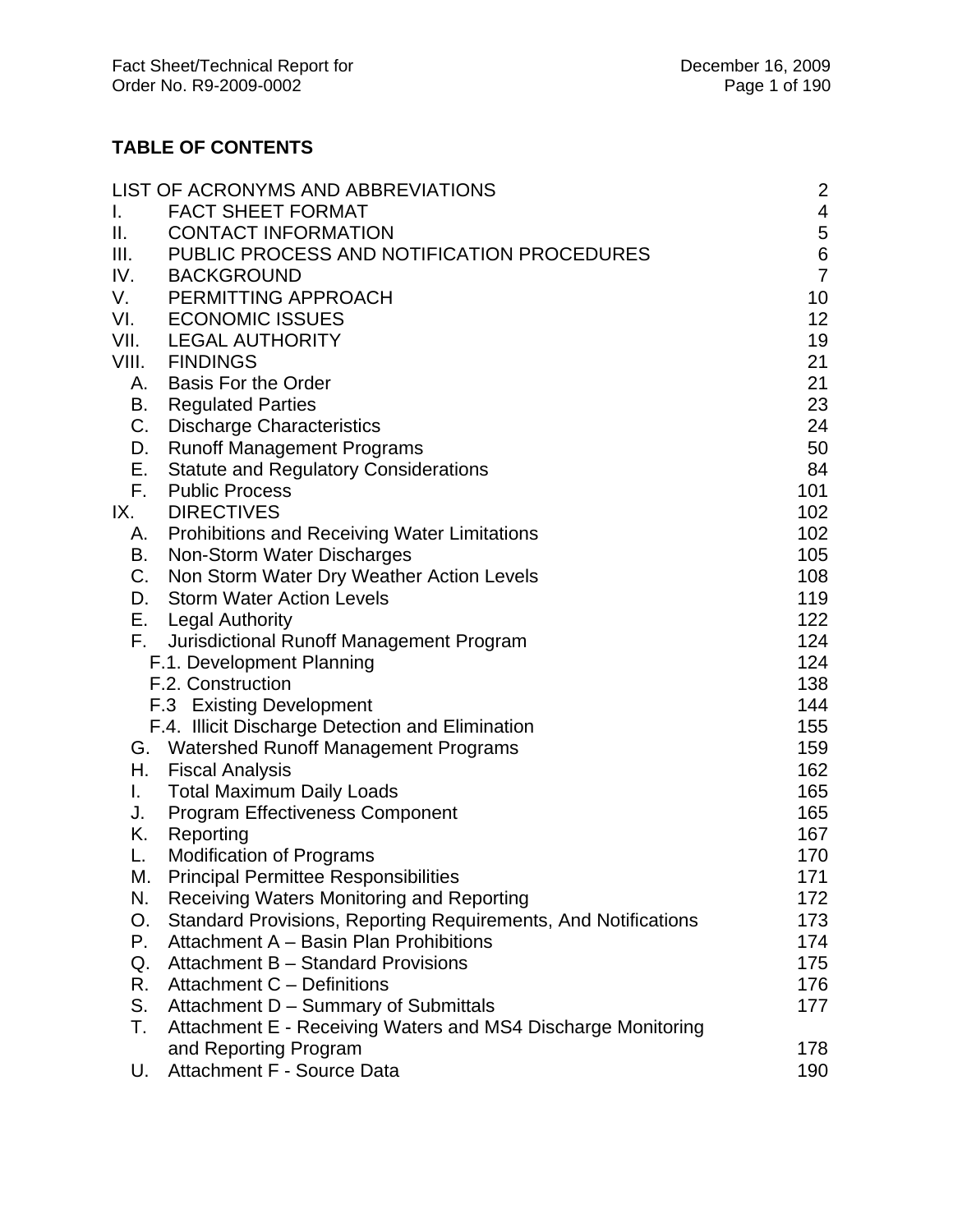## TABLE OF CONTENTS

| | | |
|---|---|---|
| LIST OF ACRONYMS AND ABBREVIATIONS | | 2 |
| I. | FACT SHEET FORMAT | 4 |
| II. | CONTACT INFORMATION | 5 |
| III. | PUBLIC PROCESS AND NOTIFICATION PROCEDURES | 6 |
| IV. | BACKGROUND | 7 |
| V. | PERMITTING APPROACH | 10 |
| VI. | ECONOMIC ISSUES | 12 |
| VII. | LEGAL AUTHORITY | 19 |
| VIII. | FINDINGS | 21 |
| A. | Basis For the Order | 21 |
| B. | Regulated Parties | 23 |
| C. | Discharge Characteristics | 24 |
| D. | Runoff Management Programs | 50 |
| E. | Statute and Regulatory Considerations | 84 |
| F. | Public Process | 101 |
| IX. | DIRECTIVES | 102 |
| A. | Prohibitions and Receiving Water Limitations | 102 |
| B. | Non-Storm Water Discharges | 105 |
| C. | Non Storm Water Dry Weather Action Levels | 108 |
| D. | Storm Water Action Levels | 119 |
| E. | Legal Authority | 122 |
| F. | Jurisdictional Runoff Management Program | 124 |
| | F.1. Development Planning | 124 |
| | F.2. Construction | 138 |
| | F.3 Existing Development | 144 |
| | F.4. Illicit Discharge Detection and Elimination | 155 |
| G. | Watershed Runoff Management Programs | 159 |
| H. | Fiscal Analysis | 162 |
| I. | Total Maximum Daily Loads | 165 |
| J. | Program Effectiveness Component | 165 |
| K. | Reporting | 167 |
| L. | Modification of Programs | 170 |
| M. | Principal Permittee Responsibilities | 171 |
| N. | Receiving Waters Monitoring and Reporting | 172 |
| O. | Standard Provisions, Reporting Requirements, And Notifications | 173 |
| P. | Attachment A – Basin Plan Prohibitions | 174 |
| Q. | Attachment B – Standard Provisions | 175 |
| R. | Attachment C – Definitions | 176 |
| S. | Attachment D – Summary of Submittals | 177 |
| T. | Attachment E - Receiving Waters and MS4 Discharge Monitoring and Reporting Program | 178 |
| U. | Attachment F - Source Data | 190 |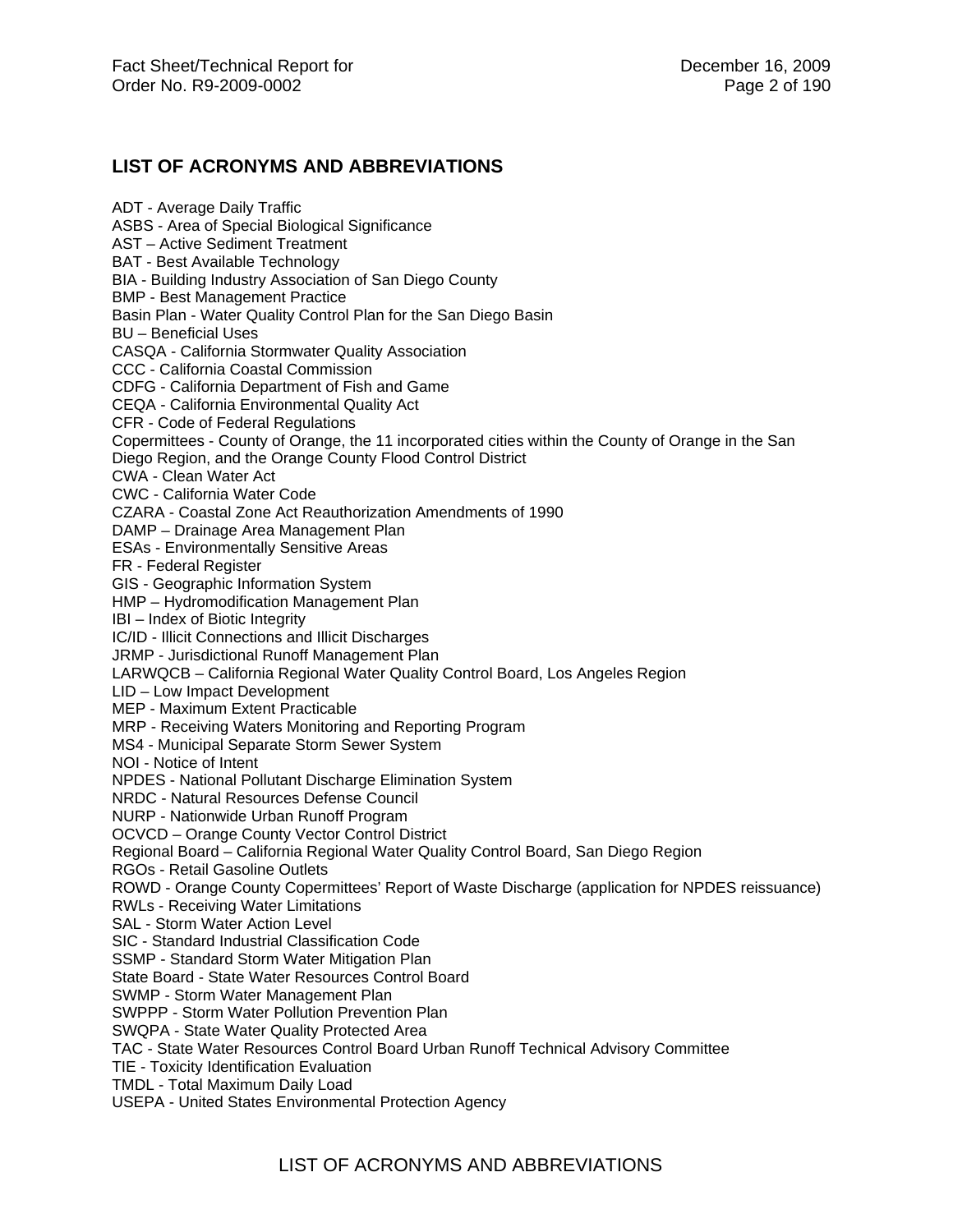## LIST OF ACRONYMS AND ABBREVIATIONS

ADT - Average Daily Traffic
ASBS - Area of Special Biological Significance
AST – Active Sediment Treatment
BAT - Best Available Technology
BIA - Building Industry Association of San Diego County
BMP - Best Management Practice
Basin Plan - Water Quality Control Plan for the San Diego Basin
BU – Beneficial Uses
CASQA - California Stormwater Quality Association
CCC - California Coastal Commission
CDFG - California Department of Fish and Game
CEQA - California Environmental Quality Act
CFR - Code of Federal Regulations
Copermittees - County of Orange, the 11 incorporated cities within the County of Orange in the San Diego Region, and the Orange County Flood Control District
CWA - Clean Water Act
CWC - California Water Code
CZARA - Coastal Zone Act Reauthorization Amendments of 1990
DAMP – Drainage Area Management Plan
ESAs - Environmentally Sensitive Areas
FR - Federal Register
GIS - Geographic Information System
HMP – Hydromodification Management Plan
IBI – Index of Biotic Integrity
IC/ID - Illicit Connections and Illicit Discharges
JRMP - Jurisdictional Runoff Management Plan
LARWQCB – California Regional Water Quality Control Board, Los Angeles Region
LID – Low Impact Development
MEP - Maximum Extent Practicable
MRP - Receiving Waters Monitoring and Reporting Program
MS4 - Municipal Separate Storm Sewer System
NOI - Notice of Intent
NPDES - National Pollutant Discharge Elimination System
NRDC - Natural Resources Defense Council
NURP - Nationwide Urban Runoff Program
OCVCD – Orange County Vector Control District
Regional Board – California Regional Water Quality Control Board, San Diego Region
RGOs - Retail Gasoline Outlets
ROWD - Orange County Copermittees' Report of Waste Discharge (application for NPDES reissuance)
RWLs - Receiving Water Limitations
SAL - Storm Water Action Level
SIC - Standard Industrial Classification Code
SSMP - Standard Storm Water Mitigation Plan
State Board - State Water Resources Control Board
SWMP - Storm Water Management Plan
SWPPP - Storm Water Pollution Prevention Plan
SWQPA - State Water Quality Protected Area
TAC - State Water Resources Control Board Urban Runoff Technical Advisory Committee
TIE - Toxicity Identification Evaluation
TMDL - Total Maximum Daily Load
USEPA - United States Environmental Protection Agency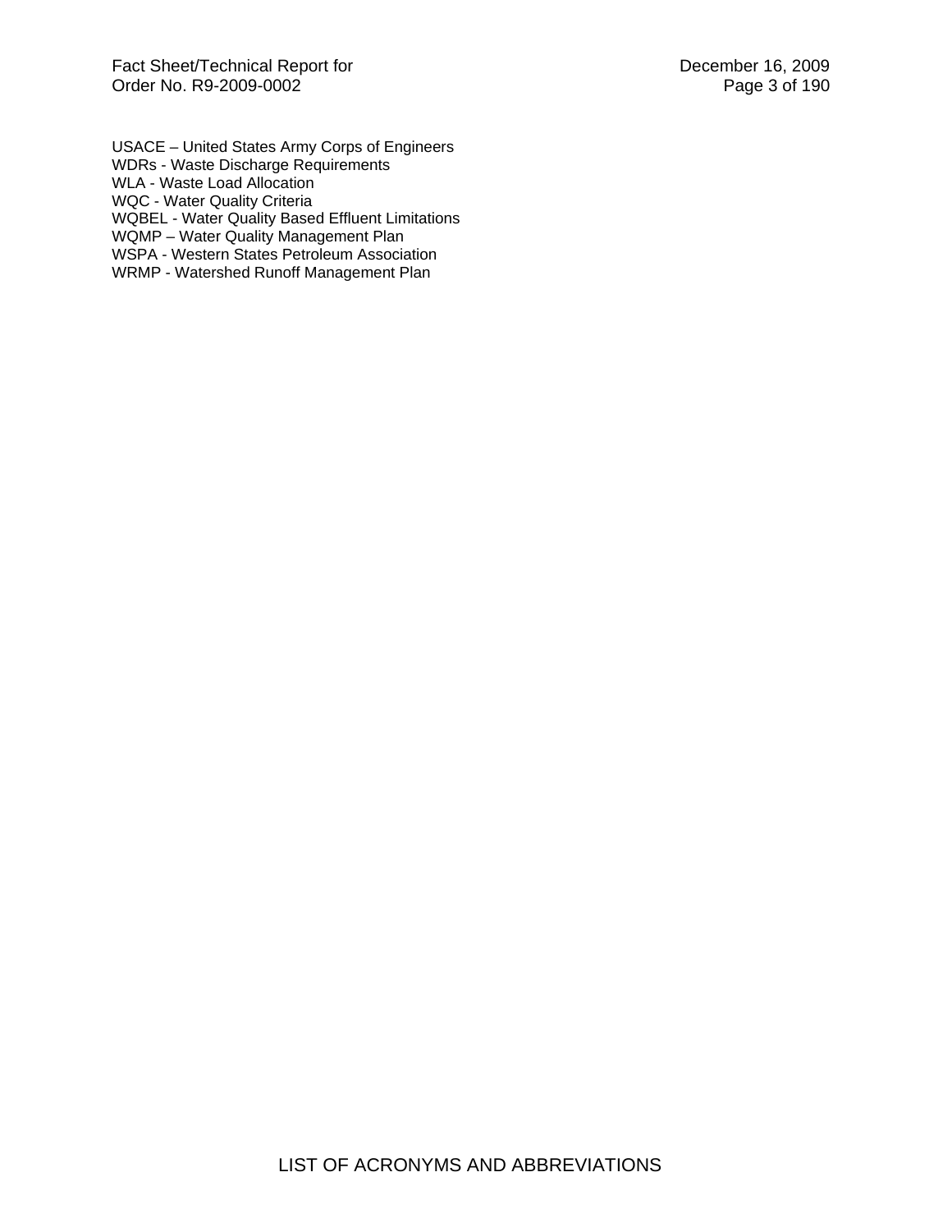USACE – United States Army Corps of Engineers
WDRs - Waste Discharge Requirements
WLA - Waste Load Allocation
WQC - Water Quality Criteria
WQBEL - Water Quality Based Effluent Limitations
WQMP – Water Quality Management Plan
WSPA - Western States Petroleum Association
WRMP - Watershed Runoff Management Plan

LIST OF ACRONYMS AND ABBREVIATIONS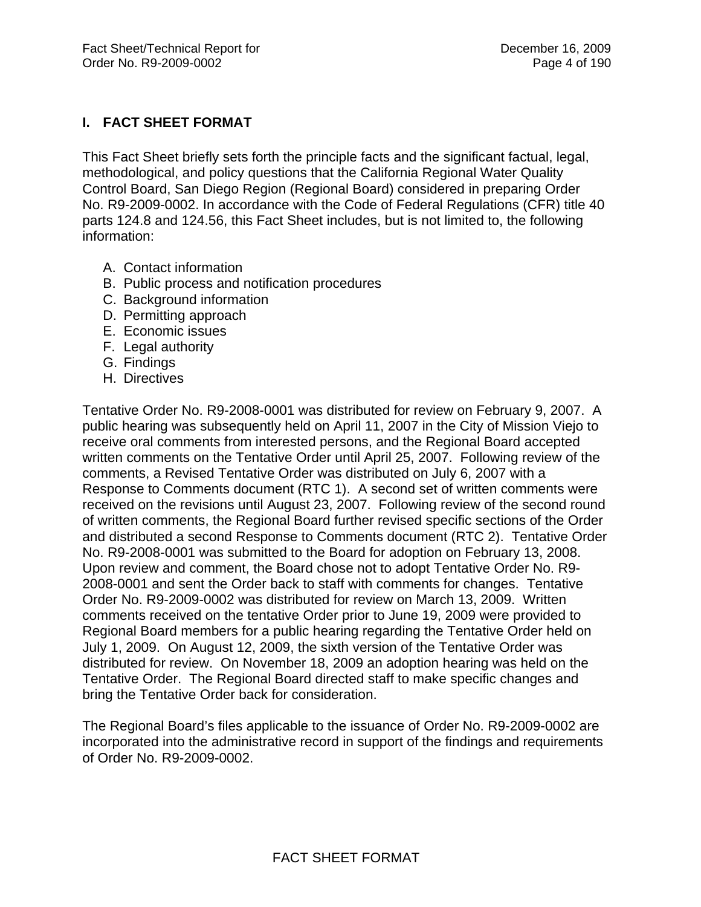## I. FACT SHEET FORMAT

This Fact Sheet briefly sets forth the principle facts and the significant factual, legal, methodological, and policy questions that the California Regional Water Quality Control Board, San Diego Region (Regional Board) considered in preparing Order No. R9-2009-0002. In accordance with the Code of Federal Regulations (CFR) title 40 parts 124.8 and 124.56, this Fact Sheet includes, but is not limited to, the following information:

A. Contact information
B. Public process and notification procedures
C. Background information
D. Permitting approach
E. Economic issues
F. Legal authority
G. Findings
H. Directives

Tentative Order No. R9-2008-0001 was distributed for review on February 9, 2007. A public hearing was subsequently held on April 11, 2007 in the City of Mission Viejo to receive oral comments from interested persons, and the Regional Board accepted written comments on the Tentative Order until April 25, 2007. Following review of the comments, a Revised Tentative Order was distributed on July 6, 2007 with a Response to Comments document (RTC 1). A second set of written comments were received on the revisions until August 23, 2007. Following review of the second round of written comments, the Regional Board further revised specific sections of the Order and distributed a second Response to Comments document (RTC 2). Tentative Order No. R9-2008-0001 was submitted to the Board for adoption on February 13, 2008. Upon review and comment, the Board chose not to adopt Tentative Order No. R9-2008-0001 and sent the Order back to staff with comments for changes. Tentative Order No. R9-2009-0002 was distributed for review on March 13, 2009. Written comments received on the tentative Order prior to June 19, 2009 were provided to Regional Board members for a public hearing regarding the Tentative Order held on July 1, 2009. On August 12, 2009, the sixth version of the Tentative Order was distributed for review. On November 18, 2009 an adoption hearing was held on the Tentative Order. The Regional Board directed staff to make specific changes and bring the Tentative Order back for consideration.

The Regional Board's files applicable to the issuance of Order No. R9-2009-0002 are incorporated into the administrative record in support of the findings and requirements of Order No. R9-2009-0002.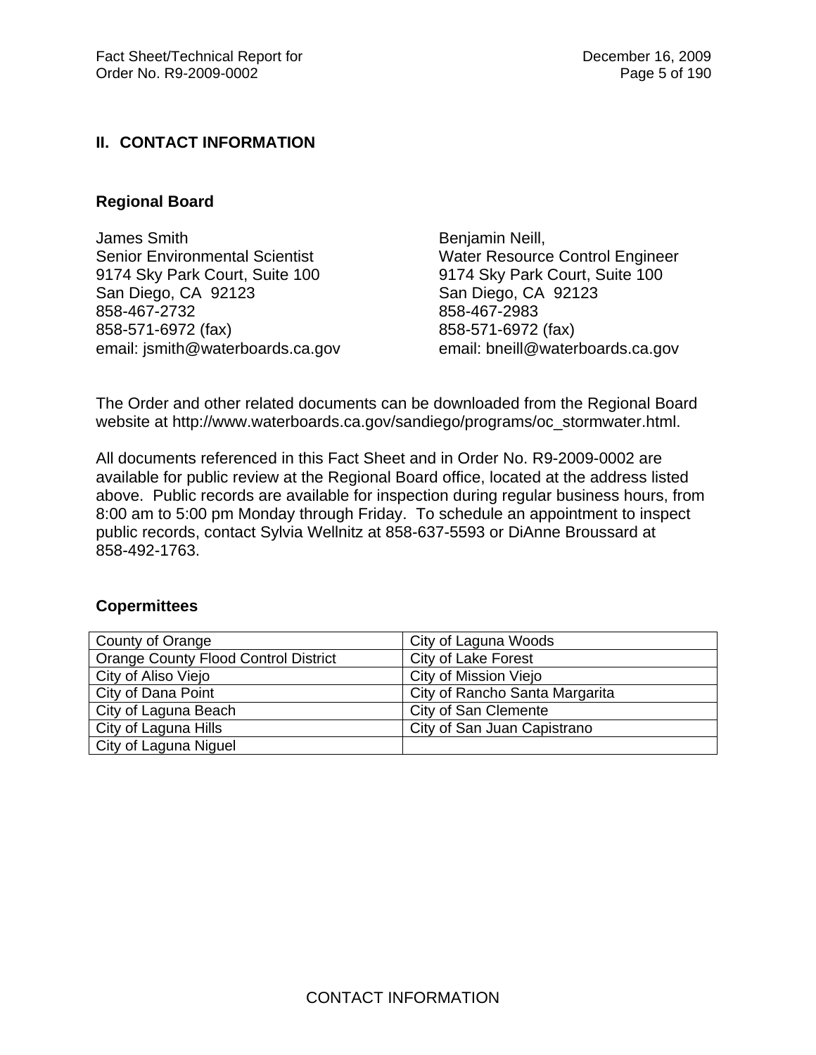## II. CONTACT INFORMATION

### Regional Board

James Smith
Senior Environmental Scientist
9174 Sky Park Court, Suite 100
San Diego, CA 92123
858-467-2732
858-571-6972 (fax)
email: jsmith@waterboards.ca.gov

Benjamin Neill,
Water Resource Control Engineer
9174 Sky Park Court, Suite 100
San Diego, CA 92123
858-467-2983
858-571-6972 (fax)
email: bneill@waterboards.ca.gov

The Order and other related documents can be downloaded from the Regional Board website at http://www.waterboards.ca.gov/sandiego/programs/oc_stormwater.html.

All documents referenced in this Fact Sheet and in Order No. R9-2009-0002 are available for public review at the Regional Board office, located at the address listed above. Public records are available for inspection during regular business hours, from 8:00 am to 5:00 pm Monday through Friday. To schedule an appointment to inspect public records, contact Sylvia Wellnitz at 858-637-5593 or DiAnne Broussard at 858-492-1763.

### Copermittees

| | |
|---|---|
| County of Orange | City of Laguna Woods |
| Orange County Flood Control District | City of Lake Forest |
| City of Aliso Viejo | City of Mission Viejo |
| City of Dana Point | City of Rancho Santa Margarita |
| City of Laguna Beach | City of San Clemente |
| City of Laguna Hills | City of San Juan Capistrano |
| City of Laguna Niguel | |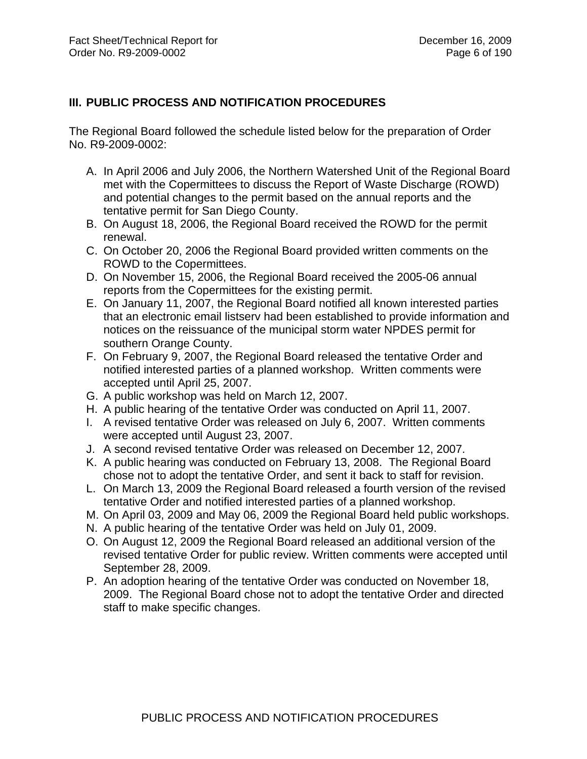## III. PUBLIC PROCESS AND NOTIFICATION PROCEDURES

The Regional Board followed the schedule listed below for the preparation of Order No. R9-2009-0002:

A. In April 2006 and July 2006, the Northern Watershed Unit of the Regional Board met with the Copermittees to discuss the Report of Waste Discharge (ROWD) and potential changes to the permit based on the annual reports and the tentative permit for San Diego County.
B. On August 18, 2006, the Regional Board received the ROWD for the permit renewal.
C. On October 20, 2006 the Regional Board provided written comments on the ROWD to the Copermittees.
D. On November 15, 2006, the Regional Board received the 2005-06 annual reports from the Copermittees for the existing permit.
E. On January 11, 2007, the Regional Board notified all known interested parties that an electronic email listserv had been established to provide information and notices on the reissuance of the municipal storm water NPDES permit for southern Orange County.
F. On February 9, 2007, the Regional Board released the tentative Order and notified interested parties of a planned workshop. Written comments were accepted until April 25, 2007.
G. A public workshop was held on March 12, 2007.
H. A public hearing of the tentative Order was conducted on April 11, 2007.
I. A revised tentative Order was released on July 6, 2007. Written comments were accepted until August 23, 2007.
J. A second revised tentative Order was released on December 12, 2007.
K. A public hearing was conducted on February 13, 2008. The Regional Board chose not to adopt the tentative Order, and sent it back to staff for revision.
L. On March 13, 2009 the Regional Board released a fourth version of the revised tentative Order and notified interested parties of a planned workshop.
M. On April 03, 2009 and May 06, 2009 the Regional Board held public workshops.
N. A public hearing of the tentative Order was held on July 01, 2009.
O. On August 12, 2009 the Regional Board released an additional version of the revised tentative Order for public review. Written comments were accepted until September 28, 2009.
P. An adoption hearing of the tentative Order was conducted on November 18, 2009. The Regional Board chose not to adopt the tentative Order and directed staff to make specific changes.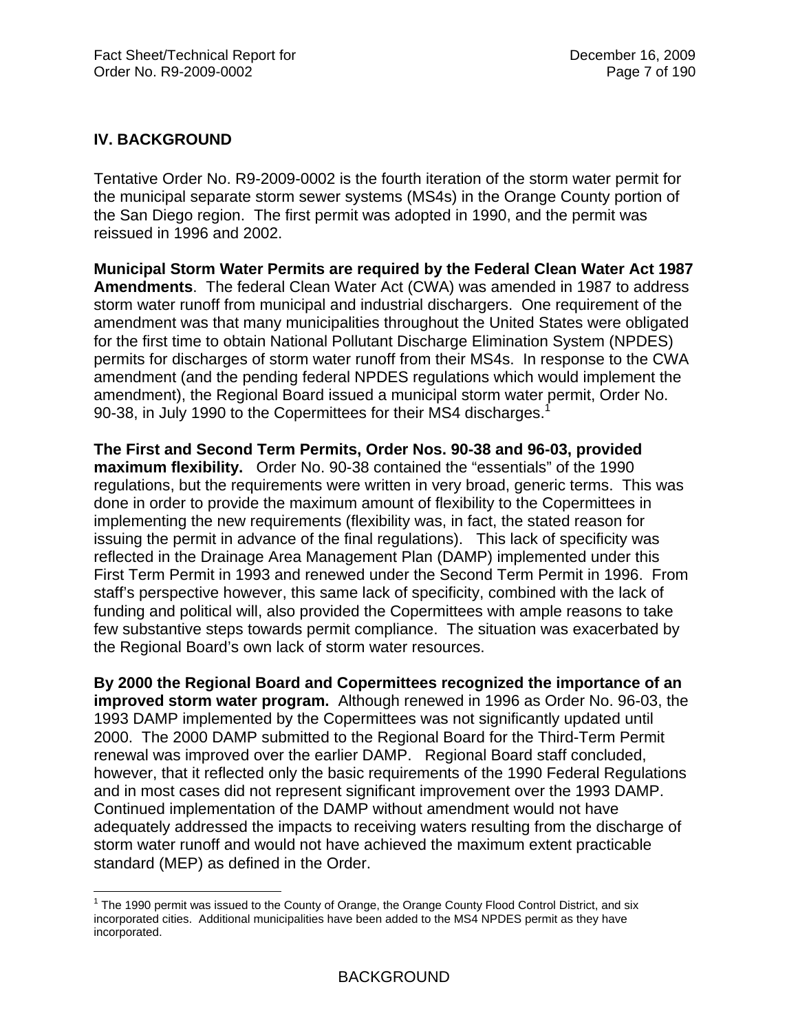## IV. BACKGROUND

Tentative Order No. R9-2009-0002 is the fourth iteration of the storm water permit for the municipal separate storm sewer systems (MS4s) in the Orange County portion of the San Diego region. The first permit was adopted in 1990, and the permit was reissued in 1996 and 2002.

**Municipal Storm Water Permits are required by the Federal Clean Water Act 1987 Amendments**. The federal Clean Water Act (CWA) was amended in 1987 to address storm water runoff from municipal and industrial dischargers. One requirement of the amendment was that many municipalities throughout the United States were obligated for the first time to obtain National Pollutant Discharge Elimination System (NPDES) permits for discharges of storm water runoff from their MS4s. In response to the CWA amendment (and the pending federal NPDES regulations which would implement the amendment), the Regional Board issued a municipal storm water permit, Order No. 90-38, in July 1990 to the Copermittees for their MS4 discharges.[1]

**The First and Second Term Permits, Order Nos. 90-38 and 96-03, provided maximum flexibility.** Order No. 90-38 contained the "essentials" of the 1990 regulations, but the requirements were written in very broad, generic terms. This was done in order to provide the maximum amount of flexibility to the Copermittees in implementing the new requirements (flexibility was, in fact, the stated reason for issuing the permit in advance of the final regulations). This lack of specificity was reflected in the Drainage Area Management Plan (DAMP) implemented under this First Term Permit in 1993 and renewed under the Second Term Permit in 1996. From staff's perspective however, this same lack of specificity, combined with the lack of funding and political will, also provided the Copermittees with ample reasons to take few substantive steps towards permit compliance. The situation was exacerbated by the Regional Board's own lack of storm water resources.

**By 2000 the Regional Board and Copermittees recognized the importance of an improved storm water program.** Although renewed in 1996 as Order No. 96-03, the 1993 DAMP implemented by the Copermittees was not significantly updated until 2000. The 2000 DAMP submitted to the Regional Board for the Third-Term Permit renewal was improved over the earlier DAMP. Regional Board staff concluded, however, that it reflected only the basic requirements of the 1990 Federal Regulations and in most cases did not represent significant improvement over the 1993 DAMP. Continued implementation of the DAMP without amendment would not have adequately addressed the impacts to receiving waters resulting from the discharge of storm water runoff and would not have achieved the maximum extent practicable standard (MEP) as defined in the Order.

---

[1] The 1990 permit was issued to the County of Orange, the Orange County Flood Control District, and six incorporated cities. Additional municipalities have been added to the MS4 NPDES permit as they have incorporated.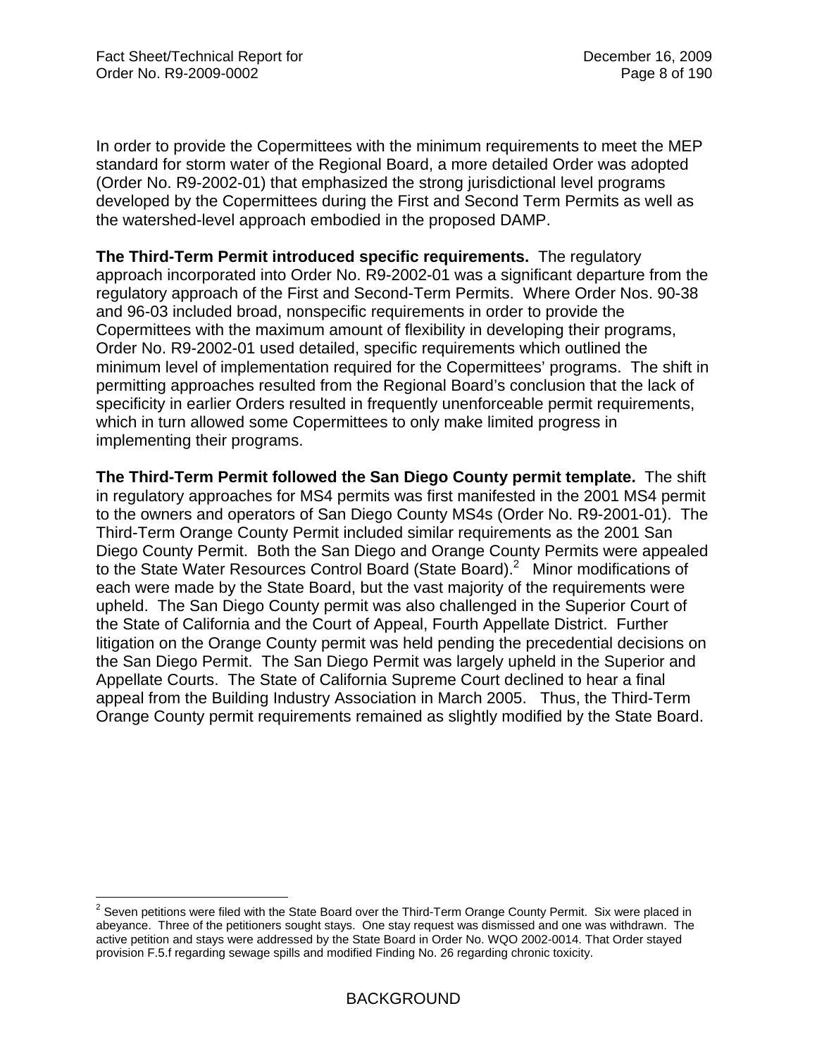In order to provide the Copermittees with the minimum requirements to meet the MEP standard for storm water of the Regional Board, a more detailed Order was adopted (Order No. R9-2002-01) that emphasized the strong jurisdictional level programs developed by the Copermittees during the First and Second Term Permits as well as the watershed-level approach embodied in the proposed DAMP.

**The Third-Term Permit introduced specific requirements.** The regulatory approach incorporated into Order No. R9-2002-01 was a significant departure from the regulatory approach of the First and Second-Term Permits. Where Order Nos. 90-38 and 96-03 included broad, nonspecific requirements in order to provide the Copermittees with the maximum amount of flexibility in developing their programs, Order No. R9-2002-01 used detailed, specific requirements which outlined the minimum level of implementation required for the Copermittees' programs. The shift in permitting approaches resulted from the Regional Board's conclusion that the lack of specificity in earlier Orders resulted in frequently unenforceable permit requirements, which in turn allowed some Copermittees to only make limited progress in implementing their programs.

**The Third-Term Permit followed the San Diego County permit template.** The shift in regulatory approaches for MS4 permits was first manifested in the 2001 MS4 permit to the owners and operators of San Diego County MS4s (Order No. R9-2001-01). The Third-Term Orange County Permit included similar requirements as the 2001 San Diego County Permit. Both the San Diego and Orange County Permits were appealed to the State Water Resources Control Board (State Board).[2] Minor modifications of each were made by the State Board, but the vast majority of the requirements were upheld. The San Diego County permit was also challenged in the Superior Court of the State of California and the Court of Appeal, Fourth Appellate District. Further litigation on the Orange County permit was held pending the precedential decisions on the San Diego Permit. The San Diego Permit was largely upheld in the Superior and Appellate Courts. The State of California Supreme Court declined to hear a final appeal from the Building Industry Association in March 2005. Thus, the Third-Term Orange County permit requirements remained as slightly modified by the State Board.

[2] Seven petitions were filed with the State Board over the Third-Term Orange County Permit. Six were placed in abeyance. Three of the petitioners sought stays. One stay request was dismissed and one was withdrawn. The active petition and stays were addressed by the State Board in Order No. WQO 2002-0014. That Order stayed provision F.5.f regarding sewage spills and modified Finding No. 26 regarding chronic toxicity.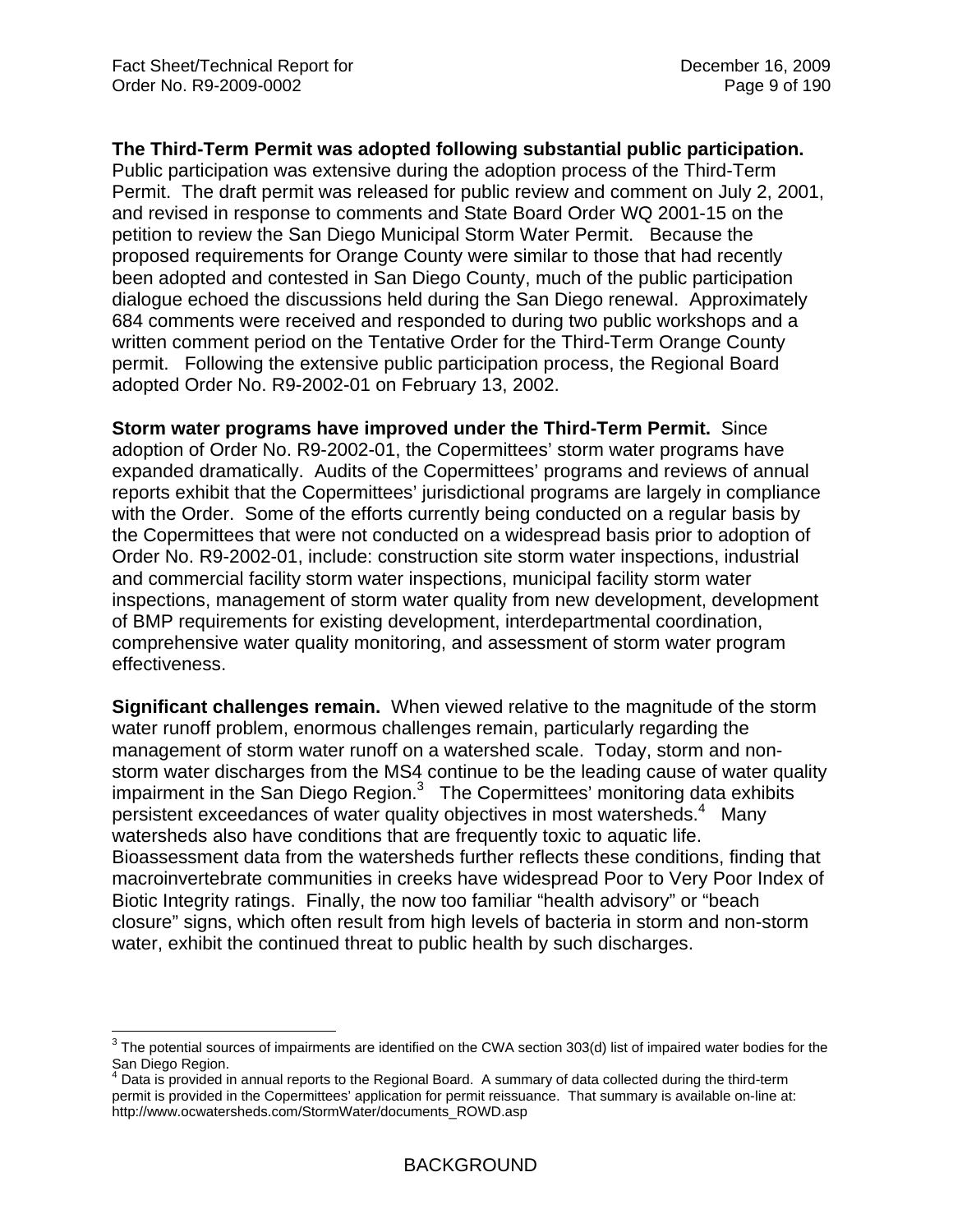**The Third-Term Permit was adopted following substantial public participation.** Public participation was extensive during the adoption process of the Third-Term Permit. The draft permit was released for public review and comment on July 2, 2001, and revised in response to comments and State Board Order WQ 2001-15 on the petition to review the San Diego Municipal Storm Water Permit. Because the proposed requirements for Orange County were similar to those that had recently been adopted and contested in San Diego County, much of the public participation dialogue echoed the discussions held during the San Diego renewal. Approximately 684 comments were received and responded to during two public workshops and a written comment period on the Tentative Order for the Third-Term Orange County permit. Following the extensive public participation process, the Regional Board adopted Order No. R9-2002-01 on February 13, 2002.

**Storm water programs have improved under the Third-Term Permit.** Since adoption of Order No. R9-2002-01, the Copermittees' storm water programs have expanded dramatically. Audits of the Copermittees' programs and reviews of annual reports exhibit that the Copermittees' jurisdictional programs are largely in compliance with the Order. Some of the efforts currently being conducted on a regular basis by the Copermittees that were not conducted on a widespread basis prior to adoption of Order No. R9-2002-01, include: construction site storm water inspections, industrial and commercial facility storm water inspections, municipal facility storm water inspections, management of storm water quality from new development, development of BMP requirements for existing development, interdepartmental coordination, comprehensive water quality monitoring, and assessment of storm water program effectiveness.

**Significant challenges remain.** When viewed relative to the magnitude of the storm water runoff problem, enormous challenges remain, particularly regarding the management of storm water runoff on a watershed scale. Today, storm and non-storm water discharges from the MS4 continue to be the leading cause of water quality impairment in the San Diego Region.[3] The Copermittees' monitoring data exhibits persistent exceedances of water quality objectives in most watersheds.[4] Many watersheds also have conditions that are frequently toxic to aquatic life. Bioassessment data from the watersheds further reflects these conditions, finding that macroinvertebrate communities in creeks have widespread Poor to Very Poor Index of Biotic Integrity ratings. Finally, the now too familiar "health advisory" or "beach closure" signs, which often result from high levels of bacteria in storm and non-storm water, exhibit the continued threat to public health by such discharges.

---

[3] The potential sources of impairments are identified on the CWA section 303(d) list of impaired water bodies for the San Diego Region.

[4] Data is provided in annual reports to the Regional Board. A summary of data collected during the third-term permit is provided in the Copermittees' application for permit reissuance. That summary is available on-line at: http://www.ocwatersheds.com/StormWater/documents_ROWD.asp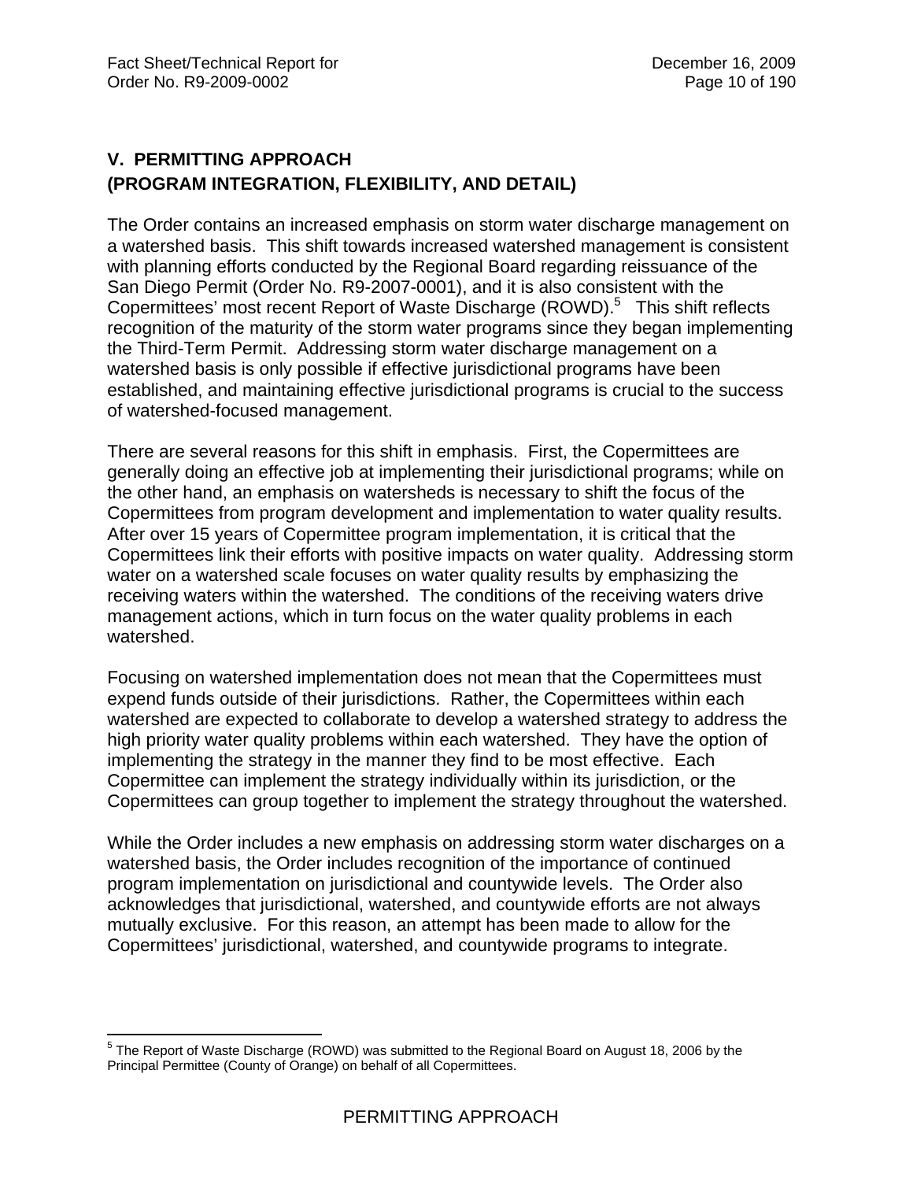## V. PERMITTING APPROACH (PROGRAM INTEGRATION, FLEXIBILITY, AND DETAIL)

The Order contains an increased emphasis on storm water discharge management on a watershed basis. This shift towards increased watershed management is consistent with planning efforts conducted by the Regional Board regarding reissuance of the San Diego Permit (Order No. R9-2007-0001), and it is also consistent with the Copermittees' most recent Report of Waste Discharge (ROWD).[5] This shift reflects recognition of the maturity of the storm water programs since they began implementing the Third-Term Permit. Addressing storm water discharge management on a watershed basis is only possible if effective jurisdictional programs have been established, and maintaining effective jurisdictional programs is crucial to the success of watershed-focused management.

There are several reasons for this shift in emphasis. First, the Copermittees are generally doing an effective job at implementing their jurisdictional programs; while on the other hand, an emphasis on watersheds is necessary to shift the focus of the Copermittees from program development and implementation to water quality results. After over 15 years of Copermittee program implementation, it is critical that the Copermittees link their efforts with positive impacts on water quality. Addressing storm water on a watershed scale focuses on water quality results by emphasizing the receiving waters within the watershed. The conditions of the receiving waters drive management actions, which in turn focus on the water quality problems in each watershed.

Focusing on watershed implementation does not mean that the Copermittees must expend funds outside of their jurisdictions. Rather, the Copermittees within each watershed are expected to collaborate to develop a watershed strategy to address the high priority water quality problems within each watershed. They have the option of implementing the strategy in the manner they find to be most effective. Each Copermittee can implement the strategy individually within its jurisdiction, or the Copermittees can group together to implement the strategy throughout the watershed.

While the Order includes a new emphasis on addressing storm water discharges on a watershed basis, the Order includes recognition of the importance of continued program implementation on jurisdictional and countywide levels. The Order also acknowledges that jurisdictional, watershed, and countywide efforts are not always mutually exclusive. For this reason, an attempt has been made to allow for the Copermittees' jurisdictional, watershed, and countywide programs to integrate.

[5] The Report of Waste Discharge (ROWD) was submitted to the Regional Board on August 18, 2006 by the Principal Permittee (County of Orange) on behalf of all Copermittees.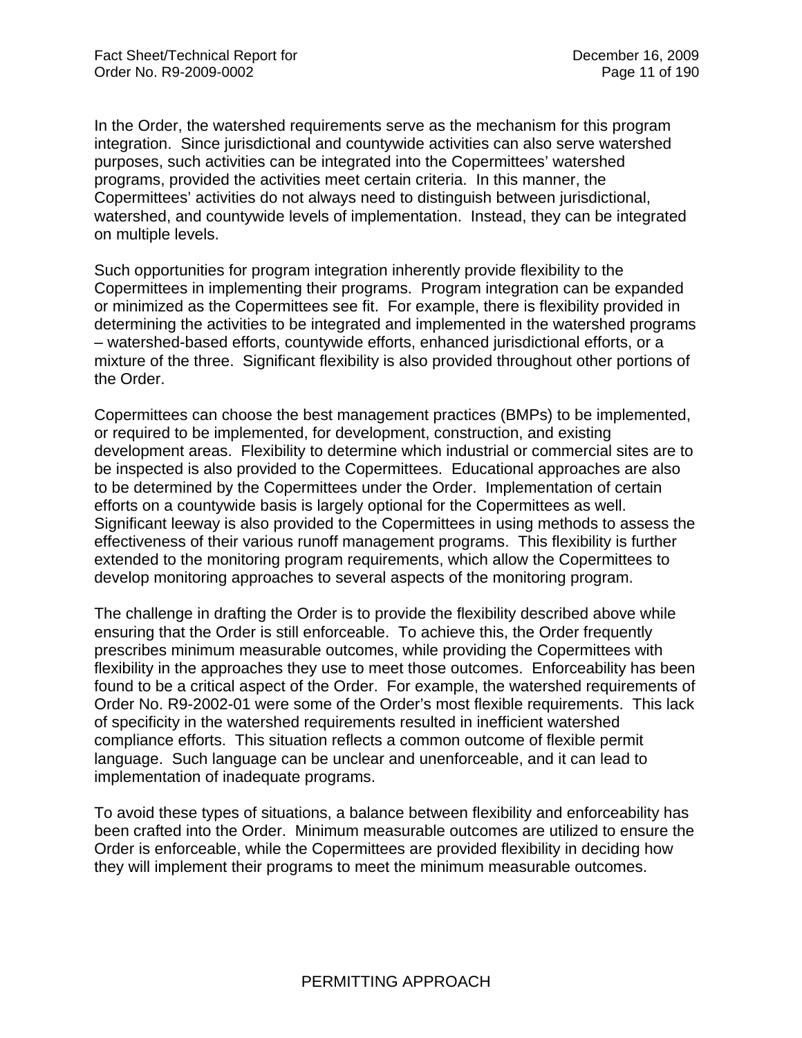In the Order, the watershed requirements serve as the mechanism for this program integration. Since jurisdictional and countywide activities can also serve watershed purposes, such activities can be integrated into the Copermittees' watershed programs, provided the activities meet certain criteria. In this manner, the Copermittees' activities do not always need to distinguish between jurisdictional, watershed, and countywide levels of implementation. Instead, they can be integrated on multiple levels.

Such opportunities for program integration inherently provide flexibility to the Copermittees in implementing their programs. Program integration can be expanded or minimized as the Copermittees see fit. For example, there is flexibility provided in determining the activities to be integrated and implemented in the watershed programs – watershed-based efforts, countywide efforts, enhanced jurisdictional efforts, or a mixture of the three. Significant flexibility is also provided throughout other portions of the Order.

Copermittees can choose the best management practices (BMPs) to be implemented, or required to be implemented, for development, construction, and existing development areas. Flexibility to determine which industrial or commercial sites are to be inspected is also provided to the Copermittees. Educational approaches are also to be determined by the Copermittees under the Order. Implementation of certain efforts on a countywide basis is largely optional for the Copermittees as well. Significant leeway is also provided to the Copermittees in using methods to assess the effectiveness of their various runoff management programs. This flexibility is further extended to the monitoring program requirements, which allow the Copermittees to develop monitoring approaches to several aspects of the monitoring program.

The challenge in drafting the Order is to provide the flexibility described above while ensuring that the Order is still enforceable. To achieve this, the Order frequently prescribes minimum measurable outcomes, while providing the Copermittees with flexibility in the approaches they use to meet those outcomes. Enforceability has been found to be a critical aspect of the Order. For example, the watershed requirements of Order No. R9-2002-01 were some of the Order's most flexible requirements. This lack of specificity in the watershed requirements resulted in inefficient watershed compliance efforts. This situation reflects a common outcome of flexible permit language. Such language can be unclear and unenforceable, and it can lead to implementation of inadequate programs.

To avoid these types of situations, a balance between flexibility and enforceability has been crafted into the Order. Minimum measurable outcomes are utilized to ensure the Order is enforceable, while the Copermittees are provided flexibility in deciding how they will implement their programs to meet the minimum measurable outcomes.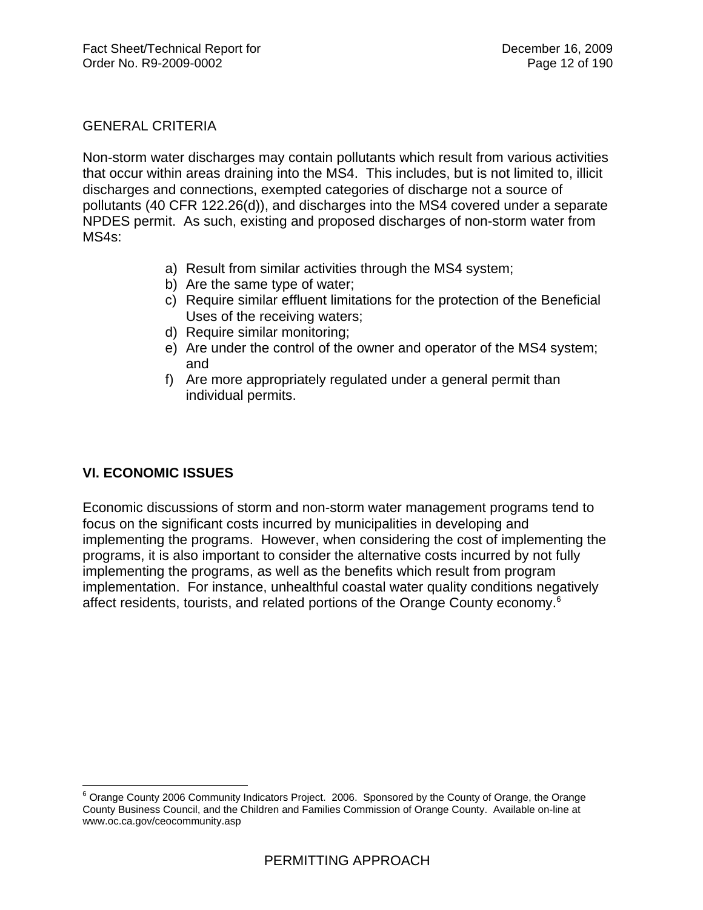GENERAL CRITERIA

Non-storm water discharges may contain pollutants which result from various activities that occur within areas draining into the MS4. This includes, but is not limited to, illicit discharges and connections, exempted categories of discharge not a source of pollutants (40 CFR 122.26(d)), and discharges into the MS4 covered under a separate NPDES permit. As such, existing and proposed discharges of non-storm water from MS4s:

a) Result from similar activities through the MS4 system;
b) Are the same type of water;
c) Require similar effluent limitations for the protection of the Beneficial Uses of the receiving waters;
d) Require similar monitoring;
e) Are under the control of the owner and operator of the MS4 system; and
f) Are more appropriately regulated under a general permit than individual permits.

## VI. ECONOMIC ISSUES

Economic discussions of storm and non-storm water management programs tend to focus on the significant costs incurred by municipalities in developing and implementing the programs. However, when considering the cost of implementing the programs, it is also important to consider the alternative costs incurred by not fully implementing the programs, as well as the benefits which result from program implementation. For instance, unhealthful coastal water quality conditions negatively affect residents, tourists, and related portions of the Orange County economy.[6]

[6] Orange County 2006 Community Indicators Project. 2006. Sponsored by the County of Orange, the Orange County Business Council, and the Children and Families Commission of Orange County. Available on-line at www.oc.ca.gov/ceocommunity.asp

PERMITTING APPROACH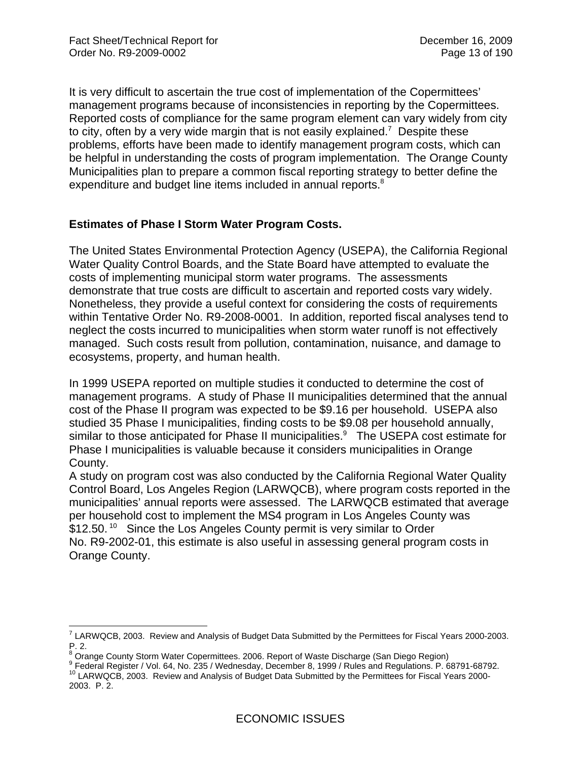It is very difficult to ascertain the true cost of implementation of the Copermittees' management programs because of inconsistencies in reporting by the Copermittees. Reported costs of compliance for the same program element can vary widely from city to city, often by a very wide margin that is not easily explained.[7] Despite these problems, efforts have been made to identify management program costs, which can be helpful in understanding the costs of program implementation. The Orange County Municipalities plan to prepare a common fiscal reporting strategy to better define the expenditure and budget line items included in annual reports.[8]

**Estimates of Phase I Storm Water Program Costs.**

The United States Environmental Protection Agency (USEPA), the California Regional Water Quality Control Boards, and the State Board have attempted to evaluate the costs of implementing municipal storm water programs. The assessments demonstrate that true costs are difficult to ascertain and reported costs vary widely. Nonetheless, they provide a useful context for considering the costs of requirements within Tentative Order No. R9-2008-0001. In addition, reported fiscal analyses tend to neglect the costs incurred to municipalities when storm water runoff is not effectively managed. Such costs result from pollution, contamination, nuisance, and damage to ecosystems, property, and human health.

In 1999 USEPA reported on multiple studies it conducted to determine the cost of management programs. A study of Phase II municipalities determined that the annual cost of the Phase II program was expected to be $9.16 per household. USEPA also studied 35 Phase I municipalities, finding costs to be $9.08 per household annually, similar to those anticipated for Phase II municipalities.[9] The USEPA cost estimate for Phase I municipalities is valuable because it considers municipalities in Orange County.

A study on program cost was also conducted by the California Regional Water Quality Control Board, Los Angeles Region (LARWQCB), where program costs reported in the municipalities' annual reports were assessed. The LARWQCB estimated that average per household cost to implement the MS4 program in Los Angeles County was $12.50.[10] Since the Los Angeles County permit is very similar to Order No. R9-2002-01, this estimate is also useful in assessing general program costs in Orange County.

---

[7] LARWQCB, 2003. Review and Analysis of Budget Data Submitted by the Permittees for Fiscal Years 2000-2003. P. 2.

[8] Orange County Storm Water Copermittees. 2006. Report of Waste Discharge (San Diego Region)

[9] Federal Register / Vol. 64, No. 235 / Wednesday, December 8, 1999 / Rules and Regulations. P. 68791-68792.

[10] LARWQCB, 2003. Review and Analysis of Budget Data Submitted by the Permittees for Fiscal Years 2000-2003. P. 2.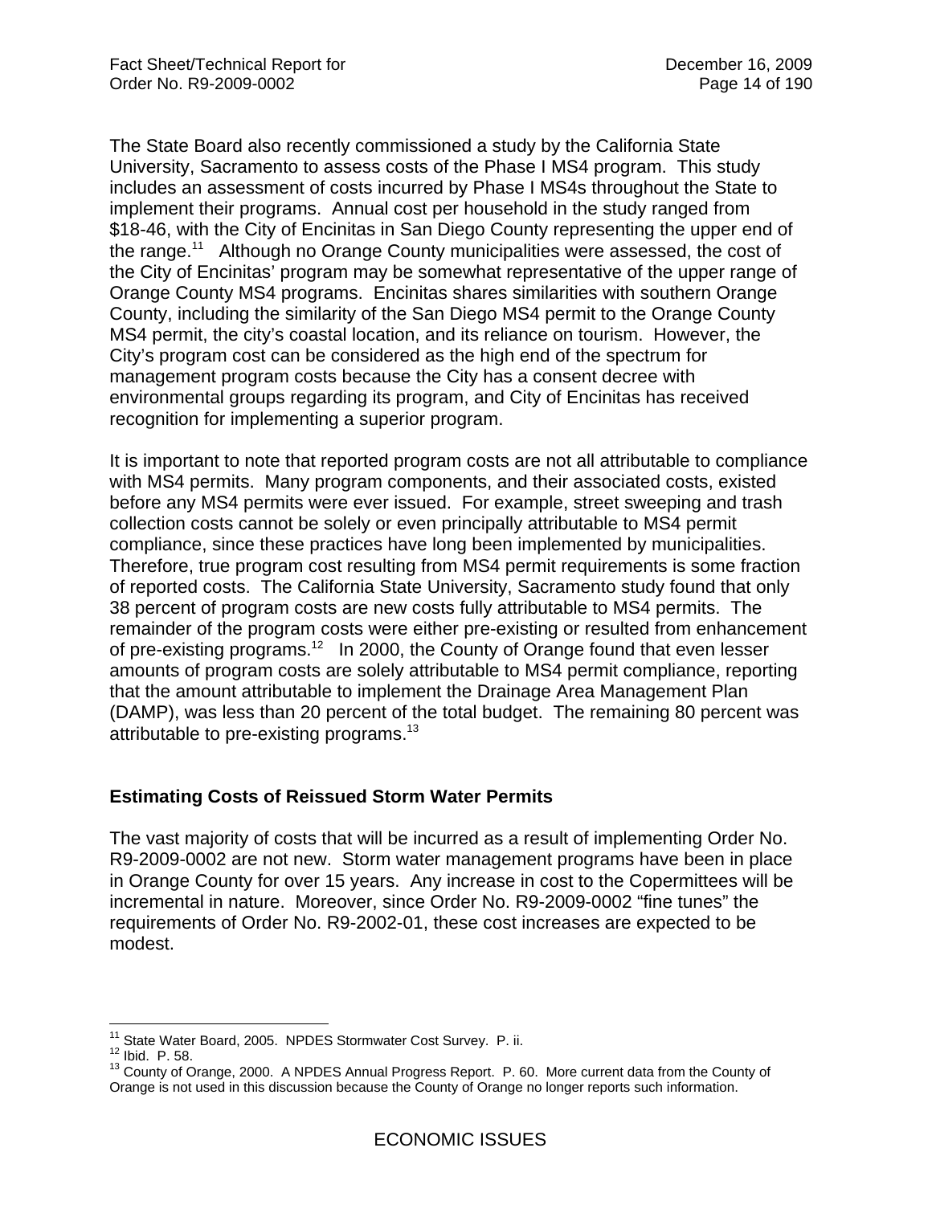The State Board also recently commissioned a study by the California State University, Sacramento to assess costs of the Phase I MS4 program. This study includes an assessment of costs incurred by Phase I MS4s throughout the State to implement their programs. Annual cost per household in the study ranged from $18-46, with the City of Encinitas in San Diego County representing the upper end of the range.[11] Although no Orange County municipalities were assessed, the cost of the City of Encinitas' program may be somewhat representative of the upper range of Orange County MS4 programs. Encinitas shares similarities with southern Orange County, including the similarity of the San Diego MS4 permit to the Orange County MS4 permit, the city's coastal location, and its reliance on tourism. However, the City's program cost can be considered as the high end of the spectrum for management program costs because the City has a consent decree with environmental groups regarding its program, and City of Encinitas has received recognition for implementing a superior program.

It is important to note that reported program costs are not all attributable to compliance with MS4 permits. Many program components, and their associated costs, existed before any MS4 permits were ever issued. For example, street sweeping and trash collection costs cannot be solely or even principally attributable to MS4 permit compliance, since these practices have long been implemented by municipalities. Therefore, true program cost resulting from MS4 permit requirements is some fraction of reported costs. The California State University, Sacramento study found that only 38 percent of program costs are new costs fully attributable to MS4 permits. The remainder of the program costs were either pre-existing or resulted from enhancement of pre-existing programs.[12] In 2000, the County of Orange found that even lesser amounts of program costs are solely attributable to MS4 permit compliance, reporting that the amount attributable to implement the Drainage Area Management Plan (DAMP), was less than 20 percent of the total budget. The remaining 80 percent was attributable to pre-existing programs.[13]

### Estimating Costs of Reissued Storm Water Permits

The vast majority of costs that will be incurred as a result of implementing Order No. R9-2009-0002 are not new. Storm water management programs have been in place in Orange County for over 15 years. Any increase in cost to the Copermittees will be incremental in nature. Moreover, since Order No. R9-2009-0002 "fine tunes" the requirements of Order No. R9-2002-01, these cost increases are expected to be modest.

---

[11] State Water Board, 2005. NPDES Stormwater Cost Survey. P. ii.
[12] Ibid. P. 58.
[13] County of Orange, 2000. A NPDES Annual Progress Report. P. 60. More current data from the County of Orange is not used in this discussion because the County of Orange no longer reports such information.

ECONOMIC ISSUES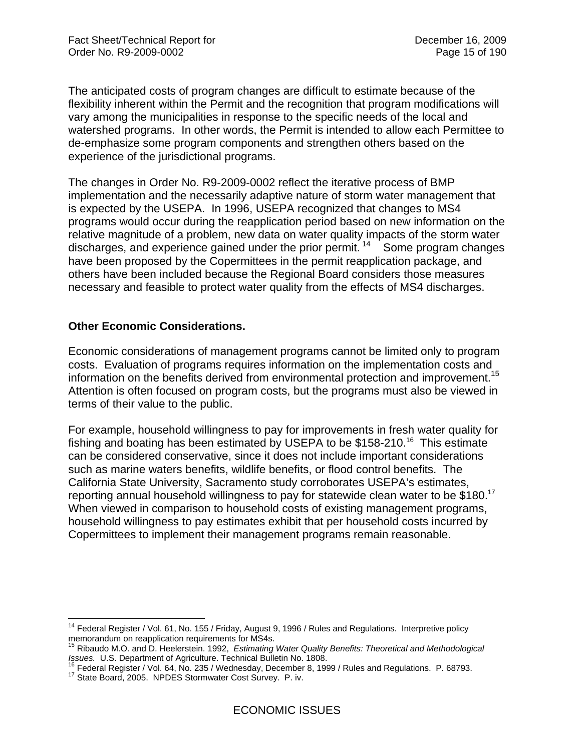The anticipated costs of program changes are difficult to estimate because of the flexibility inherent within the Permit and the recognition that program modifications will vary among the municipalities in response to the specific needs of the local and watershed programs. In other words, the Permit is intended to allow each Permittee to de-emphasize some program components and strengthen others based on the experience of the jurisdictional programs.

The changes in Order No. R9-2009-0002 reflect the iterative process of BMP implementation and the necessarily adaptive nature of storm water management that is expected by the USEPA. In 1996, USEPA recognized that changes to MS4 programs would occur during the reapplication period based on new information on the relative magnitude of a problem, new data on water quality impacts of the storm water discharges, and experience gained under the prior permit.[14] Some program changes have been proposed by the Copermittees in the permit reapplication package, and others have been included because the Regional Board considers those measures necessary and feasible to protect water quality from the effects of MS4 discharges.

**Other Economic Considerations.**

Economic considerations of management programs cannot be limited only to program costs. Evaluation of programs requires information on the implementation costs and information on the benefits derived from environmental protection and improvement.[15] Attention is often focused on program costs, but the programs must also be viewed in terms of their value to the public.

For example, household willingness to pay for improvements in fresh water quality for fishing and boating has been estimated by USEPA to be $158-210.[16] This estimate can be considered conservative, since it does not include important considerations such as marine waters benefits, wildlife benefits, or flood control benefits. The California State University, Sacramento study corroborates USEPA's estimates, reporting annual household willingness to pay for statewide clean water to be $180.[17] When viewed in comparison to household costs of existing management programs, household willingness to pay estimates exhibit that per household costs incurred by Copermittees to implement their management programs remain reasonable.

---

[14] Federal Register / Vol. 61, No. 155 / Friday, August 9, 1996 / Rules and Regulations. Interpretive policy memorandum on reapplication requirements for MS4s.

[15] Ribaudo M.O. and D. Heelerstein. 1992, *Estimating Water Quality Benefits: Theoretical and Methodological Issues.* U.S. Department of Agriculture. Technical Bulletin No. 1808.

[16] Federal Register / Vol. 64, No. 235 / Wednesday, December 8, 1999 / Rules and Regulations. P. 68793.

[17] State Board, 2005. NPDES Stormwater Cost Survey. P. iv.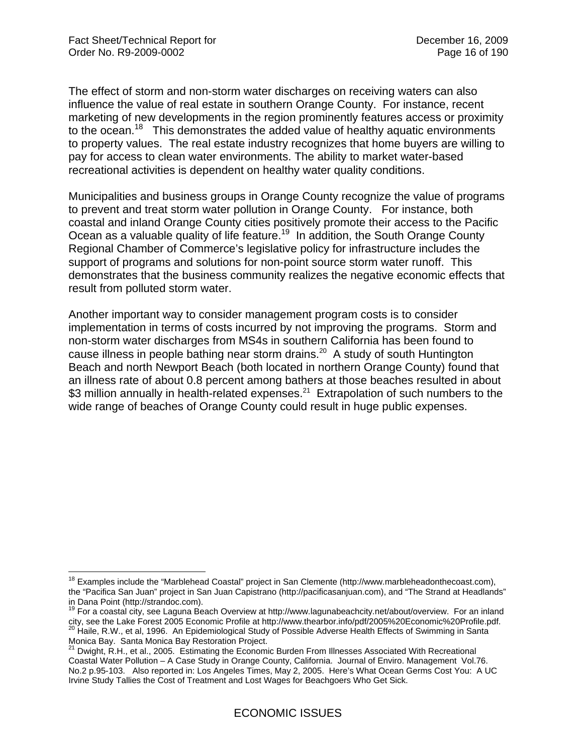The effect of storm and non-storm water discharges on receiving waters can also influence the value of real estate in southern Orange County. For instance, recent marketing of new developments in the region prominently features access or proximity to the ocean.[18] This demonstrates the added value of healthy aquatic environments to property values. The real estate industry recognizes that home buyers are willing to pay for access to clean water environments. The ability to market water-based recreational activities is dependent on healthy water quality conditions.

Municipalities and business groups in Orange County recognize the value of programs to prevent and treat storm water pollution in Orange County. For instance, both coastal and inland Orange County cities positively promote their access to the Pacific Ocean as a valuable quality of life feature.[19] In addition, the South Orange County Regional Chamber of Commerce's legislative policy for infrastructure includes the support of programs and solutions for non-point source storm water runoff. This demonstrates that the business community realizes the negative economic effects that result from polluted storm water.

Another important way to consider management program costs is to consider implementation in terms of costs incurred by not improving the programs. Storm and non-storm water discharges from MS4s in southern California has been found to cause illness in people bathing near storm drains.[20] A study of south Huntington Beach and north Newport Beach (both located in northern Orange County) found that an illness rate of about 0.8 percent among bathers at those beaches resulted in about $3 million annually in health-related expenses.[21] Extrapolation of such numbers to the wide range of beaches of Orange County could result in huge public expenses.

---

[18] Examples include the "Marblehead Coastal" project in San Clemente (http://www.marbleheadonthecoast.com), the "Pacifica San Juan" project in San Juan Capistrano (http://pacificasanjuan.com), and "The Strand at Headlands" in Dana Point (http://strandoc.com).

[19] For a coastal city, see Laguna Beach Overview at http://www.lagunabeachcity.net/about/overview. For an inland city, see the Lake Forest 2005 Economic Profile at http://www.thearbor.info/pdf/2005%20Economic%20Profile.pdf.

[20] Haile, R.W., et al, 1996. An Epidemiological Study of Possible Adverse Health Effects of Swimming in Santa Monica Bay. Santa Monica Bay Restoration Project.

[21] Dwight, R.H., et al., 2005. Estimating the Economic Burden From Illnesses Associated With Recreational Coastal Water Pollution – A Case Study in Orange County, California. Journal of Enviro. Management Vol.76. No.2 p.95-103. Also reported in: Los Angeles Times, May 2, 2005. Here's What Ocean Germs Cost You: A UC Irvine Study Tallies the Cost of Treatment and Lost Wages for Beachgoers Who Get Sick.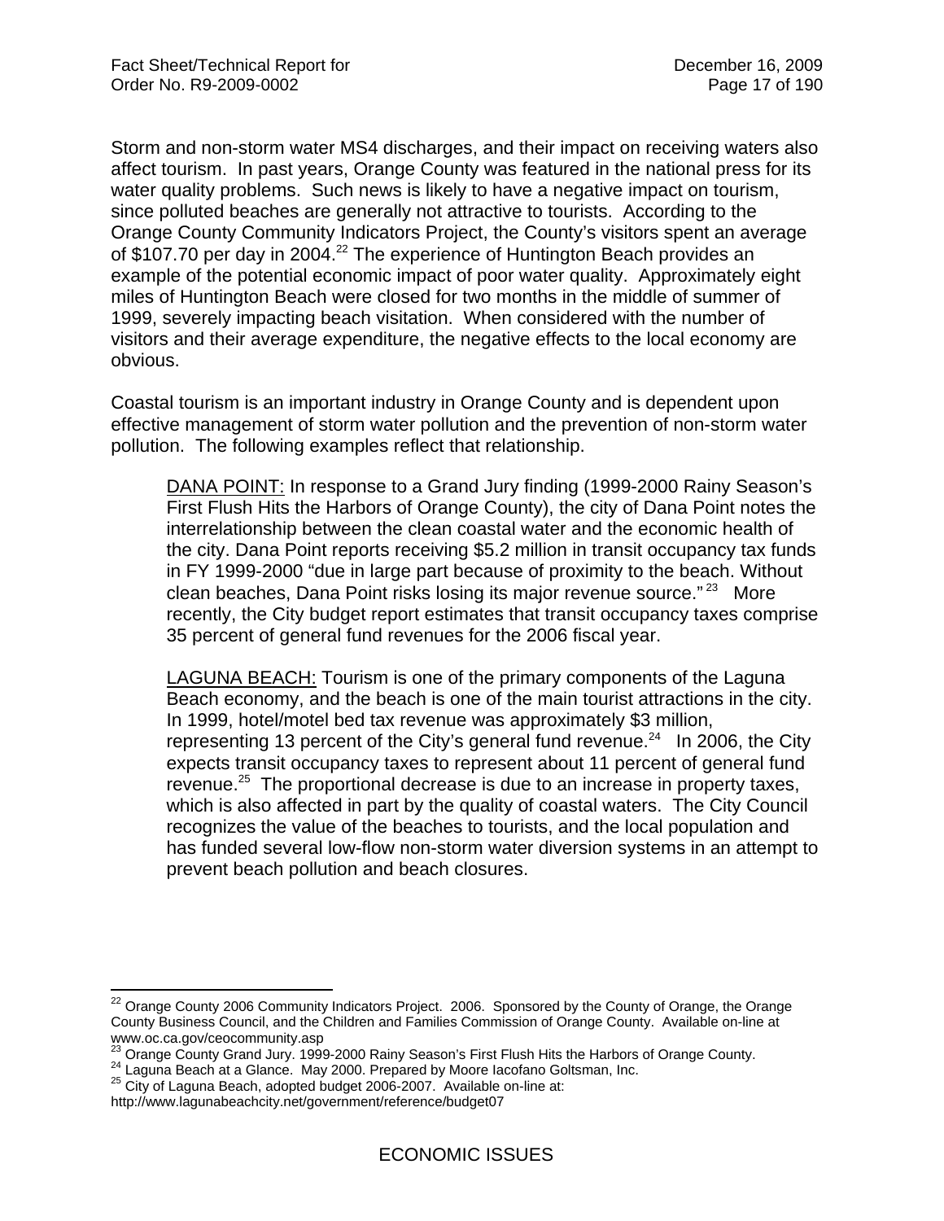Storm and non-storm water MS4 discharges, and their impact on receiving waters also affect tourism. In past years, Orange County was featured in the national press for its water quality problems. Such news is likely to have a negative impact on tourism, since polluted beaches are generally not attractive to tourists. According to the Orange County Community Indicators Project, the County's visitors spent an average of $107.70 per day in 2004.[22] The experience of Huntington Beach provides an example of the potential economic impact of poor water quality. Approximately eight miles of Huntington Beach were closed for two months in the middle of summer of 1999, severely impacting beach visitation. When considered with the number of visitors and their average expenditure, the negative effects to the local economy are obvious.

Coastal tourism is an important industry in Orange County and is dependent upon effective management of storm water pollution and the prevention of non-storm water pollution. The following examples reflect that relationship.

> <u>DANA POINT:</u> In response to a Grand Jury finding (1999-2000 Rainy Season's First Flush Hits the Harbors of Orange County), the city of Dana Point notes the interrelationship between the clean coastal water and the economic health of the city. Dana Point reports receiving $5.2 million in transit occupancy tax funds in FY 1999-2000 "due in large part because of proximity to the beach. Without clean beaches, Dana Point risks losing its major revenue source."[23] More recently, the City budget report estimates that transit occupancy taxes comprise 35 percent of general fund revenues for the 2006 fiscal year.

> <u>LAGUNA BEACH:</u> Tourism is one of the primary components of the Laguna Beach economy, and the beach is one of the main tourist attractions in the city. In 1999, hotel/motel bed tax revenue was approximately $3 million, representing 13 percent of the City's general fund revenue.[24] In 2006, the City expects transit occupancy taxes to represent about 11 percent of general fund revenue.[25] The proportional decrease is due to an increase in property taxes, which is also affected in part by the quality of coastal waters. The City Council recognizes the value of the beaches to tourists, and the local population and has funded several low-flow non-storm water diversion systems in an attempt to prevent beach pollution and beach closures.

---

[22] Orange County 2006 Community Indicators Project. 2006. Sponsored by the County of Orange, the Orange County Business Council, and the Children and Families Commission of Orange County. Available on-line at www.oc.ca.gov/ceocommunity.asp

[23] Orange County Grand Jury. 1999-2000 Rainy Season's First Flush Hits the Harbors of Orange County.

[24] Laguna Beach at a Glance. May 2000. Prepared by Moore Iacofano Goltsman, Inc.

[25] City of Laguna Beach, adopted budget 2006-2007. Available on-line at: http://www.lagunabeachcity.net/government/reference/budget07

ECONOMIC ISSUES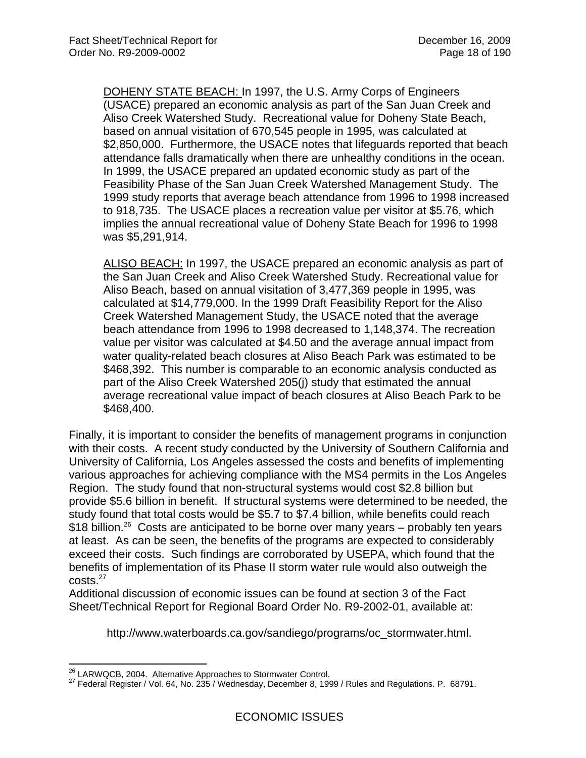<u>DOHENY STATE BEACH:</u> In 1997, the U.S. Army Corps of Engineers (USACE) prepared an economic analysis as part of the San Juan Creek and Aliso Creek Watershed Study. Recreational value for Doheny State Beach, based on annual visitation of 670,545 people in 1995, was calculated at $2,850,000. Furthermore, the USACE notes that lifeguards reported that beach attendance falls dramatically when there are unhealthy conditions in the ocean. In 1999, the USACE prepared an updated economic study as part of the Feasibility Phase of the San Juan Creek Watershed Management Study. The 1999 study reports that average beach attendance from 1996 to 1998 increased to 918,735. The USACE places a recreation value per visitor at $5.76, which implies the annual recreational value of Doheny State Beach for 1996 to 1998 was $5,291,914.

<u>ALISO BEACH:</u> In 1997, the USACE prepared an economic analysis as part of the San Juan Creek and Aliso Creek Watershed Study. Recreational value for Aliso Beach, based on annual visitation of 3,477,369 people in 1995, was calculated at $14,779,000. In the 1999 Draft Feasibility Report for the Aliso Creek Watershed Management Study, the USACE noted that the average beach attendance from 1996 to 1998 decreased to 1,148,374. The recreation value per visitor was calculated at $4.50 and the average annual impact from water quality-related beach closures at Aliso Beach Park was estimated to be $468,392. This number is comparable to an economic analysis conducted as part of the Aliso Creek Watershed 205(j) study that estimated the annual average recreational value impact of beach closures at Aliso Beach Park to be $468,400.

Finally, it is important to consider the benefits of management programs in conjunction with their costs. A recent study conducted by the University of Southern California and University of California, Los Angeles assessed the costs and benefits of implementing various approaches for achieving compliance with the MS4 permits in the Los Angeles Region. The study found that non-structural systems would cost $2.8 billion but provide $5.6 billion in benefit. If structural systems were determined to be needed, the study found that total costs would be $5.7 to $7.4 billion, while benefits could reach $18 billion.[26] Costs are anticipated to be borne over many years – probably ten years at least. As can be seen, the benefits of the programs are expected to considerably exceed their costs. Such findings are corroborated by USEPA, which found that the benefits of implementation of its Phase II storm water rule would also outweigh the costs.[27]

Additional discussion of economic issues can be found at section 3 of the Fact Sheet/Technical Report for Regional Board Order No. R9-2002-01, available at:

http://www.waterboards.ca.gov/sandiego/programs/oc_stormwater.html.

---

[26] LARWQCB, 2004. Alternative Approaches to Stormwater Control.

[27] Federal Register / Vol. 64, No. 235 / Wednesday, December 8, 1999 / Rules and Regulations. P. 68791.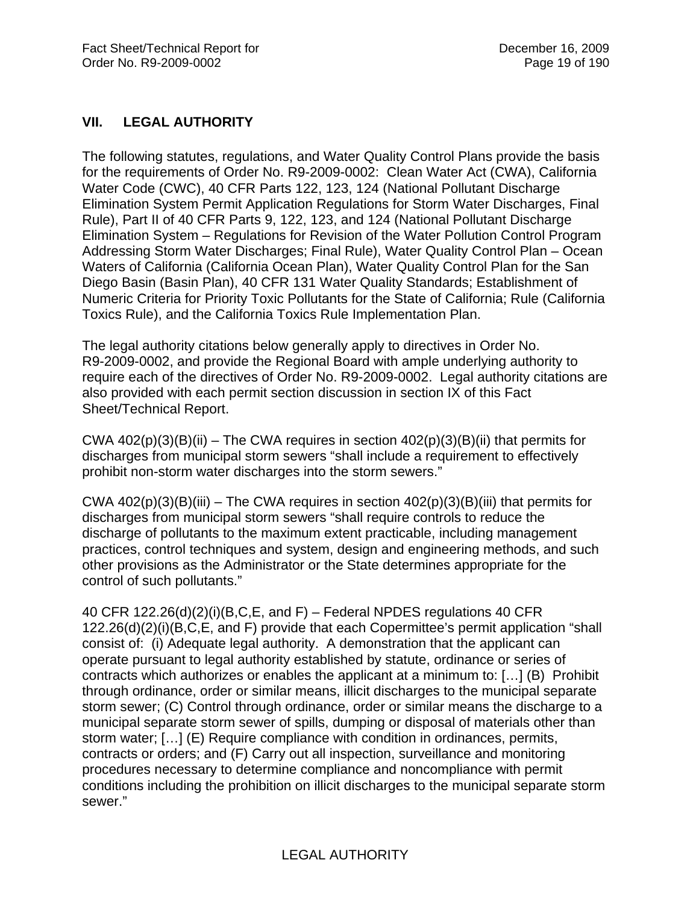## VII. LEGAL AUTHORITY

The following statutes, regulations, and Water Quality Control Plans provide the basis for the requirements of Order No. R9-2009-0002: Clean Water Act (CWA), California Water Code (CWC), 40 CFR Parts 122, 123, 124 (National Pollutant Discharge Elimination System Permit Application Regulations for Storm Water Discharges, Final Rule), Part II of 40 CFR Parts 9, 122, 123, and 124 (National Pollutant Discharge Elimination System – Regulations for Revision of the Water Pollution Control Program Addressing Storm Water Discharges; Final Rule), Water Quality Control Plan – Ocean Waters of California (California Ocean Plan), Water Quality Control Plan for the San Diego Basin (Basin Plan), 40 CFR 131 Water Quality Standards; Establishment of Numeric Criteria for Priority Toxic Pollutants for the State of California; Rule (California Toxics Rule), and the California Toxics Rule Implementation Plan.

The legal authority citations below generally apply to directives in Order No. R9-2009-0002, and provide the Regional Board with ample underlying authority to require each of the directives of Order No. R9-2009-0002. Legal authority citations are also provided with each permit section discussion in section IX of this Fact Sheet/Technical Report.

CWA 402(p)(3)(B)(ii) – The CWA requires in section 402(p)(3)(B)(ii) that permits for discharges from municipal storm sewers "shall include a requirement to effectively prohibit non-storm water discharges into the storm sewers."

CWA 402(p)(3)(B)(iii) – The CWA requires in section 402(p)(3)(B)(iii) that permits for discharges from municipal storm sewers "shall require controls to reduce the discharge of pollutants to the maximum extent practicable, including management practices, control techniques and system, design and engineering methods, and such other provisions as the Administrator or the State determines appropriate for the control of such pollutants."

40 CFR 122.26(d)(2)(i)(B,C,E, and F) – Federal NPDES regulations 40 CFR 122.26(d)(2)(i)(B,C,E, and F) provide that each Copermittee's permit application "shall consist of: (i) Adequate legal authority. A demonstration that the applicant can operate pursuant to legal authority established by statute, ordinance or series of contracts which authorizes or enables the applicant at a minimum to: […] (B) Prohibit through ordinance, order or similar means, illicit discharges to the municipal separate storm sewer; (C) Control through ordinance, order or similar means the discharge to a municipal separate storm sewer of spills, dumping or disposal of materials other than storm water; […] (E) Require compliance with condition in ordinances, permits, contracts or orders; and (F) Carry out all inspection, surveillance and monitoring procedures necessary to determine compliance and noncompliance with permit conditions including the prohibition on illicit discharges to the municipal separate storm sewer."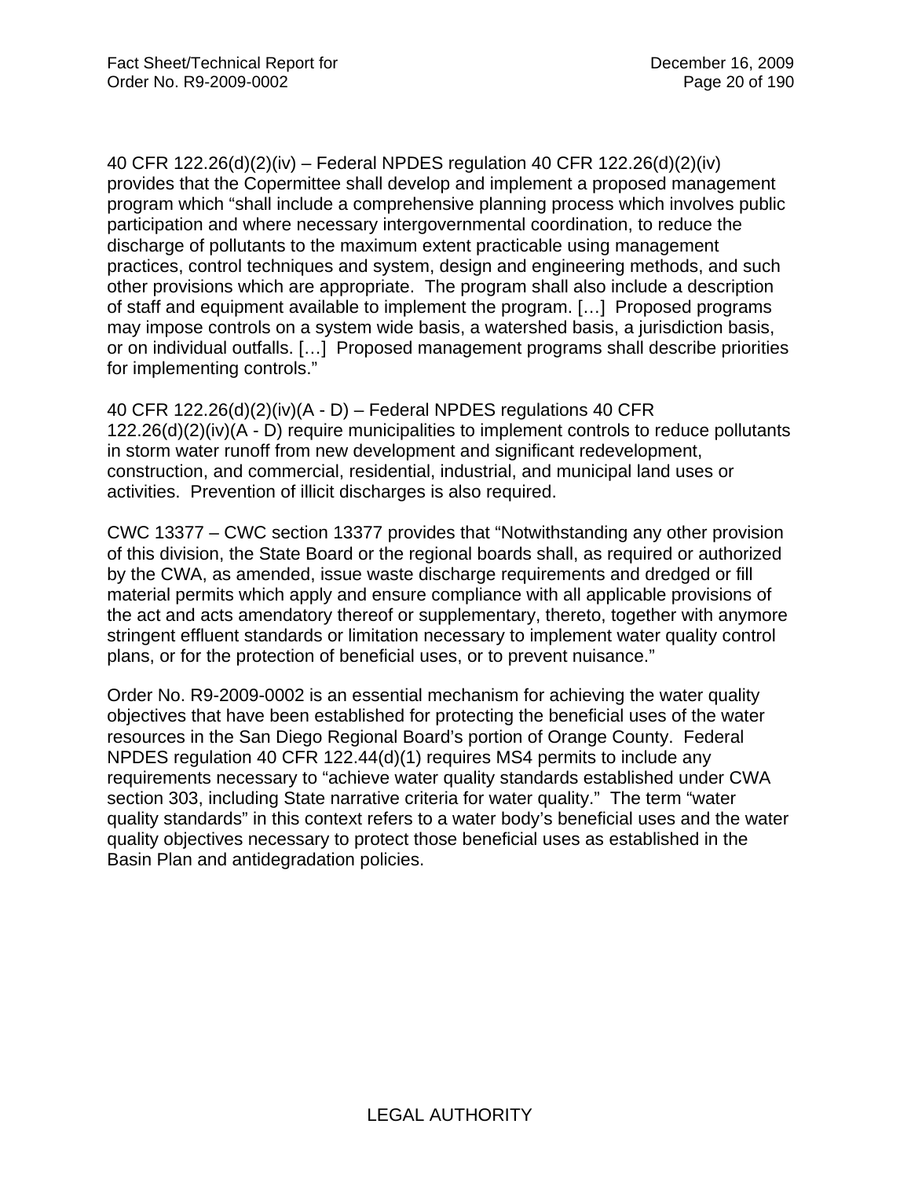40 CFR 122.26(d)(2)(iv) – Federal NPDES regulation 40 CFR 122.26(d)(2)(iv) provides that the Copermittee shall develop and implement a proposed management program which "shall include a comprehensive planning process which involves public participation and where necessary intergovernmental coordination, to reduce the discharge of pollutants to the maximum extent practicable using management practices, control techniques and system, design and engineering methods, and such other provisions which are appropriate. The program shall also include a description of staff and equipment available to implement the program. […] Proposed programs may impose controls on a system wide basis, a watershed basis, a jurisdiction basis, or on individual outfalls. […] Proposed management programs shall describe priorities for implementing controls."

40 CFR 122.26(d)(2)(iv)(A - D) – Federal NPDES regulations 40 CFR 122.26(d)(2)(iv)(A - D) require municipalities to implement controls to reduce pollutants in storm water runoff from new development and significant redevelopment, construction, and commercial, residential, industrial, and municipal land uses or activities. Prevention of illicit discharges is also required.

CWC 13377 – CWC section 13377 provides that "Notwithstanding any other provision of this division, the State Board or the regional boards shall, as required or authorized by the CWA, as amended, issue waste discharge requirements and dredged or fill material permits which apply and ensure compliance with all applicable provisions of the act and acts amendatory thereof or supplementary, thereto, together with anymore stringent effluent standards or limitation necessary to implement water quality control plans, or for the protection of beneficial uses, or to prevent nuisance."

Order No. R9-2009-0002 is an essential mechanism for achieving the water quality objectives that have been established for protecting the beneficial uses of the water resources in the San Diego Regional Board's portion of Orange County. Federal NPDES regulation 40 CFR 122.44(d)(1) requires MS4 permits to include any requirements necessary to "achieve water quality standards established under CWA section 303, including State narrative criteria for water quality." The term "water quality standards" in this context refers to a water body's beneficial uses and the water quality objectives necessary to protect those beneficial uses as established in the Basin Plan and antidegradation policies.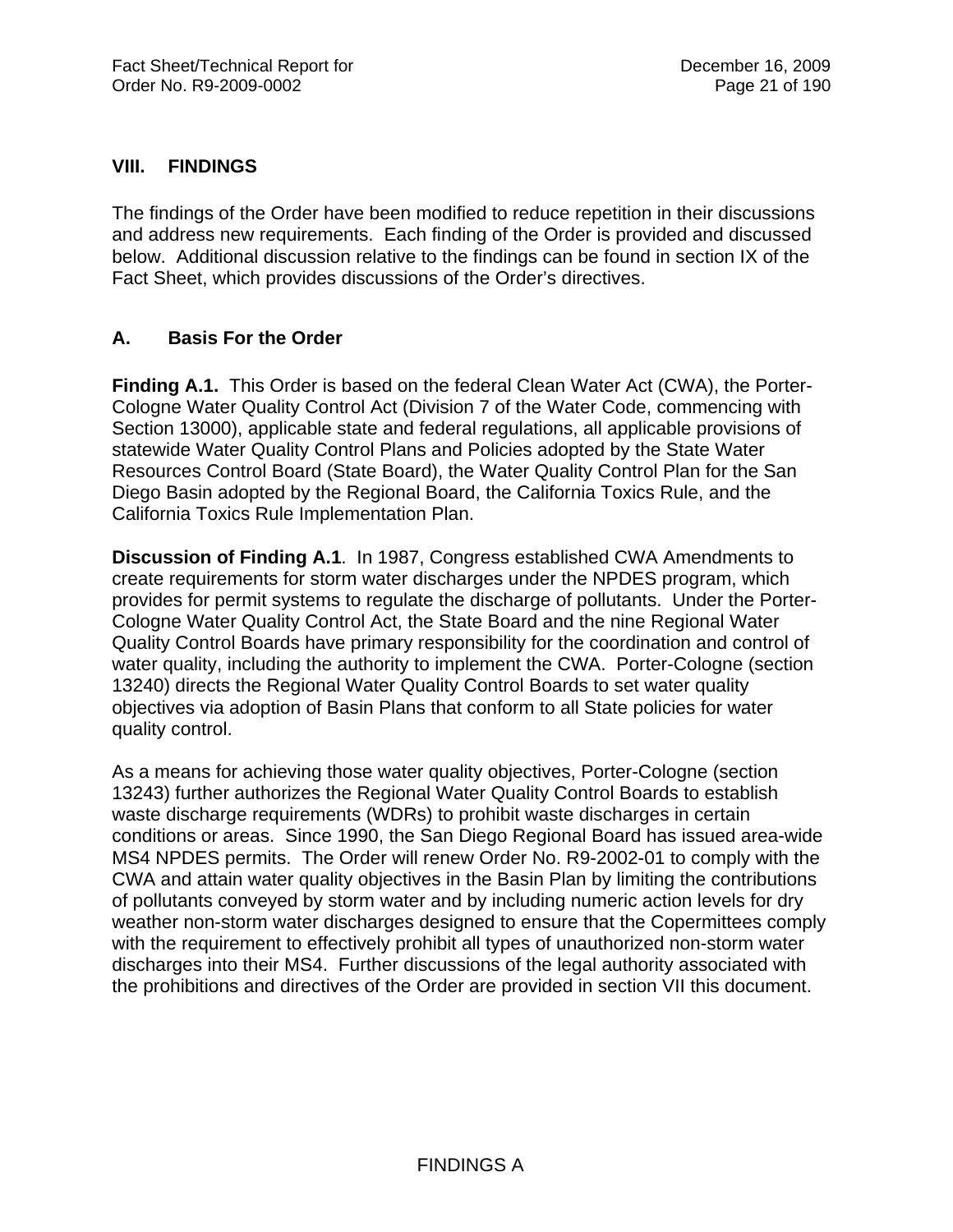## VIII. FINDINGS

The findings of the Order have been modified to reduce repetition in their discussions and address new requirements. Each finding of the Order is provided and discussed below. Additional discussion relative to the findings can be found in section IX of the Fact Sheet, which provides discussions of the Order's directives.

### A. Basis For the Order

**Finding A.1.** This Order is based on the federal Clean Water Act (CWA), the Porter-Cologne Water Quality Control Act (Division 7 of the Water Code, commencing with Section 13000), applicable state and federal regulations, all applicable provisions of statewide Water Quality Control Plans and Policies adopted by the State Water Resources Control Board (State Board), the Water Quality Control Plan for the San Diego Basin adopted by the Regional Board, the California Toxics Rule, and the California Toxics Rule Implementation Plan.

**Discussion of Finding A.1**. In 1987, Congress established CWA Amendments to create requirements for storm water discharges under the NPDES program, which provides for permit systems to regulate the discharge of pollutants. Under the Porter-Cologne Water Quality Control Act, the State Board and the nine Regional Water Quality Control Boards have primary responsibility for the coordination and control of water quality, including the authority to implement the CWA. Porter-Cologne (section 13240) directs the Regional Water Quality Control Boards to set water quality objectives via adoption of Basin Plans that conform to all State policies for water quality control.

As a means for achieving those water quality objectives, Porter-Cologne (section 13243) further authorizes the Regional Water Quality Control Boards to establish waste discharge requirements (WDRs) to prohibit waste discharges in certain conditions or areas. Since 1990, the San Diego Regional Board has issued area-wide MS4 NPDES permits. The Order will renew Order No. R9-2002-01 to comply with the CWA and attain water quality objectives in the Basin Plan by limiting the contributions of pollutants conveyed by storm water and by including numeric action levels for dry weather non-storm water discharges designed to ensure that the Copermittees comply with the requirement to effectively prohibit all types of unauthorized non-storm water discharges into their MS4. Further discussions of the legal authority associated with the prohibitions and directives of the Order are provided in section VII this document.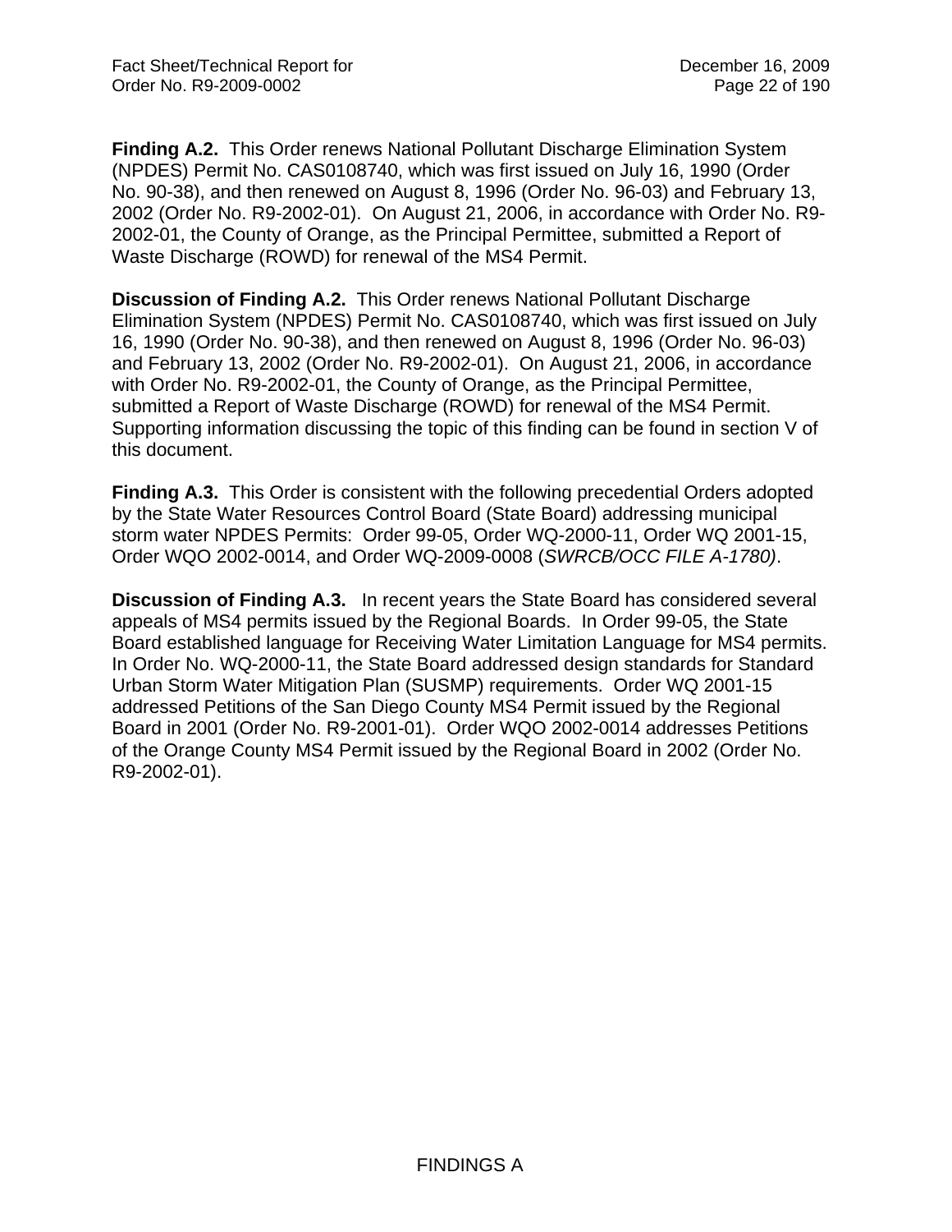**Finding A.2.** This Order renews National Pollutant Discharge Elimination System (NPDES) Permit No. CAS0108740, which was first issued on July 16, 1990 (Order No. 90-38), and then renewed on August 8, 1996 (Order No. 96-03) and February 13, 2002 (Order No. R9-2002-01). On August 21, 2006, in accordance with Order No. R9-2002-01, the County of Orange, as the Principal Permittee, submitted a Report of Waste Discharge (ROWD) for renewal of the MS4 Permit.

**Discussion of Finding A.2.** This Order renews National Pollutant Discharge Elimination System (NPDES) Permit No. CAS0108740, which was first issued on July 16, 1990 (Order No. 90-38), and then renewed on August 8, 1996 (Order No. 96-03) and February 13, 2002 (Order No. R9-2002-01). On August 21, 2006, in accordance with Order No. R9-2002-01, the County of Orange, as the Principal Permittee, submitted a Report of Waste Discharge (ROWD) for renewal of the MS4 Permit. Supporting information discussing the topic of this finding can be found in section V of this document.

**Finding A.3.** This Order is consistent with the following precedential Orders adopted by the State Water Resources Control Board (State Board) addressing municipal storm water NPDES Permits: Order 99-05, Order WQ-2000-11, Order WQ 2001-15, Order WQO 2002-0014, and Order WQ-2009-0008 (*SWRCB/OCC FILE A-1780)*.

**Discussion of Finding A.3.** In recent years the State Board has considered several appeals of MS4 permits issued by the Regional Boards. In Order 99-05, the State Board established language for Receiving Water Limitation Language for MS4 permits. In Order No. WQ-2000-11, the State Board addressed design standards for Standard Urban Storm Water Mitigation Plan (SUSMP) requirements. Order WQ 2001-15 addressed Petitions of the San Diego County MS4 Permit issued by the Regional Board in 2001 (Order No. R9-2001-01). Order WQO 2002-0014 addresses Petitions of the Orange County MS4 Permit issued by the Regional Board in 2002 (Order No. R9-2002-01).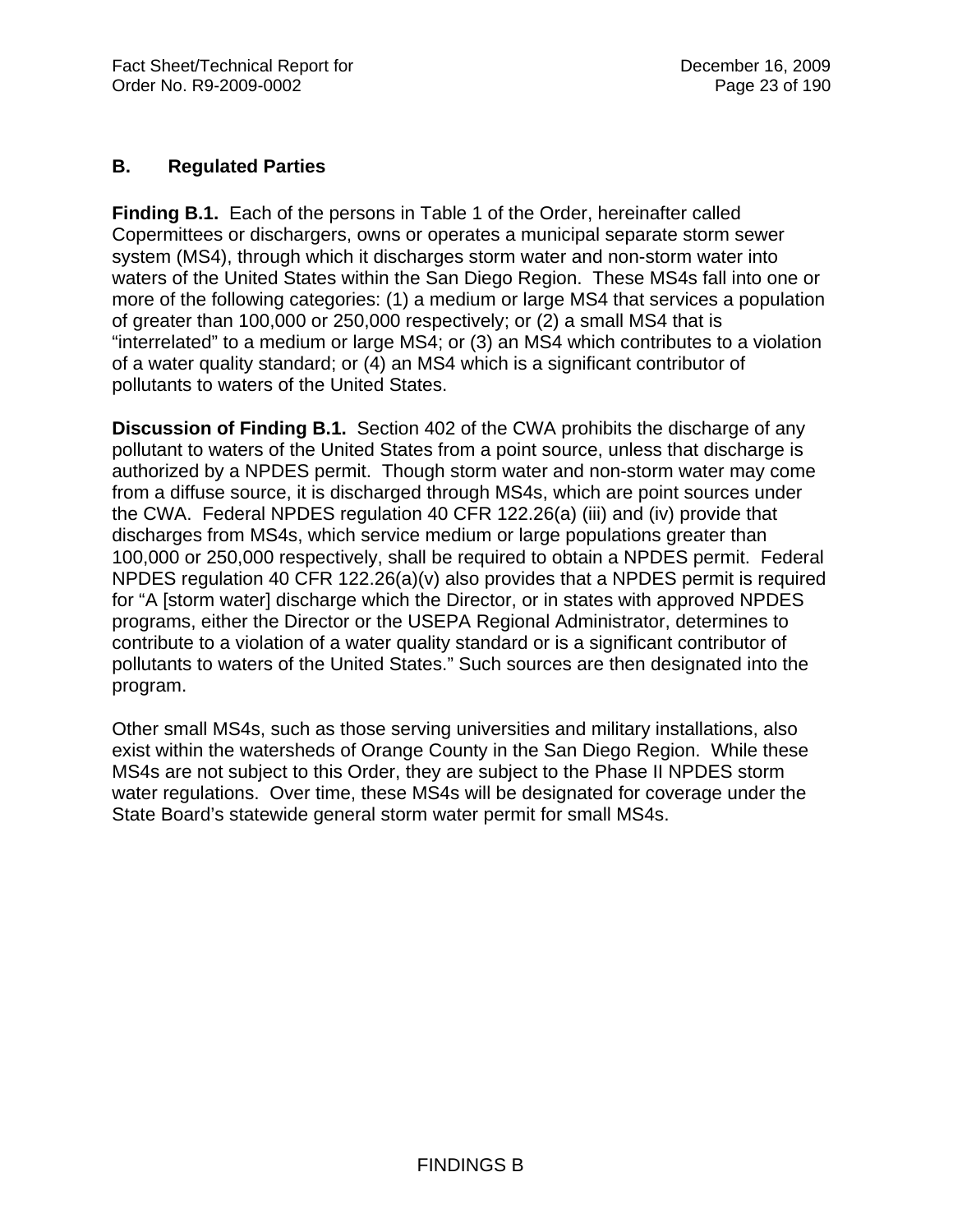## B. Regulated Parties

**Finding B.1.** Each of the persons in Table 1 of the Order, hereinafter called Copermittees or dischargers, owns or operates a municipal separate storm sewer system (MS4), through which it discharges storm water and non-storm water into waters of the United States within the San Diego Region. These MS4s fall into one or more of the following categories: (1) a medium or large MS4 that services a population of greater than 100,000 or 250,000 respectively; or (2) a small MS4 that is "interrelated" to a medium or large MS4; or (3) an MS4 which contributes to a violation of a water quality standard; or (4) an MS4 which is a significant contributor of pollutants to waters of the United States.

**Discussion of Finding B.1.** Section 402 of the CWA prohibits the discharge of any pollutant to waters of the United States from a point source, unless that discharge is authorized by a NPDES permit. Though storm water and non-storm water may come from a diffuse source, it is discharged through MS4s, which are point sources under the CWA. Federal NPDES regulation 40 CFR 122.26(a) (iii) and (iv) provide that discharges from MS4s, which service medium or large populations greater than 100,000 or 250,000 respectively, shall be required to obtain a NPDES permit. Federal NPDES regulation 40 CFR 122.26(a)(v) also provides that a NPDES permit is required for "A [storm water] discharge which the Director, or in states with approved NPDES programs, either the Director or the USEPA Regional Administrator, determines to contribute to a violation of a water quality standard or is a significant contributor of pollutants to waters of the United States." Such sources are then designated into the program.

Other small MS4s, such as those serving universities and military installations, also exist within the watersheds of Orange County in the San Diego Region. While these MS4s are not subject to this Order, they are subject to the Phase II NPDES storm water regulations. Over time, these MS4s will be designated for coverage under the State Board's statewide general storm water permit for small MS4s.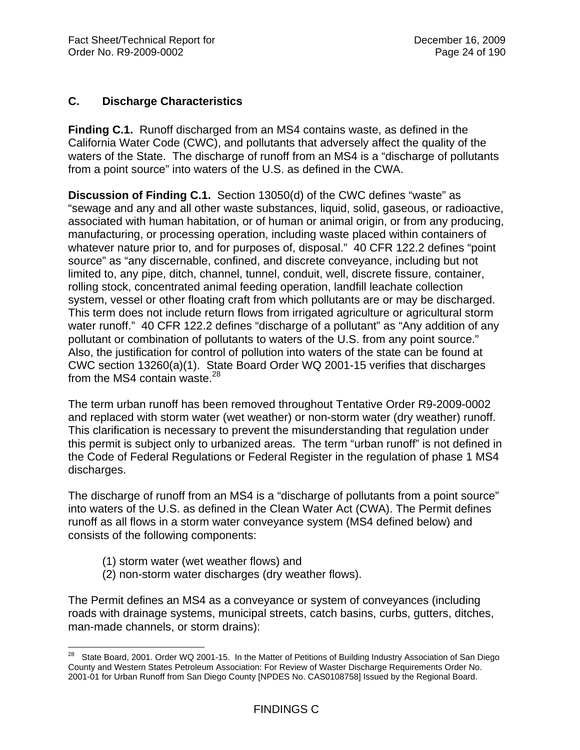## C. Discharge Characteristics

**Finding C.1.** Runoff discharged from an MS4 contains waste, as defined in the California Water Code (CWC), and pollutants that adversely affect the quality of the waters of the State. The discharge of runoff from an MS4 is a "discharge of pollutants from a point source" into waters of the U.S. as defined in the CWA.

**Discussion of Finding C.1.** Section 13050(d) of the CWC defines "waste" as "sewage and any and all other waste substances, liquid, solid, gaseous, or radioactive, associated with human habitation, or of human or animal origin, or from any producing, manufacturing, or processing operation, including waste placed within containers of whatever nature prior to, and for purposes of, disposal." 40 CFR 122.2 defines "point source" as "any discernable, confined, and discrete conveyance, including but not limited to, any pipe, ditch, channel, tunnel, conduit, well, discrete fissure, container, rolling stock, concentrated animal feeding operation, landfill leachate collection system, vessel or other floating craft from which pollutants are or may be discharged. This term does not include return flows from irrigated agriculture or agricultural storm water runoff." 40 CFR 122.2 defines "discharge of a pollutant" as "Any addition of any pollutant or combination of pollutants to waters of the U.S. from any point source." Also, the justification for control of pollution into waters of the state can be found at CWC section 13260(a)(1). State Board Order WQ 2001-15 verifies that discharges from the MS4 contain waste.[28]

The term urban runoff has been removed throughout Tentative Order R9-2009-0002 and replaced with storm water (wet weather) or non-storm water (dry weather) runoff. This clarification is necessary to prevent the misunderstanding that regulation under this permit is subject only to urbanized areas. The term "urban runoff" is not defined in the Code of Federal Regulations or Federal Register in the regulation of phase 1 MS4 discharges.

The discharge of runoff from an MS4 is a "discharge of pollutants from a point source" into waters of the U.S. as defined in the Clean Water Act (CWA). The Permit defines runoff as all flows in a storm water conveyance system (MS4 defined below) and consists of the following components:

(1) storm water (wet weather flows) and
(2) non-storm water discharges (dry weather flows).

The Permit defines an MS4 as a conveyance or system of conveyances (including roads with drainage systems, municipal streets, catch basins, curbs, gutters, ditches, man-made channels, or storm drains):

---

[28] State Board, 2001. Order WQ 2001-15. In the Matter of Petitions of Building Industry Association of San Diego County and Western States Petroleum Association: For Review of Waster Discharge Requirements Order No. 2001-01 for Urban Runoff from San Diego County [NPDES No. CAS0108758] Issued by the Regional Board.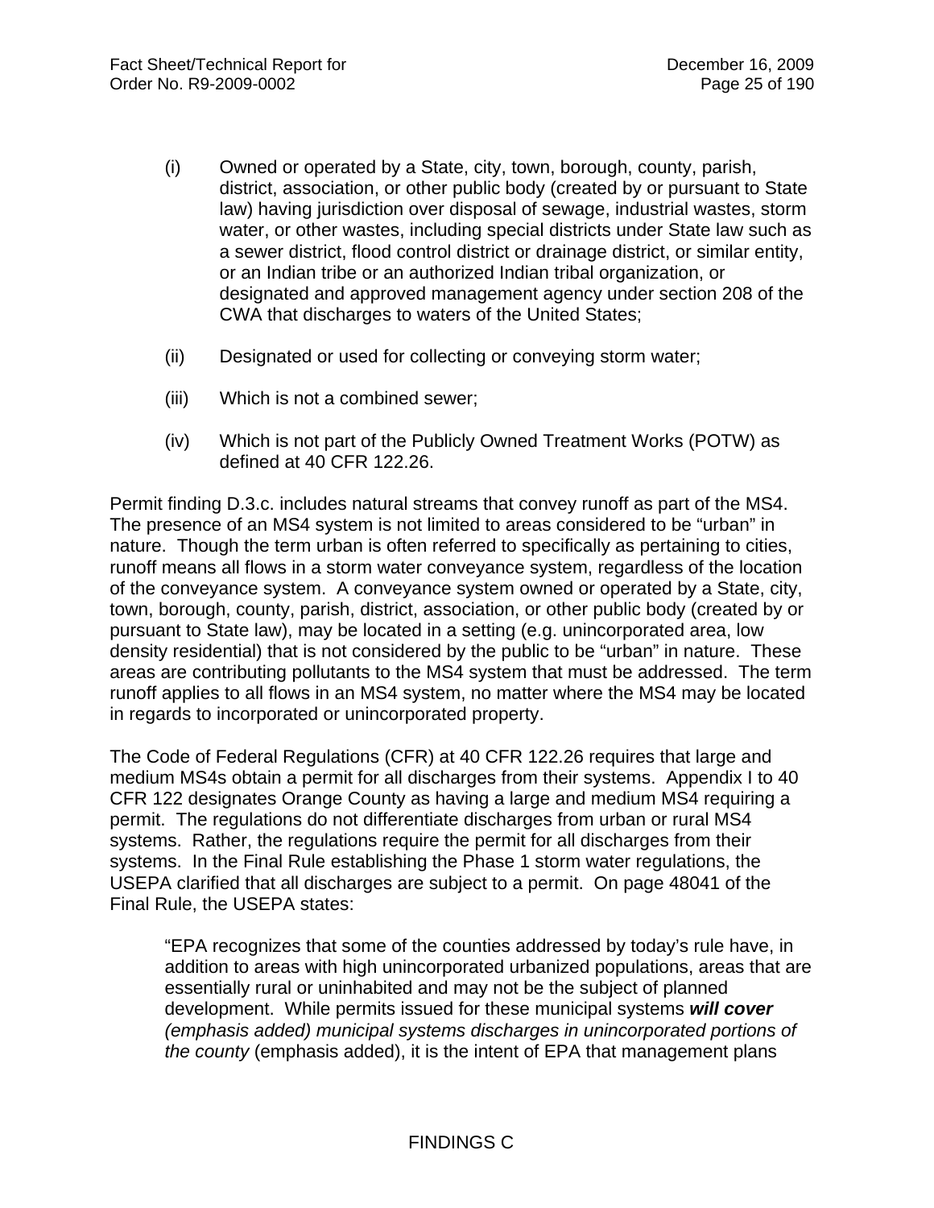(i) Owned or operated by a State, city, town, borough, county, parish, district, association, or other public body (created by or pursuant to State law) having jurisdiction over disposal of sewage, industrial wastes, storm water, or other wastes, including special districts under State law such as a sewer district, flood control district or drainage district, or similar entity, or an Indian tribe or an authorized Indian tribal organization, or designated and approved management agency under section 208 of the CWA that discharges to waters of the United States;

(ii) Designated or used for collecting or conveying storm water;

(iii) Which is not a combined sewer;

(iv) Which is not part of the Publicly Owned Treatment Works (POTW) as defined at 40 CFR 122.26.

Permit finding D.3.c. includes natural streams that convey runoff as part of the MS4. The presence of an MS4 system is not limited to areas considered to be "urban" in nature. Though the term urban is often referred to specifically as pertaining to cities, runoff means all flows in a storm water conveyance system, regardless of the location of the conveyance system. A conveyance system owned or operated by a State, city, town, borough, county, parish, district, association, or other public body (created by or pursuant to State law), may be located in a setting (e.g. unincorporated area, low density residential) that is not considered by the public to be "urban" in nature. These areas are contributing pollutants to the MS4 system that must be addressed. The term runoff applies to all flows in an MS4 system, no matter where the MS4 may be located in regards to incorporated or unincorporated property.

The Code of Federal Regulations (CFR) at 40 CFR 122.26 requires that large and medium MS4s obtain a permit for all discharges from their systems. Appendix I to 40 CFR 122 designates Orange County as having a large and medium MS4 requiring a permit. The regulations do not differentiate discharges from urban or rural MS4 systems. Rather, the regulations require the permit for all discharges from their systems. In the Final Rule establishing the Phase 1 storm water regulations, the USEPA clarified that all discharges are subject to a permit. On page 48041 of the Final Rule, the USEPA states:

> "EPA recognizes that some of the counties addressed by today's rule have, in addition to areas with high unincorporated urbanized populations, areas that are essentially rural or uninhabited and may not be the subject of planned development. While permits issued for these municipal systems ***will cover*** *(emphasis added) municipal systems discharges in unincorporated portions of the county* (emphasis added), it is the intent of EPA that management plans

FINDINGS C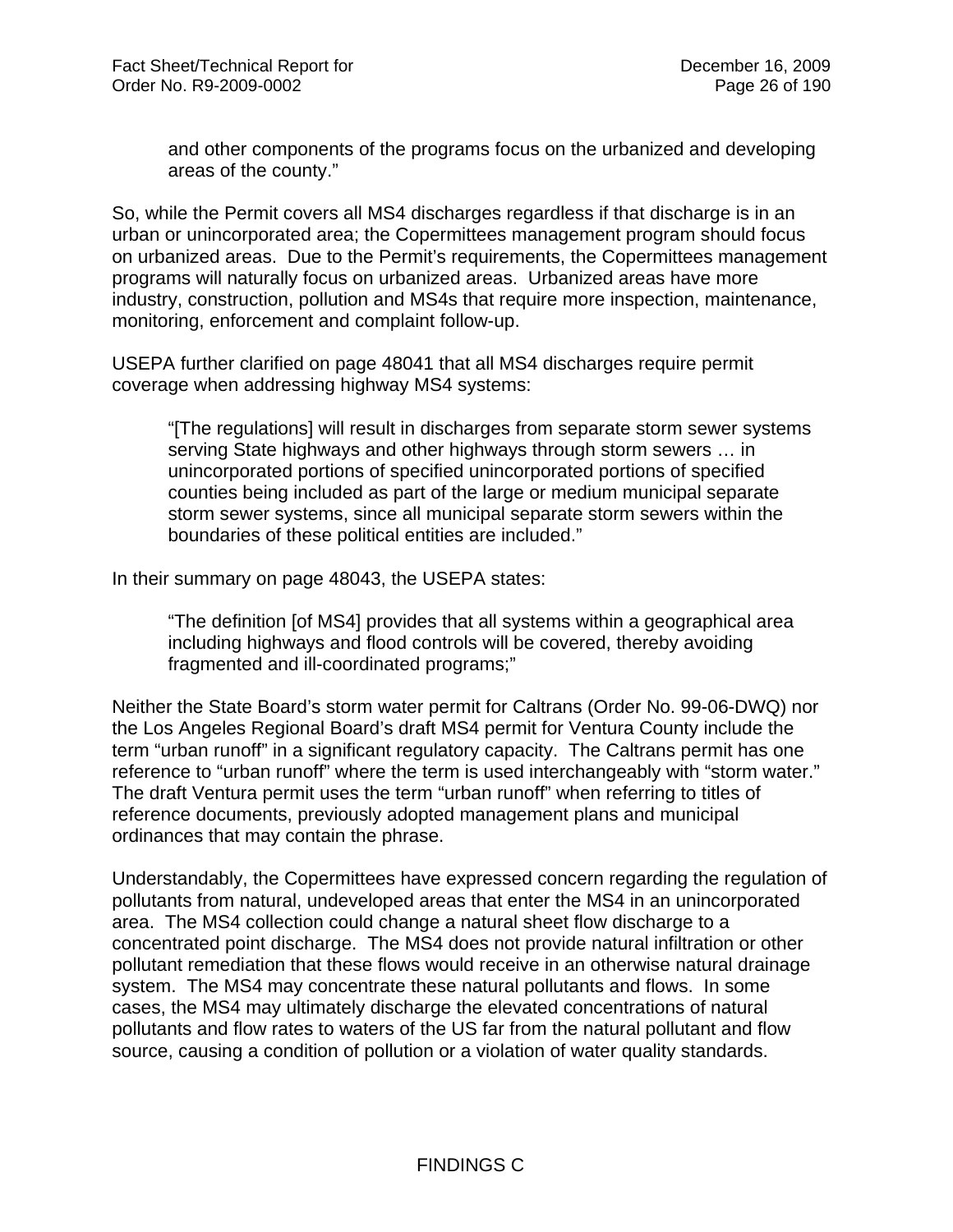and other components of the programs focus on the urbanized and developing areas of the county."

So, while the Permit covers all MS4 discharges regardless if that discharge is in an urban or unincorporated area; the Copermittees management program should focus on urbanized areas. Due to the Permit's requirements, the Copermittees management programs will naturally focus on urbanized areas. Urbanized areas have more industry, construction, pollution and MS4s that require more inspection, maintenance, monitoring, enforcement and complaint follow-up.

USEPA further clarified on page 48041 that all MS4 discharges require permit coverage when addressing highway MS4 systems:

> "[The regulations] will result in discharges from separate storm sewer systems serving State highways and other highways through storm sewers … in unincorporated portions of specified unincorporated portions of specified counties being included as part of the large or medium municipal separate storm sewer systems, since all municipal separate storm sewers within the boundaries of these political entities are included."

In their summary on page 48043, the USEPA states:

> "The definition [of MS4] provides that all systems within a geographical area including highways and flood controls will be covered, thereby avoiding fragmented and ill-coordinated programs;"

Neither the State Board's storm water permit for Caltrans (Order No. 99-06-DWQ) nor the Los Angeles Regional Board's draft MS4 permit for Ventura County include the term "urban runoff" in a significant regulatory capacity. The Caltrans permit has one reference to "urban runoff" where the term is used interchangeably with "storm water." The draft Ventura permit uses the term "urban runoff" when referring to titles of reference documents, previously adopted management plans and municipal ordinances that may contain the phrase.

Understandably, the Copermittees have expressed concern regarding the regulation of pollutants from natural, undeveloped areas that enter the MS4 in an unincorporated area. The MS4 collection could change a natural sheet flow discharge to a concentrated point discharge. The MS4 does not provide natural infiltration or other pollutant remediation that these flows would receive in an otherwise natural drainage system. The MS4 may concentrate these natural pollutants and flows. In some cases, the MS4 may ultimately discharge the elevated concentrations of natural pollutants and flow rates to waters of the US far from the natural pollutant and flow source, causing a condition of pollution or a violation of water quality standards.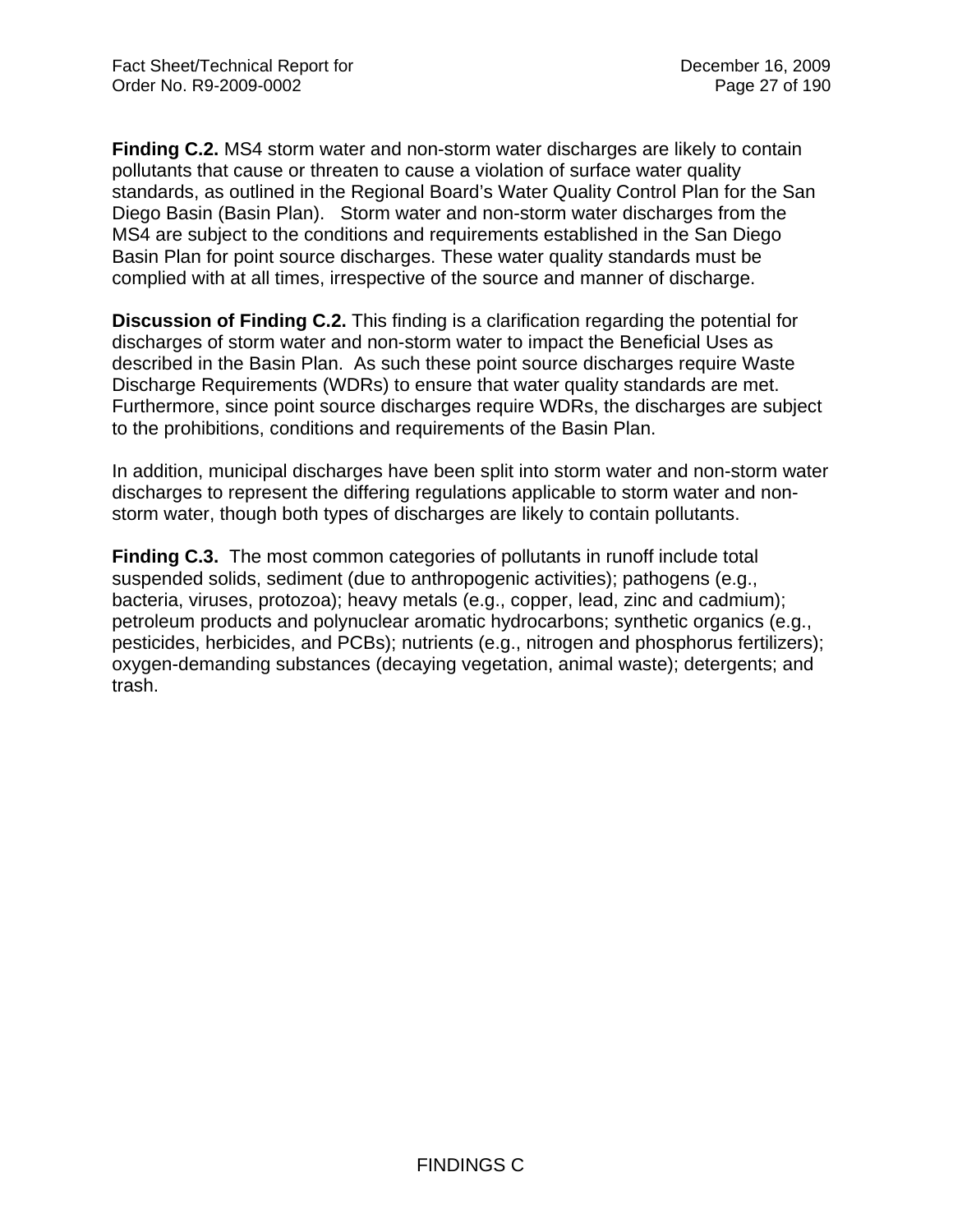**Finding C.2.** MS4 storm water and non-storm water discharges are likely to contain pollutants that cause or threaten to cause a violation of surface water quality standards, as outlined in the Regional Board's Water Quality Control Plan for the San Diego Basin (Basin Plan). Storm water and non-storm water discharges from the MS4 are subject to the conditions and requirements established in the San Diego Basin Plan for point source discharges. These water quality standards must be complied with at all times, irrespective of the source and manner of discharge.

**Discussion of Finding C.2.** This finding is a clarification regarding the potential for discharges of storm water and non-storm water to impact the Beneficial Uses as described in the Basin Plan. As such these point source discharges require Waste Discharge Requirements (WDRs) to ensure that water quality standards are met. Furthermore, since point source discharges require WDRs, the discharges are subject to the prohibitions, conditions and requirements of the Basin Plan.

In addition, municipal discharges have been split into storm water and non-storm water discharges to represent the differing regulations applicable to storm water and non-storm water, though both types of discharges are likely to contain pollutants.

**Finding C.3.** The most common categories of pollutants in runoff include total suspended solids, sediment (due to anthropogenic activities); pathogens (e.g., bacteria, viruses, protozoa); heavy metals (e.g., copper, lead, zinc and cadmium); petroleum products and polynuclear aromatic hydrocarbons; synthetic organics (e.g., pesticides, herbicides, and PCBs); nutrients (e.g., nitrogen and phosphorus fertilizers); oxygen-demanding substances (decaying vegetation, animal waste); detergents; and trash.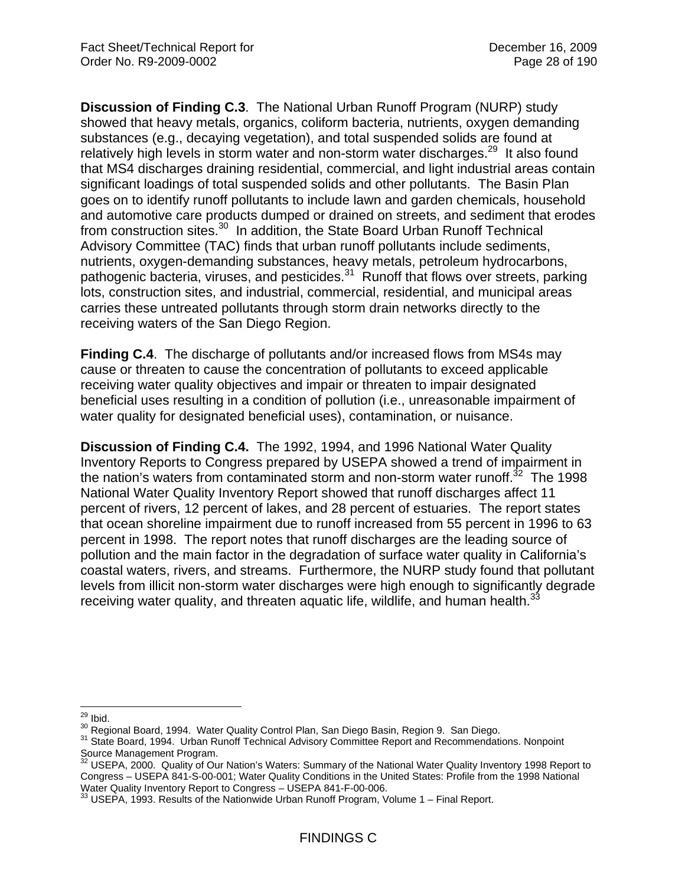**Discussion of Finding C.3**. The National Urban Runoff Program (NURP) study showed that heavy metals, organics, coliform bacteria, nutrients, oxygen demanding substances (e.g., decaying vegetation), and total suspended solids are found at relatively high levels in storm water and non-storm water discharges.[29] It also found that MS4 discharges draining residential, commercial, and light industrial areas contain significant loadings of total suspended solids and other pollutants. The Basin Plan goes on to identify runoff pollutants to include lawn and garden chemicals, household and automotive care products dumped or drained on streets, and sediment that erodes from construction sites.[30] In addition, the State Board Urban Runoff Technical Advisory Committee (TAC) finds that urban runoff pollutants include sediments, nutrients, oxygen-demanding substances, heavy metals, petroleum hydrocarbons, pathogenic bacteria, viruses, and pesticides.[31] Runoff that flows over streets, parking lots, construction sites, and industrial, commercial, residential, and municipal areas carries these untreated pollutants through storm drain networks directly to the receiving waters of the San Diego Region.

**Finding C.4**. The discharge of pollutants and/or increased flows from MS4s may cause or threaten to cause the concentration of pollutants to exceed applicable receiving water quality objectives and impair or threaten to impair designated beneficial uses resulting in a condition of pollution (i.e., unreasonable impairment of water quality for designated beneficial uses), contamination, or nuisance.

**Discussion of Finding C.4.** The 1992, 1994, and 1996 National Water Quality Inventory Reports to Congress prepared by USEPA showed a trend of impairment in the nation's waters from contaminated storm and non-storm water runoff.[32] The 1998 National Water Quality Inventory Report showed that runoff discharges affect 11 percent of rivers, 12 percent of lakes, and 28 percent of estuaries. The report states that ocean shoreline impairment due to runoff increased from 55 percent in 1996 to 63 percent in 1998. The report notes that runoff discharges are the leading source of pollution and the main factor in the degradation of surface water quality in California's coastal waters, rivers, and streams. Furthermore, the NURP study found that pollutant levels from illicit non-storm water discharges were high enough to significantly degrade receiving water quality, and threaten aquatic life, wildlife, and human health.[33]

---

[29] Ibid.

[30] Regional Board, 1994. Water Quality Control Plan, San Diego Basin, Region 9. San Diego.

[31] State Board, 1994. Urban Runoff Technical Advisory Committee Report and Recommendations. Nonpoint Source Management Program.

[32] USEPA, 2000. Quality of Our Nation's Waters: Summary of the National Water Quality Inventory 1998 Report to Congress – USEPA 841-S-00-001; Water Quality Conditions in the United States: Profile from the 1998 National Water Quality Inventory Report to Congress – USEPA 841-F-00-006.

[33] USEPA, 1993. Results of the Nationwide Urban Runoff Program, Volume 1 – Final Report.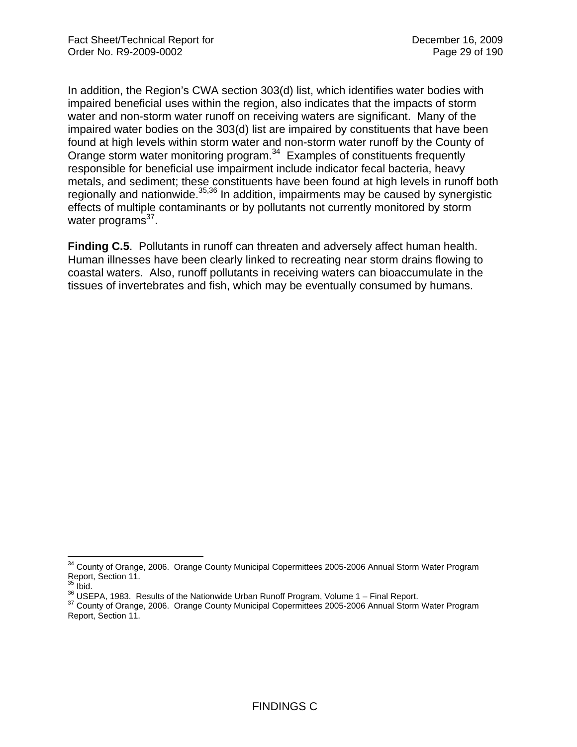In addition, the Region's CWA section 303(d) list, which identifies water bodies with impaired beneficial uses within the region, also indicates that the impacts of storm water and non-storm water runoff on receiving waters are significant. Many of the impaired water bodies on the 303(d) list are impaired by constituents that have been found at high levels within storm water and non-storm water runoff by the County of Orange storm water monitoring program.[34] Examples of constituents frequently responsible for beneficial use impairment include indicator fecal bacteria, heavy metals, and sediment; these constituents have been found at high levels in runoff both regionally and nationwide.[35,36] In addition, impairments may be caused by synergistic effects of multiple contaminants or by pollutants not currently monitored by storm water programs[37].

**Finding C.5**. Pollutants in runoff can threaten and adversely affect human health. Human illnesses have been clearly linked to recreating near storm drains flowing to coastal waters. Also, runoff pollutants in receiving waters can bioaccumulate in the tissues of invertebrates and fish, which may be eventually consumed by humans.

---

[34] County of Orange, 2006. Orange County Municipal Copermittees 2005-2006 Annual Storm Water Program Report, Section 11.
[35] Ibid.
[36] USEPA, 1983. Results of the Nationwide Urban Runoff Program, Volume 1 – Final Report.
[37] County of Orange, 2006. Orange County Municipal Copermittees 2005-2006 Annual Storm Water Program Report, Section 11.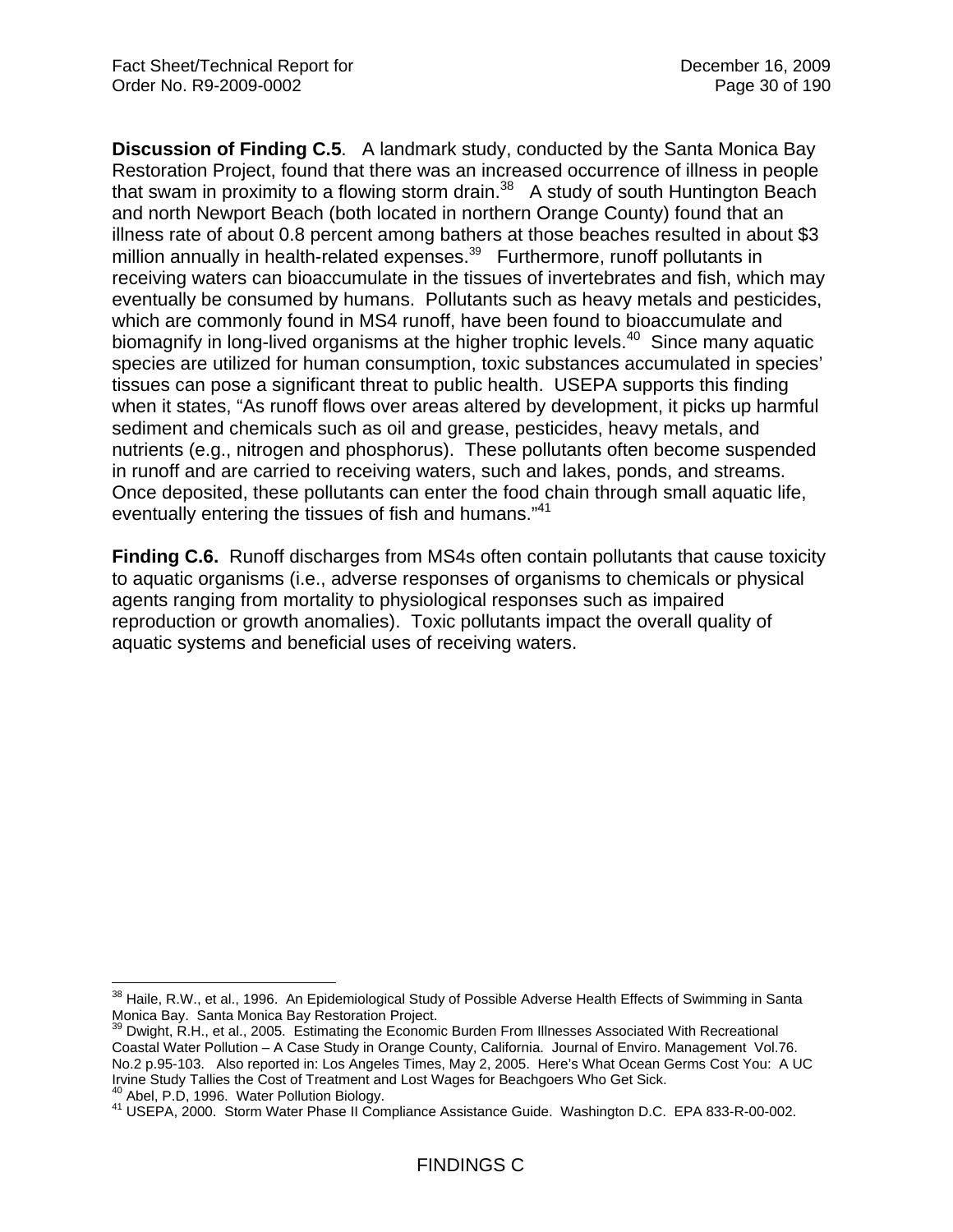**Discussion of Finding C.5**. A landmark study, conducted by the Santa Monica Bay Restoration Project, found that there was an increased occurrence of illness in people that swam in proximity to a flowing storm drain.[38] A study of south Huntington Beach and north Newport Beach (both located in northern Orange County) found that an illness rate of about 0.8 percent among bathers at those beaches resulted in about $3 million annually in health-related expenses.[39] Furthermore, runoff pollutants in receiving waters can bioaccumulate in the tissues of invertebrates and fish, which may eventually be consumed by humans. Pollutants such as heavy metals and pesticides, which are commonly found in MS4 runoff, have been found to bioaccumulate and biomagnify in long-lived organisms at the higher trophic levels.[40] Since many aquatic species are utilized for human consumption, toxic substances accumulated in species' tissues can pose a significant threat to public health. USEPA supports this finding when it states, "As runoff flows over areas altered by development, it picks up harmful sediment and chemicals such as oil and grease, pesticides, heavy metals, and nutrients (e.g., nitrogen and phosphorus). These pollutants often become suspended in runoff and are carried to receiving waters, such and lakes, ponds, and streams. Once deposited, these pollutants can enter the food chain through small aquatic life, eventually entering the tissues of fish and humans."[41]

**Finding C.6.** Runoff discharges from MS4s often contain pollutants that cause toxicity to aquatic organisms (i.e., adverse responses of organisms to chemicals or physical agents ranging from mortality to physiological responses such as impaired reproduction or growth anomalies). Toxic pollutants impact the overall quality of aquatic systems and beneficial uses of receiving waters.

---

[38] Haile, R.W., et al., 1996. An Epidemiological Study of Possible Adverse Health Effects of Swimming in Santa Monica Bay. Santa Monica Bay Restoration Project.

[39] Dwight, R.H., et al., 2005. Estimating the Economic Burden From Illnesses Associated With Recreational Coastal Water Pollution – A Case Study in Orange County, California. Journal of Enviro. Management Vol.76. No.2 p.95-103. Also reported in: Los Angeles Times, May 2, 2005. Here's What Ocean Germs Cost You: A UC Irvine Study Tallies the Cost of Treatment and Lost Wages for Beachgoers Who Get Sick.

[40] Abel, P.D, 1996. Water Pollution Biology.

[41] USEPA, 2000. Storm Water Phase II Compliance Assistance Guide. Washington D.C. EPA 833-R-00-002.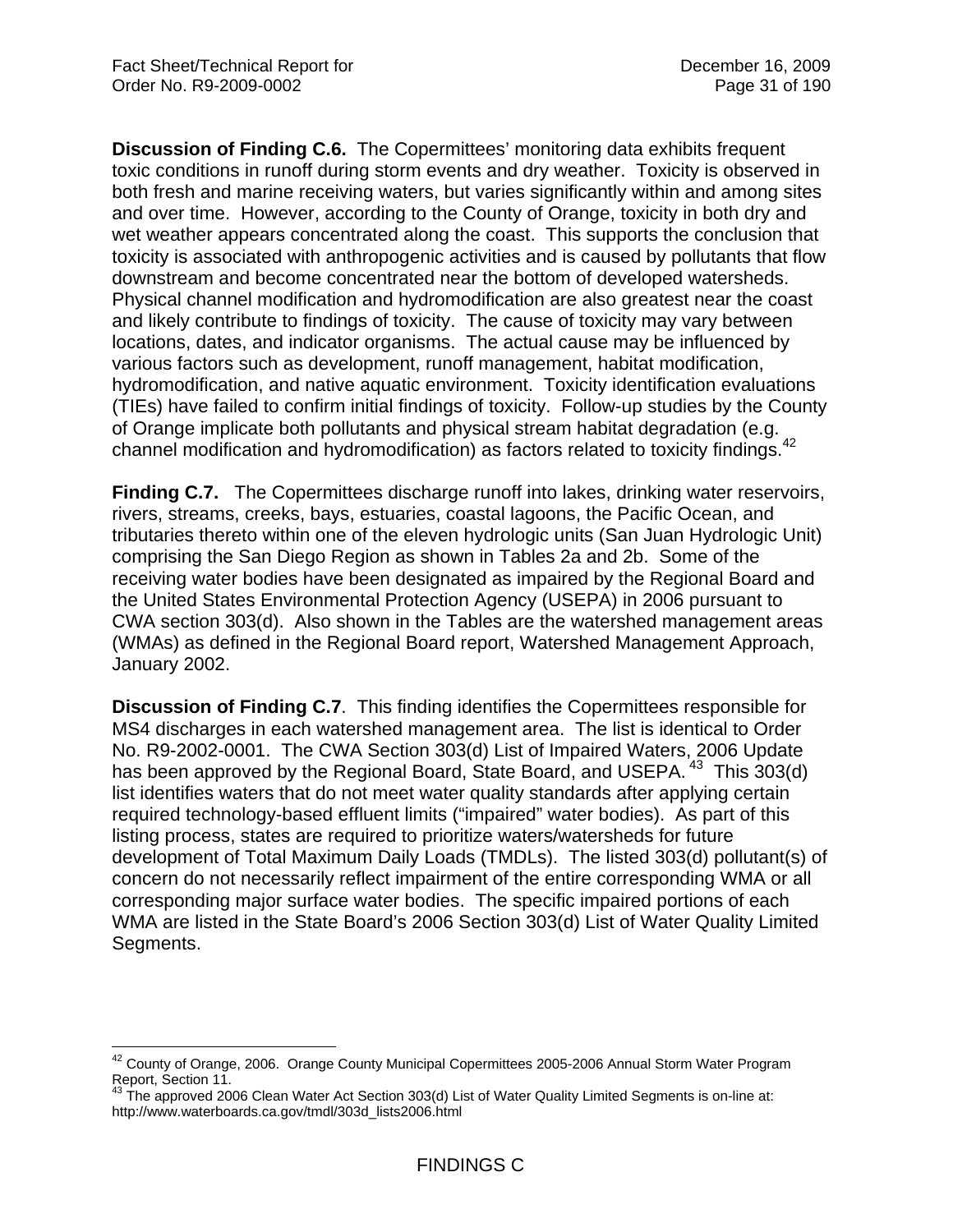**Discussion of Finding C.6.** The Copermittees' monitoring data exhibits frequent toxic conditions in runoff during storm events and dry weather. Toxicity is observed in both fresh and marine receiving waters, but varies significantly within and among sites and over time. However, according to the County of Orange, toxicity in both dry and wet weather appears concentrated along the coast. This supports the conclusion that toxicity is associated with anthropogenic activities and is caused by pollutants that flow downstream and become concentrated near the bottom of developed watersheds. Physical channel modification and hydromodification are also greatest near the coast and likely contribute to findings of toxicity. The cause of toxicity may vary between locations, dates, and indicator organisms. The actual cause may be influenced by various factors such as development, runoff management, habitat modification, hydromodification, and native aquatic environment. Toxicity identification evaluations (TIEs) have failed to confirm initial findings of toxicity. Follow-up studies by the County of Orange implicate both pollutants and physical stream habitat degradation (e.g. channel modification and hydromodification) as factors related to toxicity findings.[42]

**Finding C.7.** The Copermittees discharge runoff into lakes, drinking water reservoirs, rivers, streams, creeks, bays, estuaries, coastal lagoons, the Pacific Ocean, and tributaries thereto within one of the eleven hydrologic units (San Juan Hydrologic Unit) comprising the San Diego Region as shown in Tables 2a and 2b. Some of the receiving water bodies have been designated as impaired by the Regional Board and the United States Environmental Protection Agency (USEPA) in 2006 pursuant to CWA section 303(d). Also shown in the Tables are the watershed management areas (WMAs) as defined in the Regional Board report, Watershed Management Approach, January 2002.

**Discussion of Finding C.7**. This finding identifies the Copermittees responsible for MS4 discharges in each watershed management area. The list is identical to Order No. R9-2002-0001. The CWA Section 303(d) List of Impaired Waters, 2006 Update has been approved by the Regional Board, State Board, and USEPA.[43] This 303(d) list identifies waters that do not meet water quality standards after applying certain required technology-based effluent limits ("impaired" water bodies). As part of this listing process, states are required to prioritize waters/watersheds for future development of Total Maximum Daily Loads (TMDLs). The listed 303(d) pollutant(s) of concern do not necessarily reflect impairment of the entire corresponding WMA or all corresponding major surface water bodies. The specific impaired portions of each WMA are listed in the State Board's 2006 Section 303(d) List of Water Quality Limited Segments.

---

[42] County of Orange, 2006. Orange County Municipal Copermittees 2005-2006 Annual Storm Water Program Report, Section 11.

[43] The approved 2006 Clean Water Act Section 303(d) List of Water Quality Limited Segments is on-line at: http://www.waterboards.ca.gov/tmdl/303d_lists2006.html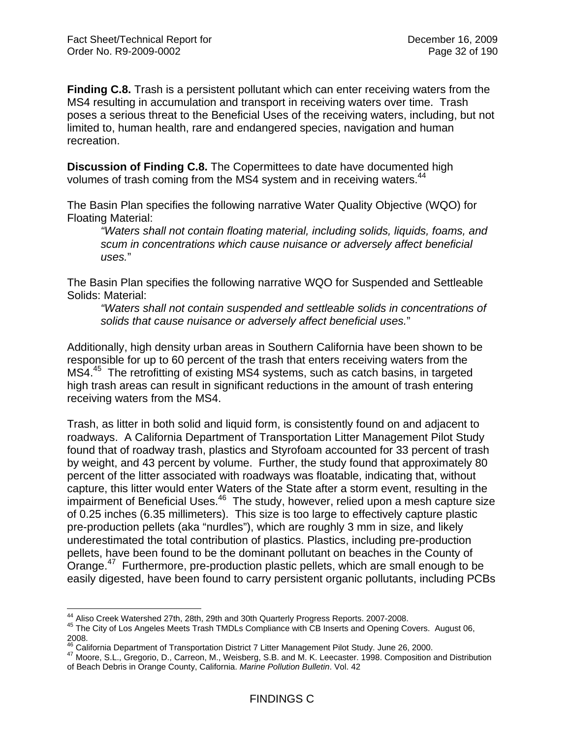**Finding C.8.** Trash is a persistent pollutant which can enter receiving waters from the MS4 resulting in accumulation and transport in receiving waters over time. Trash poses a serious threat to the Beneficial Uses of the receiving waters, including, but not limited to, human health, rare and endangered species, navigation and human recreation.

**Discussion of Finding C.8.** The Copermittees to date have documented high volumes of trash coming from the MS4 system and in receiving waters.[44]

The Basin Plan specifies the following narrative Water Quality Objective (WQO) for Floating Material:

> *"Waters shall not contain floating material, including solids, liquids, foams, and scum in concentrations which cause nuisance or adversely affect beneficial uses.*"

The Basin Plan specifies the following narrative WQO for Suspended and Settleable Solids: Material:

> *"Waters shall not contain suspended and settleable solids in concentrations of solids that cause nuisance or adversely affect beneficial uses.*"

Additionally, high density urban areas in Southern California have been shown to be responsible for up to 60 percent of the trash that enters receiving waters from the MS4.[45] The retrofitting of existing MS4 systems, such as catch basins, in targeted high trash areas can result in significant reductions in the amount of trash entering receiving waters from the MS4.

Trash, as litter in both solid and liquid form, is consistently found on and adjacent to roadways. A California Department of Transportation Litter Management Pilot Study found that of roadway trash, plastics and Styrofoam accounted for 33 percent of trash by weight, and 43 percent by volume. Further, the study found that approximately 80 percent of the litter associated with roadways was floatable, indicating that, without capture, this litter would enter Waters of the State after a storm event, resulting in the impairment of Beneficial Uses.[46] The study, however, relied upon a mesh capture size of 0.25 inches (6.35 millimeters). This size is too large to effectively capture plastic pre-production pellets (aka "nurdles"), which are roughly 3 mm in size, and likely underestimated the total contribution of plastics. Plastics, including pre-production pellets, have been found to be the dominant pollutant on beaches in the County of Orange.[47] Furthermore, pre-production plastic pellets, which are small enough to be easily digested, have been found to carry persistent organic pollutants, including PCBs

---

[44] Aliso Creek Watershed 27th, 28th, 29th and 30th Quarterly Progress Reports. 2007-2008.

[45] The City of Los Angeles Meets Trash TMDLs Compliance with CB Inserts and Opening Covers. August 06, 2008.

[46] California Department of Transportation District 7 Litter Management Pilot Study. June 26, 2000.

[47] Moore, S.L., Gregorio, D., Carreon, M., Weisberg, S.B. and M. K. Leecaster. 1998. Composition and Distribution of Beach Debris in Orange County, California. *Marine Pollution Bulletin*. Vol. 42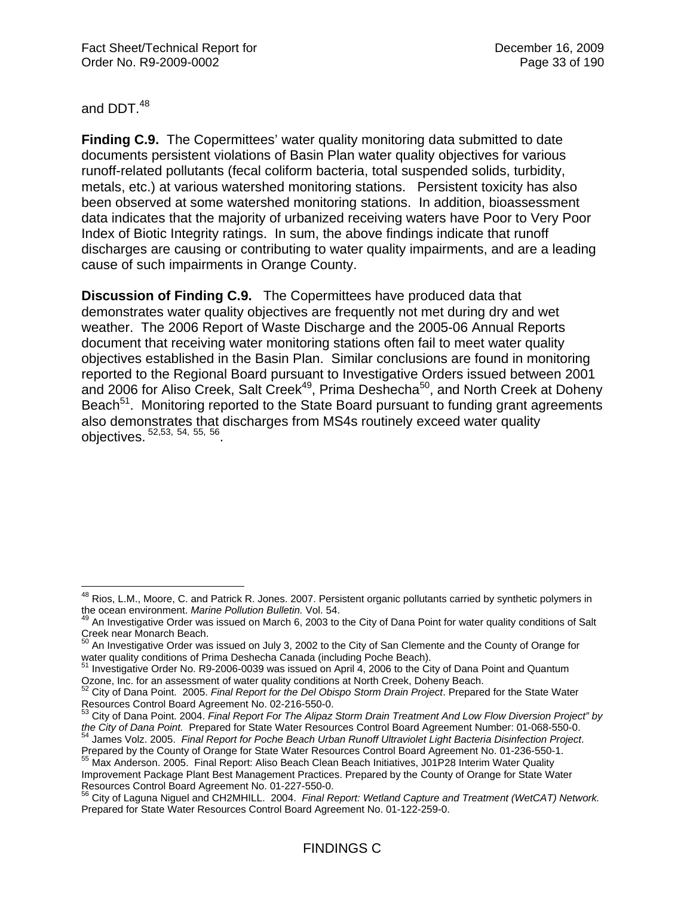and DDT.[48]

**Finding C.9.** The Copermittees' water quality monitoring data submitted to date documents persistent violations of Basin Plan water quality objectives for various runoff-related pollutants (fecal coliform bacteria, total suspended solids, turbidity, metals, etc.) at various watershed monitoring stations. Persistent toxicity has also been observed at some watershed monitoring stations. In addition, bioassessment data indicates that the majority of urbanized receiving waters have Poor to Very Poor Index of Biotic Integrity ratings. In sum, the above findings indicate that runoff discharges are causing or contributing to water quality impairments, and are a leading cause of such impairments in Orange County.

**Discussion of Finding C.9.** The Copermittees have produced data that demonstrates water quality objectives are frequently not met during dry and wet weather. The 2006 Report of Waste Discharge and the 2005-06 Annual Reports document that receiving water monitoring stations often fail to meet water quality objectives established in the Basin Plan. Similar conclusions are found in monitoring reported to the Regional Board pursuant to Investigative Orders issued between 2001 and 2006 for Aliso Creek, Salt Creek[49], Prima Deshecha[50], and North Creek at Doheny Beach[51]. Monitoring reported to the State Board pursuant to funding grant agreements also demonstrates that discharges from MS4s routinely exceed water quality objectives. [52,53, 54, 55, 56].

---

[48] Rios, L.M., Moore, C. and Patrick R. Jones. 2007. Persistent organic pollutants carried by synthetic polymers in the ocean environment. *Marine Pollution Bulletin.* Vol. 54.

[49] An Investigative Order was issued on March 6, 2003 to the City of Dana Point for water quality conditions of Salt Creek near Monarch Beach.

[50] An Investigative Order was issued on July 3, 2002 to the City of San Clemente and the County of Orange for water quality conditions of Prima Deshecha Canada (including Poche Beach).

[51] Investigative Order No. R9-2006-0039 was issued on April 4, 2006 to the City of Dana Point and Quantum Ozone, Inc. for an assessment of water quality conditions at North Creek, Doheny Beach.

[52] City of Dana Point. 2005. *Final Report for the Del Obispo Storm Drain Project*. Prepared for the State Water Resources Control Board Agreement No. 02-216-550-0.

[53] City of Dana Point. 2004. *Final Report For The Alipaz Storm Drain Treatment And Low Flow Diversion Project" by the City of Dana Point.* Prepared for State Water Resources Control Board Agreement Number: 01-068-550-0.

[54] James Volz. 2005. *Final Report for Poche Beach Urban Runoff Ultraviolet Light Bacteria Disinfection Project*. Prepared by the County of Orange for State Water Resources Control Board Agreement No. 01-236-550-1.

[55] Max Anderson. 2005. Final Report: Aliso Beach Clean Beach Initiatives, J01P28 Interim Water Quality Improvement Package Plant Best Management Practices. Prepared by the County of Orange for State Water Resources Control Board Agreement No. 01-227-550-0.

[56] City of Laguna Niguel and CH2MHILL. 2004. *Final Report: Wetland Capture and Treatment (WetCAT) Network.* Prepared for State Water Resources Control Board Agreement No. 01-122-259-0.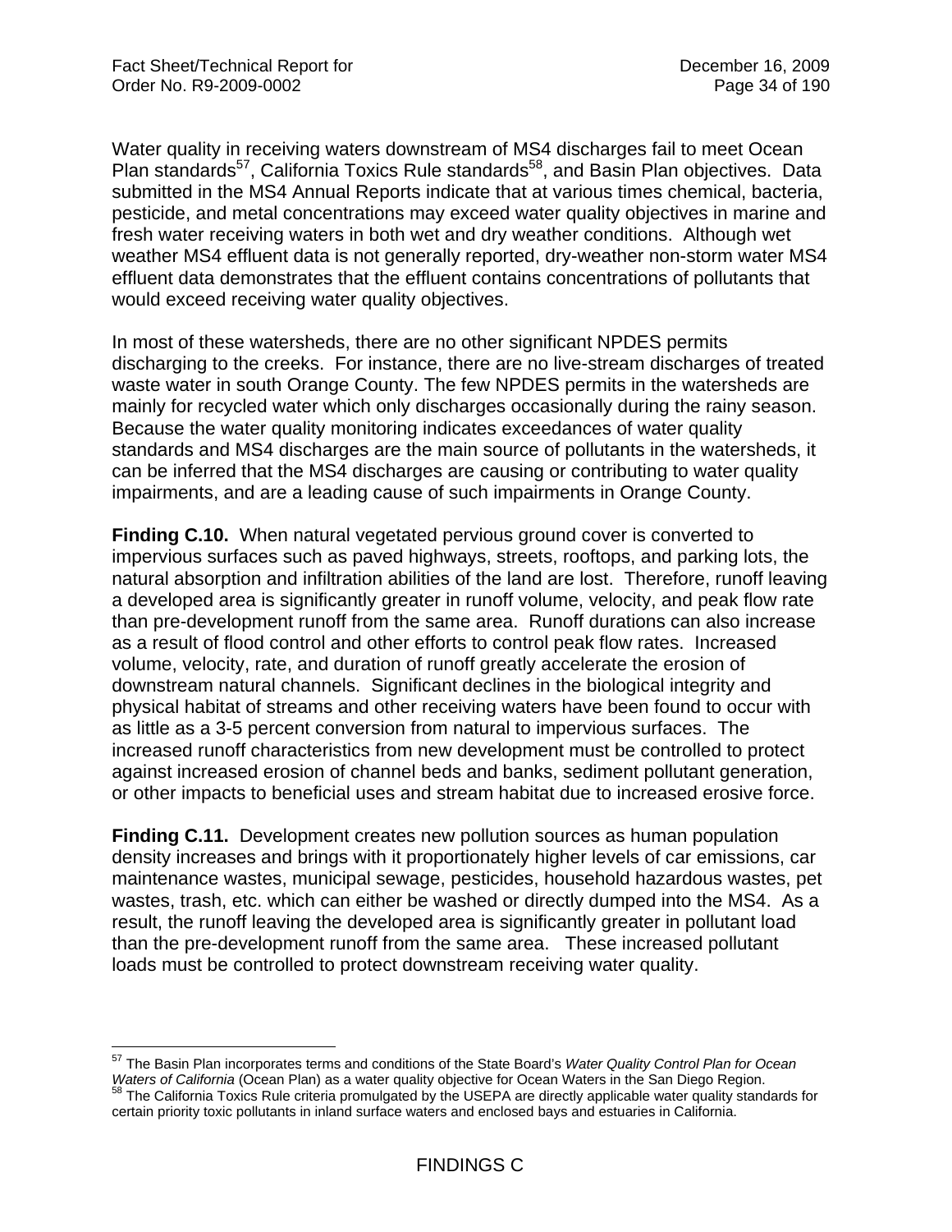Water quality in receiving waters downstream of MS4 discharges fail to meet Ocean Plan standards[57], California Toxics Rule standards[58], and Basin Plan objectives. Data submitted in the MS4 Annual Reports indicate that at various times chemical, bacteria, pesticide, and metal concentrations may exceed water quality objectives in marine and fresh water receiving waters in both wet and dry weather conditions. Although wet weather MS4 effluent data is not generally reported, dry-weather non-storm water MS4 effluent data demonstrates that the effluent contains concentrations of pollutants that would exceed receiving water quality objectives.

In most of these watersheds, there are no other significant NPDES permits discharging to the creeks. For instance, there are no live-stream discharges of treated waste water in south Orange County. The few NPDES permits in the watersheds are mainly for recycled water which only discharges occasionally during the rainy season. Because the water quality monitoring indicates exceedances of water quality standards and MS4 discharges are the main source of pollutants in the watersheds, it can be inferred that the MS4 discharges are causing or contributing to water quality impairments, and are a leading cause of such impairments in Orange County.

**Finding C.10.** When natural vegetated pervious ground cover is converted to impervious surfaces such as paved highways, streets, rooftops, and parking lots, the natural absorption and infiltration abilities of the land are lost. Therefore, runoff leaving a developed area is significantly greater in runoff volume, velocity, and peak flow rate than pre-development runoff from the same area. Runoff durations can also increase as a result of flood control and other efforts to control peak flow rates. Increased volume, velocity, rate, and duration of runoff greatly accelerate the erosion of downstream natural channels. Significant declines in the biological integrity and physical habitat of streams and other receiving waters have been found to occur with as little as a 3-5 percent conversion from natural to impervious surfaces. The increased runoff characteristics from new development must be controlled to protect against increased erosion of channel beds and banks, sediment pollutant generation, or other impacts to beneficial uses and stream habitat due to increased erosive force.

**Finding C.11.** Development creates new pollution sources as human population density increases and brings with it proportionately higher levels of car emissions, car maintenance wastes, municipal sewage, pesticides, household hazardous wastes, pet wastes, trash, etc. which can either be washed or directly dumped into the MS4. As a result, the runoff leaving the developed area is significantly greater in pollutant load than the pre-development runoff from the same area. These increased pollutant loads must be controlled to protect downstream receiving water quality.

[57] The Basin Plan incorporates terms and conditions of the State Board's *Water Quality Control Plan for Ocean Waters of California* (Ocean Plan) as a water quality objective for Ocean Waters in the San Diego Region.

[58] The California Toxics Rule criteria promulgated by the USEPA are directly applicable water quality standards for certain priority toxic pollutants in inland surface waters and enclosed bays and estuaries in California.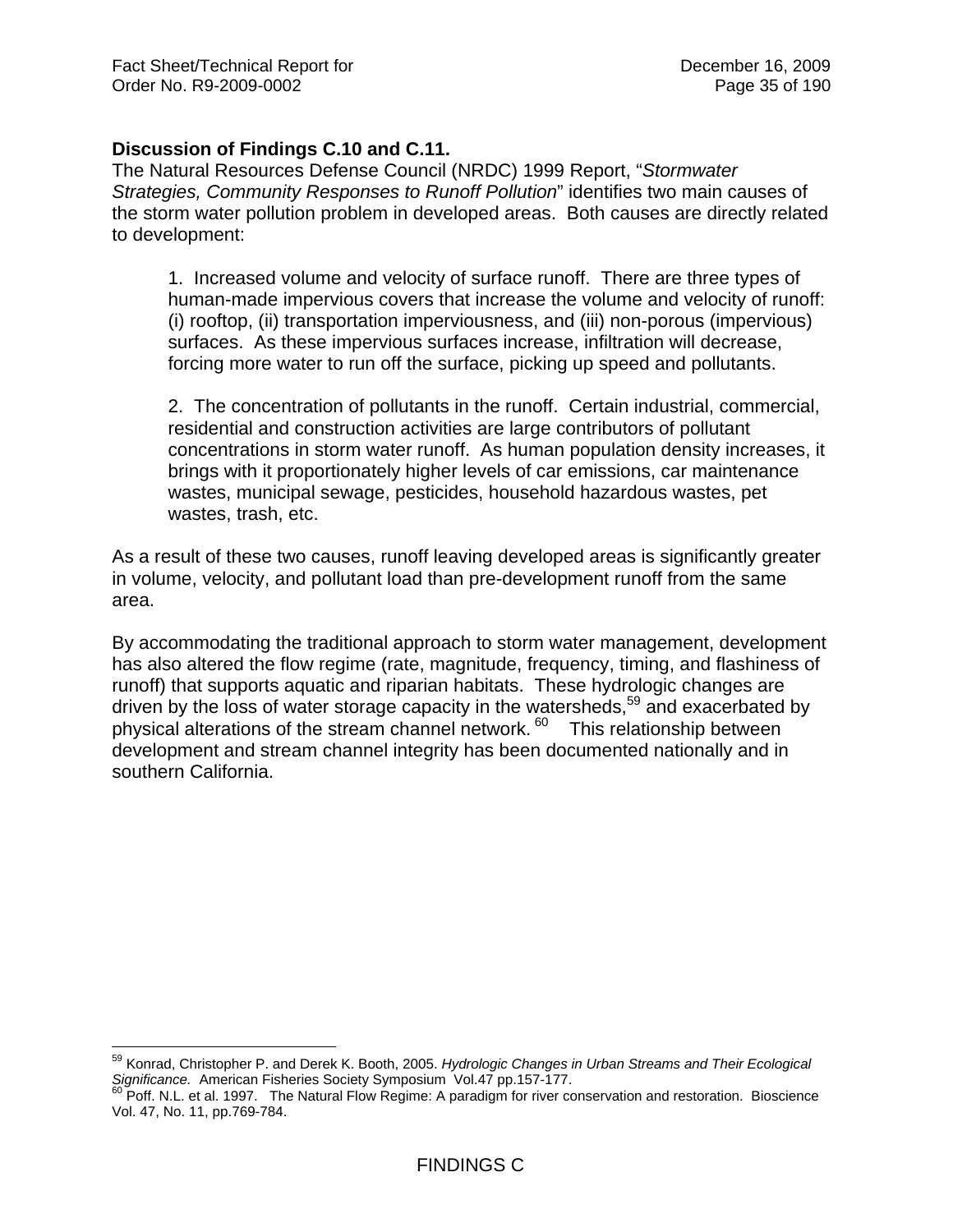**Discussion of Findings C.10 and C.11.**

The Natural Resources Defense Council (NRDC) 1999 Report, "*Stormwater Strategies, Community Responses to Runoff Pollution*" identifies two main causes of the storm water pollution problem in developed areas. Both causes are directly related to development:

> 1. Increased volume and velocity of surface runoff. There are three types of human-made impervious covers that increase the volume and velocity of runoff: (i) rooftop, (ii) transportation imperviousness, and (iii) non-porous (impervious) surfaces. As these impervious surfaces increase, infiltration will decrease, forcing more water to run off the surface, picking up speed and pollutants.
>
> 2. The concentration of pollutants in the runoff. Certain industrial, commercial, residential and construction activities are large contributors of pollutant concentrations in storm water runoff. As human population density increases, it brings with it proportionately higher levels of car emissions, car maintenance wastes, municipal sewage, pesticides, household hazardous wastes, pet wastes, trash, etc.

As a result of these two causes, runoff leaving developed areas is significantly greater in volume, velocity, and pollutant load than pre-development runoff from the same area.

By accommodating the traditional approach to storm water management, development has also altered the flow regime (rate, magnitude, frequency, timing, and flashiness of runoff) that supports aquatic and riparian habitats. These hydrologic changes are driven by the loss of water storage capacity in the watersheds,[59] and exacerbated by physical alterations of the stream channel network.[60] This relationship between development and stream channel integrity has been documented nationally and in southern California.

---

[59] Konrad, Christopher P. and Derek K. Booth, 2005. *Hydrologic Changes in Urban Streams and Their Ecological Significance.* American Fisheries Society Symposium Vol.47 pp.157-177.

[60] Poff. N.L. et al. 1997. The Natural Flow Regime: A paradigm for river conservation and restoration. Bioscience Vol. 47, No. 11, pp.769-784.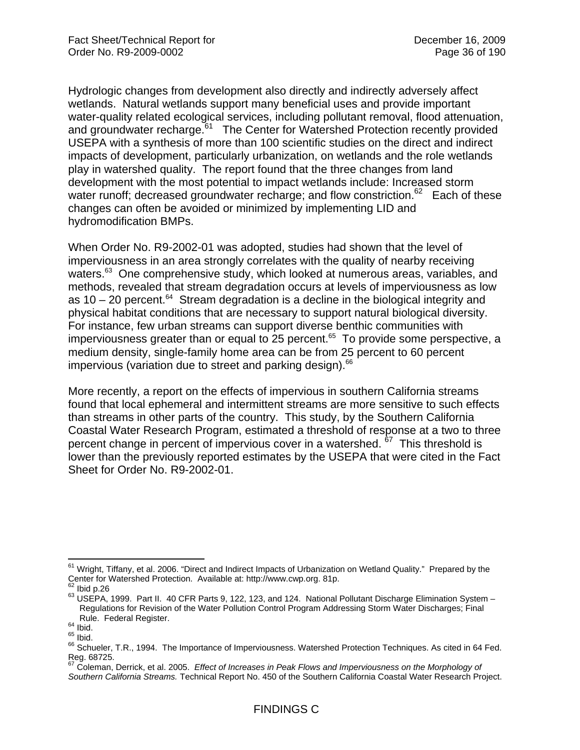Hydrologic changes from development also directly and indirectly adversely affect wetlands. Natural wetlands support many beneficial uses and provide important water-quality related ecological services, including pollutant removal, flood attenuation, and groundwater recharge.[61] The Center for Watershed Protection recently provided USEPA with a synthesis of more than 100 scientific studies on the direct and indirect impacts of development, particularly urbanization, on wetlands and the role wetlands play in watershed quality. The report found that the three changes from land development with the most potential to impact wetlands include: Increased storm water runoff; decreased groundwater recharge; and flow constriction.[62] Each of these changes can often be avoided or minimized by implementing LID and hydromodification BMPs.

When Order No. R9-2002-01 was adopted, studies had shown that the level of imperviousness in an area strongly correlates with the quality of nearby receiving waters.[63] One comprehensive study, which looked at numerous areas, variables, and methods, revealed that stream degradation occurs at levels of imperviousness as low as 10 – 20 percent.[64] Stream degradation is a decline in the biological integrity and physical habitat conditions that are necessary to support natural biological diversity. For instance, few urban streams can support diverse benthic communities with imperviousness greater than or equal to 25 percent.[65] To provide some perspective, a medium density, single-family home area can be from 25 percent to 60 percent impervious (variation due to street and parking design).[66]

More recently, a report on the effects of impervious in southern California streams found that local ephemeral and intermittent streams are more sensitive to such effects than streams in other parts of the country. This study, by the Southern California Coastal Water Research Program, estimated a threshold of response at a two to three percent change in percent of impervious cover in a watershed.[67] This threshold is lower than the previously reported estimates by the USEPA that were cited in the Fact Sheet for Order No. R9-2002-01.

---

[61] Wright, Tiffany, et al. 2006. "Direct and Indirect Impacts of Urbanization on Wetland Quality." Prepared by the Center for Watershed Protection. Available at: http://www.cwp.org. 81p.

[62] Ibid p.26

[63] USEPA, 1999. Part II. 40 CFR Parts 9, 122, 123, and 124. National Pollutant Discharge Elimination System – Regulations for Revision of the Water Pollution Control Program Addressing Storm Water Discharges; Final Rule. Federal Register.

[64] Ibid.

[65] Ibid.

[66] Schueler, T.R., 1994. The Importance of Imperviousness. Watershed Protection Techniques. As cited in 64 Fed. Reg. 68725.

[67] Coleman, Derrick, et al. 2005. *Effect of Increases in Peak Flows and Imperviousness on the Morphology of Southern California Streams.* Technical Report No. 450 of the Southern California Coastal Water Research Project.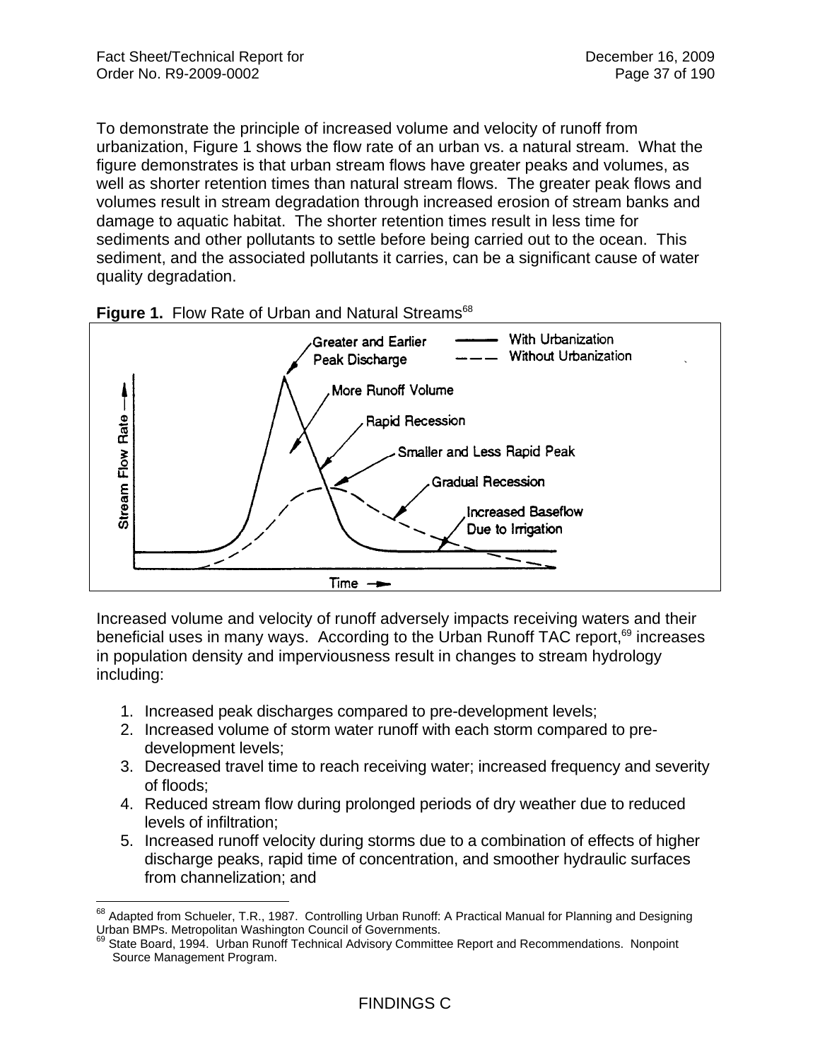To demonstrate the principle of increased volume and velocity of runoff from urbanization, Figure 1 shows the flow rate of an urban vs. a natural stream. What the figure demonstrates is that urban stream flows have greater peaks and volumes, as well as shorter retention times than natural stream flows. The greater peak flows and volumes result in stream degradation through increased erosion of stream banks and damage to aquatic habitat. The shorter retention times result in less time for sediments and other pollutants to settle before being carried out to the ocean. This sediment, and the associated pollutants it carries, can be a significant cause of water quality degradation.

**Figure 1.** Flow Rate of Urban and Natural Streams[68]

Increased volume and velocity of runoff adversely impacts receiving waters and their beneficial uses in many ways. According to the Urban Runoff TAC report,[69] increases in population density and imperviousness result in changes to stream hydrology including:

1. Increased peak discharges compared to pre-development levels;
2. Increased volume of storm water runoff with each storm compared to pre-development levels;
3. Decreased travel time to reach receiving water; increased frequency and severity of floods;
4. Reduced stream flow during prolonged periods of dry weather due to reduced levels of infiltration;
5. Increased runoff velocity during storms due to a combination of effects of higher discharge peaks, rapid time of concentration, and smoother hydraulic surfaces from channelization; and

[68] Adapted from Schueler, T.R., 1987. Controlling Urban Runoff: A Practical Manual for Planning and Designing Urban BMPs. Metropolitan Washington Council of Governments.

[69] State Board, 1994. Urban Runoff Technical Advisory Committee Report and Recommendations. Nonpoint Source Management Program.

FINDINGS C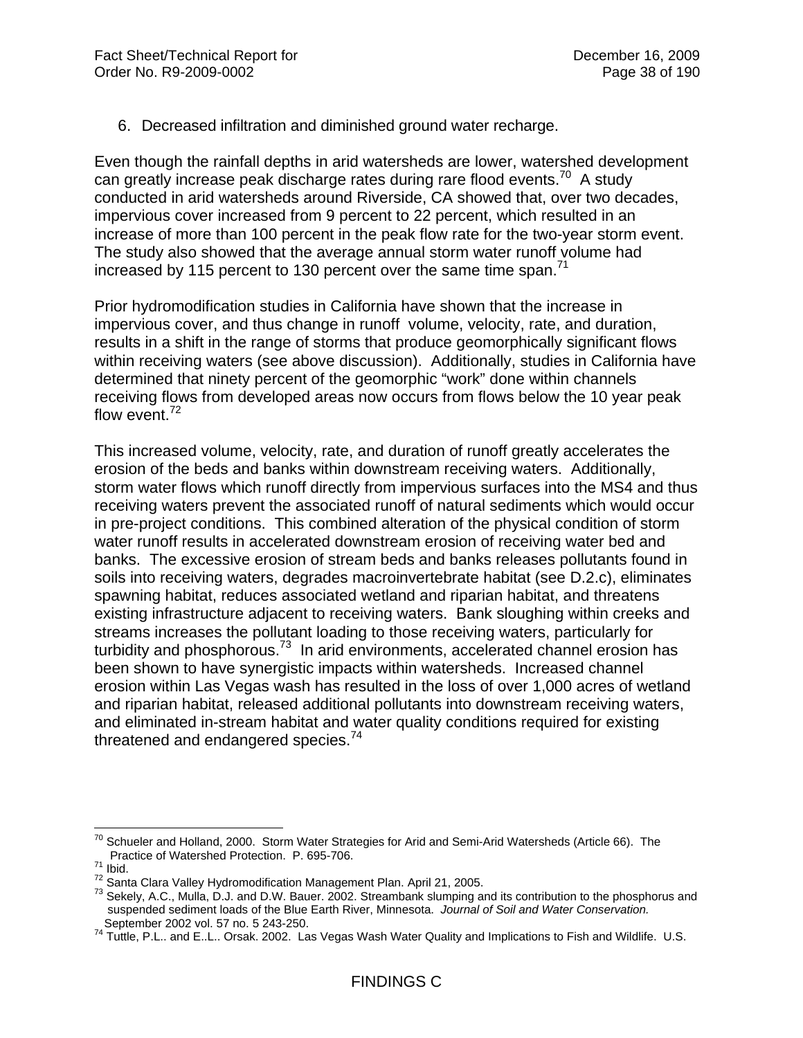6. Decreased infiltration and diminished ground water recharge.

Even though the rainfall depths in arid watersheds are lower, watershed development can greatly increase peak discharge rates during rare flood events.[70] A study conducted in arid watersheds around Riverside, CA showed that, over two decades, impervious cover increased from 9 percent to 22 percent, which resulted in an increase of more than 100 percent in the peak flow rate for the two-year storm event. The study also showed that the average annual storm water runoff volume had increased by 115 percent to 130 percent over the same time span.[71]

Prior hydromodification studies in California have shown that the increase in impervious cover, and thus change in runoff volume, velocity, rate, and duration, results in a shift in the range of storms that produce geomorphically significant flows within receiving waters (see above discussion). Additionally, studies in California have determined that ninety percent of the geomorphic "work" done within channels receiving flows from developed areas now occurs from flows below the 10 year peak flow event.[72]

This increased volume, velocity, rate, and duration of runoff greatly accelerates the erosion of the beds and banks within downstream receiving waters. Additionally, storm water flows which runoff directly from impervious surfaces into the MS4 and thus receiving waters prevent the associated runoff of natural sediments which would occur in pre-project conditions. This combined alteration of the physical condition of storm water runoff results in accelerated downstream erosion of receiving water bed and banks. The excessive erosion of stream beds and banks releases pollutants found in soils into receiving waters, degrades macroinvertebrate habitat (see D.2.c), eliminates spawning habitat, reduces associated wetland and riparian habitat, and threatens existing infrastructure adjacent to receiving waters. Bank sloughing within creeks and streams increases the pollutant loading to those receiving waters, particularly for turbidity and phosphorous.[73] In arid environments, accelerated channel erosion has been shown to have synergistic impacts within watersheds. Increased channel erosion within Las Vegas wash has resulted in the loss of over 1,000 acres of wetland and riparian habitat, released additional pollutants into downstream receiving waters, and eliminated in-stream habitat and water quality conditions required for existing threatened and endangered species.[74]

---

[70] Schueler and Holland, 2000. Storm Water Strategies for Arid and Semi-Arid Watersheds (Article 66). The Practice of Watershed Protection. P. 695-706.

[71] Ibid.

[72] Santa Clara Valley Hydromodification Management Plan. April 21, 2005.

[73] Sekely, A.C., Mulla, D.J. and D.W. Bauer. 2002. Streambank slumping and its contribution to the phosphorus and suspended sediment loads of the Blue Earth River, Minnesota. *Journal of Soil and Water Conservation.* September 2002 vol. 57 no. 5 243-250.

[74] Tuttle, P.L.. and E..L.. Orsak. 2002. Las Vegas Wash Water Quality and Implications to Fish and Wildlife. U.S.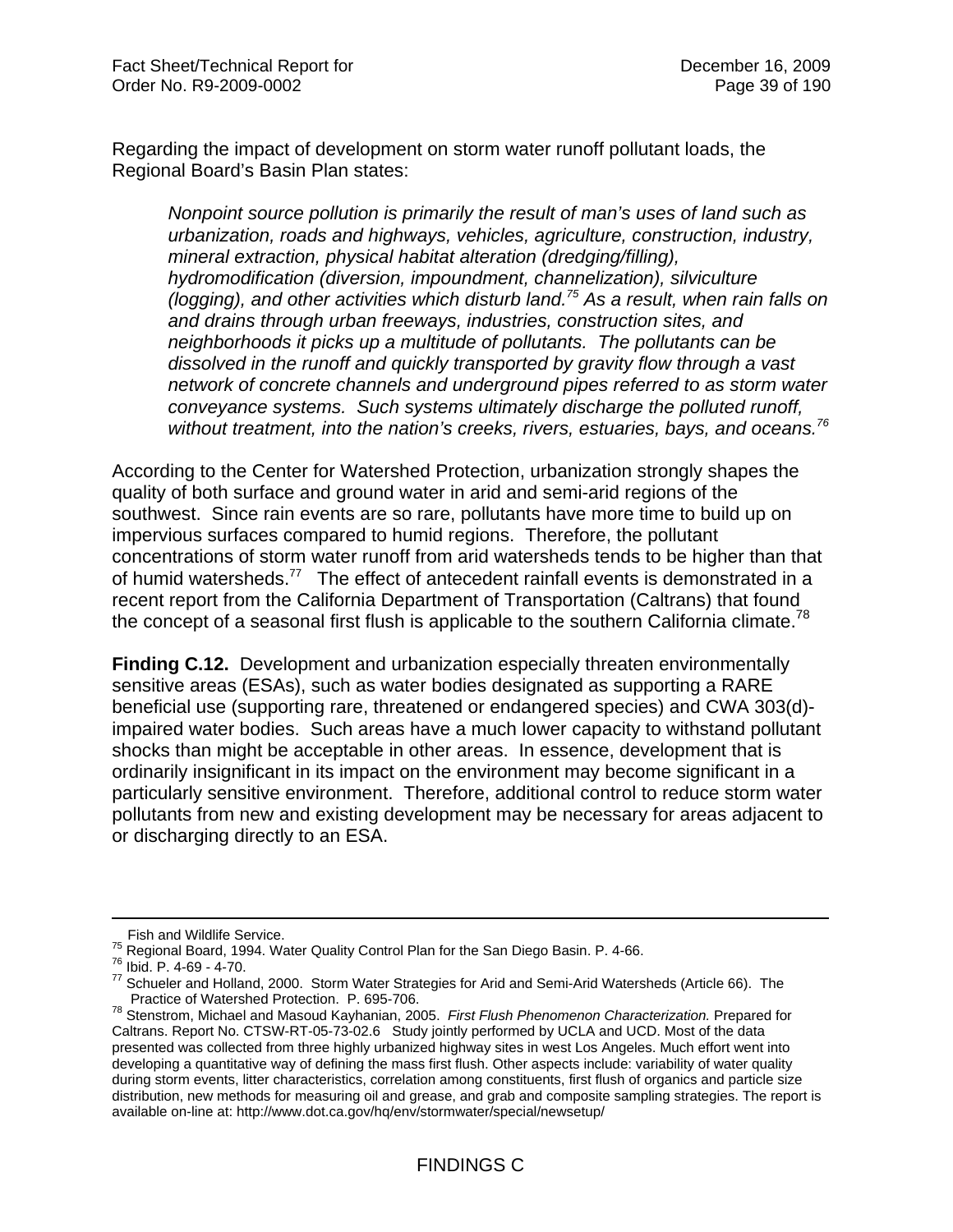Regarding the impact of development on storm water runoff pollutant loads, the Regional Board's Basin Plan states:

> *Nonpoint source pollution is primarily the result of man's uses of land such as urbanization, roads and highways, vehicles, agriculture, construction, industry, mineral extraction, physical habitat alteration (dredging/filling), hydromodification (diversion, impoundment, channelization), silviculture (logging), and other activities which disturb land.*[75] *As a result, when rain falls on and drains through urban freeways, industries, construction sites, and neighborhoods it picks up a multitude of pollutants. The pollutants can be dissolved in the runoff and quickly transported by gravity flow through a vast network of concrete channels and underground pipes referred to as storm water conveyance systems. Such systems ultimately discharge the polluted runoff, without treatment, into the nation's creeks, rivers, estuaries, bays, and oceans.*[76]

According to the Center for Watershed Protection, urbanization strongly shapes the quality of both surface and ground water in arid and semi-arid regions of the southwest. Since rain events are so rare, pollutants have more time to build up on impervious surfaces compared to humid regions. Therefore, the pollutant concentrations of storm water runoff from arid watersheds tends to be higher than that of humid watersheds.[77] The effect of antecedent rainfall events is demonstrated in a recent report from the California Department of Transportation (Caltrans) that found the concept of a seasonal first flush is applicable to the southern California climate.[78]

**Finding C.12.** Development and urbanization especially threaten environmentally sensitive areas (ESAs), such as water bodies designated as supporting a RARE beneficial use (supporting rare, threatened or endangered species) and CWA 303(d)-impaired water bodies. Such areas have a much lower capacity to withstand pollutant shocks than might be acceptable in other areas. In essence, development that is ordinarily insignificant in its impact on the environment may become significant in a particularly sensitive environment. Therefore, additional control to reduce storm water pollutants from new and existing development may be necessary for areas adjacent to or discharging directly to an ESA.

---

Fish and Wildlife Service.

[75] Regional Board, 1994. Water Quality Control Plan for the San Diego Basin. P. 4-66.

[76] Ibid. P. 4-69 - 4-70.

[77] Schueler and Holland, 2000. Storm Water Strategies for Arid and Semi-Arid Watersheds (Article 66). The Practice of Watershed Protection. P. 695-706.

[78] Stenstrom, Michael and Masoud Kayhanian, 2005. *First Flush Phenomenon Characterization.* Prepared for Caltrans. Report No. CTSW-RT-05-73-02.6 Study jointly performed by UCLA and UCD. Most of the data presented was collected from three highly urbanized highway sites in west Los Angeles. Much effort went into developing a quantitative way of defining the mass first flush. Other aspects include: variability of water quality during storm events, litter characteristics, correlation among constituents, first flush of organics and particle size distribution, new methods for measuring oil and grease, and grab and composite sampling strategies. The report is available on-line at: http://www.dot.ca.gov/hq/env/stormwater/special/newsetup/

FINDINGS C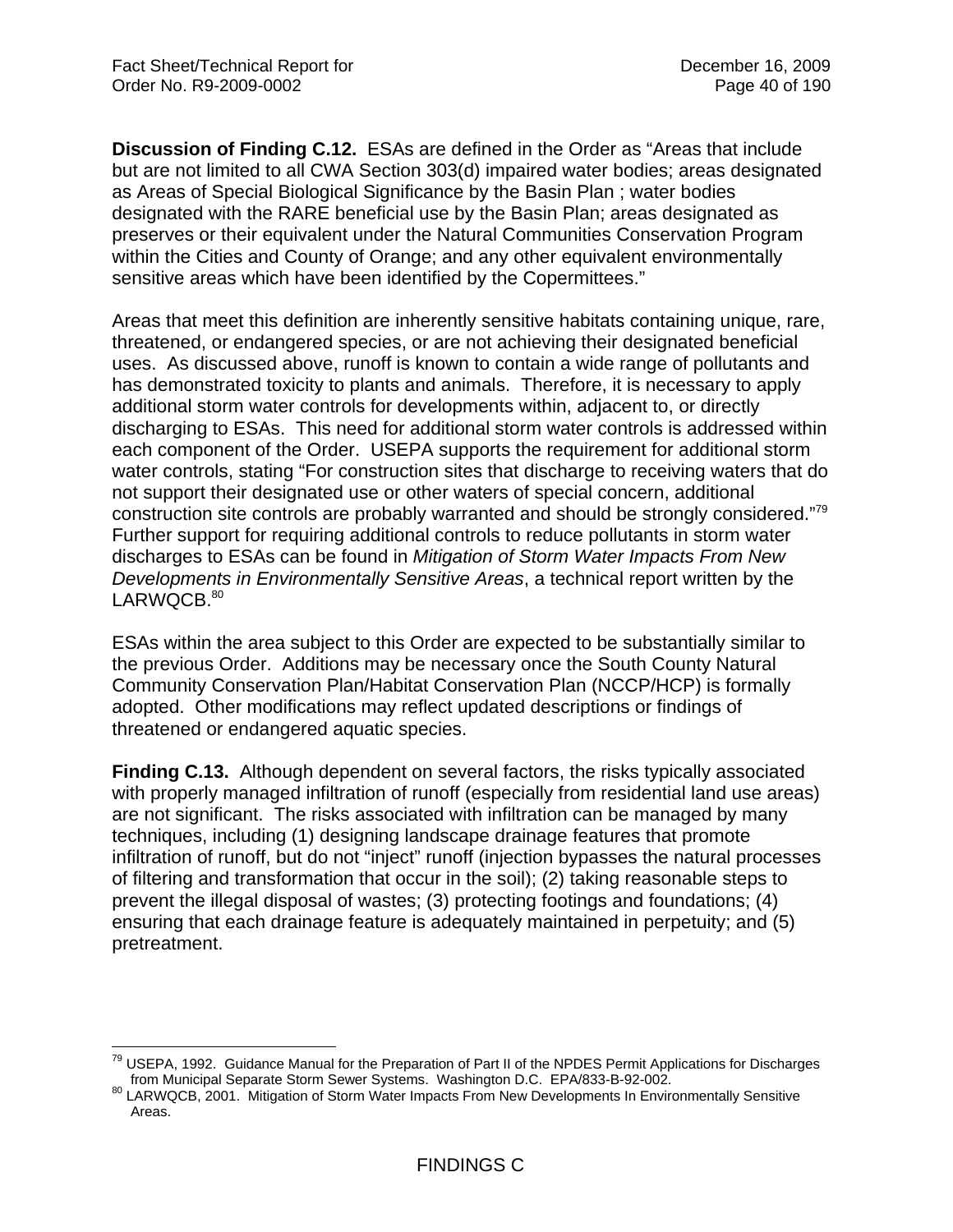**Discussion of Finding C.12.** ESAs are defined in the Order as "Areas that include but are not limited to all CWA Section 303(d) impaired water bodies; areas designated as Areas of Special Biological Significance by the Basin Plan ; water bodies designated with the RARE beneficial use by the Basin Plan; areas designated as preserves or their equivalent under the Natural Communities Conservation Program within the Cities and County of Orange; and any other equivalent environmentally sensitive areas which have been identified by the Copermittees."

Areas that meet this definition are inherently sensitive habitats containing unique, rare, threatened, or endangered species, or are not achieving their designated beneficial uses. As discussed above, runoff is known to contain a wide range of pollutants and has demonstrated toxicity to plants and animals. Therefore, it is necessary to apply additional storm water controls for developments within, adjacent to, or directly discharging to ESAs. This need for additional storm water controls is addressed within each component of the Order. USEPA supports the requirement for additional storm water controls, stating "For construction sites that discharge to receiving waters that do not support their designated use or other waters of special concern, additional construction site controls are probably warranted and should be strongly considered."[79] Further support for requiring additional controls to reduce pollutants in storm water discharges to ESAs can be found in *Mitigation of Storm Water Impacts From New Developments in Environmentally Sensitive Areas*, a technical report written by the LARWQCB.[80]

ESAs within the area subject to this Order are expected to be substantially similar to the previous Order. Additions may be necessary once the South County Natural Community Conservation Plan/Habitat Conservation Plan (NCCP/HCP) is formally adopted. Other modifications may reflect updated descriptions or findings of threatened or endangered aquatic species.

**Finding C.13.** Although dependent on several factors, the risks typically associated with properly managed infiltration of runoff (especially from residential land use areas) are not significant. The risks associated with infiltration can be managed by many techniques, including (1) designing landscape drainage features that promote infiltration of runoff, but do not "inject" runoff (injection bypasses the natural processes of filtering and transformation that occur in the soil); (2) taking reasonable steps to prevent the illegal disposal of wastes; (3) protecting footings and foundations; (4) ensuring that each drainage feature is adequately maintained in perpetuity; and (5) pretreatment.

---

[79] USEPA, 1992. Guidance Manual for the Preparation of Part II of the NPDES Permit Applications for Discharges from Municipal Separate Storm Sewer Systems. Washington D.C. EPA/833-B-92-002.

[80] LARWQCB, 2001. Mitigation of Storm Water Impacts From New Developments In Environmentally Sensitive Areas.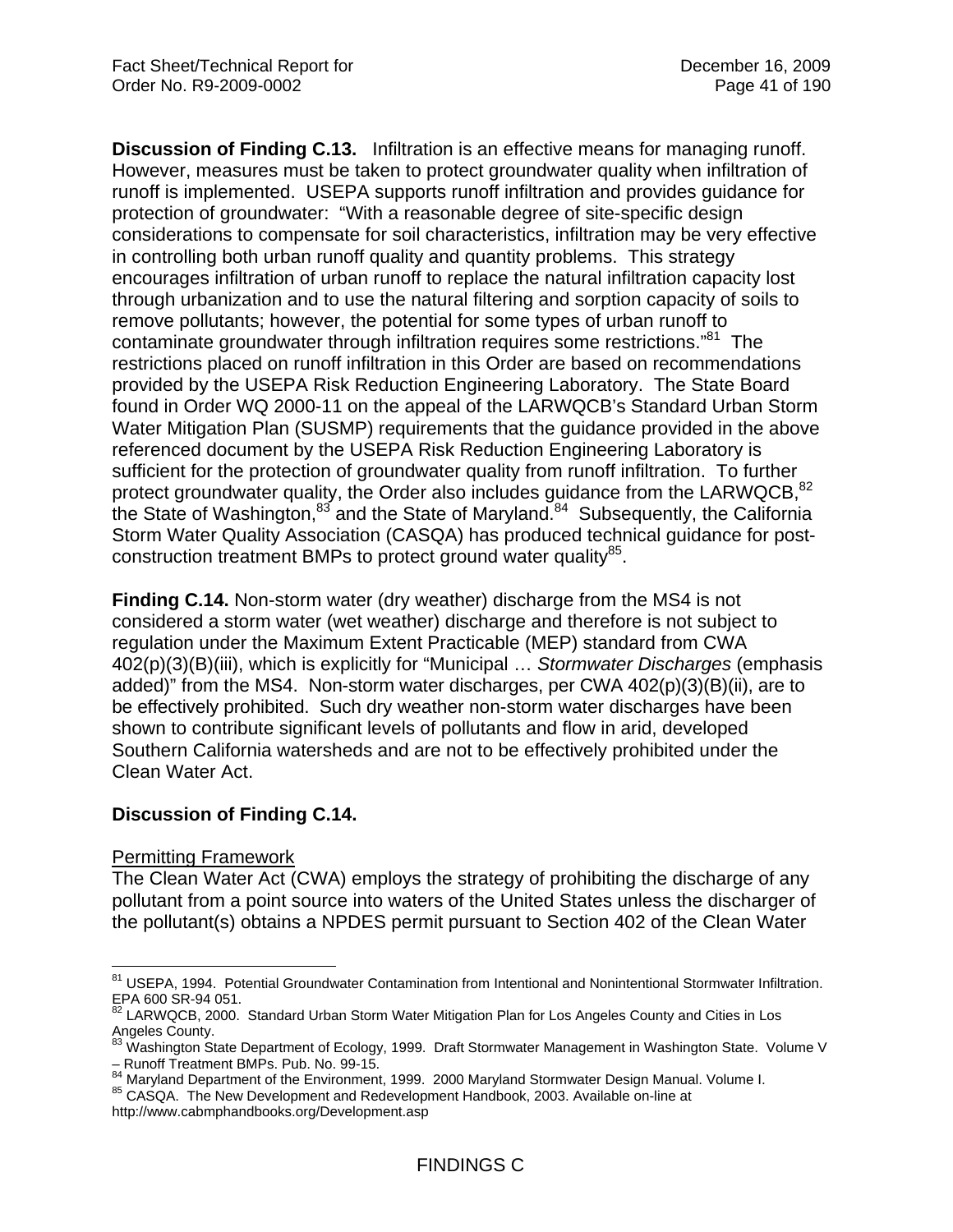**Discussion of Finding C.13.** Infiltration is an effective means for managing runoff. However, measures must be taken to protect groundwater quality when infiltration of runoff is implemented. USEPA supports runoff infiltration and provides guidance for protection of groundwater: "With a reasonable degree of site-specific design considerations to compensate for soil characteristics, infiltration may be very effective in controlling both urban runoff quality and quantity problems. This strategy encourages infiltration of urban runoff to replace the natural infiltration capacity lost through urbanization and to use the natural filtering and sorption capacity of soils to remove pollutants; however, the potential for some types of urban runoff to contaminate groundwater through infiltration requires some restrictions."[81] The restrictions placed on runoff infiltration in this Order are based on recommendations provided by the USEPA Risk Reduction Engineering Laboratory. The State Board found in Order WQ 2000-11 on the appeal of the LARWQCB's Standard Urban Storm Water Mitigation Plan (SUSMP) requirements that the guidance provided in the above referenced document by the USEPA Risk Reduction Engineering Laboratory is sufficient for the protection of groundwater quality from runoff infiltration. To further protect groundwater quality, the Order also includes guidance from the LARWQCB,[82] the State of Washington,[83] and the State of Maryland.[84] Subsequently, the California Storm Water Quality Association (CASQA) has produced technical guidance for post-construction treatment BMPs to protect ground water quality[85].

**Finding C.14.** Non-storm water (dry weather) discharge from the MS4 is not considered a storm water (wet weather) discharge and therefore is not subject to regulation under the Maximum Extent Practicable (MEP) standard from CWA 402(p)(3)(B)(iii), which is explicitly for "Municipal … *Stormwater Discharges* (emphasis added)" from the MS4. Non-storm water discharges, per CWA 402(p)(3)(B)(ii), are to be effectively prohibited. Such dry weather non-storm water discharges have been shown to contribute significant levels of pollutants and flow in arid, developed Southern California watersheds and are not to be effectively prohibited under the Clean Water Act.

**Discussion of Finding C.14.**

Permitting Framework

The Clean Water Act (CWA) employs the strategy of prohibiting the discharge of any pollutant from a point source into waters of the United States unless the discharger of the pollutant(s) obtains a NPDES permit pursuant to Section 402 of the Clean Water

---

[81] USEPA, 1994. Potential Groundwater Contamination from Intentional and Nonintentional Stormwater Infiltration. EPA 600 SR-94 051.

[82] LARWQCB, 2000. Standard Urban Storm Water Mitigation Plan for Los Angeles County and Cities in Los Angeles County.

[83] Washington State Department of Ecology, 1999. Draft Stormwater Management in Washington State. Volume V – Runoff Treatment BMPs. Pub. No. 99-15.

[84] Maryland Department of the Environment, 1999. 2000 Maryland Stormwater Design Manual. Volume I.

[85] CASQA. The New Development and Redevelopment Handbook, 2003. Available on-line at http://www.cabmphandbooks.org/Development.asp

FINDINGS C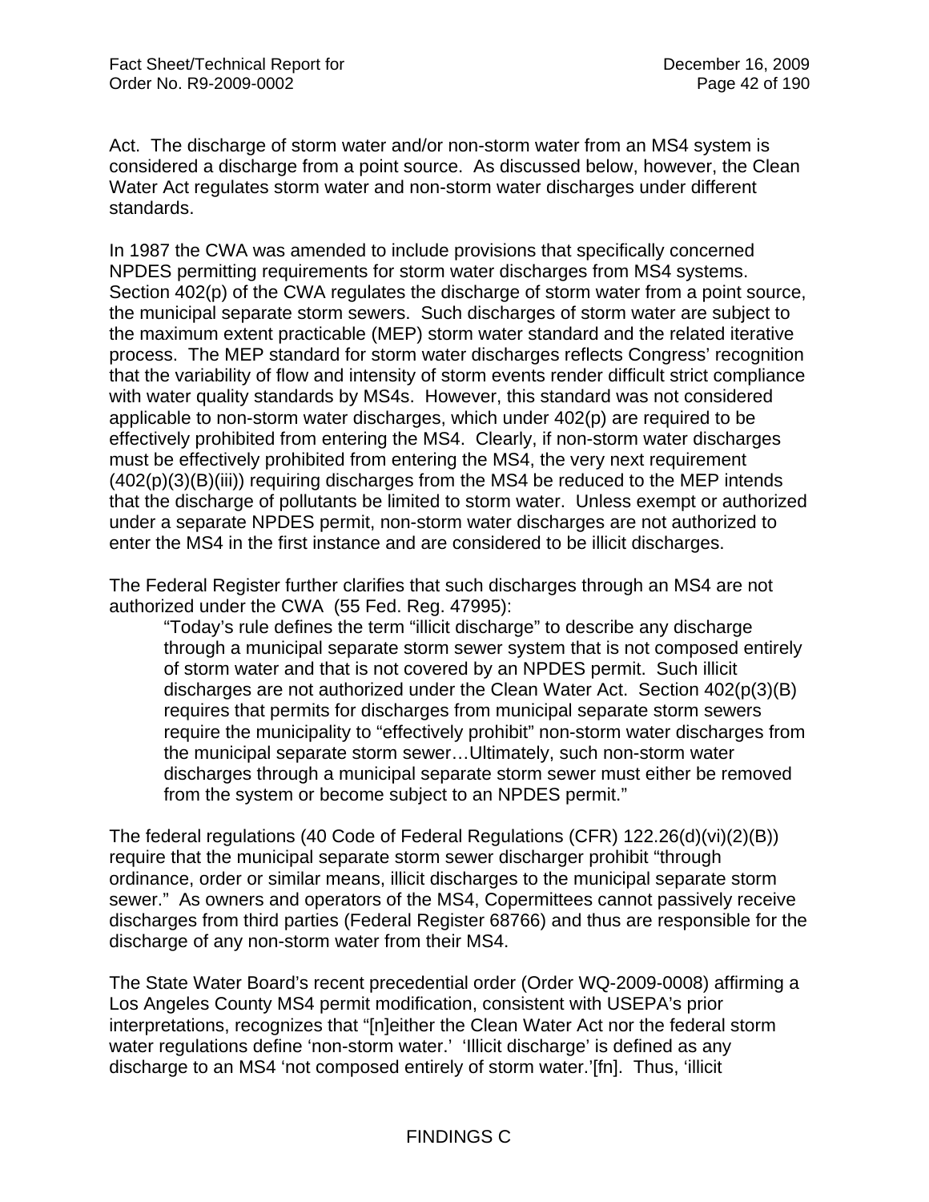Act. The discharge of storm water and/or non-storm water from an MS4 system is considered a discharge from a point source. As discussed below, however, the Clean Water Act regulates storm water and non-storm water discharges under different standards.

In 1987 the CWA was amended to include provisions that specifically concerned NPDES permitting requirements for storm water discharges from MS4 systems. Section 402(p) of the CWA regulates the discharge of storm water from a point source, the municipal separate storm sewers. Such discharges of storm water are subject to the maximum extent practicable (MEP) storm water standard and the related iterative process. The MEP standard for storm water discharges reflects Congress' recognition that the variability of flow and intensity of storm events render difficult strict compliance with water quality standards by MS4s. However, this standard was not considered applicable to non-storm water discharges, which under 402(p) are required to be effectively prohibited from entering the MS4. Clearly, if non-storm water discharges must be effectively prohibited from entering the MS4, the very next requirement (402(p)(3)(B)(iii)) requiring discharges from the MS4 be reduced to the MEP intends that the discharge of pollutants be limited to storm water. Unless exempt or authorized under a separate NPDES permit, non-storm water discharges are not authorized to enter the MS4 in the first instance and are considered to be illicit discharges.

The Federal Register further clarifies that such discharges through an MS4 are not authorized under the CWA (55 Fed. Reg. 47995):

> "Today's rule defines the term "illicit discharge" to describe any discharge through a municipal separate storm sewer system that is not composed entirely of storm water and that is not covered by an NPDES permit. Such illicit discharges are not authorized under the Clean Water Act. Section 402(p(3)(B) requires that permits for discharges from municipal separate storm sewers require the municipality to "effectively prohibit" non-storm water discharges from the municipal separate storm sewer…Ultimately, such non-storm water discharges through a municipal separate storm sewer must either be removed from the system or become subject to an NPDES permit."

The federal regulations (40 Code of Federal Regulations (CFR) 122.26(d)(vi)(2)(B)) require that the municipal separate storm sewer discharger prohibit "through ordinance, order or similar means, illicit discharges to the municipal separate storm sewer." As owners and operators of the MS4, Copermittees cannot passively receive discharges from third parties (Federal Register 68766) and thus are responsible for the discharge of any non-storm water from their MS4.

The State Water Board's recent precedential order (Order WQ-2009-0008) affirming a Los Angeles County MS4 permit modification, consistent with USEPA's prior interpretations, recognizes that "[n]either the Clean Water Act nor the federal storm water regulations define 'non-storm water.' 'Illicit discharge' is defined as any discharge to an MS4 'not composed entirely of storm water.'[fn]. Thus, 'illicit

FINDINGS C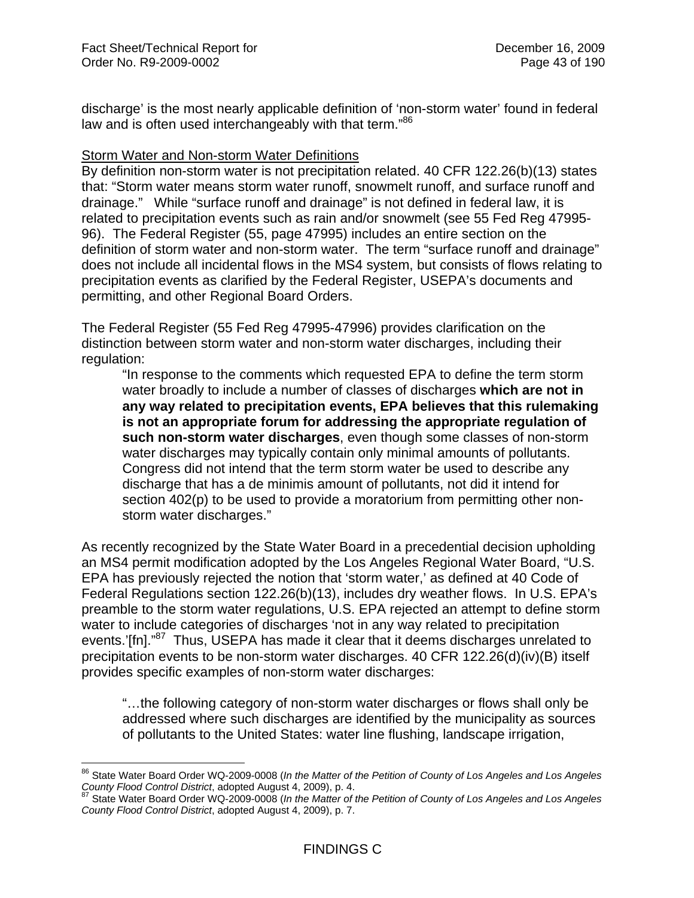discharge' is the most nearly applicable definition of 'non-storm water' found in federal law and is often used interchangeably with that term."[86]

Storm Water and Non-storm Water Definitions

By definition non-storm water is not precipitation related. 40 CFR 122.26(b)(13) states that: "Storm water means storm water runoff, snowmelt runoff, and surface runoff and drainage." While "surface runoff and drainage" is not defined in federal law, it is related to precipitation events such as rain and/or snowmelt (see 55 Fed Reg 47995-96). The Federal Register (55, page 47995) includes an entire section on the definition of storm water and non-storm water. The term "surface runoff and drainage" does not include all incidental flows in the MS4 system, but consists of flows relating to precipitation events as clarified by the Federal Register, USEPA's documents and permitting, and other Regional Board Orders.

The Federal Register (55 Fed Reg 47995-47996) provides clarification on the distinction between storm water and non-storm water discharges, including their regulation:

> "In response to the comments which requested EPA to define the term storm water broadly to include a number of classes of discharges **which are not in any way related to precipitation events, EPA believes that this rulemaking is not an appropriate forum for addressing the appropriate regulation of such non-storm water discharges**, even though some classes of non-storm water discharges may typically contain only minimal amounts of pollutants. Congress did not intend that the term storm water be used to describe any discharge that has a de minimis amount of pollutants, not did it intend for section 402(p) to be used to provide a moratorium from permitting other non-storm water discharges."

As recently recognized by the State Water Board in a precedential decision upholding an MS4 permit modification adopted by the Los Angeles Regional Water Board, "U.S. EPA has previously rejected the notion that 'storm water,' as defined at 40 Code of Federal Regulations section 122.26(b)(13), includes dry weather flows. In U.S. EPA's preamble to the storm water regulations, U.S. EPA rejected an attempt to define storm water to include categories of discharges 'not in any way related to precipitation events.'[fn]."[87] Thus, USEPA has made it clear that it deems discharges unrelated to precipitation events to be non-storm water discharges. 40 CFR 122.26(d)(iv)(B) itself provides specific examples of non-storm water discharges:

> "…the following category of non-storm water discharges or flows shall only be addressed where such discharges are identified by the municipality as sources of pollutants to the United States: water line flushing, landscape irrigation,

---

[86] State Water Board Order WQ-2009-0008 (*In the Matter of the Petition of County of Los Angeles and Los Angeles County Flood Control District*, adopted August 4, 2009), p. 4.

[87] State Water Board Order WQ-2009-0008 (*In the Matter of the Petition of County of Los Angeles and Los Angeles County Flood Control District*, adopted August 4, 2009), p. 7.

FINDINGS C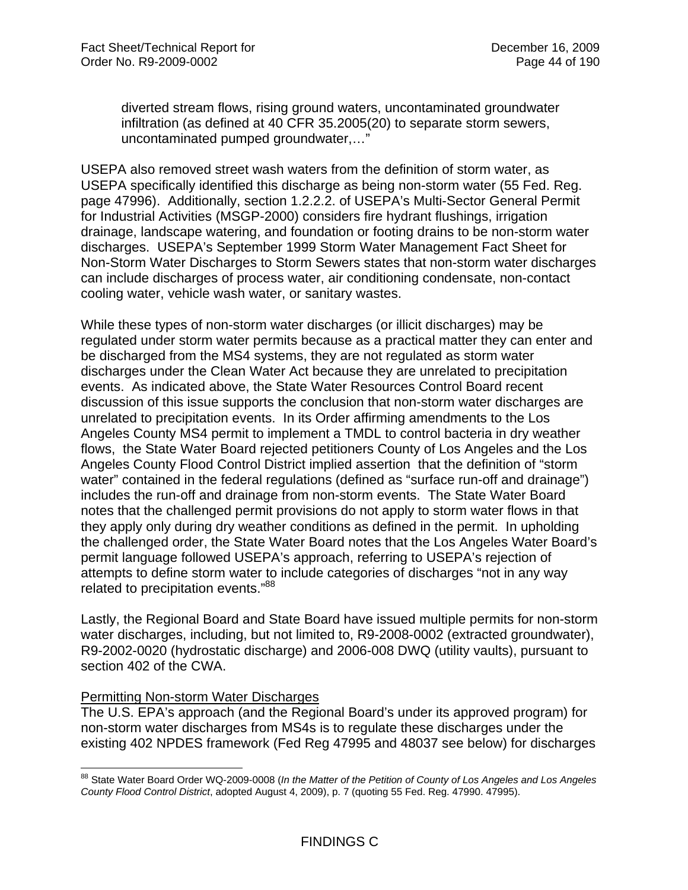> diverted stream flows, rising ground waters, uncontaminated groundwater infiltration (as defined at 40 CFR 35.2005(20) to separate storm sewers, uncontaminated pumped groundwater,…"

USEPA also removed street wash waters from the definition of storm water, as USEPA specifically identified this discharge as being non-storm water (55 Fed. Reg. page 47996). Additionally, section 1.2.2.2. of USEPA's Multi-Sector General Permit for Industrial Activities (MSGP-2000) considers fire hydrant flushings, irrigation drainage, landscape watering, and foundation or footing drains to be non-storm water discharges. USEPA's September 1999 Storm Water Management Fact Sheet for Non-Storm Water Discharges to Storm Sewers states that non-storm water discharges can include discharges of process water, air conditioning condensate, non-contact cooling water, vehicle wash water, or sanitary wastes.

While these types of non-storm water discharges (or illicit discharges) may be regulated under storm water permits because as a practical matter they can enter and be discharged from the MS4 systems, they are not regulated as storm water discharges under the Clean Water Act because they are unrelated to precipitation events. As indicated above, the State Water Resources Control Board recent discussion of this issue supports the conclusion that non-storm water discharges are unrelated to precipitation events. In its Order affirming amendments to the Los Angeles County MS4 permit to implement a TMDL to control bacteria in dry weather flows, the State Water Board rejected petitioners County of Los Angeles and the Los Angeles County Flood Control District implied assertion that the definition of "storm water" contained in the federal regulations (defined as "surface run-off and drainage") includes the run-off and drainage from non-storm events. The State Water Board notes that the challenged permit provisions do not apply to storm water flows in that they apply only during dry weather conditions as defined in the permit. In upholding the challenged order, the State Water Board notes that the Los Angeles Water Board's permit language followed USEPA's approach, referring to USEPA's rejection of attempts to define storm water to include categories of discharges "not in any way related to precipitation events."[88]

Lastly, the Regional Board and State Board have issued multiple permits for non-storm water discharges, including, but not limited to, R9-2008-0002 (extracted groundwater), R9-2002-0020 (hydrostatic discharge) and 2006-008 DWQ (utility vaults), pursuant to section 402 of the CWA.

<u>Permitting Non-storm Water Discharges</u>

The U.S. EPA's approach (and the Regional Board's under its approved program) for non-storm water discharges from MS4s is to regulate these discharges under the existing 402 NPDES framework (Fed Reg 47995 and 48037 see below) for discharges

[88] State Water Board Order WQ-2009-0008 (*In the Matter of the Petition of County of Los Angeles and Los Angeles County Flood Control District*, adopted August 4, 2009), p. 7 (quoting 55 Fed. Reg. 47990. 47995).

FINDINGS C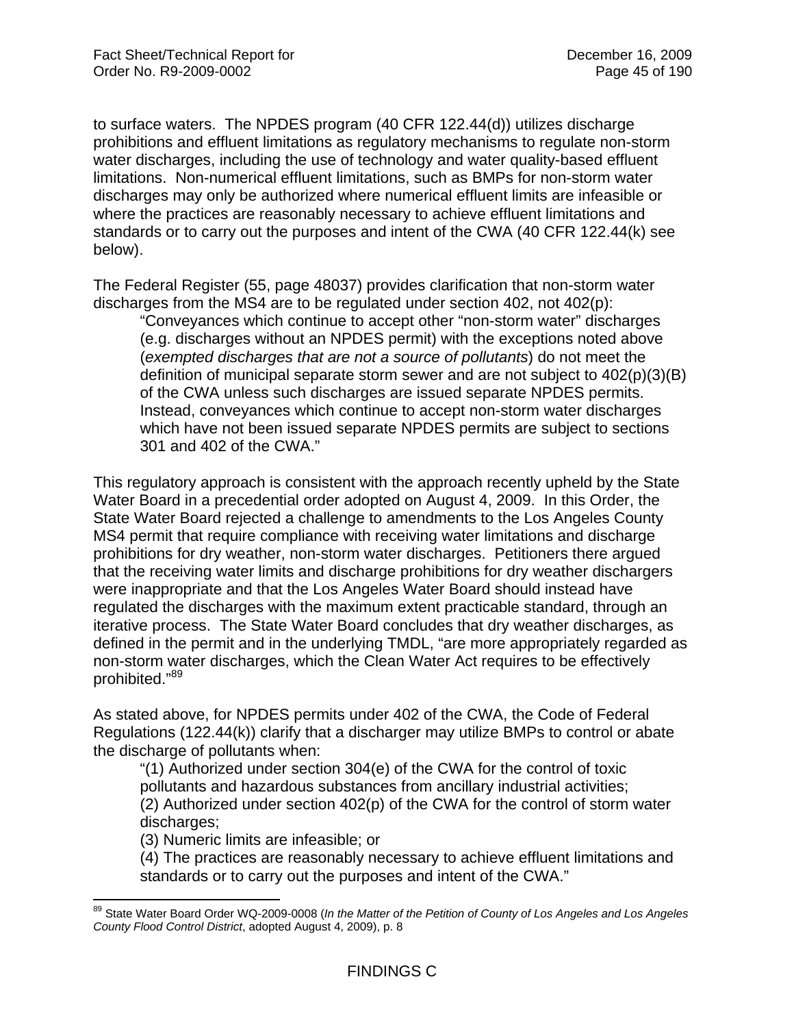to surface waters. The NPDES program (40 CFR 122.44(d)) utilizes discharge prohibitions and effluent limitations as regulatory mechanisms to regulate non-storm water discharges, including the use of technology and water quality-based effluent limitations. Non-numerical effluent limitations, such as BMPs for non-storm water discharges may only be authorized where numerical effluent limits are infeasible or where the practices are reasonably necessary to achieve effluent limitations and standards or to carry out the purposes and intent of the CWA (40 CFR 122.44(k) see below).

The Federal Register (55, page 48037) provides clarification that non-storm water discharges from the MS4 are to be regulated under section 402, not 402(p):

> "Conveyances which continue to accept other "non-storm water" discharges (e.g. discharges without an NPDES permit) with the exceptions noted above (*exempted discharges that are not a source of pollutants*) do not meet the definition of municipal separate storm sewer and are not subject to 402(p)(3)(B) of the CWA unless such discharges are issued separate NPDES permits. Instead, conveyances which continue to accept non-storm water discharges which have not been issued separate NPDES permits are subject to sections 301 and 402 of the CWA."

This regulatory approach is consistent with the approach recently upheld by the State Water Board in a precedential order adopted on August 4, 2009. In this Order, the State Water Board rejected a challenge to amendments to the Los Angeles County MS4 permit that require compliance with receiving water limitations and discharge prohibitions for dry weather, non-storm water discharges. Petitioners there argued that the receiving water limits and discharge prohibitions for dry weather dischargers were inappropriate and that the Los Angeles Water Board should instead have regulated the discharges with the maximum extent practicable standard, through an iterative process. The State Water Board concludes that dry weather discharges, as defined in the permit and in the underlying TMDL, "are more appropriately regarded as non-storm water discharges, which the Clean Water Act requires to be effectively prohibited."[89]

As stated above, for NPDES permits under 402 of the CWA, the Code of Federal Regulations (122.44(k)) clarify that a discharger may utilize BMPs to control or abate the discharge of pollutants when:

> "(1) Authorized under section 304(e) of the CWA for the control of toxic pollutants and hazardous substances from ancillary industrial activities;
> (2) Authorized under section 402(p) of the CWA for the control of storm water discharges;
> (3) Numeric limits are infeasible; or
> (4) The practices are reasonably necessary to achieve effluent limitations and standards or to carry out the purposes and intent of the CWA."

---

[89] State Water Board Order WQ-2009-0008 (*In the Matter of the Petition of County of Los Angeles and Los Angeles County Flood Control District*, adopted August 4, 2009), p. 8

FINDINGS C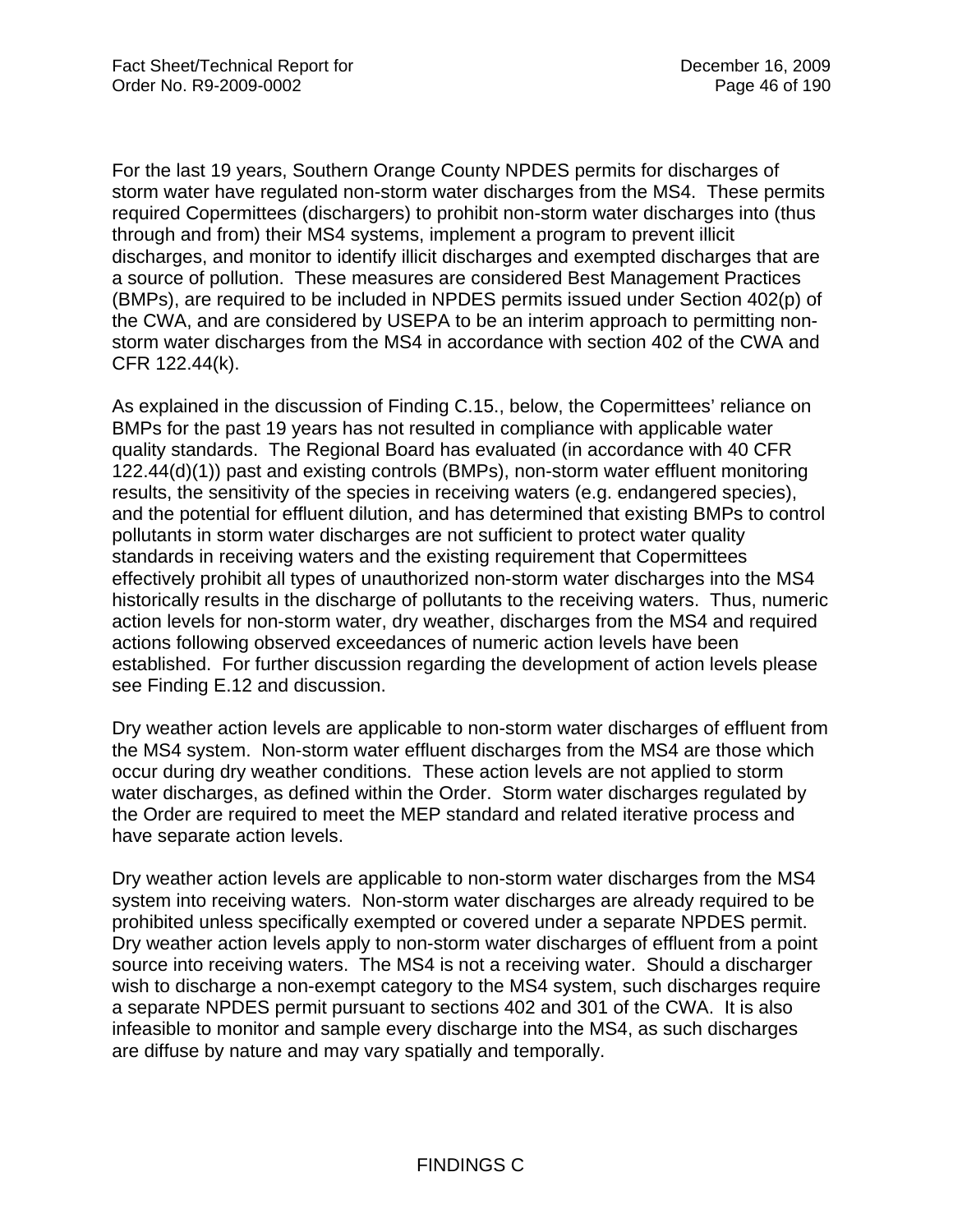For the last 19 years, Southern Orange County NPDES permits for discharges of storm water have regulated non-storm water discharges from the MS4. These permits required Copermittees (dischargers) to prohibit non-storm water discharges into (thus through and from) their MS4 systems, implement a program to prevent illicit discharges, and monitor to identify illicit discharges and exempted discharges that are a source of pollution. These measures are considered Best Management Practices (BMPs), are required to be included in NPDES permits issued under Section 402(p) of the CWA, and are considered by USEPA to be an interim approach to permitting non-storm water discharges from the MS4 in accordance with section 402 of the CWA and CFR 122.44(k).

As explained in the discussion of Finding C.15., below, the Copermittees' reliance on BMPs for the past 19 years has not resulted in compliance with applicable water quality standards. The Regional Board has evaluated (in accordance with 40 CFR 122.44(d)(1)) past and existing controls (BMPs), non-storm water effluent monitoring results, the sensitivity of the species in receiving waters (e.g. endangered species), and the potential for effluent dilution, and has determined that existing BMPs to control pollutants in storm water discharges are not sufficient to protect water quality standards in receiving waters and the existing requirement that Copermittees effectively prohibit all types of unauthorized non-storm water discharges into the MS4 historically results in the discharge of pollutants to the receiving waters. Thus, numeric action levels for non-storm water, dry weather, discharges from the MS4 and required actions following observed exceedances of numeric action levels have been established. For further discussion regarding the development of action levels please see Finding E.12 and discussion.

Dry weather action levels are applicable to non-storm water discharges of effluent from the MS4 system. Non-storm water effluent discharges from the MS4 are those which occur during dry weather conditions. These action levels are not applied to storm water discharges, as defined within the Order. Storm water discharges regulated by the Order are required to meet the MEP standard and related iterative process and have separate action levels.

Dry weather action levels are applicable to non-storm water discharges from the MS4 system into receiving waters. Non-storm water discharges are already required to be prohibited unless specifically exempted or covered under a separate NPDES permit. Dry weather action levels apply to non-storm water discharges of effluent from a point source into receiving waters. The MS4 is not a receiving water. Should a discharger wish to discharge a non-exempt category to the MS4 system, such discharges require a separate NPDES permit pursuant to sections 402 and 301 of the CWA. It is also infeasible to monitor and sample every discharge into the MS4, as such discharges are diffuse by nature and may vary spatially and temporally.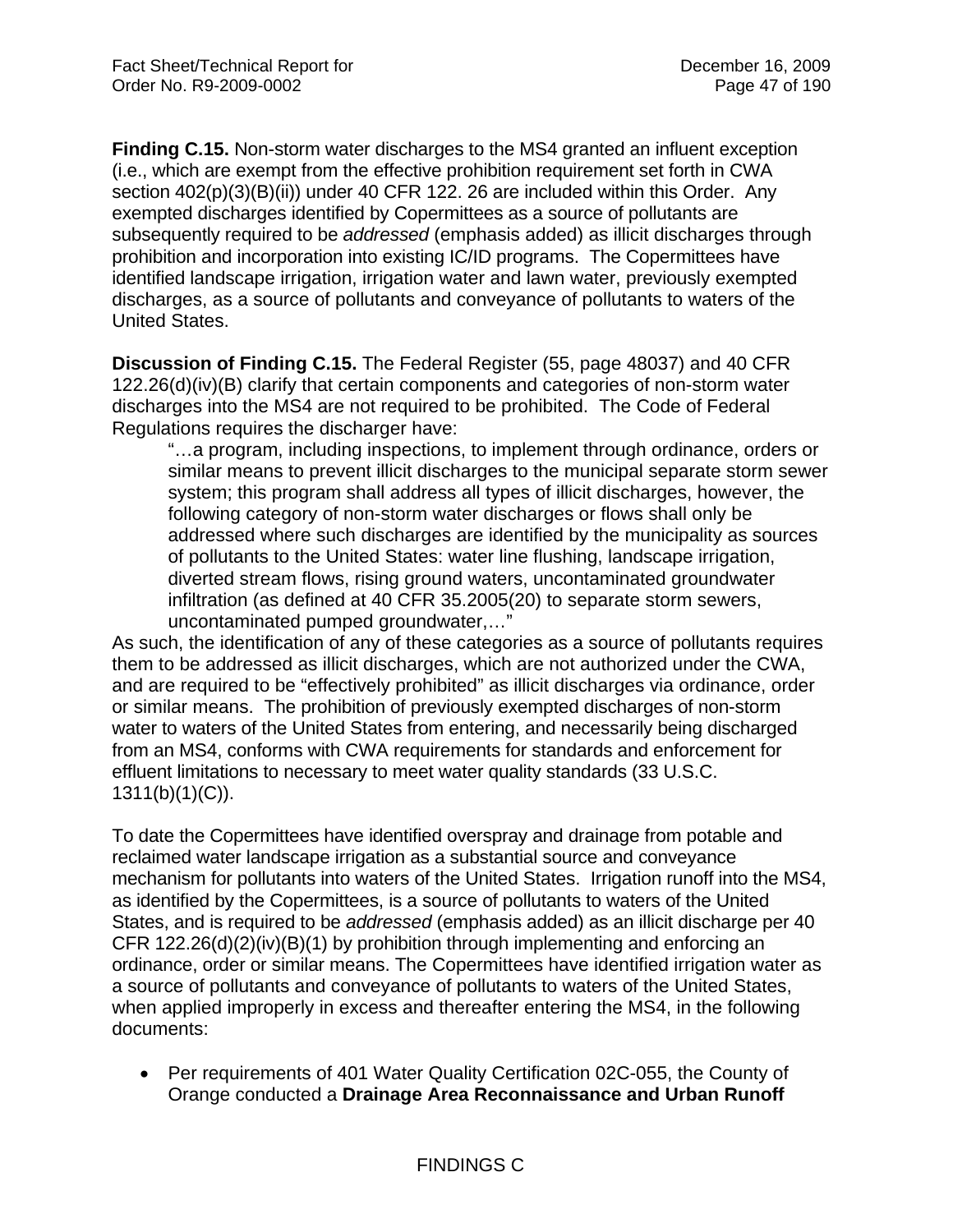**Finding C.15.** Non-storm water discharges to the MS4 granted an influent exception (i.e., which are exempt from the effective prohibition requirement set forth in CWA section 402(p)(3)(B)(ii)) under 40 CFR 122. 26 are included within this Order. Any exempted discharges identified by Copermittees as a source of pollutants are subsequently required to be *addressed* (emphasis added) as illicit discharges through prohibition and incorporation into existing IC/ID programs. The Copermittees have identified landscape irrigation, irrigation water and lawn water, previously exempted discharges, as a source of pollutants and conveyance of pollutants to waters of the United States.

**Discussion of Finding C.15.** The Federal Register (55, page 48037) and 40 CFR 122.26(d)(iv)(B) clarify that certain components and categories of non-storm water discharges into the MS4 are not required to be prohibited. The Code of Federal Regulations requires the discharger have:

> "…a program, including inspections, to implement through ordinance, orders or similar means to prevent illicit discharges to the municipal separate storm sewer system; this program shall address all types of illicit discharges, however, the following category of non-storm water discharges or flows shall only be addressed where such discharges are identified by the municipality as sources of pollutants to the United States: water line flushing, landscape irrigation, diverted stream flows, rising ground waters, uncontaminated groundwater infiltration (as defined at 40 CFR 35.2005(20) to separate storm sewers, uncontaminated pumped groundwater,…"

As such, the identification of any of these categories as a source of pollutants requires them to be addressed as illicit discharges, which are not authorized under the CWA, and are required to be "effectively prohibited" as illicit discharges via ordinance, order or similar means. The prohibition of previously exempted discharges of non-storm water to waters of the United States from entering, and necessarily being discharged from an MS4, conforms with CWA requirements for standards and enforcement for effluent limitations to necessary to meet water quality standards (33 U.S.C. 1311(b)(1)(C)).

To date the Copermittees have identified overspray and drainage from potable and reclaimed water landscape irrigation as a substantial source and conveyance mechanism for pollutants into waters of the United States. Irrigation runoff into the MS4, as identified by the Copermittees, is a source of pollutants to waters of the United States, and is required to be *addressed* (emphasis added) as an illicit discharge per 40 CFR 122.26(d)(2)(iv)(B)(1) by prohibition through implementing and enforcing an ordinance, order or similar means. The Copermittees have identified irrigation water as a source of pollutants and conveyance of pollutants to waters of the United States, when applied improperly in excess and thereafter entering the MS4, in the following documents:

- Per requirements of 401 Water Quality Certification 02C-055, the County of Orange conducted a **Drainage Area Reconnaissance and Urban Runoff**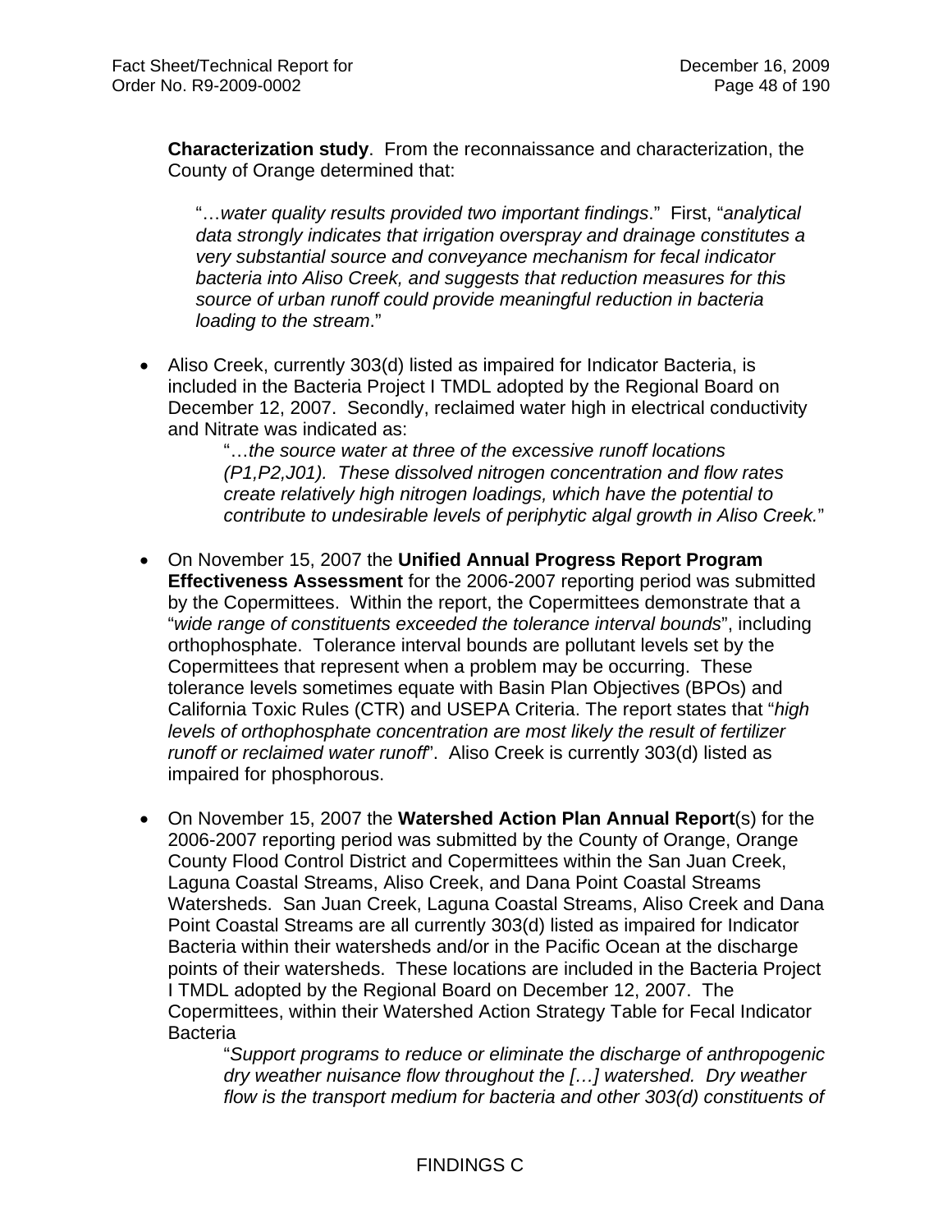**Characterization study**. From the reconnaissance and characterization, the County of Orange determined that:

> "…*water quality results provided two important findings*." First, "*analytical data strongly indicates that irrigation overspray and drainage constitutes a very substantial source and conveyance mechanism for fecal indicator bacteria into Aliso Creek, and suggests that reduction measures for this source of urban runoff could provide meaningful reduction in bacteria loading to the stream*."

- Aliso Creek, currently 303(d) listed as impaired for Indicator Bacteria, is included in the Bacteria Project I TMDL adopted by the Regional Board on December 12, 2007. Secondly, reclaimed water high in electrical conductivity and Nitrate was indicated as:

  > "…*the source water at three of the excessive runoff locations (P1,P2,J01). These dissolved nitrogen concentration and flow rates create relatively high nitrogen loadings, which have the potential to contribute to undesirable levels of periphytic algal growth in Aliso Creek.*"

- On November 15, 2007 the **Unified Annual Progress Report Program Effectiveness Assessment** for the 2006-2007 reporting period was submitted by the Copermittees. Within the report, the Copermittees demonstrate that a "*wide range of constituents exceeded the tolerance interval bounds*", including orthophosphate. Tolerance interval bounds are pollutant levels set by the Copermittees that represent when a problem may be occurring. These tolerance levels sometimes equate with Basin Plan Objectives (BPOs) and California Toxic Rules (CTR) and USEPA Criteria. The report states that "*high levels of orthophosphate concentration are most likely the result of fertilizer runoff or reclaimed water runoff*". Aliso Creek is currently 303(d) listed as impaired for phosphorous.

- On November 15, 2007 the **Watershed Action Plan Annual Report**(s) for the 2006-2007 reporting period was submitted by the County of Orange, Orange County Flood Control District and Copermittees within the San Juan Creek, Laguna Coastal Streams, Aliso Creek, and Dana Point Coastal Streams Watersheds. San Juan Creek, Laguna Coastal Streams, Aliso Creek and Dana Point Coastal Streams are all currently 303(d) listed as impaired for Indicator Bacteria within their watersheds and/or in the Pacific Ocean at the discharge points of their watersheds. These locations are included in the Bacteria Project I TMDL adopted by the Regional Board on December 12, 2007. The Copermittees, within their Watershed Action Strategy Table for Fecal Indicator Bacteria

  > "*Support programs to reduce or eliminate the discharge of anthropogenic dry weather nuisance flow throughout the […] watershed. Dry weather flow is the transport medium for bacteria and other 303(d) constituents of*

FINDINGS C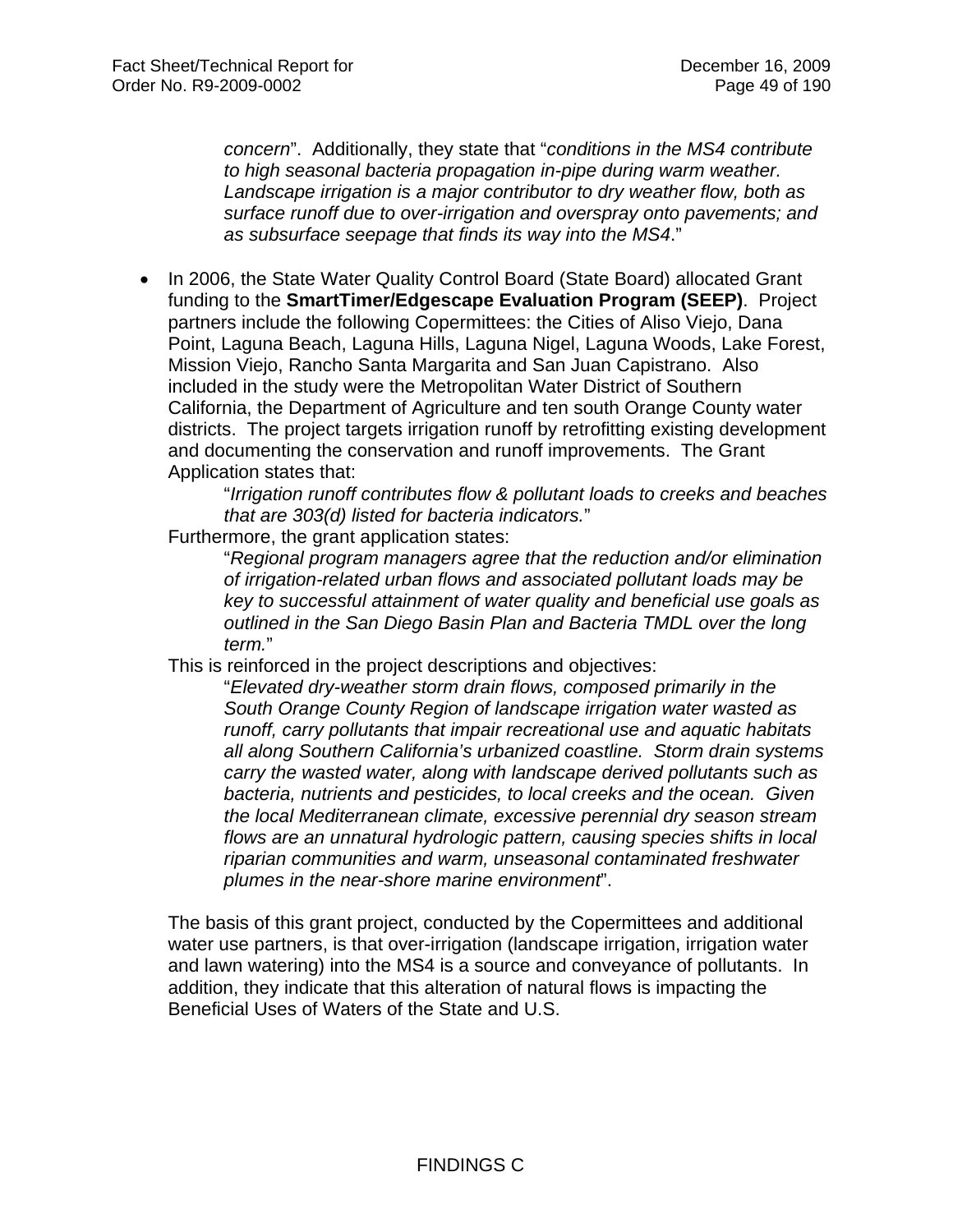*concern*". Additionally, they state that "*conditions in the MS4 contribute to high seasonal bacteria propagation in-pipe during warm weather. Landscape irrigation is a major contributor to dry weather flow, both as surface runoff due to over-irrigation and overspray onto pavements; and as subsurface seepage that finds its way into the MS4*."

- In 2006, the State Water Quality Control Board (State Board) allocated Grant funding to the **SmartTimer/Edgescape Evaluation Program (SEEP)**. Project partners include the following Copermittees: the Cities of Aliso Viejo, Dana Point, Laguna Beach, Laguna Hills, Laguna Nigel, Laguna Woods, Lake Forest, Mission Viejo, Rancho Santa Margarita and San Juan Capistrano. Also included in the study were the Metropolitan Water District of Southern California, the Department of Agriculture and ten south Orange County water districts. The project targets irrigation runoff by retrofitting existing development and documenting the conservation and runoff improvements. The Grant Application states that:

  "*Irrigation runoff contributes flow & pollutant loads to creeks and beaches that are 303(d) listed for bacteria indicators.*"

  Furthermore, the grant application states:

  "*Regional program managers agree that the reduction and/or elimination of irrigation-related urban flows and associated pollutant loads may be key to successful attainment of water quality and beneficial use goals as outlined in the San Diego Basin Plan and Bacteria TMDL over the long term.*"

  This is reinforced in the project descriptions and objectives:

  "*Elevated dry-weather storm drain flows, composed primarily in the South Orange County Region of landscape irrigation water wasted as runoff, carry pollutants that impair recreational use and aquatic habitats all along Southern California's urbanized coastline. Storm drain systems carry the wasted water, along with landscape derived pollutants such as bacteria, nutrients and pesticides, to local creeks and the ocean. Given the local Mediterranean climate, excessive perennial dry season stream flows are an unnatural hydrologic pattern, causing species shifts in local riparian communities and warm, unseasonal contaminated freshwater plumes in the near-shore marine environment*".

  The basis of this grant project, conducted by the Copermittees and additional water use partners, is that over-irrigation (landscape irrigation, irrigation water and lawn watering) into the MS4 is a source and conveyance of pollutants. In addition, they indicate that this alteration of natural flows is impacting the Beneficial Uses of Waters of the State and U.S.

FINDINGS C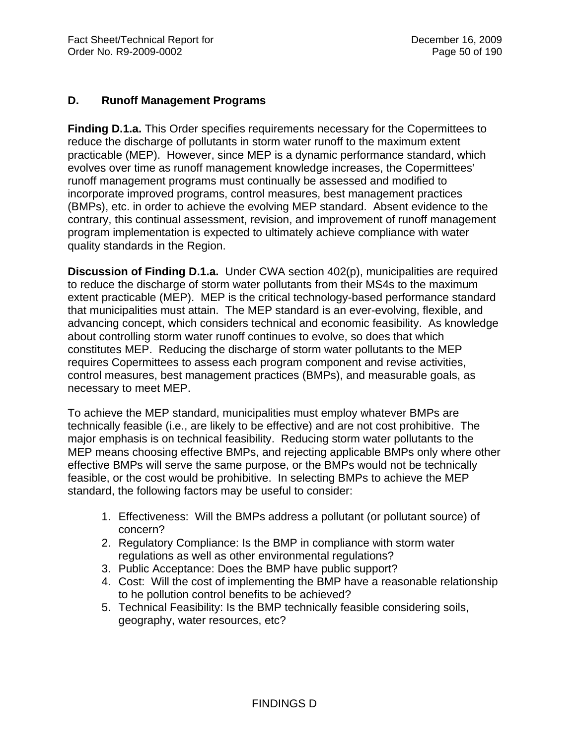## D. Runoff Management Programs

**Finding D.1.a.** This Order specifies requirements necessary for the Copermittees to reduce the discharge of pollutants in storm water runoff to the maximum extent practicable (MEP). However, since MEP is a dynamic performance standard, which evolves over time as runoff management knowledge increases, the Copermittees' runoff management programs must continually be assessed and modified to incorporate improved programs, control measures, best management practices (BMPs), etc. in order to achieve the evolving MEP standard. Absent evidence to the contrary, this continual assessment, revision, and improvement of runoff management program implementation is expected to ultimately achieve compliance with water quality standards in the Region.

**Discussion of Finding D.1.a.** Under CWA section 402(p), municipalities are required to reduce the discharge of storm water pollutants from their MS4s to the maximum extent practicable (MEP). MEP is the critical technology-based performance standard that municipalities must attain. The MEP standard is an ever-evolving, flexible, and advancing concept, which considers technical and economic feasibility. As knowledge about controlling storm water runoff continues to evolve, so does that which constitutes MEP. Reducing the discharge of storm water pollutants to the MEP requires Copermittees to assess each program component and revise activities, control measures, best management practices (BMPs), and measurable goals, as necessary to meet MEP.

To achieve the MEP standard, municipalities must employ whatever BMPs are technically feasible (i.e., are likely to be effective) and are not cost prohibitive. The major emphasis is on technical feasibility. Reducing storm water pollutants to the MEP means choosing effective BMPs, and rejecting applicable BMPs only where other effective BMPs will serve the same purpose, or the BMPs would not be technically feasible, or the cost would be prohibitive. In selecting BMPs to achieve the MEP standard, the following factors may be useful to consider:

1. Effectiveness: Will the BMPs address a pollutant (or pollutant source) of concern?
2. Regulatory Compliance: Is the BMP in compliance with storm water regulations as well as other environmental regulations?
3. Public Acceptance: Does the BMP have public support?
4. Cost: Will the cost of implementing the BMP have a reasonable relationship to he pollution control benefits to be achieved?
5. Technical Feasibility: Is the BMP technically feasible considering soils, geography, water resources, etc?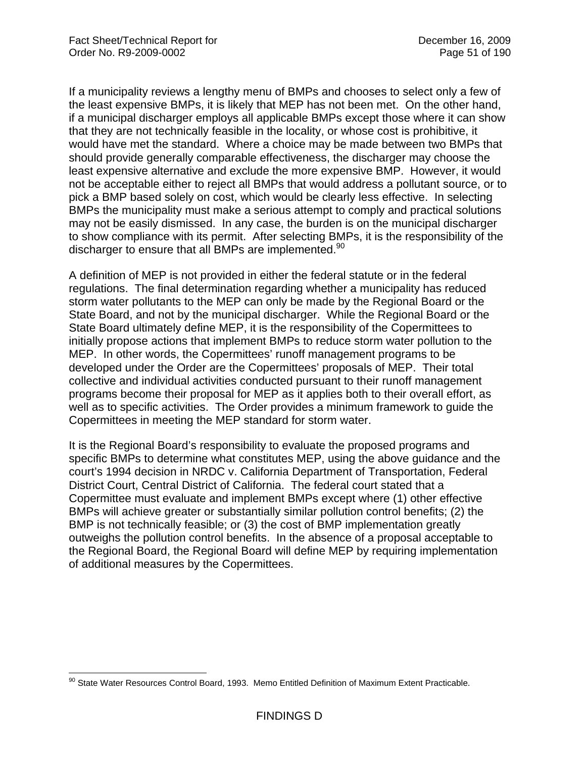If a municipality reviews a lengthy menu of BMPs and chooses to select only a few of the least expensive BMPs, it is likely that MEP has not been met. On the other hand, if a municipal discharger employs all applicable BMPs except those where it can show that they are not technically feasible in the locality, or whose cost is prohibitive, it would have met the standard. Where a choice may be made between two BMPs that should provide generally comparable effectiveness, the discharger may choose the least expensive alternative and exclude the more expensive BMP. However, it would not be acceptable either to reject all BMPs that would address a pollutant source, or to pick a BMP based solely on cost, which would be clearly less effective. In selecting BMPs the municipality must make a serious attempt to comply and practical solutions may not be easily dismissed. In any case, the burden is on the municipal discharger to show compliance with its permit. After selecting BMPs, it is the responsibility of the discharger to ensure that all BMPs are implemented.[90]

A definition of MEP is not provided in either the federal statute or in the federal regulations. The final determination regarding whether a municipality has reduced storm water pollutants to the MEP can only be made by the Regional Board or the State Board, and not by the municipal discharger. While the Regional Board or the State Board ultimately define MEP, it is the responsibility of the Copermittees to initially propose actions that implement BMPs to reduce storm water pollution to the MEP. In other words, the Copermittees' runoff management programs to be developed under the Order are the Copermittees' proposals of MEP. Their total collective and individual activities conducted pursuant to their runoff management programs become their proposal for MEP as it applies both to their overall effort, as well as to specific activities. The Order provides a minimum framework to guide the Copermittees in meeting the MEP standard for storm water.

It is the Regional Board's responsibility to evaluate the proposed programs and specific BMPs to determine what constitutes MEP, using the above guidance and the court's 1994 decision in NRDC v. California Department of Transportation, Federal District Court, Central District of California. The federal court stated that a Copermittee must evaluate and implement BMPs except where (1) other effective BMPs will achieve greater or substantially similar pollution control benefits; (2) the BMP is not technically feasible; or (3) the cost of BMP implementation greatly outweighs the pollution control benefits. In the absence of a proposal acceptable to the Regional Board, the Regional Board will define MEP by requiring implementation of additional measures by the Copermittees.

[90] State Water Resources Control Board, 1993. Memo Entitled Definition of Maximum Extent Practicable.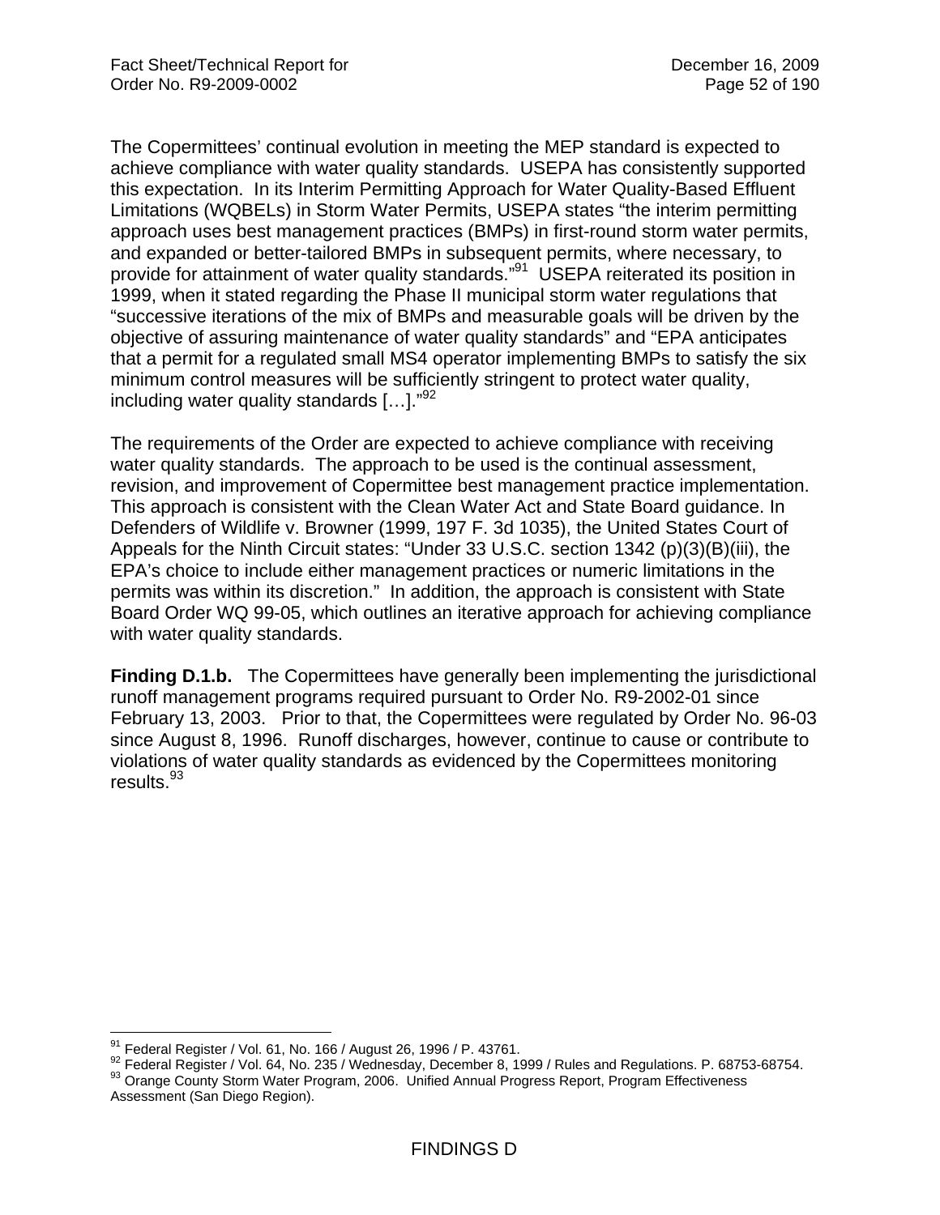The Copermittees' continual evolution in meeting the MEP standard is expected to achieve compliance with water quality standards. USEPA has consistently supported this expectation. In its Interim Permitting Approach for Water Quality-Based Effluent Limitations (WQBELs) in Storm Water Permits, USEPA states "the interim permitting approach uses best management practices (BMPs) in first-round storm water permits, and expanded or better-tailored BMPs in subsequent permits, where necessary, to provide for attainment of water quality standards."[91] USEPA reiterated its position in 1999, when it stated regarding the Phase II municipal storm water regulations that "successive iterations of the mix of BMPs and measurable goals will be driven by the objective of assuring maintenance of water quality standards" and "EPA anticipates that a permit for a regulated small MS4 operator implementing BMPs to satisfy the six minimum control measures will be sufficiently stringent to protect water quality, including water quality standards […]."[92]

The requirements of the Order are expected to achieve compliance with receiving water quality standards. The approach to be used is the continual assessment, revision, and improvement of Copermittee best management practice implementation. This approach is consistent with the Clean Water Act and State Board guidance. In Defenders of Wildlife v. Browner (1999, 197 F. 3d 1035), the United States Court of Appeals for the Ninth Circuit states: "Under 33 U.S.C. section 1342 (p)(3)(B)(iii), the EPA's choice to include either management practices or numeric limitations in the permits was within its discretion." In addition, the approach is consistent with State Board Order WQ 99-05, which outlines an iterative approach for achieving compliance with water quality standards.

**Finding D.1.b.** The Copermittees have generally been implementing the jurisdictional runoff management programs required pursuant to Order No. R9-2002-01 since February 13, 2003. Prior to that, the Copermittees were regulated by Order No. 96-03 since August 8, 1996. Runoff discharges, however, continue to cause or contribute to violations of water quality standards as evidenced by the Copermittees monitoring results.[93]

---

[91] Federal Register / Vol. 61, No. 166 / August 26, 1996 / P. 43761.

[92] Federal Register / Vol. 64, No. 235 / Wednesday, December 8, 1999 / Rules and Regulations. P. 68753-68754.

[93] Orange County Storm Water Program, 2006. Unified Annual Progress Report, Program Effectiveness Assessment (San Diego Region).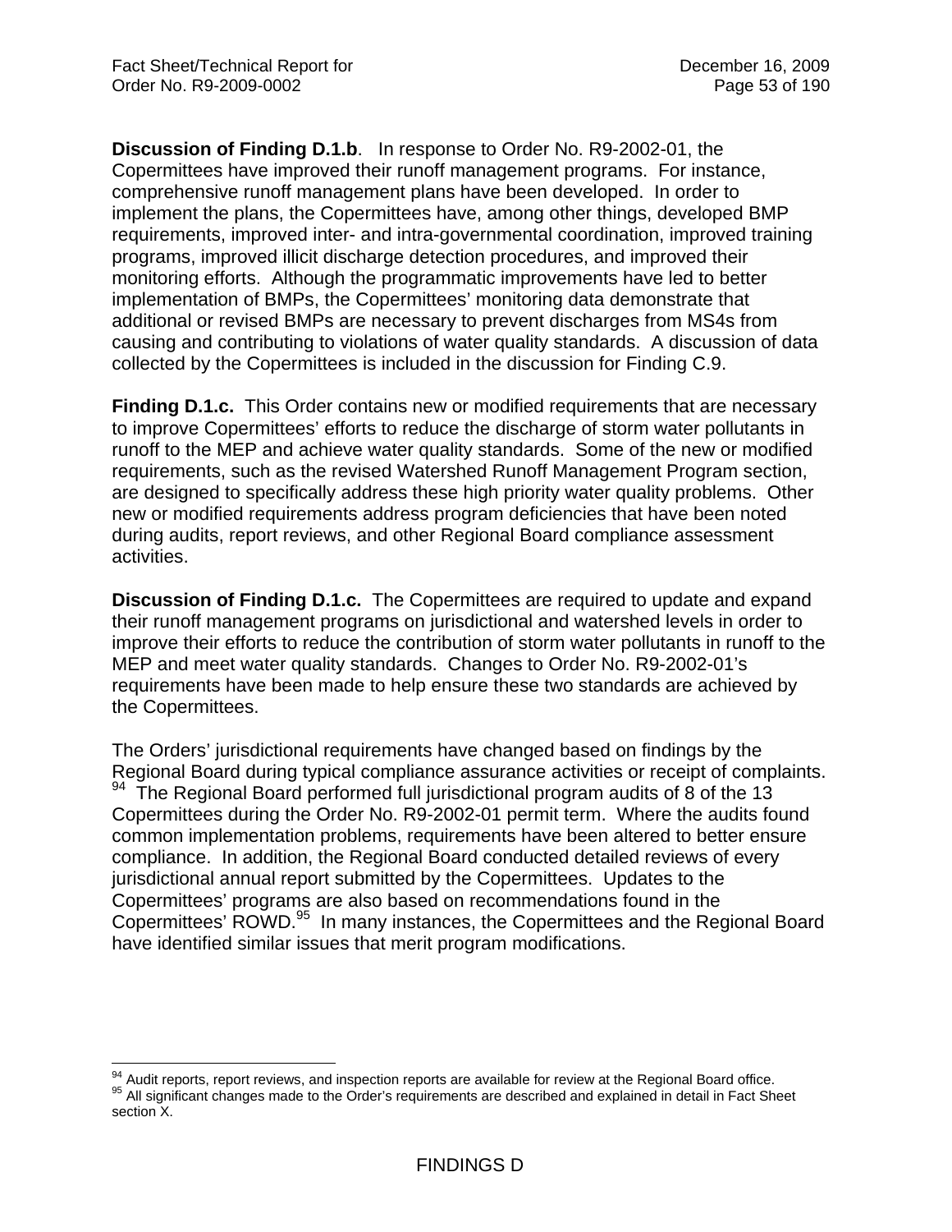**Discussion of Finding D.1.b**. In response to Order No. R9-2002-01, the Copermittees have improved their runoff management programs. For instance, comprehensive runoff management plans have been developed. In order to implement the plans, the Copermittees have, among other things, developed BMP requirements, improved inter- and intra-governmental coordination, improved training programs, improved illicit discharge detection procedures, and improved their monitoring efforts. Although the programmatic improvements have led to better implementation of BMPs, the Copermittees' monitoring data demonstrate that additional or revised BMPs are necessary to prevent discharges from MS4s from causing and contributing to violations of water quality standards. A discussion of data collected by the Copermittees is included in the discussion for Finding C.9.

**Finding D.1.c.** This Order contains new or modified requirements that are necessary to improve Copermittees' efforts to reduce the discharge of storm water pollutants in runoff to the MEP and achieve water quality standards. Some of the new or modified requirements, such as the revised Watershed Runoff Management Program section, are designed to specifically address these high priority water quality problems. Other new or modified requirements address program deficiencies that have been noted during audits, report reviews, and other Regional Board compliance assessment activities.

**Discussion of Finding D.1.c.** The Copermittees are required to update and expand their runoff management programs on jurisdictional and watershed levels in order to improve their efforts to reduce the contribution of storm water pollutants in runoff to the MEP and meet water quality standards. Changes to Order No. R9-2002-01's requirements have been made to help ensure these two standards are achieved by the Copermittees.

The Orders' jurisdictional requirements have changed based on findings by the Regional Board during typical compliance assurance activities or receipt of complaints. [94] The Regional Board performed full jurisdictional program audits of 8 of the 13 Copermittees during the Order No. R9-2002-01 permit term. Where the audits found common implementation problems, requirements have been altered to better ensure compliance. In addition, the Regional Board conducted detailed reviews of every jurisdictional annual report submitted by the Copermittees. Updates to the Copermittees' programs are also based on recommendations found in the Copermittees' ROWD.[95] In many instances, the Copermittees and the Regional Board have identified similar issues that merit program modifications.

[94] Audit reports, report reviews, and inspection reports are available for review at the Regional Board office.
[95] All significant changes made to the Order's requirements are described and explained in detail in Fact Sheet section X.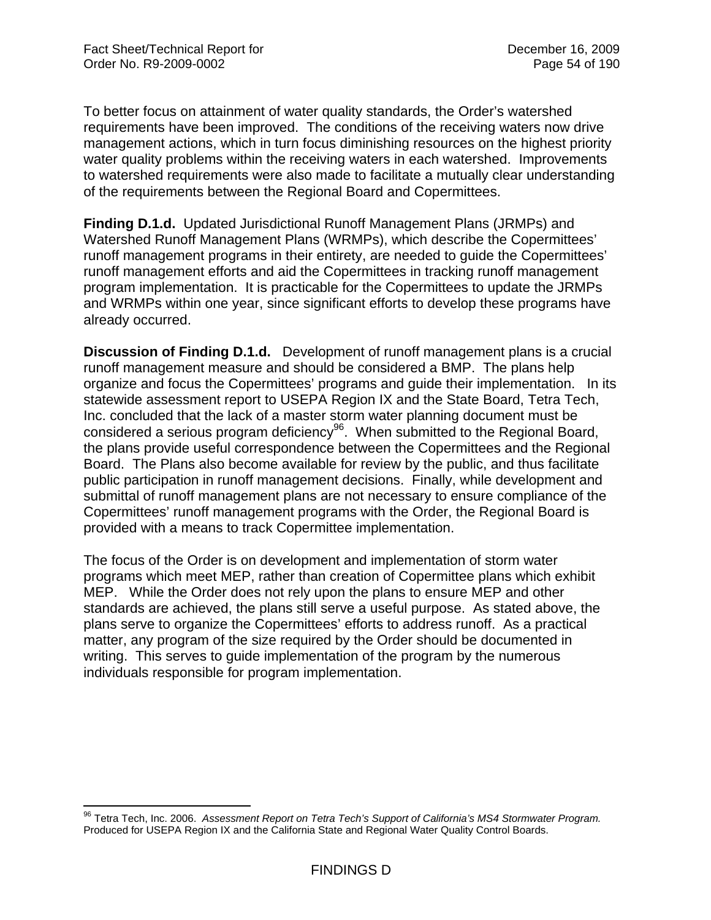To better focus on attainment of water quality standards, the Order's watershed requirements have been improved. The conditions of the receiving waters now drive management actions, which in turn focus diminishing resources on the highest priority water quality problems within the receiving waters in each watershed. Improvements to watershed requirements were also made to facilitate a mutually clear understanding of the requirements between the Regional Board and Copermittees.

**Finding D.1.d.** Updated Jurisdictional Runoff Management Plans (JRMPs) and Watershed Runoff Management Plans (WRMPs), which describe the Copermittees' runoff management programs in their entirety, are needed to guide the Copermittees' runoff management efforts and aid the Copermittees in tracking runoff management program implementation. It is practicable for the Copermittees to update the JRMPs and WRMPs within one year, since significant efforts to develop these programs have already occurred.

**Discussion of Finding D.1.d.** Development of runoff management plans is a crucial runoff management measure and should be considered a BMP. The plans help organize and focus the Copermittees' programs and guide their implementation. In its statewide assessment report to USEPA Region IX and the State Board, Tetra Tech, Inc. concluded that the lack of a master storm water planning document must be considered a serious program deficiency[96]. When submitted to the Regional Board, the plans provide useful correspondence between the Copermittees and the Regional Board. The Plans also become available for review by the public, and thus facilitate public participation in runoff management decisions. Finally, while development and submittal of runoff management plans are not necessary to ensure compliance of the Copermittees' runoff management programs with the Order, the Regional Board is provided with a means to track Copermittee implementation.

The focus of the Order is on development and implementation of storm water programs which meet MEP, rather than creation of Copermittee plans which exhibit MEP. While the Order does not rely upon the plans to ensure MEP and other standards are achieved, the plans still serve a useful purpose. As stated above, the plans serve to organize the Copermittees' efforts to address runoff. As a practical matter, any program of the size required by the Order should be documented in writing. This serves to guide implementation of the program by the numerous individuals responsible for program implementation.

---

[96] Tetra Tech, Inc. 2006. *Assessment Report on Tetra Tech's Support of California's MS4 Stormwater Program.* Produced for USEPA Region IX and the California State and Regional Water Quality Control Boards.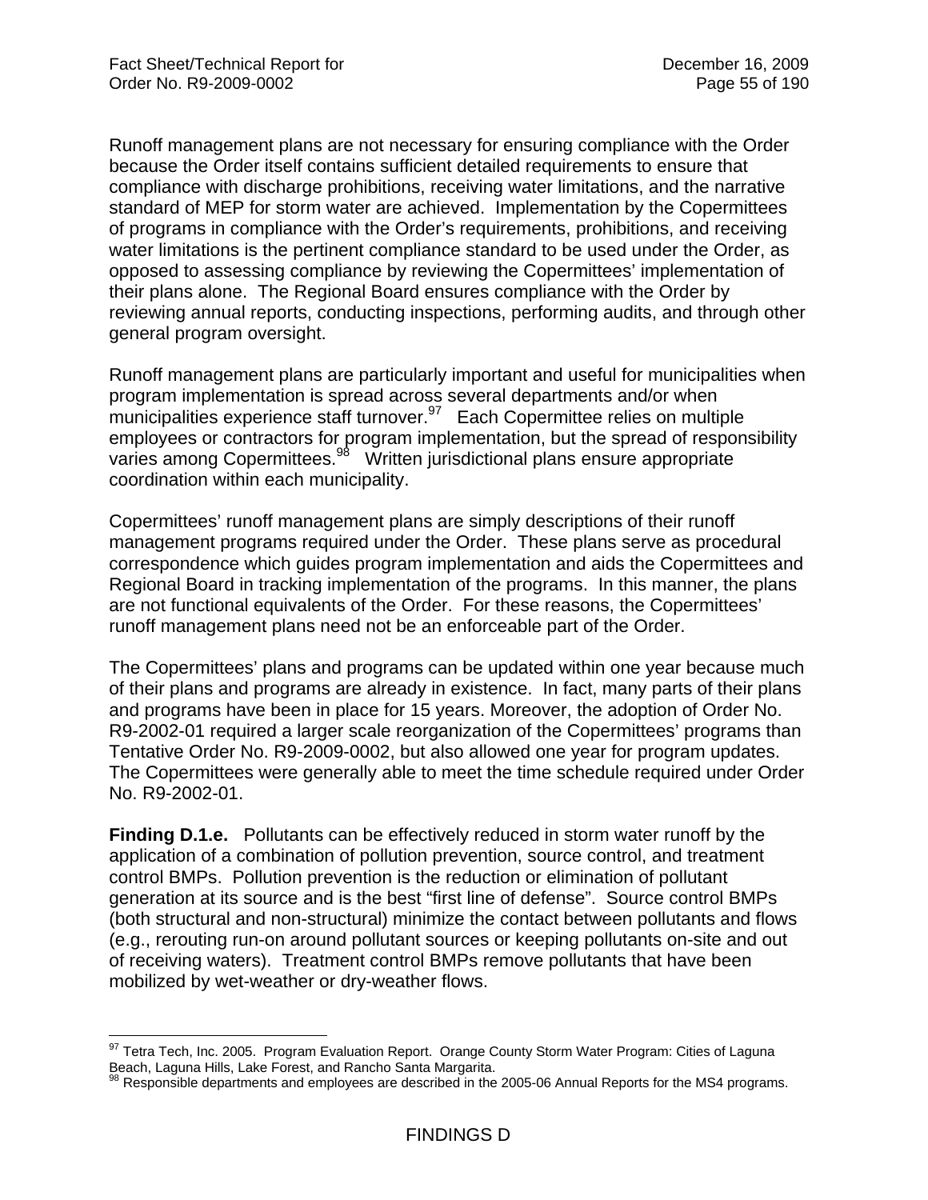Runoff management plans are not necessary for ensuring compliance with the Order because the Order itself contains sufficient detailed requirements to ensure that compliance with discharge prohibitions, receiving water limitations, and the narrative standard of MEP for storm water are achieved. Implementation by the Copermittees of programs in compliance with the Order's requirements, prohibitions, and receiving water limitations is the pertinent compliance standard to be used under the Order, as opposed to assessing compliance by reviewing the Copermittees' implementation of their plans alone. The Regional Board ensures compliance with the Order by reviewing annual reports, conducting inspections, performing audits, and through other general program oversight.

Runoff management plans are particularly important and useful for municipalities when program implementation is spread across several departments and/or when municipalities experience staff turnover.[97] Each Copermittee relies on multiple employees or contractors for program implementation, but the spread of responsibility varies among Copermittees.[98] Written jurisdictional plans ensure appropriate coordination within each municipality.

Copermittees' runoff management plans are simply descriptions of their runoff management programs required under the Order. These plans serve as procedural correspondence which guides program implementation and aids the Copermittees and Regional Board in tracking implementation of the programs. In this manner, the plans are not functional equivalents of the Order. For these reasons, the Copermittees' runoff management plans need not be an enforceable part of the Order.

The Copermittees' plans and programs can be updated within one year because much of their plans and programs are already in existence. In fact, many parts of their plans and programs have been in place for 15 years. Moreover, the adoption of Order No. R9-2002-01 required a larger scale reorganization of the Copermittees' programs than Tentative Order No. R9-2009-0002, but also allowed one year for program updates. The Copermittees were generally able to meet the time schedule required under Order No. R9-2002-01.

**Finding D.1.e.** Pollutants can be effectively reduced in storm water runoff by the application of a combination of pollution prevention, source control, and treatment control BMPs. Pollution prevention is the reduction or elimination of pollutant generation at its source and is the best "first line of defense". Source control BMPs (both structural and non-structural) minimize the contact between pollutants and flows (e.g., rerouting run-on around pollutant sources or keeping pollutants on-site and out of receiving waters). Treatment control BMPs remove pollutants that have been mobilized by wet-weather or dry-weather flows.

---

[97] Tetra Tech, Inc. 2005. Program Evaluation Report. Orange County Storm Water Program: Cities of Laguna Beach, Laguna Hills, Lake Forest, and Rancho Santa Margarita.

[98] Responsible departments and employees are described in the 2005-06 Annual Reports for the MS4 programs.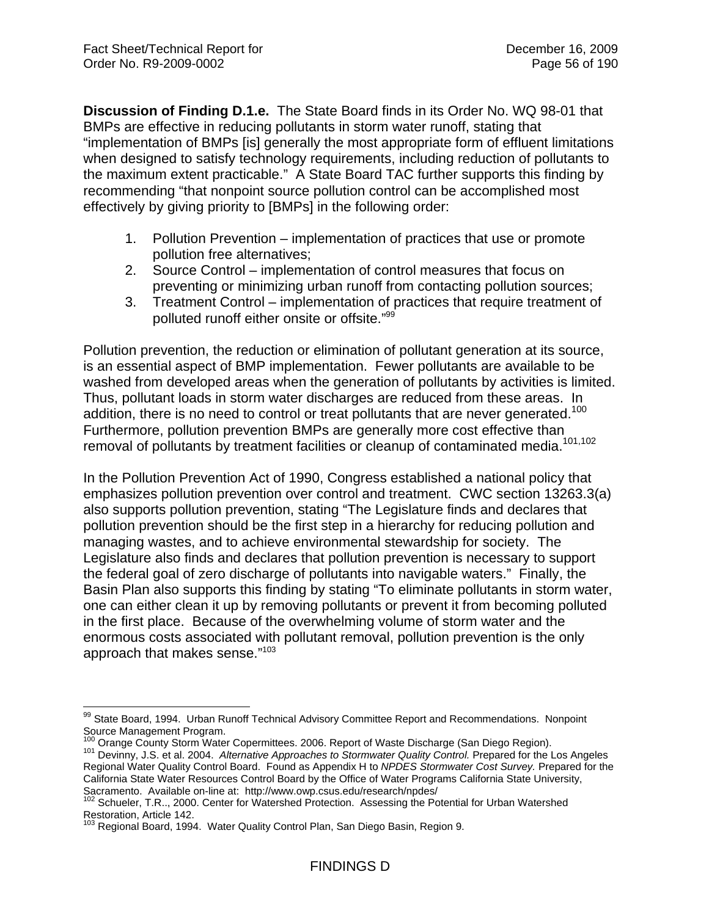**Discussion of Finding D.1.e.** The State Board finds in its Order No. WQ 98-01 that BMPs are effective in reducing pollutants in storm water runoff, stating that "implementation of BMPs [is] generally the most appropriate form of effluent limitations when designed to satisfy technology requirements, including reduction of pollutants to the maximum extent practicable." A State Board TAC further supports this finding by recommending "that nonpoint source pollution control can be accomplished most effectively by giving priority to [BMPs] in the following order:

1. Pollution Prevention – implementation of practices that use or promote pollution free alternatives;
2. Source Control – implementation of control measures that focus on preventing or minimizing urban runoff from contacting pollution sources;
3. Treatment Control – implementation of practices that require treatment of polluted runoff either onsite or offsite."[99]

Pollution prevention, the reduction or elimination of pollutant generation at its source, is an essential aspect of BMP implementation. Fewer pollutants are available to be washed from developed areas when the generation of pollutants by activities is limited. Thus, pollutant loads in storm water discharges are reduced from these areas. In addition, there is no need to control or treat pollutants that are never generated.[100] Furthermore, pollution prevention BMPs are generally more cost effective than removal of pollutants by treatment facilities or cleanup of contaminated media.[101,102]

In the Pollution Prevention Act of 1990, Congress established a national policy that emphasizes pollution prevention over control and treatment. CWC section 13263.3(a) also supports pollution prevention, stating "The Legislature finds and declares that pollution prevention should be the first step in a hierarchy for reducing pollution and managing wastes, and to achieve environmental stewardship for society. The Legislature also finds and declares that pollution prevention is necessary to support the federal goal of zero discharge of pollutants into navigable waters." Finally, the Basin Plan also supports this finding by stating "To eliminate pollutants in storm water, one can either clean it up by removing pollutants or prevent it from becoming polluted in the first place. Because of the overwhelming volume of storm water and the enormous costs associated with pollutant removal, pollution prevention is the only approach that makes sense."[103]

---

[99] State Board, 1994. Urban Runoff Technical Advisory Committee Report and Recommendations. Nonpoint Source Management Program.

[100] Orange County Storm Water Copermittees. 2006. Report of Waste Discharge (San Diego Region).

[101] Devinny, J.S. et al. 2004. *Alternative Approaches to Stormwater Quality Control.* Prepared for the Los Angeles Regional Water Quality Control Board. Found as Appendix H to *NPDES Stormwater Cost Survey.* Prepared for the California State Water Resources Control Board by the Office of Water Programs California State University, Sacramento. Available on-line at: http://www.owp.csus.edu/research/npdes/

[102] Schueler, T.R.., 2000. Center for Watershed Protection. Assessing the Potential for Urban Watershed Restoration, Article 142.

[103] Regional Board, 1994. Water Quality Control Plan, San Diego Basin, Region 9.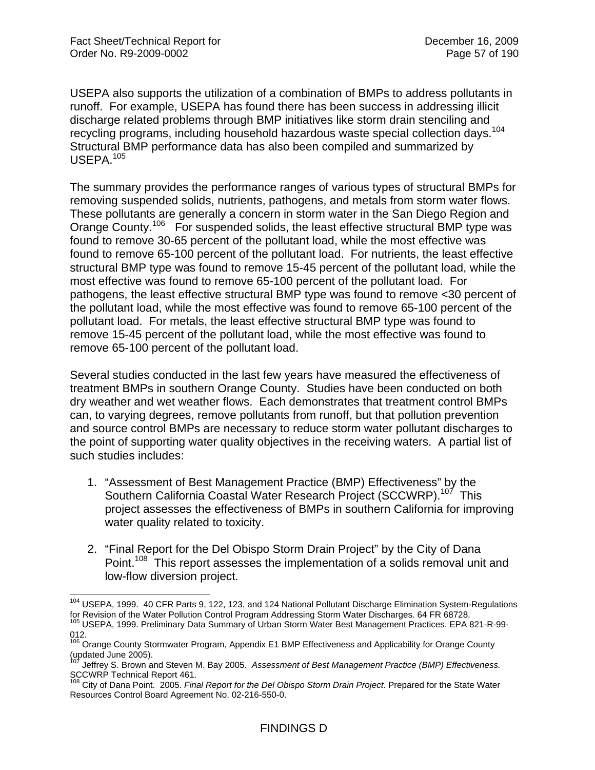USEPA also supports the utilization of a combination of BMPs to address pollutants in runoff. For example, USEPA has found there has been success in addressing illicit discharge related problems through BMP initiatives like storm drain stenciling and recycling programs, including household hazardous waste special collection days.[104] Structural BMP performance data has also been compiled and summarized by USEPA.[105]

The summary provides the performance ranges of various types of structural BMPs for removing suspended solids, nutrients, pathogens, and metals from storm water flows. These pollutants are generally a concern in storm water in the San Diego Region and Orange County.[106] For suspended solids, the least effective structural BMP type was found to remove 30-65 percent of the pollutant load, while the most effective was found to remove 65-100 percent of the pollutant load. For nutrients, the least effective structural BMP type was found to remove 15-45 percent of the pollutant load, while the most effective was found to remove 65-100 percent of the pollutant load. For pathogens, the least effective structural BMP type was found to remove <30 percent of the pollutant load, while the most effective was found to remove 65-100 percent of the pollutant load. For metals, the least effective structural BMP type was found to remove 15-45 percent of the pollutant load, while the most effective was found to remove 65-100 percent of the pollutant load.

Several studies conducted in the last few years have measured the effectiveness of treatment BMPs in southern Orange County. Studies have been conducted on both dry weather and wet weather flows. Each demonstrates that treatment control BMPs can, to varying degrees, remove pollutants from runoff, but that pollution prevention and source control BMPs are necessary to reduce storm water pollutant discharges to the point of supporting water quality objectives in the receiving waters. A partial list of such studies includes:

1. "Assessment of Best Management Practice (BMP) Effectiveness" by the Southern California Coastal Water Research Project (SCCWRP).[107] This project assesses the effectiveness of BMPs in southern California for improving water quality related to toxicity.

2. "Final Report for the Del Obispo Storm Drain Project" by the City of Dana Point.[108] This report assesses the implementation of a solids removal unit and low-flow diversion project.

---

[104] USEPA, 1999. 40 CFR Parts 9, 122, 123, and 124 National Pollutant Discharge Elimination System-Regulations for Revision of the Water Pollution Control Program Addressing Storm Water Discharges. 64 FR 68728.

[105] USEPA, 1999. Preliminary Data Summary of Urban Storm Water Best Management Practices. EPA 821-R-99-012.

[106] Orange County Stormwater Program, Appendix E1 BMP Effectiveness and Applicability for Orange County (updated June 2005).

[107] Jeffrey S. Brown and Steven M. Bay 2005. *Assessment of Best Management Practice (BMP) Effectiveness.* SCCWRP Technical Report 461.

[108] City of Dana Point. 2005. *Final Report for the Del Obispo Storm Drain Project*. Prepared for the State Water Resources Control Board Agreement No. 02-216-550-0.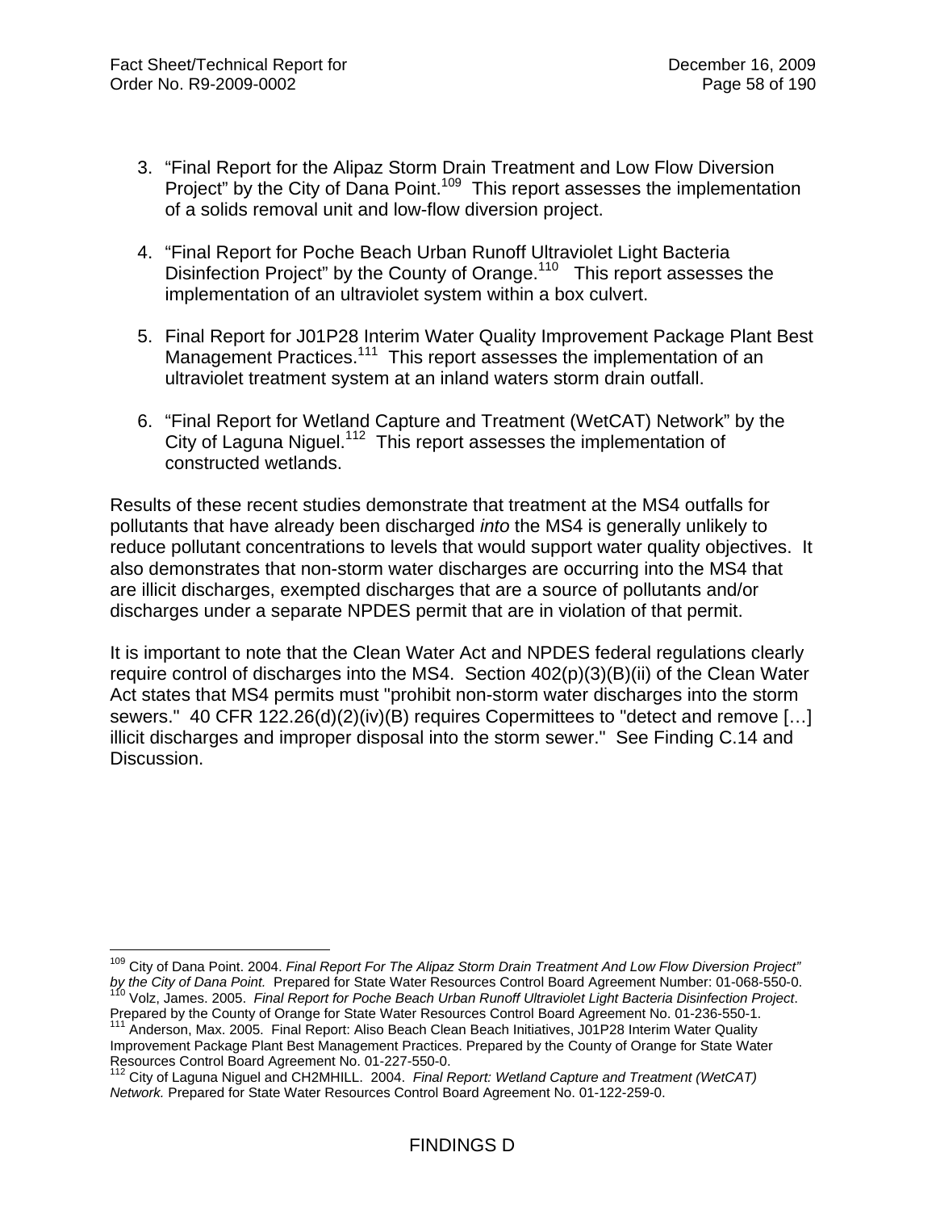3. "Final Report for the Alipaz Storm Drain Treatment and Low Flow Diversion Project" by the City of Dana Point.[109] This report assesses the implementation of a solids removal unit and low-flow diversion project.

4. "Final Report for Poche Beach Urban Runoff Ultraviolet Light Bacteria Disinfection Project" by the County of Orange.[110] This report assesses the implementation of an ultraviolet system within a box culvert.

5. Final Report for J01P28 Interim Water Quality Improvement Package Plant Best Management Practices.[111] This report assesses the implementation of an ultraviolet treatment system at an inland waters storm drain outfall.

6. "Final Report for Wetland Capture and Treatment (WetCAT) Network" by the City of Laguna Niguel.[112] This report assesses the implementation of constructed wetlands.

Results of these recent studies demonstrate that treatment at the MS4 outfalls for pollutants that have already been discharged *into* the MS4 is generally unlikely to reduce pollutant concentrations to levels that would support water quality objectives. It also demonstrates that non-storm water discharges are occurring into the MS4 that are illicit discharges, exempted discharges that are a source of pollutants and/or discharges under a separate NPDES permit that are in violation of that permit.

It is important to note that the Clean Water Act and NPDES federal regulations clearly require control of discharges into the MS4. Section 402(p)(3)(B)(ii) of the Clean Water Act states that MS4 permits must "prohibit non-storm water discharges into the storm sewers." 40 CFR 122.26(d)(2)(iv)(B) requires Copermittees to "detect and remove […] illicit discharges and improper disposal into the storm sewer." See Finding C.14 and Discussion.

---

[109] City of Dana Point. 2004. *Final Report For The Alipaz Storm Drain Treatment And Low Flow Diversion Project" by the City of Dana Point.* Prepared for State Water Resources Control Board Agreement Number: 01-068-550-0.

[110] Volz, James. 2005. *Final Report for Poche Beach Urban Runoff Ultraviolet Light Bacteria Disinfection Project*. Prepared by the County of Orange for State Water Resources Control Board Agreement No. 01-236-550-1.

[111] Anderson, Max. 2005. Final Report: Aliso Beach Clean Beach Initiatives, J01P28 Interim Water Quality Improvement Package Plant Best Management Practices. Prepared by the County of Orange for State Water Resources Control Board Agreement No. 01-227-550-0.

[112] City of Laguna Niguel and CH2MHILL. 2004. *Final Report: Wetland Capture and Treatment (WetCAT) Network.* Prepared for State Water Resources Control Board Agreement No. 01-122-259-0.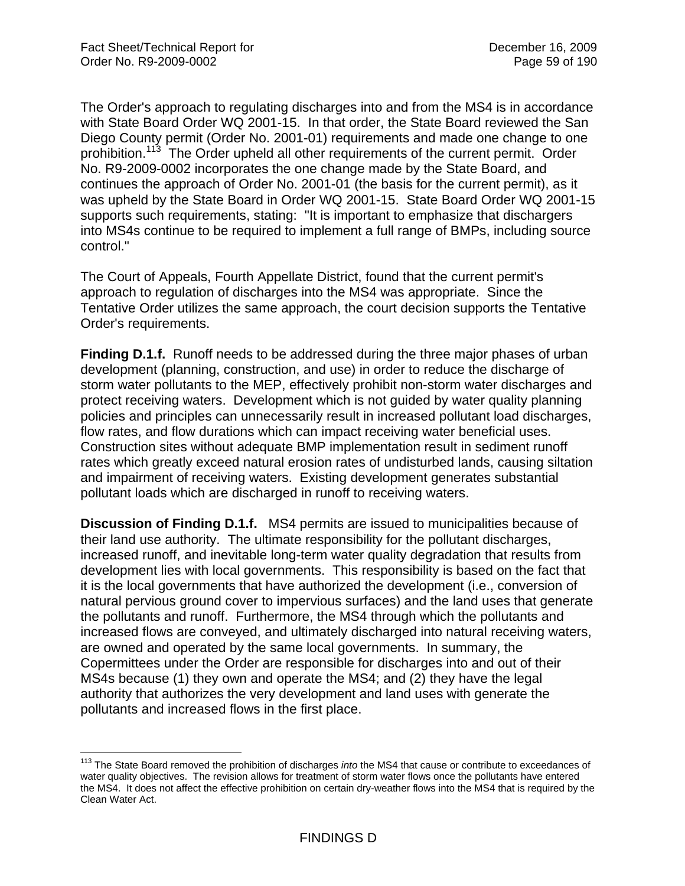The Order's approach to regulating discharges into and from the MS4 is in accordance with State Board Order WQ 2001-15. In that order, the State Board reviewed the San Diego County permit (Order No. 2001-01) requirements and made one change to one prohibition.[113] The Order upheld all other requirements of the current permit. Order No. R9-2009-0002 incorporates the one change made by the State Board, and continues the approach of Order No. 2001-01 (the basis for the current permit), as it was upheld by the State Board in Order WQ 2001-15. State Board Order WQ 2001-15 supports such requirements, stating: "It is important to emphasize that dischargers into MS4s continue to be required to implement a full range of BMPs, including source control."

The Court of Appeals, Fourth Appellate District, found that the current permit's approach to regulation of discharges into the MS4 was appropriate. Since the Tentative Order utilizes the same approach, the court decision supports the Tentative Order's requirements.

**Finding D.1.f.** Runoff needs to be addressed during the three major phases of urban development (planning, construction, and use) in order to reduce the discharge of storm water pollutants to the MEP, effectively prohibit non-storm water discharges and protect receiving waters. Development which is not guided by water quality planning policies and principles can unnecessarily result in increased pollutant load discharges, flow rates, and flow durations which can impact receiving water beneficial uses. Construction sites without adequate BMP implementation result in sediment runoff rates which greatly exceed natural erosion rates of undisturbed lands, causing siltation and impairment of receiving waters. Existing development generates substantial pollutant loads which are discharged in runoff to receiving waters.

**Discussion of Finding D.1.f.** MS4 permits are issued to municipalities because of their land use authority. The ultimate responsibility for the pollutant discharges, increased runoff, and inevitable long-term water quality degradation that results from development lies with local governments. This responsibility is based on the fact that it is the local governments that have authorized the development (i.e., conversion of natural pervious ground cover to impervious surfaces) and the land uses that generate the pollutants and runoff. Furthermore, the MS4 through which the pollutants and increased flows are conveyed, and ultimately discharged into natural receiving waters, are owned and operated by the same local governments. In summary, the Copermittees under the Order are responsible for discharges into and out of their MS4s because (1) they own and operate the MS4; and (2) they have the legal authority that authorizes the very development and land uses with generate the pollutants and increased flows in the first place.

---

[113] The State Board removed the prohibition of discharges *into* the MS4 that cause or contribute to exceedances of water quality objectives. The revision allows for treatment of storm water flows once the pollutants have entered the MS4. It does not affect the effective prohibition on certain dry-weather flows into the MS4 that is required by the Clean Water Act.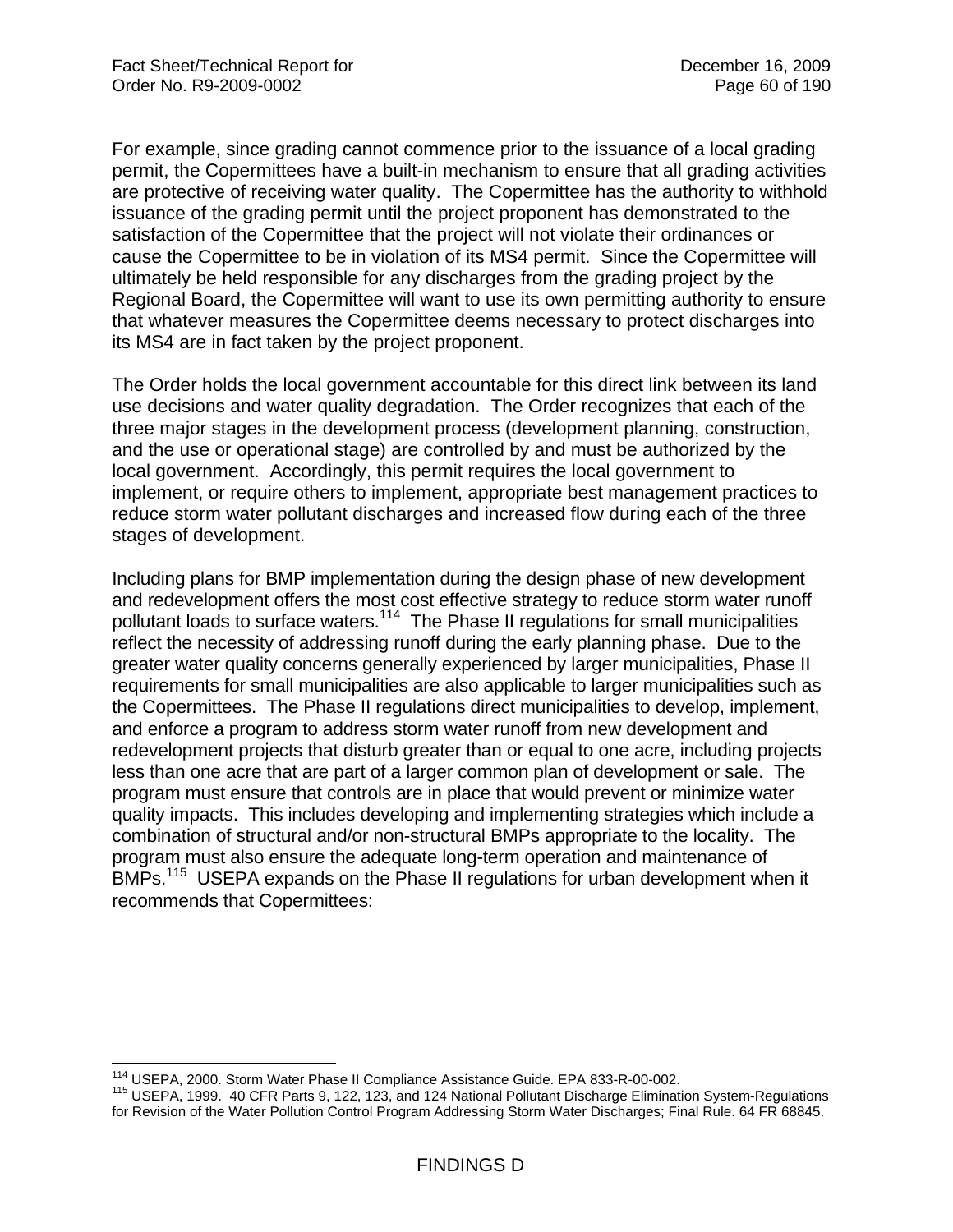For example, since grading cannot commence prior to the issuance of a local grading permit, the Copermittees have a built-in mechanism to ensure that all grading activities are protective of receiving water quality. The Copermittee has the authority to withhold issuance of the grading permit until the project proponent has demonstrated to the satisfaction of the Copermittee that the project will not violate their ordinances or cause the Copermittee to be in violation of its MS4 permit. Since the Copermittee will ultimately be held responsible for any discharges from the grading project by the Regional Board, the Copermittee will want to use its own permitting authority to ensure that whatever measures the Copermittee deems necessary to protect discharges into its MS4 are in fact taken by the project proponent.

The Order holds the local government accountable for this direct link between its land use decisions and water quality degradation. The Order recognizes that each of the three major stages in the development process (development planning, construction, and the use or operational stage) are controlled by and must be authorized by the local government. Accordingly, this permit requires the local government to implement, or require others to implement, appropriate best management practices to reduce storm water pollutant discharges and increased flow during each of the three stages of development.

Including plans for BMP implementation during the design phase of new development and redevelopment offers the most cost effective strategy to reduce storm water runoff pollutant loads to surface waters.[114] The Phase II regulations for small municipalities reflect the necessity of addressing runoff during the early planning phase. Due to the greater water quality concerns generally experienced by larger municipalities, Phase II requirements for small municipalities are also applicable to larger municipalities such as the Copermittees. The Phase II regulations direct municipalities to develop, implement, and enforce a program to address storm water runoff from new development and redevelopment projects that disturb greater than or equal to one acre, including projects less than one acre that are part of a larger common plan of development or sale. The program must ensure that controls are in place that would prevent or minimize water quality impacts. This includes developing and implementing strategies which include a combination of structural and/or non-structural BMPs appropriate to the locality. The program must also ensure the adequate long-term operation and maintenance of BMPs.[115] USEPA expands on the Phase II regulations for urban development when it recommends that Copermittees:

---

[114] USEPA, 2000. Storm Water Phase II Compliance Assistance Guide. EPA 833-R-00-002.

[115] USEPA, 1999. 40 CFR Parts 9, 122, 123, and 124 National Pollutant Discharge Elimination System-Regulations for Revision of the Water Pollution Control Program Addressing Storm Water Discharges; Final Rule. 64 FR 68845.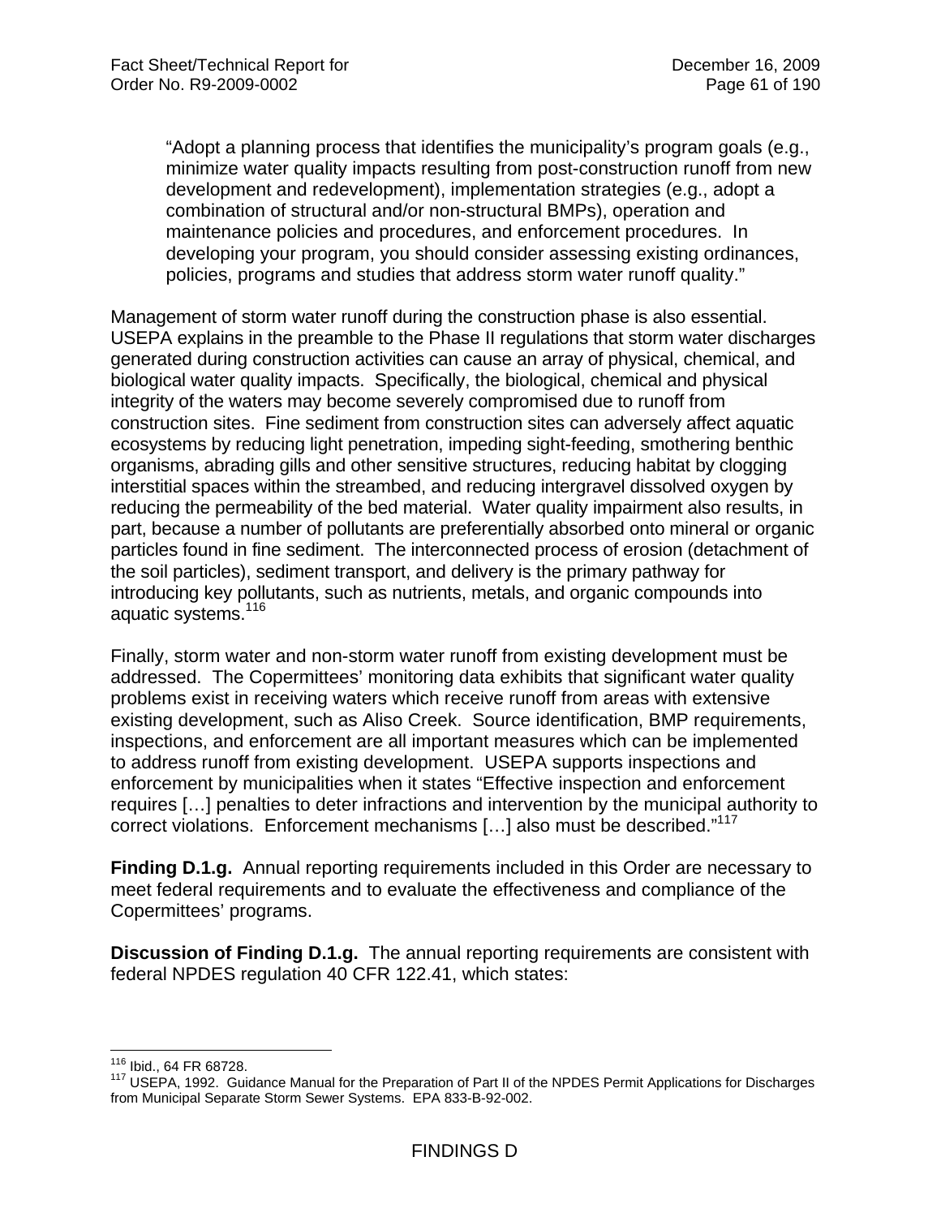> "Adopt a planning process that identifies the municipality's program goals (e.g., minimize water quality impacts resulting from post-construction runoff from new development and redevelopment), implementation strategies (e.g., adopt a combination of structural and/or non-structural BMPs), operation and maintenance policies and procedures, and enforcement procedures. In developing your program, you should consider assessing existing ordinances, policies, programs and studies that address storm water runoff quality."

Management of storm water runoff during the construction phase is also essential. USEPA explains in the preamble to the Phase II regulations that storm water discharges generated during construction activities can cause an array of physical, chemical, and biological water quality impacts. Specifically, the biological, chemical and physical integrity of the waters may become severely compromised due to runoff from construction sites. Fine sediment from construction sites can adversely affect aquatic ecosystems by reducing light penetration, impeding sight-feeding, smothering benthic organisms, abrading gills and other sensitive structures, reducing habitat by clogging interstitial spaces within the streambed, and reducing intergravel dissolved oxygen by reducing the permeability of the bed material. Water quality impairment also results, in part, because a number of pollutants are preferentially absorbed onto mineral or organic particles found in fine sediment. The interconnected process of erosion (detachment of the soil particles), sediment transport, and delivery is the primary pathway for introducing key pollutants, such as nutrients, metals, and organic compounds into aquatic systems.[116]

Finally, storm water and non-storm water runoff from existing development must be addressed. The Copermittees' monitoring data exhibits that significant water quality problems exist in receiving waters which receive runoff from areas with extensive existing development, such as Aliso Creek. Source identification, BMP requirements, inspections, and enforcement are all important measures which can be implemented to address runoff from existing development. USEPA supports inspections and enforcement by municipalities when it states "Effective inspection and enforcement requires […] penalties to deter infractions and intervention by the municipal authority to correct violations. Enforcement mechanisms […] also must be described."[117]

**Finding D.1.g.** Annual reporting requirements included in this Order are necessary to meet federal requirements and to evaluate the effectiveness and compliance of the Copermittees' programs.

**Discussion of Finding D.1.g.** The annual reporting requirements are consistent with federal NPDES regulation 40 CFR 122.41, which states:

---

[116] Ibid., 64 FR 68728.

[117] USEPA, 1992. Guidance Manual for the Preparation of Part II of the NPDES Permit Applications for Discharges from Municipal Separate Storm Sewer Systems. EPA 833-B-92-002.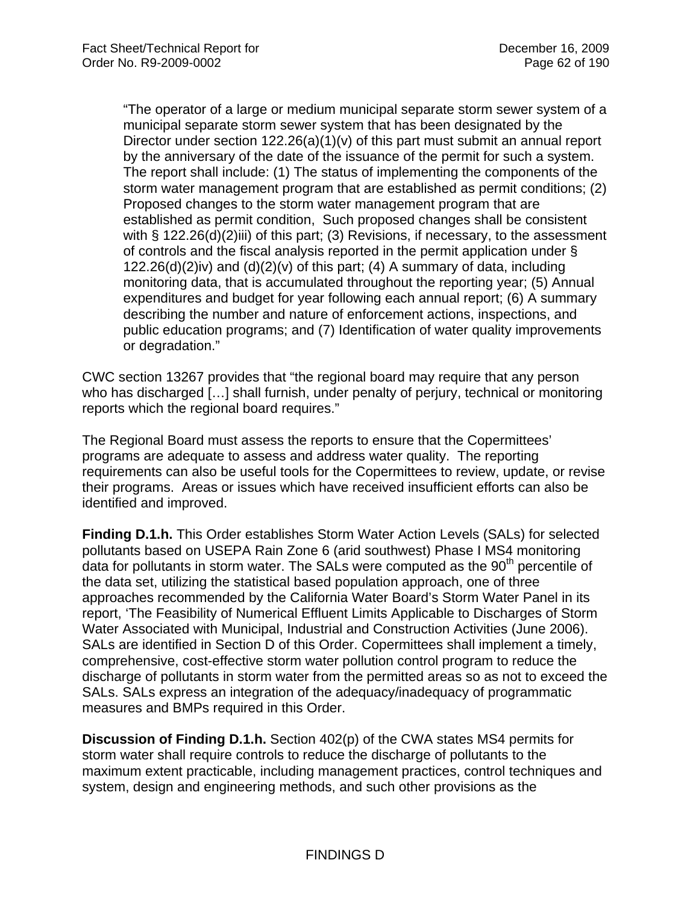"The operator of a large or medium municipal separate storm sewer system of a municipal separate storm sewer system that has been designated by the Director under section 122.26(a)(1)(v) of this part must submit an annual report by the anniversary of the date of the issuance of the permit for such a system. The report shall include: (1) The status of implementing the components of the storm water management program that are established as permit conditions; (2) Proposed changes to the storm water management program that are established as permit condition, Such proposed changes shall be consistent with § 122.26(d)(2)iii) of this part; (3) Revisions, if necessary, to the assessment of controls and the fiscal analysis reported in the permit application under § 122.26(d)(2)iv) and (d)(2)(v) of this part; (4) A summary of data, including monitoring data, that is accumulated throughout the reporting year; (5) Annual expenditures and budget for year following each annual report; (6) A summary describing the number and nature of enforcement actions, inspections, and public education programs; and (7) Identification of water quality improvements or degradation."

CWC section 13267 provides that "the regional board may require that any person who has discharged […] shall furnish, under penalty of perjury, technical or monitoring reports which the regional board requires."

The Regional Board must assess the reports to ensure that the Copermittees' programs are adequate to assess and address water quality. The reporting requirements can also be useful tools for the Copermittees to review, update, or revise their programs. Areas or issues which have received insufficient efforts can also be identified and improved.

**Finding D.1.h.** This Order establishes Storm Water Action Levels (SALs) for selected pollutants based on USEPA Rain Zone 6 (arid southwest) Phase I MS4 monitoring data for pollutants in storm water. The SALs were computed as the 90th percentile of the data set, utilizing the statistical based population approach, one of three approaches recommended by the California Water Board's Storm Water Panel in its report, 'The Feasibility of Numerical Effluent Limits Applicable to Discharges of Storm Water Associated with Municipal, Industrial and Construction Activities (June 2006). SALs are identified in Section D of this Order. Copermittees shall implement a timely, comprehensive, cost-effective storm water pollution control program to reduce the discharge of pollutants in storm water from the permitted areas so as not to exceed the SALs. SALs express an integration of the adequacy/inadequacy of programmatic measures and BMPs required in this Order.

**Discussion of Finding D.1.h.** Section 402(p) of the CWA states MS4 permits for storm water shall require controls to reduce the discharge of pollutants to the maximum extent practicable, including management practices, control techniques and system, design and engineering methods, and such other provisions as the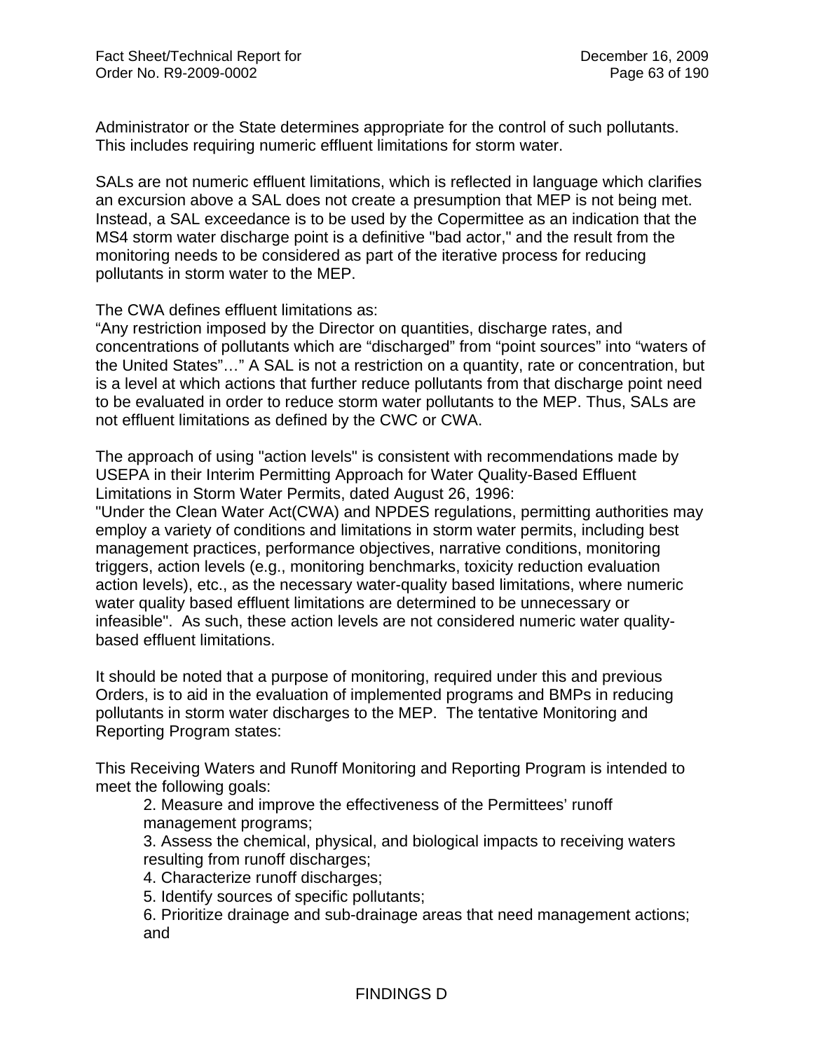Administrator or the State determines appropriate for the control of such pollutants. This includes requiring numeric effluent limitations for storm water.

SALs are not numeric effluent limitations, which is reflected in language which clarifies an excursion above a SAL does not create a presumption that MEP is not being met. Instead, a SAL exceedance is to be used by the Copermittee as an indication that the MS4 storm water discharge point is a definitive "bad actor," and the result from the monitoring needs to be considered as part of the iterative process for reducing pollutants in storm water to the MEP.

The CWA defines effluent limitations as:
"Any restriction imposed by the Director on quantities, discharge rates, and concentrations of pollutants which are "discharged" from "point sources" into "waters of the United States"…" A SAL is not a restriction on a quantity, rate or concentration, but is a level at which actions that further reduce pollutants from that discharge point need to be evaluated in order to reduce storm water pollutants to the MEP. Thus, SALs are not effluent limitations as defined by the CWC or CWA.

The approach of using "action levels" is consistent with recommendations made by USEPA in their Interim Permitting Approach for Water Quality-Based Effluent Limitations in Storm Water Permits, dated August 26, 1996:
"Under the Clean Water Act(CWA) and NPDES regulations, permitting authorities may employ a variety of conditions and limitations in storm water permits, including best management practices, performance objectives, narrative conditions, monitoring triggers, action levels (e.g., monitoring benchmarks, toxicity reduction evaluation action levels), etc., as the necessary water-quality based limitations, where numeric water quality based effluent limitations are determined to be unnecessary or infeasible". As such, these action levels are not considered numeric water quality-based effluent limitations.

It should be noted that a purpose of monitoring, required under this and previous Orders, is to aid in the evaluation of implemented programs and BMPs in reducing pollutants in storm water discharges to the MEP. The tentative Monitoring and Reporting Program states:

This Receiving Waters and Runoff Monitoring and Reporting Program is intended to meet the following goals:

2. Measure and improve the effectiveness of the Permittees' runoff management programs;
3. Assess the chemical, physical, and biological impacts to receiving waters resulting from runoff discharges;
4. Characterize runoff discharges;
5. Identify sources of specific pollutants;
6. Prioritize drainage and sub-drainage areas that need management actions; and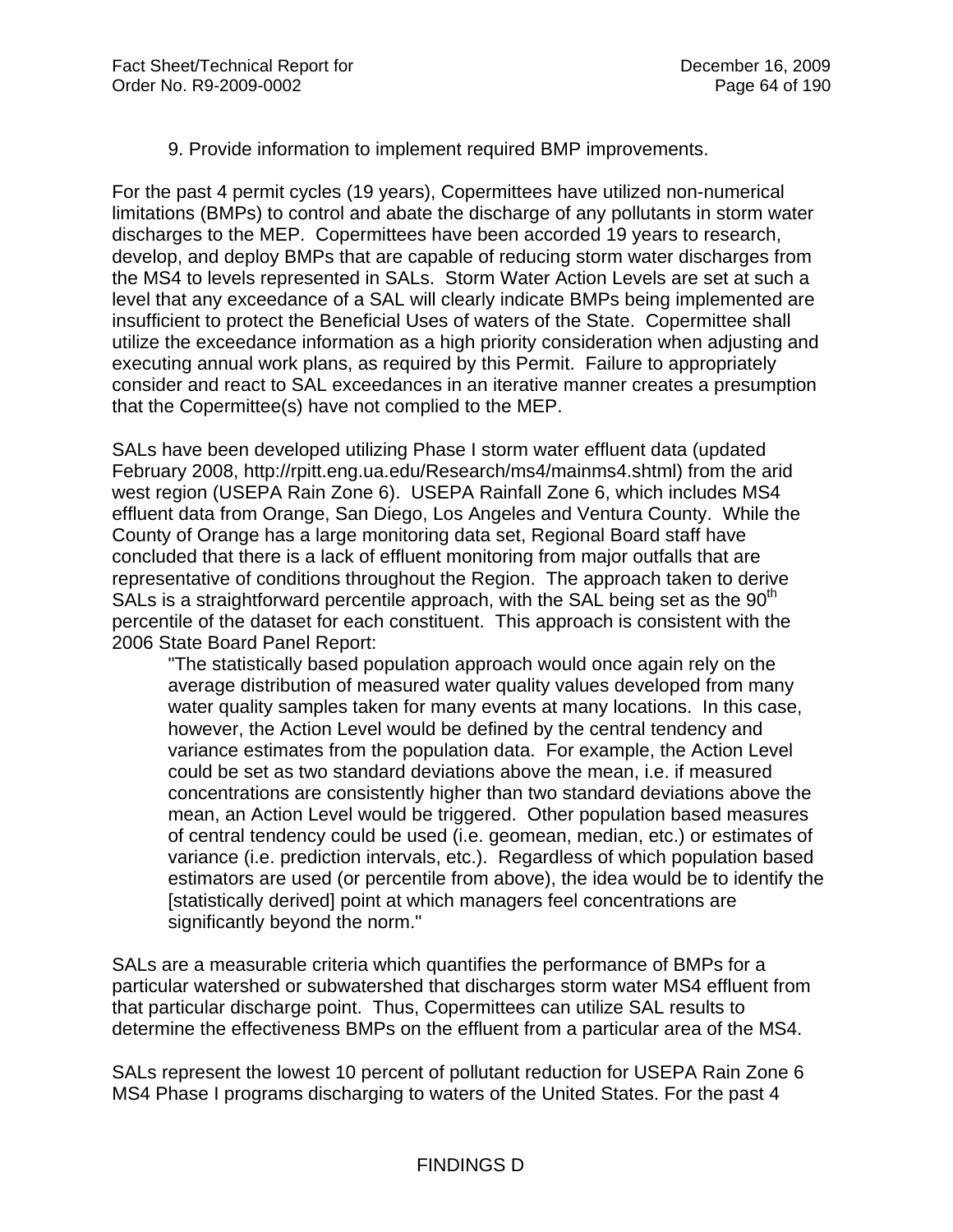9. Provide information to implement required BMP improvements.

For the past 4 permit cycles (19 years), Copermittees have utilized non-numerical limitations (BMPs) to control and abate the discharge of any pollutants in storm water discharges to the MEP. Copermittees have been accorded 19 years to research, develop, and deploy BMPs that are capable of reducing storm water discharges from the MS4 to levels represented in SALs. Storm Water Action Levels are set at such a level that any exceedance of a SAL will clearly indicate BMPs being implemented are insufficient to protect the Beneficial Uses of waters of the State. Copermittee shall utilize the exceedance information as a high priority consideration when adjusting and executing annual work plans, as required by this Permit. Failure to appropriately consider and react to SAL exceedances in an iterative manner creates a presumption that the Copermittee(s) have not complied to the MEP.

SALs have been developed utilizing Phase I storm water effluent data (updated February 2008, http://rpitt.eng.ua.edu/Research/ms4/mainms4.shtml) from the arid west region (USEPA Rain Zone 6). USEPA Rainfall Zone 6, which includes MS4 effluent data from Orange, San Diego, Los Angeles and Ventura County. While the County of Orange has a large monitoring data set, Regional Board staff have concluded that there is a lack of effluent monitoring from major outfalls that are representative of conditions throughout the Region. The approach taken to derive SALs is a straightforward percentile approach, with the SAL being set as the 90$^{th}$ percentile of the dataset for each constituent. This approach is consistent with the 2006 State Board Panel Report:

> "The statistically based population approach would once again rely on the average distribution of measured water quality values developed from many water quality samples taken for many events at many locations. In this case, however, the Action Level would be defined by the central tendency and variance estimates from the population data. For example, the Action Level could be set as two standard deviations above the mean, i.e. if measured concentrations are consistently higher than two standard deviations above the mean, an Action Level would be triggered. Other population based measures of central tendency could be used (i.e. geomean, median, etc.) or estimates of variance (i.e. prediction intervals, etc.). Regardless of which population based estimators are used (or percentile from above), the idea would be to identify the [statistically derived] point at which managers feel concentrations are significantly beyond the norm."

SALs are a measurable criteria which quantifies the performance of BMPs for a particular watershed or subwatershed that discharges storm water MS4 effluent from that particular discharge point. Thus, Copermittees can utilize SAL results to determine the effectiveness BMPs on the effluent from a particular area of the MS4.

SALs represent the lowest 10 percent of pollutant reduction for USEPA Rain Zone 6 MS4 Phase I programs discharging to waters of the United States. For the past 4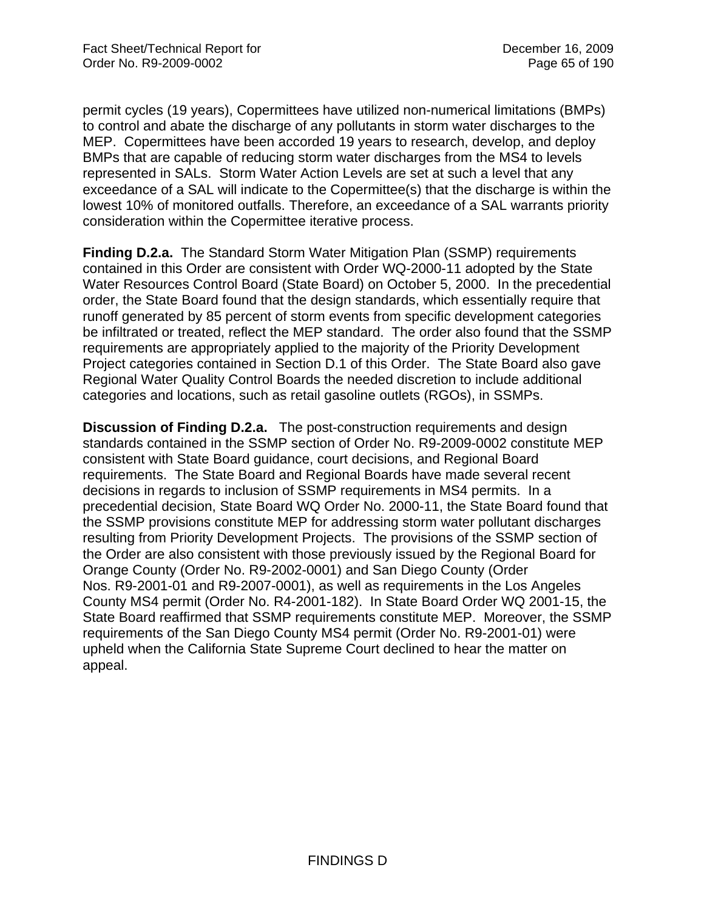permit cycles (19 years), Copermittees have utilized non-numerical limitations (BMPs) to control and abate the discharge of any pollutants in storm water discharges to the MEP. Copermittees have been accorded 19 years to research, develop, and deploy BMPs that are capable of reducing storm water discharges from the MS4 to levels represented in SALs. Storm Water Action Levels are set at such a level that any exceedance of a SAL will indicate to the Copermittee(s) that the discharge is within the lowest 10% of monitored outfalls. Therefore, an exceedance of a SAL warrants priority consideration within the Copermittee iterative process.

**Finding D.2.a.** The Standard Storm Water Mitigation Plan (SSMP) requirements contained in this Order are consistent with Order WQ-2000-11 adopted by the State Water Resources Control Board (State Board) on October 5, 2000. In the precedential order, the State Board found that the design standards, which essentially require that runoff generated by 85 percent of storm events from specific development categories be infiltrated or treated, reflect the MEP standard. The order also found that the SSMP requirements are appropriately applied to the majority of the Priority Development Project categories contained in Section D.1 of this Order. The State Board also gave Regional Water Quality Control Boards the needed discretion to include additional categories and locations, such as retail gasoline outlets (RGOs), in SSMPs.

**Discussion of Finding D.2.a.** The post-construction requirements and design standards contained in the SSMP section of Order No. R9-2009-0002 constitute MEP consistent with State Board guidance, court decisions, and Regional Board requirements. The State Board and Regional Boards have made several recent decisions in regards to inclusion of SSMP requirements in MS4 permits. In a precedential decision, State Board WQ Order No. 2000-11, the State Board found that the SSMP provisions constitute MEP for addressing storm water pollutant discharges resulting from Priority Development Projects. The provisions of the SSMP section of the Order are also consistent with those previously issued by the Regional Board for Orange County (Order No. R9-2002-0001) and San Diego County (Order Nos. R9-2001-01 and R9-2007-0001), as well as requirements in the Los Angeles County MS4 permit (Order No. R4-2001-182). In State Board Order WQ 2001-15, the State Board reaffirmed that SSMP requirements constitute MEP. Moreover, the SSMP requirements of the San Diego County MS4 permit (Order No. R9-2001-01) were upheld when the California State Supreme Court declined to hear the matter on appeal.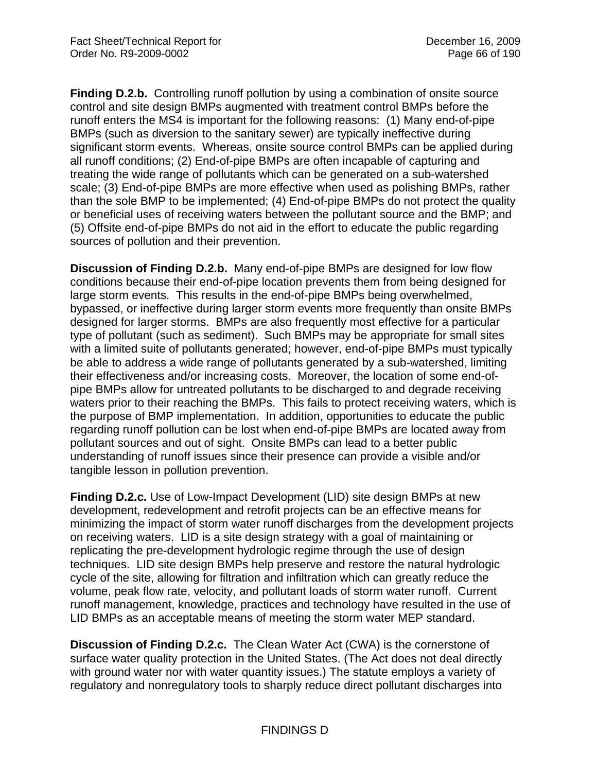**Finding D.2.b.** Controlling runoff pollution by using a combination of onsite source control and site design BMPs augmented with treatment control BMPs before the runoff enters the MS4 is important for the following reasons: (1) Many end-of-pipe BMPs (such as diversion to the sanitary sewer) are typically ineffective during significant storm events. Whereas, onsite source control BMPs can be applied during all runoff conditions; (2) End-of-pipe BMPs are often incapable of capturing and treating the wide range of pollutants which can be generated on a sub-watershed scale; (3) End-of-pipe BMPs are more effective when used as polishing BMPs, rather than the sole BMP to be implemented; (4) End-of-pipe BMPs do not protect the quality or beneficial uses of receiving waters between the pollutant source and the BMP; and (5) Offsite end-of-pipe BMPs do not aid in the effort to educate the public regarding sources of pollution and their prevention.

**Discussion of Finding D.2.b.** Many end-of-pipe BMPs are designed for low flow conditions because their end-of-pipe location prevents them from being designed for large storm events. This results in the end-of-pipe BMPs being overwhelmed, bypassed, or ineffective during larger storm events more frequently than onsite BMPs designed for larger storms. BMPs are also frequently most effective for a particular type of pollutant (such as sediment). Such BMPs may be appropriate for small sites with a limited suite of pollutants generated; however, end-of-pipe BMPs must typically be able to address a wide range of pollutants generated by a sub-watershed, limiting their effectiveness and/or increasing costs. Moreover, the location of some end-of-pipe BMPs allow for untreated pollutants to be discharged to and degrade receiving waters prior to their reaching the BMPs. This fails to protect receiving waters, which is the purpose of BMP implementation. In addition, opportunities to educate the public regarding runoff pollution can be lost when end-of-pipe BMPs are located away from pollutant sources and out of sight. Onsite BMPs can lead to a better public understanding of runoff issues since their presence can provide a visible and/or tangible lesson in pollution prevention.

**Finding D.2.c.** Use of Low-Impact Development (LID) site design BMPs at new development, redevelopment and retrofit projects can be an effective means for minimizing the impact of storm water runoff discharges from the development projects on receiving waters. LID is a site design strategy with a goal of maintaining or replicating the pre-development hydrologic regime through the use of design techniques. LID site design BMPs help preserve and restore the natural hydrologic cycle of the site, allowing for filtration and infiltration which can greatly reduce the volume, peak flow rate, velocity, and pollutant loads of storm water runoff. Current runoff management, knowledge, practices and technology have resulted in the use of LID BMPs as an acceptable means of meeting the storm water MEP standard.

**Discussion of Finding D.2.c.** The Clean Water Act (CWA) is the cornerstone of surface water quality protection in the United States. (The Act does not deal directly with ground water nor with water quantity issues.) The statute employs a variety of regulatory and nonregulatory tools to sharply reduce direct pollutant discharges into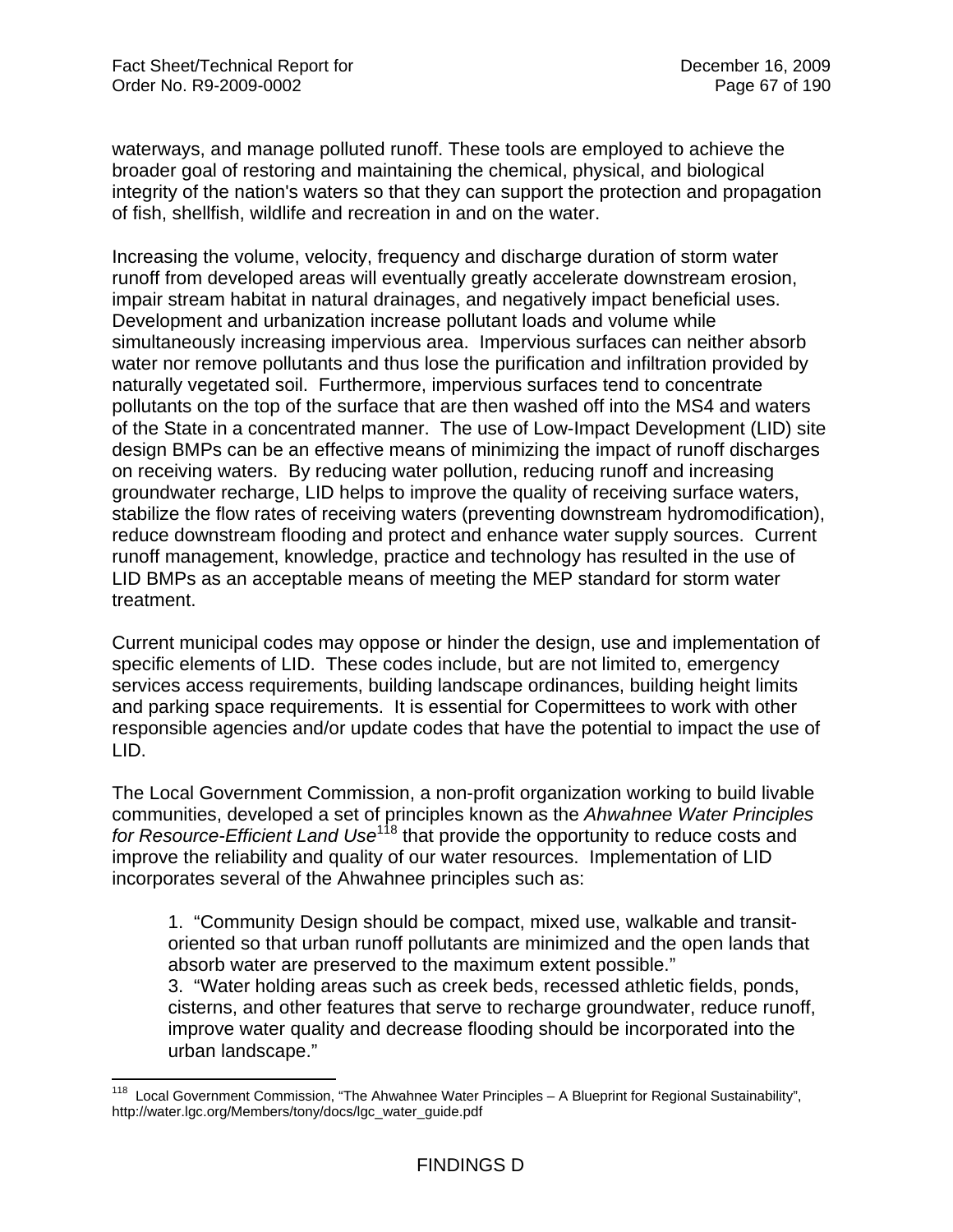waterways, and manage polluted runoff. These tools are employed to achieve the broader goal of restoring and maintaining the chemical, physical, and biological integrity of the nation's waters so that they can support the protection and propagation of fish, shellfish, wildlife and recreation in and on the water.

Increasing the volume, velocity, frequency and discharge duration of storm water runoff from developed areas will eventually greatly accelerate downstream erosion, impair stream habitat in natural drainages, and negatively impact beneficial uses. Development and urbanization increase pollutant loads and volume while simultaneously increasing impervious area. Impervious surfaces can neither absorb water nor remove pollutants and thus lose the purification and infiltration provided by naturally vegetated soil. Furthermore, impervious surfaces tend to concentrate pollutants on the top of the surface that are then washed off into the MS4 and waters of the State in a concentrated manner. The use of Low-Impact Development (LID) site design BMPs can be an effective means of minimizing the impact of runoff discharges on receiving waters. By reducing water pollution, reducing runoff and increasing groundwater recharge, LID helps to improve the quality of receiving surface waters, stabilize the flow rates of receiving waters (preventing downstream hydromodification), reduce downstream flooding and protect and enhance water supply sources. Current runoff management, knowledge, practice and technology has resulted in the use of LID BMPs as an acceptable means of meeting the MEP standard for storm water treatment.

Current municipal codes may oppose or hinder the design, use and implementation of specific elements of LID. These codes include, but are not limited to, emergency services access requirements, building landscape ordinances, building height limits and parking space requirements. It is essential for Copermittees to work with other responsible agencies and/or update codes that have the potential to impact the use of LID.

The Local Government Commission, a non-profit organization working to build livable communities, developed a set of principles known as the *Ahwahnee Water Principles for Resource-Efficient Land Use*[118] that provide the opportunity to reduce costs and improve the reliability and quality of our water resources. Implementation of LID incorporates several of the Ahwahnee principles such as:

> 1. "Community Design should be compact, mixed use, walkable and transit-oriented so that urban runoff pollutants are minimized and the open lands that absorb water are preserved to the maximum extent possible."
> 3. "Water holding areas such as creek beds, recessed athletic fields, ponds, cisterns, and other features that serve to recharge groundwater, reduce runoff, improve water quality and decrease flooding should be incorporated into the urban landscape."

[118] Local Government Commission, "The Ahwahnee Water Principles – A Blueprint for Regional Sustainability", http://water.lgc.org/Members/tony/docs/lgc_water_guide.pdf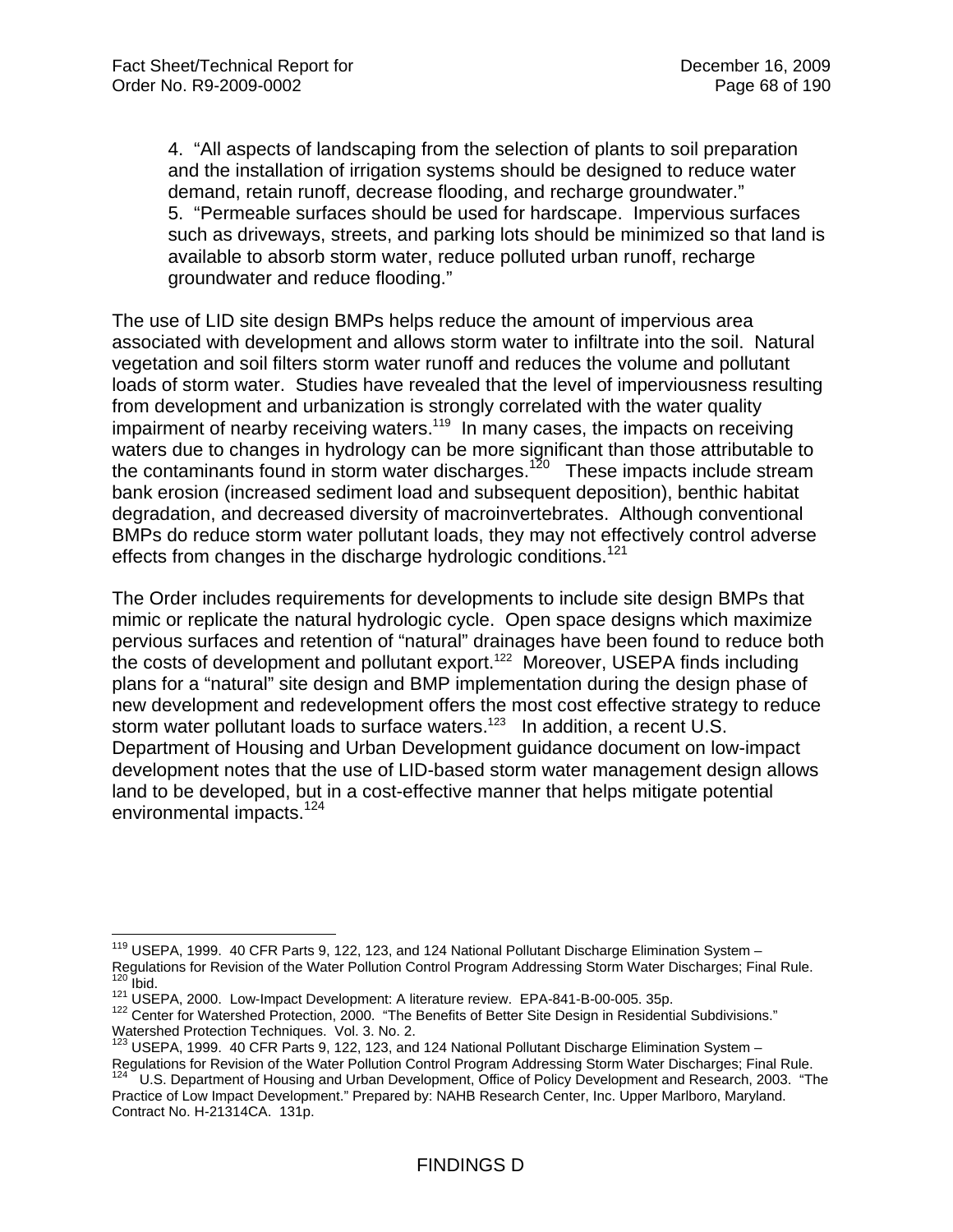4. "All aspects of landscaping from the selection of plants to soil preparation and the installation of irrigation systems should be designed to reduce water demand, retain runoff, decrease flooding, and recharge groundwater."
5. "Permeable surfaces should be used for hardscape. Impervious surfaces such as driveways, streets, and parking lots should be minimized so that land is available to absorb storm water, reduce polluted urban runoff, recharge groundwater and reduce flooding."

The use of LID site design BMPs helps reduce the amount of impervious area associated with development and allows storm water to infiltrate into the soil. Natural vegetation and soil filters storm water runoff and reduces the volume and pollutant loads of storm water. Studies have revealed that the level of imperviousness resulting from development and urbanization is strongly correlated with the water quality impairment of nearby receiving waters.[119] In many cases, the impacts on receiving waters due to changes in hydrology can be more significant than those attributable to the contaminants found in storm water discharges.[120] These impacts include stream bank erosion (increased sediment load and subsequent deposition), benthic habitat degradation, and decreased diversity of macroinvertebrates. Although conventional BMPs do reduce storm water pollutant loads, they may not effectively control adverse effects from changes in the discharge hydrologic conditions.[121]

The Order includes requirements for developments to include site design BMPs that mimic or replicate the natural hydrologic cycle. Open space designs which maximize pervious surfaces and retention of "natural" drainages have been found to reduce both the costs of development and pollutant export.[122] Moreover, USEPA finds including plans for a "natural" site design and BMP implementation during the design phase of new development and redevelopment offers the most cost effective strategy to reduce storm water pollutant loads to surface waters.[123] In addition, a recent U.S. Department of Housing and Urban Development guidance document on low-impact development notes that the use of LID-based storm water management design allows land to be developed, but in a cost-effective manner that helps mitigate potential environmental impacts.[124]

---

[119] USEPA, 1999. 40 CFR Parts 9, 122, 123, and 124 National Pollutant Discharge Elimination System – Regulations for Revision of the Water Pollution Control Program Addressing Storm Water Discharges; Final Rule.
[120] Ibid.
[121] USEPA, 2000. Low-Impact Development: A literature review. EPA-841-B-00-005. 35p.
[122] Center for Watershed Protection, 2000. "The Benefits of Better Site Design in Residential Subdivisions." Watershed Protection Techniques. Vol. 3. No. 2.
[123] USEPA, 1999. 40 CFR Parts 9, 122, 123, and 124 National Pollutant Discharge Elimination System – Regulations for Revision of the Water Pollution Control Program Addressing Storm Water Discharges; Final Rule.
[124] U.S. Department of Housing and Urban Development, Office of Policy Development and Research, 2003. "The Practice of Low Impact Development." Prepared by: NAHB Research Center, Inc. Upper Marlboro, Maryland. Contract No. H-21314CA. 131p.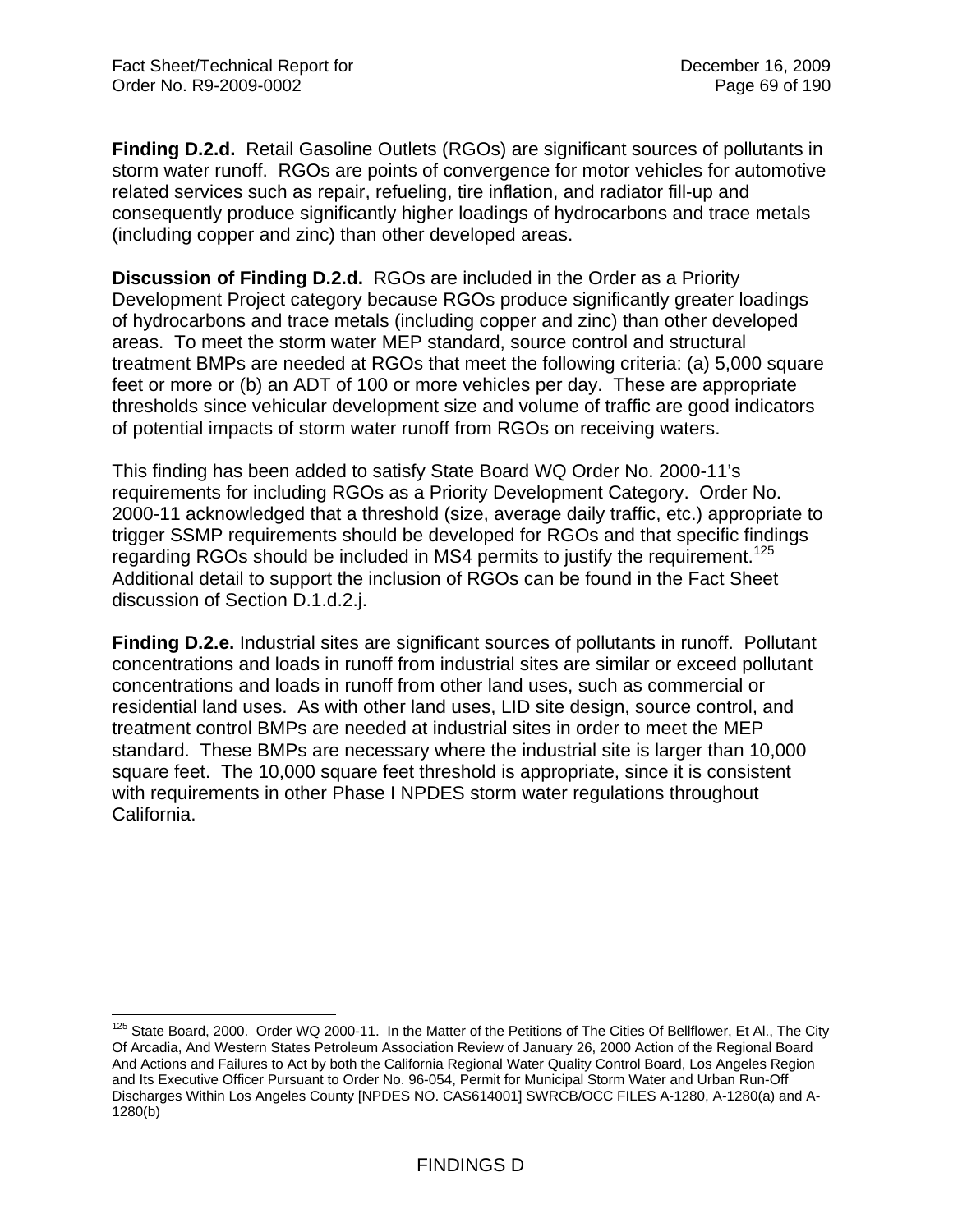**Finding D.2.d.** Retail Gasoline Outlets (RGOs) are significant sources of pollutants in storm water runoff. RGOs are points of convergence for motor vehicles for automotive related services such as repair, refueling, tire inflation, and radiator fill-up and consequently produce significantly higher loadings of hydrocarbons and trace metals (including copper and zinc) than other developed areas.

**Discussion of Finding D.2.d.** RGOs are included in the Order as a Priority Development Project category because RGOs produce significantly greater loadings of hydrocarbons and trace metals (including copper and zinc) than other developed areas. To meet the storm water MEP standard, source control and structural treatment BMPs are needed at RGOs that meet the following criteria: (a) 5,000 square feet or more or (b) an ADT of 100 or more vehicles per day. These are appropriate thresholds since vehicular development size and volume of traffic are good indicators of potential impacts of storm water runoff from RGOs on receiving waters.

This finding has been added to satisfy State Board WQ Order No. 2000-11's requirements for including RGOs as a Priority Development Category. Order No. 2000-11 acknowledged that a threshold (size, average daily traffic, etc.) appropriate to trigger SSMP requirements should be developed for RGOs and that specific findings regarding RGOs should be included in MS4 permits to justify the requirement.[125] Additional detail to support the inclusion of RGOs can be found in the Fact Sheet discussion of Section D.1.d.2.j.

**Finding D.2.e.** Industrial sites are significant sources of pollutants in runoff. Pollutant concentrations and loads in runoff from industrial sites are similar or exceed pollutant concentrations and loads in runoff from other land uses, such as commercial or residential land uses. As with other land uses, LID site design, source control, and treatment control BMPs are needed at industrial sites in order to meet the MEP standard. These BMPs are necessary where the industrial site is larger than 10,000 square feet. The 10,000 square feet threshold is appropriate, since it is consistent with requirements in other Phase I NPDES storm water regulations throughout California.

[125] State Board, 2000. Order WQ 2000-11. In the Matter of the Petitions of The Cities Of Bellflower, Et Al., The City Of Arcadia, And Western States Petroleum Association Review of January 26, 2000 Action of the Regional Board And Actions and Failures to Act by both the California Regional Water Quality Control Board, Los Angeles Region and Its Executive Officer Pursuant to Order No. 96-054, Permit for Municipal Storm Water and Urban Run-Off Discharges Within Los Angeles County [NPDES NO. CAS614001] SWRCB/OCC FILES A-1280, A-1280(a) and A-1280(b)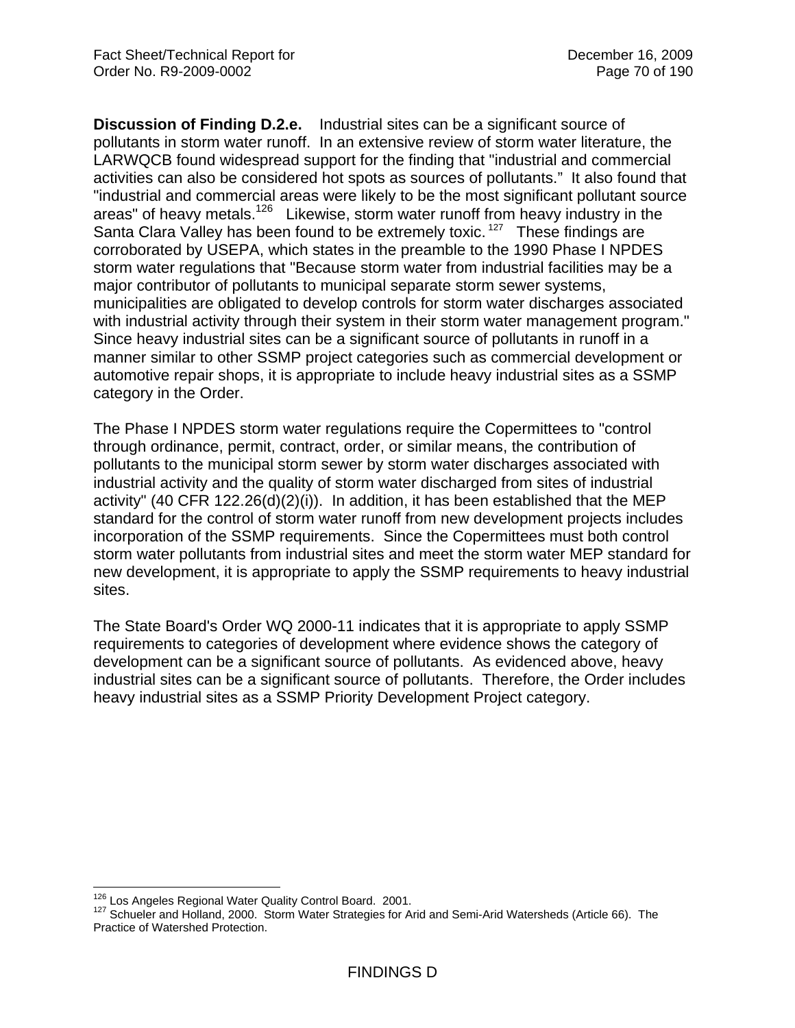**Discussion of Finding D.2.e.** Industrial sites can be a significant source of pollutants in storm water runoff. In an extensive review of storm water literature, the LARWQCB found widespread support for the finding that "industrial and commercial activities can also be considered hot spots as sources of pollutants." It also found that "industrial and commercial areas were likely to be the most significant pollutant source areas" of heavy metals.[126] Likewise, storm water runoff from heavy industry in the Santa Clara Valley has been found to be extremely toxic.[127] These findings are corroborated by USEPA, which states in the preamble to the 1990 Phase I NPDES storm water regulations that "Because storm water from industrial facilities may be a major contributor of pollutants to municipal separate storm sewer systems, municipalities are obligated to develop controls for storm water discharges associated with industrial activity through their system in their storm water management program." Since heavy industrial sites can be a significant source of pollutants in runoff in a manner similar to other SSMP project categories such as commercial development or automotive repair shops, it is appropriate to include heavy industrial sites as a SSMP category in the Order.

The Phase I NPDES storm water regulations require the Copermittees to "control through ordinance, permit, contract, order, or similar means, the contribution of pollutants to the municipal storm sewer by storm water discharges associated with industrial activity and the quality of storm water discharged from sites of industrial activity" (40 CFR 122.26(d)(2)(i)). In addition, it has been established that the MEP standard for the control of storm water runoff from new development projects includes incorporation of the SSMP requirements. Since the Copermittees must both control storm water pollutants from industrial sites and meet the storm water MEP standard for new development, it is appropriate to apply the SSMP requirements to heavy industrial sites.

The State Board's Order WQ 2000-11 indicates that it is appropriate to apply SSMP requirements to categories of development where evidence shows the category of development can be a significant source of pollutants. As evidenced above, heavy industrial sites can be a significant source of pollutants. Therefore, the Order includes heavy industrial sites as a SSMP Priority Development Project category.

---

[126] Los Angeles Regional Water Quality Control Board. 2001.

[127] Schueler and Holland, 2000. Storm Water Strategies for Arid and Semi-Arid Watersheds (Article 66). The Practice of Watershed Protection.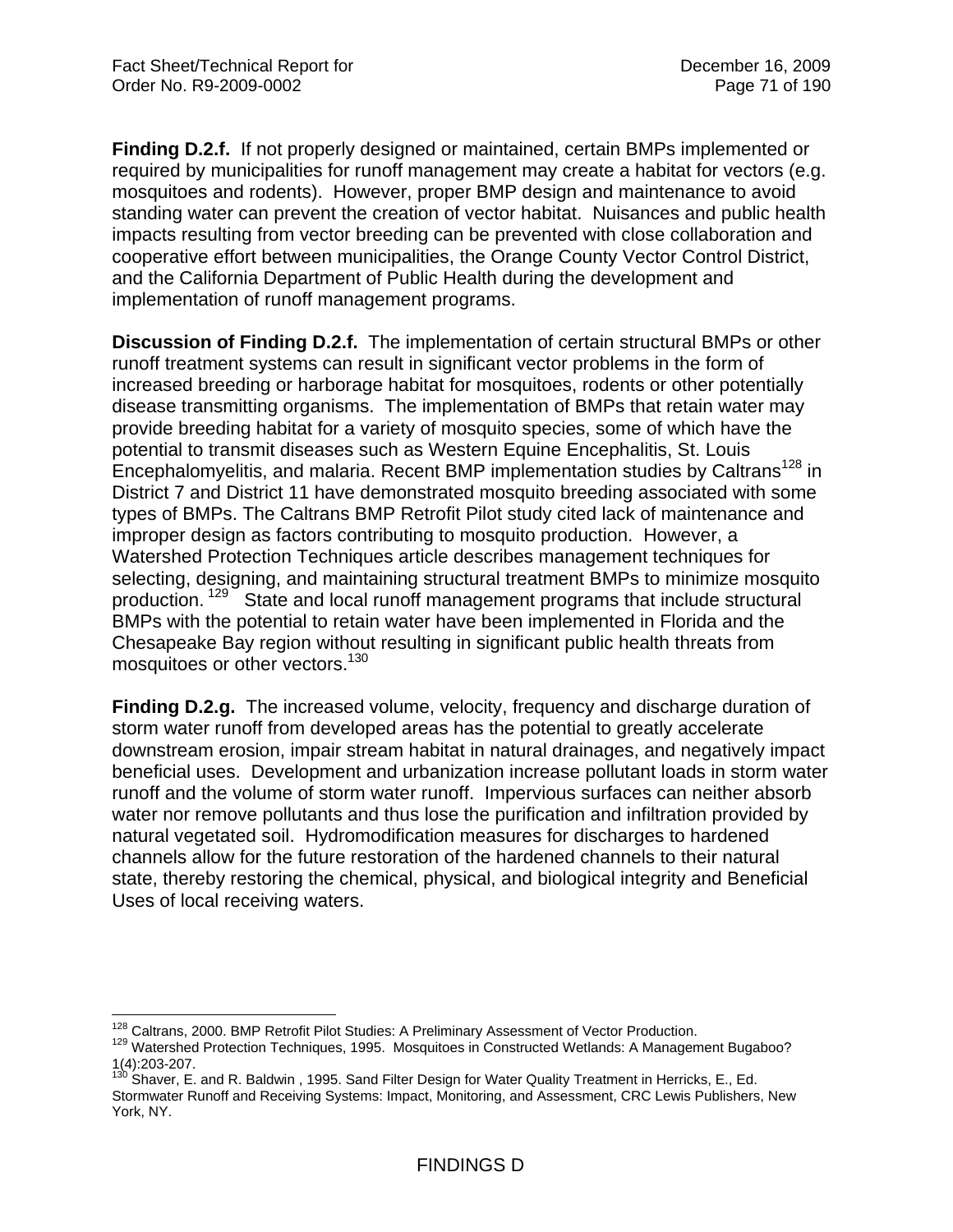**Finding D.2.f.** If not properly designed or maintained, certain BMPs implemented or required by municipalities for runoff management may create a habitat for vectors (e.g. mosquitoes and rodents). However, proper BMP design and maintenance to avoid standing water can prevent the creation of vector habitat. Nuisances and public health impacts resulting from vector breeding can be prevented with close collaboration and cooperative effort between municipalities, the Orange County Vector Control District, and the California Department of Public Health during the development and implementation of runoff management programs.

**Discussion of Finding D.2.f.** The implementation of certain structural BMPs or other runoff treatment systems can result in significant vector problems in the form of increased breeding or harborage habitat for mosquitoes, rodents or other potentially disease transmitting organisms. The implementation of BMPs that retain water may provide breeding habitat for a variety of mosquito species, some of which have the potential to transmit diseases such as Western Equine Encephalitis, St. Louis Encephalomyelitis, and malaria. Recent BMP implementation studies by Caltrans[128] in District 7 and District 11 have demonstrated mosquito breeding associated with some types of BMPs. The Caltrans BMP Retrofit Pilot study cited lack of maintenance and improper design as factors contributing to mosquito production. However, a Watershed Protection Techniques article describes management techniques for selecting, designing, and maintaining structural treatment BMPs to minimize mosquito production.[129] State and local runoff management programs that include structural BMPs with the potential to retain water have been implemented in Florida and the Chesapeake Bay region without resulting in significant public health threats from mosquitoes or other vectors.[130]

**Finding D.2.g.** The increased volume, velocity, frequency and discharge duration of storm water runoff from developed areas has the potential to greatly accelerate downstream erosion, impair stream habitat in natural drainages, and negatively impact beneficial uses. Development and urbanization increase pollutant loads in storm water runoff and the volume of storm water runoff. Impervious surfaces can neither absorb water nor remove pollutants and thus lose the purification and infiltration provided by natural vegetated soil. Hydromodification measures for discharges to hardened channels allow for the future restoration of the hardened channels to their natural state, thereby restoring the chemical, physical, and biological integrity and Beneficial Uses of local receiving waters.

---

[128] Caltrans, 2000. BMP Retrofit Pilot Studies: A Preliminary Assessment of Vector Production.

[129] Watershed Protection Techniques, 1995. Mosquitoes in Constructed Wetlands: A Management Bugaboo? 1(4):203-207.

[130] Shaver, E. and R. Baldwin , 1995. Sand Filter Design for Water Quality Treatment in Herricks, E., Ed. Stormwater Runoff and Receiving Systems: Impact, Monitoring, and Assessment, CRC Lewis Publishers, New York, NY.

FINDINGS D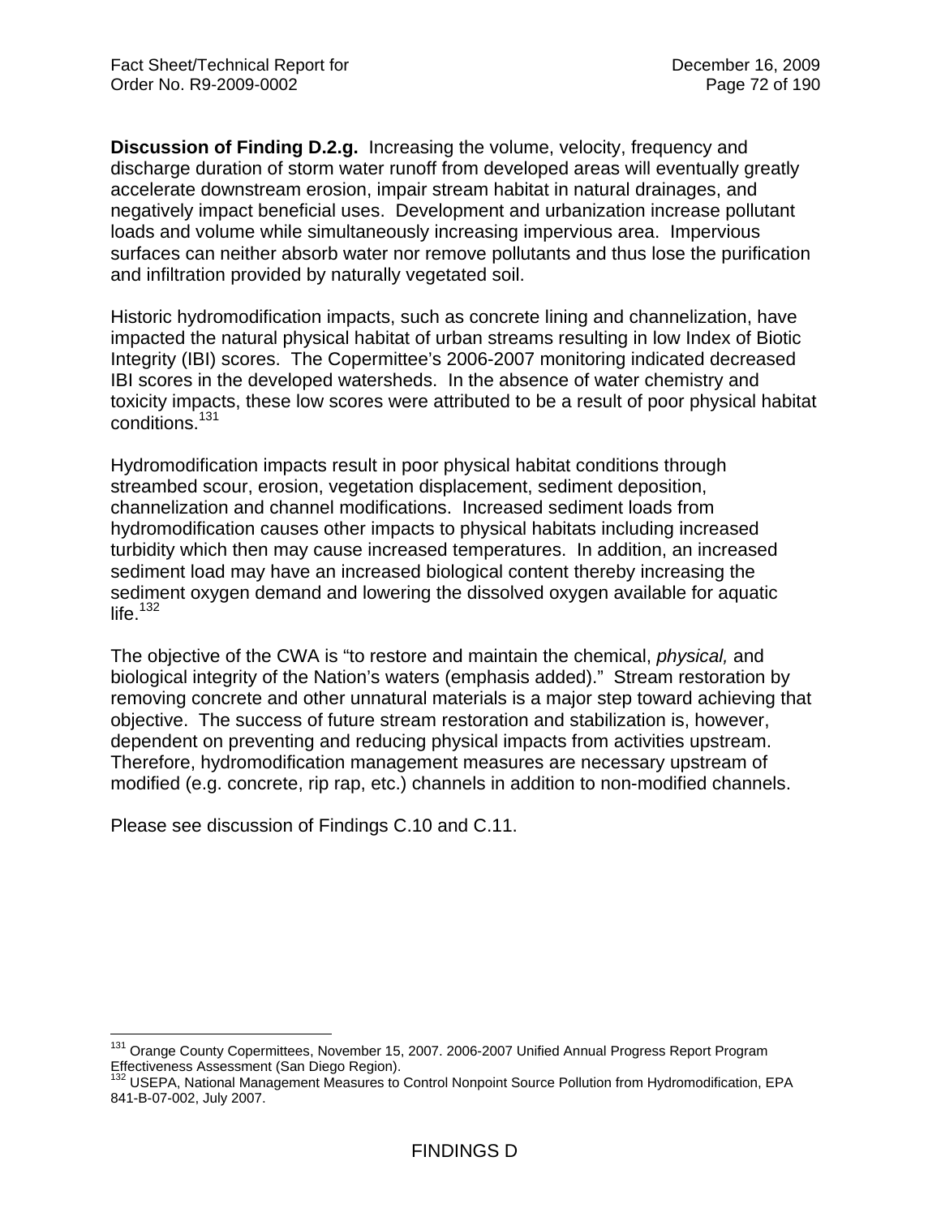**Discussion of Finding D.2.g.** Increasing the volume, velocity, frequency and discharge duration of storm water runoff from developed areas will eventually greatly accelerate downstream erosion, impair stream habitat in natural drainages, and negatively impact beneficial uses. Development and urbanization increase pollutant loads and volume while simultaneously increasing impervious area. Impervious surfaces can neither absorb water nor remove pollutants and thus lose the purification and infiltration provided by naturally vegetated soil.

Historic hydromodification impacts, such as concrete lining and channelization, have impacted the natural physical habitat of urban streams resulting in low Index of Biotic Integrity (IBI) scores. The Copermittee's 2006-2007 monitoring indicated decreased IBI scores in the developed watersheds. In the absence of water chemistry and toxicity impacts, these low scores were attributed to be a result of poor physical habitat conditions.[131]

Hydromodification impacts result in poor physical habitat conditions through streambed scour, erosion, vegetation displacement, sediment deposition, channelization and channel modifications. Increased sediment loads from hydromodification causes other impacts to physical habitats including increased turbidity which then may cause increased temperatures. In addition, an increased sediment load may have an increased biological content thereby increasing the sediment oxygen demand and lowering the dissolved oxygen available for aquatic life.[132]

The objective of the CWA is "to restore and maintain the chemical, *physical,* and biological integrity of the Nation's waters (emphasis added)." Stream restoration by removing concrete and other unnatural materials is a major step toward achieving that objective. The success of future stream restoration and stabilization is, however, dependent on preventing and reducing physical impacts from activities upstream. Therefore, hydromodification management measures are necessary upstream of modified (e.g. concrete, rip rap, etc.) channels in addition to non-modified channels.

Please see discussion of Findings C.10 and C.11.

---

[131] Orange County Copermittees, November 15, 2007. 2006-2007 Unified Annual Progress Report Program Effectiveness Assessment (San Diego Region).

[132] USEPA, National Management Measures to Control Nonpoint Source Pollution from Hydromodification, EPA 841-B-07-002, July 2007.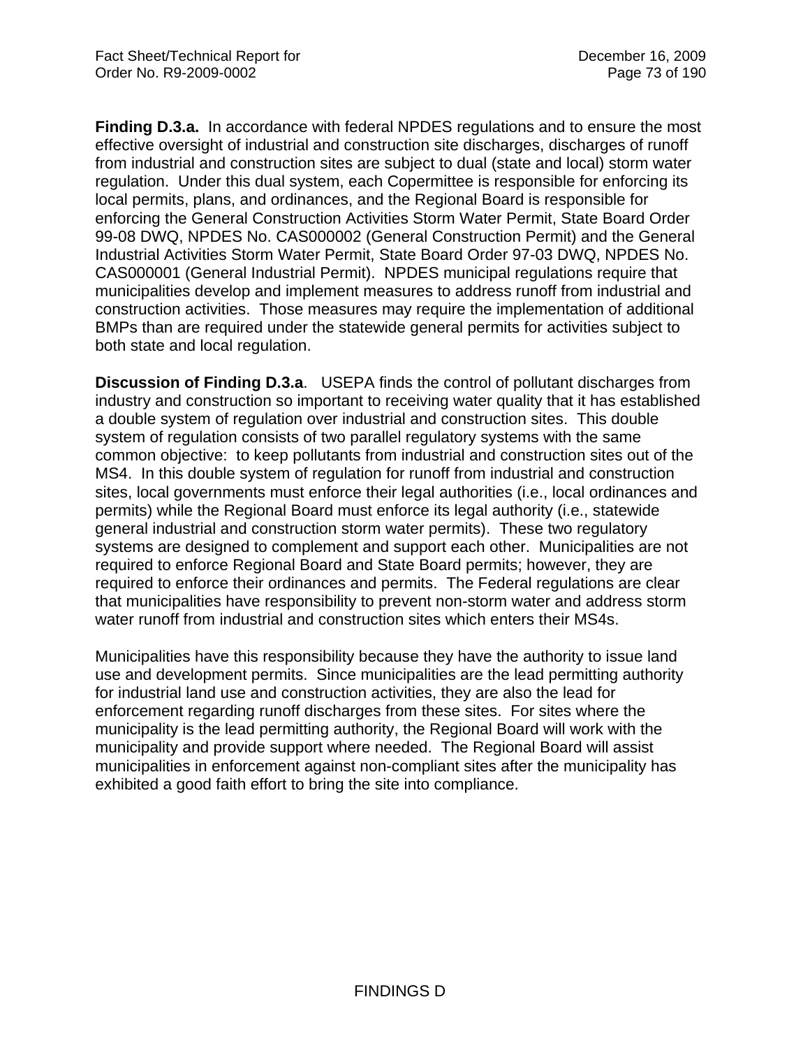**Finding D.3.a.** In accordance with federal NPDES regulations and to ensure the most effective oversight of industrial and construction site discharges, discharges of runoff from industrial and construction sites are subject to dual (state and local) storm water regulation. Under this dual system, each Copermittee is responsible for enforcing its local permits, plans, and ordinances, and the Regional Board is responsible for enforcing the General Construction Activities Storm Water Permit, State Board Order 99-08 DWQ, NPDES No. CAS000002 (General Construction Permit) and the General Industrial Activities Storm Water Permit, State Board Order 97-03 DWQ, NPDES No. CAS000001 (General Industrial Permit). NPDES municipal regulations require that municipalities develop and implement measures to address runoff from industrial and construction activities. Those measures may require the implementation of additional BMPs than are required under the statewide general permits for activities subject to both state and local regulation.

**Discussion of Finding D.3.a**. USEPA finds the control of pollutant discharges from industry and construction so important to receiving water quality that it has established a double system of regulation over industrial and construction sites. This double system of regulation consists of two parallel regulatory systems with the same common objective: to keep pollutants from industrial and construction sites out of the MS4. In this double system of regulation for runoff from industrial and construction sites, local governments must enforce their legal authorities (i.e., local ordinances and permits) while the Regional Board must enforce its legal authority (i.e., statewide general industrial and construction storm water permits). These two regulatory systems are designed to complement and support each other. Municipalities are not required to enforce Regional Board and State Board permits; however, they are required to enforce their ordinances and permits. The Federal regulations are clear that municipalities have responsibility to prevent non-storm water and address storm water runoff from industrial and construction sites which enters their MS4s.

Municipalities have this responsibility because they have the authority to issue land use and development permits. Since municipalities are the lead permitting authority for industrial land use and construction activities, they are also the lead for enforcement regarding runoff discharges from these sites. For sites where the municipality is the lead permitting authority, the Regional Board will work with the municipality and provide support where needed. The Regional Board will assist municipalities in enforcement against non-compliant sites after the municipality has exhibited a good faith effort to bring the site into compliance.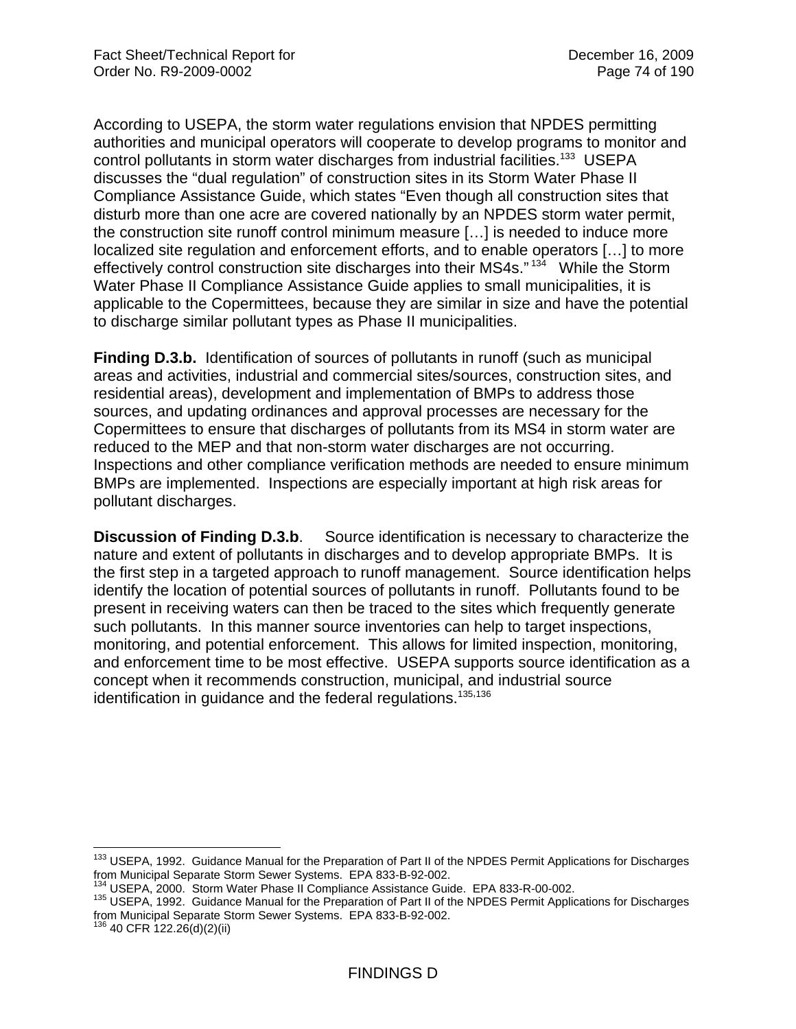According to USEPA, the storm water regulations envision that NPDES permitting authorities and municipal operators will cooperate to develop programs to monitor and control pollutants in storm water discharges from industrial facilities.[133] USEPA discusses the "dual regulation" of construction sites in its Storm Water Phase II Compliance Assistance Guide, which states "Even though all construction sites that disturb more than one acre are covered nationally by an NPDES storm water permit, the construction site runoff control minimum measure […] is needed to induce more localized site regulation and enforcement efforts, and to enable operators […] to more effectively control construction site discharges into their MS4s."[134] While the Storm Water Phase II Compliance Assistance Guide applies to small municipalities, it is applicable to the Copermittees, because they are similar in size and have the potential to discharge similar pollutant types as Phase II municipalities.

**Finding D.3.b.** Identification of sources of pollutants in runoff (such as municipal areas and activities, industrial and commercial sites/sources, construction sites, and residential areas), development and implementation of BMPs to address those sources, and updating ordinances and approval processes are necessary for the Copermittees to ensure that discharges of pollutants from its MS4 in storm water are reduced to the MEP and that non-storm water discharges are not occurring. Inspections and other compliance verification methods are needed to ensure minimum BMPs are implemented. Inspections are especially important at high risk areas for pollutant discharges.

**Discussion of Finding D.3.b**. Source identification is necessary to characterize the nature and extent of pollutants in discharges and to develop appropriate BMPs. It is the first step in a targeted approach to runoff management. Source identification helps identify the location of potential sources of pollutants in runoff. Pollutants found to be present in receiving waters can then be traced to the sites which frequently generate such pollutants. In this manner source inventories can help to target inspections, monitoring, and potential enforcement. This allows for limited inspection, monitoring, and enforcement time to be most effective. USEPA supports source identification as a concept when it recommends construction, municipal, and industrial source identification in guidance and the federal regulations.[135,136]

---

[133] USEPA, 1992. Guidance Manual for the Preparation of Part II of the NPDES Permit Applications for Discharges from Municipal Separate Storm Sewer Systems. EPA 833-B-92-002.

[134] USEPA, 2000. Storm Water Phase II Compliance Assistance Guide. EPA 833-R-00-002.

[135] USEPA, 1992. Guidance Manual for the Preparation of Part II of the NPDES Permit Applications for Discharges from Municipal Separate Storm Sewer Systems. EPA 833-B-92-002.

[136] 40 CFR 122.26(d)(2)(ii)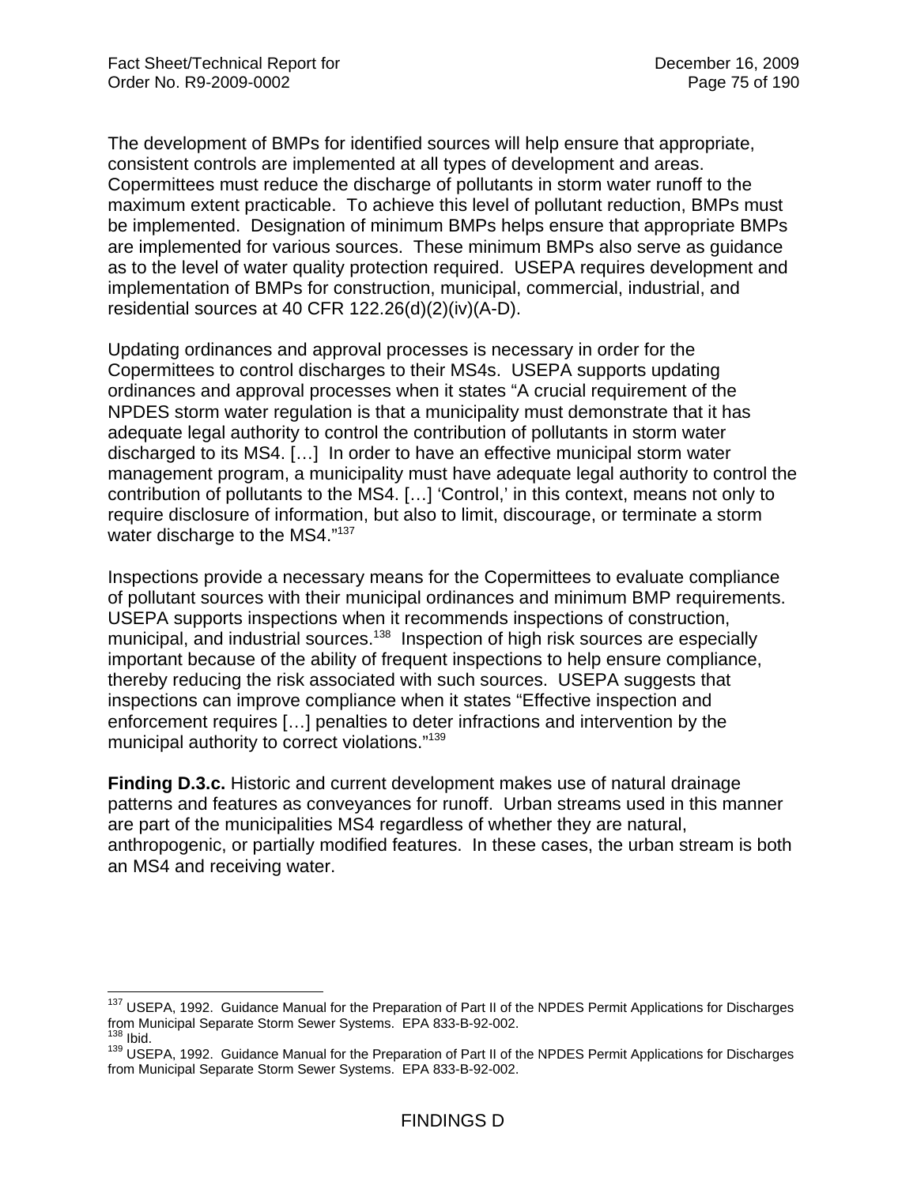The development of BMPs for identified sources will help ensure that appropriate, consistent controls are implemented at all types of development and areas. Copermittees must reduce the discharge of pollutants in storm water runoff to the maximum extent practicable. To achieve this level of pollutant reduction, BMPs must be implemented. Designation of minimum BMPs helps ensure that appropriate BMPs are implemented for various sources. These minimum BMPs also serve as guidance as to the level of water quality protection required. USEPA requires development and implementation of BMPs for construction, municipal, commercial, industrial, and residential sources at 40 CFR 122.26(d)(2)(iv)(A-D).

Updating ordinances and approval processes is necessary in order for the Copermittees to control discharges to their MS4s. USEPA supports updating ordinances and approval processes when it states "A crucial requirement of the NPDES storm water regulation is that a municipality must demonstrate that it has adequate legal authority to control the contribution of pollutants in storm water discharged to its MS4. […] In order to have an effective municipal storm water management program, a municipality must have adequate legal authority to control the contribution of pollutants to the MS4. […] 'Control,' in this context, means not only to require disclosure of information, but also to limit, discourage, or terminate a storm water discharge to the MS4."[137]

Inspections provide a necessary means for the Copermittees to evaluate compliance of pollutant sources with their municipal ordinances and minimum BMP requirements. USEPA supports inspections when it recommends inspections of construction, municipal, and industrial sources.[138] Inspection of high risk sources are especially important because of the ability of frequent inspections to help ensure compliance, thereby reducing the risk associated with such sources. USEPA suggests that inspections can improve compliance when it states "Effective inspection and enforcement requires […] penalties to deter infractions and intervention by the municipal authority to correct violations."[139]

**Finding D.3.c.** Historic and current development makes use of natural drainage patterns and features as conveyances for runoff. Urban streams used in this manner are part of the municipalities MS4 regardless of whether they are natural, anthropogenic, or partially modified features. In these cases, the urban stream is both an MS4 and receiving water.

---

[137] USEPA, 1992. Guidance Manual for the Preparation of Part II of the NPDES Permit Applications for Discharges from Municipal Separate Storm Sewer Systems. EPA 833-B-92-002.

[138] Ibid.

[139] USEPA, 1992. Guidance Manual for the Preparation of Part II of the NPDES Permit Applications for Discharges from Municipal Separate Storm Sewer Systems. EPA 833-B-92-002.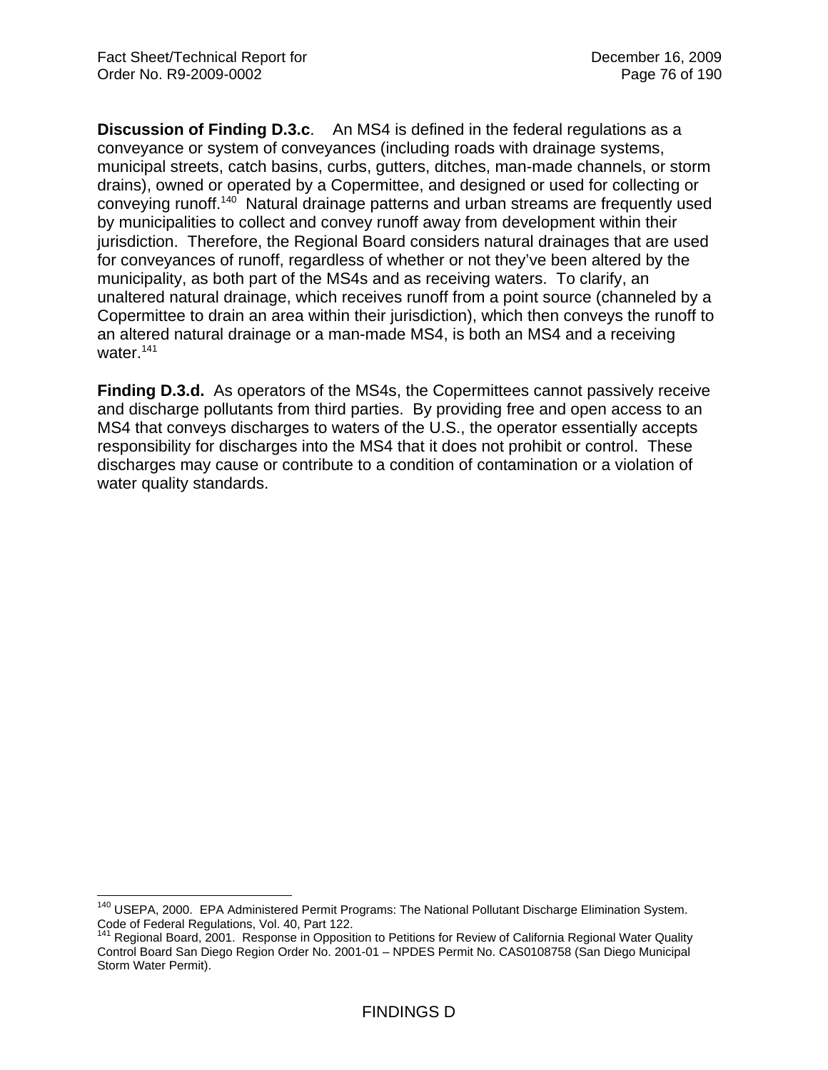**Discussion of Finding D.3.c**. An MS4 is defined in the federal regulations as a conveyance or system of conveyances (including roads with drainage systems, municipal streets, catch basins, curbs, gutters, ditches, man-made channels, or storm drains), owned or operated by a Copermittee, and designed or used for collecting or conveying runoff.[140] Natural drainage patterns and urban streams are frequently used by municipalities to collect and convey runoff away from development within their jurisdiction. Therefore, the Regional Board considers natural drainages that are used for conveyances of runoff, regardless of whether or not they've been altered by the municipality, as both part of the MS4s and as receiving waters. To clarify, an unaltered natural drainage, which receives runoff from a point source (channeled by a Copermittee to drain an area within their jurisdiction), which then conveys the runoff to an altered natural drainage or a man-made MS4, is both an MS4 and a receiving water.[141]

**Finding D.3.d.** As operators of the MS4s, the Copermittees cannot passively receive and discharge pollutants from third parties. By providing free and open access to an MS4 that conveys discharges to waters of the U.S., the operator essentially accepts responsibility for discharges into the MS4 that it does not prohibit or control. These discharges may cause or contribute to a condition of contamination or a violation of water quality standards.

---

[140] USEPA, 2000. EPA Administered Permit Programs: The National Pollutant Discharge Elimination System. Code of Federal Regulations, Vol. 40, Part 122.

[141] Regional Board, 2001. Response in Opposition to Petitions for Review of California Regional Water Quality Control Board San Diego Region Order No. 2001-01 – NPDES Permit No. CAS0108758 (San Diego Municipal Storm Water Permit).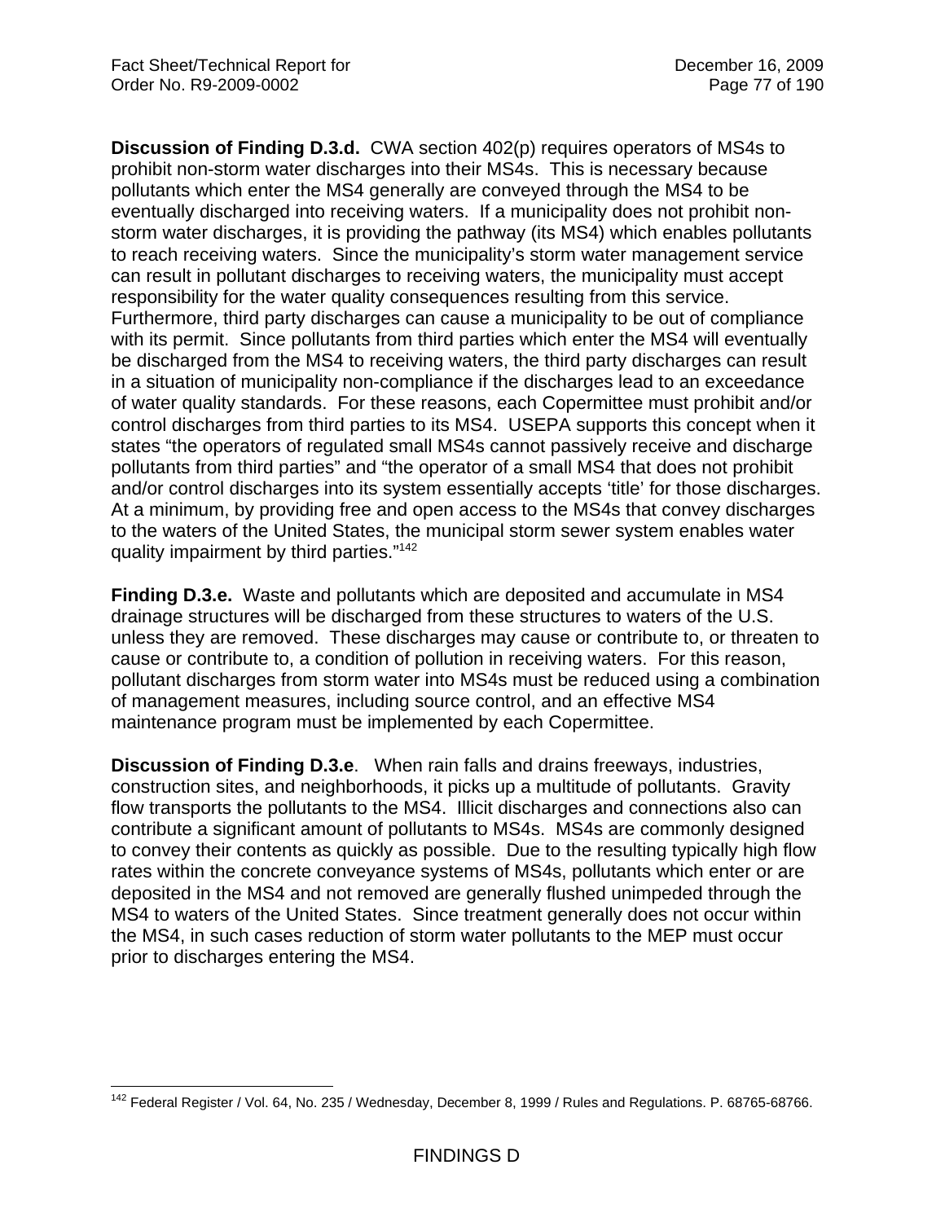**Discussion of Finding D.3.d.** CWA section 402(p) requires operators of MS4s to prohibit non-storm water discharges into their MS4s. This is necessary because pollutants which enter the MS4 generally are conveyed through the MS4 to be eventually discharged into receiving waters. If a municipality does not prohibit non-storm water discharges, it is providing the pathway (its MS4) which enables pollutants to reach receiving waters. Since the municipality's storm water management service can result in pollutant discharges to receiving waters, the municipality must accept responsibility for the water quality consequences resulting from this service. Furthermore, third party discharges can cause a municipality to be out of compliance with its permit. Since pollutants from third parties which enter the MS4 will eventually be discharged from the MS4 to receiving waters, the third party discharges can result in a situation of municipality non-compliance if the discharges lead to an exceedance of water quality standards. For these reasons, each Copermittee must prohibit and/or control discharges from third parties to its MS4. USEPA supports this concept when it states "the operators of regulated small MS4s cannot passively receive and discharge pollutants from third parties" and "the operator of a small MS4 that does not prohibit and/or control discharges into its system essentially accepts 'title' for those discharges. At a minimum, by providing free and open access to the MS4s that convey discharges to the waters of the United States, the municipal storm sewer system enables water quality impairment by third parties."[142]

**Finding D.3.e.** Waste and pollutants which are deposited and accumulate in MS4 drainage structures will be discharged from these structures to waters of the U.S. unless they are removed. These discharges may cause or contribute to, or threaten to cause or contribute to, a condition of pollution in receiving waters. For this reason, pollutant discharges from storm water into MS4s must be reduced using a combination of management measures, including source control, and an effective MS4 maintenance program must be implemented by each Copermittee.

**Discussion of Finding D.3.e**. When rain falls and drains freeways, industries, construction sites, and neighborhoods, it picks up a multitude of pollutants. Gravity flow transports the pollutants to the MS4. Illicit discharges and connections also can contribute a significant amount of pollutants to MS4s. MS4s are commonly designed to convey their contents as quickly as possible. Due to the resulting typically high flow rates within the concrete conveyance systems of MS4s, pollutants which enter or are deposited in the MS4 and not removed are generally flushed unimpeded through the MS4 to waters of the United States. Since treatment generally does not occur within the MS4, in such cases reduction of storm water pollutants to the MEP must occur prior to discharges entering the MS4.

[142] Federal Register / Vol. 64, No. 235 / Wednesday, December 8, 1999 / Rules and Regulations. P. 68765-68766.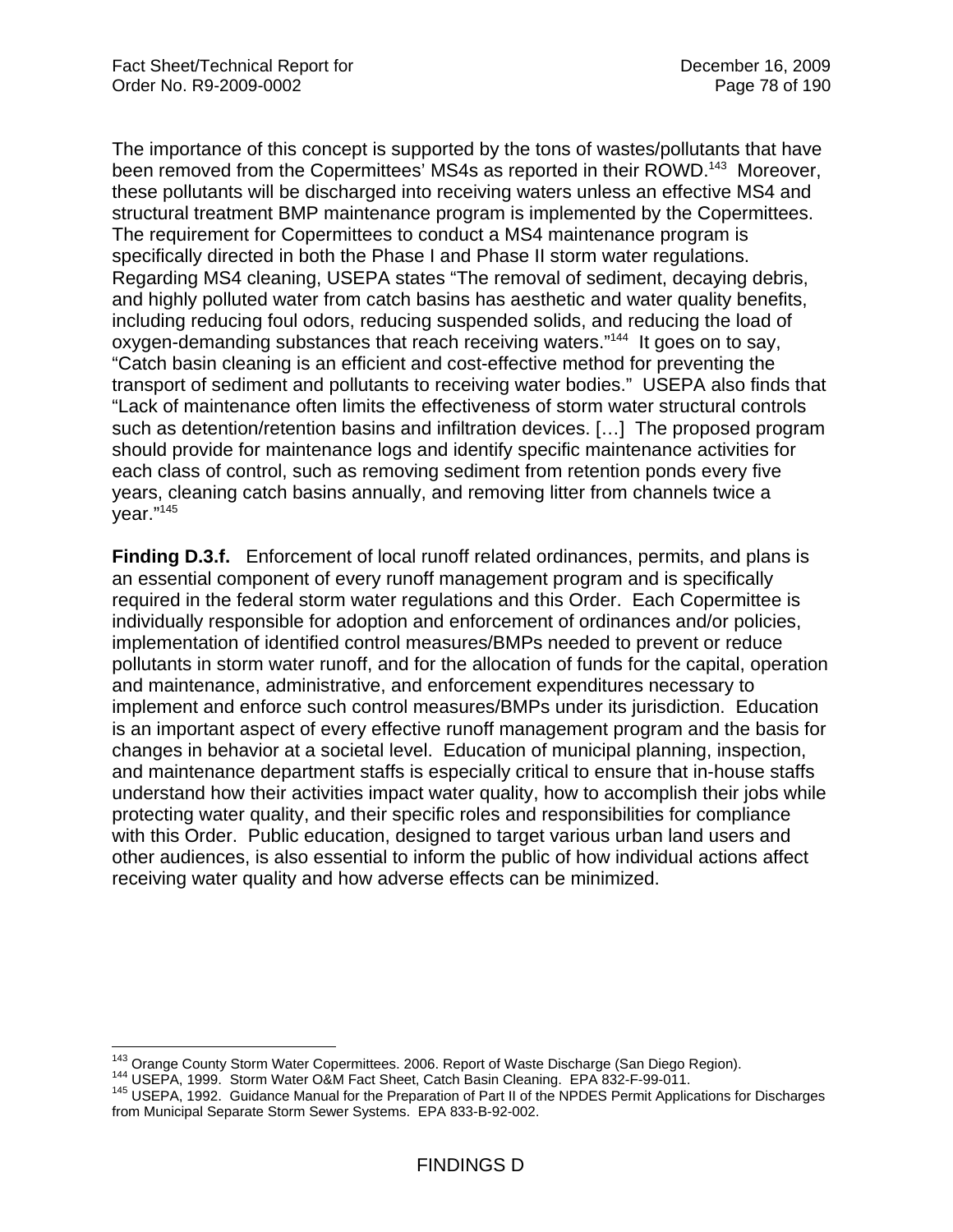The importance of this concept is supported by the tons of wastes/pollutants that have been removed from the Copermittees' MS4s as reported in their ROWD.[143] Moreover, these pollutants will be discharged into receiving waters unless an effective MS4 and structural treatment BMP maintenance program is implemented by the Copermittees. The requirement for Copermittees to conduct a MS4 maintenance program is specifically directed in both the Phase I and Phase II storm water regulations. Regarding MS4 cleaning, USEPA states "The removal of sediment, decaying debris, and highly polluted water from catch basins has aesthetic and water quality benefits, including reducing foul odors, reducing suspended solids, and reducing the load of oxygen-demanding substances that reach receiving waters."[144] It goes on to say, "Catch basin cleaning is an efficient and cost-effective method for preventing the transport of sediment and pollutants to receiving water bodies." USEPA also finds that "Lack of maintenance often limits the effectiveness of storm water structural controls such as detention/retention basins and infiltration devices. […] The proposed program should provide for maintenance logs and identify specific maintenance activities for each class of control, such as removing sediment from retention ponds every five years, cleaning catch basins annually, and removing litter from channels twice a year."[145]

**Finding D.3.f.** Enforcement of local runoff related ordinances, permits, and plans is an essential component of every runoff management program and is specifically required in the federal storm water regulations and this Order. Each Copermittee is individually responsible for adoption and enforcement of ordinances and/or policies, implementation of identified control measures/BMPs needed to prevent or reduce pollutants in storm water runoff, and for the allocation of funds for the capital, operation and maintenance, administrative, and enforcement expenditures necessary to implement and enforce such control measures/BMPs under its jurisdiction. Education is an important aspect of every effective runoff management program and the basis for changes in behavior at a societal level. Education of municipal planning, inspection, and maintenance department staffs is especially critical to ensure that in-house staffs understand how their activities impact water quality, how to accomplish their jobs while protecting water quality, and their specific roles and responsibilities for compliance with this Order. Public education, designed to target various urban land users and other audiences, is also essential to inform the public of how individual actions affect receiving water quality and how adverse effects can be minimized.

---

[143] Orange County Storm Water Copermittees. 2006. Report of Waste Discharge (San Diego Region).

[144] USEPA, 1999. Storm Water O&M Fact Sheet, Catch Basin Cleaning. EPA 832-F-99-011.

[145] USEPA, 1992. Guidance Manual for the Preparation of Part II of the NPDES Permit Applications for Discharges from Municipal Separate Storm Sewer Systems. EPA 833-B-92-002.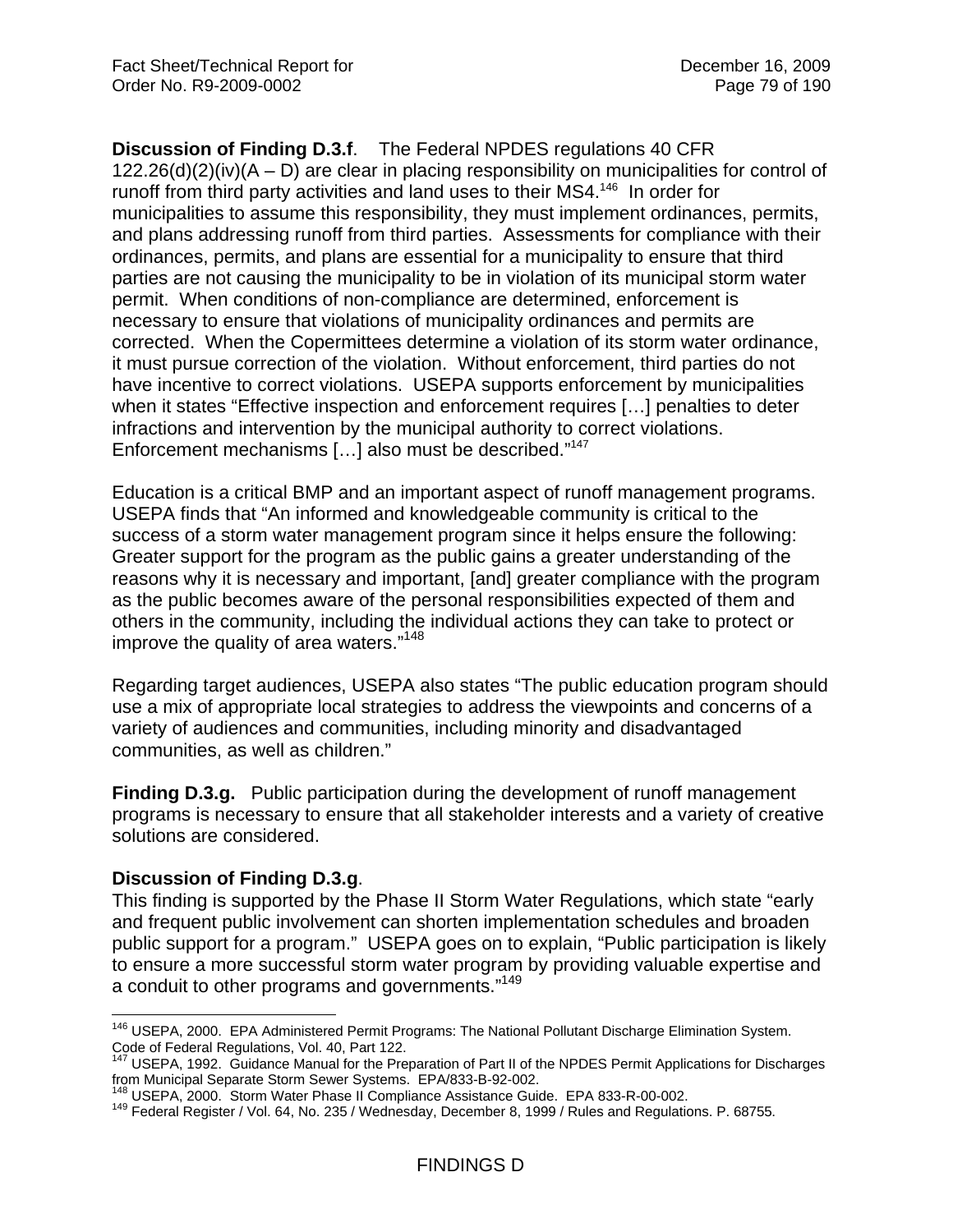**Discussion of Finding D.3.f**. The Federal NPDES regulations 40 CFR 122.26(d)(2)(iv)(A – D) are clear in placing responsibility on municipalities for control of runoff from third party activities and land uses to their MS4.[146] In order for municipalities to assume this responsibility, they must implement ordinances, permits, and plans addressing runoff from third parties. Assessments for compliance with their ordinances, permits, and plans are essential for a municipality to ensure that third parties are not causing the municipality to be in violation of its municipal storm water permit. When conditions of non-compliance are determined, enforcement is necessary to ensure that violations of municipality ordinances and permits are corrected. When the Copermittees determine a violation of its storm water ordinance, it must pursue correction of the violation. Without enforcement, third parties do not have incentive to correct violations. USEPA supports enforcement by municipalities when it states "Effective inspection and enforcement requires […] penalties to deter infractions and intervention by the municipal authority to correct violations. Enforcement mechanisms […] also must be described."[147]

Education is a critical BMP and an important aspect of runoff management programs. USEPA finds that "An informed and knowledgeable community is critical to the success of a storm water management program since it helps ensure the following: Greater support for the program as the public gains a greater understanding of the reasons why it is necessary and important, [and] greater compliance with the program as the public becomes aware of the personal responsibilities expected of them and others in the community, including the individual actions they can take to protect or improve the quality of area waters."[148]

Regarding target audiences, USEPA also states "The public education program should use a mix of appropriate local strategies to address the viewpoints and concerns of a variety of audiences and communities, including minority and disadvantaged communities, as well as children."

**Finding D.3.g.** Public participation during the development of runoff management programs is necessary to ensure that all stakeholder interests and a variety of creative solutions are considered.

**Discussion of Finding D.3.g**.
This finding is supported by the Phase II Storm Water Regulations, which state "early and frequent public involvement can shorten implementation schedules and broaden public support for a program." USEPA goes on to explain, "Public participation is likely to ensure a more successful storm water program by providing valuable expertise and a conduit to other programs and governments."[149]

---

[146] USEPA, 2000. EPA Administered Permit Programs: The National Pollutant Discharge Elimination System. Code of Federal Regulations, Vol. 40, Part 122.

[147] USEPA, 1992. Guidance Manual for the Preparation of Part II of the NPDES Permit Applications for Discharges from Municipal Separate Storm Sewer Systems. EPA/833-B-92-002.

[148] USEPA, 2000. Storm Water Phase II Compliance Assistance Guide. EPA 833-R-00-002.

[149] Federal Register / Vol. 64, No. 235 / Wednesday, December 8, 1999 / Rules and Regulations. P. 68755.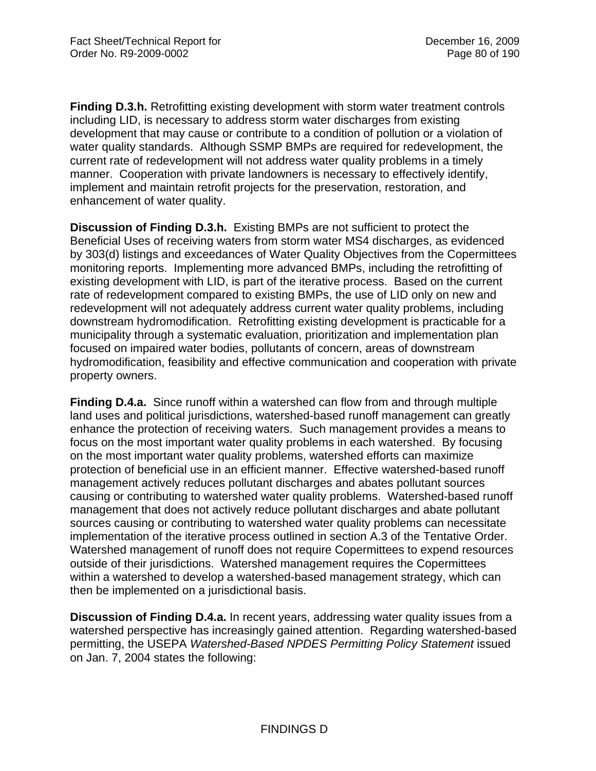**Finding D.3.h.** Retrofitting existing development with storm water treatment controls including LID, is necessary to address storm water discharges from existing development that may cause or contribute to a condition of pollution or a violation of water quality standards. Although SSMP BMPs are required for redevelopment, the current rate of redevelopment will not address water quality problems in a timely manner. Cooperation with private landowners is necessary to effectively identify, implement and maintain retrofit projects for the preservation, restoration, and enhancement of water quality.

**Discussion of Finding D.3.h.** Existing BMPs are not sufficient to protect the Beneficial Uses of receiving waters from storm water MS4 discharges, as evidenced by 303(d) listings and exceedances of Water Quality Objectives from the Copermittees monitoring reports. Implementing more advanced BMPs, including the retrofitting of existing development with LID, is part of the iterative process. Based on the current rate of redevelopment compared to existing BMPs, the use of LID only on new and redevelopment will not adequately address current water quality problems, including downstream hydromodification. Retrofitting existing development is practicable for a municipality through a systematic evaluation, prioritization and implementation plan focused on impaired water bodies, pollutants of concern, areas of downstream hydromodification, feasibility and effective communication and cooperation with private property owners.

**Finding D.4.a.** Since runoff within a watershed can flow from and through multiple land uses and political jurisdictions, watershed-based runoff management can greatly enhance the protection of receiving waters. Such management provides a means to focus on the most important water quality problems in each watershed. By focusing on the most important water quality problems, watershed efforts can maximize protection of beneficial use in an efficient manner. Effective watershed-based runoff management actively reduces pollutant discharges and abates pollutant sources causing or contributing to watershed water quality problems. Watershed-based runoff management that does not actively reduce pollutant discharges and abate pollutant sources causing or contributing to watershed water quality problems can necessitate implementation of the iterative process outlined in section A.3 of the Tentative Order. Watershed management of runoff does not require Copermittees to expend resources outside of their jurisdictions. Watershed management requires the Copermittees within a watershed to develop a watershed-based management strategy, which can then be implemented on a jurisdictional basis.

**Discussion of Finding D.4.a.** In recent years, addressing water quality issues from a watershed perspective has increasingly gained attention. Regarding watershed-based permitting, the USEPA *Watershed-Based NPDES Permitting Policy Statement* issued on Jan. 7, 2004 states the following: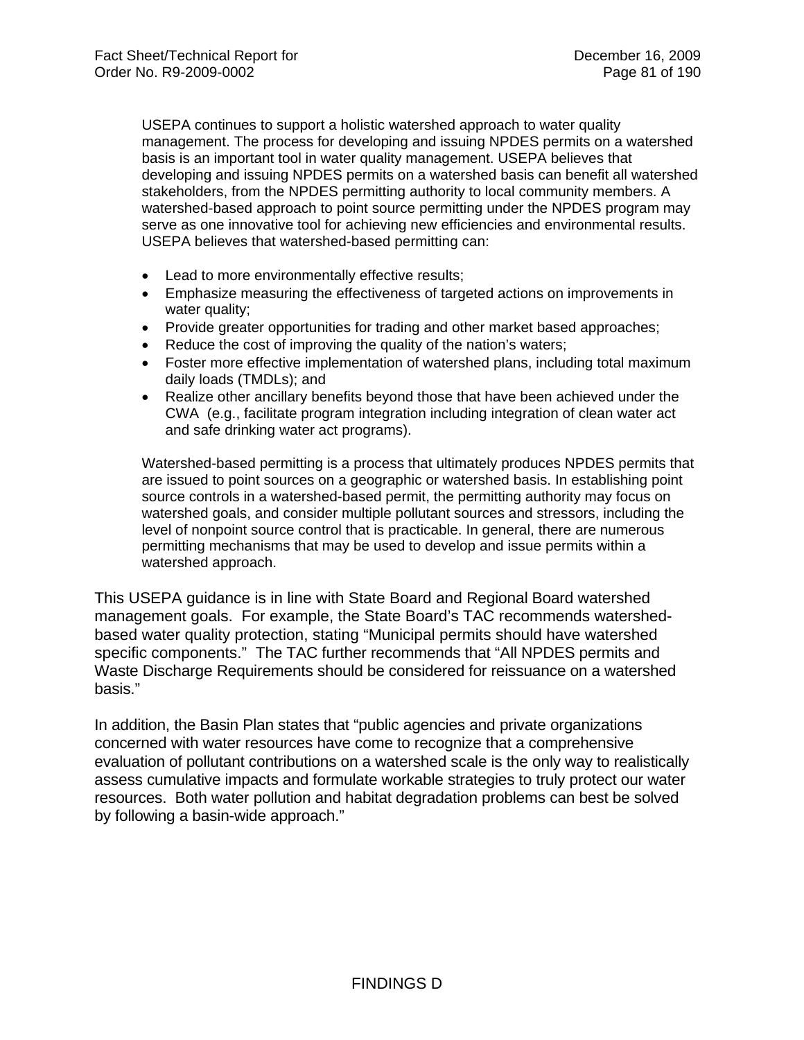> USEPA continues to support a holistic watershed approach to water quality management. The process for developing and issuing NPDES permits on a watershed basis is an important tool in water quality management. USEPA believes that developing and issuing NPDES permits on a watershed basis can benefit all watershed stakeholders, from the NPDES permitting authority to local community members. A watershed-based approach to point source permitting under the NPDES program may serve as one innovative tool for achieving new efficiencies and environmental results. USEPA believes that watershed-based permitting can:
>
> - Lead to more environmentally effective results;
> - Emphasize measuring the effectiveness of targeted actions on improvements in water quality;
> - Provide greater opportunities for trading and other market based approaches;
> - Reduce the cost of improving the quality of the nation's waters;
> - Foster more effective implementation of watershed plans, including total maximum daily loads (TMDLs); and
> - Realize other ancillary benefits beyond those that have been achieved under the CWA (e.g., facilitate program integration including integration of clean water act and safe drinking water act programs).
>
> Watershed-based permitting is a process that ultimately produces NPDES permits that are issued to point sources on a geographic or watershed basis. In establishing point source controls in a watershed-based permit, the permitting authority may focus on watershed goals, and consider multiple pollutant sources and stressors, including the level of nonpoint source control that is practicable. In general, there are numerous permitting mechanisms that may be used to develop and issue permits within a watershed approach.

This USEPA guidance is in line with State Board and Regional Board watershed management goals. For example, the State Board's TAC recommends watershed-based water quality protection, stating "Municipal permits should have watershed specific components." The TAC further recommends that "All NPDES permits and Waste Discharge Requirements should be considered for reissuance on a watershed basis."

In addition, the Basin Plan states that "public agencies and private organizations concerned with water resources have come to recognize that a comprehensive evaluation of pollutant contributions on a watershed scale is the only way to realistically assess cumulative impacts and formulate workable strategies to truly protect our water resources. Both water pollution and habitat degradation problems can best be solved by following a basin-wide approach."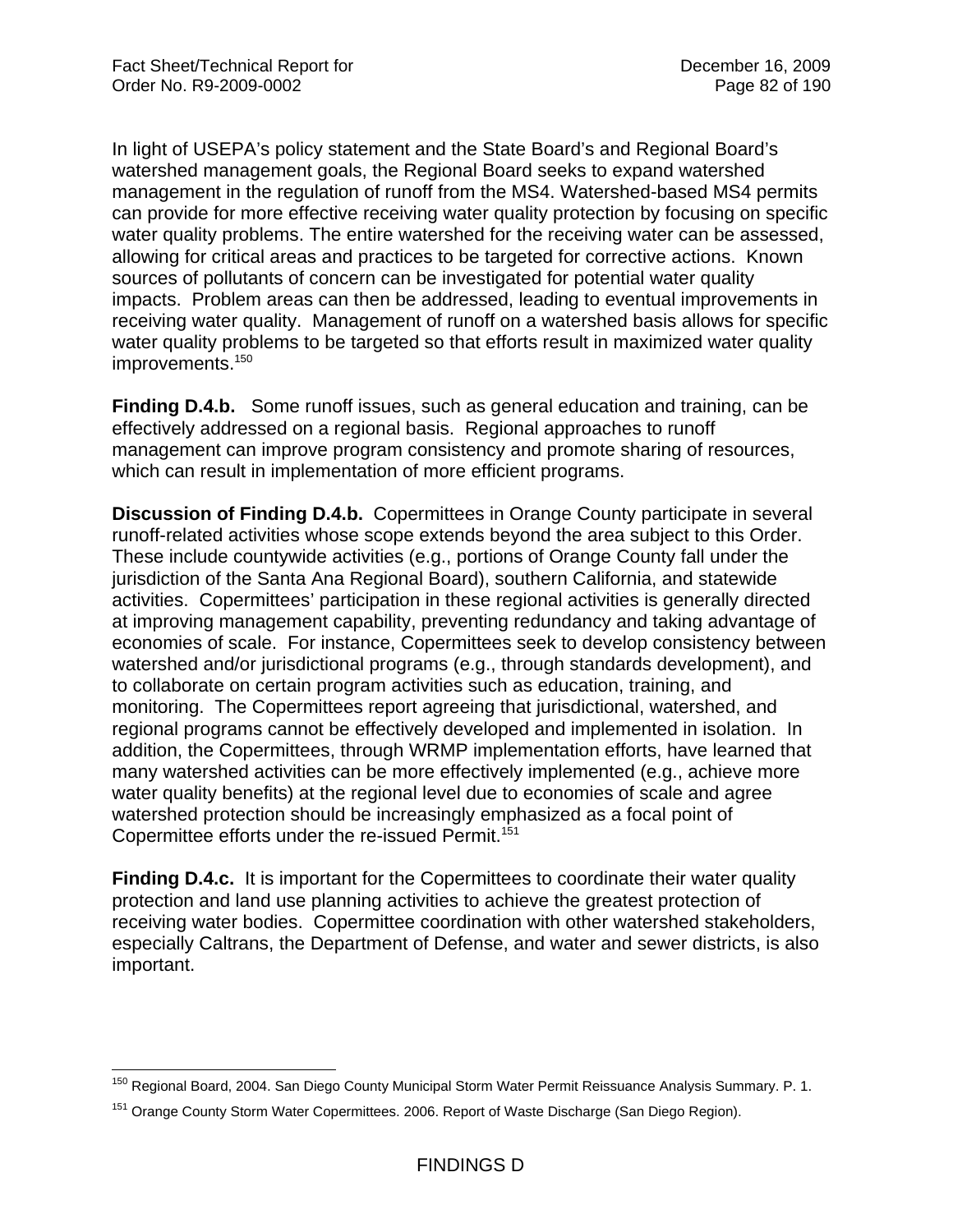In light of USEPA's policy statement and the State Board's and Regional Board's watershed management goals, the Regional Board seeks to expand watershed management in the regulation of runoff from the MS4. Watershed-based MS4 permits can provide for more effective receiving water quality protection by focusing on specific water quality problems. The entire watershed for the receiving water can be assessed, allowing for critical areas and practices to be targeted for corrective actions. Known sources of pollutants of concern can be investigated for potential water quality impacts. Problem areas can then be addressed, leading to eventual improvements in receiving water quality. Management of runoff on a watershed basis allows for specific water quality problems to be targeted so that efforts result in maximized water quality improvements.[150]

**Finding D.4.b.** Some runoff issues, such as general education and training, can be effectively addressed on a regional basis. Regional approaches to runoff management can improve program consistency and promote sharing of resources, which can result in implementation of more efficient programs.

**Discussion of Finding D.4.b.** Copermittees in Orange County participate in several runoff-related activities whose scope extends beyond the area subject to this Order. These include countywide activities (e.g., portions of Orange County fall under the jurisdiction of the Santa Ana Regional Board), southern California, and statewide activities. Copermittees' participation in these regional activities is generally directed at improving management capability, preventing redundancy and taking advantage of economies of scale. For instance, Copermittees seek to develop consistency between watershed and/or jurisdictional programs (e.g., through standards development), and to collaborate on certain program activities such as education, training, and monitoring. The Copermittees report agreeing that jurisdictional, watershed, and regional programs cannot be effectively developed and implemented in isolation. In addition, the Copermittees, through WRMP implementation efforts, have learned that many watershed activities can be more effectively implemented (e.g., achieve more water quality benefits) at the regional level due to economies of scale and agree watershed protection should be increasingly emphasized as a focal point of Copermittee efforts under the re-issued Permit.[151]

**Finding D.4.c.** It is important for the Copermittees to coordinate their water quality protection and land use planning activities to achieve the greatest protection of receiving water bodies. Copermittee coordination with other watershed stakeholders, especially Caltrans, the Department of Defense, and water and sewer districts, is also important.

---

[150] Regional Board, 2004. San Diego County Municipal Storm Water Permit Reissuance Analysis Summary. P. 1.

[151] Orange County Storm Water Copermittees. 2006. Report of Waste Discharge (San Diego Region).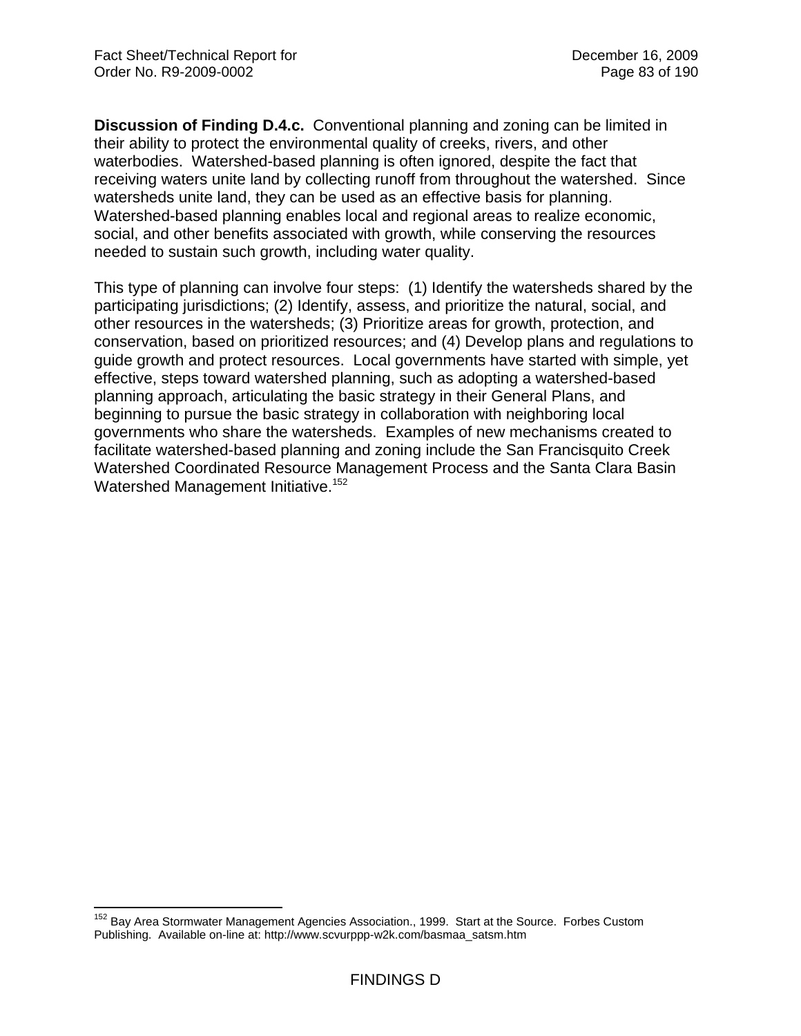**Discussion of Finding D.4.c.** Conventional planning and zoning can be limited in their ability to protect the environmental quality of creeks, rivers, and other waterbodies. Watershed-based planning is often ignored, despite the fact that receiving waters unite land by collecting runoff from throughout the watershed. Since watersheds unite land, they can be used as an effective basis for planning. Watershed-based planning enables local and regional areas to realize economic, social, and other benefits associated with growth, while conserving the resources needed to sustain such growth, including water quality.

This type of planning can involve four steps: (1) Identify the watersheds shared by the participating jurisdictions; (2) Identify, assess, and prioritize the natural, social, and other resources in the watersheds; (3) Prioritize areas for growth, protection, and conservation, based on prioritized resources; and (4) Develop plans and regulations to guide growth and protect resources. Local governments have started with simple, yet effective, steps toward watershed planning, such as adopting a watershed-based planning approach, articulating the basic strategy in their General Plans, and beginning to pursue the basic strategy in collaboration with neighboring local governments who share the watersheds. Examples of new mechanisms created to facilitate watershed-based planning and zoning include the San Francisquito Creek Watershed Coordinated Resource Management Process and the Santa Clara Basin Watershed Management Initiative.[152]

---

[152] Bay Area Stormwater Management Agencies Association., 1999. Start at the Source. Forbes Custom Publishing. Available on-line at: http://www.scvurppp-w2k.com/basmaa_satsm.htm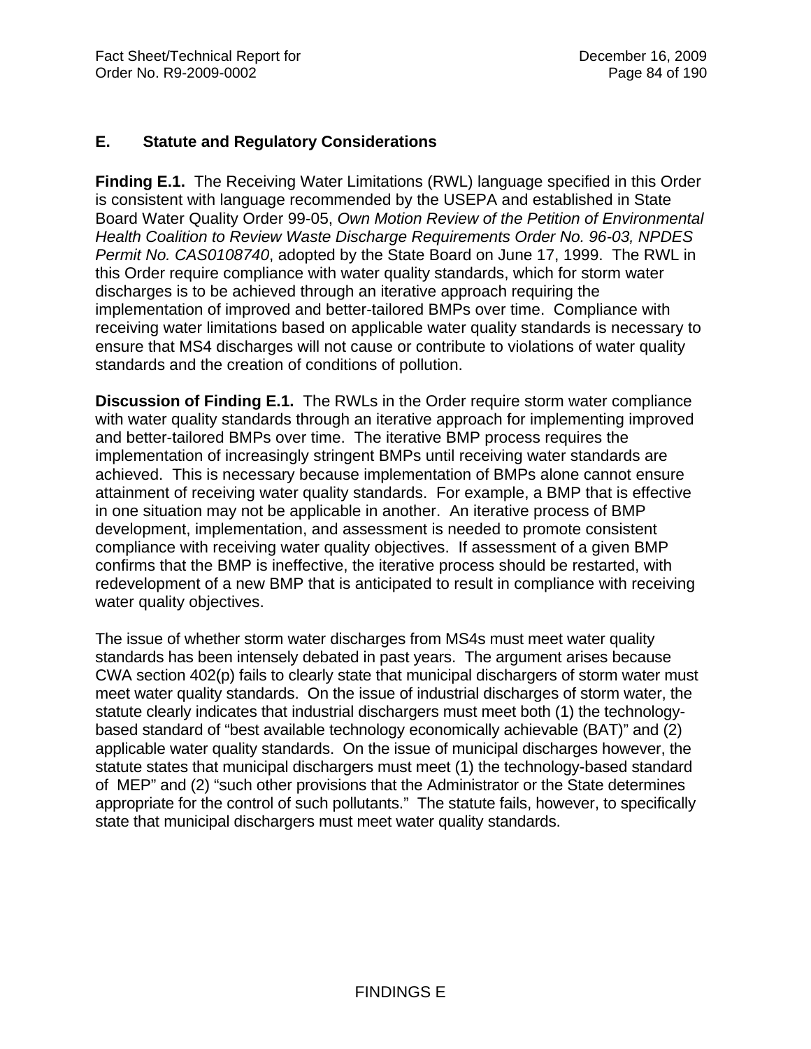## E. Statute and Regulatory Considerations

**Finding E.1.** The Receiving Water Limitations (RWL) language specified in this Order is consistent with language recommended by the USEPA and established in State Board Water Quality Order 99-05, *Own Motion Review of the Petition of Environmental Health Coalition to Review Waste Discharge Requirements Order No. 96-03, NPDES Permit No. CAS0108740*, adopted by the State Board on June 17, 1999. The RWL in this Order require compliance with water quality standards, which for storm water discharges is to be achieved through an iterative approach requiring the implementation of improved and better-tailored BMPs over time. Compliance with receiving water limitations based on applicable water quality standards is necessary to ensure that MS4 discharges will not cause or contribute to violations of water quality standards and the creation of conditions of pollution.

**Discussion of Finding E.1.** The RWLs in the Order require storm water compliance with water quality standards through an iterative approach for implementing improved and better-tailored BMPs over time. The iterative BMP process requires the implementation of increasingly stringent BMPs until receiving water standards are achieved. This is necessary because implementation of BMPs alone cannot ensure attainment of receiving water quality standards. For example, a BMP that is effective in one situation may not be applicable in another. An iterative process of BMP development, implementation, and assessment is needed to promote consistent compliance with receiving water quality objectives. If assessment of a given BMP confirms that the BMP is ineffective, the iterative process should be restarted, with redevelopment of a new BMP that is anticipated to result in compliance with receiving water quality objectives.

The issue of whether storm water discharges from MS4s must meet water quality standards has been intensely debated in past years. The argument arises because CWA section 402(p) fails to clearly state that municipal dischargers of storm water must meet water quality standards. On the issue of industrial discharges of storm water, the statute clearly indicates that industrial dischargers must meet both (1) the technology-based standard of "best available technology economically achievable (BAT)" and (2) applicable water quality standards. On the issue of municipal discharges however, the statute states that municipal dischargers must meet (1) the technology-based standard of MEP" and (2) "such other provisions that the Administrator or the State determines appropriate for the control of such pollutants." The statute fails, however, to specifically state that municipal dischargers must meet water quality standards.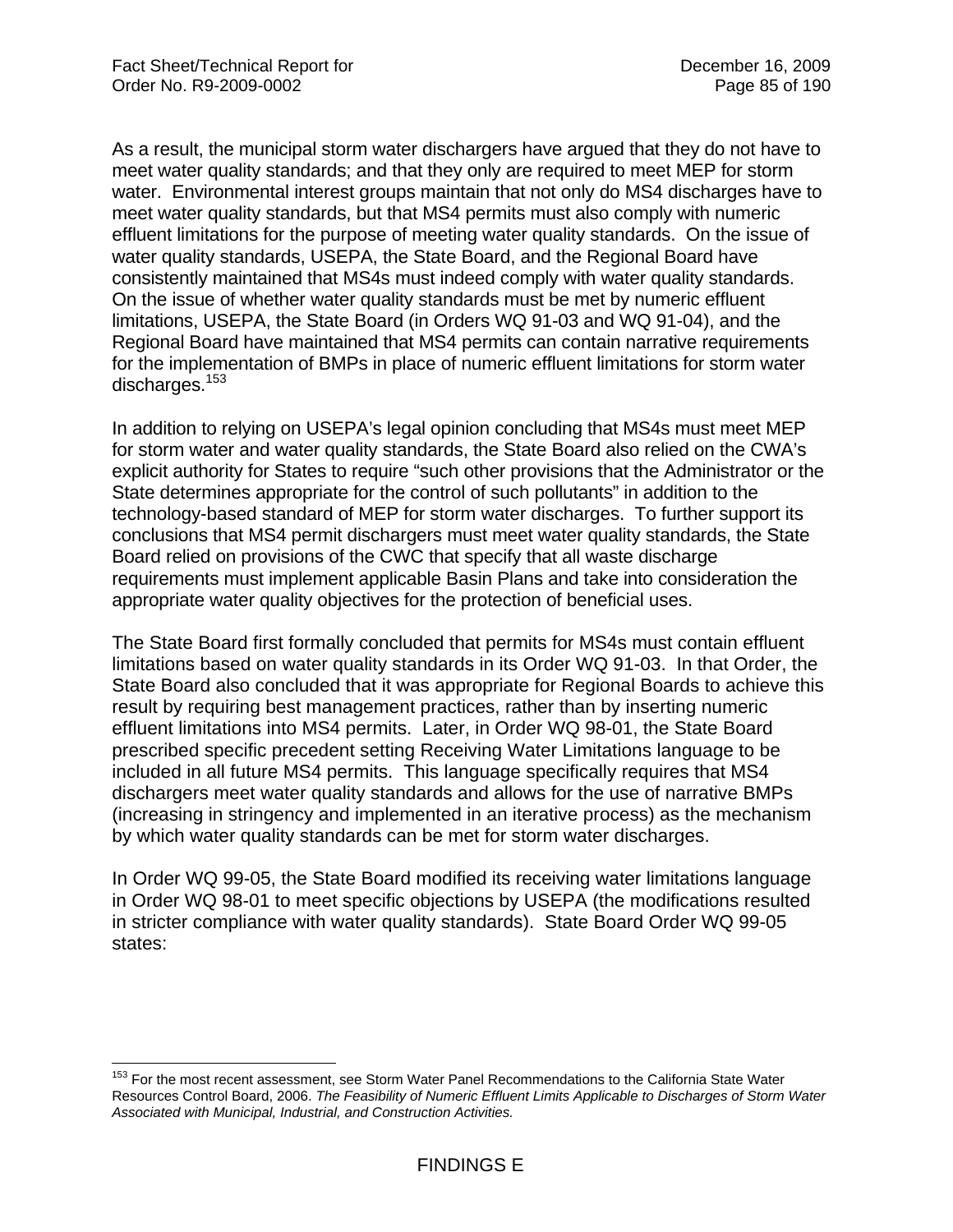As a result, the municipal storm water dischargers have argued that they do not have to meet water quality standards; and that they only are required to meet MEP for storm water. Environmental interest groups maintain that not only do MS4 discharges have to meet water quality standards, but that MS4 permits must also comply with numeric effluent limitations for the purpose of meeting water quality standards. On the issue of water quality standards, USEPA, the State Board, and the Regional Board have consistently maintained that MS4s must indeed comply with water quality standards. On the issue of whether water quality standards must be met by numeric effluent limitations, USEPA, the State Board (in Orders WQ 91-03 and WQ 91-04), and the Regional Board have maintained that MS4 permits can contain narrative requirements for the implementation of BMPs in place of numeric effluent limitations for storm water discharges.[153]

In addition to relying on USEPA's legal opinion concluding that MS4s must meet MEP for storm water and water quality standards, the State Board also relied on the CWA's explicit authority for States to require "such other provisions that the Administrator or the State determines appropriate for the control of such pollutants" in addition to the technology-based standard of MEP for storm water discharges. To further support its conclusions that MS4 permit dischargers must meet water quality standards, the State Board relied on provisions of the CWC that specify that all waste discharge requirements must implement applicable Basin Plans and take into consideration the appropriate water quality objectives for the protection of beneficial uses.

The State Board first formally concluded that permits for MS4s must contain effluent limitations based on water quality standards in its Order WQ 91-03. In that Order, the State Board also concluded that it was appropriate for Regional Boards to achieve this result by requiring best management practices, rather than by inserting numeric effluent limitations into MS4 permits. Later, in Order WQ 98-01, the State Board prescribed specific precedent setting Receiving Water Limitations language to be included in all future MS4 permits. This language specifically requires that MS4 dischargers meet water quality standards and allows for the use of narrative BMPs (increasing in stringency and implemented in an iterative process) as the mechanism by which water quality standards can be met for storm water discharges.

In Order WQ 99-05, the State Board modified its receiving water limitations language in Order WQ 98-01 to meet specific objections by USEPA (the modifications resulted in stricter compliance with water quality standards). State Board Order WQ 99-05 states:

---

[153] For the most recent assessment, see Storm Water Panel Recommendations to the California State Water Resources Control Board, 2006. *The Feasibility of Numeric Effluent Limits Applicable to Discharges of Storm Water Associated with Municipal, Industrial, and Construction Activities.*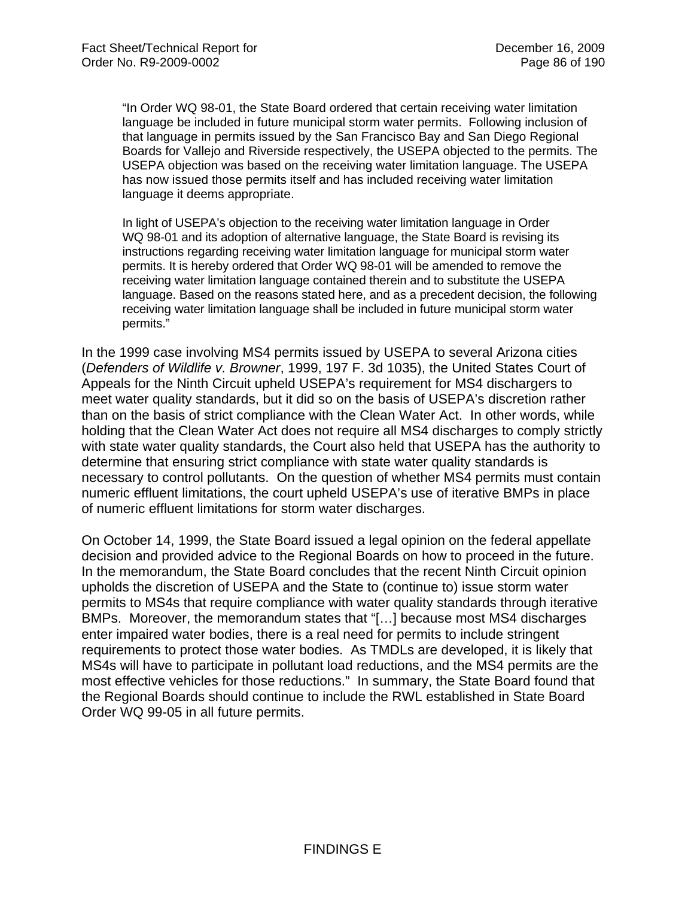> "In Order WQ 98-01, the State Board ordered that certain receiving water limitation language be included in future municipal storm water permits. Following inclusion of that language in permits issued by the San Francisco Bay and San Diego Regional Boards for Vallejo and Riverside respectively, the USEPA objected to the permits. The USEPA objection was based on the receiving water limitation language. The USEPA has now issued those permits itself and has included receiving water limitation language it deems appropriate.
>
> In light of USEPA's objection to the receiving water limitation language in Order WQ 98-01 and its adoption of alternative language, the State Board is revising its instructions regarding receiving water limitation language for municipal storm water permits. It is hereby ordered that Order WQ 98-01 will be amended to remove the receiving water limitation language contained therein and to substitute the USEPA language. Based on the reasons stated here, and as a precedent decision, the following receiving water limitation language shall be included in future municipal storm water permits."

In the 1999 case involving MS4 permits issued by USEPA to several Arizona cities (*Defenders of Wildlife v. Browner*, 1999, 197 F. 3d 1035), the United States Court of Appeals for the Ninth Circuit upheld USEPA's requirement for MS4 dischargers to meet water quality standards, but it did so on the basis of USEPA's discretion rather than on the basis of strict compliance with the Clean Water Act. In other words, while holding that the Clean Water Act does not require all MS4 discharges to comply strictly with state water quality standards, the Court also held that USEPA has the authority to determine that ensuring strict compliance with state water quality standards is necessary to control pollutants. On the question of whether MS4 permits must contain numeric effluent limitations, the court upheld USEPA's use of iterative BMPs in place of numeric effluent limitations for storm water discharges.

On October 14, 1999, the State Board issued a legal opinion on the federal appellate decision and provided advice to the Regional Boards on how to proceed in the future. In the memorandum, the State Board concludes that the recent Ninth Circuit opinion upholds the discretion of USEPA and the State to (continue to) issue storm water permits to MS4s that require compliance with water quality standards through iterative BMPs. Moreover, the memorandum states that "[…] because most MS4 discharges enter impaired water bodies, there is a real need for permits to include stringent requirements to protect those water bodies. As TMDLs are developed, it is likely that MS4s will have to participate in pollutant load reductions, and the MS4 permits are the most effective vehicles for those reductions." In summary, the State Board found that the Regional Boards should continue to include the RWL established in State Board Order WQ 99-05 in all future permits.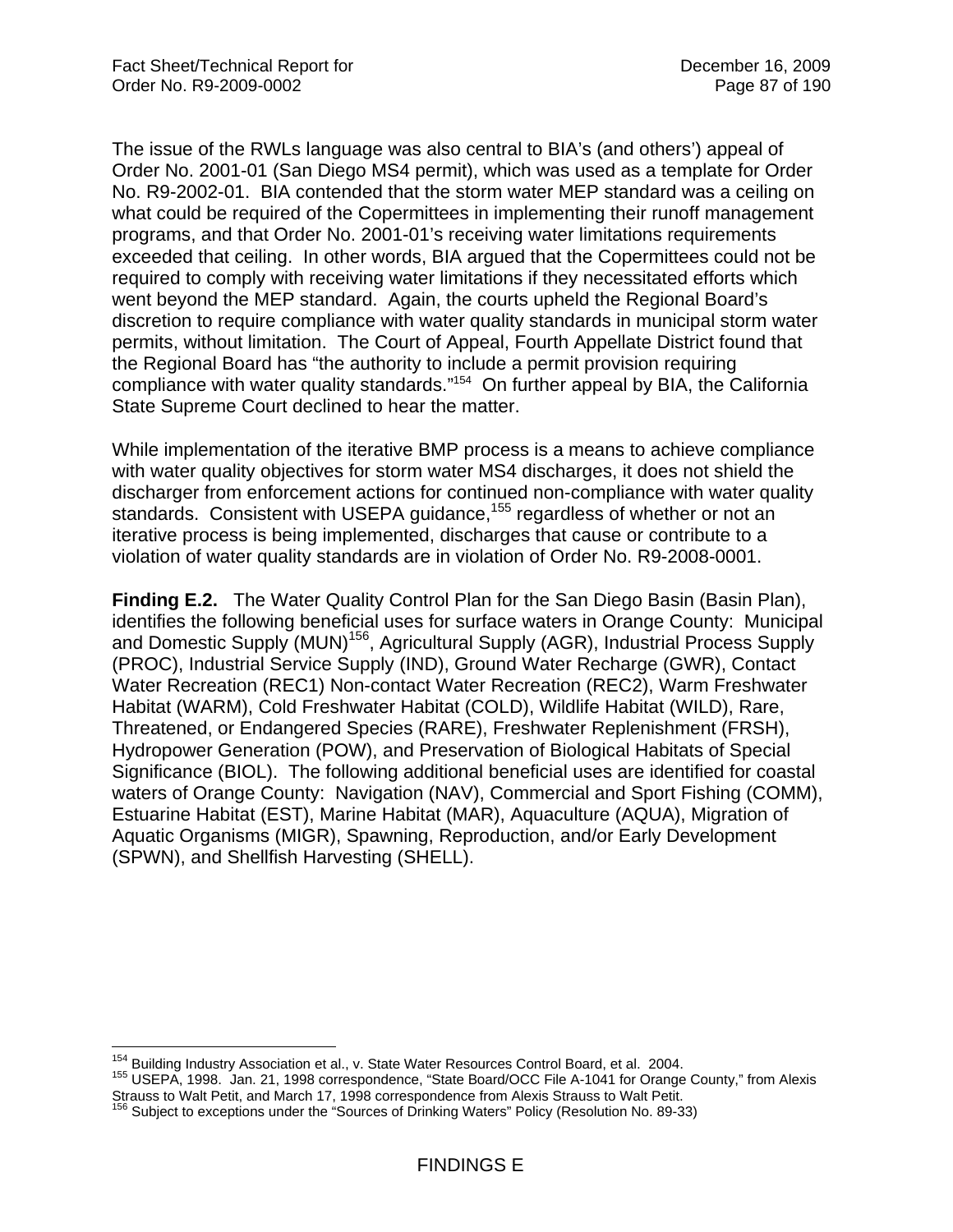The issue of the RWLs language was also central to BIA's (and others') appeal of Order No. 2001-01 (San Diego MS4 permit), which was used as a template for Order No. R9-2002-01. BIA contended that the storm water MEP standard was a ceiling on what could be required of the Copermittees in implementing their runoff management programs, and that Order No. 2001-01's receiving water limitations requirements exceeded that ceiling. In other words, BIA argued that the Copermittees could not be required to comply with receiving water limitations if they necessitated efforts which went beyond the MEP standard. Again, the courts upheld the Regional Board's discretion to require compliance with water quality standards in municipal storm water permits, without limitation. The Court of Appeal, Fourth Appellate District found that the Regional Board has "the authority to include a permit provision requiring compliance with water quality standards."[154] On further appeal by BIA, the California State Supreme Court declined to hear the matter.

While implementation of the iterative BMP process is a means to achieve compliance with water quality objectives for storm water MS4 discharges, it does not shield the discharger from enforcement actions for continued non-compliance with water quality standards. Consistent with USEPA guidance,[155] regardless of whether or not an iterative process is being implemented, discharges that cause or contribute to a violation of water quality standards are in violation of Order No. R9-2008-0001.

**Finding E.2.** The Water Quality Control Plan for the San Diego Basin (Basin Plan), identifies the following beneficial uses for surface waters in Orange County: Municipal and Domestic Supply (MUN)[156], Agricultural Supply (AGR), Industrial Process Supply (PROC), Industrial Service Supply (IND), Ground Water Recharge (GWR), Contact Water Recreation (REC1) Non-contact Water Recreation (REC2), Warm Freshwater Habitat (WARM), Cold Freshwater Habitat (COLD), Wildlife Habitat (WILD), Rare, Threatened, or Endangered Species (RARE), Freshwater Replenishment (FRSH), Hydropower Generation (POW), and Preservation of Biological Habitats of Special Significance (BIOL). The following additional beneficial uses are identified for coastal waters of Orange County: Navigation (NAV), Commercial and Sport Fishing (COMM), Estuarine Habitat (EST), Marine Habitat (MAR), Aquaculture (AQUA), Migration of Aquatic Organisms (MIGR), Spawning, Reproduction, and/or Early Development (SPWN), and Shellfish Harvesting (SHELL).

---

[154] Building Industry Association et al., v. State Water Resources Control Board, et al. 2004.

[155] USEPA, 1998. Jan. 21, 1998 correspondence, "State Board/OCC File A-1041 for Orange County," from Alexis Strauss to Walt Petit, and March 17, 1998 correspondence from Alexis Strauss to Walt Petit.

[156] Subject to exceptions under the "Sources of Drinking Waters" Policy (Resolution No. 89-33)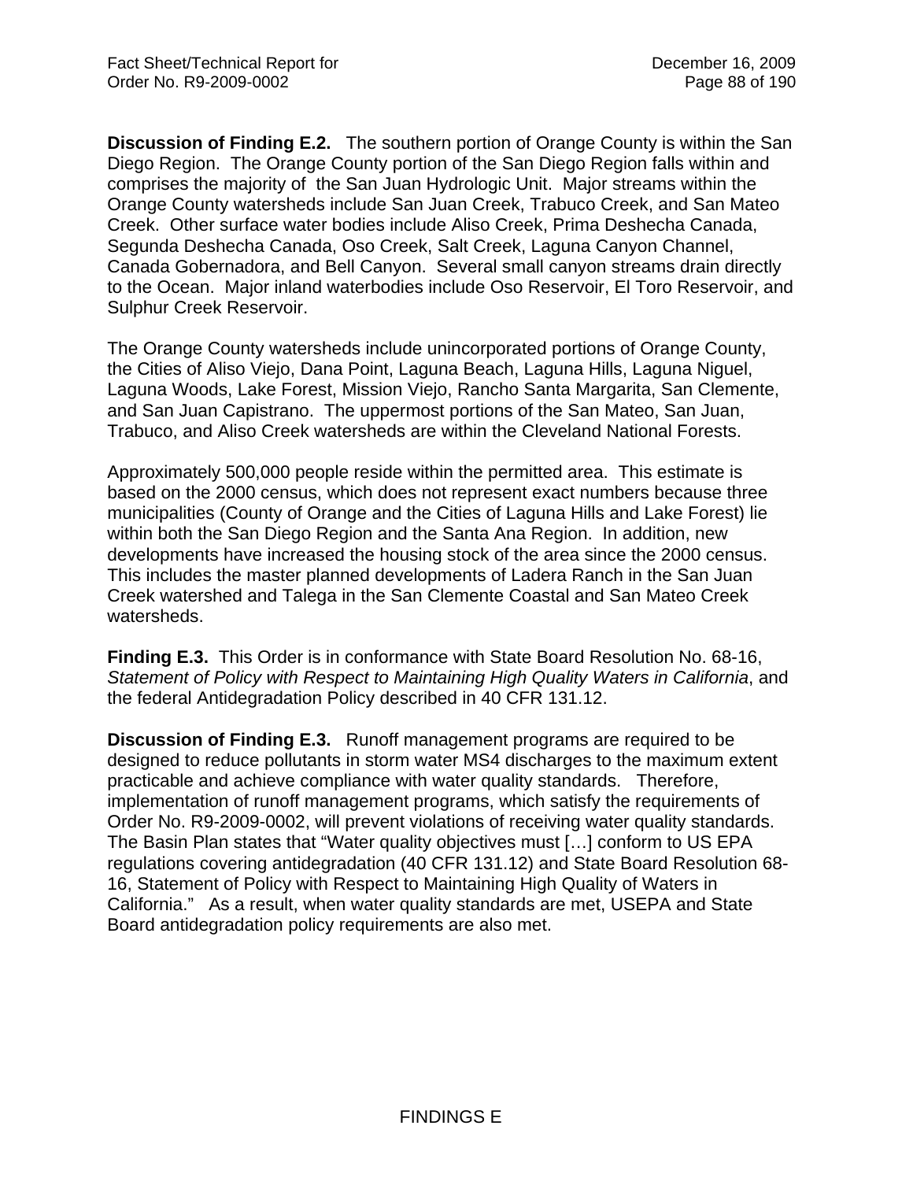**Discussion of Finding E.2.** The southern portion of Orange County is within the San Diego Region. The Orange County portion of the San Diego Region falls within and comprises the majority of the San Juan Hydrologic Unit. Major streams within the Orange County watersheds include San Juan Creek, Trabuco Creek, and San Mateo Creek. Other surface water bodies include Aliso Creek, Prima Deshecha Canada, Segunda Deshecha Canada, Oso Creek, Salt Creek, Laguna Canyon Channel, Canada Gobernadora, and Bell Canyon. Several small canyon streams drain directly to the Ocean. Major inland waterbodies include Oso Reservoir, El Toro Reservoir, and Sulphur Creek Reservoir.

The Orange County watersheds include unincorporated portions of Orange County, the Cities of Aliso Viejo, Dana Point, Laguna Beach, Laguna Hills, Laguna Niguel, Laguna Woods, Lake Forest, Mission Viejo, Rancho Santa Margarita, San Clemente, and San Juan Capistrano. The uppermost portions of the San Mateo, San Juan, Trabuco, and Aliso Creek watersheds are within the Cleveland National Forests.

Approximately 500,000 people reside within the permitted area. This estimate is based on the 2000 census, which does not represent exact numbers because three municipalities (County of Orange and the Cities of Laguna Hills and Lake Forest) lie within both the San Diego Region and the Santa Ana Region. In addition, new developments have increased the housing stock of the area since the 2000 census. This includes the master planned developments of Ladera Ranch in the San Juan Creek watershed and Talega in the San Clemente Coastal and San Mateo Creek watersheds.

**Finding E.3.** This Order is in conformance with State Board Resolution No. 68-16, *Statement of Policy with Respect to Maintaining High Quality Waters in California*, and the federal Antidegradation Policy described in 40 CFR 131.12.

**Discussion of Finding E.3.** Runoff management programs are required to be designed to reduce pollutants in storm water MS4 discharges to the maximum extent practicable and achieve compliance with water quality standards. Therefore, implementation of runoff management programs, which satisfy the requirements of Order No. R9-2009-0002, will prevent violations of receiving water quality standards. The Basin Plan states that "Water quality objectives must […] conform to US EPA regulations covering antidegradation (40 CFR 131.12) and State Board Resolution 68-16, Statement of Policy with Respect to Maintaining High Quality of Waters in California." As a result, when water quality standards are met, USEPA and State Board antidegradation policy requirements are also met.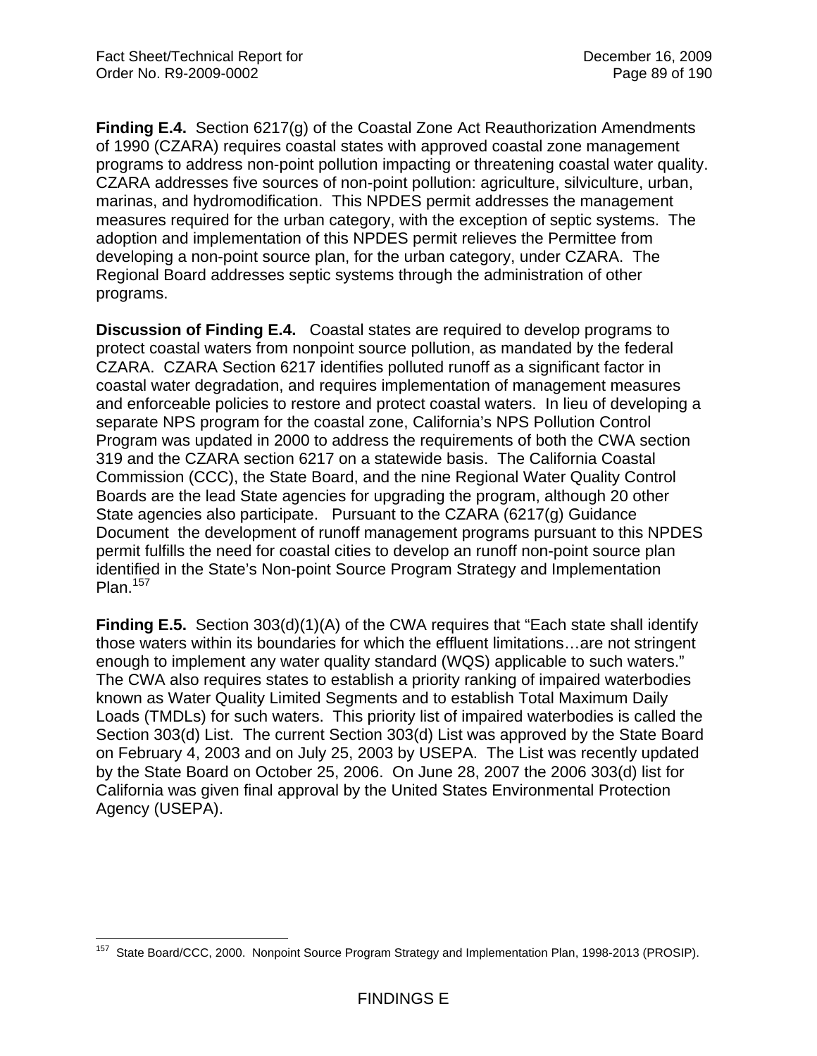**Finding E.4.** Section 6217(g) of the Coastal Zone Act Reauthorization Amendments of 1990 (CZARA) requires coastal states with approved coastal zone management programs to address non-point pollution impacting or threatening coastal water quality. CZARA addresses five sources of non-point pollution: agriculture, silviculture, urban, marinas, and hydromodification. This NPDES permit addresses the management measures required for the urban category, with the exception of septic systems. The adoption and implementation of this NPDES permit relieves the Permittee from developing a non-point source plan, for the urban category, under CZARA. The Regional Board addresses septic systems through the administration of other programs.

**Discussion of Finding E.4.** Coastal states are required to develop programs to protect coastal waters from nonpoint source pollution, as mandated by the federal CZARA. CZARA Section 6217 identifies polluted runoff as a significant factor in coastal water degradation, and requires implementation of management measures and enforceable policies to restore and protect coastal waters. In lieu of developing a separate NPS program for the coastal zone, California's NPS Pollution Control Program was updated in 2000 to address the requirements of both the CWA section 319 and the CZARA section 6217 on a statewide basis. The California Coastal Commission (CCC), the State Board, and the nine Regional Water Quality Control Boards are the lead State agencies for upgrading the program, although 20 other State agencies also participate. Pursuant to the CZARA (6217(g) Guidance Document the development of runoff management programs pursuant to this NPDES permit fulfills the need for coastal cities to develop an runoff non-point source plan identified in the State's Non-point Source Program Strategy and Implementation Plan.[157]

**Finding E.5.** Section 303(d)(1)(A) of the CWA requires that "Each state shall identify those waters within its boundaries for which the effluent limitations…are not stringent enough to implement any water quality standard (WQS) applicable to such waters." The CWA also requires states to establish a priority ranking of impaired waterbodies known as Water Quality Limited Segments and to establish Total Maximum Daily Loads (TMDLs) for such waters. This priority list of impaired waterbodies is called the Section 303(d) List. The current Section 303(d) List was approved by the State Board on February 4, 2003 and on July 25, 2003 by USEPA. The List was recently updated by the State Board on October 25, 2006. On June 28, 2007 the 2006 303(d) list for California was given final approval by the United States Environmental Protection Agency (USEPA).

[157] State Board/CCC, 2000. Nonpoint Source Program Strategy and Implementation Plan, 1998-2013 (PROSIP).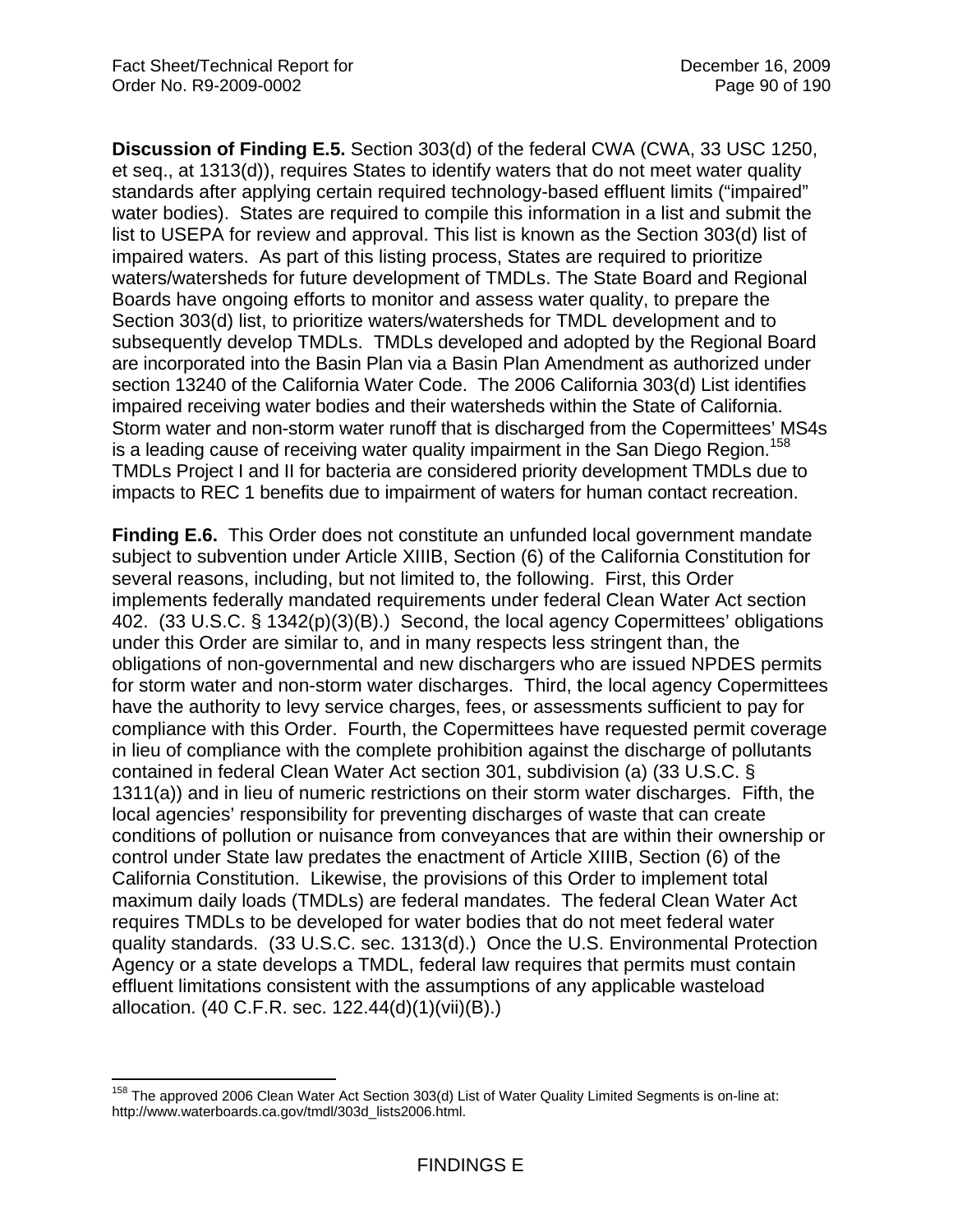**Discussion of Finding E.5.** Section 303(d) of the federal CWA (CWA, 33 USC 1250, et seq., at 1313(d)), requires States to identify waters that do not meet water quality standards after applying certain required technology-based effluent limits ("impaired" water bodies). States are required to compile this information in a list and submit the list to USEPA for review and approval. This list is known as the Section 303(d) list of impaired waters. As part of this listing process, States are required to prioritize waters/watersheds for future development of TMDLs. The State Board and Regional Boards have ongoing efforts to monitor and assess water quality, to prepare the Section 303(d) list, to prioritize waters/watersheds for TMDL development and to subsequently develop TMDLs. TMDLs developed and adopted by the Regional Board are incorporated into the Basin Plan via a Basin Plan Amendment as authorized under section 13240 of the California Water Code. The 2006 California 303(d) List identifies impaired receiving water bodies and their watersheds within the State of California. Storm water and non-storm water runoff that is discharged from the Copermittees' MS4s is a leading cause of receiving water quality impairment in the San Diego Region.[158] TMDLs Project I and II for bacteria are considered priority development TMDLs due to impacts to REC 1 benefits due to impairment of waters for human contact recreation.

**Finding E.6.** This Order does not constitute an unfunded local government mandate subject to subvention under Article XIIIB, Section (6) of the California Constitution for several reasons, including, but not limited to, the following. First, this Order implements federally mandated requirements under federal Clean Water Act section 402. (33 U.S.C. § 1342(p)(3)(B).) Second, the local agency Copermittees' obligations under this Order are similar to, and in many respects less stringent than, the obligations of non-governmental and new dischargers who are issued NPDES permits for storm water and non-storm water discharges. Third, the local agency Copermittees have the authority to levy service charges, fees, or assessments sufficient to pay for compliance with this Order. Fourth, the Copermittees have requested permit coverage in lieu of compliance with the complete prohibition against the discharge of pollutants contained in federal Clean Water Act section 301, subdivision (a) (33 U.S.C. § 1311(a)) and in lieu of numeric restrictions on their storm water discharges. Fifth, the local agencies' responsibility for preventing discharges of waste that can create conditions of pollution or nuisance from conveyances that are within their ownership or control under State law predates the enactment of Article XIIIB, Section (6) of the California Constitution. Likewise, the provisions of this Order to implement total maximum daily loads (TMDLs) are federal mandates. The federal Clean Water Act requires TMDLs to be developed for water bodies that do not meet federal water quality standards. (33 U.S.C. sec. 1313(d).) Once the U.S. Environmental Protection Agency or a state develops a TMDL, federal law requires that permits must contain effluent limitations consistent with the assumptions of any applicable wasteload allocation. (40 C.F.R. sec. 122.44(d)(1)(vii)(B).)

---

[158] The approved 2006 Clean Water Act Section 303(d) List of Water Quality Limited Segments is on-line at: http://www.waterboards.ca.gov/tmdl/303d_lists2006.html.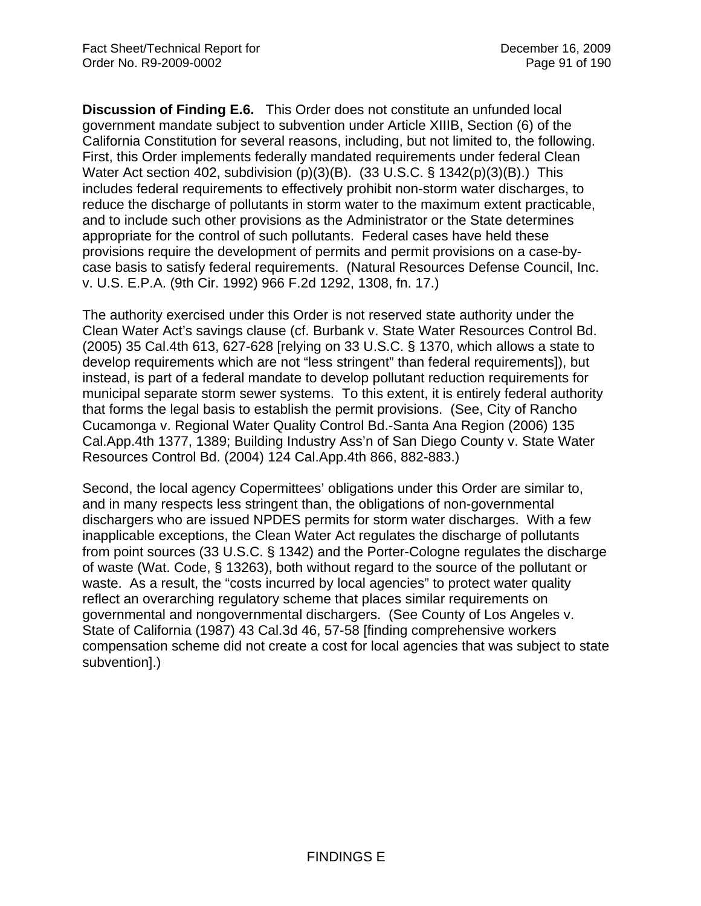**Discussion of Finding E.6.** This Order does not constitute an unfunded local government mandate subject to subvention under Article XIIIB, Section (6) of the California Constitution for several reasons, including, but not limited to, the following. First, this Order implements federally mandated requirements under federal Clean Water Act section 402, subdivision (p)(3)(B). (33 U.S.C. § 1342(p)(3)(B).) This includes federal requirements to effectively prohibit non-storm water discharges, to reduce the discharge of pollutants in storm water to the maximum extent practicable, and to include such other provisions as the Administrator or the State determines appropriate for the control of such pollutants. Federal cases have held these provisions require the development of permits and permit provisions on a case-by-case basis to satisfy federal requirements. (Natural Resources Defense Council, Inc. v. U.S. E.P.A. (9th Cir. 1992) 966 F.2d 1292, 1308, fn. 17.)

The authority exercised under this Order is not reserved state authority under the Clean Water Act's savings clause (cf. Burbank v. State Water Resources Control Bd. (2005) 35 Cal.4th 613, 627-628 [relying on 33 U.S.C. § 1370, which allows a state to develop requirements which are not "less stringent" than federal requirements]), but instead, is part of a federal mandate to develop pollutant reduction requirements for municipal separate storm sewer systems. To this extent, it is entirely federal authority that forms the legal basis to establish the permit provisions. (See, City of Rancho Cucamonga v. Regional Water Quality Control Bd.-Santa Ana Region (2006) 135 Cal.App.4th 1377, 1389; Building Industry Ass'n of San Diego County v. State Water Resources Control Bd. (2004) 124 Cal.App.4th 866, 882-883.)

Second, the local agency Copermittees' obligations under this Order are similar to, and in many respects less stringent than, the obligations of non-governmental dischargers who are issued NPDES permits for storm water discharges. With a few inapplicable exceptions, the Clean Water Act regulates the discharge of pollutants from point sources (33 U.S.C. § 1342) and the Porter-Cologne regulates the discharge of waste (Wat. Code, § 13263), both without regard to the source of the pollutant or waste. As a result, the "costs incurred by local agencies" to protect water quality reflect an overarching regulatory scheme that places similar requirements on governmental and nongovernmental dischargers. (See County of Los Angeles v. State of California (1987) 43 Cal.3d 46, 57-58 [finding comprehensive workers compensation scheme did not create a cost for local agencies that was subject to state subvention].)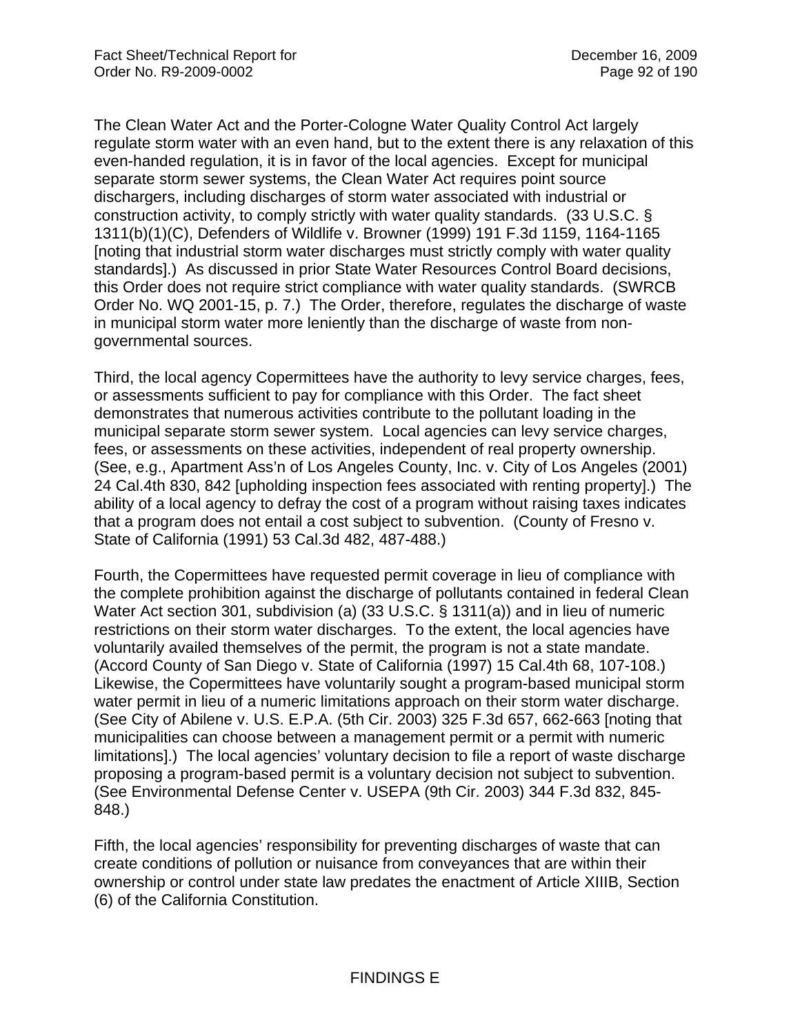The Clean Water Act and the Porter-Cologne Water Quality Control Act largely regulate storm water with an even hand, but to the extent there is any relaxation of this even-handed regulation, it is in favor of the local agencies. Except for municipal separate storm sewer systems, the Clean Water Act requires point source dischargers, including discharges of storm water associated with industrial or construction activity, to comply strictly with water quality standards. (33 U.S.C. § 1311(b)(1)(C), Defenders of Wildlife v. Browner (1999) 191 F.3d 1159, 1164-1165 [noting that industrial storm water discharges must strictly comply with water quality standards].) As discussed in prior State Water Resources Control Board decisions, this Order does not require strict compliance with water quality standards. (SWRCB Order No. WQ 2001-15, p. 7.) The Order, therefore, regulates the discharge of waste in municipal storm water more leniently than the discharge of waste from non-governmental sources.

Third, the local agency Copermittees have the authority to levy service charges, fees, or assessments sufficient to pay for compliance with this Order. The fact sheet demonstrates that numerous activities contribute to the pollutant loading in the municipal separate storm sewer system. Local agencies can levy service charges, fees, or assessments on these activities, independent of real property ownership. (See, e.g., Apartment Ass'n of Los Angeles County, Inc. v. City of Los Angeles (2001) 24 Cal.4th 830, 842 [upholding inspection fees associated with renting property].) The ability of a local agency to defray the cost of a program without raising taxes indicates that a program does not entail a cost subject to subvention. (County of Fresno v. State of California (1991) 53 Cal.3d 482, 487-488.)

Fourth, the Copermittees have requested permit coverage in lieu of compliance with the complete prohibition against the discharge of pollutants contained in federal Clean Water Act section 301, subdivision (a) (33 U.S.C. § 1311(a)) and in lieu of numeric restrictions on their storm water discharges. To the extent, the local agencies have voluntarily availed themselves of the permit, the program is not a state mandate. (Accord County of San Diego v. State of California (1997) 15 Cal.4th 68, 107-108.) Likewise, the Copermittees have voluntarily sought a program-based municipal storm water permit in lieu of a numeric limitations approach on their storm water discharge. (See City of Abilene v. U.S. E.P.A. (5th Cir. 2003) 325 F.3d 657, 662-663 [noting that municipalities can choose between a management permit or a permit with numeric limitations].) The local agencies' voluntary decision to file a report of waste discharge proposing a program-based permit is a voluntary decision not subject to subvention. (See Environmental Defense Center v. USEPA (9th Cir. 2003) 344 F.3d 832, 845-848.)

Fifth, the local agencies' responsibility for preventing discharges of waste that can create conditions of pollution or nuisance from conveyances that are within their ownership or control under state law predates the enactment of Article XIIIB, Section (6) of the California Constitution.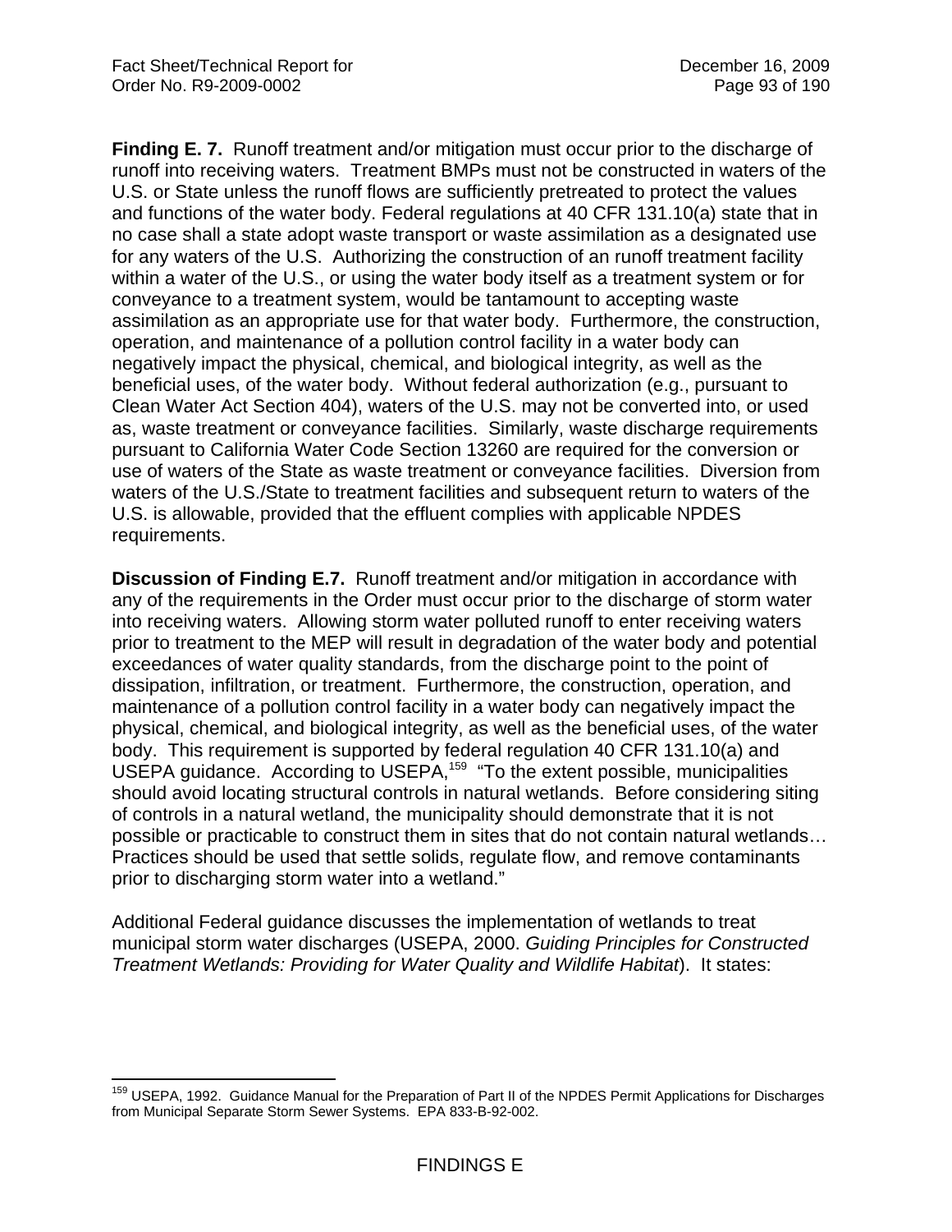**Finding E. 7.** Runoff treatment and/or mitigation must occur prior to the discharge of runoff into receiving waters. Treatment BMPs must not be constructed in waters of the U.S. or State unless the runoff flows are sufficiently pretreated to protect the values and functions of the water body. Federal regulations at 40 CFR 131.10(a) state that in no case shall a state adopt waste transport or waste assimilation as a designated use for any waters of the U.S. Authorizing the construction of an runoff treatment facility within a water of the U.S., or using the water body itself as a treatment system or for conveyance to a treatment system, would be tantamount to accepting waste assimilation as an appropriate use for that water body. Furthermore, the construction, operation, and maintenance of a pollution control facility in a water body can negatively impact the physical, chemical, and biological integrity, as well as the beneficial uses, of the water body. Without federal authorization (e.g., pursuant to Clean Water Act Section 404), waters of the U.S. may not be converted into, or used as, waste treatment or conveyance facilities. Similarly, waste discharge requirements pursuant to California Water Code Section 13260 are required for the conversion or use of waters of the State as waste treatment or conveyance facilities. Diversion from waters of the U.S./State to treatment facilities and subsequent return to waters of the U.S. is allowable, provided that the effluent complies with applicable NPDES requirements.

**Discussion of Finding E.7.** Runoff treatment and/or mitigation in accordance with any of the requirements in the Order must occur prior to the discharge of storm water into receiving waters. Allowing storm water polluted runoff to enter receiving waters prior to treatment to the MEP will result in degradation of the water body and potential exceedances of water quality standards, from the discharge point to the point of dissipation, infiltration, or treatment. Furthermore, the construction, operation, and maintenance of a pollution control facility in a water body can negatively impact the physical, chemical, and biological integrity, as well as the beneficial uses, of the water body. This requirement is supported by federal regulation 40 CFR 131.10(a) and USEPA guidance. According to USEPA,[159] "To the extent possible, municipalities should avoid locating structural controls in natural wetlands. Before considering siting of controls in a natural wetland, the municipality should demonstrate that it is not possible or practicable to construct them in sites that do not contain natural wetlands… Practices should be used that settle solids, regulate flow, and remove contaminants prior to discharging storm water into a wetland."

Additional Federal guidance discusses the implementation of wetlands to treat municipal storm water discharges (USEPA, 2000. *Guiding Principles for Constructed Treatment Wetlands: Providing for Water Quality and Wildlife Habitat*). It states:

[159] USEPA, 1992. Guidance Manual for the Preparation of Part II of the NPDES Permit Applications for Discharges from Municipal Separate Storm Sewer Systems. EPA 833-B-92-002.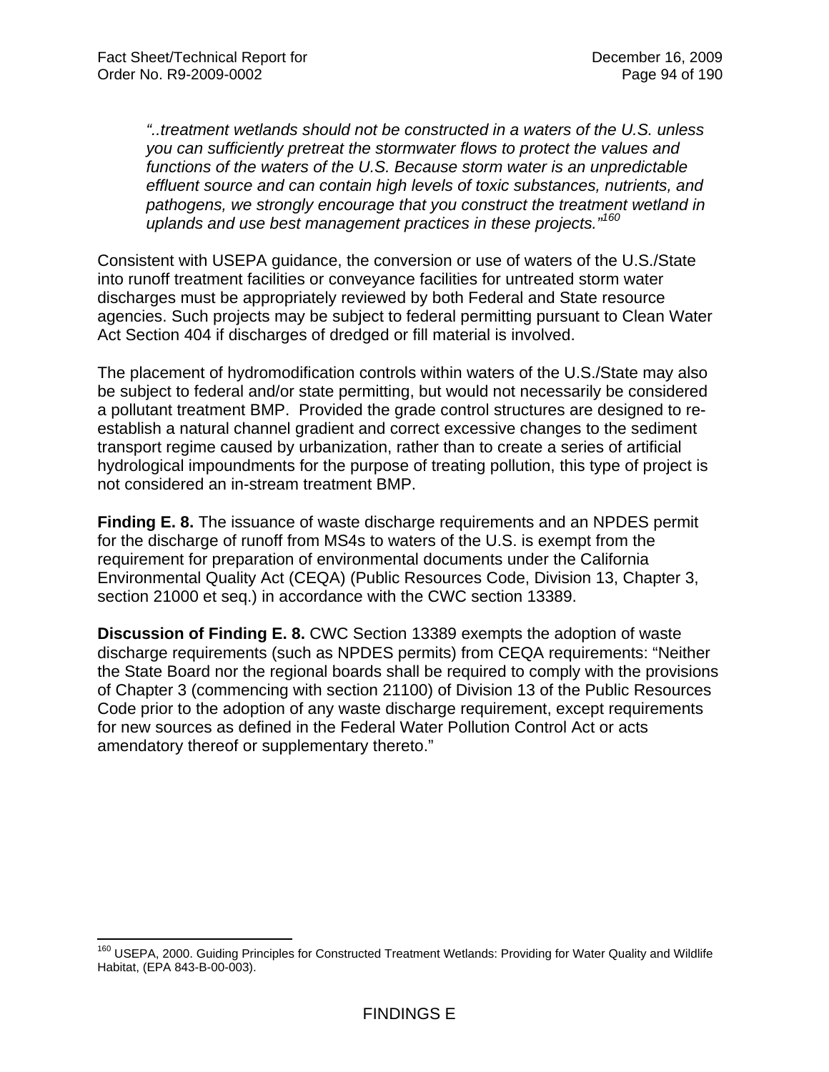*"..treatment wetlands should not be constructed in a waters of the U.S. unless you can sufficiently pretreat the stormwater flows to protect the values and functions of the waters of the U.S. Because storm water is an unpredictable effluent source and can contain high levels of toxic substances, nutrients, and pathogens, we strongly encourage that you construct the treatment wetland in uplands and use best management practices in these projects."*[160]

Consistent with USEPA guidance, the conversion or use of waters of the U.S./State into runoff treatment facilities or conveyance facilities for untreated storm water discharges must be appropriately reviewed by both Federal and State resource agencies. Such projects may be subject to federal permitting pursuant to Clean Water Act Section 404 if discharges of dredged or fill material is involved.

The placement of hydromodification controls within waters of the U.S./State may also be subject to federal and/or state permitting, but would not necessarily be considered a pollutant treatment BMP. Provided the grade control structures are designed to re-establish a natural channel gradient and correct excessive changes to the sediment transport regime caused by urbanization, rather than to create a series of artificial hydrological impoundments for the purpose of treating pollution, this type of project is not considered an in-stream treatment BMP.

**Finding E. 8.** The issuance of waste discharge requirements and an NPDES permit for the discharge of runoff from MS4s to waters of the U.S. is exempt from the requirement for preparation of environmental documents under the California Environmental Quality Act (CEQA) (Public Resources Code, Division 13, Chapter 3, section 21000 et seq.) in accordance with the CWC section 13389.

**Discussion of Finding E. 8.** CWC Section 13389 exempts the adoption of waste discharge requirements (such as NPDES permits) from CEQA requirements: "Neither the State Board nor the regional boards shall be required to comply with the provisions of Chapter 3 (commencing with section 21100) of Division 13 of the Public Resources Code prior to the adoption of any waste discharge requirement, except requirements for new sources as defined in the Federal Water Pollution Control Act or acts amendatory thereof or supplementary thereto."

---

[160] USEPA, 2000. Guiding Principles for Constructed Treatment Wetlands: Providing for Water Quality and Wildlife Habitat, (EPA 843-B-00-003).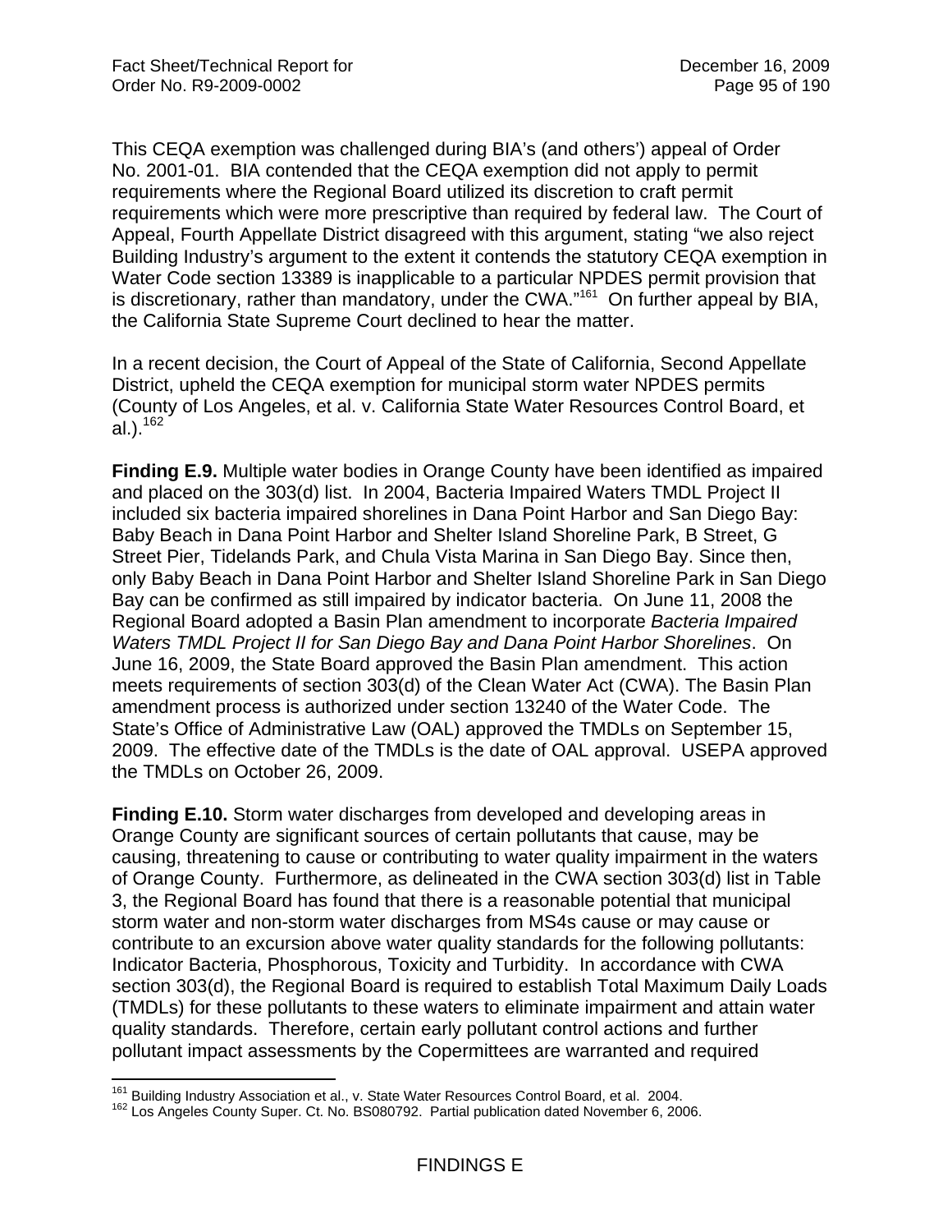This CEQA exemption was challenged during BIA's (and others') appeal of Order No. 2001-01. BIA contended that the CEQA exemption did not apply to permit requirements where the Regional Board utilized its discretion to craft permit requirements which were more prescriptive than required by federal law. The Court of Appeal, Fourth Appellate District disagreed with this argument, stating "we also reject Building Industry's argument to the extent it contends the statutory CEQA exemption in Water Code section 13389 is inapplicable to a particular NPDES permit provision that is discretionary, rather than mandatory, under the CWA."[161] On further appeal by BIA, the California State Supreme Court declined to hear the matter.

In a recent decision, the Court of Appeal of the State of California, Second Appellate District, upheld the CEQA exemption for municipal storm water NPDES permits (County of Los Angeles, et al. v. California State Water Resources Control Board, et al.).[162]

**Finding E.9.** Multiple water bodies in Orange County have been identified as impaired and placed on the 303(d) list. In 2004, Bacteria Impaired Waters TMDL Project II included six bacteria impaired shorelines in Dana Point Harbor and San Diego Bay: Baby Beach in Dana Point Harbor and Shelter Island Shoreline Park, B Street, G Street Pier, Tidelands Park, and Chula Vista Marina in San Diego Bay. Since then, only Baby Beach in Dana Point Harbor and Shelter Island Shoreline Park in San Diego Bay can be confirmed as still impaired by indicator bacteria. On June 11, 2008 the Regional Board adopted a Basin Plan amendment to incorporate *Bacteria Impaired Waters TMDL Project II for San Diego Bay and Dana Point Harbor Shorelines*. On June 16, 2009, the State Board approved the Basin Plan amendment. This action meets requirements of section 303(d) of the Clean Water Act (CWA). The Basin Plan amendment process is authorized under section 13240 of the Water Code. The State's Office of Administrative Law (OAL) approved the TMDLs on September 15, 2009. The effective date of the TMDLs is the date of OAL approval. USEPA approved the TMDLs on October 26, 2009.

**Finding E.10.** Storm water discharges from developed and developing areas in Orange County are significant sources of certain pollutants that cause, may be causing, threatening to cause or contributing to water quality impairment in the waters of Orange County. Furthermore, as delineated in the CWA section 303(d) list in Table 3, the Regional Board has found that there is a reasonable potential that municipal storm water and non-storm water discharges from MS4s cause or may cause or contribute to an excursion above water quality standards for the following pollutants: Indicator Bacteria, Phosphorous, Toxicity and Turbidity. In accordance with CWA section 303(d), the Regional Board is required to establish Total Maximum Daily Loads (TMDLs) for these pollutants to these waters to eliminate impairment and attain water quality standards. Therefore, certain early pollutant control actions and further pollutant impact assessments by the Copermittees are warranted and required

---

[161] Building Industry Association et al., v. State Water Resources Control Board, et al. 2004.

[162] Los Angeles County Super. Ct. No. BS080792. Partial publication dated November 6, 2006.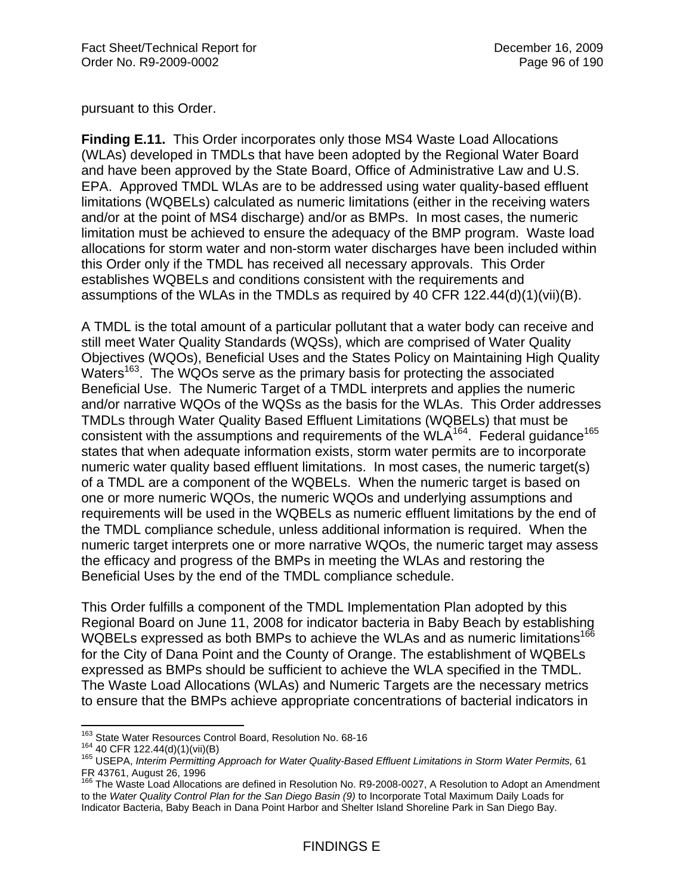pursuant to this Order.

**Finding E.11.** This Order incorporates only those MS4 Waste Load Allocations (WLAs) developed in TMDLs that have been adopted by the Regional Water Board and have been approved by the State Board, Office of Administrative Law and U.S. EPA. Approved TMDL WLAs are to be addressed using water quality-based effluent limitations (WQBELs) calculated as numeric limitations (either in the receiving waters and/or at the point of MS4 discharge) and/or as BMPs. In most cases, the numeric limitation must be achieved to ensure the adequacy of the BMP program. Waste load allocations for storm water and non-storm water discharges have been included within this Order only if the TMDL has received all necessary approvals. This Order establishes WQBELs and conditions consistent with the requirements and assumptions of the WLAs in the TMDLs as required by 40 CFR 122.44(d)(1)(vii)(B).

A TMDL is the total amount of a particular pollutant that a water body can receive and still meet Water Quality Standards (WQSs), which are comprised of Water Quality Objectives (WQOs), Beneficial Uses and the States Policy on Maintaining High Quality Waters[163]. The WQOs serve as the primary basis for protecting the associated Beneficial Use. The Numeric Target of a TMDL interprets and applies the numeric and/or narrative WQOs of the WQSs as the basis for the WLAs. This Order addresses TMDLs through Water Quality Based Effluent Limitations (WQBELs) that must be consistent with the assumptions and requirements of the WLA[164]. Federal guidance[165] states that when adequate information exists, storm water permits are to incorporate numeric water quality based effluent limitations. In most cases, the numeric target(s) of a TMDL are a component of the WQBELs. When the numeric target is based on one or more numeric WQOs, the numeric WQOs and underlying assumptions and requirements will be used in the WQBELs as numeric effluent limitations by the end of the TMDL compliance schedule, unless additional information is required. When the numeric target interprets one or more narrative WQOs, the numeric target may assess the efficacy and progress of the BMPs in meeting the WLAs and restoring the Beneficial Uses by the end of the TMDL compliance schedule.

This Order fulfills a component of the TMDL Implementation Plan adopted by this Regional Board on June 11, 2008 for indicator bacteria in Baby Beach by establishing WQBELs expressed as both BMPs to achieve the WLAs and as numeric limitations[166] for the City of Dana Point and the County of Orange. The establishment of WQBELs expressed as BMPs should be sufficient to achieve the WLA specified in the TMDL. The Waste Load Allocations (WLAs) and Numeric Targets are the necessary metrics to ensure that the BMPs achieve appropriate concentrations of bacterial indicators in

---

[163] State Water Resources Control Board, Resolution No. 68-16

[164] 40 CFR 122.44(d)(1)(vii)(B)

[165] USEPA, *Interim Permitting Approach for Water Quality-Based Effluent Limitations in Storm Water Permits,* 61 FR 43761, August 26, 1996

[166] The Waste Load Allocations are defined in Resolution No. R9-2008-0027, A Resolution to Adopt an Amendment to the *Water Quality Control Plan for the San Diego Basin (9)* to Incorporate Total Maximum Daily Loads for Indicator Bacteria, Baby Beach in Dana Point Harbor and Shelter Island Shoreline Park in San Diego Bay.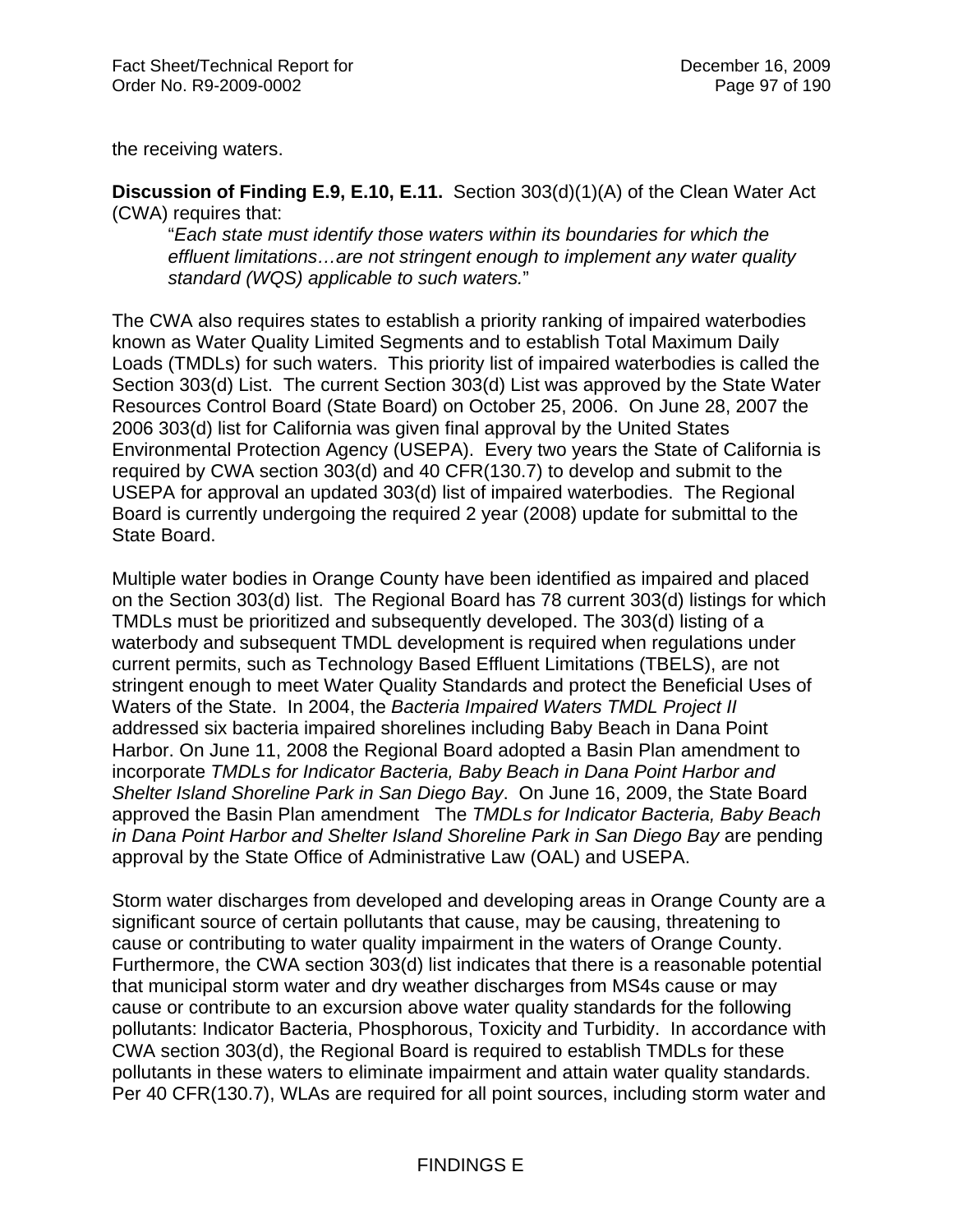the receiving waters.

**Discussion of Finding E.9, E.10, E.11.** Section 303(d)(1)(A) of the Clean Water Act (CWA) requires that:

> "*Each state must identify those waters within its boundaries for which the effluent limitations…are not stringent enough to implement any water quality standard (WQS) applicable to such waters.*"

The CWA also requires states to establish a priority ranking of impaired waterbodies known as Water Quality Limited Segments and to establish Total Maximum Daily Loads (TMDLs) for such waters. This priority list of impaired waterbodies is called the Section 303(d) List. The current Section 303(d) List was approved by the State Water Resources Control Board (State Board) on October 25, 2006. On June 28, 2007 the 2006 303(d) list for California was given final approval by the United States Environmental Protection Agency (USEPA). Every two years the State of California is required by CWA section 303(d) and 40 CFR(130.7) to develop and submit to the USEPA for approval an updated 303(d) list of impaired waterbodies. The Regional Board is currently undergoing the required 2 year (2008) update for submittal to the State Board.

Multiple water bodies in Orange County have been identified as impaired and placed on the Section 303(d) list. The Regional Board has 78 current 303(d) listings for which TMDLs must be prioritized and subsequently developed. The 303(d) listing of a waterbody and subsequent TMDL development is required when regulations under current permits, such as Technology Based Effluent Limitations (TBELS), are not stringent enough to meet Water Quality Standards and protect the Beneficial Uses of Waters of the State. In 2004, the *Bacteria Impaired Waters TMDL Project II* addressed six bacteria impaired shorelines including Baby Beach in Dana Point Harbor. On June 11, 2008 the Regional Board adopted a Basin Plan amendment to incorporate *TMDLs for Indicator Bacteria, Baby Beach in Dana Point Harbor and Shelter Island Shoreline Park in San Diego Bay*. On June 16, 2009, the State Board approved the Basin Plan amendment The *TMDLs for Indicator Bacteria, Baby Beach in Dana Point Harbor and Shelter Island Shoreline Park in San Diego Bay* are pending approval by the State Office of Administrative Law (OAL) and USEPA.

Storm water discharges from developed and developing areas in Orange County are a significant source of certain pollutants that cause, may be causing, threatening to cause or contributing to water quality impairment in the waters of Orange County. Furthermore, the CWA section 303(d) list indicates that there is a reasonable potential that municipal storm water and dry weather discharges from MS4s cause or may cause or contribute to an excursion above water quality standards for the following pollutants: Indicator Bacteria, Phosphorous, Toxicity and Turbidity. In accordance with CWA section 303(d), the Regional Board is required to establish TMDLs for these pollutants in these waters to eliminate impairment and attain water quality standards. Per 40 CFR(130.7), WLAs are required for all point sources, including storm water and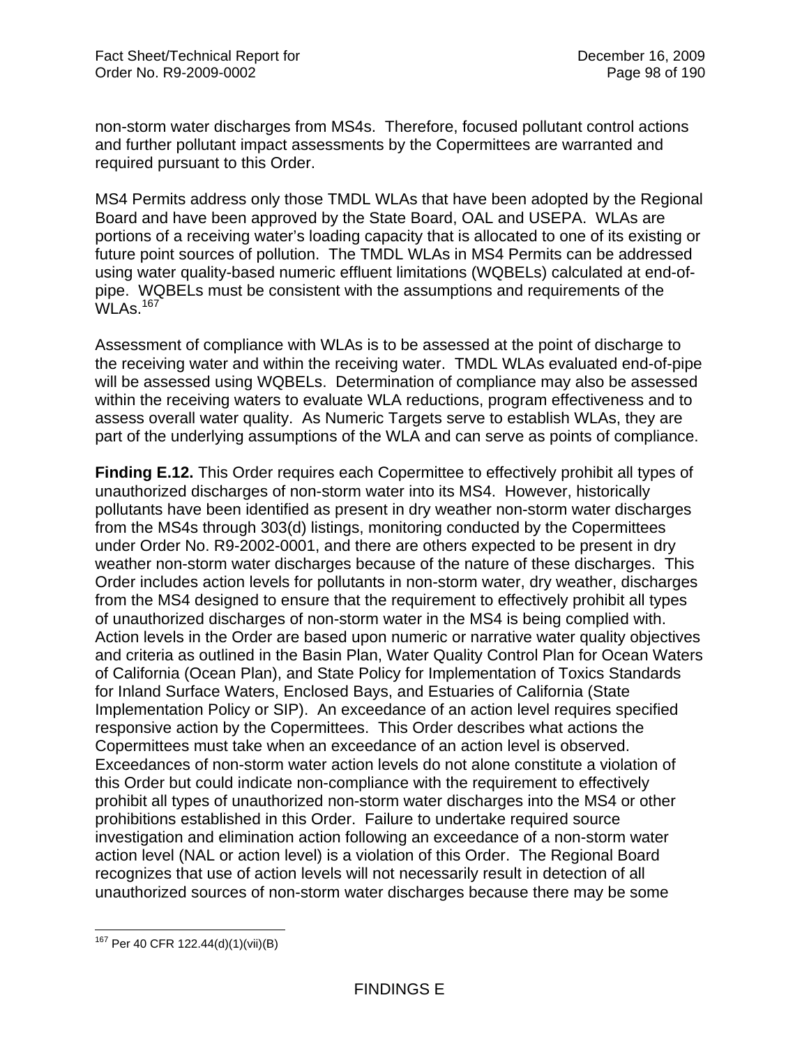non-storm water discharges from MS4s. Therefore, focused pollutant control actions and further pollutant impact assessments by the Copermittees are warranted and required pursuant to this Order.

MS4 Permits address only those TMDL WLAs that have been adopted by the Regional Board and have been approved by the State Board, OAL and USEPA. WLAs are portions of a receiving water's loading capacity that is allocated to one of its existing or future point sources of pollution. The TMDL WLAs in MS4 Permits can be addressed using water quality-based numeric effluent limitations (WQBELs) calculated at end-of-pipe. WQBELs must be consistent with the assumptions and requirements of the WLAs.[167]

Assessment of compliance with WLAs is to be assessed at the point of discharge to the receiving water and within the receiving water. TMDL WLAs evaluated end-of-pipe will be assessed using WQBELs. Determination of compliance may also be assessed within the receiving waters to evaluate WLA reductions, program effectiveness and to assess overall water quality. As Numeric Targets serve to establish WLAs, they are part of the underlying assumptions of the WLA and can serve as points of compliance.

**Finding E.12.** This Order requires each Copermittee to effectively prohibit all types of unauthorized discharges of non-storm water into its MS4. However, historically pollutants have been identified as present in dry weather non-storm water discharges from the MS4s through 303(d) listings, monitoring conducted by the Copermittees under Order No. R9-2002-0001, and there are others expected to be present in dry weather non-storm water discharges because of the nature of these discharges. This Order includes action levels for pollutants in non-storm water, dry weather, discharges from the MS4 designed to ensure that the requirement to effectively prohibit all types of unauthorized discharges of non-storm water in the MS4 is being complied with. Action levels in the Order are based upon numeric or narrative water quality objectives and criteria as outlined in the Basin Plan, Water Quality Control Plan for Ocean Waters of California (Ocean Plan), and State Policy for Implementation of Toxics Standards for Inland Surface Waters, Enclosed Bays, and Estuaries of California (State Implementation Policy or SIP). An exceedance of an action level requires specified responsive action by the Copermittees. This Order describes what actions the Copermittees must take when an exceedance of an action level is observed. Exceedances of non-storm water action levels do not alone constitute a violation of this Order but could indicate non-compliance with the requirement to effectively prohibit all types of unauthorized non-storm water discharges into the MS4 or other prohibitions established in this Order. Failure to undertake required source investigation and elimination action following an exceedance of a non-storm water action level (NAL or action level) is a violation of this Order. The Regional Board recognizes that use of action levels will not necessarily result in detection of all unauthorized sources of non-storm water discharges because there may be some

---

[167] Per 40 CFR 122.44(d)(1)(vii)(B)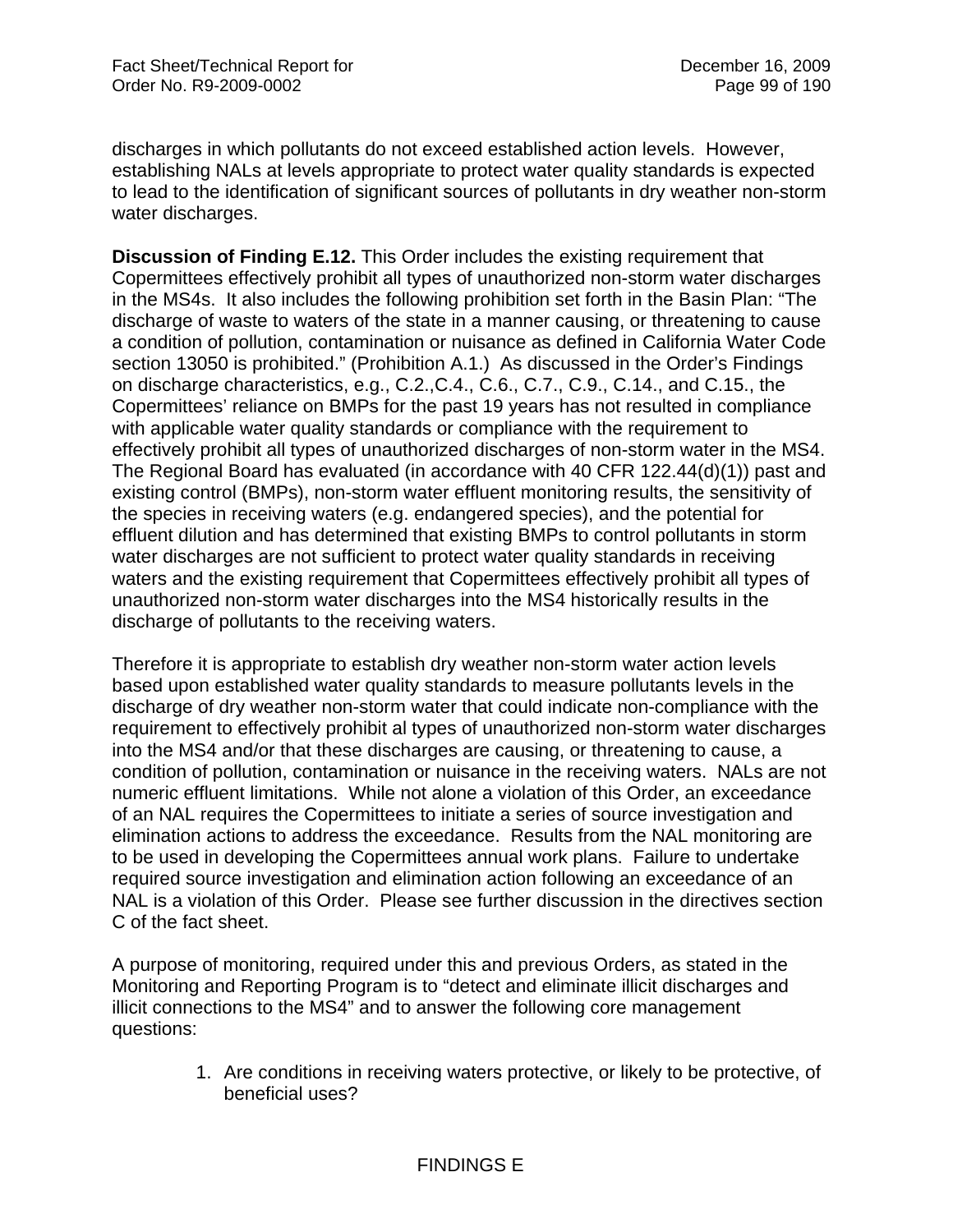discharges in which pollutants do not exceed established action levels. However, establishing NALs at levels appropriate to protect water quality standards is expected to lead to the identification of significant sources of pollutants in dry weather non-storm water discharges.

**Discussion of Finding E.12.** This Order includes the existing requirement that Copermittees effectively prohibit all types of unauthorized non-storm water discharges in the MS4s. It also includes the following prohibition set forth in the Basin Plan: "The discharge of waste to waters of the state in a manner causing, or threatening to cause a condition of pollution, contamination or nuisance as defined in California Water Code section 13050 is prohibited." (Prohibition A.1.) As discussed in the Order's Findings on discharge characteristics, e.g., C.2.,C.4., C.6., C.7., C.9., C.14., and C.15., the Copermittees' reliance on BMPs for the past 19 years has not resulted in compliance with applicable water quality standards or compliance with the requirement to effectively prohibit all types of unauthorized discharges of non-storm water in the MS4. The Regional Board has evaluated (in accordance with 40 CFR 122.44(d)(1)) past and existing control (BMPs), non-storm water effluent monitoring results, the sensitivity of the species in receiving waters (e.g. endangered species), and the potential for effluent dilution and has determined that existing BMPs to control pollutants in storm water discharges are not sufficient to protect water quality standards in receiving waters and the existing requirement that Copermittees effectively prohibit all types of unauthorized non-storm water discharges into the MS4 historically results in the discharge of pollutants to the receiving waters.

Therefore it is appropriate to establish dry weather non-storm water action levels based upon established water quality standards to measure pollutants levels in the discharge of dry weather non-storm water that could indicate non-compliance with the requirement to effectively prohibit al types of unauthorized non-storm water discharges into the MS4 and/or that these discharges are causing, or threatening to cause, a condition of pollution, contamination or nuisance in the receiving waters. NALs are not numeric effluent limitations. While not alone a violation of this Order, an exceedance of an NAL requires the Copermittees to initiate a series of source investigation and elimination actions to address the exceedance. Results from the NAL monitoring are to be used in developing the Copermittees annual work plans. Failure to undertake required source investigation and elimination action following an exceedance of an NAL is a violation of this Order. Please see further discussion in the directives section C of the fact sheet.

A purpose of monitoring, required under this and previous Orders, as stated in the Monitoring and Reporting Program is to "detect and eliminate illicit discharges and illicit connections to the MS4" and to answer the following core management questions:

1. Are conditions in receiving waters protective, or likely to be protective, of beneficial uses?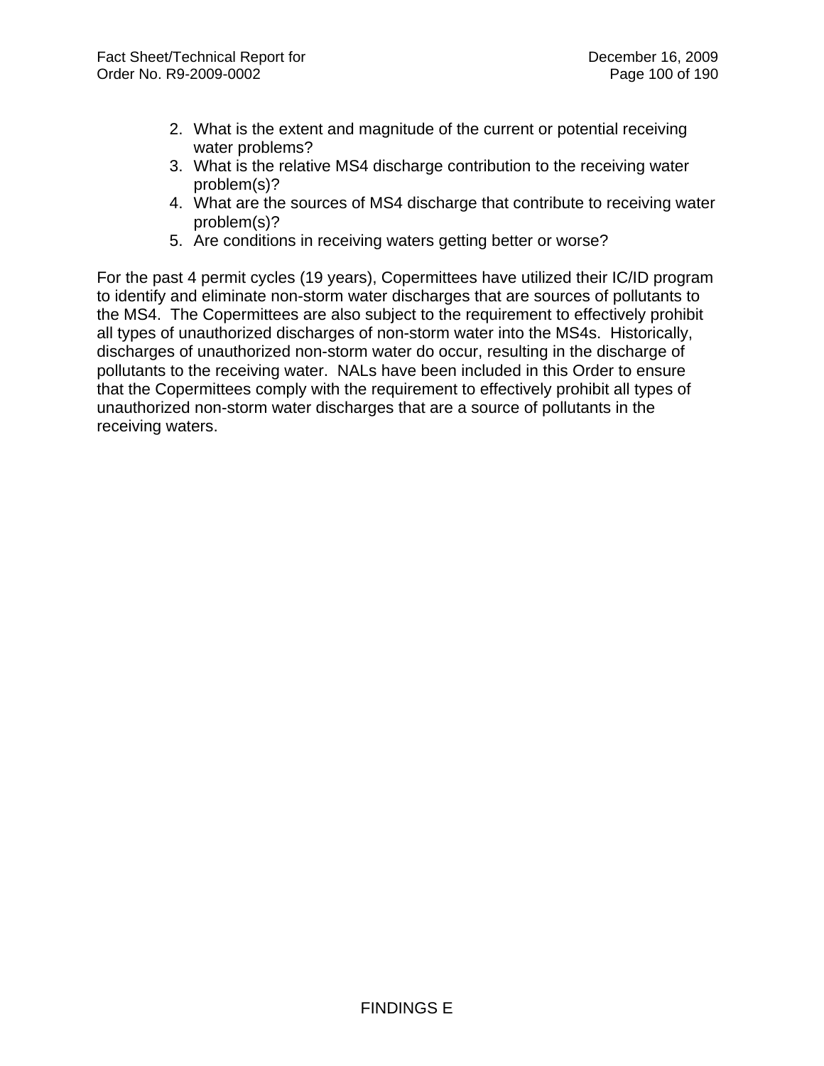2. What is the extent and magnitude of the current or potential receiving water problems?
3. What is the relative MS4 discharge contribution to the receiving water problem(s)?
4. What are the sources of MS4 discharge that contribute to receiving water problem(s)?
5. Are conditions in receiving waters getting better or worse?

For the past 4 permit cycles (19 years), Copermittees have utilized their IC/ID program to identify and eliminate non-storm water discharges that are sources of pollutants to the MS4. The Copermittees are also subject to the requirement to effectively prohibit all types of unauthorized discharges of non-storm water into the MS4s. Historically, discharges of unauthorized non-storm water do occur, resulting in the discharge of pollutants to the receiving water. NALs have been included in this Order to ensure that the Copermittees comply with the requirement to effectively prohibit all types of unauthorized non-storm water discharges that are a source of pollutants in the receiving waters.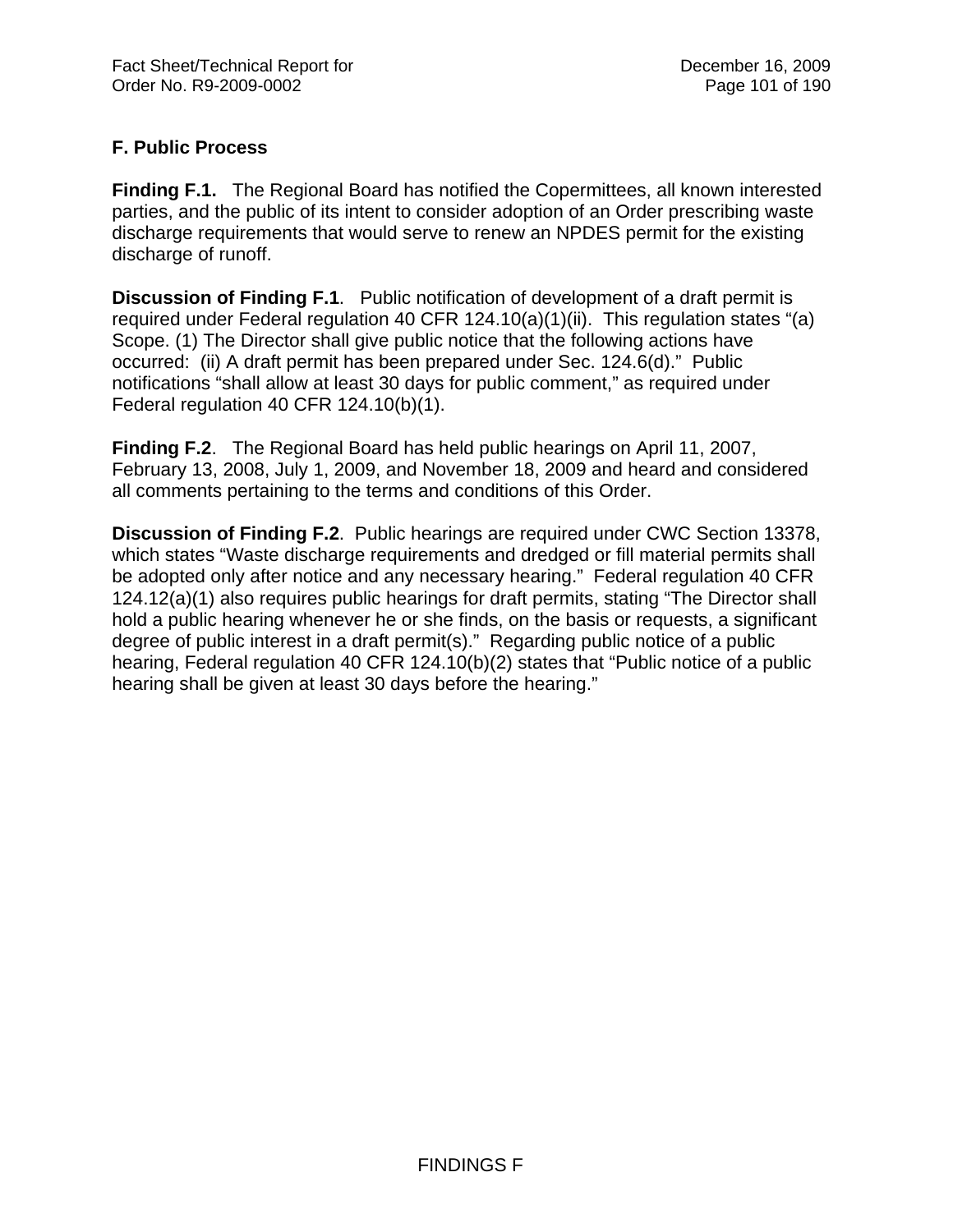## F. Public Process

**Finding F.1.** The Regional Board has notified the Copermittees, all known interested parties, and the public of its intent to consider adoption of an Order prescribing waste discharge requirements that would serve to renew an NPDES permit for the existing discharge of runoff.

**Discussion of Finding F.1**. Public notification of development of a draft permit is required under Federal regulation 40 CFR 124.10(a)(1)(ii). This regulation states "(a) Scope. (1) The Director shall give public notice that the following actions have occurred: (ii) A draft permit has been prepared under Sec. 124.6(d)." Public notifications "shall allow at least 30 days for public comment," as required under Federal regulation 40 CFR 124.10(b)(1).

**Finding F.2**. The Regional Board has held public hearings on April 11, 2007, February 13, 2008, July 1, 2009, and November 18, 2009 and heard and considered all comments pertaining to the terms and conditions of this Order.

**Discussion of Finding F.2**. Public hearings are required under CWC Section 13378, which states "Waste discharge requirements and dredged or fill material permits shall be adopted only after notice and any necessary hearing." Federal regulation 40 CFR 124.12(a)(1) also requires public hearings for draft permits, stating "The Director shall hold a public hearing whenever he or she finds, on the basis or requests, a significant degree of public interest in a draft permit(s)." Regarding public notice of a public hearing, Federal regulation 40 CFR 124.10(b)(2) states that "Public notice of a public hearing shall be given at least 30 days before the hearing."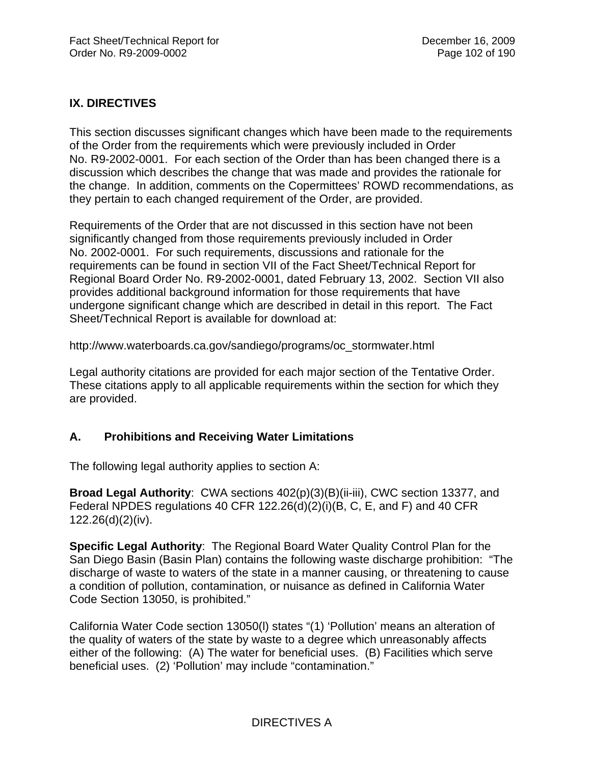## IX. DIRECTIVES

This section discusses significant changes which have been made to the requirements of the Order from the requirements which were previously included in Order No. R9-2002-0001. For each section of the Order than has been changed there is a discussion which describes the change that was made and provides the rationale for the change. In addition, comments on the Copermittees' ROWD recommendations, as they pertain to each changed requirement of the Order, are provided.

Requirements of the Order that are not discussed in this section have not been significantly changed from those requirements previously included in Order No. 2002-0001. For such requirements, discussions and rationale for the requirements can be found in section VII of the Fact Sheet/Technical Report for Regional Board Order No. R9-2002-0001, dated February 13, 2002. Section VII also provides additional background information for those requirements that have undergone significant change which are described in detail in this report. The Fact Sheet/Technical Report is available for download at:

http://www.waterboards.ca.gov/sandiego/programs/oc_stormwater.html

Legal authority citations are provided for each major section of the Tentative Order. These citations apply to all applicable requirements within the section for which they are provided.

### A. Prohibitions and Receiving Water Limitations

The following legal authority applies to section A:

**Broad Legal Authority**: CWA sections 402(p)(3)(B)(ii-iii), CWC section 13377, and Federal NPDES regulations 40 CFR 122.26(d)(2)(i)(B, C, E, and F) and 40 CFR 122.26(d)(2)(iv).

**Specific Legal Authority**: The Regional Board Water Quality Control Plan for the San Diego Basin (Basin Plan) contains the following waste discharge prohibition: "The discharge of waste to waters of the state in a manner causing, or threatening to cause a condition of pollution, contamination, or nuisance as defined in California Water Code Section 13050, is prohibited."

California Water Code section 13050(l) states "(1) 'Pollution' means an alteration of the quality of waters of the state by waste to a degree which unreasonably affects either of the following: (A) The water for beneficial uses. (B) Facilities which serve beneficial uses. (2) 'Pollution' may include "contamination."

DIRECTIVES A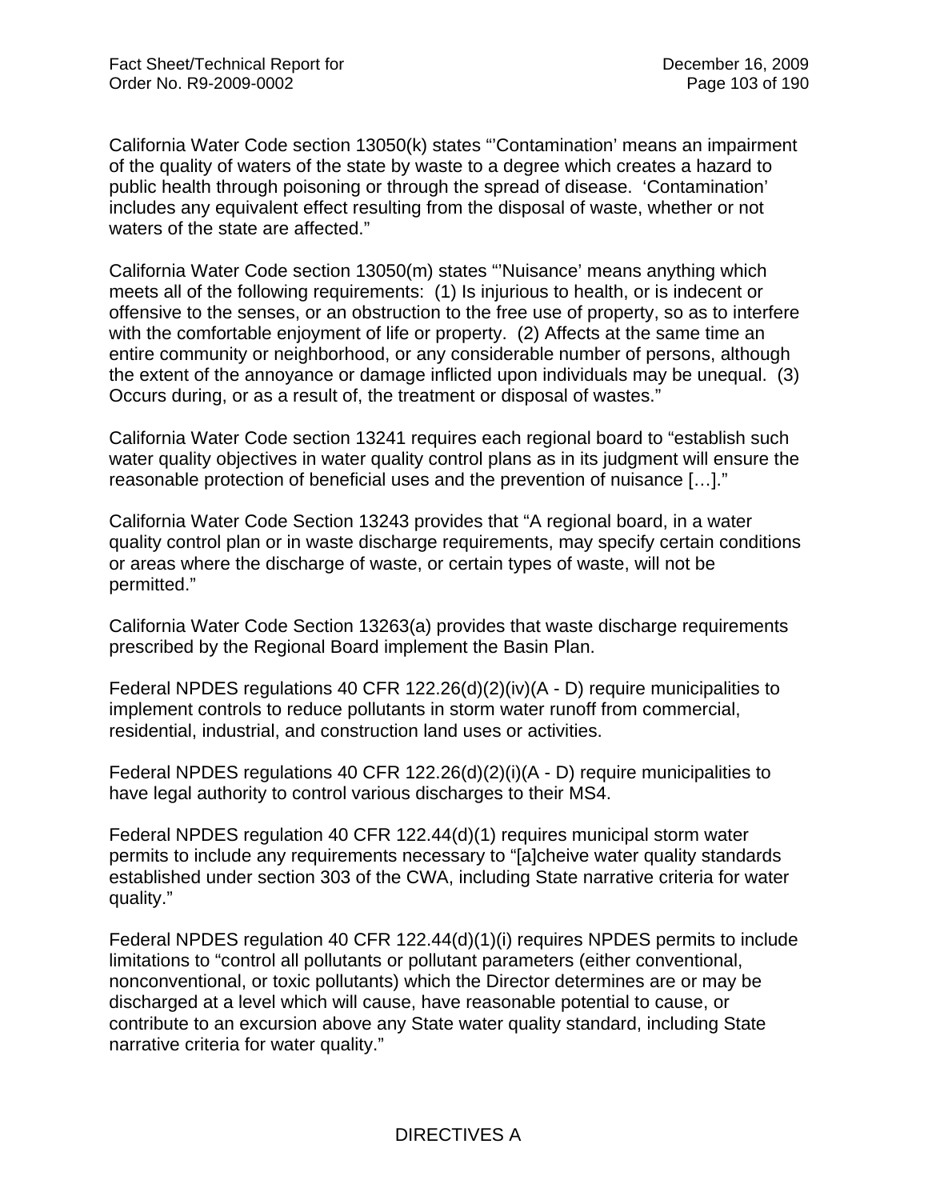California Water Code section 13050(k) states "'Contamination' means an impairment of the quality of waters of the state by waste to a degree which creates a hazard to public health through poisoning or through the spread of disease. 'Contamination' includes any equivalent effect resulting from the disposal of waste, whether or not waters of the state are affected."

California Water Code section 13050(m) states "'Nuisance' means anything which meets all of the following requirements: (1) Is injurious to health, or is indecent or offensive to the senses, or an obstruction to the free use of property, so as to interfere with the comfortable enjoyment of life or property. (2) Affects at the same time an entire community or neighborhood, or any considerable number of persons, although the extent of the annoyance or damage inflicted upon individuals may be unequal. (3) Occurs during, or as a result of, the treatment or disposal of wastes."

California Water Code section 13241 requires each regional board to "establish such water quality objectives in water quality control plans as in its judgment will ensure the reasonable protection of beneficial uses and the prevention of nuisance […]."

California Water Code Section 13243 provides that "A regional board, in a water quality control plan or in waste discharge requirements, may specify certain conditions or areas where the discharge of waste, or certain types of waste, will not be permitted."

California Water Code Section 13263(a) provides that waste discharge requirements prescribed by the Regional Board implement the Basin Plan.

Federal NPDES regulations 40 CFR 122.26(d)(2)(iv)(A - D) require municipalities to implement controls to reduce pollutants in storm water runoff from commercial, residential, industrial, and construction land uses or activities.

Federal NPDES regulations 40 CFR 122.26(d)(2)(i)(A - D) require municipalities to have legal authority to control various discharges to their MS4.

Federal NPDES regulation 40 CFR 122.44(d)(1) requires municipal storm water permits to include any requirements necessary to "[a]cheive water quality standards established under section 303 of the CWA, including State narrative criteria for water quality."

Federal NPDES regulation 40 CFR 122.44(d)(1)(i) requires NPDES permits to include limitations to "control all pollutants or pollutant parameters (either conventional, nonconventional, or toxic pollutants) which the Director determines are or may be discharged at a level which will cause, have reasonable potential to cause, or contribute to an excursion above any State water quality standard, including State narrative criteria for water quality."

DIRECTIVES A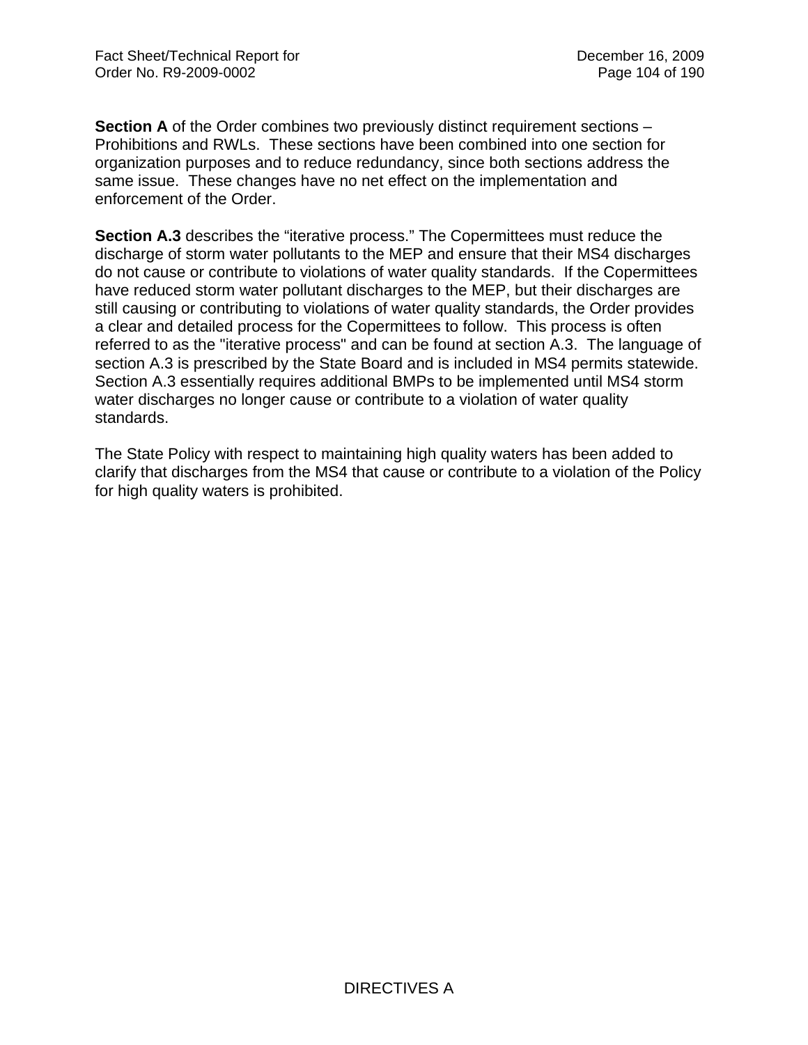**Section A** of the Order combines two previously distinct requirement sections – Prohibitions and RWLs. These sections have been combined into one section for organization purposes and to reduce redundancy, since both sections address the same issue. These changes have no net effect on the implementation and enforcement of the Order.

**Section A.3** describes the "iterative process." The Copermittees must reduce the discharge of storm water pollutants to the MEP and ensure that their MS4 discharges do not cause or contribute to violations of water quality standards. If the Copermittees have reduced storm water pollutant discharges to the MEP, but their discharges are still causing or contributing to violations of water quality standards, the Order provides a clear and detailed process for the Copermittees to follow. This process is often referred to as the "iterative process" and can be found at section A.3. The language of section A.3 is prescribed by the State Board and is included in MS4 permits statewide. Section A.3 essentially requires additional BMPs to be implemented until MS4 storm water discharges no longer cause or contribute to a violation of water quality standards.

The State Policy with respect to maintaining high quality waters has been added to clarify that discharges from the MS4 that cause or contribute to a violation of the Policy for high quality waters is prohibited.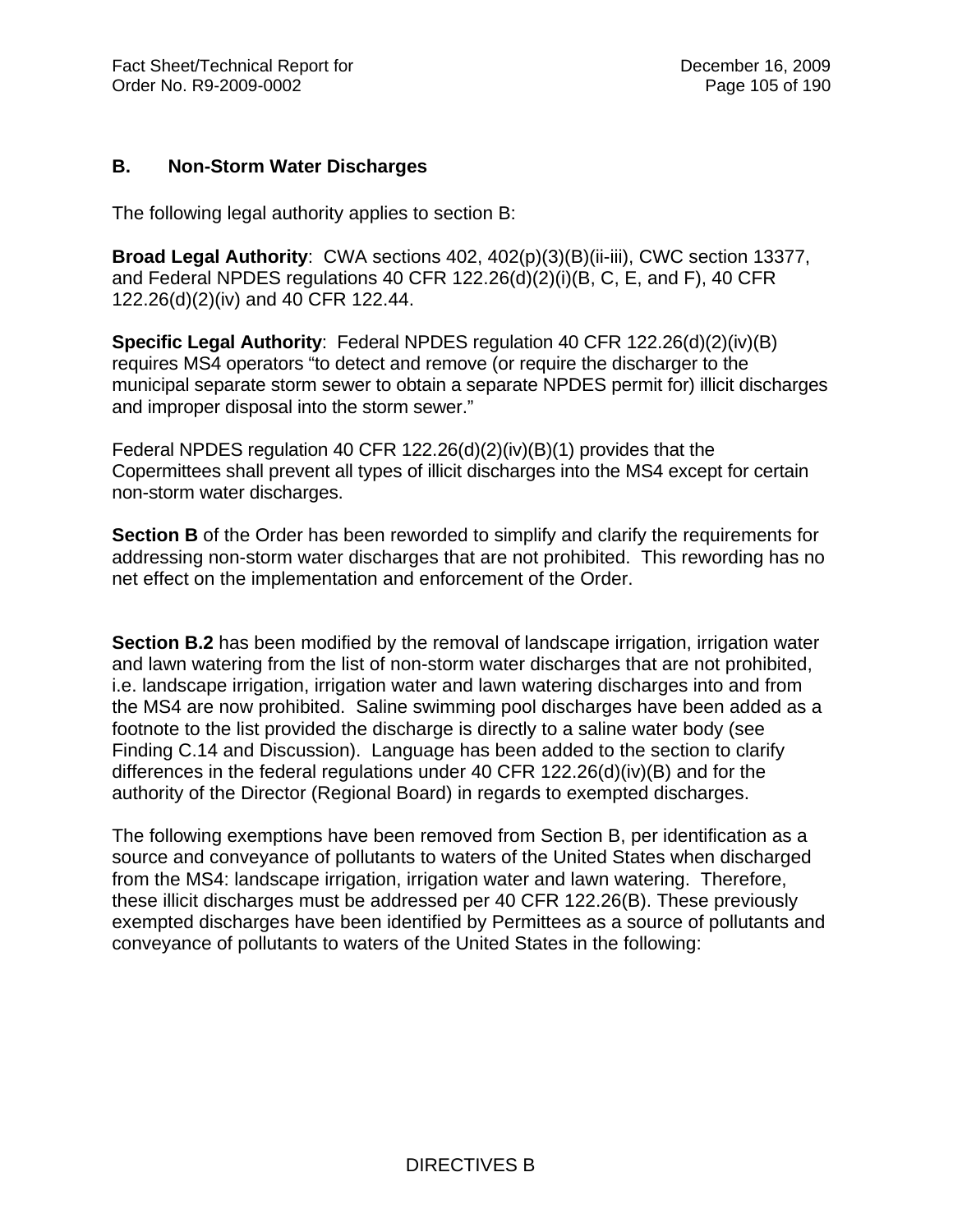## B. Non-Storm Water Discharges

The following legal authority applies to section B:

**Broad Legal Authority**: CWA sections 402, 402(p)(3)(B)(ii-iii), CWC section 13377, and Federal NPDES regulations 40 CFR 122.26(d)(2)(i)(B, C, E, and F), 40 CFR 122.26(d)(2)(iv) and 40 CFR 122.44.

**Specific Legal Authority**: Federal NPDES regulation 40 CFR 122.26(d)(2)(iv)(B) requires MS4 operators "to detect and remove (or require the discharger to the municipal separate storm sewer to obtain a separate NPDES permit for) illicit discharges and improper disposal into the storm sewer."

Federal NPDES regulation 40 CFR 122.26(d)(2)(iv)(B)(1) provides that the Copermittees shall prevent all types of illicit discharges into the MS4 except for certain non-storm water discharges.

**Section B** of the Order has been reworded to simplify and clarify the requirements for addressing non-storm water discharges that are not prohibited. This rewording has no net effect on the implementation and enforcement of the Order.

**Section B.2** has been modified by the removal of landscape irrigation, irrigation water and lawn watering from the list of non-storm water discharges that are not prohibited, i.e. landscape irrigation, irrigation water and lawn watering discharges into and from the MS4 are now prohibited. Saline swimming pool discharges have been added as a footnote to the list provided the discharge is directly to a saline water body (see Finding C.14 and Discussion). Language has been added to the section to clarify differences in the federal regulations under 40 CFR 122.26(d)(iv)(B) and for the authority of the Director (Regional Board) in regards to exempted discharges.

The following exemptions have been removed from Section B, per identification as a source and conveyance of pollutants to waters of the United States when discharged from the MS4: landscape irrigation, irrigation water and lawn watering. Therefore, these illicit discharges must be addressed per 40 CFR 122.26(B). These previously exempted discharges have been identified by Permittees as a source of pollutants and conveyance of pollutants to waters of the United States in the following: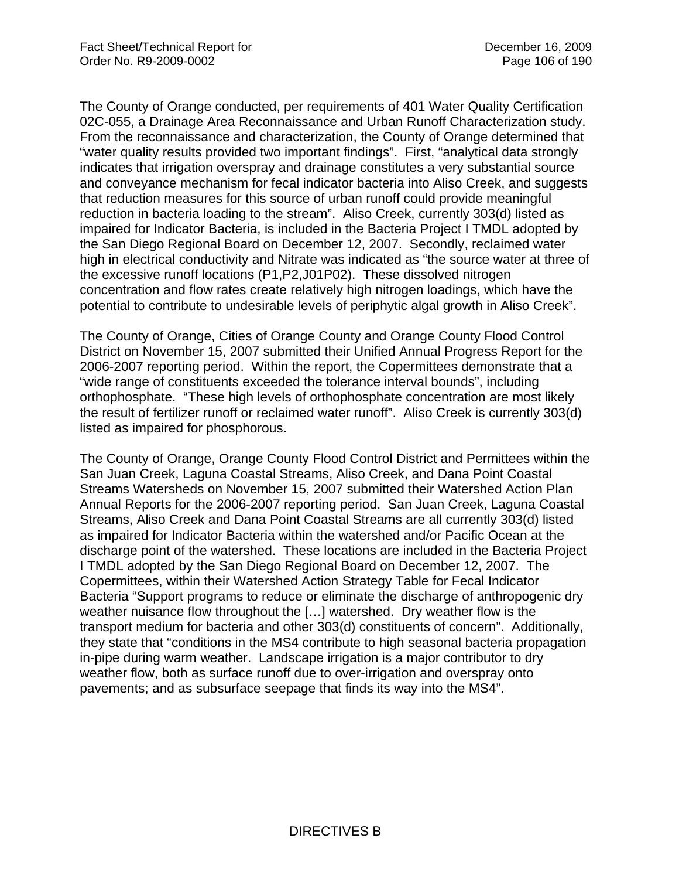The County of Orange conducted, per requirements of 401 Water Quality Certification 02C-055, a Drainage Area Reconnaissance and Urban Runoff Characterization study. From the reconnaissance and characterization, the County of Orange determined that "water quality results provided two important findings". First, "analytical data strongly indicates that irrigation overspray and drainage constitutes a very substantial source and conveyance mechanism for fecal indicator bacteria into Aliso Creek, and suggests that reduction measures for this source of urban runoff could provide meaningful reduction in bacteria loading to the stream". Aliso Creek, currently 303(d) listed as impaired for Indicator Bacteria, is included in the Bacteria Project I TMDL adopted by the San Diego Regional Board on December 12, 2007. Secondly, reclaimed water high in electrical conductivity and Nitrate was indicated as "the source water at three of the excessive runoff locations (P1,P2,J01P02). These dissolved nitrogen concentration and flow rates create relatively high nitrogen loadings, which have the potential to contribute to undesirable levels of periphytic algal growth in Aliso Creek".

The County of Orange, Cities of Orange County and Orange County Flood Control District on November 15, 2007 submitted their Unified Annual Progress Report for the 2006-2007 reporting period. Within the report, the Copermittees demonstrate that a "wide range of constituents exceeded the tolerance interval bounds", including orthophosphate. "These high levels of orthophosphate concentration are most likely the result of fertilizer runoff or reclaimed water runoff". Aliso Creek is currently 303(d) listed as impaired for phosphorous.

The County of Orange, Orange County Flood Control District and Permittees within the San Juan Creek, Laguna Coastal Streams, Aliso Creek, and Dana Point Coastal Streams Watersheds on November 15, 2007 submitted their Watershed Action Plan Annual Reports for the 2006-2007 reporting period. San Juan Creek, Laguna Coastal Streams, Aliso Creek and Dana Point Coastal Streams are all currently 303(d) listed as impaired for Indicator Bacteria within the watershed and/or Pacific Ocean at the discharge point of the watershed. These locations are included in the Bacteria Project I TMDL adopted by the San Diego Regional Board on December 12, 2007. The Copermittees, within their Watershed Action Strategy Table for Fecal Indicator Bacteria "Support programs to reduce or eliminate the discharge of anthropogenic dry weather nuisance flow throughout the […] watershed. Dry weather flow is the transport medium for bacteria and other 303(d) constituents of concern". Additionally, they state that "conditions in the MS4 contribute to high seasonal bacteria propagation in-pipe during warm weather. Landscape irrigation is a major contributor to dry weather flow, both as surface runoff due to over-irrigation and overspray onto pavements; and as subsurface seepage that finds its way into the MS4".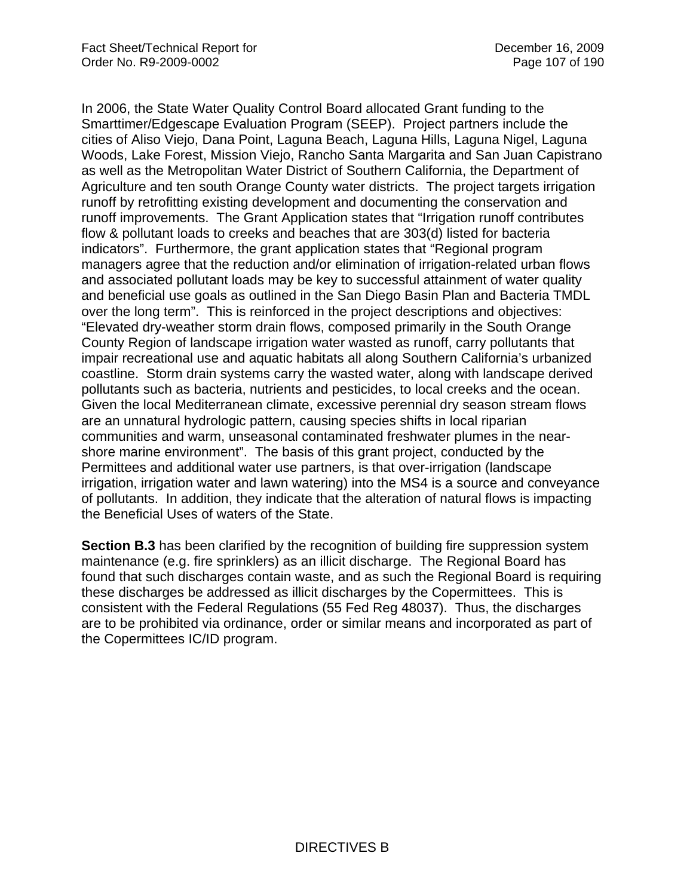In 2006, the State Water Quality Control Board allocated Grant funding to the Smarttimer/Edgescape Evaluation Program (SEEP). Project partners include the cities of Aliso Viejo, Dana Point, Laguna Beach, Laguna Hills, Laguna Nigel, Laguna Woods, Lake Forest, Mission Viejo, Rancho Santa Margarita and San Juan Capistrano as well as the Metropolitan Water District of Southern California, the Department of Agriculture and ten south Orange County water districts. The project targets irrigation runoff by retrofitting existing development and documenting the conservation and runoff improvements. The Grant Application states that "Irrigation runoff contributes flow & pollutant loads to creeks and beaches that are 303(d) listed for bacteria indicators". Furthermore, the grant application states that "Regional program managers agree that the reduction and/or elimination of irrigation-related urban flows and associated pollutant loads may be key to successful attainment of water quality and beneficial use goals as outlined in the San Diego Basin Plan and Bacteria TMDL over the long term". This is reinforced in the project descriptions and objectives: "Elevated dry-weather storm drain flows, composed primarily in the South Orange County Region of landscape irrigation water wasted as runoff, carry pollutants that impair recreational use and aquatic habitats all along Southern California's urbanized coastline. Storm drain systems carry the wasted water, along with landscape derived pollutants such as bacteria, nutrients and pesticides, to local creeks and the ocean. Given the local Mediterranean climate, excessive perennial dry season stream flows are an unnatural hydrologic pattern, causing species shifts in local riparian communities and warm, unseasonal contaminated freshwater plumes in the near-shore marine environment". The basis of this grant project, conducted by the Permittees and additional water use partners, is that over-irrigation (landscape irrigation, irrigation water and lawn watering) into the MS4 is a source and conveyance of pollutants. In addition, they indicate that the alteration of natural flows is impacting the Beneficial Uses of waters of the State.

**Section B.3** has been clarified by the recognition of building fire suppression system maintenance (e.g. fire sprinklers) as an illicit discharge. The Regional Board has found that such discharges contain waste, and as such the Regional Board is requiring these discharges be addressed as illicit discharges by the Copermittees. This is consistent with the Federal Regulations (55 Fed Reg 48037). Thus, the discharges are to be prohibited via ordinance, order or similar means and incorporated as part of the Copermittees IC/ID program.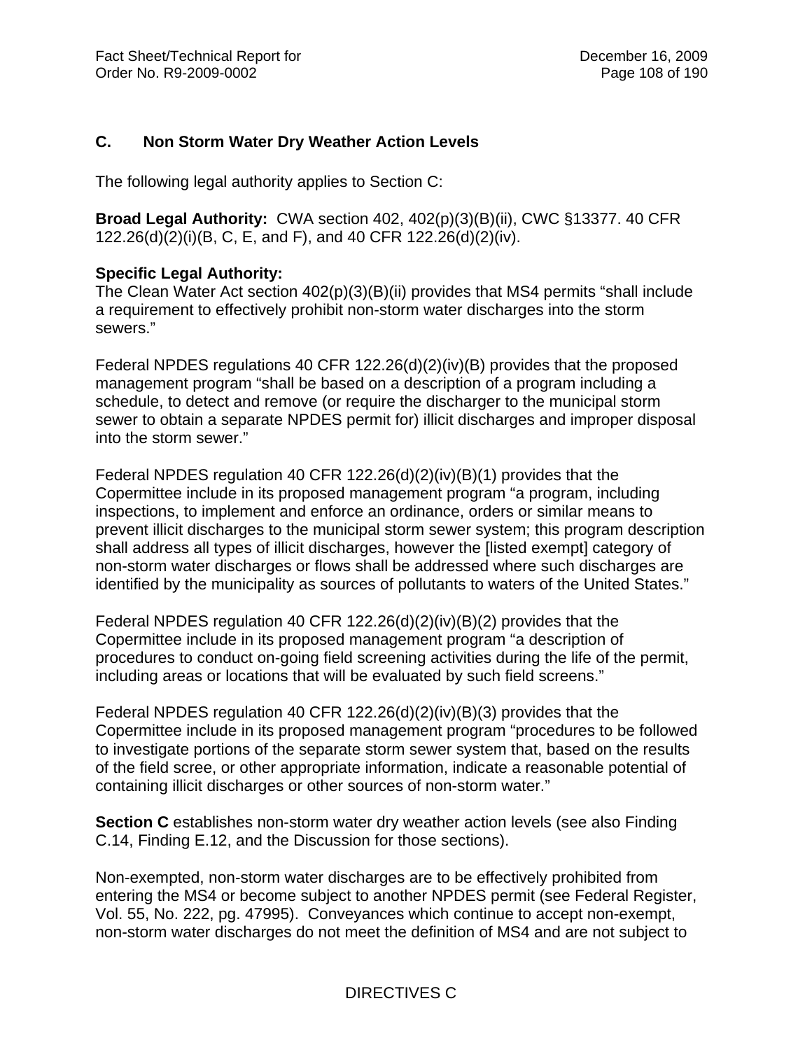## C. Non Storm Water Dry Weather Action Levels

The following legal authority applies to Section C:

**Broad Legal Authority:** CWA section 402, 402(p)(3)(B)(ii), CWC §13377. 40 CFR 122.26(d)(2)(i)(B, C, E, and F), and 40 CFR 122.26(d)(2)(iv).

**Specific Legal Authority:**
The Clean Water Act section 402(p)(3)(B)(ii) provides that MS4 permits "shall include a requirement to effectively prohibit non-storm water discharges into the storm sewers."

Federal NPDES regulations 40 CFR 122.26(d)(2)(iv)(B) provides that the proposed management program "shall be based on a description of a program including a schedule, to detect and remove (or require the discharger to the municipal storm sewer to obtain a separate NPDES permit for) illicit discharges and improper disposal into the storm sewer."

Federal NPDES regulation 40 CFR 122.26(d)(2)(iv)(B)(1) provides that the Copermittee include in its proposed management program "a program, including inspections, to implement and enforce an ordinance, orders or similar means to prevent illicit discharges to the municipal storm sewer system; this program description shall address all types of illicit discharges, however the [listed exempt] category of non-storm water discharges or flows shall be addressed where such discharges are identified by the municipality as sources of pollutants to waters of the United States."

Federal NPDES regulation 40 CFR 122.26(d)(2)(iv)(B)(2) provides that the Copermittee include in its proposed management program "a description of procedures to conduct on-going field screening activities during the life of the permit, including areas or locations that will be evaluated by such field screens."

Federal NPDES regulation 40 CFR 122.26(d)(2)(iv)(B)(3) provides that the Copermittee include in its proposed management program "procedures to be followed to investigate portions of the separate storm sewer system that, based on the results of the field scree, or other appropriate information, indicate a reasonable potential of containing illicit discharges or other sources of non-storm water."

**Section C** establishes non-storm water dry weather action levels (see also Finding C.14, Finding E.12, and the Discussion for those sections).

Non-exempted, non-storm water discharges are to be effectively prohibited from entering the MS4 or become subject to another NPDES permit (see Federal Register, Vol. 55, No. 222, pg. 47995). Conveyances which continue to accept non-exempt, non-storm water discharges do not meet the definition of MS4 and are not subject to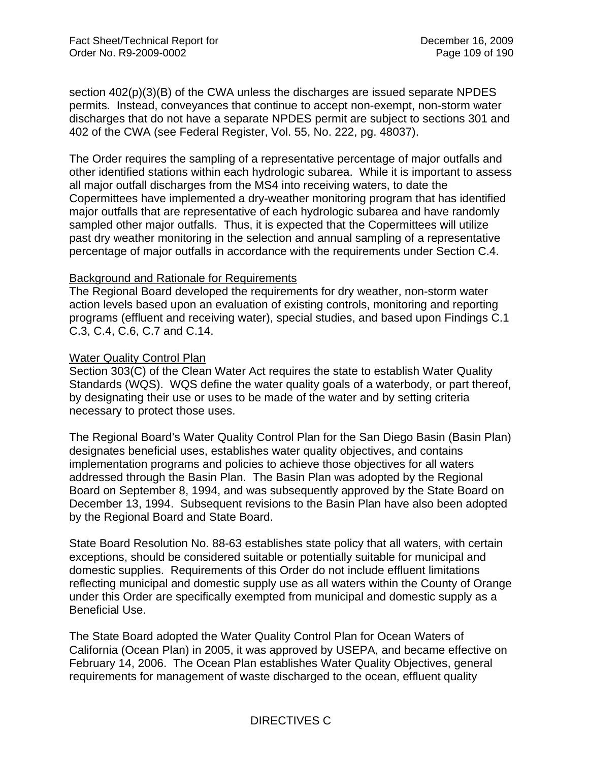section 402(p)(3)(B) of the CWA unless the discharges are issued separate NPDES permits. Instead, conveyances that continue to accept non-exempt, non-storm water discharges that do not have a separate NPDES permit are subject to sections 301 and 402 of the CWA (see Federal Register, Vol. 55, No. 222, pg. 48037).

The Order requires the sampling of a representative percentage of major outfalls and other identified stations within each hydrologic subarea. While it is important to assess all major outfall discharges from the MS4 into receiving waters, to date the Copermittees have implemented a dry-weather monitoring program that has identified major outfalls that are representative of each hydrologic subarea and have randomly sampled other major outfalls. Thus, it is expected that the Copermittees will utilize past dry weather monitoring in the selection and annual sampling of a representative percentage of major outfalls in accordance with the requirements under Section C.4.

<u>Background and Rationale for Requirements</u>

The Regional Board developed the requirements for dry weather, non-storm water action levels based upon an evaluation of existing controls, monitoring and reporting programs (effluent and receiving water), special studies, and based upon Findings C.1 C.3, C.4, C.6, C.7 and C.14.

<u>Water Quality Control Plan</u>

Section 303(C) of the Clean Water Act requires the state to establish Water Quality Standards (WQS). WQS define the water quality goals of a waterbody, or part thereof, by designating their use or uses to be made of the water and by setting criteria necessary to protect those uses.

The Regional Board's Water Quality Control Plan for the San Diego Basin (Basin Plan) designates beneficial uses, establishes water quality objectives, and contains implementation programs and policies to achieve those objectives for all waters addressed through the Basin Plan. The Basin Plan was adopted by the Regional Board on September 8, 1994, and was subsequently approved by the State Board on December 13, 1994. Subsequent revisions to the Basin Plan have also been adopted by the Regional Board and State Board.

State Board Resolution No. 88-63 establishes state policy that all waters, with certain exceptions, should be considered suitable or potentially suitable for municipal and domestic supplies. Requirements of this Order do not include effluent limitations reflecting municipal and domestic supply use as all waters within the County of Orange under this Order are specifically exempted from municipal and domestic supply as a Beneficial Use.

The State Board adopted the Water Quality Control Plan for Ocean Waters of California (Ocean Plan) in 2005, it was approved by USEPA, and became effective on February 14, 2006. The Ocean Plan establishes Water Quality Objectives, general requirements for management of waste discharged to the ocean, effluent quality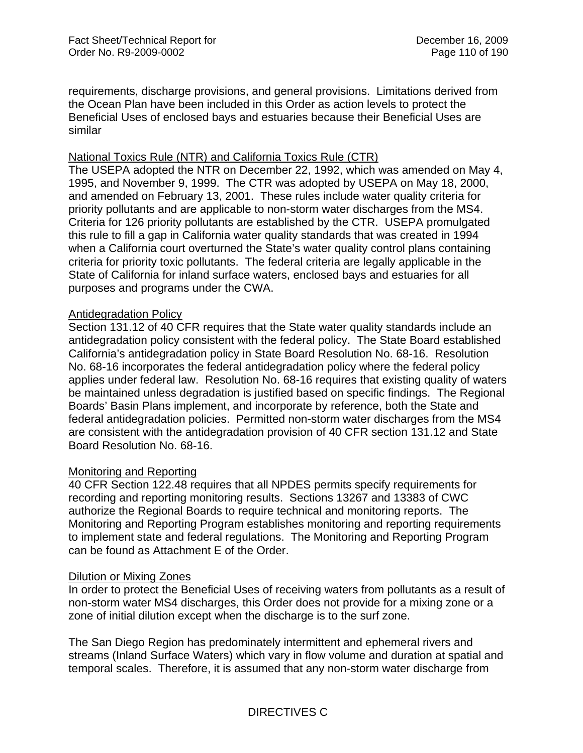requirements, discharge provisions, and general provisions. Limitations derived from the Ocean Plan have been included in this Order as action levels to protect the Beneficial Uses of enclosed bays and estuaries because their Beneficial Uses are similar

National Toxics Rule (NTR) and California Toxics Rule (CTR)
The USEPA adopted the NTR on December 22, 1992, which was amended on May 4, 1995, and November 9, 1999. The CTR was adopted by USEPA on May 18, 2000, and amended on February 13, 2001. These rules include water quality criteria for priority pollutants and are applicable to non-storm water discharges from the MS4. Criteria for 126 priority pollutants are established by the CTR. USEPA promulgated this rule to fill a gap in California water quality standards that was created in 1994 when a California court overturned the State's water quality control plans containing criteria for priority toxic pollutants. The federal criteria are legally applicable in the State of California for inland surface waters, enclosed bays and estuaries for all purposes and programs under the CWA.

Antidegradation Policy
Section 131.12 of 40 CFR requires that the State water quality standards include an antidegradation policy consistent with the federal policy. The State Board established California's antidegradation policy in State Board Resolution No. 68-16. Resolution No. 68-16 incorporates the federal antidegradation policy where the federal policy applies under federal law. Resolution No. 68-16 requires that existing quality of waters be maintained unless degradation is justified based on specific findings. The Regional Boards' Basin Plans implement, and incorporate by reference, both the State and federal antidegradation policies. Permitted non-storm water discharges from the MS4 are consistent with the antidegradation provision of 40 CFR section 131.12 and State Board Resolution No. 68-16.

Monitoring and Reporting
40 CFR Section 122.48 requires that all NPDES permits specify requirements for recording and reporting monitoring results. Sections 13267 and 13383 of CWC authorize the Regional Boards to require technical and monitoring reports. The Monitoring and Reporting Program establishes monitoring and reporting requirements to implement state and federal regulations. The Monitoring and Reporting Program can be found as Attachment E of the Order.

Dilution or Mixing Zones
In order to protect the Beneficial Uses of receiving waters from pollutants as a result of non-storm water MS4 discharges, this Order does not provide for a mixing zone or a zone of initial dilution except when the discharge is to the surf zone.

The San Diego Region has predominately intermittent and ephemeral rivers and streams (Inland Surface Waters) which vary in flow volume and duration at spatial and temporal scales. Therefore, it is assumed that any non-storm water discharge from

DIRECTIVES C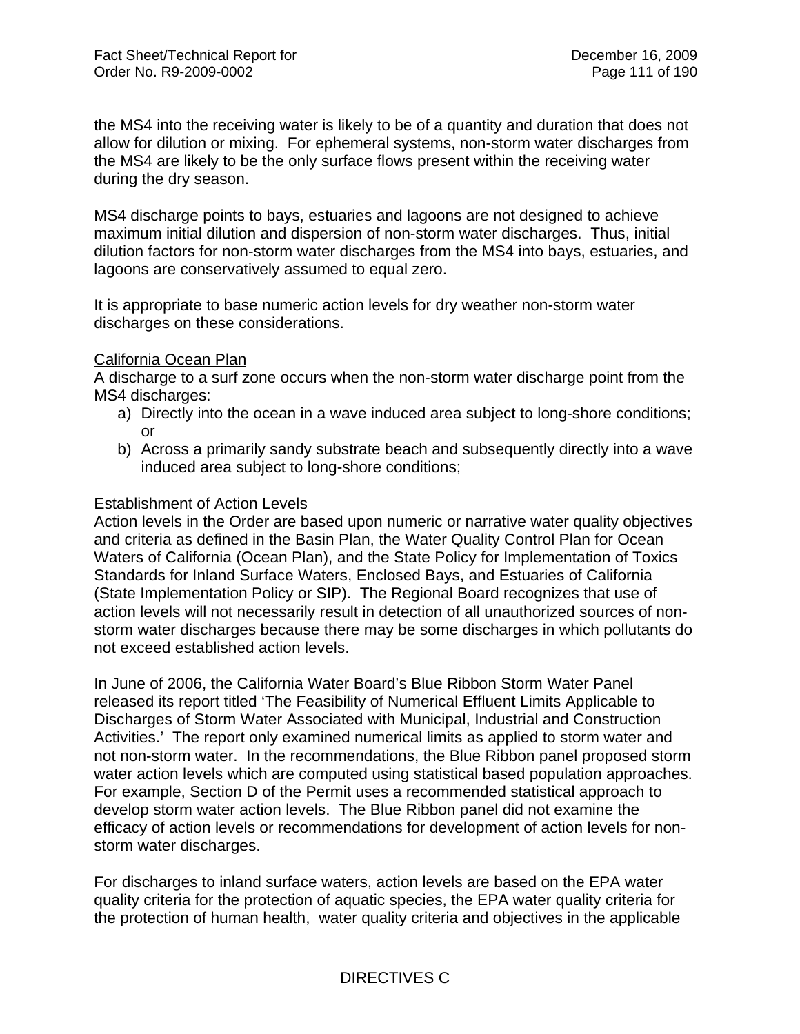the MS4 into the receiving water is likely to be of a quantity and duration that does not allow for dilution or mixing. For ephemeral systems, non-storm water discharges from the MS4 are likely to be the only surface flows present within the receiving water during the dry season.

MS4 discharge points to bays, estuaries and lagoons are not designed to achieve maximum initial dilution and dispersion of non-storm water discharges. Thus, initial dilution factors for non-storm water discharges from the MS4 into bays, estuaries, and lagoons are conservatively assumed to equal zero.

It is appropriate to base numeric action levels for dry weather non-storm water discharges on these considerations.

California Ocean Plan

A discharge to a surf zone occurs when the non-storm water discharge point from the MS4 discharges:

a) Directly into the ocean in a wave induced area subject to long-shore conditions; or
b) Across a primarily sandy substrate beach and subsequently directly into a wave induced area subject to long-shore conditions;

Establishment of Action Levels

Action levels in the Order are based upon numeric or narrative water quality objectives and criteria as defined in the Basin Plan, the Water Quality Control Plan for Ocean Waters of California (Ocean Plan), and the State Policy for Implementation of Toxics Standards for Inland Surface Waters, Enclosed Bays, and Estuaries of California (State Implementation Policy or SIP). The Regional Board recognizes that use of action levels will not necessarily result in detection of all unauthorized sources of non-storm water discharges because there may be some discharges in which pollutants do not exceed established action levels.

In June of 2006, the California Water Board's Blue Ribbon Storm Water Panel released its report titled 'The Feasibility of Numerical Effluent Limits Applicable to Discharges of Storm Water Associated with Municipal, Industrial and Construction Activities.' The report only examined numerical limits as applied to storm water and not non-storm water. In the recommendations, the Blue Ribbon panel proposed storm water action levels which are computed using statistical based population approaches. For example, Section D of the Permit uses a recommended statistical approach to develop storm water action levels. The Blue Ribbon panel did not examine the efficacy of action levels or recommendations for development of action levels for non-storm water discharges.

For discharges to inland surface waters, action levels are based on the EPA water quality criteria for the protection of aquatic species, the EPA water quality criteria for the protection of human health, water quality criteria and objectives in the applicable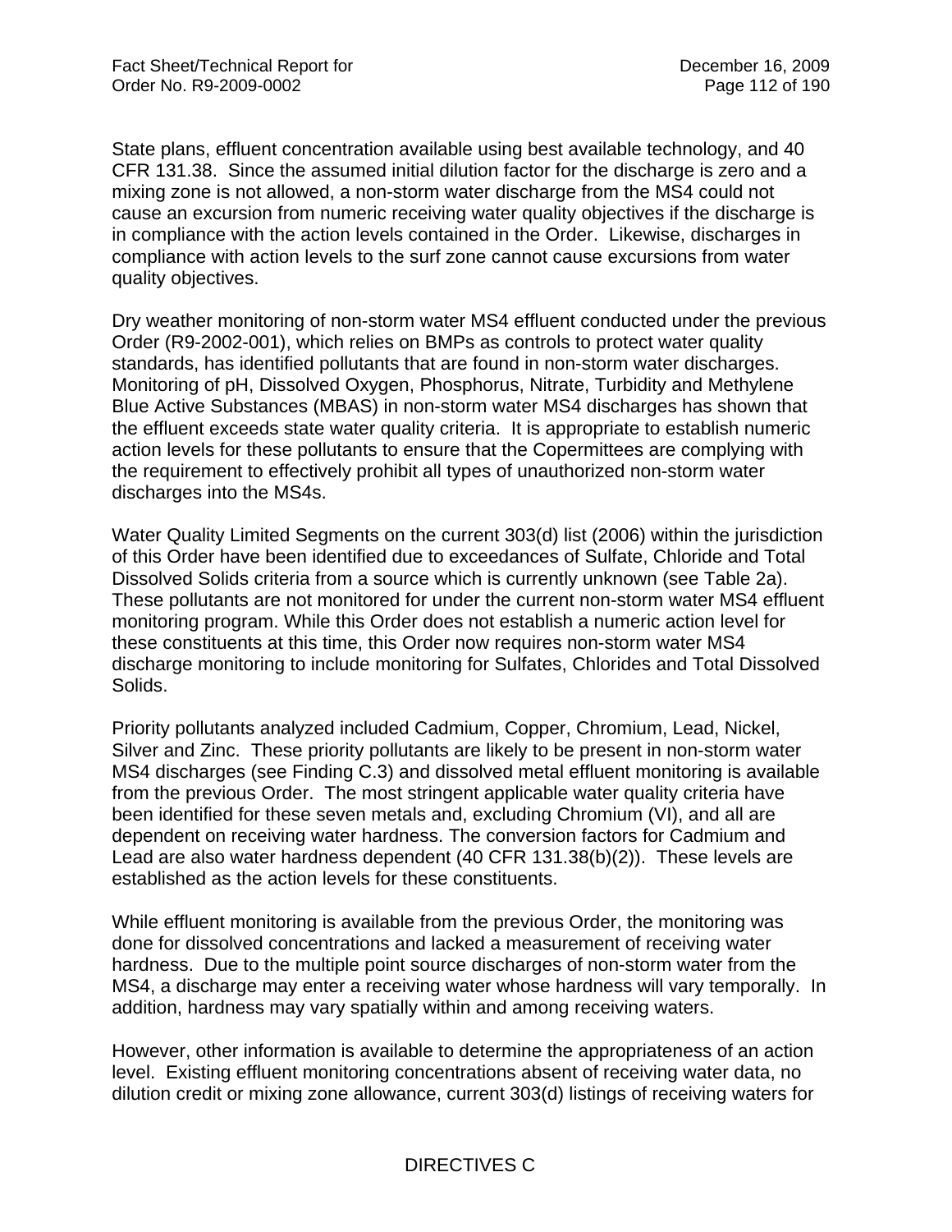State plans, effluent concentration available using best available technology, and 40 CFR 131.38. Since the assumed initial dilution factor for the discharge is zero and a mixing zone is not allowed, a non-storm water discharge from the MS4 could not cause an excursion from numeric receiving water quality objectives if the discharge is in compliance with the action levels contained in the Order. Likewise, discharges in compliance with action levels to the surf zone cannot cause excursions from water quality objectives.

Dry weather monitoring of non-storm water MS4 effluent conducted under the previous Order (R9-2002-001), which relies on BMPs as controls to protect water quality standards, has identified pollutants that are found in non-storm water discharges. Monitoring of pH, Dissolved Oxygen, Phosphorus, Nitrate, Turbidity and Methylene Blue Active Substances (MBAS) in non-storm water MS4 discharges has shown that the effluent exceeds state water quality criteria. It is appropriate to establish numeric action levels for these pollutants to ensure that the Copermittees are complying with the requirement to effectively prohibit all types of unauthorized non-storm water discharges into the MS4s.

Water Quality Limited Segments on the current 303(d) list (2006) within the jurisdiction of this Order have been identified due to exceedances of Sulfate, Chloride and Total Dissolved Solids criteria from a source which is currently unknown (see Table 2a). These pollutants are not monitored for under the current non-storm water MS4 effluent monitoring program. While this Order does not establish a numeric action level for these constituents at this time, this Order now requires non-storm water MS4 discharge monitoring to include monitoring for Sulfates, Chlorides and Total Dissolved Solids.

Priority pollutants analyzed included Cadmium, Copper, Chromium, Lead, Nickel, Silver and Zinc. These priority pollutants are likely to be present in non-storm water MS4 discharges (see Finding C.3) and dissolved metal effluent monitoring is available from the previous Order. The most stringent applicable water quality criteria have been identified for these seven metals and, excluding Chromium (VI), and all are dependent on receiving water hardness. The conversion factors for Cadmium and Lead are also water hardness dependent (40 CFR 131.38(b)(2)). These levels are established as the action levels for these constituents.

While effluent monitoring is available from the previous Order, the monitoring was done for dissolved concentrations and lacked a measurement of receiving water hardness. Due to the multiple point source discharges of non-storm water from the MS4, a discharge may enter a receiving water whose hardness will vary temporally. In addition, hardness may vary spatially within and among receiving waters.

However, other information is available to determine the appropriateness of an action level. Existing effluent monitoring concentrations absent of receiving water data, no dilution credit or mixing zone allowance, current 303(d) listings of receiving waters for

DIRECTIVES C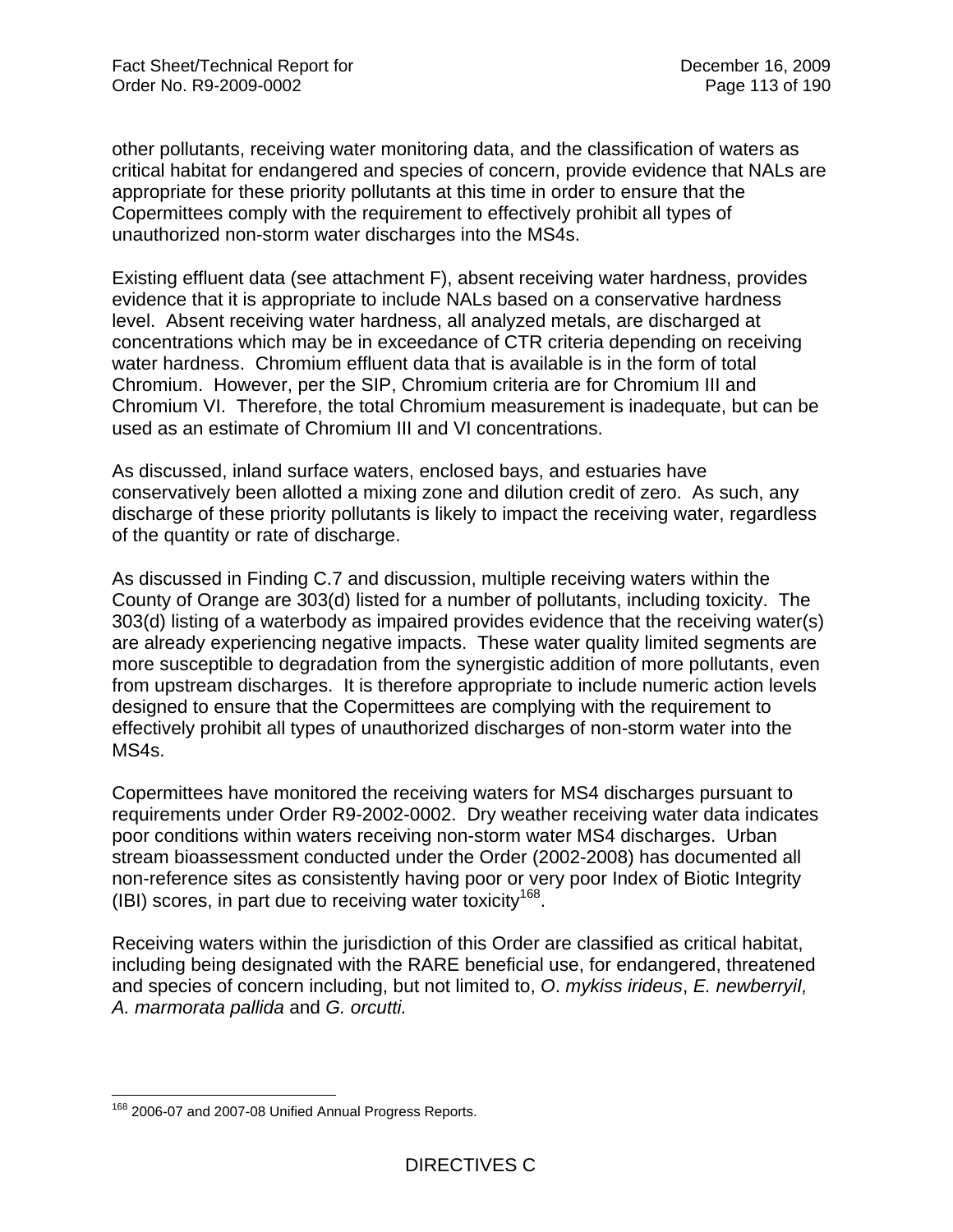other pollutants, receiving water monitoring data, and the classification of waters as critical habitat for endangered and species of concern, provide evidence that NALs are appropriate for these priority pollutants at this time in order to ensure that the Copermittees comply with the requirement to effectively prohibit all types of unauthorized non-storm water discharges into the MS4s.

Existing effluent data (see attachment F), absent receiving water hardness, provides evidence that it is appropriate to include NALs based on a conservative hardness level. Absent receiving water hardness, all analyzed metals, are discharged at concentrations which may be in exceedance of CTR criteria depending on receiving water hardness. Chromium effluent data that is available is in the form of total Chromium. However, per the SIP, Chromium criteria are for Chromium III and Chromium VI. Therefore, the total Chromium measurement is inadequate, but can be used as an estimate of Chromium III and VI concentrations.

As discussed, inland surface waters, enclosed bays, and estuaries have conservatively been allotted a mixing zone and dilution credit of zero. As such, any discharge of these priority pollutants is likely to impact the receiving water, regardless of the quantity or rate of discharge.

As discussed in Finding C.7 and discussion, multiple receiving waters within the County of Orange are 303(d) listed for a number of pollutants, including toxicity. The 303(d) listing of a waterbody as impaired provides evidence that the receiving water(s) are already experiencing negative impacts. These water quality limited segments are more susceptible to degradation from the synergistic addition of more pollutants, even from upstream discharges. It is therefore appropriate to include numeric action levels designed to ensure that the Copermittees are complying with the requirement to effectively prohibit all types of unauthorized discharges of non-storm water into the MS4s.

Copermittees have monitored the receiving waters for MS4 discharges pursuant to requirements under Order R9-2002-0002. Dry weather receiving water data indicates poor conditions within waters receiving non-storm water MS4 discharges. Urban stream bioassessment conducted under the Order (2002-2008) has documented all non-reference sites as consistently having poor or very poor Index of Biotic Integrity (IBI) scores, in part due to receiving water toxicity[168].

Receiving waters within the jurisdiction of this Order are classified as critical habitat, including being designated with the RARE beneficial use, for endangered, threatened and species of concern including, but not limited to, *O. mykiss irideus*, *E. newberryiI, A. marmorata pallida* and *G. orcutti.*

---

[168] 2006-07 and 2007-08 Unified Annual Progress Reports.

DIRECTIVES C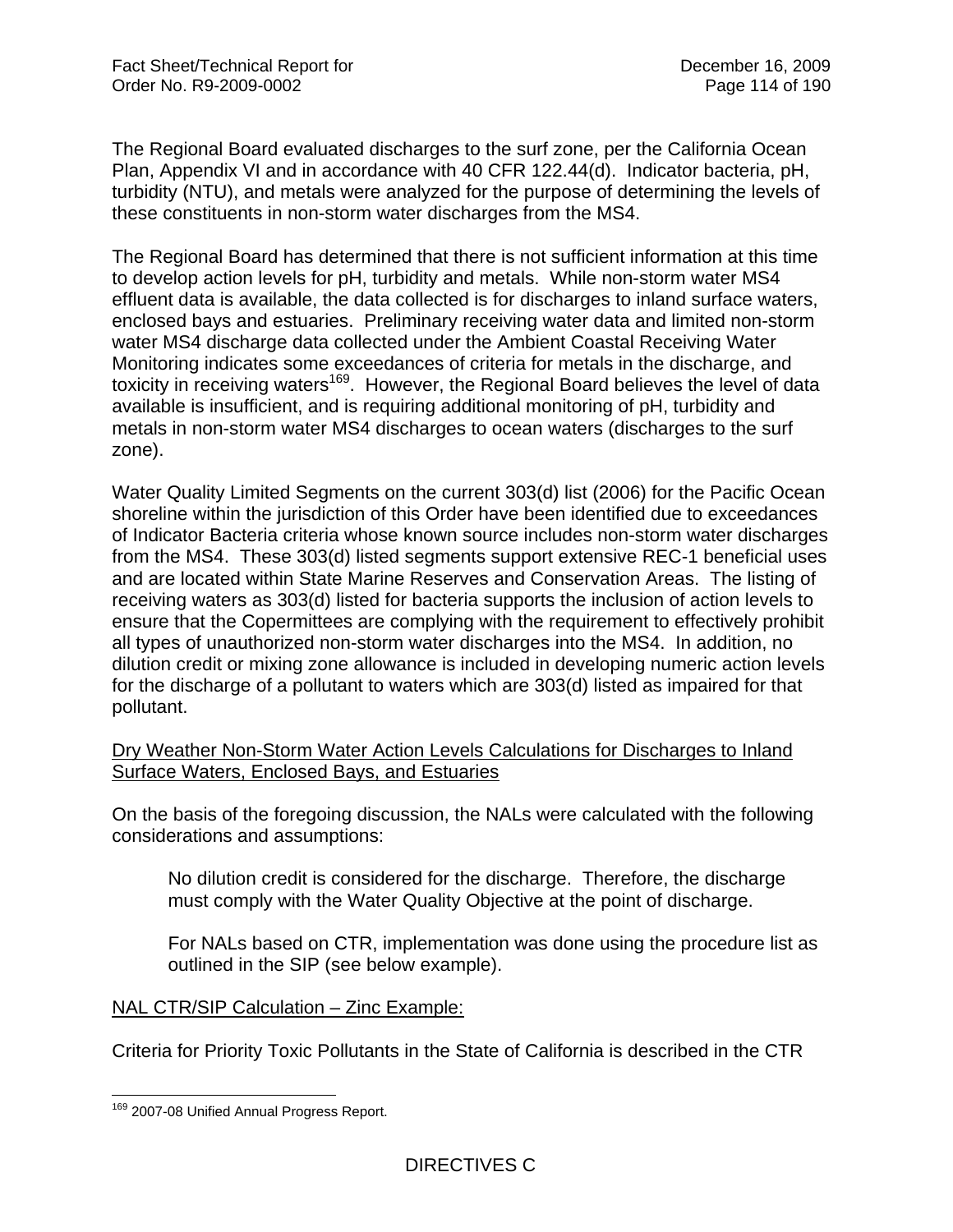The Regional Board evaluated discharges to the surf zone, per the California Ocean Plan, Appendix VI and in accordance with 40 CFR 122.44(d). Indicator bacteria, pH, turbidity (NTU), and metals were analyzed for the purpose of determining the levels of these constituents in non-storm water discharges from the MS4.

The Regional Board has determined that there is not sufficient information at this time to develop action levels for pH, turbidity and metals. While non-storm water MS4 effluent data is available, the data collected is for discharges to inland surface waters, enclosed bays and estuaries. Preliminary receiving water data and limited non-storm water MS4 discharge data collected under the Ambient Coastal Receiving Water Monitoring indicates some exceedances of criteria for metals in the discharge, and toxicity in receiving waters[169]. However, the Regional Board believes the level of data available is insufficient, and is requiring additional monitoring of pH, turbidity and metals in non-storm water MS4 discharges to ocean waters (discharges to the surf zone).

Water Quality Limited Segments on the current 303(d) list (2006) for the Pacific Ocean shoreline within the jurisdiction of this Order have been identified due to exceedances of Indicator Bacteria criteria whose known source includes non-storm water discharges from the MS4. These 303(d) listed segments support extensive REC-1 beneficial uses and are located within State Marine Reserves and Conservation Areas. The listing of receiving waters as 303(d) listed for bacteria supports the inclusion of action levels to ensure that the Copermittees are complying with the requirement to effectively prohibit all types of unauthorized non-storm water discharges into the MS4. In addition, no dilution credit or mixing zone allowance is included in developing numeric action levels for the discharge of a pollutant to waters which are 303(d) listed as impaired for that pollutant.

Dry Weather Non-Storm Water Action Levels Calculations for Discharges to Inland Surface Waters, Enclosed Bays, and Estuaries

On the basis of the foregoing discussion, the NALs were calculated with the following considerations and assumptions:

> No dilution credit is considered for the discharge. Therefore, the discharge must comply with the Water Quality Objective at the point of discharge.
>
> For NALs based on CTR, implementation was done using the procedure list as outlined in the SIP (see below example).

NAL CTR/SIP Calculation – Zinc Example:

Criteria for Priority Toxic Pollutants in the State of California is described in the CTR

---

[169] 2007-08 Unified Annual Progress Report.

DIRECTIVES C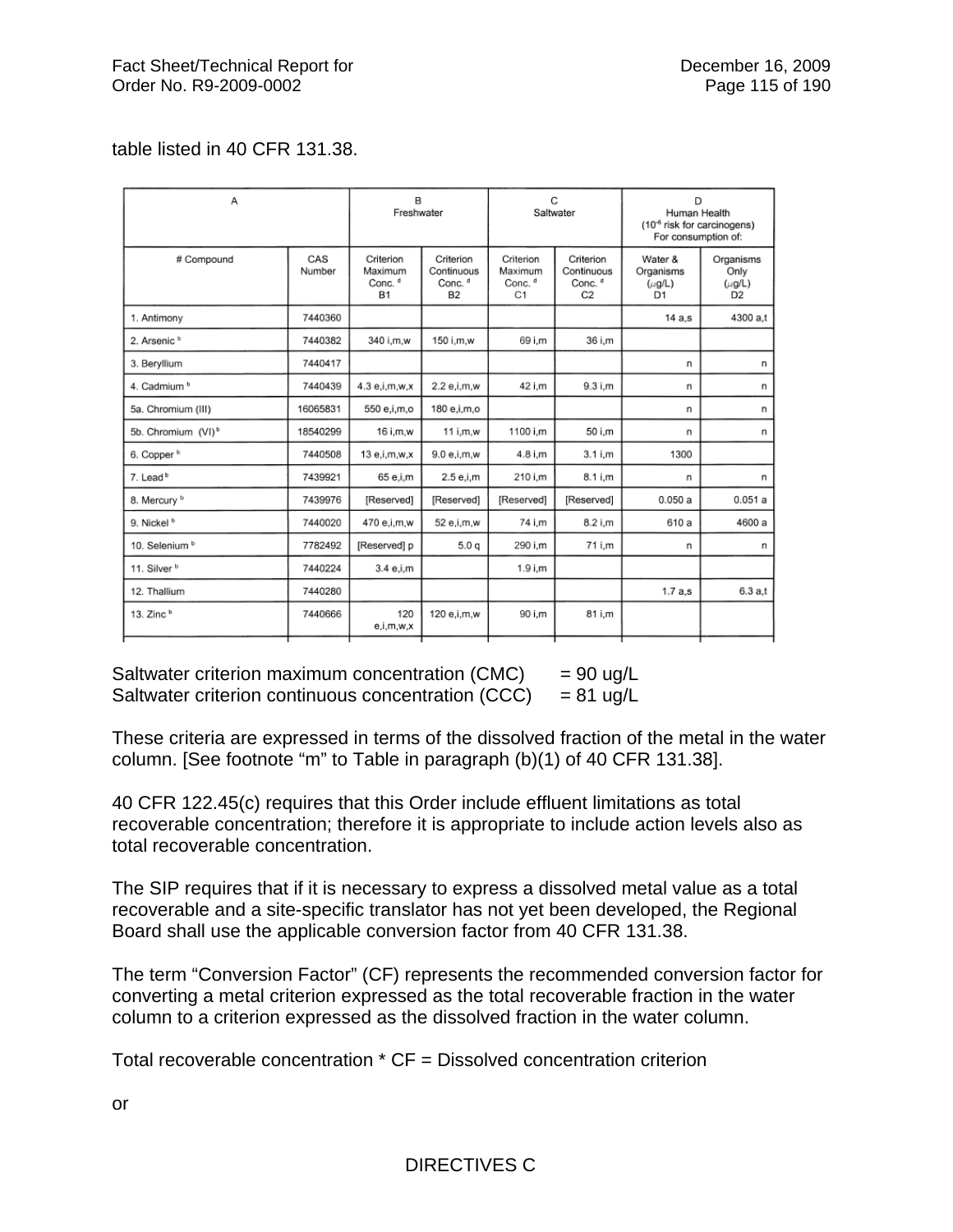table listed in 40 CFR 131.38.

| A | | B Freshwater | | C Saltwater | | D Human Health ($10^{-6}$ risk for carcinogens) For consumption of: | |
|---|---|---|---|---|---|---|---|
| # Compound | CAS Number | Criterion Maximum Conc. [d] B1 | Criterion Continuous Conc. [d] B2 | Criterion Maximum Conc. [d] C1 | Criterion Continuous Conc. [d] C2 | Water & Organisms (µg/L) D1 | Organisms Only (µg/L) D2 |
| 1. Antimony | 7440360 | | | | | 14 a,s | 4300 a,t |
| 2. Arsenic [b] | 7440382 | 340 i,m,w | 150 i,m,w | 69 i,m | 36 i,m | | |
| 3. Beryllium | 7440417 | | | | | n | n |
| 4. Cadmium [b] | 7440439 | 4.3 e,i,m,w,x | 2.2 e,i,m,w | 42 i,m | 9.3 i,m | n | n |
| 5a. Chromium (III) | 16065831 | 550 e,i,m,o | 180 e,i,m,o | | | n | n |
| 5b. Chromium (VI) [b] | 18540299 | 16 i,m,w | 11 i,m,w | 1100 i,m | 50 i,m | n | n |
| 6. Copper [b] | 7440508 | 13 e,i,m,w,x | 9.0 e,i,m,w | 4.8 i,m | 3.1 i,m | 1300 | |
| 7. Lead [b] | 7439921 | 65 e,i,m | 2.5 e,i,m | 210 i,m | 8.1 i,m | n | n |
| 8. Mercury [b] | 7439976 | [Reserved] | [Reserved] | [Reserved] | [Reserved] | 0.050 a | 0.051 a |
| 9. Nickel [b] | 7440020 | 470 e,i,m,w | 52 e,i,m,w | 74 i,m | 8.2 i,m | 610 a | 4600 a |
| 10. Selenium [b] | 7782492 | [Reserved] p | 5.0 q | 290 i,m | 71 i,m | n | n |
| 11. Silver [b] | 7440224 | 3.4 e,i,m | | 1.9 i,m | | | |
| 12. Thallium | 7440280 | | | | | 1.7 a,s | 6.3 a,t |
| 13. Zinc [b] | 7440666 | 120 e,i,m,w,x | 120 e,i,m,w | 90 i,m | 81 i,m | | |

Saltwater criterion maximum concentration (CMC) = 90 ug/L
Saltwater criterion continuous concentration (CCC) = 81 ug/L

These criteria are expressed in terms of the dissolved fraction of the metal in the water column. [See footnote "m" to Table in paragraph (b)(1) of 40 CFR 131.38].

40 CFR 122.45(c) requires that this Order include effluent limitations as total recoverable concentration; therefore it is appropriate to include action levels also as total recoverable concentration.

The SIP requires that if it is necessary to express a dissolved metal value as a total recoverable and a site-specific translator has not yet been developed, the Regional Board shall use the applicable conversion factor from 40 CFR 131.38.

The term "Conversion Factor" (CF) represents the recommended conversion factor for converting a metal criterion expressed as the total recoverable fraction in the water column to a criterion expressed as the dissolved fraction in the water column.

Total recoverable concentration * CF = Dissolved concentration criterion

or

DIRECTIVES C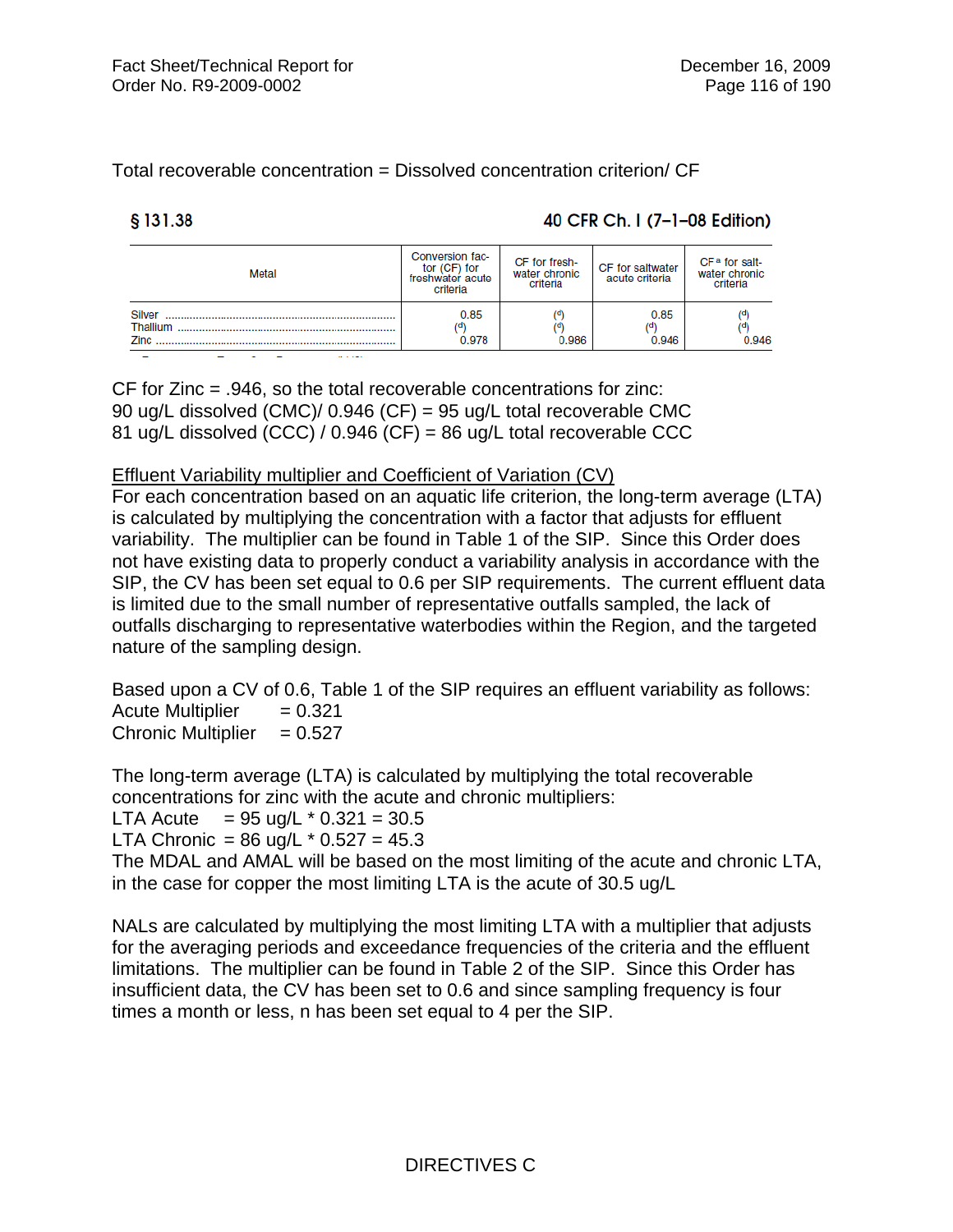Total recoverable concentration = Dissolved concentration criterion/ CF

§ 131.38 40 CFR Ch. I (7–1–08 Edition)

| Metal | Conversion factor (CF) for freshwater acute criteria | CF for freshwater chronic criteria | CF for saltwater acute criteria | CF [a] for saltwater chronic criteria |
|---|---|---|---|---|
| Silver | 0.85 | [d] | 0.85 | [d] |
| Thallium | [d] | [d] | [d] | [d] |
| Zinc | 0.978 | 0.986 | 0.946 | 0.946 |

CF for Zinc = .946, so the total recoverable concentrations for zinc:
90 ug/L dissolved (CMC)/ 0.946 (CF) = 95 ug/L total recoverable CMC
81 ug/L dissolved (CCC) / 0.946 (CF) = 86 ug/L total recoverable CCC

<u>Effluent Variability multiplier and Coefficient of Variation (CV)</u>
For each concentration based on an aquatic life criterion, the long-term average (LTA) is calculated by multiplying the concentration with a factor that adjusts for effluent variability. The multiplier can be found in Table 1 of the SIP. Since this Order does not have existing data to properly conduct a variability analysis in accordance with the SIP, the CV has been set equal to 0.6 per SIP requirements. The current effluent data is limited due to the small number of representative outfalls sampled, the lack of outfalls discharging to representative waterbodies within the Region, and the targeted nature of the sampling design.

Based upon a CV of 0.6, Table 1 of the SIP requires an effluent variability as follows:
Acute Multiplier = 0.321
Chronic Multiplier = 0.527

The long-term average (LTA) is calculated by multiplying the total recoverable concentrations for zinc with the acute and chronic multipliers:
LTA Acute = 95 ug/L * 0.321 = 30.5
LTA Chronic = 86 ug/L * 0.527 = 45.3
The MDAL and AMAL will be based on the most limiting of the acute and chronic LTA, in the case for copper the most limiting LTA is the acute of 30.5 ug/L

NALs are calculated by multiplying the most limiting LTA with a multiplier that adjusts for the averaging periods and exceedance frequencies of the criteria and the effluent limitations. The multiplier can be found in Table 2 of the SIP. Since this Order has insufficient data, the CV has been set to 0.6 and since sampling frequency is four times a month or less, n has been set equal to 4 per the SIP.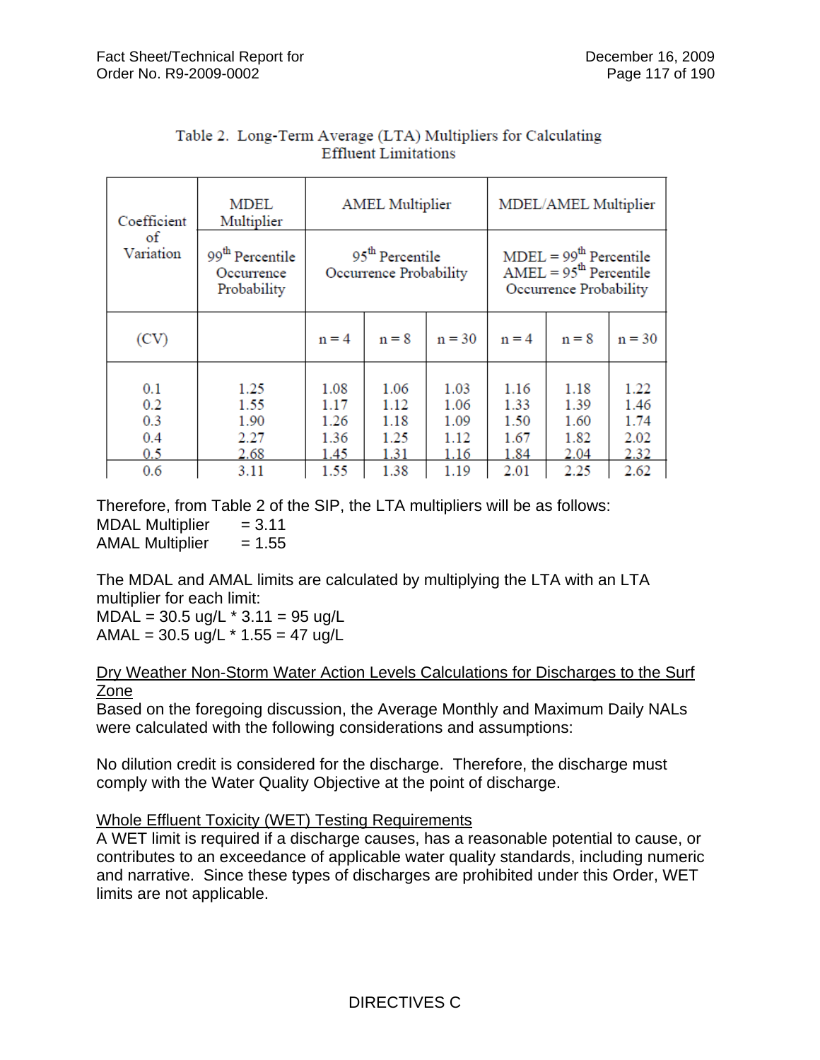Table 2. Long-Term Average (LTA) Multipliers for Calculating Effluent Limitations

| Coefficient of Variation | MDEL Multiplier | AMEL Multiplier | | | MDEL/AMEL Multiplier | | |
|---|---|---|---|---|---|---|---|
| | $99^{th}$ Percentile Occurrence Probability | $95^{th}$ Percentile Occurrence Probability | | | MDEL = $99^{th}$ Percentile AMEL = $95^{th}$ Percentile Occurrence Probability | | |
| (CV) | | n = 4 | n = 8 | n = 30 | n = 4 | n = 8 | n = 30 |
| 0.1 | 1.25 | 1.08 | 1.06 | 1.03 | 1.16 | 1.18 | 1.22 |
| 0.2 | 1.55 | 1.17 | 1.12 | 1.06 | 1.33 | 1.39 | 1.46 |
| 0.3 | 1.90 | 1.26 | 1.18 | 1.09 | 1.50 | 1.60 | 1.74 |
| 0.4 | 2.27 | 1.36 | 1.25 | 1.12 | 1.67 | 1.82 | 2.02 |
| 0.5 | 2.68 | 1.45 | 1.31 | 1.16 | 1.84 | 2.04 | 2.32 |
| 0.6 | 3.11 | 1.55 | 1.38 | 1.19 | 2.01 | 2.25 | 2.62 |

Therefore, from Table 2 of the SIP, the LTA multipliers will be as follows:
MDAL Multiplier = 3.11
AMAL Multiplier = 1.55

The MDAL and AMAL limits are calculated by multiplying the LTA with an LTA multiplier for each limit:
MDAL = 30.5 ug/L * 3.11 = 95 ug/L
AMAL = 30.5 ug/L * 1.55 = 47 ug/L

<u>Dry Weather Non-Storm Water Action Levels Calculations for Discharges to the Surf Zone</u>
Based on the foregoing discussion, the Average Monthly and Maximum Daily NALs were calculated with the following considerations and assumptions:

No dilution credit is considered for the discharge. Therefore, the discharge must comply with the Water Quality Objective at the point of discharge.

<u>Whole Effluent Toxicity (WET) Testing Requirements</u>
A WET limit is required if a discharge causes, has a reasonable potential to cause, or contributes to an exceedance of applicable water quality standards, including numeric and narrative. Since these types of discharges are prohibited under this Order, WET limits are not applicable.

DIRECTIVES C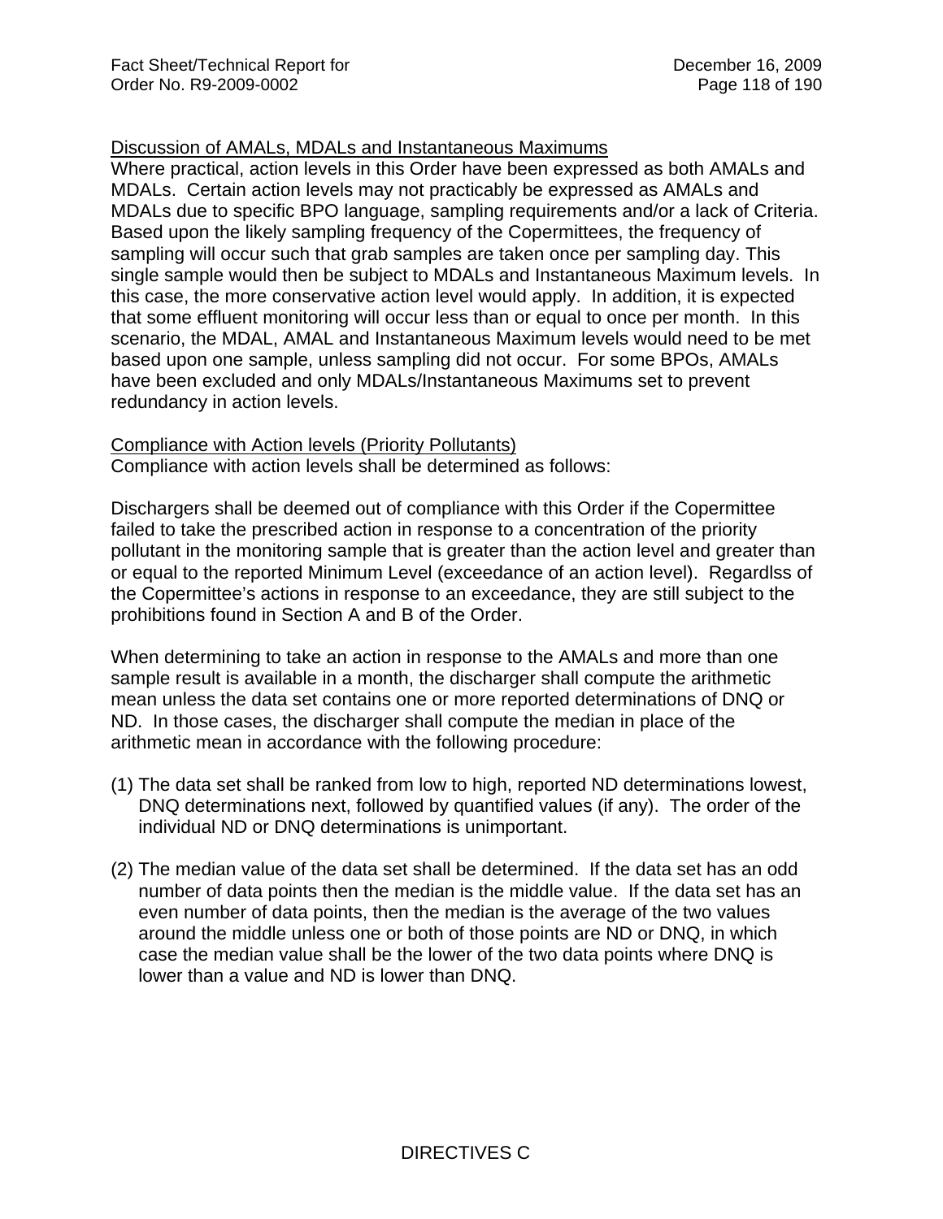Discussion of AMALs, MDALs and Instantaneous Maximums

Where practical, action levels in this Order have been expressed as both AMALs and MDALs. Certain action levels may not practicably be expressed as AMALs and MDALs due to specific BPO language, sampling requirements and/or a lack of Criteria. Based upon the likely sampling frequency of the Copermittees, the frequency of sampling will occur such that grab samples are taken once per sampling day. This single sample would then be subject to MDALs and Instantaneous Maximum levels. In this case, the more conservative action level would apply. In addition, it is expected that some effluent monitoring will occur less than or equal to once per month. In this scenario, the MDAL, AMAL and Instantaneous Maximum levels would need to be met based upon one sample, unless sampling did not occur. For some BPOs, AMALs have been excluded and only MDALs/Instantaneous Maximums set to prevent redundancy in action levels.

Compliance with Action levels (Priority Pollutants)

Compliance with action levels shall be determined as follows:

Dischargers shall be deemed out of compliance with this Order if the Copermittee failed to take the prescribed action in response to a concentration of the priority pollutant in the monitoring sample that is greater than the action level and greater than or equal to the reported Minimum Level (exceedance of an action level). Regardlss of the Copermittee's actions in response to an exceedance, they are still subject to the prohibitions found in Section A and B of the Order.

When determining to take an action in response to the AMALs and more than one sample result is available in a month, the discharger shall compute the arithmetic mean unless the data set contains one or more reported determinations of DNQ or ND. In those cases, the discharger shall compute the median in place of the arithmetic mean in accordance with the following procedure:

(1) The data set shall be ranked from low to high, reported ND determinations lowest, DNQ determinations next, followed by quantified values (if any). The order of the individual ND or DNQ determinations is unimportant.

(2) The median value of the data set shall be determined. If the data set has an odd number of data points then the median is the middle value. If the data set has an even number of data points, then the median is the average of the two values around the middle unless one or both of those points are ND or DNQ, in which case the median value shall be the lower of the two data points where DNQ is lower than a value and ND is lower than DNQ.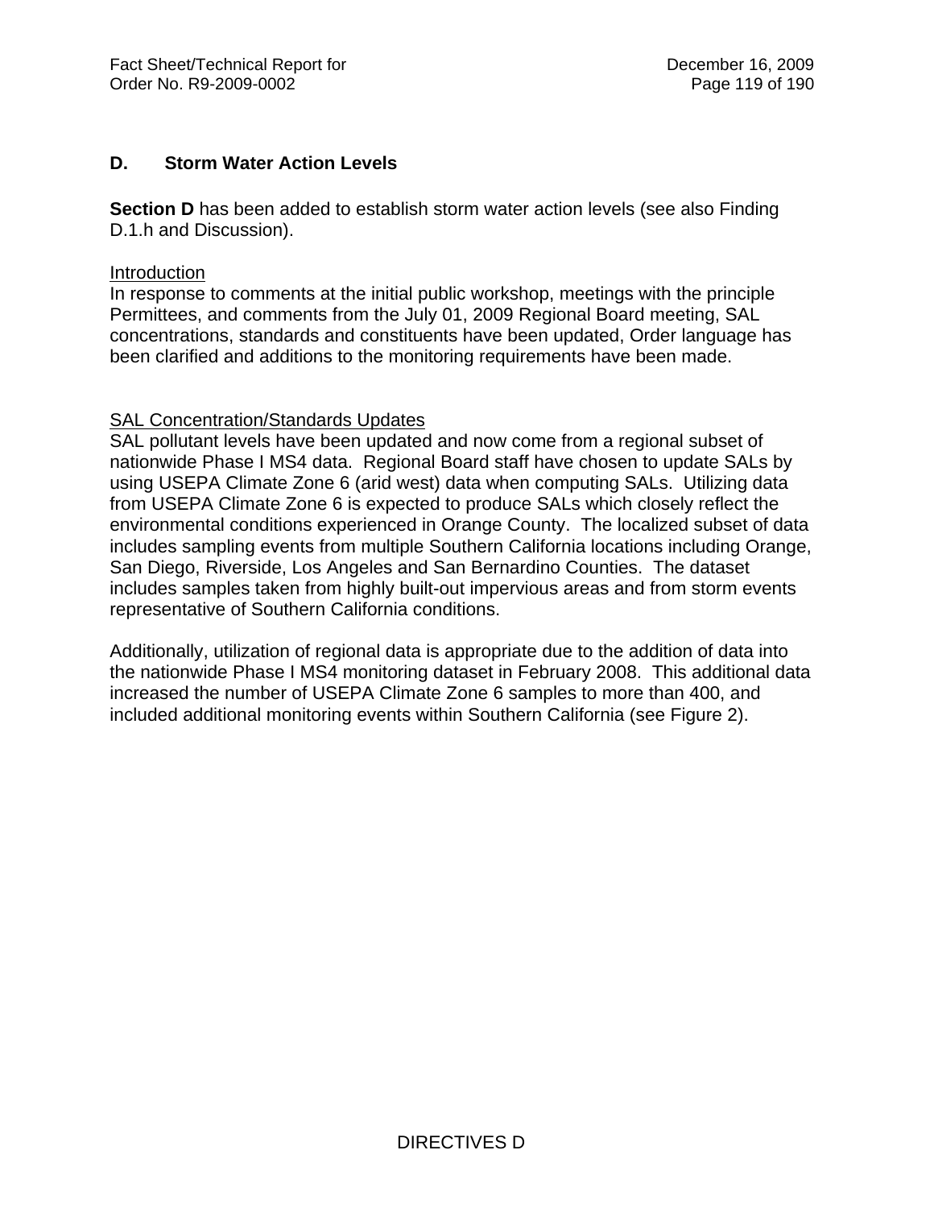## D. Storm Water Action Levels

**Section D** has been added to establish storm water action levels (see also Finding D.1.h and Discussion).

Introduction

In response to comments at the initial public workshop, meetings with the principle Permittees, and comments from the July 01, 2009 Regional Board meeting, SAL concentrations, standards and constituents have been updated, Order language has been clarified and additions to the monitoring requirements have been made.

SAL Concentration/Standards Updates

SAL pollutant levels have been updated and now come from a regional subset of nationwide Phase I MS4 data. Regional Board staff have chosen to update SALs by using USEPA Climate Zone 6 (arid west) data when computing SALs. Utilizing data from USEPA Climate Zone 6 is expected to produce SALs which closely reflect the environmental conditions experienced in Orange County. The localized subset of data includes sampling events from multiple Southern California locations including Orange, San Diego, Riverside, Los Angeles and San Bernardino Counties. The dataset includes samples taken from highly built-out impervious areas and from storm events representative of Southern California conditions.

Additionally, utilization of regional data is appropriate due to the addition of data into the nationwide Phase I MS4 monitoring dataset in February 2008. This additional data increased the number of USEPA Climate Zone 6 samples to more than 400, and included additional monitoring events within Southern California (see Figure 2).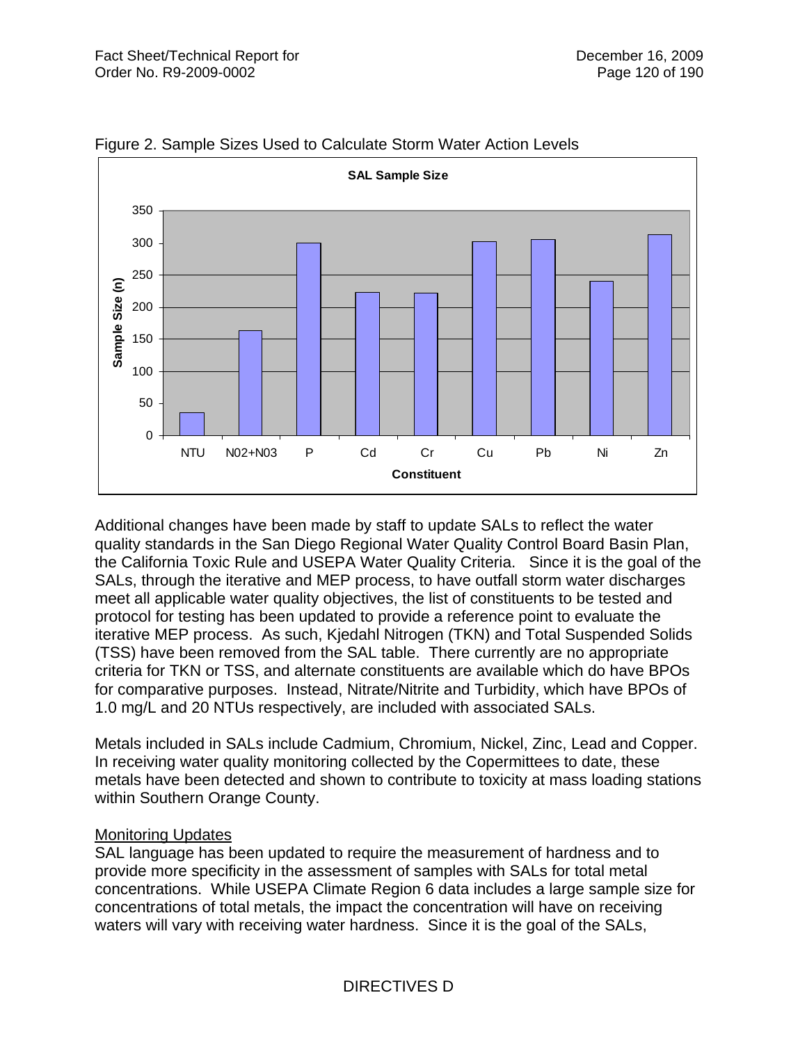Figure 2. Sample Sizes Used to Calculate Storm Water Action Levels

**SAL Sample Size**

| Constituent | Sample Size (n) |
|---|---|
| NTU | ~36 |
| N02+N03 | ~163 |
| P | ~300 |
| Cd | ~223 |
| Cr | ~222 |
| Cu | ~302 |
| Pb | ~305 |
| Ni | ~240 |
| Zn | ~313 |

Additional changes have been made by staff to update SALs to reflect the water quality standards in the San Diego Regional Water Quality Control Board Basin Plan, the California Toxic Rule and USEPA Water Quality Criteria. Since it is the goal of the SALs, through the iterative and MEP process, to have outfall storm water discharges meet all applicable water quality objectives, the list of constituents to be tested and protocol for testing has been updated to provide a reference point to evaluate the iterative MEP process. As such, Kjedahl Nitrogen (TKN) and Total Suspended Solids (TSS) have been removed from the SAL table. There currently are no appropriate criteria for TKN or TSS, and alternate constituents are available which do have BPOs for comparative purposes. Instead, Nitrate/Nitrite and Turbidity, which have BPOs of 1.0 mg/L and 20 NTUs respectively, are included with associated SALs.

Metals included in SALs include Cadmium, Chromium, Nickel, Zinc, Lead and Copper. In receiving water quality monitoring collected by the Copermittees to date, these metals have been detected and shown to contribute to toxicity at mass loading stations within Southern Orange County.

Monitoring Updates

SAL language has been updated to require the measurement of hardness and to provide more specificity in the assessment of samples with SALs for total metal concentrations. While USEPA Climate Region 6 data includes a large sample size for concentrations of total metals, the impact the concentration will have on receiving waters will vary with receiving water hardness. Since it is the goal of the SALs,

DIRECTIVES D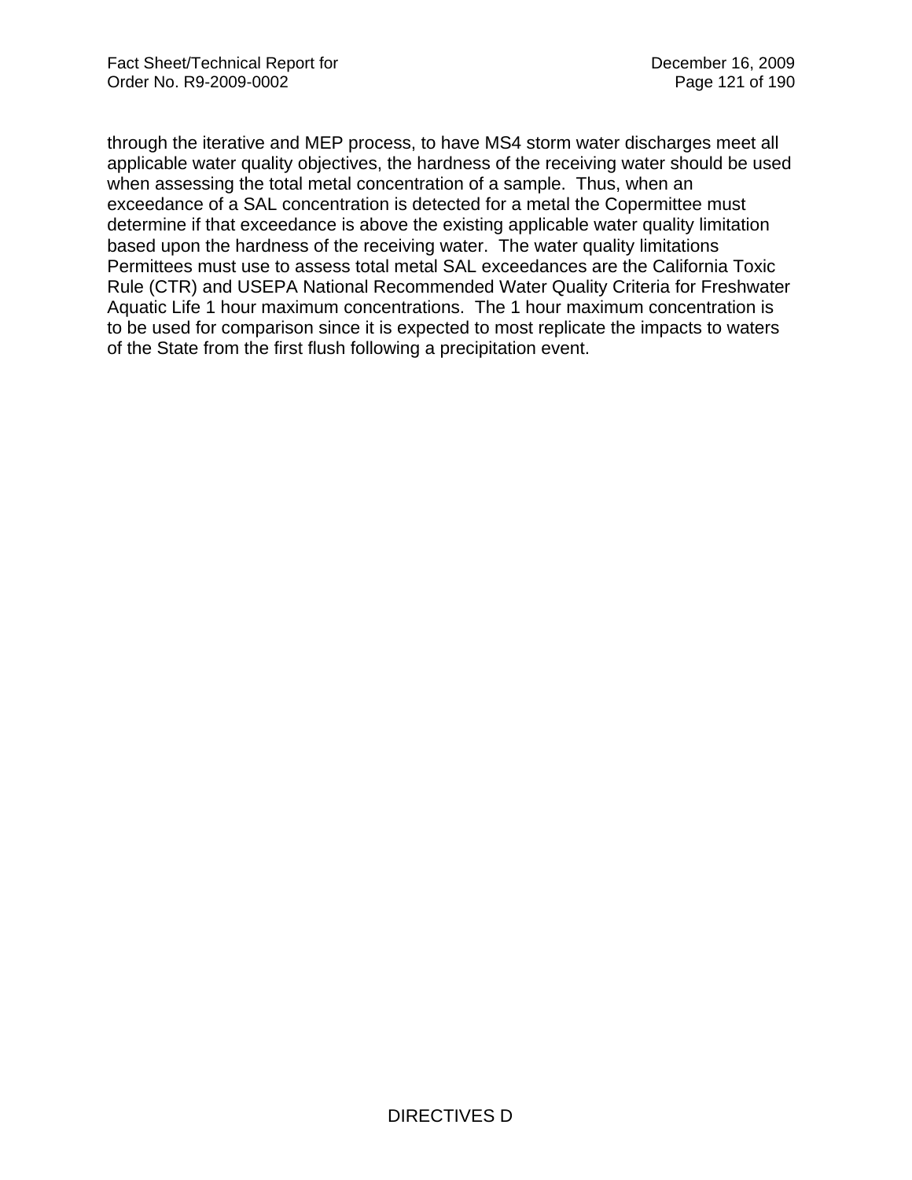through the iterative and MEP process, to have MS4 storm water discharges meet all applicable water quality objectives, the hardness of the receiving water should be used when assessing the total metal concentration of a sample. Thus, when an exceedance of a SAL concentration is detected for a metal the Copermittee must determine if that exceedance is above the existing applicable water quality limitation based upon the hardness of the receiving water. The water quality limitations Permittees must use to assess total metal SAL exceedances are the California Toxic Rule (CTR) and USEPA National Recommended Water Quality Criteria for Freshwater Aquatic Life 1 hour maximum concentrations. The 1 hour maximum concentration is to be used for comparison since it is expected to most replicate the impacts to waters of the State from the first flush following a precipitation event.

DIRECTIVES D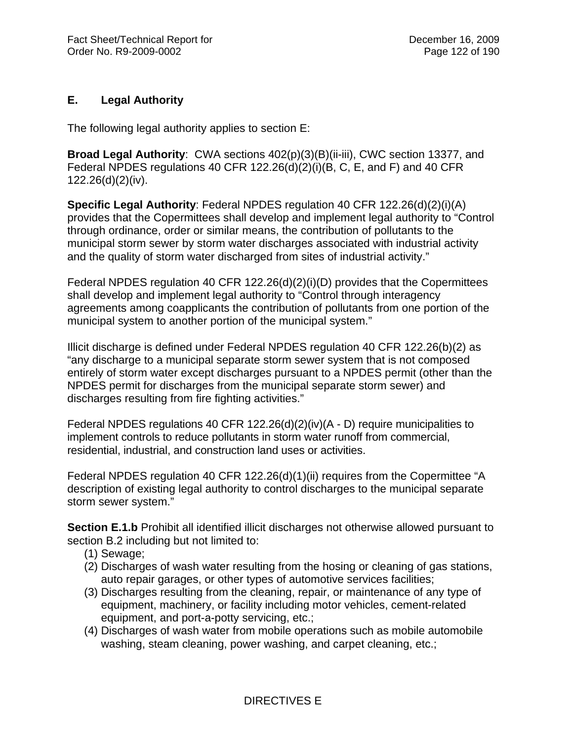## E. Legal Authority

The following legal authority applies to section E:

**Broad Legal Authority**: CWA sections 402(p)(3)(B)(ii-iii), CWC section 13377, and Federal NPDES regulations 40 CFR 122.26(d)(2)(i)(B, C, E, and F) and 40 CFR 122.26(d)(2)(iv).

**Specific Legal Authority**: Federal NPDES regulation 40 CFR 122.26(d)(2)(i)(A) provides that the Copermittees shall develop and implement legal authority to "Control through ordinance, order or similar means, the contribution of pollutants to the municipal storm sewer by storm water discharges associated with industrial activity and the quality of storm water discharged from sites of industrial activity."

Federal NPDES regulation 40 CFR 122.26(d)(2)(i)(D) provides that the Copermittees shall develop and implement legal authority to "Control through interagency agreements among coapplicants the contribution of pollutants from one portion of the municipal system to another portion of the municipal system."

Illicit discharge is defined under Federal NPDES regulation 40 CFR 122.26(b)(2) as "any discharge to a municipal separate storm sewer system that is not composed entirely of storm water except discharges pursuant to a NPDES permit (other than the NPDES permit for discharges from the municipal separate storm sewer) and discharges resulting from fire fighting activities."

Federal NPDES regulations 40 CFR 122.26(d)(2)(iv)(A - D) require municipalities to implement controls to reduce pollutants in storm water runoff from commercial, residential, industrial, and construction land uses or activities.

Federal NPDES regulation 40 CFR 122.26(d)(1)(ii) requires from the Copermittee "A description of existing legal authority to control discharges to the municipal separate storm sewer system."

**Section E.1.b** Prohibit all identified illicit discharges not otherwise allowed pursuant to section B.2 including but not limited to:

(1) Sewage;
(2) Discharges of wash water resulting from the hosing or cleaning of gas stations, auto repair garages, or other types of automotive services facilities;
(3) Discharges resulting from the cleaning, repair, or maintenance of any type of equipment, machinery, or facility including motor vehicles, cement-related equipment, and port-a-potty servicing, etc.;
(4) Discharges of wash water from mobile operations such as mobile automobile washing, steam cleaning, power washing, and carpet cleaning, etc.;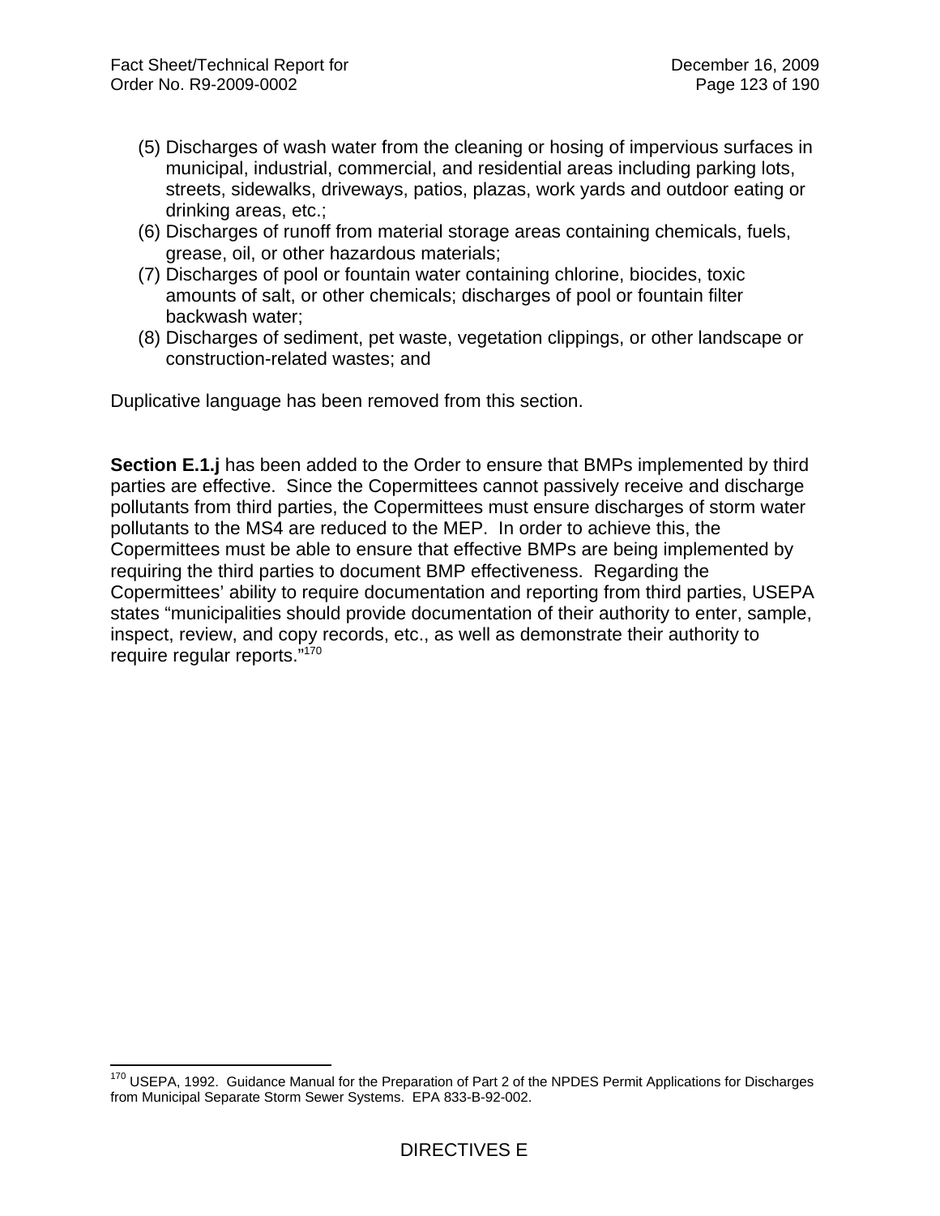(5) Discharges of wash water from the cleaning or hosing of impervious surfaces in municipal, industrial, commercial, and residential areas including parking lots, streets, sidewalks, driveways, patios, plazas, work yards and outdoor eating or drinking areas, etc.;
(6) Discharges of runoff from material storage areas containing chemicals, fuels, grease, oil, or other hazardous materials;
(7) Discharges of pool or fountain water containing chlorine, biocides, toxic amounts of salt, or other chemicals; discharges of pool or fountain filter backwash water;
(8) Discharges of sediment, pet waste, vegetation clippings, or other landscape or construction-related wastes; and

Duplicative language has been removed from this section.

**Section E.1.j** has been added to the Order to ensure that BMPs implemented by third parties are effective. Since the Copermittees cannot passively receive and discharge pollutants from third parties, the Copermittees must ensure discharges of storm water pollutants to the MS4 are reduced to the MEP. In order to achieve this, the Copermittees must be able to ensure that effective BMPs are being implemented by requiring the third parties to document BMP effectiveness. Regarding the Copermittees' ability to require documentation and reporting from third parties, USEPA states "municipalities should provide documentation of their authority to enter, sample, inspect, review, and copy records, etc., as well as demonstrate their authority to require regular reports."[170]

[170] USEPA, 1992. Guidance Manual for the Preparation of Part 2 of the NPDES Permit Applications for Discharges from Municipal Separate Storm Sewer Systems. EPA 833-B-92-002.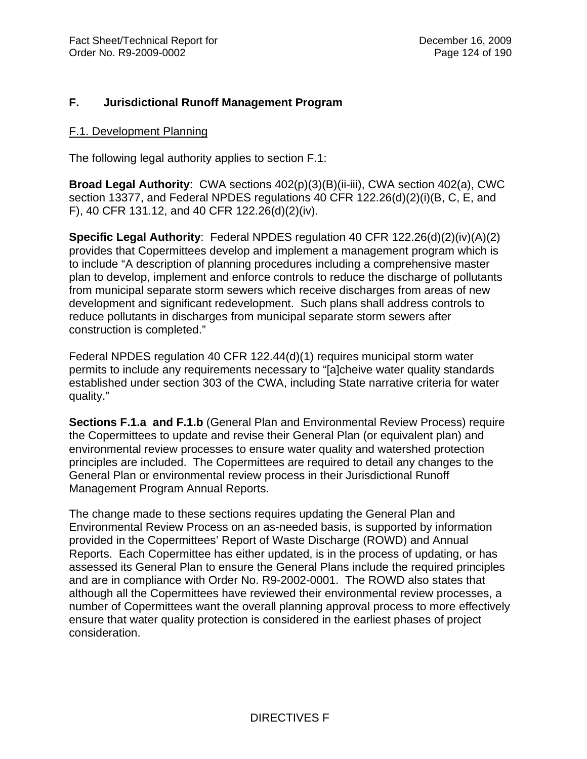## F. Jurisdictional Runoff Management Program

F.1. Development Planning

The following legal authority applies to section F.1:

**Broad Legal Authority**: CWA sections 402(p)(3)(B)(ii-iii), CWA section 402(a), CWC section 13377, and Federal NPDES regulations 40 CFR 122.26(d)(2)(i)(B, C, E, and F), 40 CFR 131.12, and 40 CFR 122.26(d)(2)(iv).

**Specific Legal Authority**: Federal NPDES regulation 40 CFR 122.26(d)(2)(iv)(A)(2) provides that Copermittees develop and implement a management program which is to include "A description of planning procedures including a comprehensive master plan to develop, implement and enforce controls to reduce the discharge of pollutants from municipal separate storm sewers which receive discharges from areas of new development and significant redevelopment. Such plans shall address controls to reduce pollutants in discharges from municipal separate storm sewers after construction is completed."

Federal NPDES regulation 40 CFR 122.44(d)(1) requires municipal storm water permits to include any requirements necessary to "[a]cheive water quality standards established under section 303 of the CWA, including State narrative criteria for water quality."

**Sections F.1.a and F.1.b** (General Plan and Environmental Review Process) require the Copermittees to update and revise their General Plan (or equivalent plan) and environmental review processes to ensure water quality and watershed protection principles are included. The Copermittees are required to detail any changes to the General Plan or environmental review process in their Jurisdictional Runoff Management Program Annual Reports.

The change made to these sections requires updating the General Plan and Environmental Review Process on an as-needed basis, is supported by information provided in the Copermittees' Report of Waste Discharge (ROWD) and Annual Reports. Each Copermittee has either updated, is in the process of updating, or has assessed its General Plan to ensure the General Plans include the required principles and are in compliance with Order No. R9-2002-0001. The ROWD also states that although all the Copermittees have reviewed their environmental review processes, a number of Copermittees want the overall planning approval process to more effectively ensure that water quality protection is considered in the earliest phases of project consideration.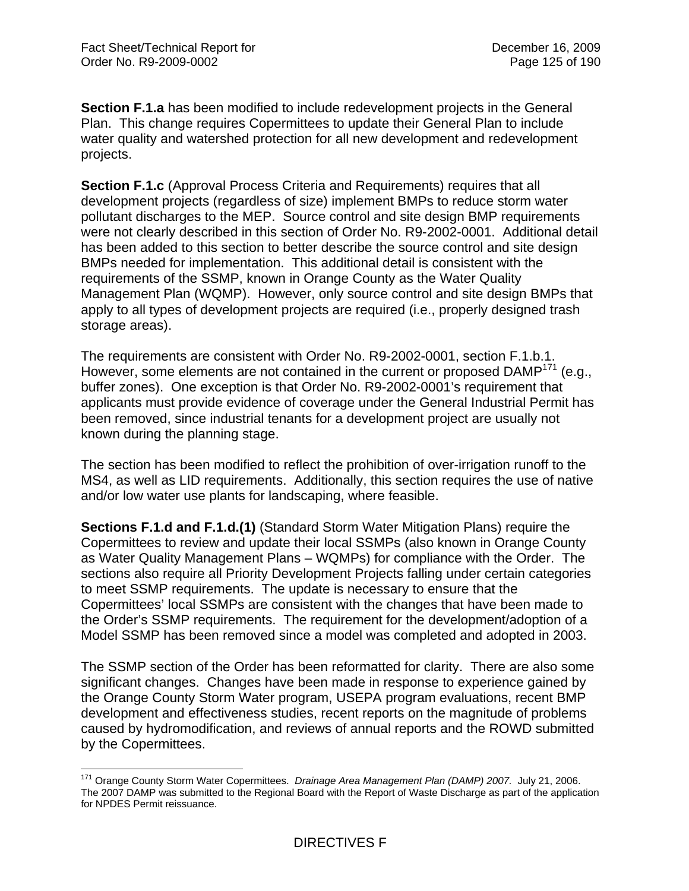**Section F.1.a** has been modified to include redevelopment projects in the General Plan. This change requires Copermittees to update their General Plan to include water quality and watershed protection for all new development and redevelopment projects.

**Section F.1.c** (Approval Process Criteria and Requirements) requires that all development projects (regardless of size) implement BMPs to reduce storm water pollutant discharges to the MEP. Source control and site design BMP requirements were not clearly described in this section of Order No. R9-2002-0001. Additional detail has been added to this section to better describe the source control and site design BMPs needed for implementation. This additional detail is consistent with the requirements of the SSMP, known in Orange County as the Water Quality Management Plan (WQMP). However, only source control and site design BMPs that apply to all types of development projects are required (i.e., properly designed trash storage areas).

The requirements are consistent with Order No. R9-2002-0001, section F.1.b.1. However, some elements are not contained in the current or proposed DAMP[171] (e.g., buffer zones). One exception is that Order No. R9-2002-0001's requirement that applicants must provide evidence of coverage under the General Industrial Permit has been removed, since industrial tenants for a development project are usually not known during the planning stage.

The section has been modified to reflect the prohibition of over-irrigation runoff to the MS4, as well as LID requirements. Additionally, this section requires the use of native and/or low water use plants for landscaping, where feasible.

**Sections F.1.d and F.1.d.(1)** (Standard Storm Water Mitigation Plans) require the Copermittees to review and update their local SSMPs (also known in Orange County as Water Quality Management Plans – WQMPs) for compliance with the Order. The sections also require all Priority Development Projects falling under certain categories to meet SSMP requirements. The update is necessary to ensure that the Copermittees' local SSMPs are consistent with the changes that have been made to the Order's SSMP requirements. The requirement for the development/adoption of a Model SSMP has been removed since a model was completed and adopted in 2003.

The SSMP section of the Order has been reformatted for clarity. There are also some significant changes. Changes have been made in response to experience gained by the Orange County Storm Water program, USEPA program evaluations, recent BMP development and effectiveness studies, recent reports on the magnitude of problems caused by hydromodification, and reviews of annual reports and the ROWD submitted by the Copermittees.

[171] Orange County Storm Water Copermittees. *Drainage Area Management Plan (DAMP) 2007*. July 21, 2006. The 2007 DAMP was submitted to the Regional Board with the Report of Waste Discharge as part of the application for NPDES Permit reissuance.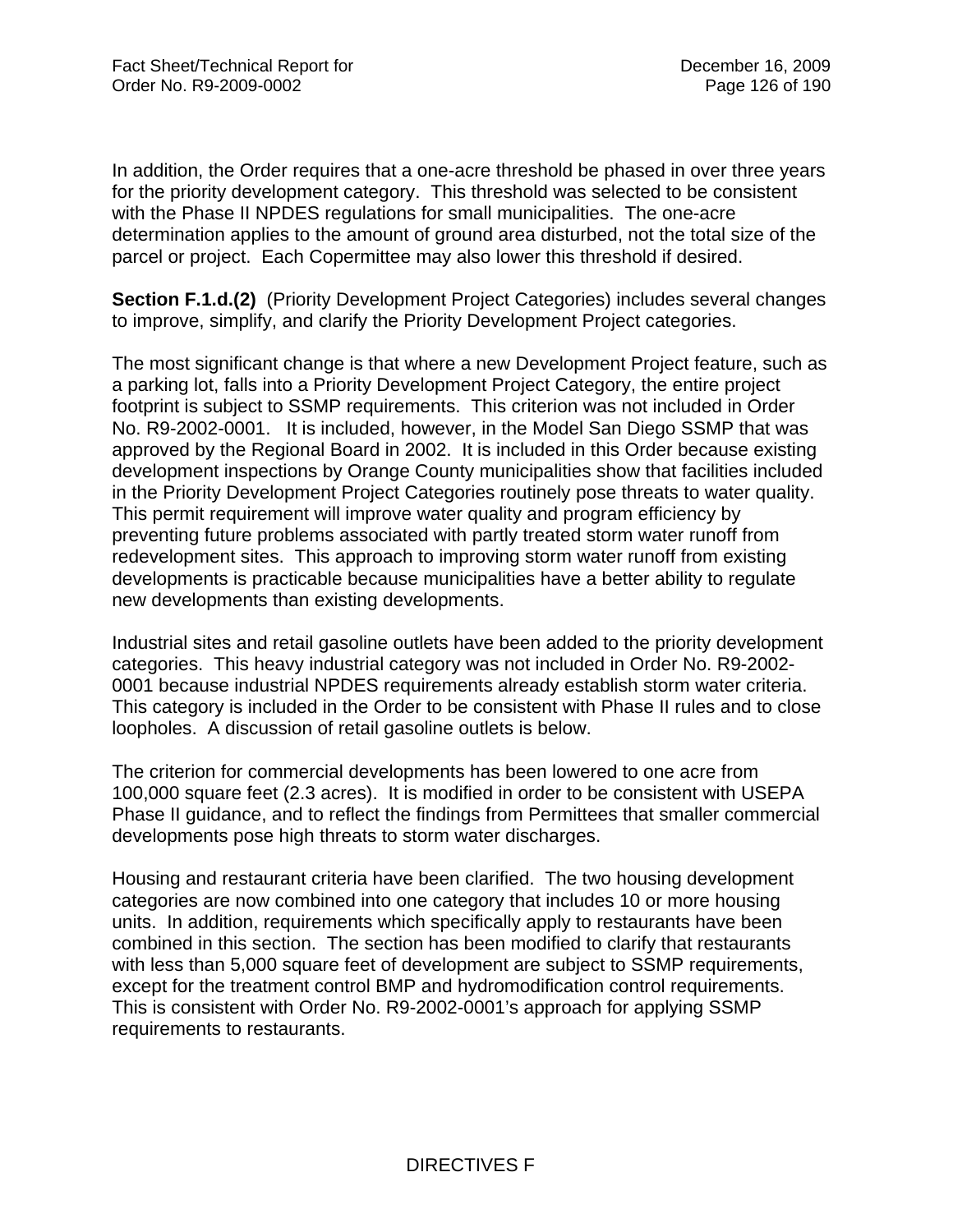In addition, the Order requires that a one-acre threshold be phased in over three years for the priority development category. This threshold was selected to be consistent with the Phase II NPDES regulations for small municipalities. The one-acre determination applies to the amount of ground area disturbed, not the total size of the parcel or project. Each Copermittee may also lower this threshold if desired.

**Section F.1.d.(2)** (Priority Development Project Categories) includes several changes to improve, simplify, and clarify the Priority Development Project categories.

The most significant change is that where a new Development Project feature, such as a parking lot, falls into a Priority Development Project Category, the entire project footprint is subject to SSMP requirements. This criterion was not included in Order No. R9-2002-0001. It is included, however, in the Model San Diego SSMP that was approved by the Regional Board in 2002. It is included in this Order because existing development inspections by Orange County municipalities show that facilities included in the Priority Development Project Categories routinely pose threats to water quality. This permit requirement will improve water quality and program efficiency by preventing future problems associated with partly treated storm water runoff from redevelopment sites. This approach to improving storm water runoff from existing developments is practicable because municipalities have a better ability to regulate new developments than existing developments.

Industrial sites and retail gasoline outlets have been added to the priority development categories. This heavy industrial category was not included in Order No. R9-2002-0001 because industrial NPDES requirements already establish storm water criteria. This category is included in the Order to be consistent with Phase II rules and to close loopholes. A discussion of retail gasoline outlets is below.

The criterion for commercial developments has been lowered to one acre from 100,000 square feet (2.3 acres). It is modified in order to be consistent with USEPA Phase II guidance, and to reflect the findings from Permittees that smaller commercial developments pose high threats to storm water discharges.

Housing and restaurant criteria have been clarified. The two housing development categories are now combined into one category that includes 10 or more housing units. In addition, requirements which specifically apply to restaurants have been combined in this section. The section has been modified to clarify that restaurants with less than 5,000 square feet of development are subject to SSMP requirements, except for the treatment control BMP and hydromodification control requirements. This is consistent with Order No. R9-2002-0001's approach for applying SSMP requirements to restaurants.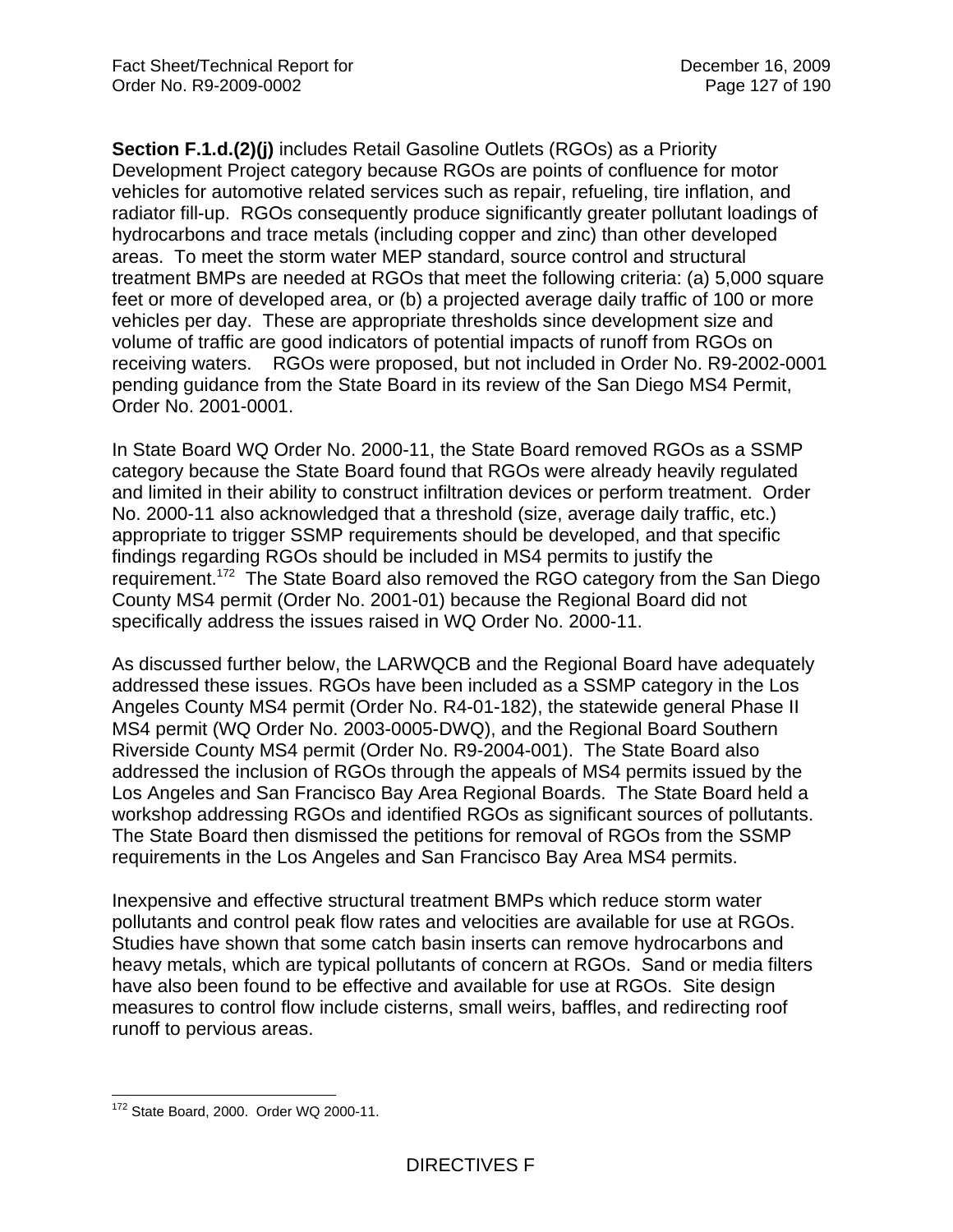**Section F.1.d.(2)(j)** includes Retail Gasoline Outlets (RGOs) as a Priority Development Project category because RGOs are points of confluence for motor vehicles for automotive related services such as repair, refueling, tire inflation, and radiator fill-up. RGOs consequently produce significantly greater pollutant loadings of hydrocarbons and trace metals (including copper and zinc) than other developed areas. To meet the storm water MEP standard, source control and structural treatment BMPs are needed at RGOs that meet the following criteria: (a) 5,000 square feet or more of developed area, or (b) a projected average daily traffic of 100 or more vehicles per day. These are appropriate thresholds since development size and volume of traffic are good indicators of potential impacts of runoff from RGOs on receiving waters. RGOs were proposed, but not included in Order No. R9-2002-0001 pending guidance from the State Board in its review of the San Diego MS4 Permit, Order No. 2001-0001.

In State Board WQ Order No. 2000-11, the State Board removed RGOs as a SSMP category because the State Board found that RGOs were already heavily regulated and limited in their ability to construct infiltration devices or perform treatment. Order No. 2000-11 also acknowledged that a threshold (size, average daily traffic, etc.) appropriate to trigger SSMP requirements should be developed, and that specific findings regarding RGOs should be included in MS4 permits to justify the requirement.[172] The State Board also removed the RGO category from the San Diego County MS4 permit (Order No. 2001-01) because the Regional Board did not specifically address the issues raised in WQ Order No. 2000-11.

As discussed further below, the LARWQCB and the Regional Board have adequately addressed these issues. RGOs have been included as a SSMP category in the Los Angeles County MS4 permit (Order No. R4-01-182), the statewide general Phase II MS4 permit (WQ Order No. 2003-0005-DWQ), and the Regional Board Southern Riverside County MS4 permit (Order No. R9-2004-001). The State Board also addressed the inclusion of RGOs through the appeals of MS4 permits issued by the Los Angeles and San Francisco Bay Area Regional Boards. The State Board held a workshop addressing RGOs and identified RGOs as significant sources of pollutants. The State Board then dismissed the petitions for removal of RGOs from the SSMP requirements in the Los Angeles and San Francisco Bay Area MS4 permits.

Inexpensive and effective structural treatment BMPs which reduce storm water pollutants and control peak flow rates and velocities are available for use at RGOs. Studies have shown that some catch basin inserts can remove hydrocarbons and heavy metals, which are typical pollutants of concern at RGOs. Sand or media filters have also been found to be effective and available for use at RGOs. Site design measures to control flow include cisterns, small weirs, baffles, and redirecting roof runoff to pervious areas.

---

[172] State Board, 2000. Order WQ 2000-11.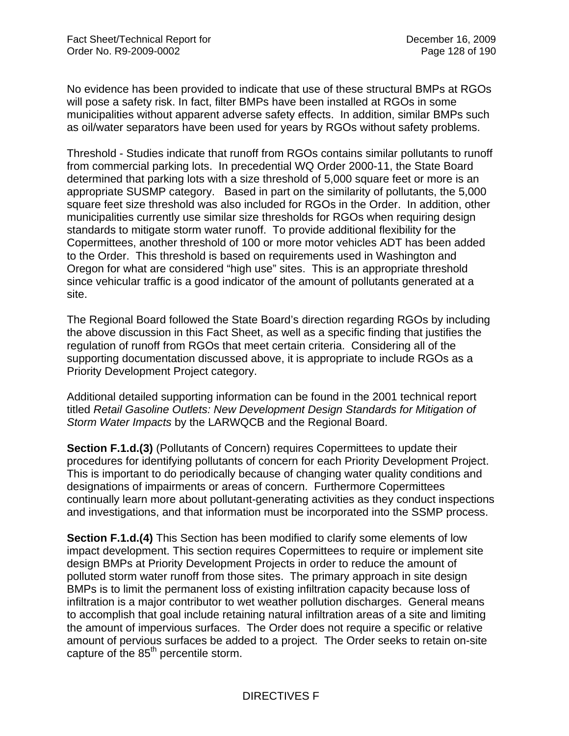No evidence has been provided to indicate that use of these structural BMPs at RGOs will pose a safety risk. In fact, filter BMPs have been installed at RGOs in some municipalities without apparent adverse safety effects. In addition, similar BMPs such as oil/water separators have been used for years by RGOs without safety problems.

Threshold - Studies indicate that runoff from RGOs contains similar pollutants to runoff from commercial parking lots. In precedential WQ Order 2000-11, the State Board determined that parking lots with a size threshold of 5,000 square feet or more is an appropriate SUSMP category. Based in part on the similarity of pollutants, the 5,000 square feet size threshold was also included for RGOs in the Order. In addition, other municipalities currently use similar size thresholds for RGOs when requiring design standards to mitigate storm water runoff. To provide additional flexibility for the Copermittees, another threshold of 100 or more motor vehicles ADT has been added to the Order. This threshold is based on requirements used in Washington and Oregon for what are considered "high use" sites. This is an appropriate threshold since vehicular traffic is a good indicator of the amount of pollutants generated at a site.

The Regional Board followed the State Board's direction regarding RGOs by including the above discussion in this Fact Sheet, as well as a specific finding that justifies the regulation of runoff from RGOs that meet certain criteria. Considering all of the supporting documentation discussed above, it is appropriate to include RGOs as a Priority Development Project category.

Additional detailed supporting information can be found in the 2001 technical report titled *Retail Gasoline Outlets: New Development Design Standards for Mitigation of Storm Water Impacts* by the LARWQCB and the Regional Board.

**Section F.1.d.(3)** (Pollutants of Concern) requires Copermittees to update their procedures for identifying pollutants of concern for each Priority Development Project. This is important to do periodically because of changing water quality conditions and designations of impairments or areas of concern. Furthermore Copermittees continually learn more about pollutant-generating activities as they conduct inspections and investigations, and that information must be incorporated into the SSMP process.

**Section F.1.d.(4)** This Section has been modified to clarify some elements of low impact development. This section requires Copermittees to require or implement site design BMPs at Priority Development Projects in order to reduce the amount of polluted storm water runoff from those sites. The primary approach in site design BMPs is to limit the permanent loss of existing infiltration capacity because loss of infiltration is a major contributor to wet weather pollution discharges. General means to accomplish that goal include retaining natural infiltration areas of a site and limiting the amount of impervious surfaces. The Order does not require a specific or relative amount of pervious surfaces be added to a project. The Order seeks to retain on-site capture of the 85$^{th}$ percentile storm.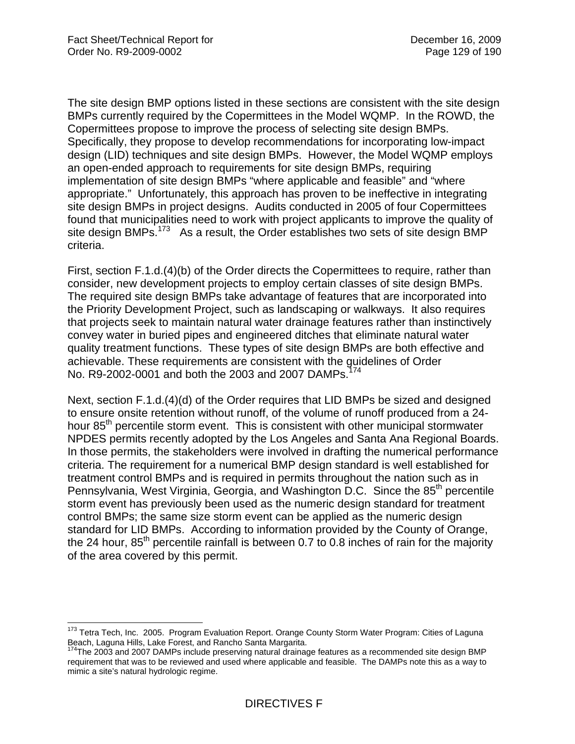The site design BMP options listed in these sections are consistent with the site design BMPs currently required by the Copermittees in the Model WQMP. In the ROWD, the Copermittees propose to improve the process of selecting site design BMPs. Specifically, they propose to develop recommendations for incorporating low-impact design (LID) techniques and site design BMPs. However, the Model WQMP employs an open-ended approach to requirements for site design BMPs, requiring implementation of site design BMPs "where applicable and feasible" and "where appropriate." Unfortunately, this approach has proven to be ineffective in integrating site design BMPs in project designs. Audits conducted in 2005 of four Copermittees found that municipalities need to work with project applicants to improve the quality of site design BMPs.[173] As a result, the Order establishes two sets of site design BMP criteria.

First, section F.1.d.(4)(b) of the Order directs the Copermittees to require, rather than consider, new development projects to employ certain classes of site design BMPs. The required site design BMPs take advantage of features that are incorporated into the Priority Development Project, such as landscaping or walkways. It also requires that projects seek to maintain natural water drainage features rather than instinctively convey water in buried pipes and engineered ditches that eliminate natural water quality treatment functions. These types of site design BMPs are both effective and achievable. These requirements are consistent with the guidelines of Order No. R9-2002-0001 and both the 2003 and 2007 DAMPs.[174]

Next, section F.1.d.(4)(d) of the Order requires that LID BMPs be sized and designed to ensure onsite retention without runoff, of the volume of runoff produced from a 24-hour 85th percentile storm event. This is consistent with other municipal stormwater NPDES permits recently adopted by the Los Angeles and Santa Ana Regional Boards. In those permits, the stakeholders were involved in drafting the numerical performance criteria. The requirement for a numerical BMP design standard is well established for treatment control BMPs and is required in permits throughout the nation such as in Pennsylvania, West Virginia, Georgia, and Washington D.C. Since the 85th percentile storm event has previously been used as the numeric design standard for treatment control BMPs; the same size storm event can be applied as the numeric design standard for LID BMPs. According to information provided by the County of Orange, the 24 hour, 85th percentile rainfall is between 0.7 to 0.8 inches of rain for the majority of the area covered by this permit.

---

[173] Tetra Tech, Inc. 2005. Program Evaluation Report. Orange County Storm Water Program: Cities of Laguna Beach, Laguna Hills, Lake Forest, and Rancho Santa Margarita.

[174] The 2003 and 2007 DAMPs include preserving natural drainage features as a recommended site design BMP requirement that was to be reviewed and used where applicable and feasible. The DAMPs note this as a way to mimic a site's natural hydrologic regime.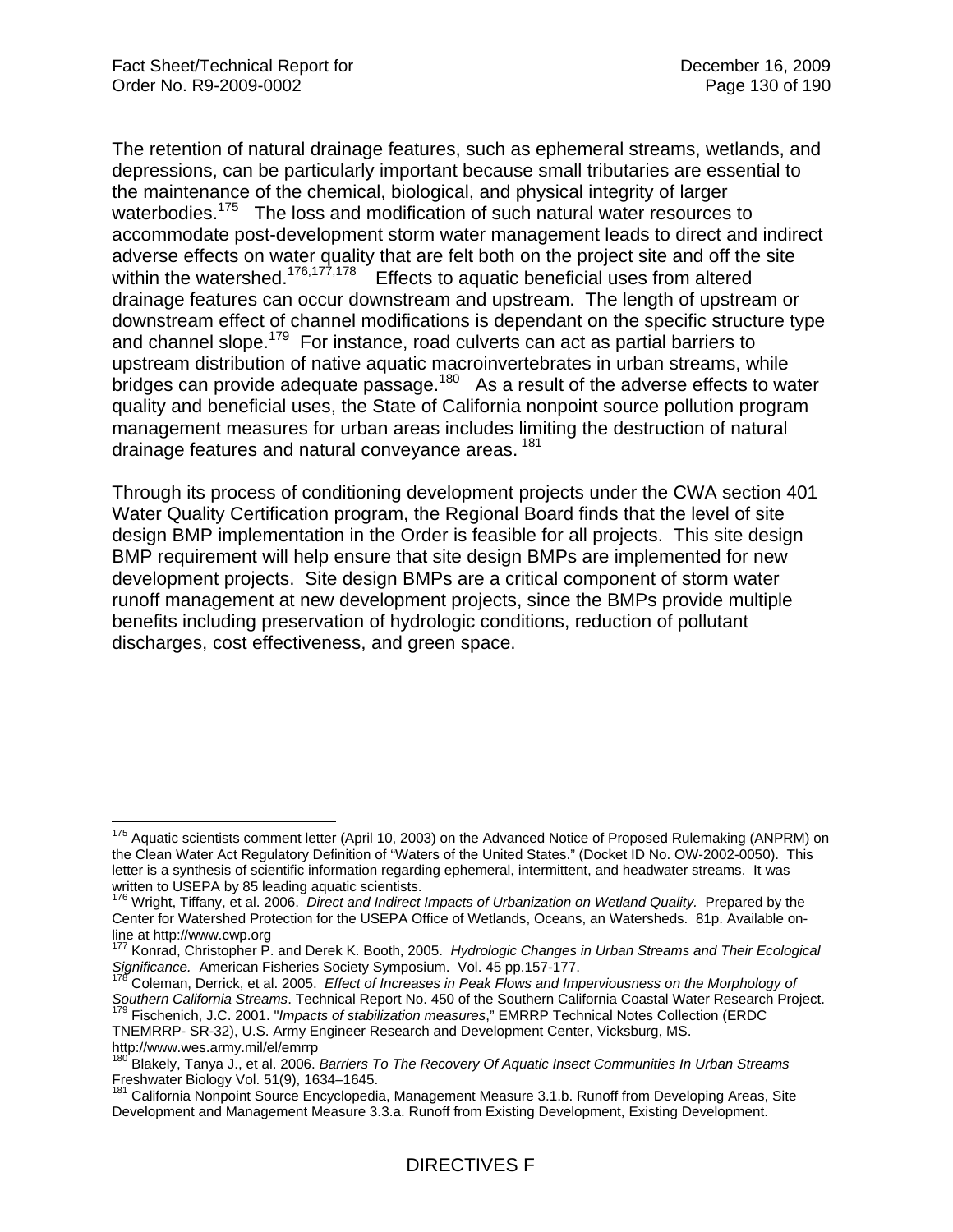The retention of natural drainage features, such as ephemeral streams, wetlands, and depressions, can be particularly important because small tributaries are essential to the maintenance of the chemical, biological, and physical integrity of larger waterbodies.[175] The loss and modification of such natural water resources to accommodate post-development storm water management leads to direct and indirect adverse effects on water quality that are felt both on the project site and off the site within the watershed.[176,177,178] Effects to aquatic beneficial uses from altered drainage features can occur downstream and upstream. The length of upstream or downstream effect of channel modifications is dependant on the specific structure type and channel slope.[179] For instance, road culverts can act as partial barriers to upstream distribution of native aquatic macroinvertebrates in urban streams, while bridges can provide adequate passage.[180] As a result of the adverse effects to water quality and beneficial uses, the State of California nonpoint source pollution program management measures for urban areas includes limiting the destruction of natural drainage features and natural conveyance areas.[181]

Through its process of conditioning development projects under the CWA section 401 Water Quality Certification program, the Regional Board finds that the level of site design BMP implementation in the Order is feasible for all projects. This site design BMP requirement will help ensure that site design BMPs are implemented for new development projects. Site design BMPs are a critical component of storm water runoff management at new development projects, since the BMPs provide multiple benefits including preservation of hydrologic conditions, reduction of pollutant discharges, cost effectiveness, and green space.

---

[175] Aquatic scientists comment letter (April 10, 2003) on the Advanced Notice of Proposed Rulemaking (ANPRM) on the Clean Water Act Regulatory Definition of "Waters of the United States." (Docket ID No. OW-2002-0050). This letter is a synthesis of scientific information regarding ephemeral, intermittent, and headwater streams. It was written to USEPA by 85 leading aquatic scientists.

[176] Wright, Tiffany, et al. 2006. *Direct and Indirect Impacts of Urbanization on Wetland Quality.* Prepared by the Center for Watershed Protection for the USEPA Office of Wetlands, Oceans, an Watersheds. 81p. Available on-line at http://www.cwp.org

[177] Konrad, Christopher P. and Derek K. Booth, 2005. *Hydrologic Changes in Urban Streams and Their Ecological Significance.* American Fisheries Society Symposium. Vol. 45 pp.157-177.

[178] Coleman, Derrick, et al. 2005. *Effect of Increases in Peak Flows and Imperviousness on the Morphology of Southern California Streams*. Technical Report No. 450 of the Southern California Coastal Water Research Project.

[179] Fischenich, J.C. 2001. "*Impacts of stabilization measures*," EMRRP Technical Notes Collection (ERDC TNEMRRP- SR-32), U.S. Army Engineer Research and Development Center, Vicksburg, MS. http://www.wes.army.mil/el/emrrp

[180] Blakely, Tanya J., et al. 2006. *Barriers To The Recovery Of Aquatic Insect Communities In Urban Streams* Freshwater Biology Vol. 51(9), 1634–1645.

[181] California Nonpoint Source Encyclopedia, Management Measure 3.1.b. Runoff from Developing Areas, Site Development and Management Measure 3.3.a. Runoff from Existing Development, Existing Development.

DIRECTIVES F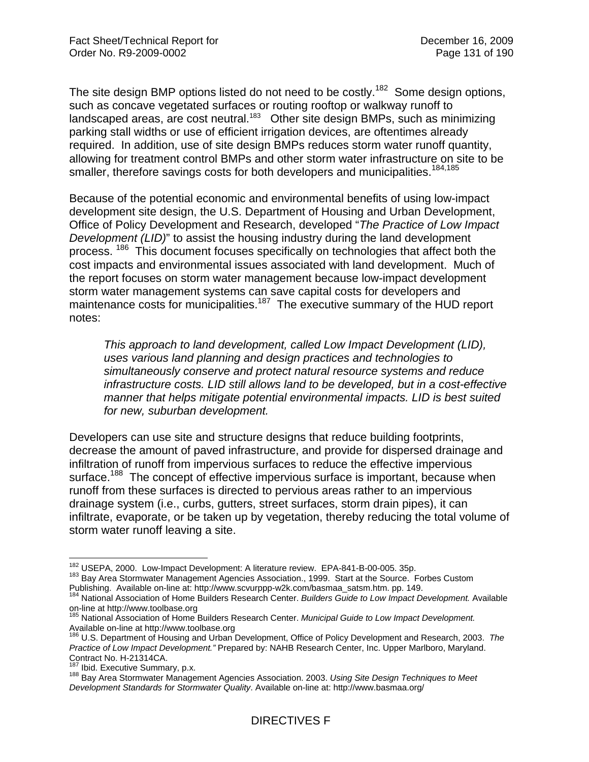The site design BMP options listed do not need to be costly.[182] Some design options, such as concave vegetated surfaces or routing rooftop or walkway runoff to landscaped areas, are cost neutral.[183] Other site design BMPs, such as minimizing parking stall widths or use of efficient irrigation devices, are oftentimes already required. In addition, use of site design BMPs reduces storm water runoff quantity, allowing for treatment control BMPs and other storm water infrastructure on site to be smaller, therefore savings costs for both developers and municipalities.[184,185]

Because of the potential economic and environmental benefits of using low-impact development site design, the U.S. Department of Housing and Urban Development, Office of Policy Development and Research, developed "*The Practice of Low Impact Development (LID)*" to assist the housing industry during the land development process. [186] This document focuses specifically on technologies that affect both the cost impacts and environmental issues associated with land development. Much of the report focuses on storm water management because low-impact development storm water management systems can save capital costs for developers and maintenance costs for municipalities.[187] The executive summary of the HUD report notes:

> *This approach to land development, called Low Impact Development (LID), uses various land planning and design practices and technologies to simultaneously conserve and protect natural resource systems and reduce infrastructure costs. LID still allows land to be developed, but in a cost-effective manner that helps mitigate potential environmental impacts. LID is best suited for new, suburban development.*

Developers can use site and structure designs that reduce building footprints, decrease the amount of paved infrastructure, and provide for dispersed drainage and infiltration of runoff from impervious surfaces to reduce the effective impervious surface.[188] The concept of effective impervious surface is important, because when runoff from these surfaces is directed to pervious areas rather to an impervious drainage system (i.e., curbs, gutters, street surfaces, storm drain pipes), it can infiltrate, evaporate, or be taken up by vegetation, thereby reducing the total volume of storm water runoff leaving a site.

---

[182] USEPA, 2000. Low-Impact Development: A literature review. EPA-841-B-00-005. 35p.

[183] Bay Area Stormwater Management Agencies Association., 1999. Start at the Source. Forbes Custom Publishing. Available on-line at: http://www.scvurppp-w2k.com/basmaa_satsm.htm. pp. 149.

[184] National Association of Home Builders Research Center. *Builders Guide to Low Impact Development.* Available on-line at http://www.toolbase.org

[185] National Association of Home Builders Research Center. *Municipal Guide to Low Impact Development.* Available on-line at http://www.toolbase.org

[186] U.S. Department of Housing and Urban Development, Office of Policy Development and Research, 2003. *The Practice of Low Impact Development."* Prepared by: NAHB Research Center, Inc. Upper Marlboro, Maryland. Contract No. H-21314CA.

[187] Ibid. Executive Summary, p.x.

[188] Bay Area Stormwater Management Agencies Association. 2003. *Using Site Design Techniques to Meet Development Standards for Stormwater Quality*. Available on-line at: http://www.basmaa.org/

DIRECTIVES F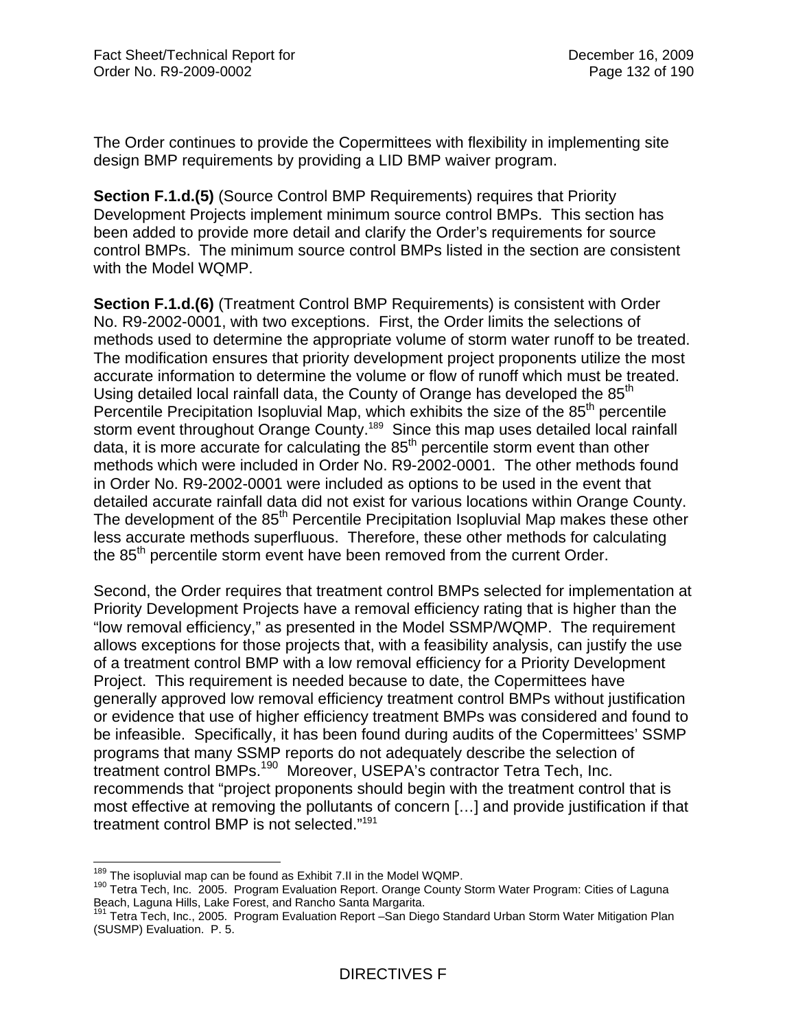The Order continues to provide the Copermittees with flexibility in implementing site design BMP requirements by providing a LID BMP waiver program.

**Section F.1.d.(5)** (Source Control BMP Requirements) requires that Priority Development Projects implement minimum source control BMPs. This section has been added to provide more detail and clarify the Order's requirements for source control BMPs. The minimum source control BMPs listed in the section are consistent with the Model WQMP.

**Section F.1.d.(6)** (Treatment Control BMP Requirements) is consistent with Order No. R9-2002-0001, with two exceptions. First, the Order limits the selections of methods used to determine the appropriate volume of storm water runoff to be treated. The modification ensures that priority development project proponents utilize the most accurate information to determine the volume or flow of runoff which must be treated. Using detailed local rainfall data, the County of Orange has developed the 85th Percentile Precipitation Isopluvial Map, which exhibits the size of the 85th percentile storm event throughout Orange County.[189] Since this map uses detailed local rainfall data, it is more accurate for calculating the 85th percentile storm event than other methods which were included in Order No. R9-2002-0001. The other methods found in Order No. R9-2002-0001 were included as options to be used in the event that detailed accurate rainfall data did not exist for various locations within Orange County. The development of the 85th Percentile Precipitation Isopluvial Map makes these other less accurate methods superfluous. Therefore, these other methods for calculating the 85th percentile storm event have been removed from the current Order.

Second, the Order requires that treatment control BMPs selected for implementation at Priority Development Projects have a removal efficiency rating that is higher than the "low removal efficiency," as presented in the Model SSMP/WQMP. The requirement allows exceptions for those projects that, with a feasibility analysis, can justify the use of a treatment control BMP with a low removal efficiency for a Priority Development Project. This requirement is needed because to date, the Copermittees have generally approved low removal efficiency treatment control BMPs without justification or evidence that use of higher efficiency treatment BMPs was considered and found to be infeasible. Specifically, it has been found during audits of the Copermittees' SSMP programs that many SSMP reports do not adequately describe the selection of treatment control BMPs.[190] Moreover, USEPA's contractor Tetra Tech, Inc. recommends that "project proponents should begin with the treatment control that is most effective at removing the pollutants of concern […] and provide justification if that treatment control BMP is not selected."[191]

---

[189] The isopluvial map can be found as Exhibit 7.II in the Model WQMP.

[190] Tetra Tech, Inc. 2005. Program Evaluation Report. Orange County Storm Water Program: Cities of Laguna Beach, Laguna Hills, Lake Forest, and Rancho Santa Margarita.

[191] Tetra Tech, Inc., 2005. Program Evaluation Report –San Diego Standard Urban Storm Water Mitigation Plan (SUSMP) Evaluation. P. 5.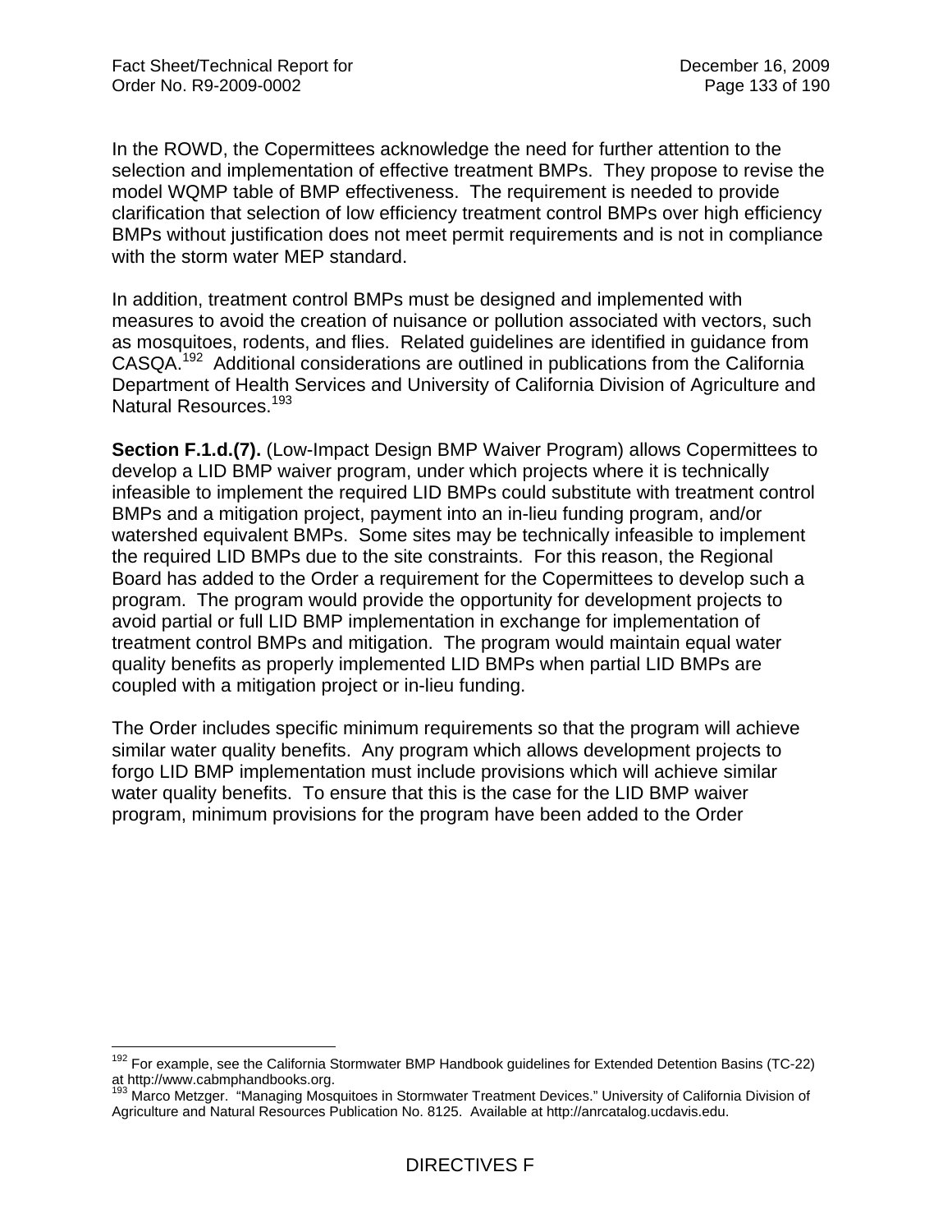In the ROWD, the Copermittees acknowledge the need for further attention to the selection and implementation of effective treatment BMPs. They propose to revise the model WQMP table of BMP effectiveness. The requirement is needed to provide clarification that selection of low efficiency treatment control BMPs over high efficiency BMPs without justification does not meet permit requirements and is not in compliance with the storm water MEP standard.

In addition, treatment control BMPs must be designed and implemented with measures to avoid the creation of nuisance or pollution associated with vectors, such as mosquitoes, rodents, and flies. Related guidelines are identified in guidance from CASQA.[192] Additional considerations are outlined in publications from the California Department of Health Services and University of California Division of Agriculture and Natural Resources.[193]

**Section F.1.d.(7).** (Low-Impact Design BMP Waiver Program) allows Copermittees to develop a LID BMP waiver program, under which projects where it is technically infeasible to implement the required LID BMPs could substitute with treatment control BMPs and a mitigation project, payment into an in-lieu funding program, and/or watershed equivalent BMPs. Some sites may be technically infeasible to implement the required LID BMPs due to the site constraints. For this reason, the Regional Board has added to the Order a requirement for the Copermittees to develop such a program. The program would provide the opportunity for development projects to avoid partial or full LID BMP implementation in exchange for implementation of treatment control BMPs and mitigation. The program would maintain equal water quality benefits as properly implemented LID BMPs when partial LID BMPs are coupled with a mitigation project or in-lieu funding.

The Order includes specific minimum requirements so that the program will achieve similar water quality benefits. Any program which allows development projects to forgo LID BMP implementation must include provisions which will achieve similar water quality benefits. To ensure that this is the case for the LID BMP waiver program, minimum provisions for the program have been added to the Order

---

[192] For example, see the California Stormwater BMP Handbook guidelines for Extended Detention Basins (TC-22) at http://www.cabmphandbooks.org.

[193] Marco Metzger. "Managing Mosquitoes in Stormwater Treatment Devices." University of California Division of Agriculture and Natural Resources Publication No. 8125. Available at http://anrcatalog.ucdavis.edu.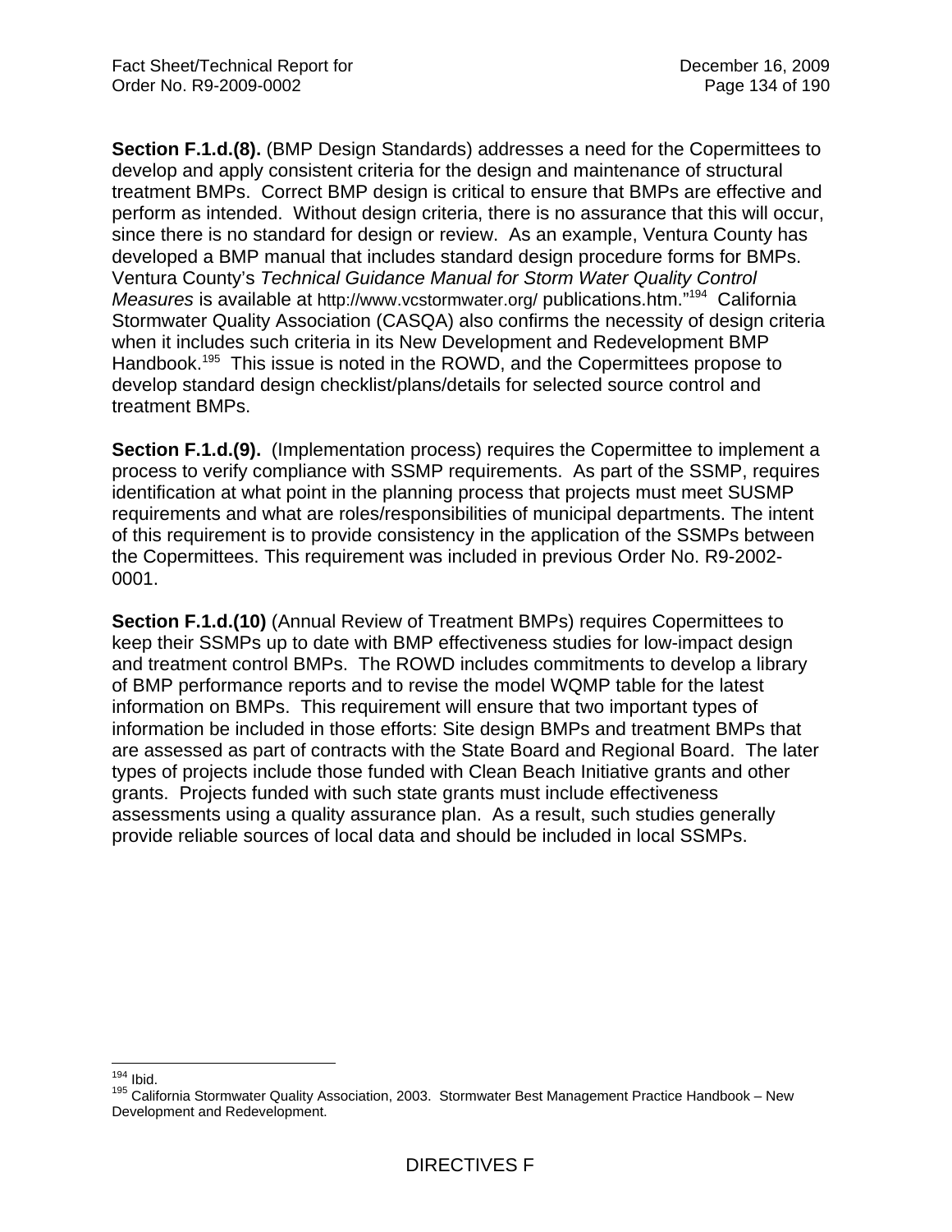**Section F.1.d.(8).** (BMP Design Standards) addresses a need for the Copermittees to develop and apply consistent criteria for the design and maintenance of structural treatment BMPs. Correct BMP design is critical to ensure that BMPs are effective and perform as intended. Without design criteria, there is no assurance that this will occur, since there is no standard for design or review. As an example, Ventura County has developed a BMP manual that includes standard design procedure forms for BMPs. Ventura County's *Technical Guidance Manual for Storm Water Quality Control Measures* is available at http://www.vcstormwater.org/ publications.htm."[194] California Stormwater Quality Association (CASQA) also confirms the necessity of design criteria when it includes such criteria in its New Development and Redevelopment BMP Handbook.[195] This issue is noted in the ROWD, and the Copermittees propose to develop standard design checklist/plans/details for selected source control and treatment BMPs.

**Section F.1.d.(9).** (Implementation process) requires the Copermittee to implement a process to verify compliance with SSMP requirements. As part of the SSMP, requires identification at what point in the planning process that projects must meet SUSMP requirements and what are roles/responsibilities of municipal departments. The intent of this requirement is to provide consistency in the application of the SSMPs between the Copermittees. This requirement was included in previous Order No. R9-2002-0001.

**Section F.1.d.(10)** (Annual Review of Treatment BMPs) requires Copermittees to keep their SSMPs up to date with BMP effectiveness studies for low-impact design and treatment control BMPs. The ROWD includes commitments to develop a library of BMP performance reports and to revise the model WQMP table for the latest information on BMPs. This requirement will ensure that two important types of information be included in those efforts: Site design BMPs and treatment BMPs that are assessed as part of contracts with the State Board and Regional Board. The later types of projects include those funded with Clean Beach Initiative grants and other grants. Projects funded with such state grants must include effectiveness assessments using a quality assurance plan. As a result, such studies generally provide reliable sources of local data and should be included in local SSMPs.

[194] Ibid.

[195] California Stormwater Quality Association, 2003. Stormwater Best Management Practice Handbook – New Development and Redevelopment.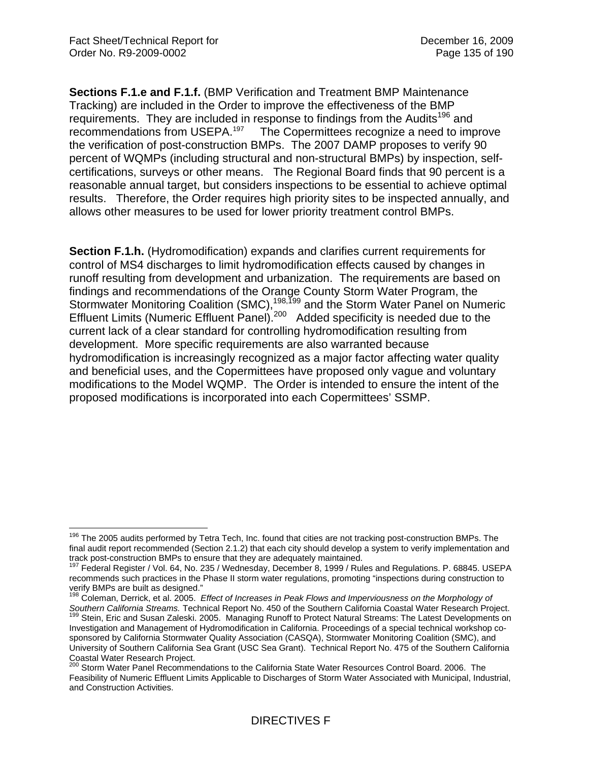**Sections F.1.e and F.1.f.** (BMP Verification and Treatment BMP Maintenance Tracking) are included in the Order to improve the effectiveness of the BMP requirements. They are included in response to findings from the Audits[196] and recommendations from USEPA.[197] The Copermittees recognize a need to improve the verification of post-construction BMPs. The 2007 DAMP proposes to verify 90 percent of WQMPs (including structural and non-structural BMPs) by inspection, self-certifications, surveys or other means. The Regional Board finds that 90 percent is a reasonable annual target, but considers inspections to be essential to achieve optimal results. Therefore, the Order requires high priority sites to be inspected annually, and allows other measures to be used for lower priority treatment control BMPs.

**Section F.1.h.** (Hydromodification) expands and clarifies current requirements for control of MS4 discharges to limit hydromodification effects caused by changes in runoff resulting from development and urbanization. The requirements are based on findings and recommendations of the Orange County Storm Water Program, the Stormwater Monitoring Coalition (SMC),[198,199] and the Storm Water Panel on Numeric Effluent Limits (Numeric Effluent Panel).[200] Added specificity is needed due to the current lack of a clear standard for controlling hydromodification resulting from development. More specific requirements are also warranted because hydromodification is increasingly recognized as a major factor affecting water quality and beneficial uses, and the Copermittees have proposed only vague and voluntary modifications to the Model WQMP. The Order is intended to ensure the intent of the proposed modifications is incorporated into each Copermittees' SSMP.

---

[196] The 2005 audits performed by Tetra Tech, Inc. found that cities are not tracking post-construction BMPs. The final audit report recommended (Section 2.1.2) that each city should develop a system to verify implementation and track post-construction BMPs to ensure that they are adequately maintained.

[197] Federal Register / Vol. 64, No. 235 / Wednesday, December 8, 1999 / Rules and Regulations. P. 68845. USEPA recommends such practices in the Phase II storm water regulations, promoting "inspections during construction to verify BMPs are built as designed."

[198] Coleman, Derrick, et al. 2005. *Effect of Increases in Peak Flows and Imperviousness on the Morphology of Southern California Streams.* Technical Report No. 450 of the Southern California Coastal Water Research Project.

[199] Stein, Eric and Susan Zaleski. 2005. Managing Runoff to Protect Natural Streams: The Latest Developments on Investigation and Management of Hydromodification in California. Proceedings of a special technical workshop co-sponsored by California Stormwater Quality Association (CASQA), Stormwater Monitoring Coalition (SMC), and University of Southern California Sea Grant (USC Sea Grant). Technical Report No. 475 of the Southern California Coastal Water Research Project.

[200] Storm Water Panel Recommendations to the California State Water Resources Control Board. 2006. The Feasibility of Numeric Effluent Limits Applicable to Discharges of Storm Water Associated with Municipal, Industrial, and Construction Activities.

DIRECTIVES F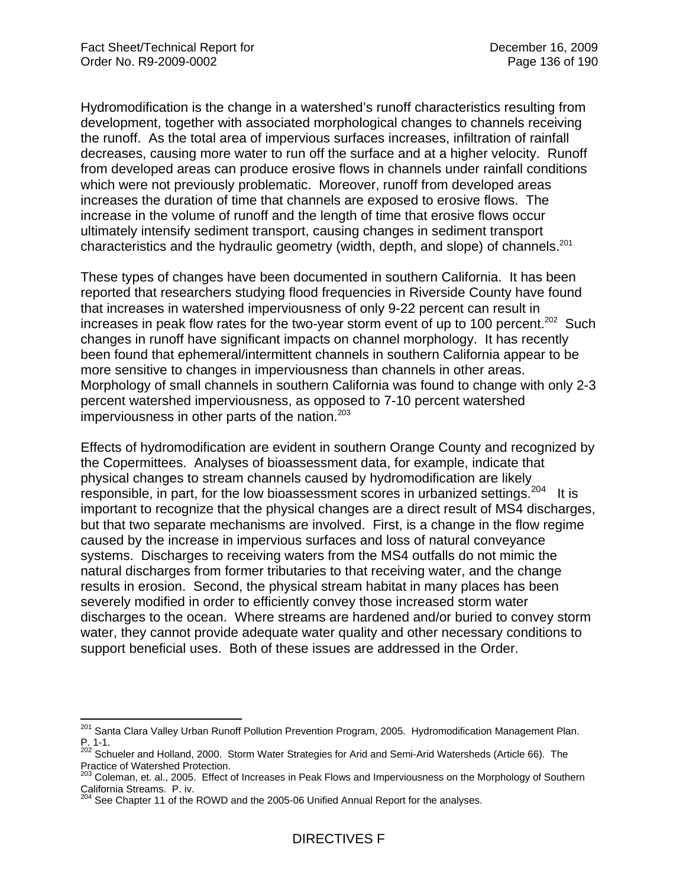Hydromodification is the change in a watershed's runoff characteristics resulting from development, together with associated morphological changes to channels receiving the runoff. As the total area of impervious surfaces increases, infiltration of rainfall decreases, causing more water to run off the surface and at a higher velocity. Runoff from developed areas can produce erosive flows in channels under rainfall conditions which were not previously problematic. Moreover, runoff from developed areas increases the duration of time that channels are exposed to erosive flows. The increase in the volume of runoff and the length of time that erosive flows occur ultimately intensify sediment transport, causing changes in sediment transport characteristics and the hydraulic geometry (width, depth, and slope) of channels.[201]

These types of changes have been documented in southern California. It has been reported that researchers studying flood frequencies in Riverside County have found that increases in watershed imperviousness of only 9-22 percent can result in increases in peak flow rates for the two-year storm event of up to 100 percent.[202] Such changes in runoff have significant impacts on channel morphology. It has recently been found that ephemeral/intermittent channels in southern California appear to be more sensitive to changes in imperviousness than channels in other areas. Morphology of small channels in southern California was found to change with only 2-3 percent watershed imperviousness, as opposed to 7-10 percent watershed imperviousness in other parts of the nation.[203]

Effects of hydromodification are evident in southern Orange County and recognized by the Copermittees. Analyses of bioassessment data, for example, indicate that physical changes to stream channels caused by hydromodification are likely responsible, in part, for the low bioassessment scores in urbanized settings.[204] It is important to recognize that the physical changes are a direct result of MS4 discharges, but that two separate mechanisms are involved. First, is a change in the flow regime caused by the increase in impervious surfaces and loss of natural conveyance systems. Discharges to receiving waters from the MS4 outfalls do not mimic the natural discharges from former tributaries to that receiving water, and the change results in erosion. Second, the physical stream habitat in many places has been severely modified in order to efficiently convey those increased storm water discharges to the ocean. Where streams are hardened and/or buried to convey storm water, they cannot provide adequate water quality and other necessary conditions to support beneficial uses. Both of these issues are addressed in the Order.

---

[201] Santa Clara Valley Urban Runoff Pollution Prevention Program, 2005. Hydromodification Management Plan. P. 1-1.

[202] Schueler and Holland, 2000. Storm Water Strategies for Arid and Semi-Arid Watersheds (Article 66). The Practice of Watershed Protection.

[203] Coleman, et. al., 2005. Effect of Increases in Peak Flows and Imperviousness on the Morphology of Southern California Streams. P. iv.

[204] See Chapter 11 of the ROWD and the 2005-06 Unified Annual Report for the analyses.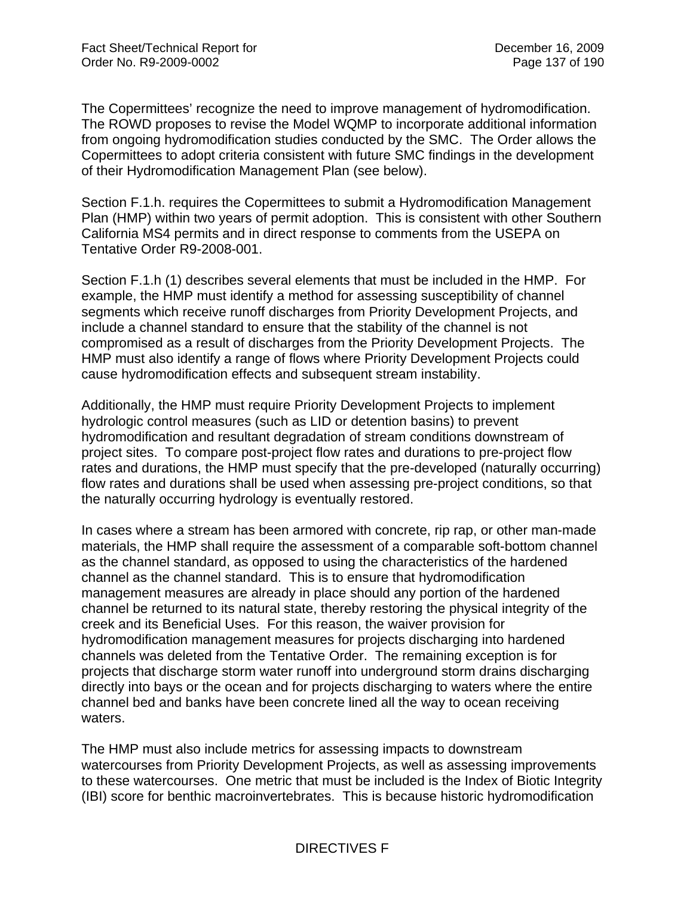The Copermittees' recognize the need to improve management of hydromodification. The ROWD proposes to revise the Model WQMP to incorporate additional information from ongoing hydromodification studies conducted by the SMC. The Order allows the Copermittees to adopt criteria consistent with future SMC findings in the development of their Hydromodification Management Plan (see below).

Section F.1.h. requires the Copermittees to submit a Hydromodification Management Plan (HMP) within two years of permit adoption. This is consistent with other Southern California MS4 permits and in direct response to comments from the USEPA on Tentative Order R9-2008-001.

Section F.1.h (1) describes several elements that must be included in the HMP. For example, the HMP must identify a method for assessing susceptibility of channel segments which receive runoff discharges from Priority Development Projects, and include a channel standard to ensure that the stability of the channel is not compromised as a result of discharges from the Priority Development Projects. The HMP must also identify a range of flows where Priority Development Projects could cause hydromodification effects and subsequent stream instability.

Additionally, the HMP must require Priority Development Projects to implement hydrologic control measures (such as LID or detention basins) to prevent hydromodification and resultant degradation of stream conditions downstream of project sites. To compare post-project flow rates and durations to pre-project flow rates and durations, the HMP must specify that the pre-developed (naturally occurring) flow rates and durations shall be used when assessing pre-project conditions, so that the naturally occurring hydrology is eventually restored.

In cases where a stream has been armored with concrete, rip rap, or other man-made materials, the HMP shall require the assessment of a comparable soft-bottom channel as the channel standard, as opposed to using the characteristics of the hardened channel as the channel standard. This is to ensure that hydromodification management measures are already in place should any portion of the hardened channel be returned to its natural state, thereby restoring the physical integrity of the creek and its Beneficial Uses. For this reason, the waiver provision for hydromodification management measures for projects discharging into hardened channels was deleted from the Tentative Order. The remaining exception is for projects that discharge storm water runoff into underground storm drains discharging directly into bays or the ocean and for projects discharging to waters where the entire channel bed and banks have been concrete lined all the way to ocean receiving waters.

The HMP must also include metrics for assessing impacts to downstream watercourses from Priority Development Projects, as well as assessing improvements to these watercourses. One metric that must be included is the Index of Biotic Integrity (IBI) score for benthic macroinvertebrates. This is because historic hydromodification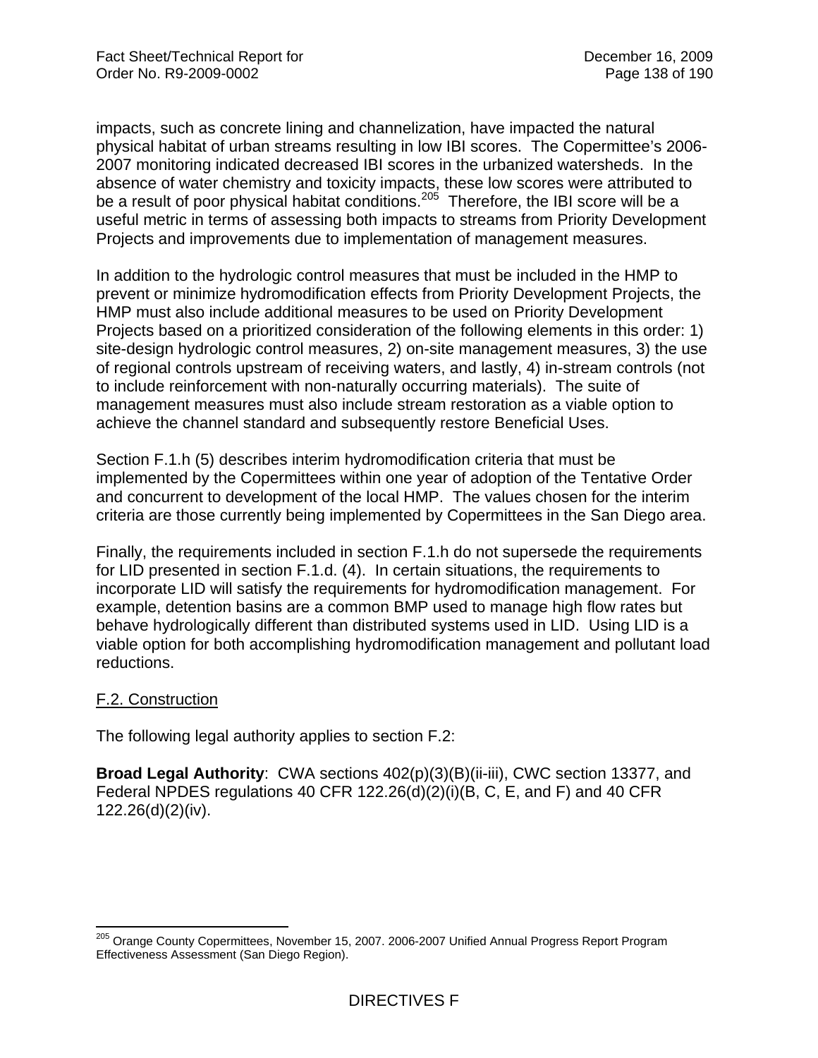impacts, such as concrete lining and channelization, have impacted the natural physical habitat of urban streams resulting in low IBI scores. The Copermittee's 2006-2007 monitoring indicated decreased IBI scores in the urbanized watersheds. In the absence of water chemistry and toxicity impacts, these low scores were attributed to be a result of poor physical habitat conditions.[205] Therefore, the IBI score will be a useful metric in terms of assessing both impacts to streams from Priority Development Projects and improvements due to implementation of management measures.

In addition to the hydrologic control measures that must be included in the HMP to prevent or minimize hydromodification effects from Priority Development Projects, the HMP must also include additional measures to be used on Priority Development Projects based on a prioritized consideration of the following elements in this order: 1) site-design hydrologic control measures, 2) on-site management measures, 3) the use of regional controls upstream of receiving waters, and lastly, 4) in-stream controls (not to include reinforcement with non-naturally occurring materials). The suite of management measures must also include stream restoration as a viable option to achieve the channel standard and subsequently restore Beneficial Uses.

Section F.1.h (5) describes interim hydromodification criteria that must be implemented by the Copermittees within one year of adoption of the Tentative Order and concurrent to development of the local HMP. The values chosen for the interim criteria are those currently being implemented by Copermittees in the San Diego area.

Finally, the requirements included in section F.1.h do not supersede the requirements for LID presented in section F.1.d. (4). In certain situations, the requirements to incorporate LID will satisfy the requirements for hydromodification management. For example, detention basins are a common BMP used to manage high flow rates but behave hydrologically different than distributed systems used in LID. Using LID is a viable option for both accomplishing hydromodification management and pollutant load reductions.

## F.2. Construction

The following legal authority applies to section F.2:

**Broad Legal Authority**: CWA sections 402(p)(3)(B)(ii-iii), CWC section 13377, and Federal NPDES regulations 40 CFR 122.26(d)(2)(i)(B, C, E, and F) and 40 CFR 122.26(d)(2)(iv).

---

[205] Orange County Copermittees, November 15, 2007. 2006-2007 Unified Annual Progress Report Program Effectiveness Assessment (San Diego Region).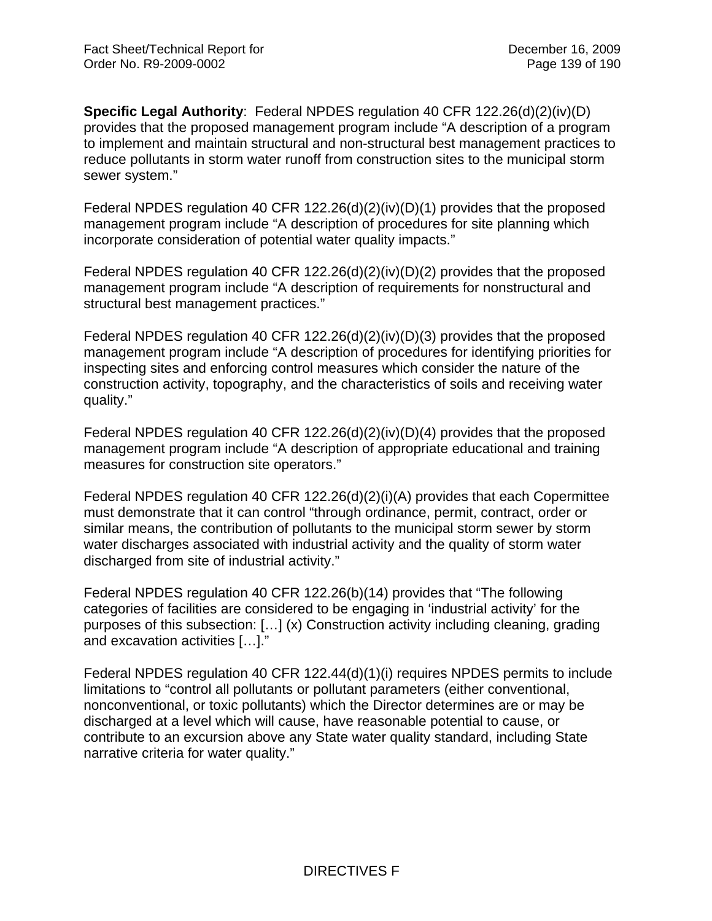**Specific Legal Authority**: Federal NPDES regulation 40 CFR 122.26(d)(2)(iv)(D) provides that the proposed management program include "A description of a program to implement and maintain structural and non-structural best management practices to reduce pollutants in storm water runoff from construction sites to the municipal storm sewer system."

Federal NPDES regulation 40 CFR 122.26(d)(2)(iv)(D)(1) provides that the proposed management program include "A description of procedures for site planning which incorporate consideration of potential water quality impacts."

Federal NPDES regulation 40 CFR 122.26(d)(2)(iv)(D)(2) provides that the proposed management program include "A description of requirements for nonstructural and structural best management practices."

Federal NPDES regulation 40 CFR 122.26(d)(2)(iv)(D)(3) provides that the proposed management program include "A description of procedures for identifying priorities for inspecting sites and enforcing control measures which consider the nature of the construction activity, topography, and the characteristics of soils and receiving water quality."

Federal NPDES regulation 40 CFR 122.26(d)(2)(iv)(D)(4) provides that the proposed management program include "A description of appropriate educational and training measures for construction site operators."

Federal NPDES regulation 40 CFR 122.26(d)(2)(i)(A) provides that each Copermittee must demonstrate that it can control "through ordinance, permit, contract, order or similar means, the contribution of pollutants to the municipal storm sewer by storm water discharges associated with industrial activity and the quality of storm water discharged from site of industrial activity."

Federal NPDES regulation 40 CFR 122.26(b)(14) provides that "The following categories of facilities are considered to be engaging in 'industrial activity' for the purposes of this subsection: […] (x) Construction activity including cleaning, grading and excavation activities […]."

Federal NPDES regulation 40 CFR 122.44(d)(1)(i) requires NPDES permits to include limitations to "control all pollutants or pollutant parameters (either conventional, nonconventional, or toxic pollutants) which the Director determines are or may be discharged at a level which will cause, have reasonable potential to cause, or contribute to an excursion above any State water quality standard, including State narrative criteria for water quality."

DIRECTIVES F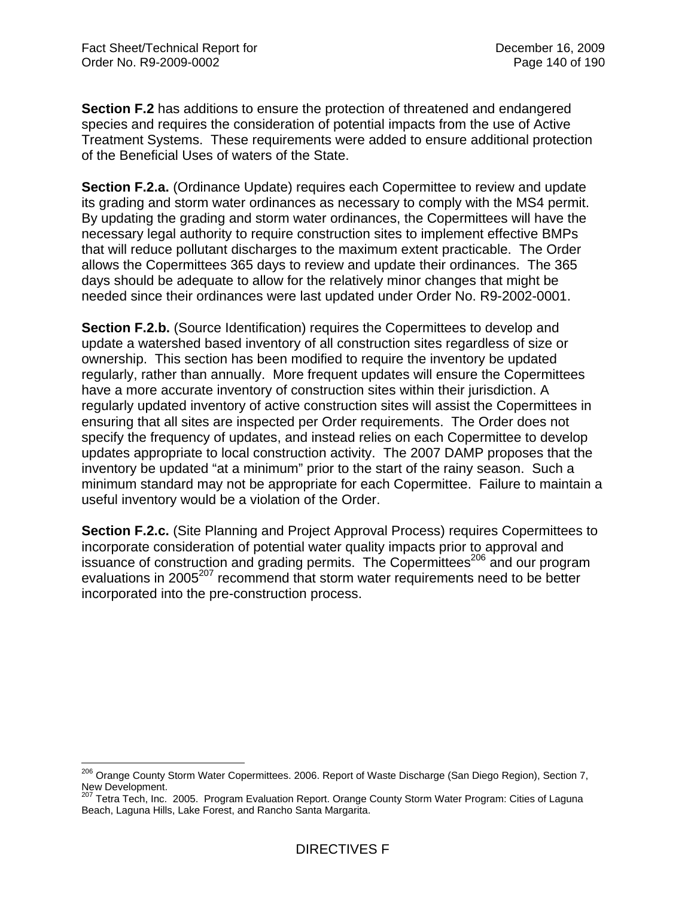**Section F.2** has additions to ensure the protection of threatened and endangered species and requires the consideration of potential impacts from the use of Active Treatment Systems. These requirements were added to ensure additional protection of the Beneficial Uses of waters of the State.

**Section F.2.a.** (Ordinance Update) requires each Copermittee to review and update its grading and storm water ordinances as necessary to comply with the MS4 permit. By updating the grading and storm water ordinances, the Copermittees will have the necessary legal authority to require construction sites to implement effective BMPs that will reduce pollutant discharges to the maximum extent practicable. The Order allows the Copermittees 365 days to review and update their ordinances. The 365 days should be adequate to allow for the relatively minor changes that might be needed since their ordinances were last updated under Order No. R9-2002-0001.

**Section F.2.b.** (Source Identification) requires the Copermittees to develop and update a watershed based inventory of all construction sites regardless of size or ownership. This section has been modified to require the inventory be updated regularly, rather than annually. More frequent updates will ensure the Copermittees have a more accurate inventory of construction sites within their jurisdiction. A regularly updated inventory of active construction sites will assist the Copermittees in ensuring that all sites are inspected per Order requirements. The Order does not specify the frequency of updates, and instead relies on each Copermittee to develop updates appropriate to local construction activity. The 2007 DAMP proposes that the inventory be updated "at a minimum" prior to the start of the rainy season. Such a minimum standard may not be appropriate for each Copermittee. Failure to maintain a useful inventory would be a violation of the Order.

**Section F.2.c.** (Site Planning and Project Approval Process) requires Copermittees to incorporate consideration of potential water quality impacts prior to approval and issuance of construction and grading permits. The Copermittees[206] and our program evaluations in 2005[207] recommend that storm water requirements need to be better incorporated into the pre-construction process.

---

[206] Orange County Storm Water Copermittees. 2006. Report of Waste Discharge (San Diego Region), Section 7, New Development.

[207] Tetra Tech, Inc. 2005. Program Evaluation Report. Orange County Storm Water Program: Cities of Laguna Beach, Laguna Hills, Lake Forest, and Rancho Santa Margarita.

DIRECTIVES F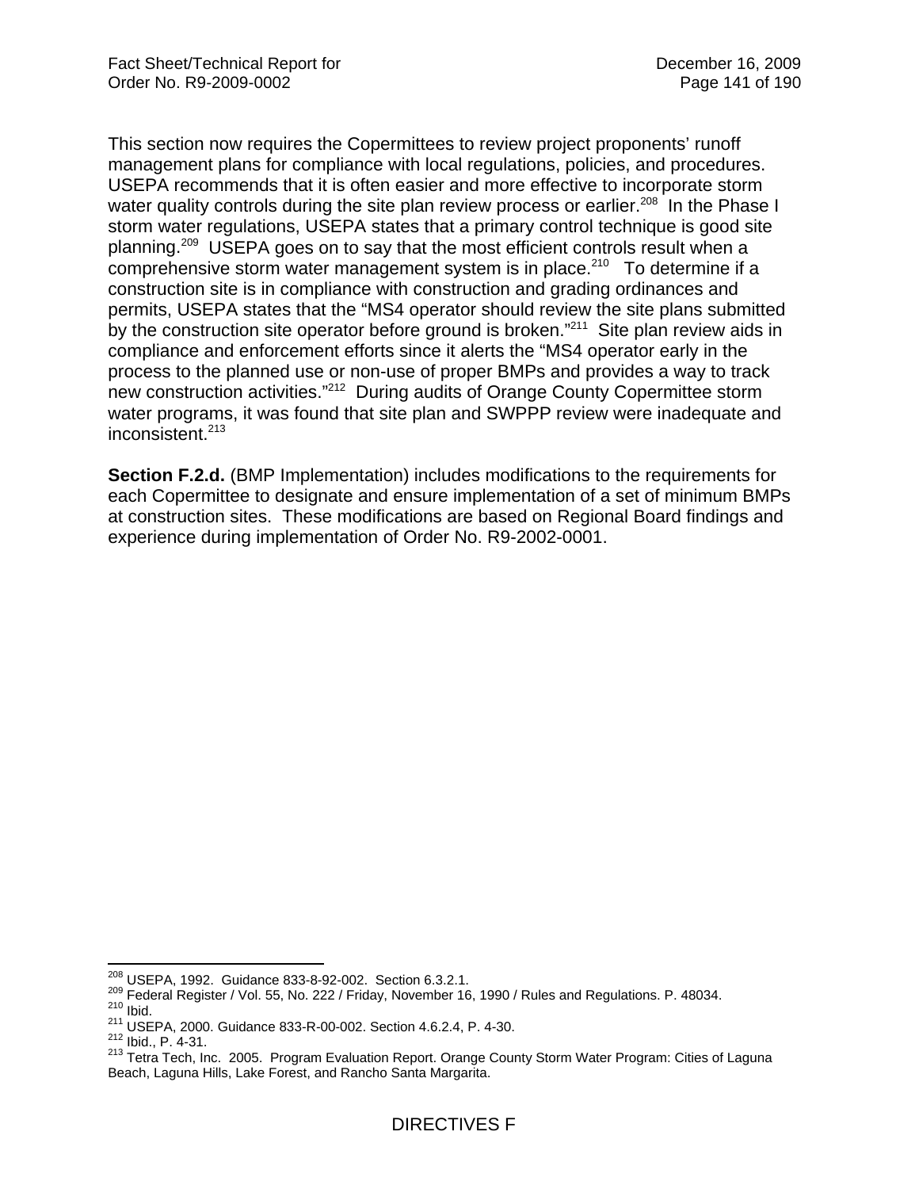This section now requires the Copermittees to review project proponents' runoff management plans for compliance with local regulations, policies, and procedures. USEPA recommends that it is often easier and more effective to incorporate storm water quality controls during the site plan review process or earlier.[208] In the Phase I storm water regulations, USEPA states that a primary control technique is good site planning.[209] USEPA goes on to say that the most efficient controls result when a comprehensive storm water management system is in place.[210] To determine if a construction site is in compliance with construction and grading ordinances and permits, USEPA states that the "MS4 operator should review the site plans submitted by the construction site operator before ground is broken."[211] Site plan review aids in compliance and enforcement efforts since it alerts the "MS4 operator early in the process to the planned use or non-use of proper BMPs and provides a way to track new construction activities."[212] During audits of Orange County Copermittee storm water programs, it was found that site plan and SWPPP review were inadequate and inconsistent.[213]

**Section F.2.d.** (BMP Implementation) includes modifications to the requirements for each Copermittee to designate and ensure implementation of a set of minimum BMPs at construction sites. These modifications are based on Regional Board findings and experience during implementation of Order No. R9-2002-0001.

---

[208] USEPA, 1992. Guidance 833-8-92-002. Section 6.3.2.1.
[209] Federal Register / Vol. 55, No. 222 / Friday, November 16, 1990 / Rules and Regulations. P. 48034.
[210] Ibid.
[211] USEPA, 2000. Guidance 833-R-00-002. Section 4.6.2.4, P. 4-30.
[212] Ibid., P. 4-31.
[213] Tetra Tech, Inc. 2005. Program Evaluation Report. Orange County Storm Water Program: Cities of Laguna Beach, Laguna Hills, Lake Forest, and Rancho Santa Margarita.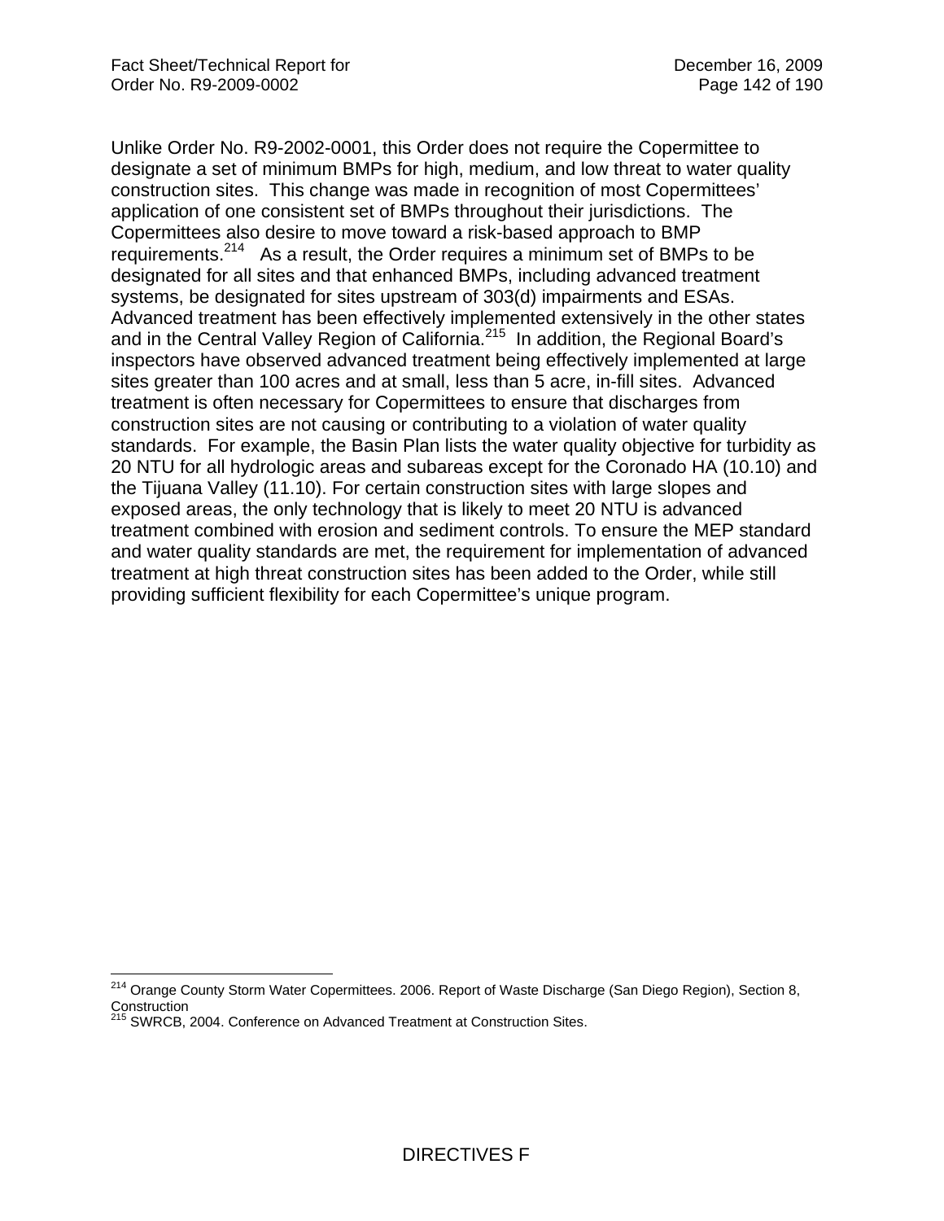Unlike Order No. R9-2002-0001, this Order does not require the Copermittee to designate a set of minimum BMPs for high, medium, and low threat to water quality construction sites. This change was made in recognition of most Copermittees' application of one consistent set of BMPs throughout their jurisdictions. The Copermittees also desire to move toward a risk-based approach to BMP requirements.[214] As a result, the Order requires a minimum set of BMPs to be designated for all sites and that enhanced BMPs, including advanced treatment systems, be designated for sites upstream of 303(d) impairments and ESAs. Advanced treatment has been effectively implemented extensively in the other states and in the Central Valley Region of California.[215] In addition, the Regional Board's inspectors have observed advanced treatment being effectively implemented at large sites greater than 100 acres and at small, less than 5 acre, in-fill sites. Advanced treatment is often necessary for Copermittees to ensure that discharges from construction sites are not causing or contributing to a violation of water quality standards. For example, the Basin Plan lists the water quality objective for turbidity as 20 NTU for all hydrologic areas and subareas except for the Coronado HA (10.10) and the Tijuana Valley (11.10). For certain construction sites with large slopes and exposed areas, the only technology that is likely to meet 20 NTU is advanced treatment combined with erosion and sediment controls. To ensure the MEP standard and water quality standards are met, the requirement for implementation of advanced treatment at high threat construction sites has been added to the Order, while still providing sufficient flexibility for each Copermittee's unique program.

[214] Orange County Storm Water Copermittees. 2006. Report of Waste Discharge (San Diego Region), Section 8, Construction

[215] SWRCB, 2004. Conference on Advanced Treatment at Construction Sites.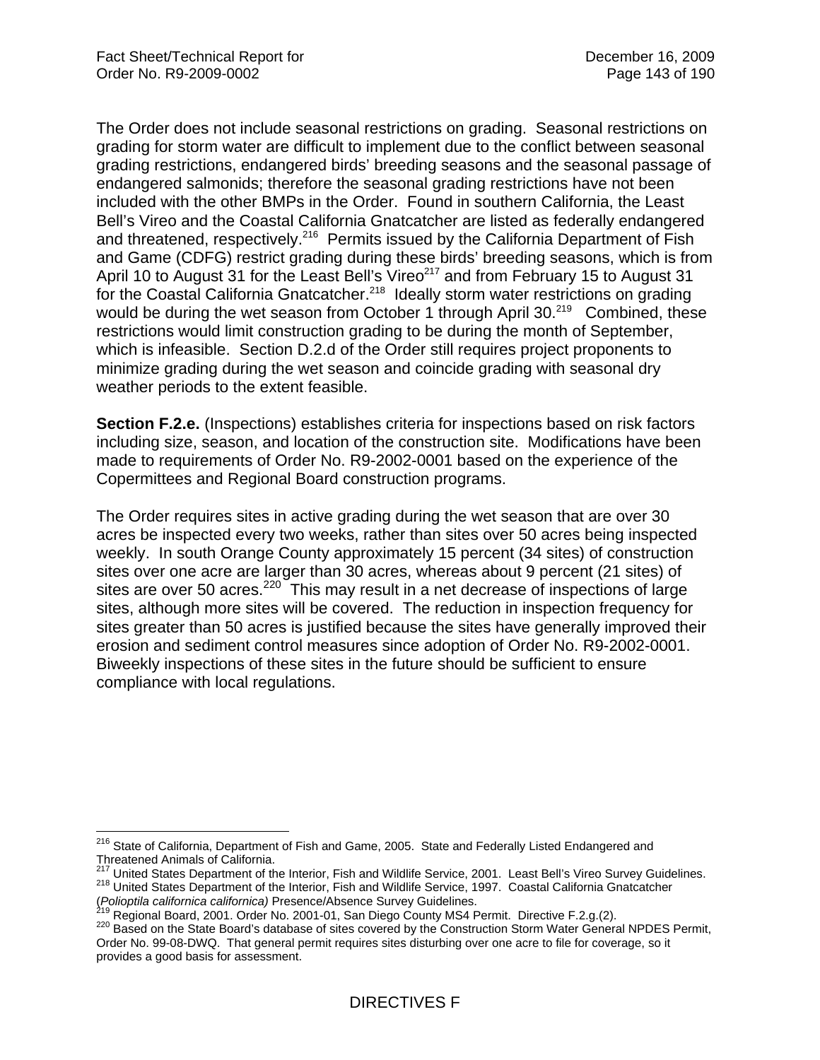The Order does not include seasonal restrictions on grading. Seasonal restrictions on grading for storm water are difficult to implement due to the conflict between seasonal grading restrictions, endangered birds' breeding seasons and the seasonal passage of endangered salmonids; therefore the seasonal grading restrictions have not been included with the other BMPs in the Order. Found in southern California, the Least Bell's Vireo and the Coastal California Gnatcatcher are listed as federally endangered and threatened, respectively.[216] Permits issued by the California Department of Fish and Game (CDFG) restrict grading during these birds' breeding seasons, which is from April 10 to August 31 for the Least Bell's Vireo[217] and from February 15 to August 31 for the Coastal California Gnatcatcher.[218] Ideally storm water restrictions on grading would be during the wet season from October 1 through April 30.[219] Combined, these restrictions would limit construction grading to be during the month of September, which is infeasible. Section D.2.d of the Order still requires project proponents to minimize grading during the wet season and coincide grading with seasonal dry weather periods to the extent feasible.

**Section F.2.e.** (Inspections) establishes criteria for inspections based on risk factors including size, season, and location of the construction site. Modifications have been made to requirements of Order No. R9-2002-0001 based on the experience of the Copermittees and Regional Board construction programs.

The Order requires sites in active grading during the wet season that are over 30 acres be inspected every two weeks, rather than sites over 50 acres being inspected weekly. In south Orange County approximately 15 percent (34 sites) of construction sites over one acre are larger than 30 acres, whereas about 9 percent (21 sites) of sites are over 50 acres.[220] This may result in a net decrease of inspections of large sites, although more sites will be covered. The reduction in inspection frequency for sites greater than 50 acres is justified because the sites have generally improved their erosion and sediment control measures since adoption of Order No. R9-2002-0001. Biweekly inspections of these sites in the future should be sufficient to ensure compliance with local regulations.

---

[216] State of California, Department of Fish and Game, 2005. State and Federally Listed Endangered and Threatened Animals of California.

[217] United States Department of the Interior, Fish and Wildlife Service, 2001. Least Bell's Vireo Survey Guidelines.

[218] United States Department of the Interior, Fish and Wildlife Service, 1997. Coastal California Gnatcatcher (*Polioptila californica californica)* Presence/Absence Survey Guidelines.

[219] Regional Board, 2001. Order No. 2001-01, San Diego County MS4 Permit. Directive F.2.g.(2).

[220] Based on the State Board's database of sites covered by the Construction Storm Water General NPDES Permit, Order No. 99-08-DWQ. That general permit requires sites disturbing over one acre to file for coverage, so it provides a good basis for assessment.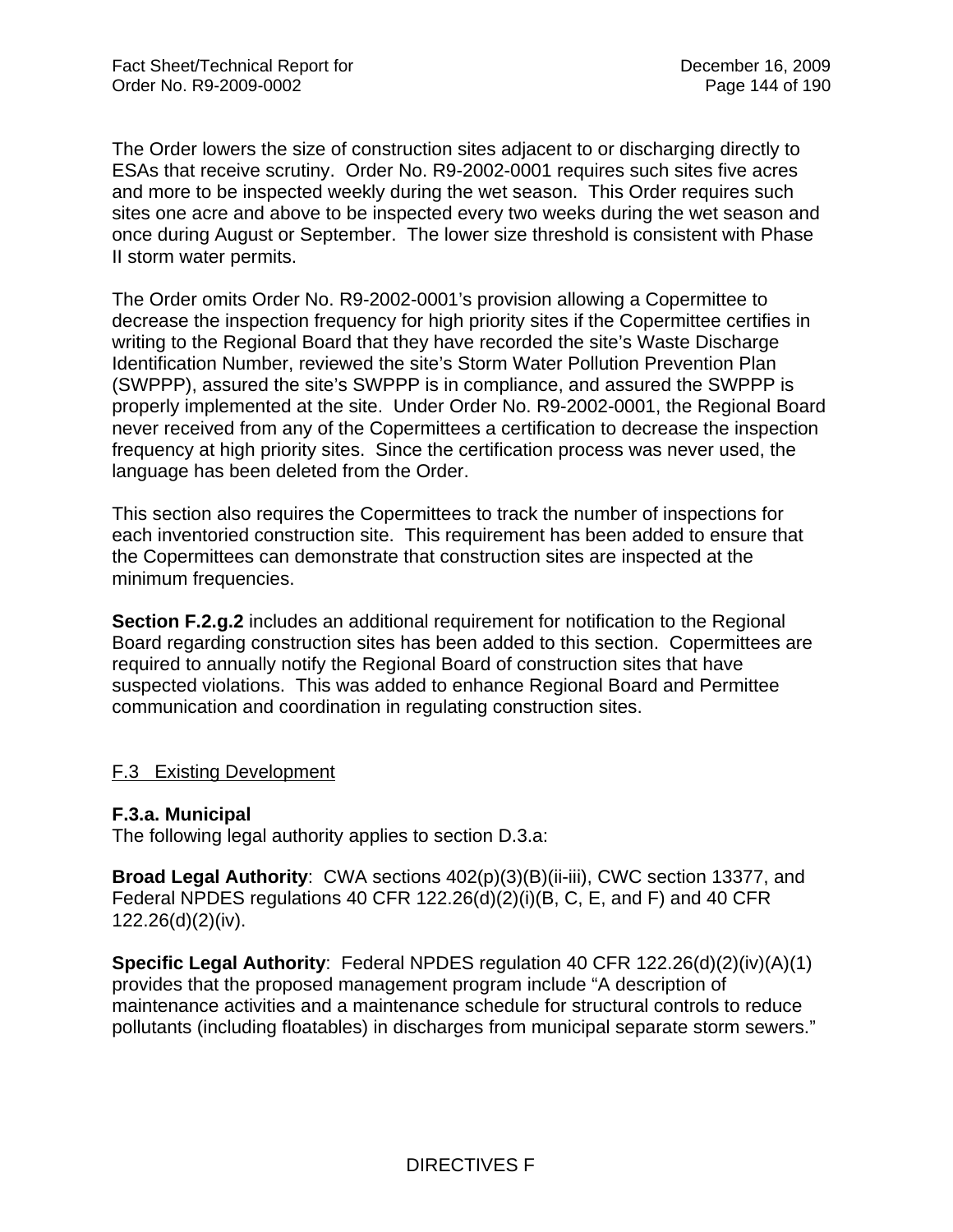The Order lowers the size of construction sites adjacent to or discharging directly to ESAs that receive scrutiny. Order No. R9-2002-0001 requires such sites five acres and more to be inspected weekly during the wet season. This Order requires such sites one acre and above to be inspected every two weeks during the wet season and once during August or September. The lower size threshold is consistent with Phase II storm water permits.

The Order omits Order No. R9-2002-0001's provision allowing a Copermittee to decrease the inspection frequency for high priority sites if the Copermittee certifies in writing to the Regional Board that they have recorded the site's Waste Discharge Identification Number, reviewed the site's Storm Water Pollution Prevention Plan (SWPPP), assured the site's SWPPP is in compliance, and assured the SWPPP is properly implemented at the site. Under Order No. R9-2002-0001, the Regional Board never received from any of the Copermittees a certification to decrease the inspection frequency at high priority sites. Since the certification process was never used, the language has been deleted from the Order.

This section also requires the Copermittees to track the number of inspections for each inventoried construction site. This requirement has been added to ensure that the Copermittees can demonstrate that construction sites are inspected at the minimum frequencies.

**Section F.2.g.2** includes an additional requirement for notification to the Regional Board regarding construction sites has been added to this section. Copermittees are required to annually notify the Regional Board of construction sites that have suspected violations. This was added to enhance Regional Board and Permittee communication and coordination in regulating construction sites.

## F.3 Existing Development

### F.3.a. Municipal

The following legal authority applies to section D.3.a:

**Broad Legal Authority**: CWA sections 402(p)(3)(B)(ii-iii), CWC section 13377, and Federal NPDES regulations 40 CFR 122.26(d)(2)(i)(B, C, E, and F) and 40 CFR 122.26(d)(2)(iv).

**Specific Legal Authority**: Federal NPDES regulation 40 CFR 122.26(d)(2)(iv)(A)(1) provides that the proposed management program include "A description of maintenance activities and a maintenance schedule for structural controls to reduce pollutants (including floatables) in discharges from municipal separate storm sewers."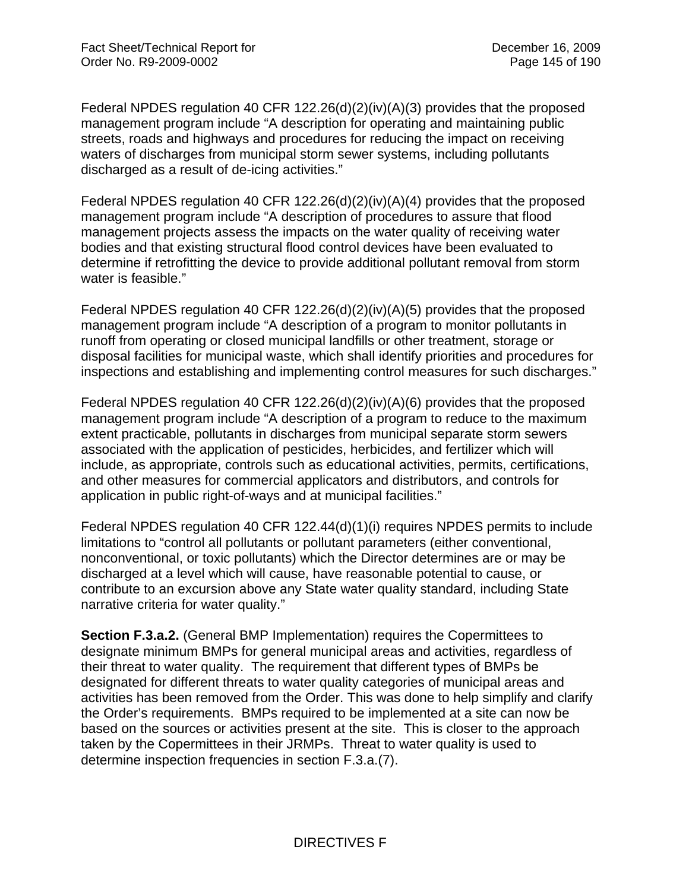Federal NPDES regulation 40 CFR 122.26(d)(2)(iv)(A)(3) provides that the proposed management program include "A description for operating and maintaining public streets, roads and highways and procedures for reducing the impact on receiving waters of discharges from municipal storm sewer systems, including pollutants discharged as a result of de-icing activities."

Federal NPDES regulation 40 CFR 122.26(d)(2)(iv)(A)(4) provides that the proposed management program include "A description of procedures to assure that flood management projects assess the impacts on the water quality of receiving water bodies and that existing structural flood control devices have been evaluated to determine if retrofitting the device to provide additional pollutant removal from storm water is feasible."

Federal NPDES regulation 40 CFR 122.26(d)(2)(iv)(A)(5) provides that the proposed management program include "A description of a program to monitor pollutants in runoff from operating or closed municipal landfills or other treatment, storage or disposal facilities for municipal waste, which shall identify priorities and procedures for inspections and establishing and implementing control measures for such discharges."

Federal NPDES regulation 40 CFR 122.26(d)(2)(iv)(A)(6) provides that the proposed management program include "A description of a program to reduce to the maximum extent practicable, pollutants in discharges from municipal separate storm sewers associated with the application of pesticides, herbicides, and fertilizer which will include, as appropriate, controls such as educational activities, permits, certifications, and other measures for commercial applicators and distributors, and controls for application in public right-of-ways and at municipal facilities."

Federal NPDES regulation 40 CFR 122.44(d)(1)(i) requires NPDES permits to include limitations to "control all pollutants or pollutant parameters (either conventional, nonconventional, or toxic pollutants) which the Director determines are or may be discharged at a level which will cause, have reasonable potential to cause, or contribute to an excursion above any State water quality standard, including State narrative criteria for water quality."

**Section F.3.a.2.** (General BMP Implementation) requires the Copermittees to designate minimum BMPs for general municipal areas and activities, regardless of their threat to water quality. The requirement that different types of BMPs be designated for different threats to water quality categories of municipal areas and activities has been removed from the Order. This was done to help simplify and clarify the Order's requirements. BMPs required to be implemented at a site can now be based on the sources or activities present at the site. This is closer to the approach taken by the Copermittees in their JRMPs. Threat to water quality is used to determine inspection frequencies in section F.3.a.(7).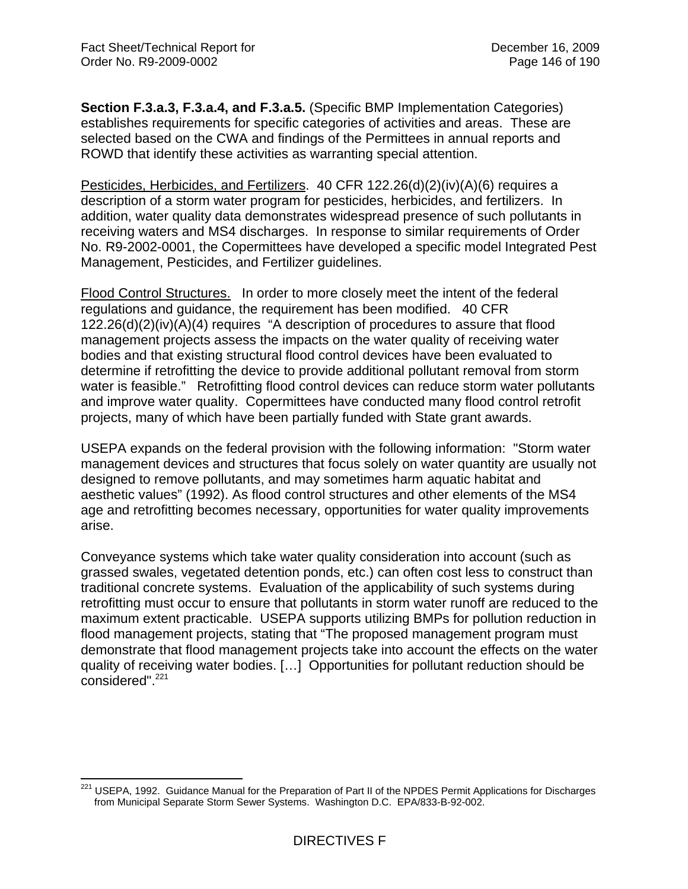**Section F.3.a.3, F.3.a.4, and F.3.a.5.** (Specific BMP Implementation Categories) establishes requirements for specific categories of activities and areas. These are selected based on the CWA and findings of the Permittees in annual reports and ROWD that identify these activities as warranting special attention.

Pesticides, Herbicides, and Fertilizers. 40 CFR 122.26(d)(2)(iv)(A)(6) requires a description of a storm water program for pesticides, herbicides, and fertilizers. In addition, water quality data demonstrates widespread presence of such pollutants in receiving waters and MS4 discharges. In response to similar requirements of Order No. R9-2002-0001, the Copermittees have developed a specific model Integrated Pest Management, Pesticides, and Fertilizer guidelines.

Flood Control Structures. In order to more closely meet the intent of the federal regulations and guidance, the requirement has been modified. 40 CFR 122.26(d)(2)(iv)(A)(4) requires "A description of procedures to assure that flood management projects assess the impacts on the water quality of receiving water bodies and that existing structural flood control devices have been evaluated to determine if retrofitting the device to provide additional pollutant removal from storm water is feasible." Retrofitting flood control devices can reduce storm water pollutants and improve water quality. Copermittees have conducted many flood control retrofit projects, many of which have been partially funded with State grant awards.

USEPA expands on the federal provision with the following information: "Storm water management devices and structures that focus solely on water quantity are usually not designed to remove pollutants, and may sometimes harm aquatic habitat and aesthetic values" (1992). As flood control structures and other elements of the MS4 age and retrofitting becomes necessary, opportunities for water quality improvements arise.

Conveyance systems which take water quality consideration into account (such as grassed swales, vegetated detention ponds, etc.) can often cost less to construct than traditional concrete systems. Evaluation of the applicability of such systems during retrofitting must occur to ensure that pollutants in storm water runoff are reduced to the maximum extent practicable. USEPA supports utilizing BMPs for pollution reduction in flood management projects, stating that "The proposed management program must demonstrate that flood management projects take into account the effects on the water quality of receiving water bodies. […] Opportunities for pollutant reduction should be considered".[221]

[221] USEPA, 1992. Guidance Manual for the Preparation of Part II of the NPDES Permit Applications for Discharges from Municipal Separate Storm Sewer Systems. Washington D.C. EPA/833-B-92-002.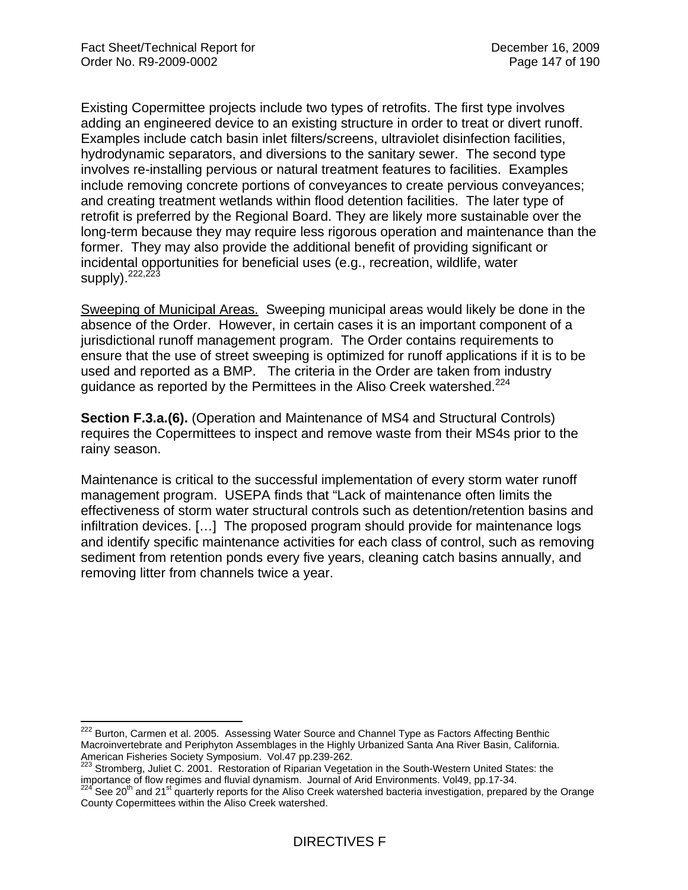Existing Copermittee projects include two types of retrofits. The first type involves adding an engineered device to an existing structure in order to treat or divert runoff. Examples include catch basin inlet filters/screens, ultraviolet disinfection facilities, hydrodynamic separators, and diversions to the sanitary sewer. The second type involves re-installing pervious or natural treatment features to facilities. Examples include removing concrete portions of conveyances to create pervious conveyances; and creating treatment wetlands within flood detention facilities. The later type of retrofit is preferred by the Regional Board. They are likely more sustainable over the long-term because they may require less rigorous operation and maintenance than the former. They may also provide the additional benefit of providing significant or incidental opportunities for beneficial uses (e.g., recreation, wildlife, water supply).[222,223]

<u>Sweeping of Municipal Areas.</u> Sweeping municipal areas would likely be done in the absence of the Order. However, in certain cases it is an important component of a jurisdictional runoff management program. The Order contains requirements to ensure that the use of street sweeping is optimized for runoff applications if it is to be used and reported as a BMP. The criteria in the Order are taken from industry guidance as reported by the Permittees in the Aliso Creek watershed.[224]

**Section F.3.a.(6).** (Operation and Maintenance of MS4 and Structural Controls) requires the Copermittees to inspect and remove waste from their MS4s prior to the rainy season.

Maintenance is critical to the successful implementation of every storm water runoff management program. USEPA finds that "Lack of maintenance often limits the effectiveness of storm water structural controls such as detention/retention basins and infiltration devices. […] The proposed program should provide for maintenance logs and identify specific maintenance activities for each class of control, such as removing sediment from retention ponds every five years, cleaning catch basins annually, and removing litter from channels twice a year.

---

[222] Burton, Carmen et al. 2005. Assessing Water Source and Channel Type as Factors Affecting Benthic Macroinvertebrate and Periphyton Assemblages in the Highly Urbanized Santa Ana River Basin, California. American Fisheries Society Symposium. Vol.47 pp.239-262.

[223] Stromberg, Juliet C. 2001. Restoration of Riparian Vegetation in the South-Western United States: the importance of flow regimes and fluvial dynamism. Journal of Arid Environments. Vol49, pp.17-34.

[224] See 20th and 21st quarterly reports for the Aliso Creek watershed bacteria investigation, prepared by the Orange County Copermittees within the Aliso Creek watershed.

DIRECTIVES F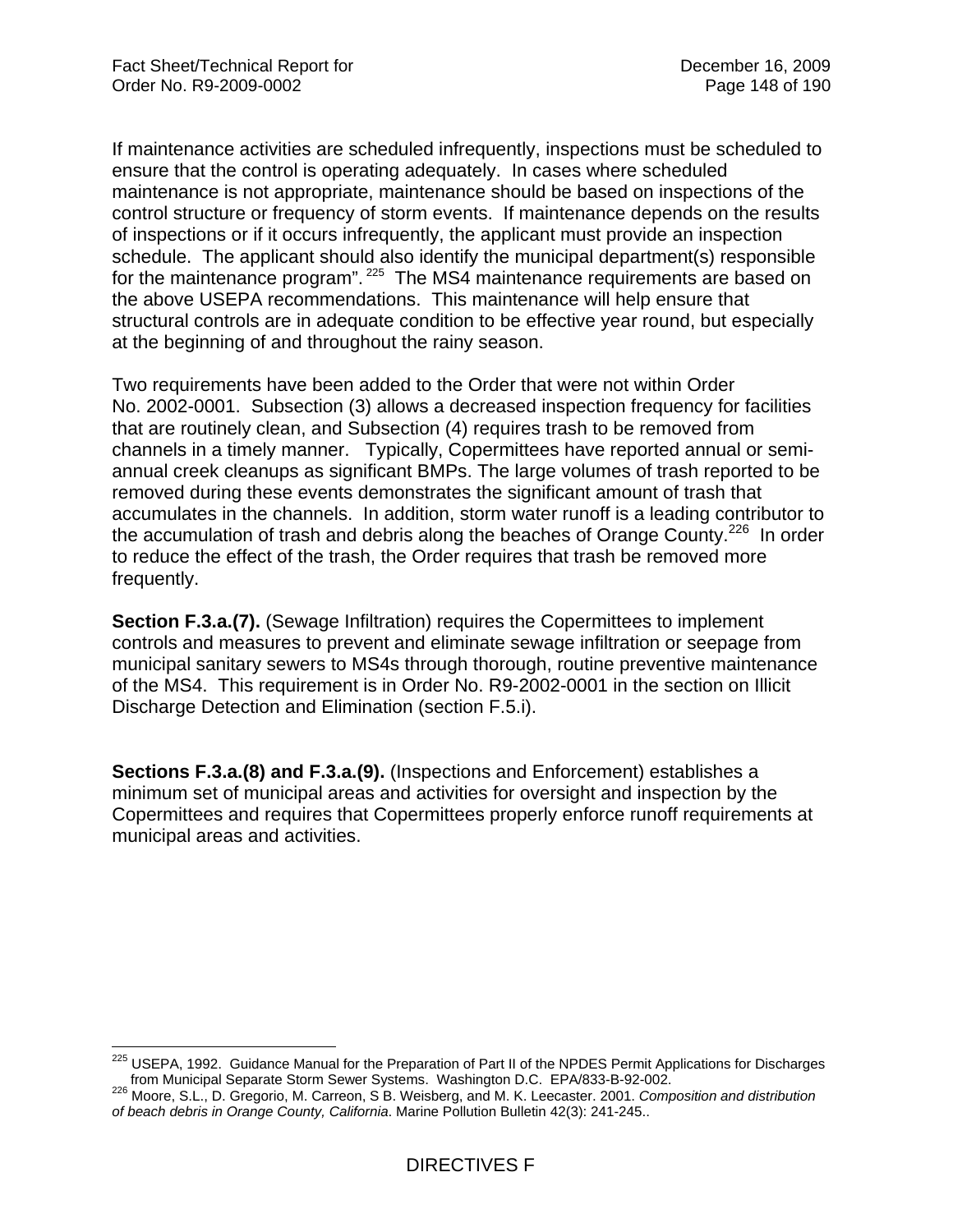If maintenance activities are scheduled infrequently, inspections must be scheduled to ensure that the control is operating adequately. In cases where scheduled maintenance is not appropriate, maintenance should be based on inspections of the control structure or frequency of storm events. If maintenance depends on the results of inspections or if it occurs infrequently, the applicant must provide an inspection schedule. The applicant should also identify the municipal department(s) responsible for the maintenance program".[225] The MS4 maintenance requirements are based on the above USEPA recommendations. This maintenance will help ensure that structural controls are in adequate condition to be effective year round, but especially at the beginning of and throughout the rainy season.

Two requirements have been added to the Order that were not within Order No. 2002-0001. Subsection (3) allows a decreased inspection frequency for facilities that are routinely clean, and Subsection (4) requires trash to be removed from channels in a timely manner. Typically, Copermittees have reported annual or semi-annual creek cleanups as significant BMPs. The large volumes of trash reported to be removed during these events demonstrates the significant amount of trash that accumulates in the channels. In addition, storm water runoff is a leading contributor to the accumulation of trash and debris along the beaches of Orange County.[226] In order to reduce the effect of the trash, the Order requires that trash be removed more frequently.

**Section F.3.a.(7).** (Sewage Infiltration) requires the Copermittees to implement controls and measures to prevent and eliminate sewage infiltration or seepage from municipal sanitary sewers to MS4s through thorough, routine preventive maintenance of the MS4. This requirement is in Order No. R9-2002-0001 in the section on Illicit Discharge Detection and Elimination (section F.5.i).

**Sections F.3.a.(8) and F.3.a.(9).** (Inspections and Enforcement) establishes a minimum set of municipal areas and activities for oversight and inspection by the Copermittees and requires that Copermittees properly enforce runoff requirements at municipal areas and activities.

---

[225] USEPA, 1992. Guidance Manual for the Preparation of Part II of the NPDES Permit Applications for Discharges from Municipal Separate Storm Sewer Systems. Washington D.C. EPA/833-B-92-002.

[226] Moore, S.L., D. Gregorio, M. Carreon, S B. Weisberg, and M. K. Leecaster. 2001. *Composition and distribution of beach debris in Orange County, California*. Marine Pollution Bulletin 42(3): 241-245..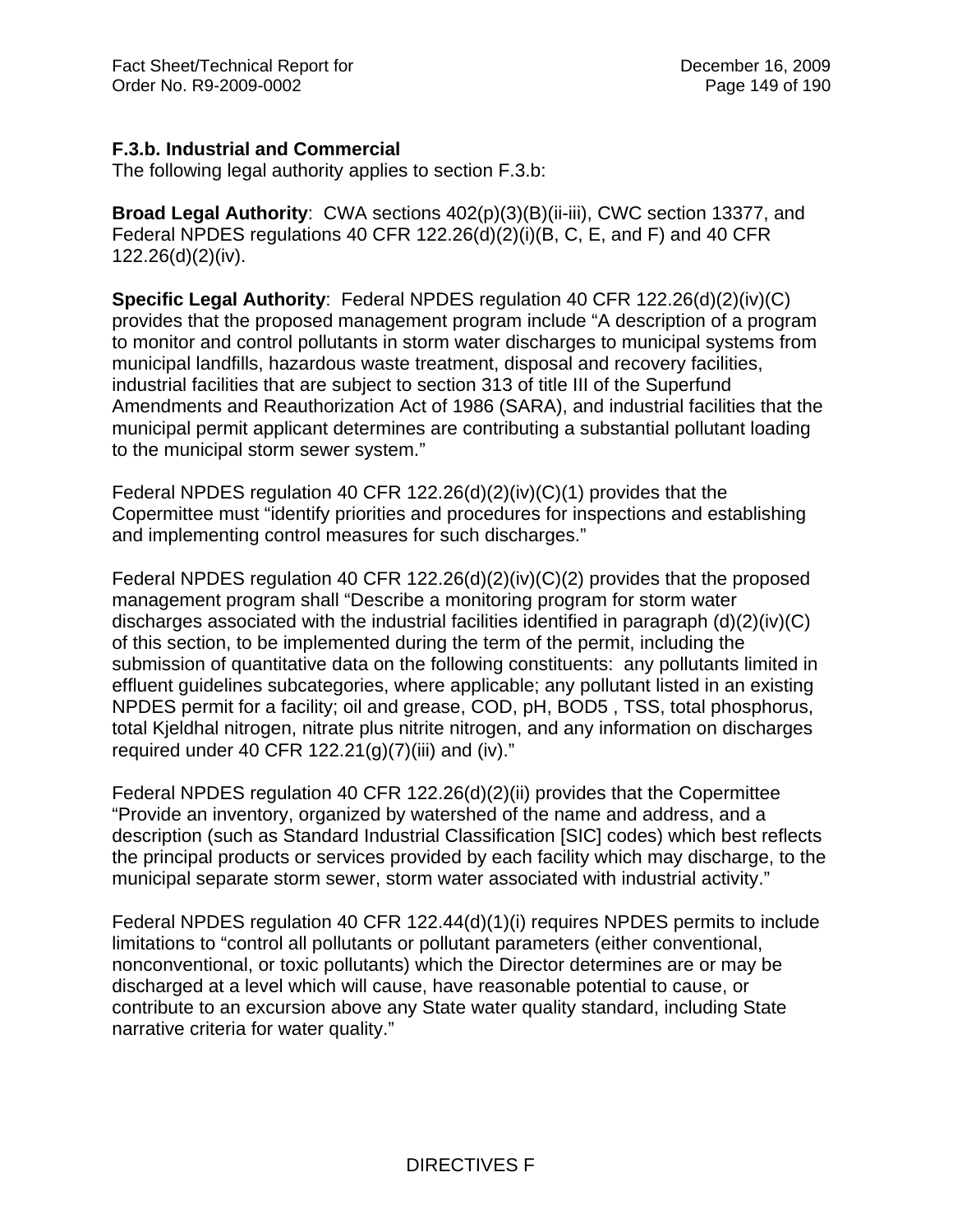### F.3.b. Industrial and Commercial

The following legal authority applies to section F.3.b:

**Broad Legal Authority**: CWA sections 402(p)(3)(B)(ii-iii), CWC section 13377, and Federal NPDES regulations 40 CFR 122.26(d)(2)(i)(B, C, E, and F) and 40 CFR 122.26(d)(2)(iv).

**Specific Legal Authority**: Federal NPDES regulation 40 CFR 122.26(d)(2)(iv)(C) provides that the proposed management program include "A description of a program to monitor and control pollutants in storm water discharges to municipal systems from municipal landfills, hazardous waste treatment, disposal and recovery facilities, industrial facilities that are subject to section 313 of title III of the Superfund Amendments and Reauthorization Act of 1986 (SARA), and industrial facilities that the municipal permit applicant determines are contributing a substantial pollutant loading to the municipal storm sewer system."

Federal NPDES regulation 40 CFR 122.26(d)(2)(iv)(C)(1) provides that the Copermittee must "identify priorities and procedures for inspections and establishing and implementing control measures for such discharges."

Federal NPDES regulation 40 CFR 122.26(d)(2)(iv)(C)(2) provides that the proposed management program shall "Describe a monitoring program for storm water discharges associated with the industrial facilities identified in paragraph (d)(2)(iv)(C) of this section, to be implemented during the term of the permit, including the submission of quantitative data on the following constituents: any pollutants limited in effluent guidelines subcategories, where applicable; any pollutant listed in an existing NPDES permit for a facility; oil and grease, COD, pH, BOD5 , TSS, total phosphorus, total Kjeldhal nitrogen, nitrate plus nitrite nitrogen, and any information on discharges required under 40 CFR 122.21(g)(7)(iii) and (iv)."

Federal NPDES regulation 40 CFR 122.26(d)(2)(ii) provides that the Copermittee "Provide an inventory, organized by watershed of the name and address, and a description (such as Standard Industrial Classification [SIC] codes) which best reflects the principal products or services provided by each facility which may discharge, to the municipal separate storm sewer, storm water associated with industrial activity."

Federal NPDES regulation 40 CFR 122.44(d)(1)(i) requires NPDES permits to include limitations to "control all pollutants or pollutant parameters (either conventional, nonconventional, or toxic pollutants) which the Director determines are or may be discharged at a level which will cause, have reasonable potential to cause, or contribute to an excursion above any State water quality standard, including State narrative criteria for water quality."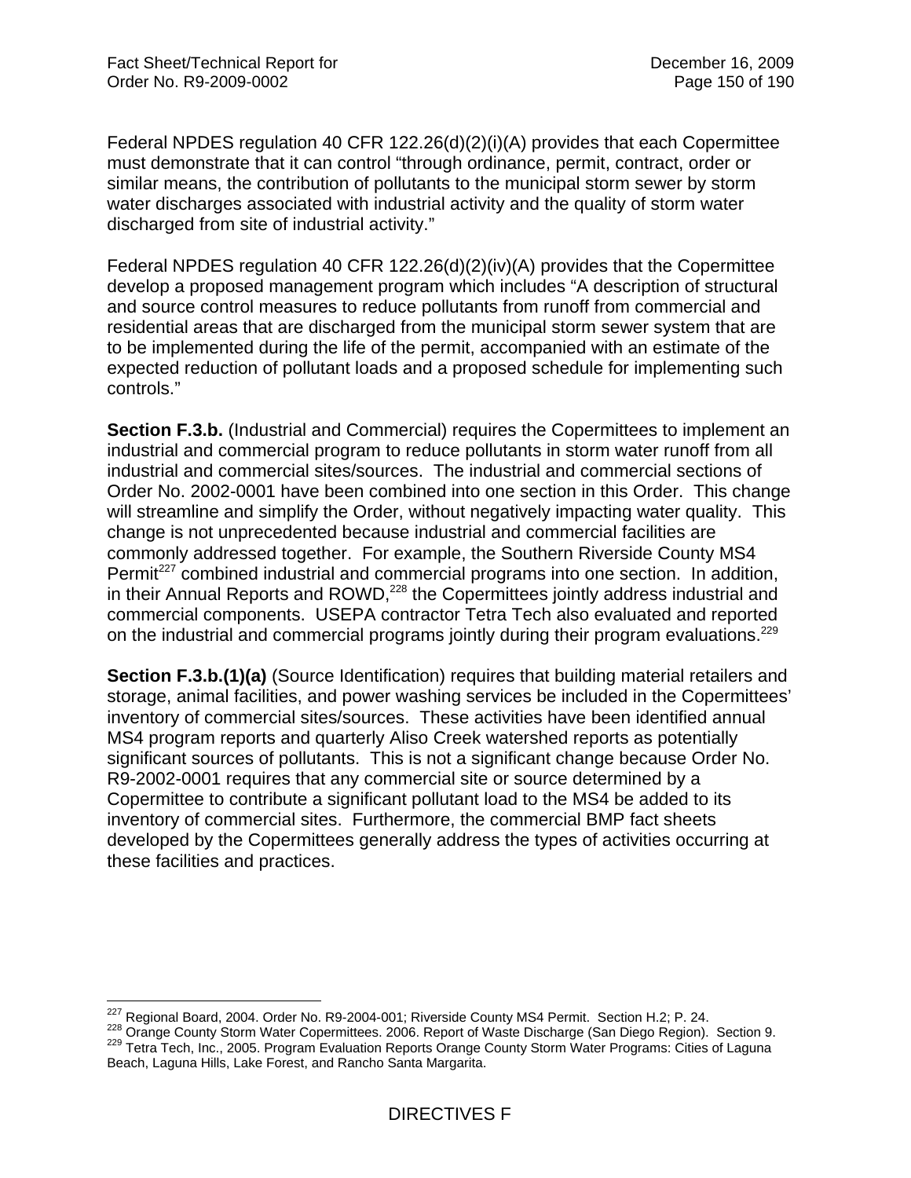Federal NPDES regulation 40 CFR 122.26(d)(2)(i)(A) provides that each Copermittee must demonstrate that it can control "through ordinance, permit, contract, order or similar means, the contribution of pollutants to the municipal storm sewer by storm water discharges associated with industrial activity and the quality of storm water discharged from site of industrial activity."

Federal NPDES regulation 40 CFR 122.26(d)(2)(iv)(A) provides that the Copermittee develop a proposed management program which includes "A description of structural and source control measures to reduce pollutants from runoff from commercial and residential areas that are discharged from the municipal storm sewer system that are to be implemented during the life of the permit, accompanied with an estimate of the expected reduction of pollutant loads and a proposed schedule for implementing such controls."

**Section F.3.b.** (Industrial and Commercial) requires the Copermittees to implement an industrial and commercial program to reduce pollutants in storm water runoff from all industrial and commercial sites/sources. The industrial and commercial sections of Order No. 2002-0001 have been combined into one section in this Order. This change will streamline and simplify the Order, without negatively impacting water quality. This change is not unprecedented because industrial and commercial facilities are commonly addressed together. For example, the Southern Riverside County MS4 Permit[227] combined industrial and commercial programs into one section. In addition, in their Annual Reports and ROWD,[228] the Copermittees jointly address industrial and commercial components. USEPA contractor Tetra Tech also evaluated and reported on the industrial and commercial programs jointly during their program evaluations.[229]

**Section F.3.b.(1)(a)** (Source Identification) requires that building material retailers and storage, animal facilities, and power washing services be included in the Copermittees' inventory of commercial sites/sources. These activities have been identified annual MS4 program reports and quarterly Aliso Creek watershed reports as potentially significant sources of pollutants. This is not a significant change because Order No. R9-2002-0001 requires that any commercial site or source determined by a Copermittee to contribute a significant pollutant load to the MS4 be added to its inventory of commercial sites. Furthermore, the commercial BMP fact sheets developed by the Copermittees generally address the types of activities occurring at these facilities and practices.

---

[227] Regional Board, 2004. Order No. R9-2004-001; Riverside County MS4 Permit. Section H.2; P. 24.

[228] Orange County Storm Water Copermittees. 2006. Report of Waste Discharge (San Diego Region). Section 9.

[229] Tetra Tech, Inc., 2005. Program Evaluation Reports Orange County Storm Water Programs: Cities of Laguna Beach, Laguna Hills, Lake Forest, and Rancho Santa Margarita.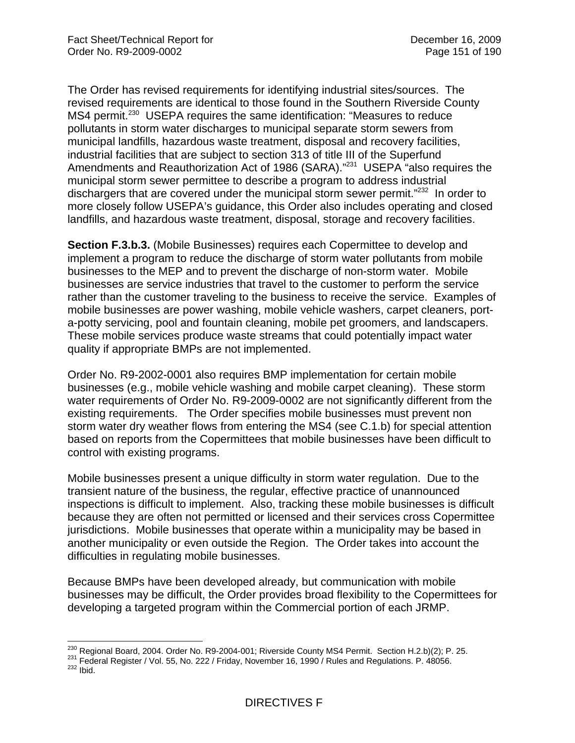The Order has revised requirements for identifying industrial sites/sources. The revised requirements are identical to those found in the Southern Riverside County MS4 permit.[230] USEPA requires the same identification: "Measures to reduce pollutants in storm water discharges to municipal separate storm sewers from municipal landfills, hazardous waste treatment, disposal and recovery facilities, industrial facilities that are subject to section 313 of title III of the Superfund Amendments and Reauthorization Act of 1986 (SARA)."[231] USEPA "also requires the municipal storm sewer permittee to describe a program to address industrial dischargers that are covered under the municipal storm sewer permit."[232] In order to more closely follow USEPA's guidance, this Order also includes operating and closed landfills, and hazardous waste treatment, disposal, storage and recovery facilities.

**Section F.3.b.3.** (Mobile Businesses) requires each Copermittee to develop and implement a program to reduce the discharge of storm water pollutants from mobile businesses to the MEP and to prevent the discharge of non-storm water. Mobile businesses are service industries that travel to the customer to perform the service rather than the customer traveling to the business to receive the service. Examples of mobile businesses are power washing, mobile vehicle washers, carpet cleaners, port-a-potty servicing, pool and fountain cleaning, mobile pet groomers, and landscapers. These mobile services produce waste streams that could potentially impact water quality if appropriate BMPs are not implemented.

Order No. R9-2002-0001 also requires BMP implementation for certain mobile businesses (e.g., mobile vehicle washing and mobile carpet cleaning). These storm water requirements of Order No. R9-2009-0002 are not significantly different from the existing requirements. The Order specifies mobile businesses must prevent non storm water dry weather flows from entering the MS4 (see C.1.b) for special attention based on reports from the Copermittees that mobile businesses have been difficult to control with existing programs.

Mobile businesses present a unique difficulty in storm water regulation. Due to the transient nature of the business, the regular, effective practice of unannounced inspections is difficult to implement. Also, tracking these mobile businesses is difficult because they are often not permitted or licensed and their services cross Copermittee jurisdictions. Mobile businesses that operate within a municipality may be based in another municipality or even outside the Region. The Order takes into account the difficulties in regulating mobile businesses.

Because BMPs have been developed already, but communication with mobile businesses may be difficult, the Order provides broad flexibility to the Copermittees for developing a targeted program within the Commercial portion of each JRMP.

---

[230] Regional Board, 2004. Order No. R9-2004-001; Riverside County MS4 Permit. Section H.2.b)(2); P. 25.
[231] Federal Register / Vol. 55, No. 222 / Friday, November 16, 1990 / Rules and Regulations. P. 48056.
[232] Ibid.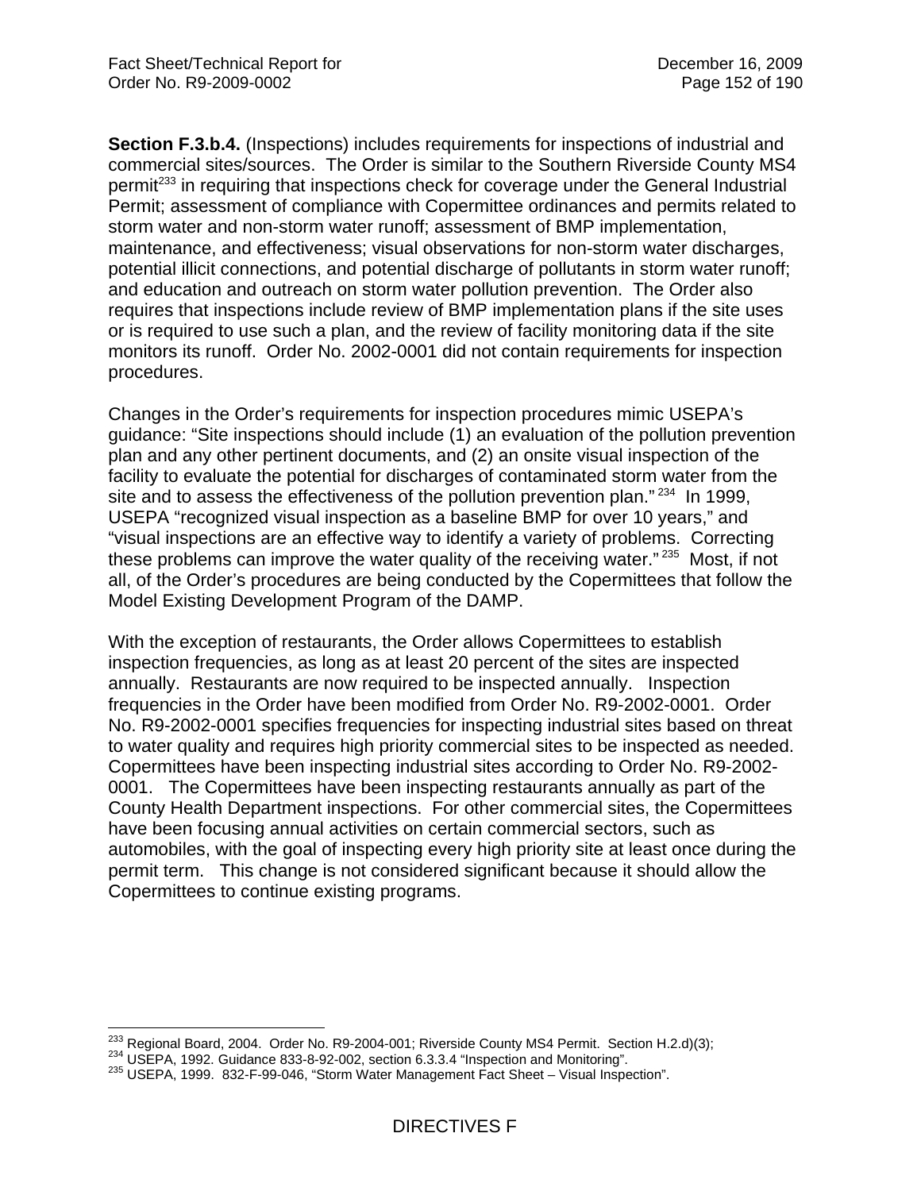**Section F.3.b.4.** (Inspections) includes requirements for inspections of industrial and commercial sites/sources. The Order is similar to the Southern Riverside County MS4 permit[233] in requiring that inspections check for coverage under the General Industrial Permit; assessment of compliance with Copermittee ordinances and permits related to storm water and non-storm water runoff; assessment of BMP implementation, maintenance, and effectiveness; visual observations for non-storm water discharges, potential illicit connections, and potential discharge of pollutants in storm water runoff; and education and outreach on storm water pollution prevention. The Order also requires that inspections include review of BMP implementation plans if the site uses or is required to use such a plan, and the review of facility monitoring data if the site monitors its runoff. Order No. 2002-0001 did not contain requirements for inspection procedures.

Changes in the Order's requirements for inspection procedures mimic USEPA's guidance: "Site inspections should include (1) an evaluation of the pollution prevention plan and any other pertinent documents, and (2) an onsite visual inspection of the facility to evaluate the potential for discharges of contaminated storm water from the site and to assess the effectiveness of the pollution prevention plan." [234] In 1999, USEPA "recognized visual inspection as a baseline BMP for over 10 years," and "visual inspections are an effective way to identify a variety of problems. Correcting these problems can improve the water quality of the receiving water." [235] Most, if not all, of the Order's procedures are being conducted by the Copermittees that follow the Model Existing Development Program of the DAMP.

With the exception of restaurants, the Order allows Copermittees to establish inspection frequencies, as long as at least 20 percent of the sites are inspected annually. Restaurants are now required to be inspected annually. Inspection frequencies in the Order have been modified from Order No. R9-2002-0001. Order No. R9-2002-0001 specifies frequencies for inspecting industrial sites based on threat to water quality and requires high priority commercial sites to be inspected as needed. Copermittees have been inspecting industrial sites according to Order No. R9-2002-0001. The Copermittees have been inspecting restaurants annually as part of the County Health Department inspections. For other commercial sites, the Copermittees have been focusing annual activities on certain commercial sectors, such as automobiles, with the goal of inspecting every high priority site at least once during the permit term. This change is not considered significant because it should allow the Copermittees to continue existing programs.

---

[233] Regional Board, 2004. Order No. R9-2004-001; Riverside County MS4 Permit. Section H.2.d)(3);

[234] USEPA, 1992. Guidance 833-8-92-002, section 6.3.3.4 "Inspection and Monitoring".

[235] USEPA, 1999. 832-F-99-046, "Storm Water Management Fact Sheet – Visual Inspection".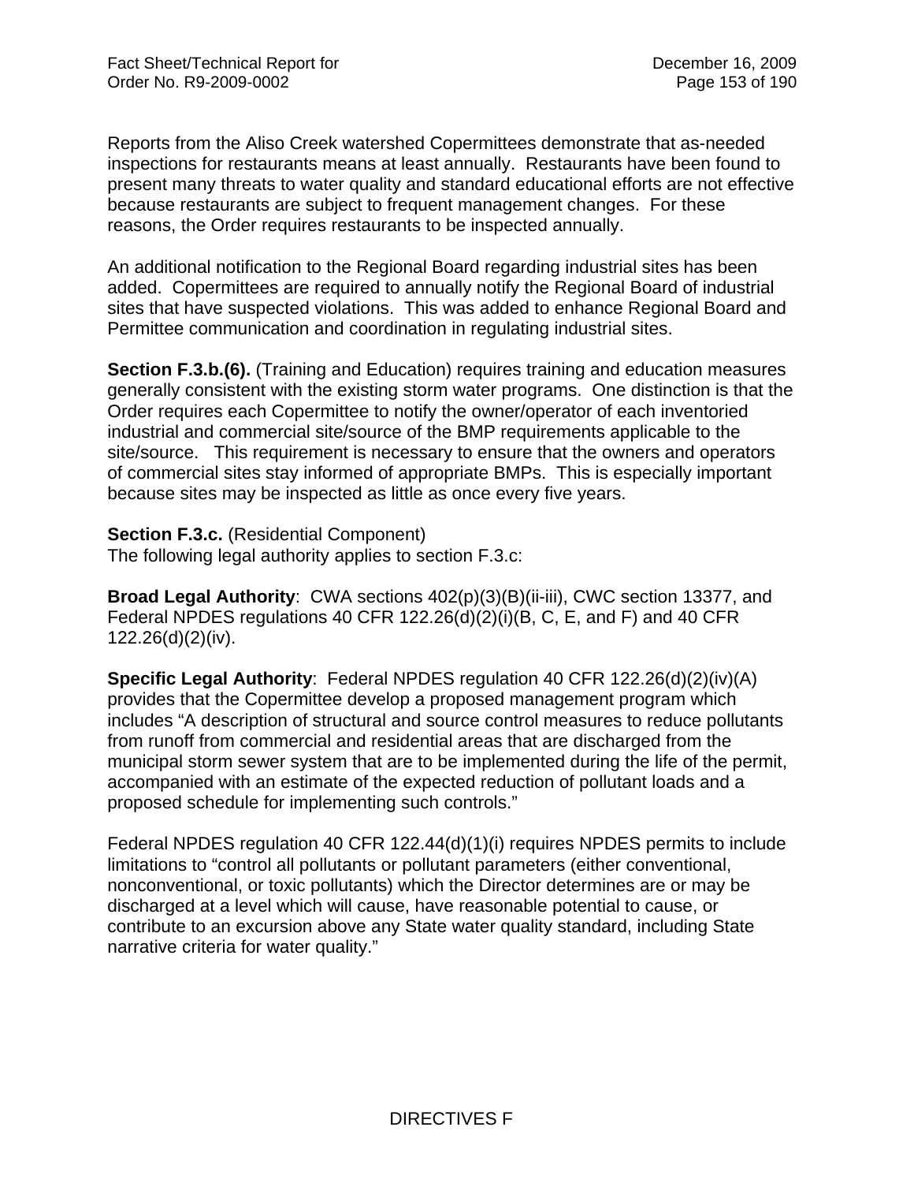Reports from the Aliso Creek watershed Copermittees demonstrate that as-needed inspections for restaurants means at least annually. Restaurants have been found to present many threats to water quality and standard educational efforts are not effective because restaurants are subject to frequent management changes. For these reasons, the Order requires restaurants to be inspected annually.

An additional notification to the Regional Board regarding industrial sites has been added. Copermittees are required to annually notify the Regional Board of industrial sites that have suspected violations. This was added to enhance Regional Board and Permittee communication and coordination in regulating industrial sites.

**Section F.3.b.(6).** (Training and Education) requires training and education measures generally consistent with the existing storm water programs. One distinction is that the Order requires each Copermittee to notify the owner/operator of each inventoried industrial and commercial site/source of the BMP requirements applicable to the site/source. This requirement is necessary to ensure that the owners and operators of commercial sites stay informed of appropriate BMPs. This is especially important because sites may be inspected as little as once every five years.

**Section F.3.c.** (Residential Component)
The following legal authority applies to section F.3.c:

**Broad Legal Authority**: CWA sections 402(p)(3)(B)(ii-iii), CWC section 13377, and Federal NPDES regulations 40 CFR 122.26(d)(2)(i)(B, C, E, and F) and 40 CFR 122.26(d)(2)(iv).

**Specific Legal Authority**: Federal NPDES regulation 40 CFR 122.26(d)(2)(iv)(A) provides that the Copermittee develop a proposed management program which includes "A description of structural and source control measures to reduce pollutants from runoff from commercial and residential areas that are discharged from the municipal storm sewer system that are to be implemented during the life of the permit, accompanied with an estimate of the expected reduction of pollutant loads and a proposed schedule for implementing such controls."

Federal NPDES regulation 40 CFR 122.44(d)(1)(i) requires NPDES permits to include limitations to "control all pollutants or pollutant parameters (either conventional, nonconventional, or toxic pollutants) which the Director determines are or may be discharged at a level which will cause, have reasonable potential to cause, or contribute to an excursion above any State water quality standard, including State narrative criteria for water quality."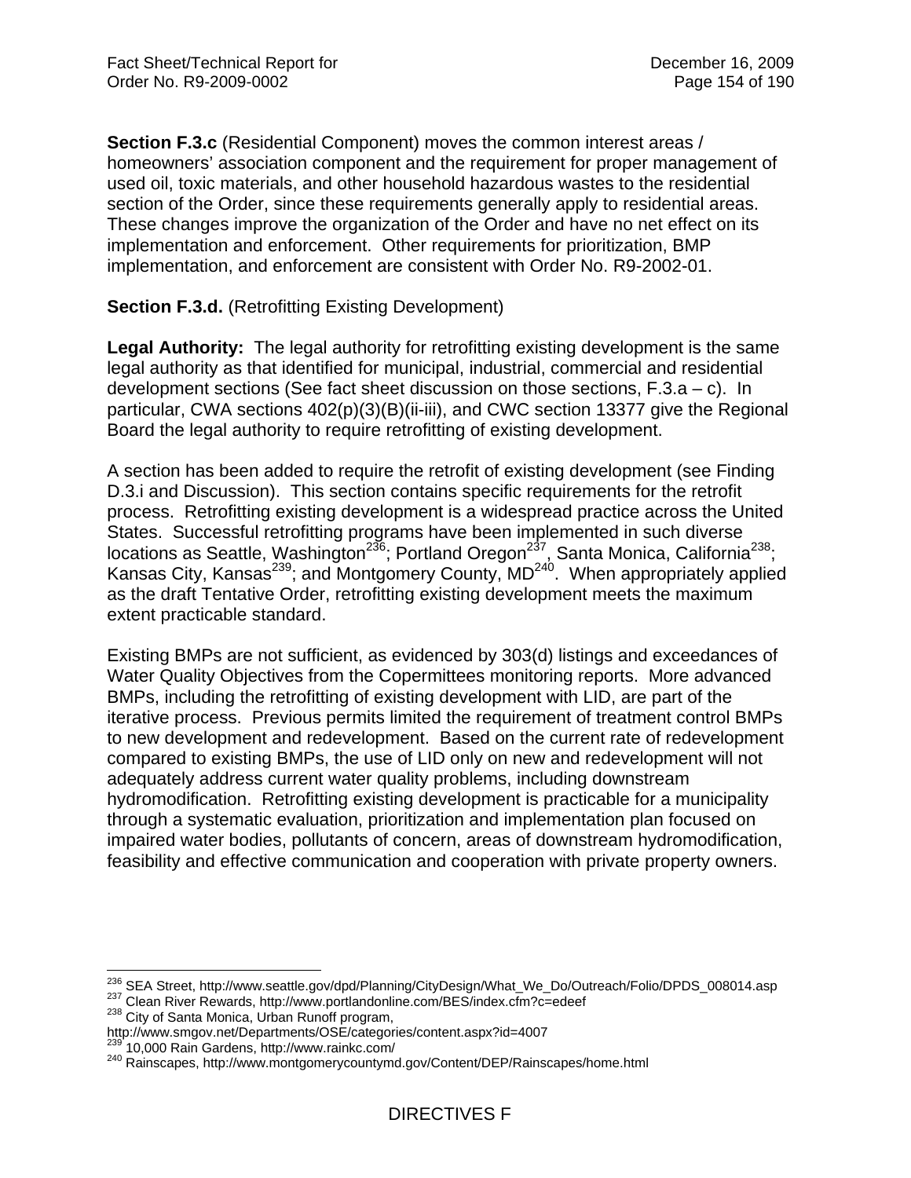**Section F.3.c** (Residential Component) moves the common interest areas / homeowners' association component and the requirement for proper management of used oil, toxic materials, and other household hazardous wastes to the residential section of the Order, since these requirements generally apply to residential areas. These changes improve the organization of the Order and have no net effect on its implementation and enforcement. Other requirements for prioritization, BMP implementation, and enforcement are consistent with Order No. R9-2002-01.

**Section F.3.d.** (Retrofitting Existing Development)

**Legal Authority:** The legal authority for retrofitting existing development is the same legal authority as that identified for municipal, industrial, commercial and residential development sections (See fact sheet discussion on those sections, F.3.a – c). In particular, CWA sections 402(p)(3)(B)(ii-iii), and CWC section 13377 give the Regional Board the legal authority to require retrofitting of existing development.

A section has been added to require the retrofit of existing development (see Finding D.3.i and Discussion). This section contains specific requirements for the retrofit process. Retrofitting existing development is a widespread practice across the United States. Successful retrofitting programs have been implemented in such diverse locations as Seattle, Washington[236]; Portland Oregon[237], Santa Monica, California[238]; Kansas City, Kansas[239]; and Montgomery County, MD[240]. When appropriately applied as the draft Tentative Order, retrofitting existing development meets the maximum extent practicable standard.

Existing BMPs are not sufficient, as evidenced by 303(d) listings and exceedances of Water Quality Objectives from the Copermittees monitoring reports. More advanced BMPs, including the retrofitting of existing development with LID, are part of the iterative process. Previous permits limited the requirement of treatment control BMPs to new development and redevelopment. Based on the current rate of redevelopment compared to existing BMPs, the use of LID only on new and redevelopment will not adequately address current water quality problems, including downstream hydromodification. Retrofitting existing development is practicable for a municipality through a systematic evaluation, prioritization and implementation plan focused on impaired water bodies, pollutants of concern, areas of downstream hydromodification, feasibility and effective communication and cooperation with private property owners.

[236] SEA Street, http://www.seattle.gov/dpd/Planning/CityDesign/What_We_Do/Outreach/Folio/DPDS_008014.asp
[237] Clean River Rewards, http://www.portlandonline.com/BES/index.cfm?c=edeef
[238] City of Santa Monica, Urban Runoff program, http://www.smgov.net/Departments/OSE/categories/content.aspx?id=4007
[239] 10,000 Rain Gardens, http://www.rainkc.com/
[240] Rainscapes, http://www.montgomerycountymd.gov/Content/DEP/Rainscapes/home.html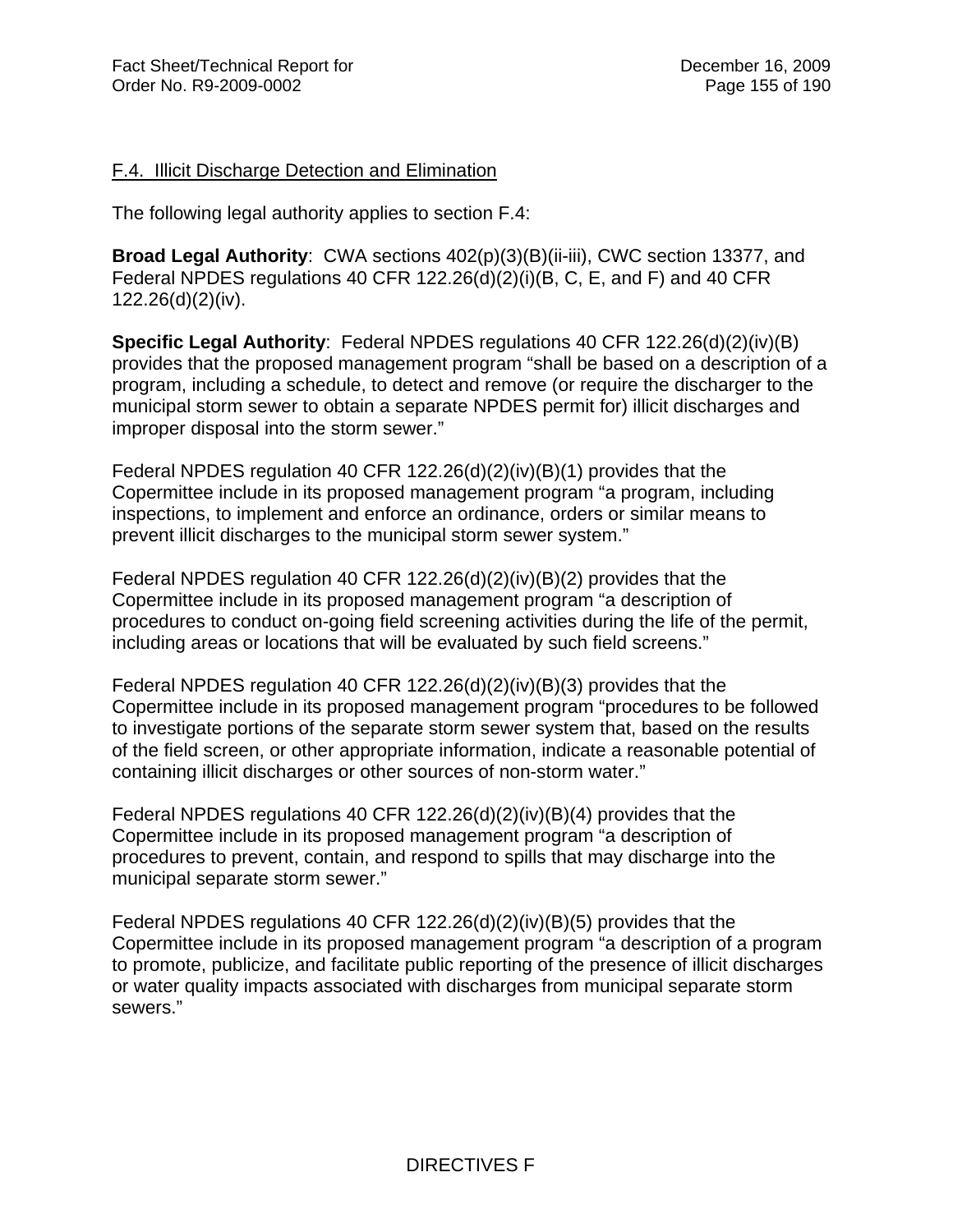F.4. Illicit Discharge Detection and Elimination

The following legal authority applies to section F.4:

**Broad Legal Authority**: CWA sections 402(p)(3)(B)(ii-iii), CWC section 13377, and Federal NPDES regulations 40 CFR 122.26(d)(2)(i)(B, C, E, and F) and 40 CFR 122.26(d)(2)(iv).

**Specific Legal Authority**: Federal NPDES regulations 40 CFR 122.26(d)(2)(iv)(B) provides that the proposed management program "shall be based on a description of a program, including a schedule, to detect and remove (or require the discharger to the municipal storm sewer to obtain a separate NPDES permit for) illicit discharges and improper disposal into the storm sewer."

Federal NPDES regulation 40 CFR 122.26(d)(2)(iv)(B)(1) provides that the Copermittee include in its proposed management program "a program, including inspections, to implement and enforce an ordinance, orders or similar means to prevent illicit discharges to the municipal storm sewer system."

Federal NPDES regulation 40 CFR 122.26(d)(2)(iv)(B)(2) provides that the Copermittee include in its proposed management program "a description of procedures to conduct on-going field screening activities during the life of the permit, including areas or locations that will be evaluated by such field screens."

Federal NPDES regulation 40 CFR 122.26(d)(2)(iv)(B)(3) provides that the Copermittee include in its proposed management program "procedures to be followed to investigate portions of the separate storm sewer system that, based on the results of the field screen, or other appropriate information, indicate a reasonable potential of containing illicit discharges or other sources of non-storm water."

Federal NPDES regulations 40 CFR 122.26(d)(2)(iv)(B)(4) provides that the Copermittee include in its proposed management program "a description of procedures to prevent, contain, and respond to spills that may discharge into the municipal separate storm sewer."

Federal NPDES regulations 40 CFR 122.26(d)(2)(iv)(B)(5) provides that the Copermittee include in its proposed management program "a description of a program to promote, publicize, and facilitate public reporting of the presence of illicit discharges or water quality impacts associated with discharges from municipal separate storm sewers."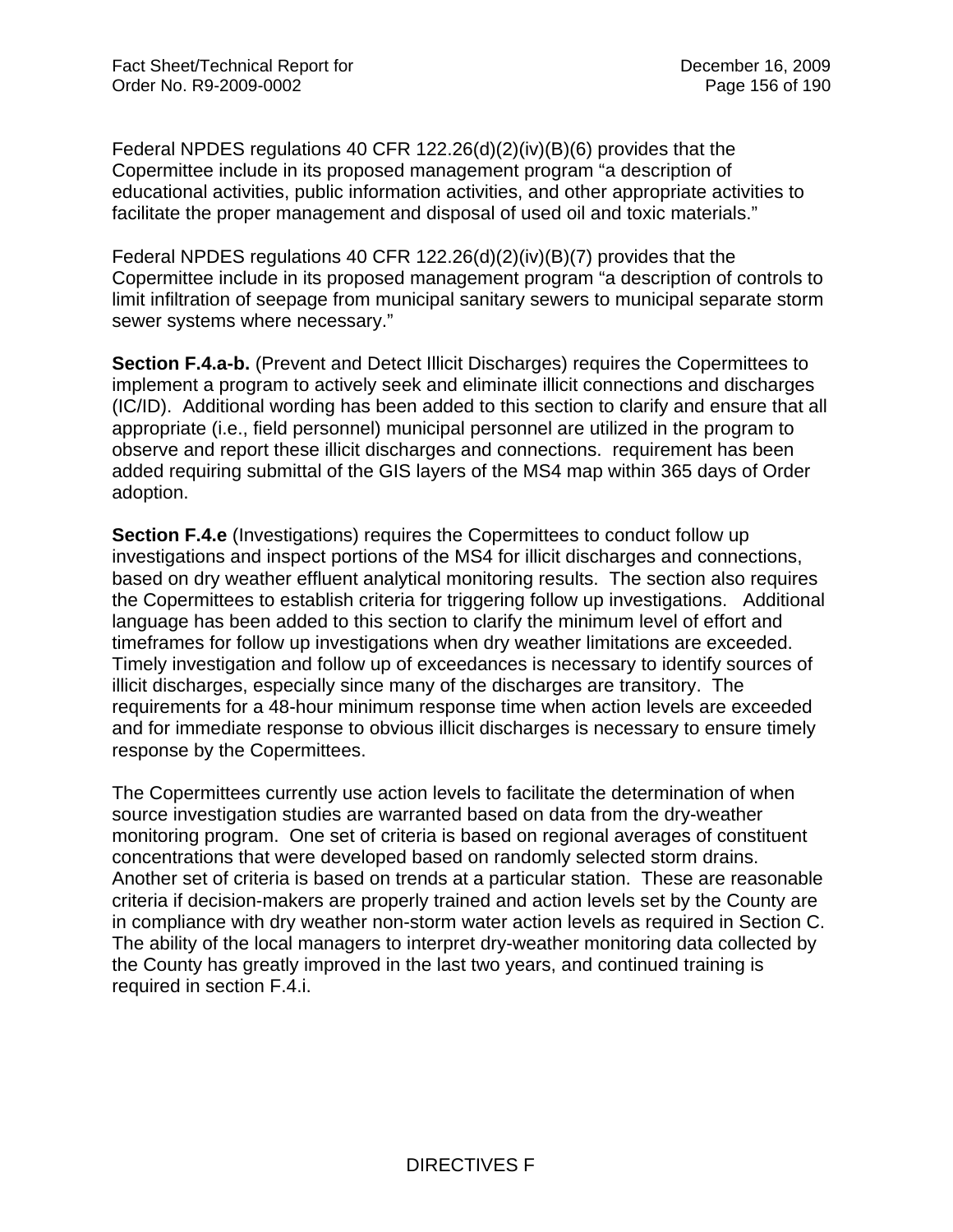Federal NPDES regulations 40 CFR 122.26(d)(2)(iv)(B)(6) provides that the Copermittee include in its proposed management program "a description of educational activities, public information activities, and other appropriate activities to facilitate the proper management and disposal of used oil and toxic materials."

Federal NPDES regulations 40 CFR 122.26(d)(2)(iv)(B)(7) provides that the Copermittee include in its proposed management program "a description of controls to limit infiltration of seepage from municipal sanitary sewers to municipal separate storm sewer systems where necessary."

**Section F.4.a-b.** (Prevent and Detect Illicit Discharges) requires the Copermittees to implement a program to actively seek and eliminate illicit connections and discharges (IC/ID). Additional wording has been added to this section to clarify and ensure that all appropriate (i.e., field personnel) municipal personnel are utilized in the program to observe and report these illicit discharges and connections. requirement has been added requiring submittal of the GIS layers of the MS4 map within 365 days of Order adoption.

**Section F.4.e** (Investigations) requires the Copermittees to conduct follow up investigations and inspect portions of the MS4 for illicit discharges and connections, based on dry weather effluent analytical monitoring results. The section also requires the Copermittees to establish criteria for triggering follow up investigations. Additional language has been added to this section to clarify the minimum level of effort and timeframes for follow up investigations when dry weather limitations are exceeded. Timely investigation and follow up of exceedances is necessary to identify sources of illicit discharges, especially since many of the discharges are transitory. The requirements for a 48-hour minimum response time when action levels are exceeded and for immediate response to obvious illicit discharges is necessary to ensure timely response by the Copermittees.

The Copermittees currently use action levels to facilitate the determination of when source investigation studies are warranted based on data from the dry-weather monitoring program. One set of criteria is based on regional averages of constituent concentrations that were developed based on randomly selected storm drains. Another set of criteria is based on trends at a particular station. These are reasonable criteria if decision-makers are properly trained and action levels set by the County are in compliance with dry weather non-storm water action levels as required in Section C. The ability of the local managers to interpret dry-weather monitoring data collected by the County has greatly improved in the last two years, and continued training is required in section F.4.i.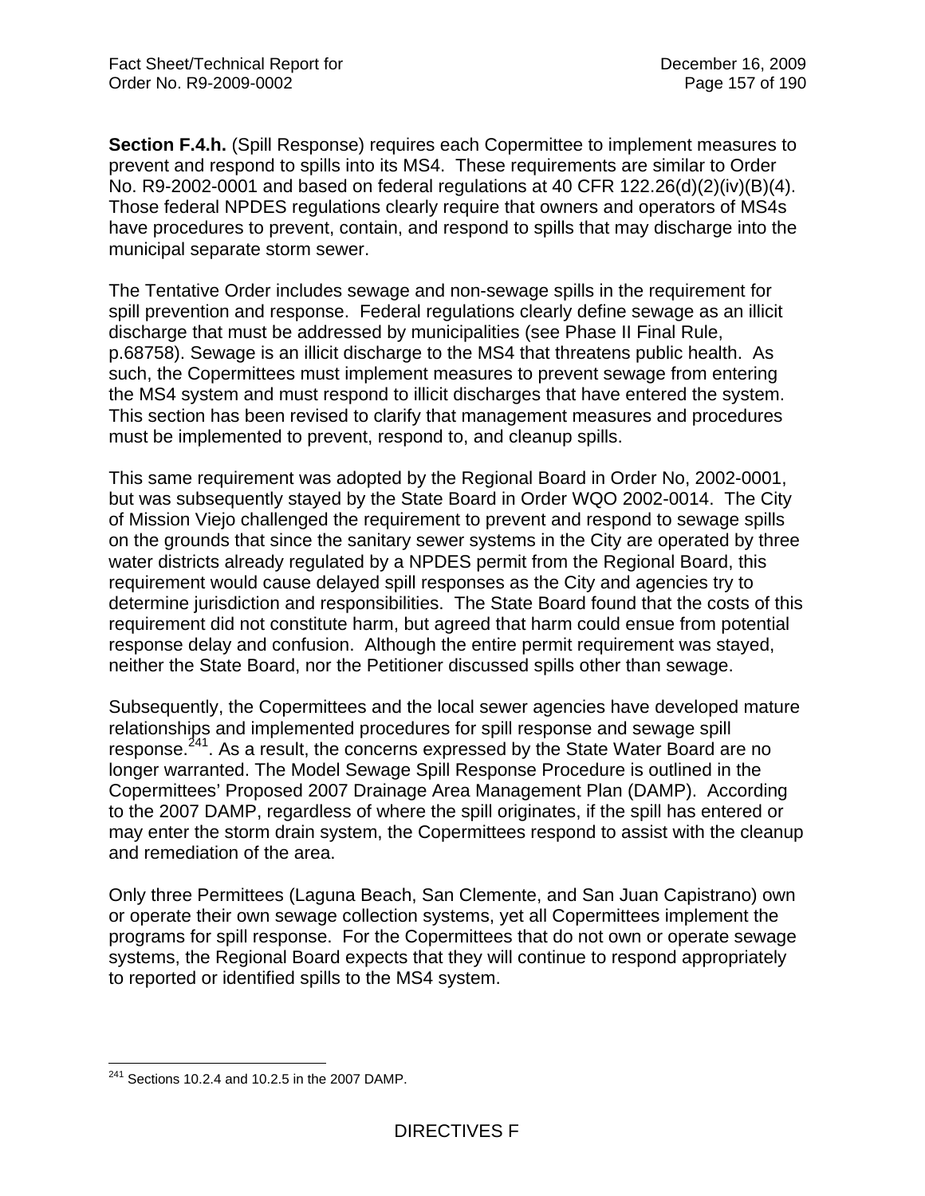**Section F.4.h.** (Spill Response) requires each Copermittee to implement measures to prevent and respond to spills into its MS4. These requirements are similar to Order No. R9-2002-0001 and based on federal regulations at 40 CFR 122.26(d)(2)(iv)(B)(4). Those federal NPDES regulations clearly require that owners and operators of MS4s have procedures to prevent, contain, and respond to spills that may discharge into the municipal separate storm sewer.

The Tentative Order includes sewage and non-sewage spills in the requirement for spill prevention and response. Federal regulations clearly define sewage as an illicit discharge that must be addressed by municipalities (see Phase II Final Rule, p.68758). Sewage is an illicit discharge to the MS4 that threatens public health. As such, the Copermittees must implement measures to prevent sewage from entering the MS4 system and must respond to illicit discharges that have entered the system. This section has been revised to clarify that management measures and procedures must be implemented to prevent, respond to, and cleanup spills.

This same requirement was adopted by the Regional Board in Order No, 2002-0001, but was subsequently stayed by the State Board in Order WQO 2002-0014. The City of Mission Viejo challenged the requirement to prevent and respond to sewage spills on the grounds that since the sanitary sewer systems in the City are operated by three water districts already regulated by a NPDES permit from the Regional Board, this requirement would cause delayed spill responses as the City and agencies try to determine jurisdiction and responsibilities. The State Board found that the costs of this requirement did not constitute harm, but agreed that harm could ensue from potential response delay and confusion. Although the entire permit requirement was stayed, neither the State Board, nor the Petitioner discussed spills other than sewage.

Subsequently, the Copermittees and the local sewer agencies have developed mature relationships and implemented procedures for spill response and sewage spill response.[241]. As a result, the concerns expressed by the State Water Board are no longer warranted. The Model Sewage Spill Response Procedure is outlined in the Copermittees' Proposed 2007 Drainage Area Management Plan (DAMP). According to the 2007 DAMP, regardless of where the spill originates, if the spill has entered or may enter the storm drain system, the Copermittees respond to assist with the cleanup and remediation of the area.

Only three Permittees (Laguna Beach, San Clemente, and San Juan Capistrano) own or operate their own sewage collection systems, yet all Copermittees implement the programs for spill response. For the Copermittees that do not own or operate sewage systems, the Regional Board expects that they will continue to respond appropriately to reported or identified spills to the MS4 system.

[241] Sections 10.2.4 and 10.2.5 in the 2007 DAMP.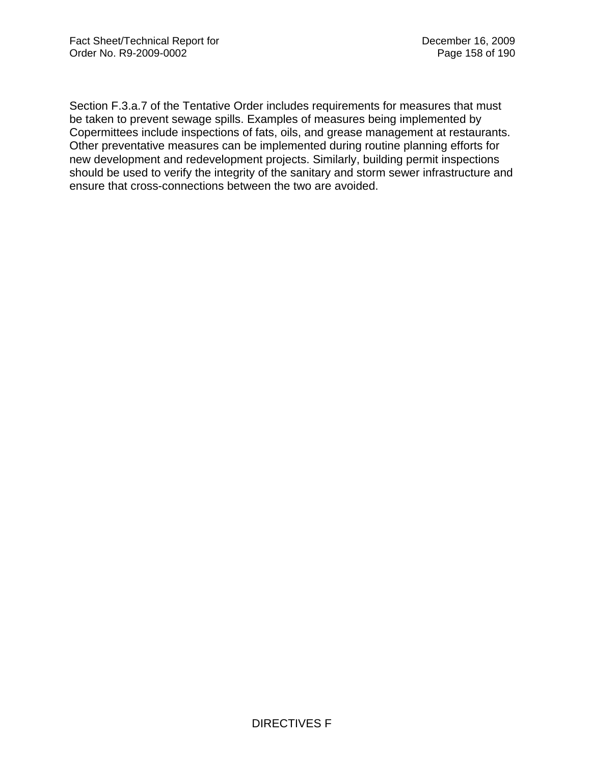Section F.3.a.7 of the Tentative Order includes requirements for measures that must be taken to prevent sewage spills. Examples of measures being implemented by Copermittees include inspections of fats, oils, and grease management at restaurants. Other preventative measures can be implemented during routine planning efforts for new development and redevelopment projects. Similarly, building permit inspections should be used to verify the integrity of the sanitary and storm sewer infrastructure and ensure that cross-connections between the two are avoided.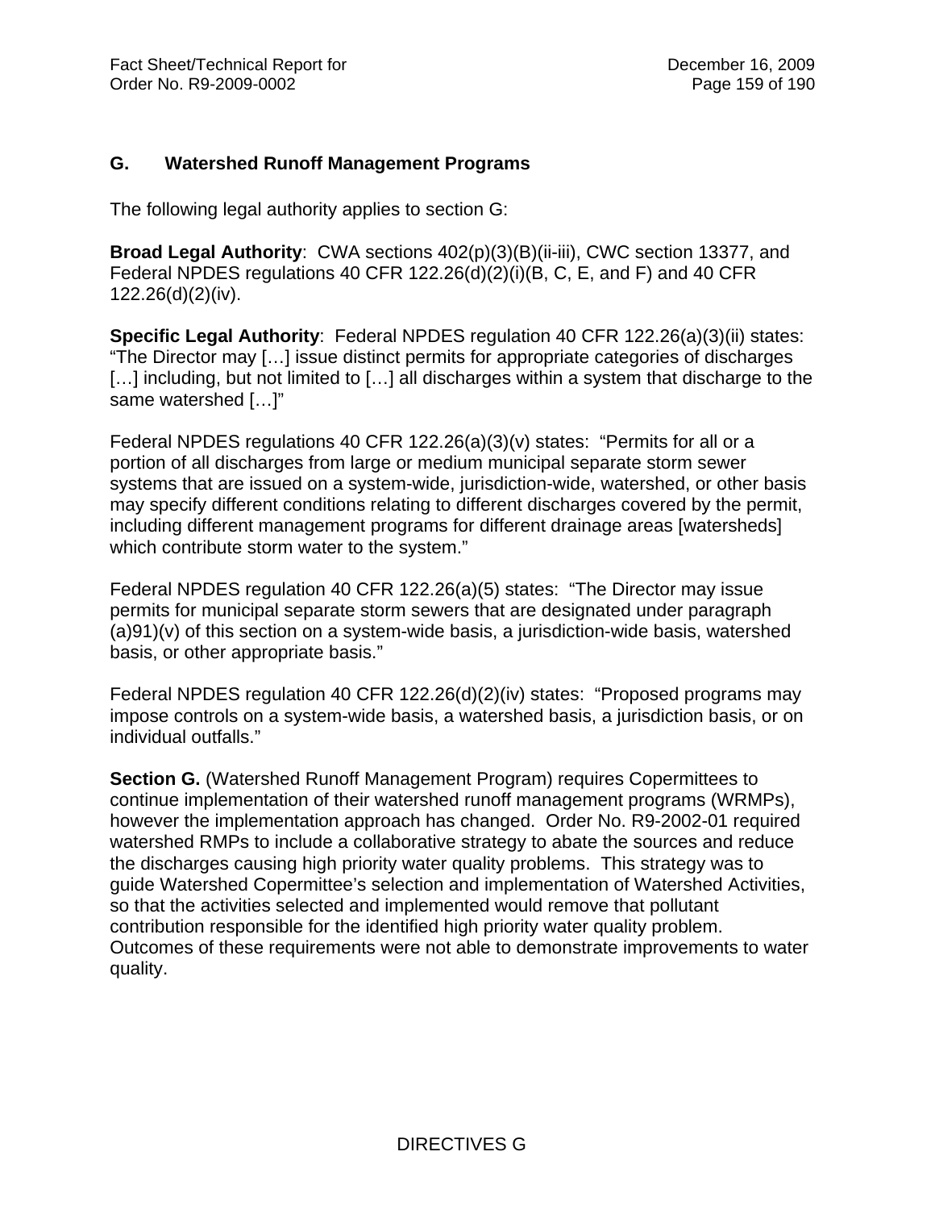## G. Watershed Runoff Management Programs

The following legal authority applies to section G:

**Broad Legal Authority**: CWA sections 402(p)(3)(B)(ii-iii), CWC section 13377, and Federal NPDES regulations 40 CFR 122.26(d)(2)(i)(B, C, E, and F) and 40 CFR 122.26(d)(2)(iv).

**Specific Legal Authority**: Federal NPDES regulation 40 CFR 122.26(a)(3)(ii) states: "The Director may […] issue distinct permits for appropriate categories of discharges […] including, but not limited to […] all discharges within a system that discharge to the same watershed […]"

Federal NPDES regulations 40 CFR 122.26(a)(3)(v) states: "Permits for all or a portion of all discharges from large or medium municipal separate storm sewer systems that are issued on a system-wide, jurisdiction-wide, watershed, or other basis may specify different conditions relating to different discharges covered by the permit, including different management programs for different drainage areas [watersheds] which contribute storm water to the system."

Federal NPDES regulation 40 CFR 122.26(a)(5) states: "The Director may issue permits for municipal separate storm sewers that are designated under paragraph (a)91)(v) of this section on a system-wide basis, a jurisdiction-wide basis, watershed basis, or other appropriate basis."

Federal NPDES regulation 40 CFR 122.26(d)(2)(iv) states: "Proposed programs may impose controls on a system-wide basis, a watershed basis, a jurisdiction basis, or on individual outfalls."

**Section G.** (Watershed Runoff Management Program) requires Copermittees to continue implementation of their watershed runoff management programs (WRMPs), however the implementation approach has changed. Order No. R9-2002-01 required watershed RMPs to include a collaborative strategy to abate the sources and reduce the discharges causing high priority water quality problems. This strategy was to guide Watershed Copermittee's selection and implementation of Watershed Activities, so that the activities selected and implemented would remove that pollutant contribution responsible for the identified high priority water quality problem. Outcomes of these requirements were not able to demonstrate improvements to water quality.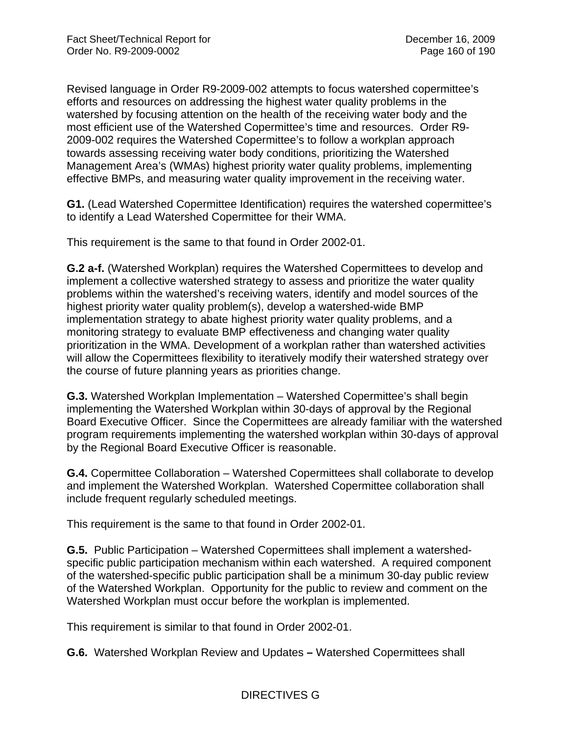Revised language in Order R9-2009-002 attempts to focus watershed copermittee's efforts and resources on addressing the highest water quality problems in the watershed by focusing attention on the health of the receiving water body and the most efficient use of the Watershed Copermittee's time and resources. Order R9-2009-002 requires the Watershed Copermittee's to follow a workplan approach towards assessing receiving water body conditions, prioritizing the Watershed Management Area's (WMAs) highest priority water quality problems, implementing effective BMPs, and measuring water quality improvement in the receiving water.

**G1.** (Lead Watershed Copermittee Identification) requires the watershed copermittee's to identify a Lead Watershed Copermittee for their WMA.

This requirement is the same to that found in Order 2002-01.

**G.2 a-f.** (Watershed Workplan) requires the Watershed Copermittees to develop and implement a collective watershed strategy to assess and prioritize the water quality problems within the watershed's receiving waters, identify and model sources of the highest priority water quality problem(s), develop a watershed-wide BMP implementation strategy to abate highest priority water quality problems, and a monitoring strategy to evaluate BMP effectiveness and changing water quality prioritization in the WMA. Development of a workplan rather than watershed activities will allow the Copermittees flexibility to iteratively modify their watershed strategy over the course of future planning years as priorities change.

**G.3.** Watershed Workplan Implementation – Watershed Copermittee's shall begin implementing the Watershed Workplan within 30-days of approval by the Regional Board Executive Officer. Since the Copermittees are already familiar with the watershed program requirements implementing the watershed workplan within 30-days of approval by the Regional Board Executive Officer is reasonable.

**G.4.** Copermittee Collaboration – Watershed Copermittees shall collaborate to develop and implement the Watershed Workplan. Watershed Copermittee collaboration shall include frequent regularly scheduled meetings.

This requirement is the same to that found in Order 2002-01.

**G.5.** Public Participation – Watershed Copermittees shall implement a watershed-specific public participation mechanism within each watershed. A required component of the watershed-specific public participation shall be a minimum 30-day public review of the Watershed Workplan. Opportunity for the public to review and comment on the Watershed Workplan must occur before the workplan is implemented.

This requirement is similar to that found in Order 2002-01.

**G.6.** Watershed Workplan Review and Updates **–** Watershed Copermittees shall

DIRECTIVES G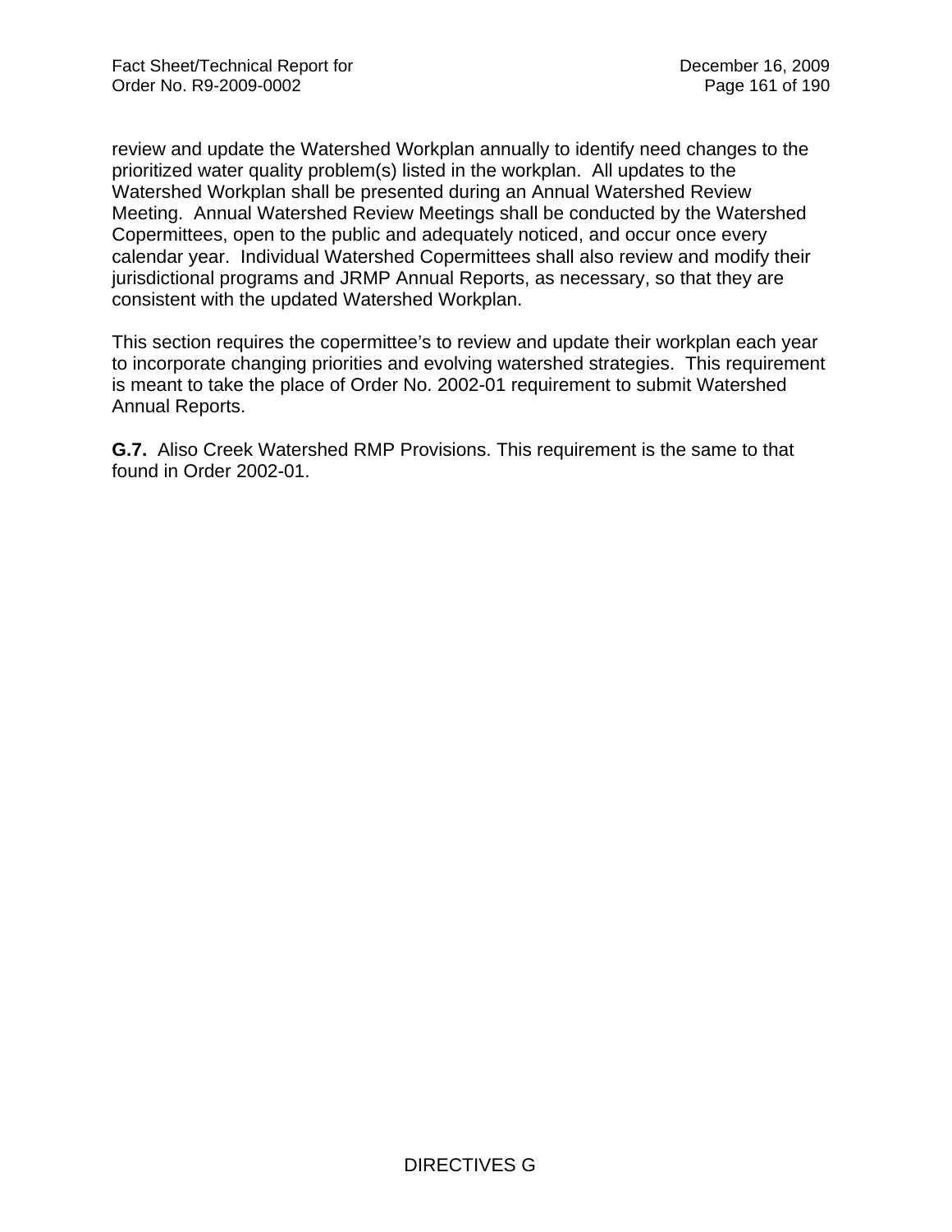review and update the Watershed Workplan annually to identify need changes to the prioritized water quality problem(s) listed in the workplan. All updates to the Watershed Workplan shall be presented during an Annual Watershed Review Meeting. Annual Watershed Review Meetings shall be conducted by the Watershed Copermittees, open to the public and adequately noticed, and occur once every calendar year. Individual Watershed Copermittees shall also review and modify their jurisdictional programs and JRMP Annual Reports, as necessary, so that they are consistent with the updated Watershed Workplan.

This section requires the copermittee's to review and update their workplan each year to incorporate changing priorities and evolving watershed strategies. This requirement is meant to take the place of Order No. 2002-01 requirement to submit Watershed Annual Reports.

**G.7.** Aliso Creek Watershed RMP Provisions. This requirement is the same to that found in Order 2002-01.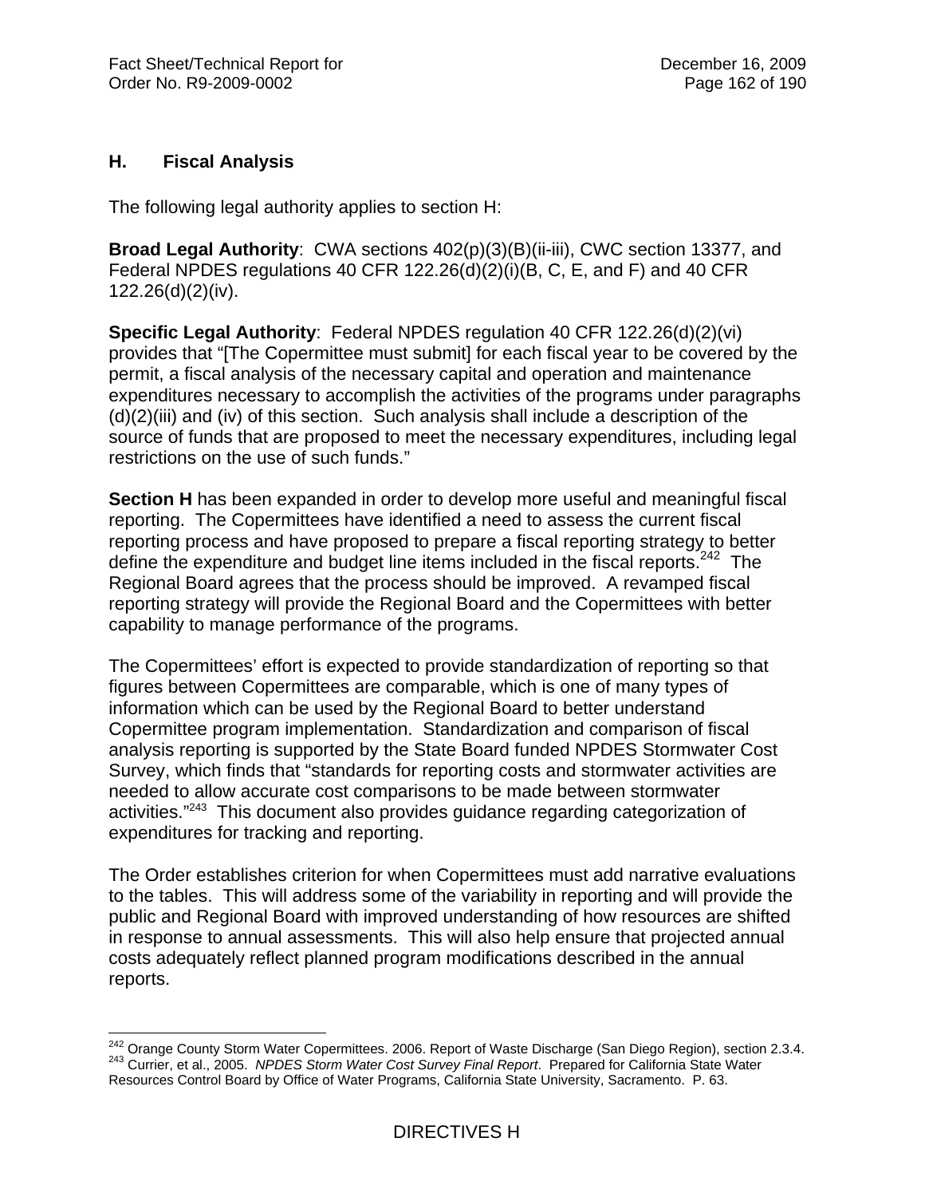## H. Fiscal Analysis

The following legal authority applies to section H:

**Broad Legal Authority**: CWA sections 402(p)(3)(B)(ii-iii), CWC section 13377, and Federal NPDES regulations 40 CFR 122.26(d)(2)(i)(B, C, E, and F) and 40 CFR 122.26(d)(2)(iv).

**Specific Legal Authority**: Federal NPDES regulation 40 CFR 122.26(d)(2)(vi) provides that "[The Copermittee must submit] for each fiscal year to be covered by the permit, a fiscal analysis of the necessary capital and operation and maintenance expenditures necessary to accomplish the activities of the programs under paragraphs (d)(2)(iii) and (iv) of this section. Such analysis shall include a description of the source of funds that are proposed to meet the necessary expenditures, including legal restrictions on the use of such funds."

**Section H** has been expanded in order to develop more useful and meaningful fiscal reporting. The Copermittees have identified a need to assess the current fiscal reporting process and have proposed to prepare a fiscal reporting strategy to better define the expenditure and budget line items included in the fiscal reports.[242] The Regional Board agrees that the process should be improved. A revamped fiscal reporting strategy will provide the Regional Board and the Copermittees with better capability to manage performance of the programs.

The Copermittees' effort is expected to provide standardization of reporting so that figures between Copermittees are comparable, which is one of many types of information which can be used by the Regional Board to better understand Copermittee program implementation. Standardization and comparison of fiscal analysis reporting is supported by the State Board funded NPDES Stormwater Cost Survey, which finds that "standards for reporting costs and stormwater activities are needed to allow accurate cost comparisons to be made between stormwater activities."[243] This document also provides guidance regarding categorization of expenditures for tracking and reporting.

The Order establishes criterion for when Copermittees must add narrative evaluations to the tables. This will address some of the variability in reporting and will provide the public and Regional Board with improved understanding of how resources are shifted in response to annual assessments. This will also help ensure that projected annual costs adequately reflect planned program modifications described in the annual reports.

---

[242] Orange County Storm Water Copermittees. 2006. Report of Waste Discharge (San Diego Region), section 2.3.4.

[243] Currier, et al., 2005. *NPDES Storm Water Cost Survey Final Report*. Prepared for California State Water Resources Control Board by Office of Water Programs, California State University, Sacramento. P. 63.

DIRECTIVES H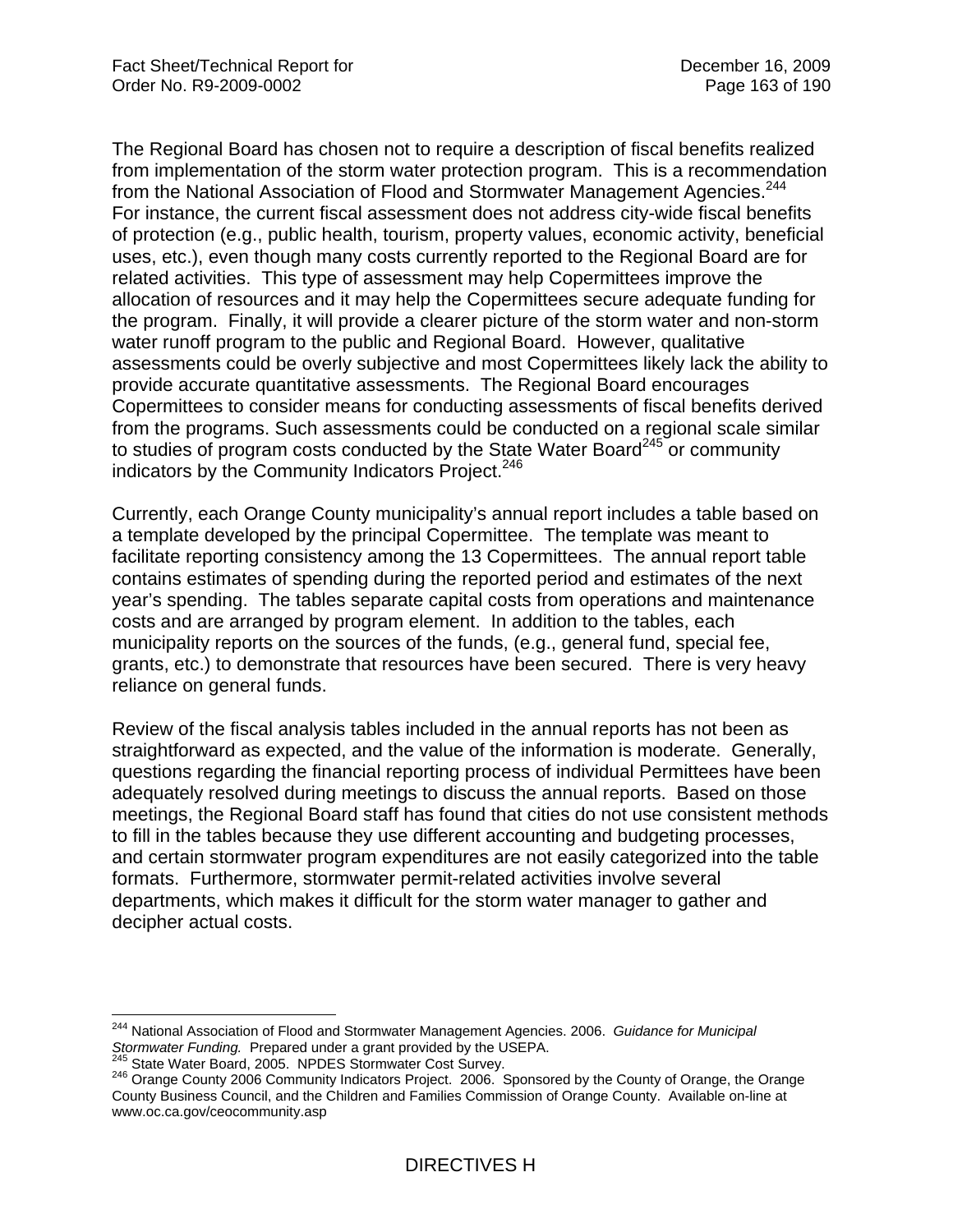The Regional Board has chosen not to require a description of fiscal benefits realized from implementation of the storm water protection program. This is a recommendation from the National Association of Flood and Stormwater Management Agencies.[244] For instance, the current fiscal assessment does not address city-wide fiscal benefits of protection (e.g., public health, tourism, property values, economic activity, beneficial uses, etc.), even though many costs currently reported to the Regional Board are for related activities. This type of assessment may help Copermittees improve the allocation of resources and it may help the Copermittees secure adequate funding for the program. Finally, it will provide a clearer picture of the storm water and non-storm water runoff program to the public and Regional Board. However, qualitative assessments could be overly subjective and most Copermittees likely lack the ability to provide accurate quantitative assessments. The Regional Board encourages Copermittees to consider means for conducting assessments of fiscal benefits derived from the programs. Such assessments could be conducted on a regional scale similar to studies of program costs conducted by the State Water Board[245] or community indicators by the Community Indicators Project.[246]

Currently, each Orange County municipality's annual report includes a table based on a template developed by the principal Copermittee. The template was meant to facilitate reporting consistency among the 13 Copermittees. The annual report table contains estimates of spending during the reported period and estimates of the next year's spending. The tables separate capital costs from operations and maintenance costs and are arranged by program element. In addition to the tables, each municipality reports on the sources of the funds, (e.g., general fund, special fee, grants, etc.) to demonstrate that resources have been secured. There is very heavy reliance on general funds.

Review of the fiscal analysis tables included in the annual reports has not been as straightforward as expected, and the value of the information is moderate. Generally, questions regarding the financial reporting process of individual Permittees have been adequately resolved during meetings to discuss the annual reports. Based on those meetings, the Regional Board staff has found that cities do not use consistent methods to fill in the tables because they use different accounting and budgeting processes, and certain stormwater program expenditures are not easily categorized into the table formats. Furthermore, stormwater permit-related activities involve several departments, which makes it difficult for the storm water manager to gather and decipher actual costs.

---

[244] National Association of Flood and Stormwater Management Agencies. 2006. *Guidance for Municipal Stormwater Funding.* Prepared under a grant provided by the USEPA.

[245] State Water Board, 2005. NPDES Stormwater Cost Survey.

[246] Orange County 2006 Community Indicators Project. 2006. Sponsored by the County of Orange, the Orange County Business Council, and the Children and Families Commission of Orange County. Available on-line at www.oc.ca.gov/ceocommunity.asp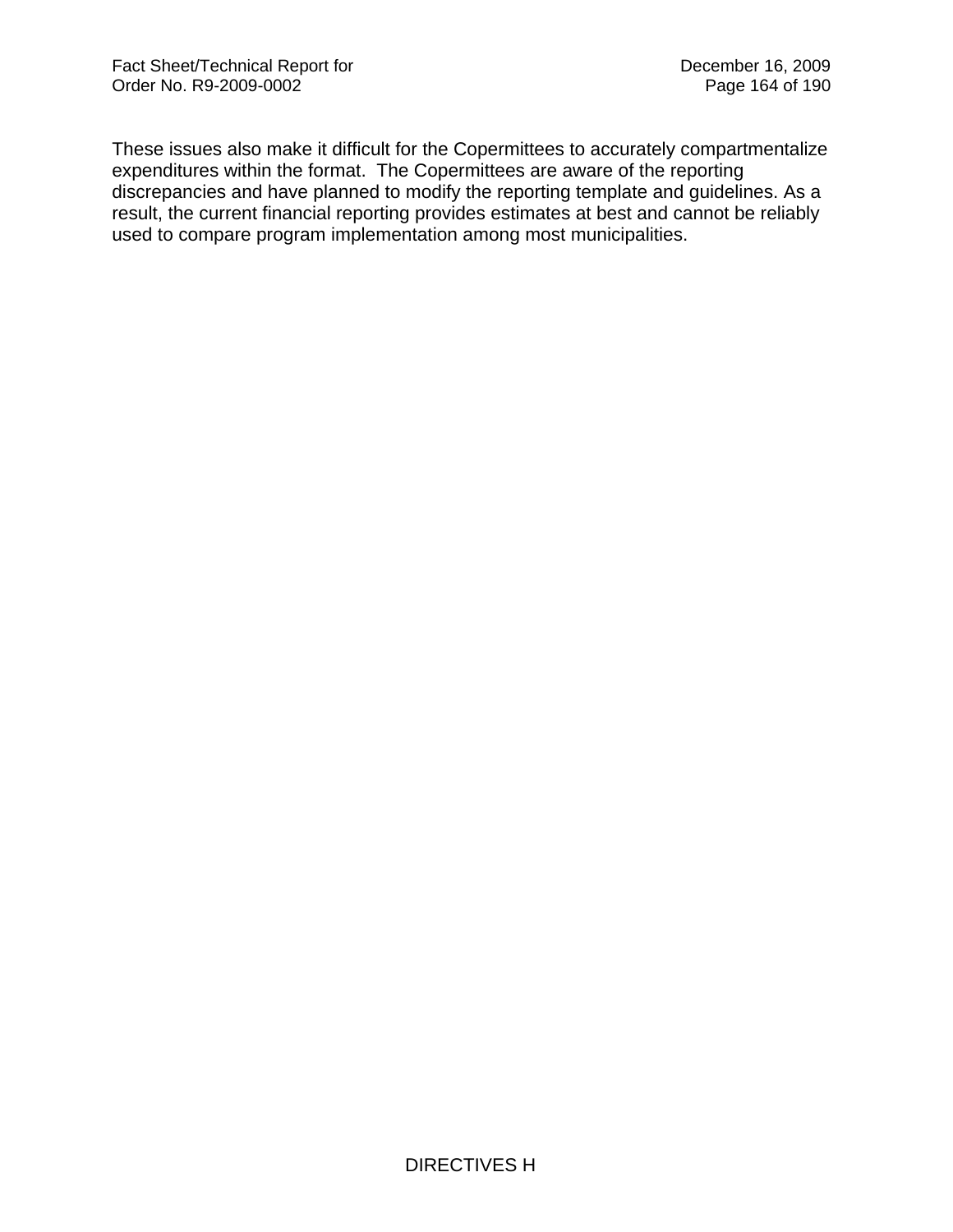These issues also make it difficult for the Copermittees to accurately compartmentalize expenditures within the format. The Copermittees are aware of the reporting discrepancies and have planned to modify the reporting template and guidelines. As a result, the current financial reporting provides estimates at best and cannot be reliably used to compare program implementation among most municipalities.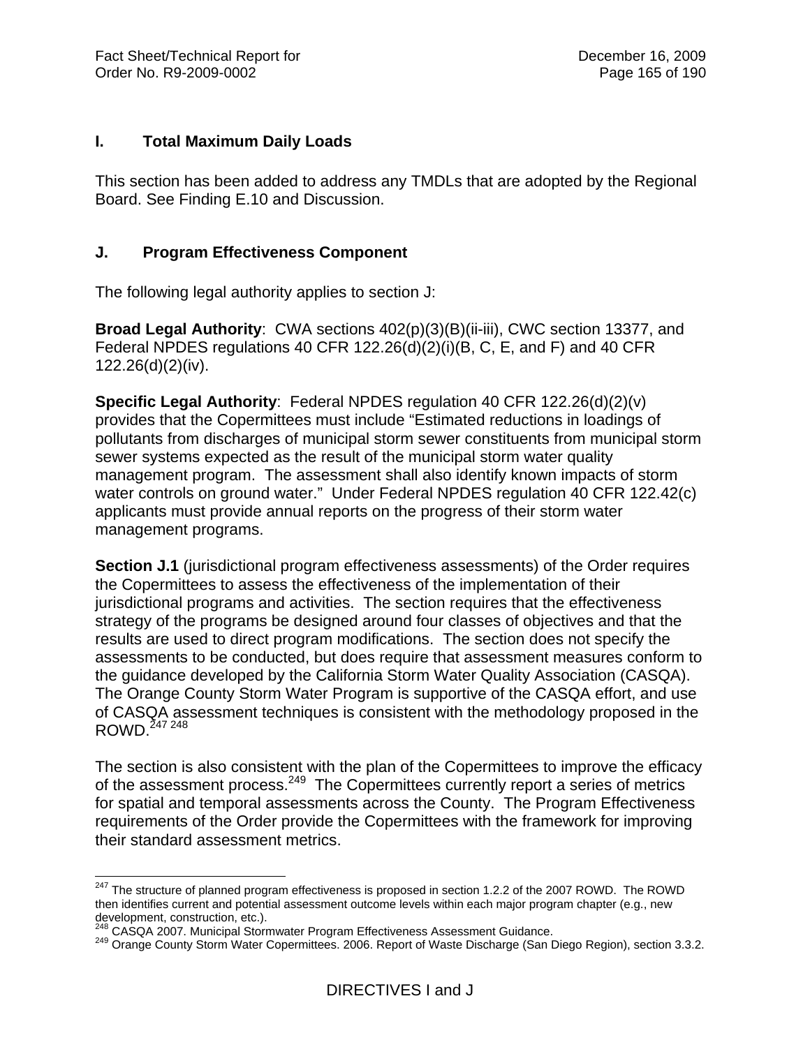## I. Total Maximum Daily Loads

This section has been added to address any TMDLs that are adopted by the Regional Board. See Finding E.10 and Discussion.

## J. Program Effectiveness Component

The following legal authority applies to section J:

**Broad Legal Authority**: CWA sections 402(p)(3)(B)(ii-iii), CWC section 13377, and Federal NPDES regulations 40 CFR 122.26(d)(2)(i)(B, C, E, and F) and 40 CFR 122.26(d)(2)(iv).

**Specific Legal Authority**: Federal NPDES regulation 40 CFR 122.26(d)(2)(v) provides that the Copermittees must include "Estimated reductions in loadings of pollutants from discharges of municipal storm sewer constituents from municipal storm sewer systems expected as the result of the municipal storm water quality management program. The assessment shall also identify known impacts of storm water controls on ground water." Under Federal NPDES regulation 40 CFR 122.42(c) applicants must provide annual reports on the progress of their storm water management programs.

**Section J.1** (jurisdictional program effectiveness assessments) of the Order requires the Copermittees to assess the effectiveness of the implementation of their jurisdictional programs and activities. The section requires that the effectiveness strategy of the programs be designed around four classes of objectives and that the results are used to direct program modifications. The section does not specify the assessments to be conducted, but does require that assessment measures conform to the guidance developed by the California Storm Water Quality Association (CASQA). The Orange County Storm Water Program is supportive of the CASQA effort, and use of CASQA assessment techniques is consistent with the methodology proposed in the ROWD.[247] [248]

The section is also consistent with the plan of the Copermittees to improve the efficacy of the assessment process.[249] The Copermittees currently report a series of metrics for spatial and temporal assessments across the County. The Program Effectiveness requirements of the Order provide the Copermittees with the framework for improving their standard assessment metrics.

---

[247] The structure of planned program effectiveness is proposed in section 1.2.2 of the 2007 ROWD. The ROWD then identifies current and potential assessment outcome levels within each major program chapter (e.g., new development, construction, etc.).

[248] CASQA 2007. Municipal Stormwater Program Effectiveness Assessment Guidance.

[249] Orange County Storm Water Copermittees. 2006. Report of Waste Discharge (San Diego Region), section 3.3.2.

DIRECTIVES I and J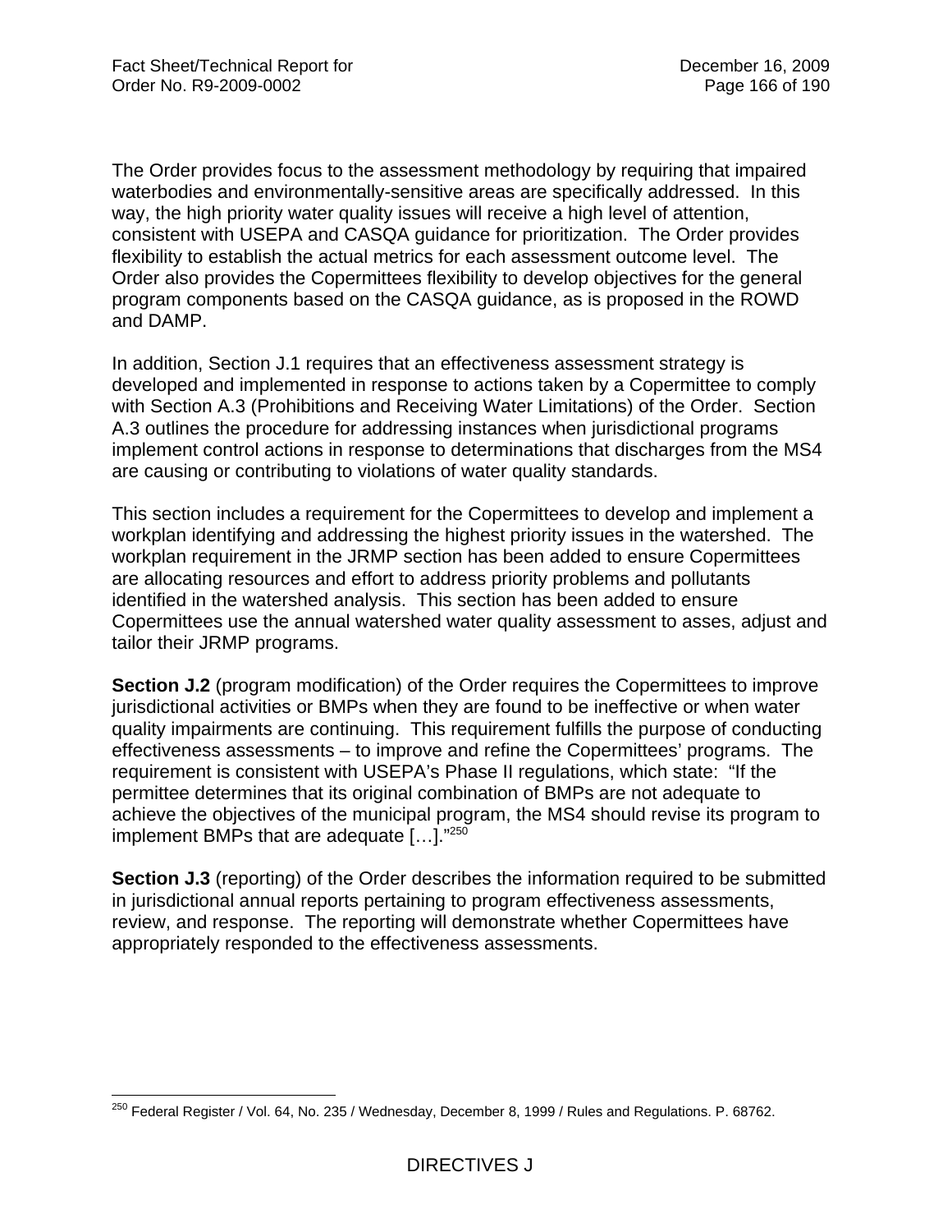The Order provides focus to the assessment methodology by requiring that impaired waterbodies and environmentally-sensitive areas are specifically addressed. In this way, the high priority water quality issues will receive a high level of attention, consistent with USEPA and CASQA guidance for prioritization. The Order provides flexibility to establish the actual metrics for each assessment outcome level. The Order also provides the Copermittees flexibility to develop objectives for the general program components based on the CASQA guidance, as is proposed in the ROWD and DAMP.

In addition, Section J.1 requires that an effectiveness assessment strategy is developed and implemented in response to actions taken by a Copermittee to comply with Section A.3 (Prohibitions and Receiving Water Limitations) of the Order. Section A.3 outlines the procedure for addressing instances when jurisdictional programs implement control actions in response to determinations that discharges from the MS4 are causing or contributing to violations of water quality standards.

This section includes a requirement for the Copermittees to develop and implement a workplan identifying and addressing the highest priority issues in the watershed. The workplan requirement in the JRMP section has been added to ensure Copermittees are allocating resources and effort to address priority problems and pollutants identified in the watershed analysis. This section has been added to ensure Copermittees use the annual watershed water quality assessment to asses, adjust and tailor their JRMP programs.

**Section J.2** (program modification) of the Order requires the Copermittees to improve jurisdictional activities or BMPs when they are found to be ineffective or when water quality impairments are continuing. This requirement fulfills the purpose of conducting effectiveness assessments – to improve and refine the Copermittees' programs. The requirement is consistent with USEPA's Phase II regulations, which state: "If the permittee determines that its original combination of BMPs are not adequate to achieve the objectives of the municipal program, the MS4 should revise its program to implement BMPs that are adequate […]."[250]

**Section J.3** (reporting) of the Order describes the information required to be submitted in jurisdictional annual reports pertaining to program effectiveness assessments, review, and response. The reporting will demonstrate whether Copermittees have appropriately responded to the effectiveness assessments.

---

[250] Federal Register / Vol. 64, No. 235 / Wednesday, December 8, 1999 / Rules and Regulations. P. 68762.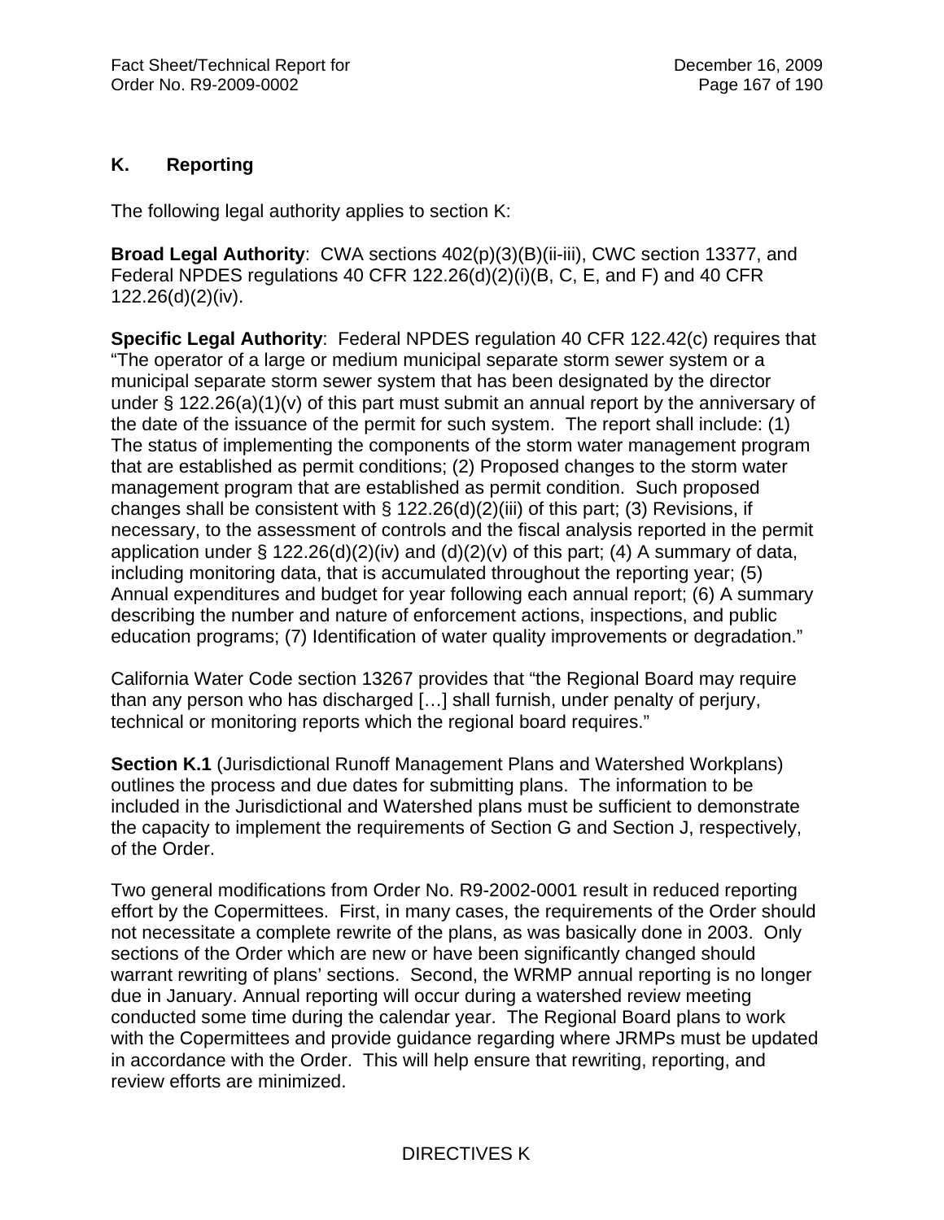## K. Reporting

The following legal authority applies to section K:

**Broad Legal Authority**: CWA sections 402(p)(3)(B)(ii-iii), CWC section 13377, and Federal NPDES regulations 40 CFR 122.26(d)(2)(i)(B, C, E, and F) and 40 CFR 122.26(d)(2)(iv).

**Specific Legal Authority**: Federal NPDES regulation 40 CFR 122.42(c) requires that "The operator of a large or medium municipal separate storm sewer system or a municipal separate storm sewer system that has been designated by the director under § 122.26(a)(1)(v) of this part must submit an annual report by the anniversary of the date of the issuance of the permit for such system. The report shall include: (1) The status of implementing the components of the storm water management program that are established as permit conditions; (2) Proposed changes to the storm water management program that are established as permit condition. Such proposed changes shall be consistent with § 122.26(d)(2)(iii) of this part; (3) Revisions, if necessary, to the assessment of controls and the fiscal analysis reported in the permit application under § 122.26(d)(2)(iv) and (d)(2)(v) of this part; (4) A summary of data, including monitoring data, that is accumulated throughout the reporting year; (5) Annual expenditures and budget for year following each annual report; (6) A summary describing the number and nature of enforcement actions, inspections, and public education programs; (7) Identification of water quality improvements or degradation."

California Water Code section 13267 provides that "the Regional Board may require than any person who has discharged […] shall furnish, under penalty of perjury, technical or monitoring reports which the regional board requires."

**Section K.1** (Jurisdictional Runoff Management Plans and Watershed Workplans) outlines the process and due dates for submitting plans. The information to be included in the Jurisdictional and Watershed plans must be sufficient to demonstrate the capacity to implement the requirements of Section G and Section J, respectively, of the Order.

Two general modifications from Order No. R9-2002-0001 result in reduced reporting effort by the Copermittees. First, in many cases, the requirements of the Order should not necessitate a complete rewrite of the plans, as was basically done in 2003. Only sections of the Order which are new or have been significantly changed should warrant rewriting of plans' sections. Second, the WRMP annual reporting is no longer due in January. Annual reporting will occur during a watershed review meeting conducted some time during the calendar year. The Regional Board plans to work with the Copermittees and provide guidance regarding where JRMPs must be updated in accordance with the Order. This will help ensure that rewriting, reporting, and review efforts are minimized.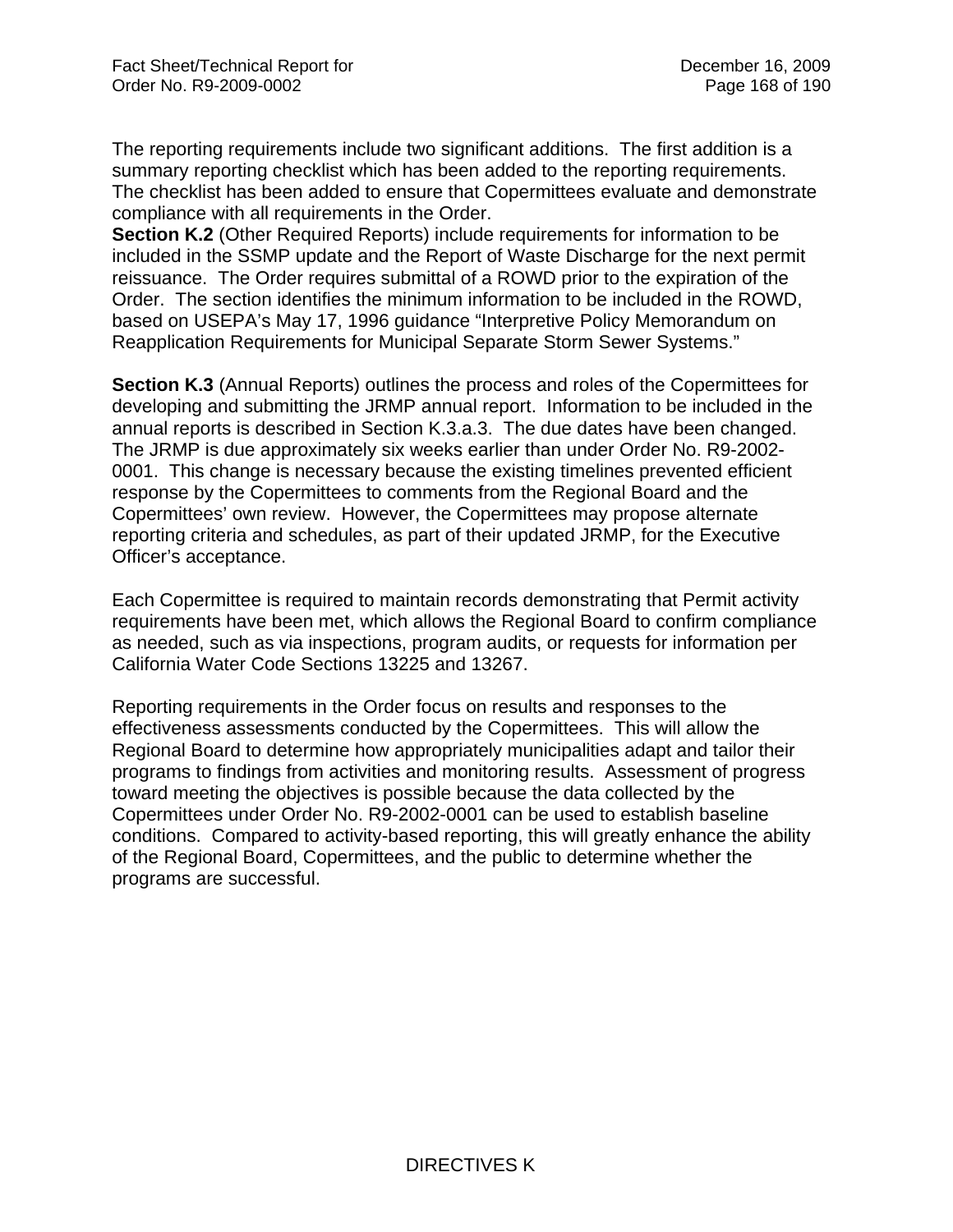The reporting requirements include two significant additions. The first addition is a summary reporting checklist which has been added to the reporting requirements. The checklist has been added to ensure that Copermittees evaluate and demonstrate compliance with all requirements in the Order.

**Section K.2** (Other Required Reports) include requirements for information to be included in the SSMP update and the Report of Waste Discharge for the next permit reissuance. The Order requires submittal of a ROWD prior to the expiration of the Order. The section identifies the minimum information to be included in the ROWD, based on USEPA's May 17, 1996 guidance "Interpretive Policy Memorandum on Reapplication Requirements for Municipal Separate Storm Sewer Systems."

**Section K.3** (Annual Reports) outlines the process and roles of the Copermittees for developing and submitting the JRMP annual report. Information to be included in the annual reports is described in Section K.3.a.3. The due dates have been changed. The JRMP is due approximately six weeks earlier than under Order No. R9-2002-0001. This change is necessary because the existing timelines prevented efficient response by the Copermittees to comments from the Regional Board and the Copermittees' own review. However, the Copermittees may propose alternate reporting criteria and schedules, as part of their updated JRMP, for the Executive Officer's acceptance.

Each Copermittee is required to maintain records demonstrating that Permit activity requirements have been met, which allows the Regional Board to confirm compliance as needed, such as via inspections, program audits, or requests for information per California Water Code Sections 13225 and 13267.

Reporting requirements in the Order focus on results and responses to the effectiveness assessments conducted by the Copermittees. This will allow the Regional Board to determine how appropriately municipalities adapt and tailor their programs to findings from activities and monitoring results. Assessment of progress toward meeting the objectives is possible because the data collected by the Copermittees under Order No. R9-2002-0001 can be used to establish baseline conditions. Compared to activity-based reporting, this will greatly enhance the ability of the Regional Board, Copermittees, and the public to determine whether the programs are successful.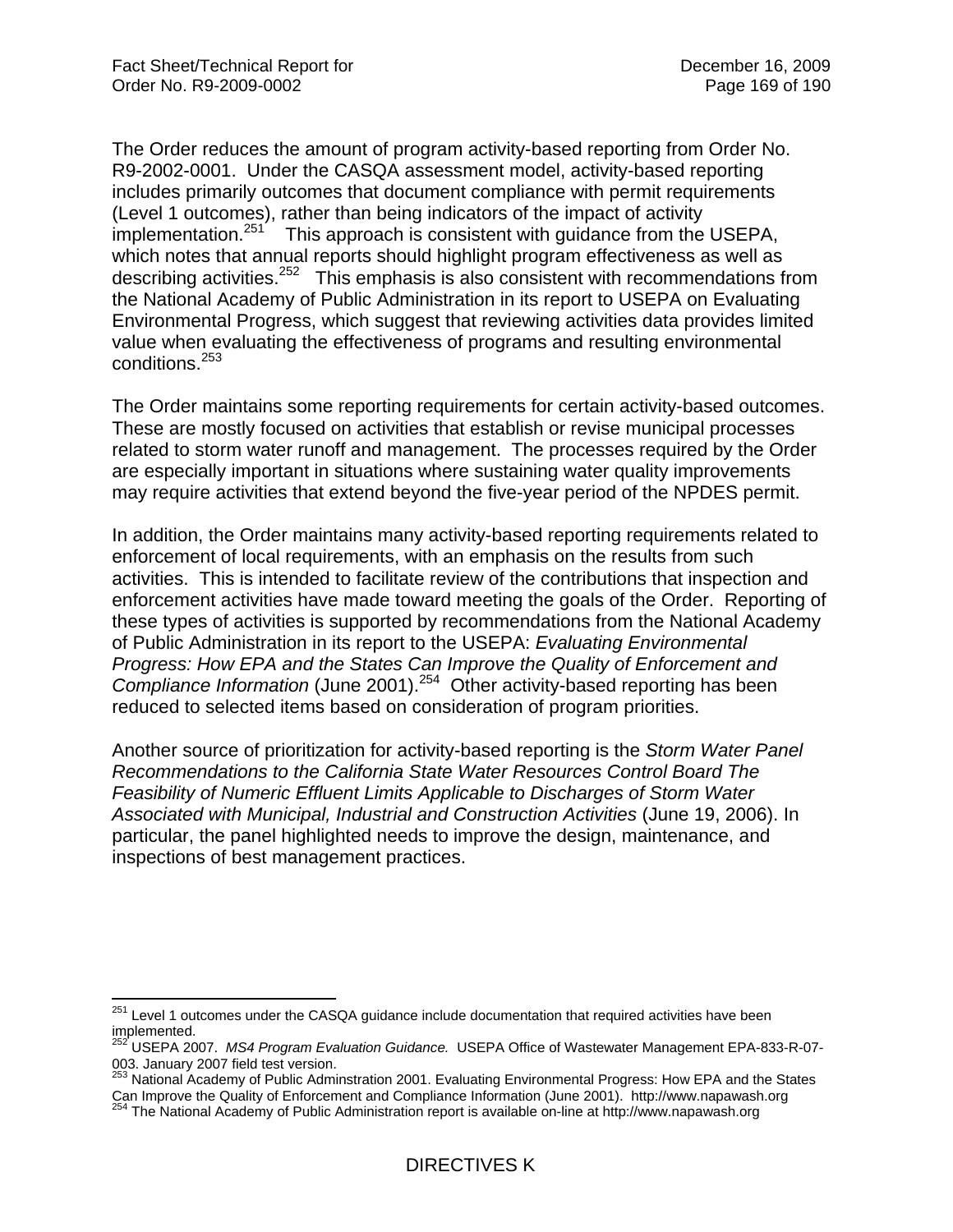The Order reduces the amount of program activity-based reporting from Order No. R9-2002-0001. Under the CASQA assessment model, activity-based reporting includes primarily outcomes that document compliance with permit requirements (Level 1 outcomes), rather than being indicators of the impact of activity implementation.[251] This approach is consistent with guidance from the USEPA, which notes that annual reports should highlight program effectiveness as well as describing activities.[252] This emphasis is also consistent with recommendations from the National Academy of Public Administration in its report to USEPA on Evaluating Environmental Progress, which suggest that reviewing activities data provides limited value when evaluating the effectiveness of programs and resulting environmental conditions.[253]

The Order maintains some reporting requirements for certain activity-based outcomes. These are mostly focused on activities that establish or revise municipal processes related to storm water runoff and management. The processes required by the Order are especially important in situations where sustaining water quality improvements may require activities that extend beyond the five-year period of the NPDES permit.

In addition, the Order maintains many activity-based reporting requirements related to enforcement of local requirements, with an emphasis on the results from such activities. This is intended to facilitate review of the contributions that inspection and enforcement activities have made toward meeting the goals of the Order. Reporting of these types of activities is supported by recommendations from the National Academy of Public Administration in its report to the USEPA: *Evaluating Environmental Progress: How EPA and the States Can Improve the Quality of Enforcement and Compliance Information* (June 2001).[254] Other activity-based reporting has been reduced to selected items based on consideration of program priorities.

Another source of prioritization for activity-based reporting is the *Storm Water Panel Recommendations to the California State Water Resources Control Board The Feasibility of Numeric Effluent Limits Applicable to Discharges of Storm Water Associated with Municipal, Industrial and Construction Activities* (June 19, 2006). In particular, the panel highlighted needs to improve the design, maintenance, and inspections of best management practices.

---

[251] Level 1 outcomes under the CASQA guidance include documentation that required activities have been implemented.

[252] USEPA 2007. *MS4 Program Evaluation Guidance.* USEPA Office of Wastewater Management EPA-833-R-07-003. January 2007 field test version.

[253] National Academy of Public Adminstration 2001. Evaluating Environmental Progress: How EPA and the States Can Improve the Quality of Enforcement and Compliance Information (June 2001). http://www.napawash.org

[254] The National Academy of Public Administration report is available on-line at http://www.napawash.org

DIRECTIVES K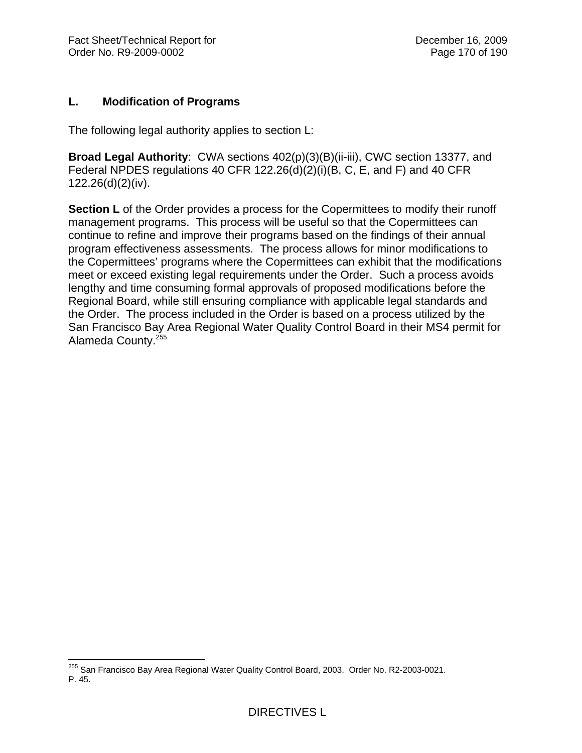## L. Modification of Programs

The following legal authority applies to section L:

**Broad Legal Authority**: CWA sections 402(p)(3)(B)(ii-iii), CWC section 13377, and Federal NPDES regulations 40 CFR 122.26(d)(2)(i)(B, C, E, and F) and 40 CFR 122.26(d)(2)(iv).

**Section L** of the Order provides a process for the Copermittees to modify their runoff management programs. This process will be useful so that the Copermittees can continue to refine and improve their programs based on the findings of their annual program effectiveness assessments. The process allows for minor modifications to the Copermittees' programs where the Copermittees can exhibit that the modifications meet or exceed existing legal requirements under the Order. Such a process avoids lengthy and time consuming formal approvals of proposed modifications before the Regional Board, while still ensuring compliance with applicable legal standards and the Order. The process included in the Order is based on a process utilized by the San Francisco Bay Area Regional Water Quality Control Board in their MS4 permit for Alameda County.[255]

[255] San Francisco Bay Area Regional Water Quality Control Board, 2003. Order No. R2-2003-0021. P. 45.

DIRECTIVES L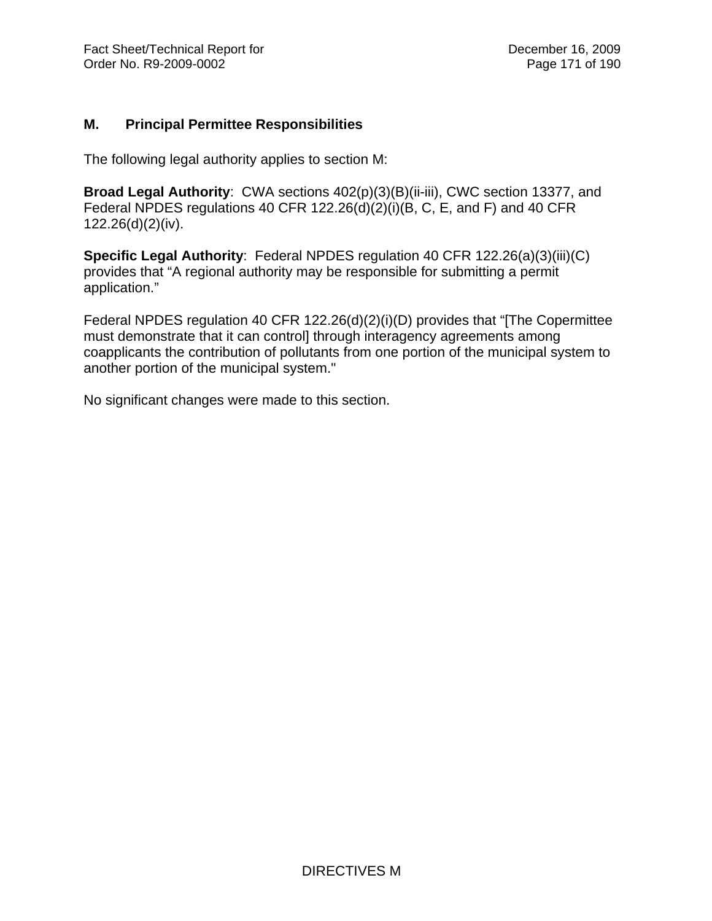## M. Principal Permittee Responsibilities

The following legal authority applies to section M:

**Broad Legal Authority**: CWA sections 402(p)(3)(B)(ii-iii), CWC section 13377, and Federal NPDES regulations 40 CFR 122.26(d)(2)(i)(B, C, E, and F) and 40 CFR 122.26(d)(2)(iv).

**Specific Legal Authority**: Federal NPDES regulation 40 CFR 122.26(a)(3)(iii)(C) provides that "A regional authority may be responsible for submitting a permit application."

Federal NPDES regulation 40 CFR 122.26(d)(2)(i)(D) provides that "[The Copermittee must demonstrate that it can control] through interagency agreements among coapplicants the contribution of pollutants from one portion of the municipal system to another portion of the municipal system."

No significant changes were made to this section.

DIRECTIVES M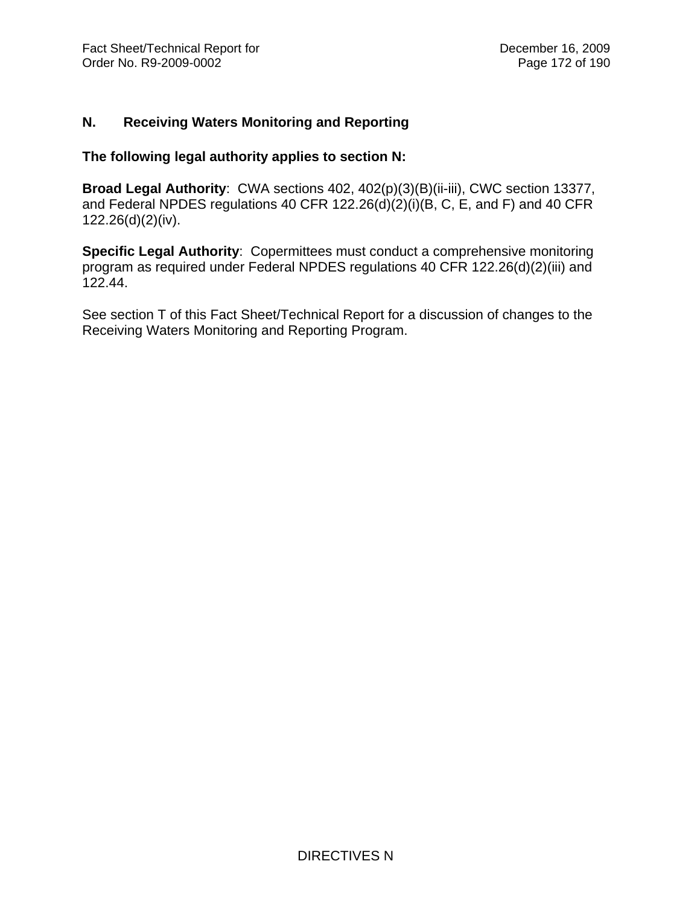## N. Receiving Waters Monitoring and Reporting

**The following legal authority applies to section N:**

**Broad Legal Authority**: CWA sections 402, 402(p)(3)(B)(ii-iii), CWC section 13377, and Federal NPDES regulations 40 CFR 122.26(d)(2)(i)(B, C, E, and F) and 40 CFR 122.26(d)(2)(iv).

**Specific Legal Authority**: Copermittees must conduct a comprehensive monitoring program as required under Federal NPDES regulations 40 CFR 122.26(d)(2)(iii) and 122.44.

See section T of this Fact Sheet/Technical Report for a discussion of changes to the Receiving Waters Monitoring and Reporting Program.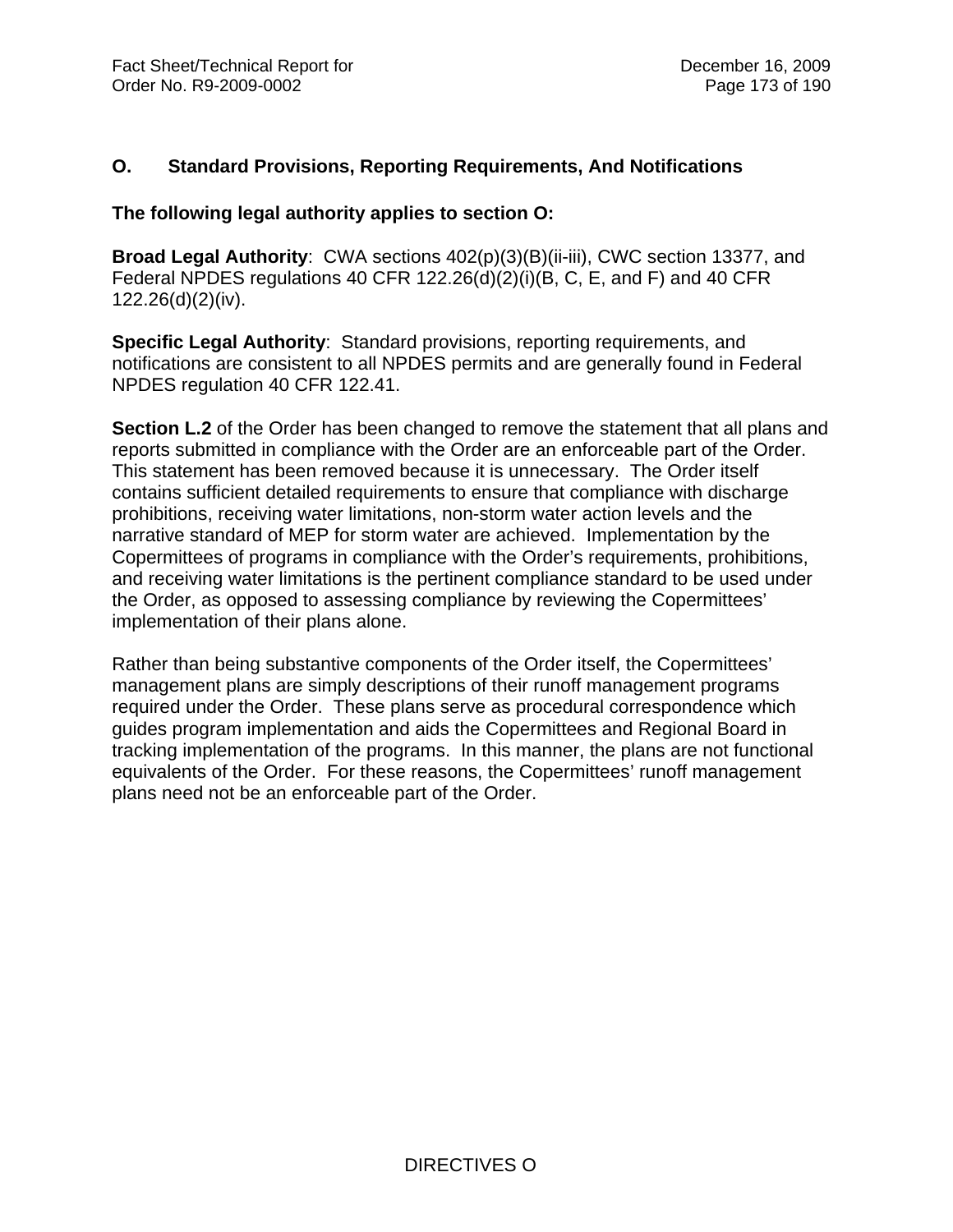## O. Standard Provisions, Reporting Requirements, And Notifications

**The following legal authority applies to section O:**

**Broad Legal Authority**: CWA sections 402(p)(3)(B)(ii-iii), CWC section 13377, and Federal NPDES regulations 40 CFR 122.26(d)(2)(i)(B, C, E, and F) and 40 CFR 122.26(d)(2)(iv).

**Specific Legal Authority**: Standard provisions, reporting requirements, and notifications are consistent to all NPDES permits and are generally found in Federal NPDES regulation 40 CFR 122.41.

**Section L.2** of the Order has been changed to remove the statement that all plans and reports submitted in compliance with the Order are an enforceable part of the Order. This statement has been removed because it is unnecessary. The Order itself contains sufficient detailed requirements to ensure that compliance with discharge prohibitions, receiving water limitations, non-storm water action levels and the narrative standard of MEP for storm water are achieved. Implementation by the Copermittees of programs in compliance with the Order's requirements, prohibitions, and receiving water limitations is the pertinent compliance standard to be used under the Order, as opposed to assessing compliance by reviewing the Copermittees' implementation of their plans alone.

Rather than being substantive components of the Order itself, the Copermittees' management plans are simply descriptions of their runoff management programs required under the Order. These plans serve as procedural correspondence which guides program implementation and aids the Copermittees and Regional Board in tracking implementation of the programs. In this manner, the plans are not functional equivalents of the Order. For these reasons, the Copermittees' runoff management plans need not be an enforceable part of the Order.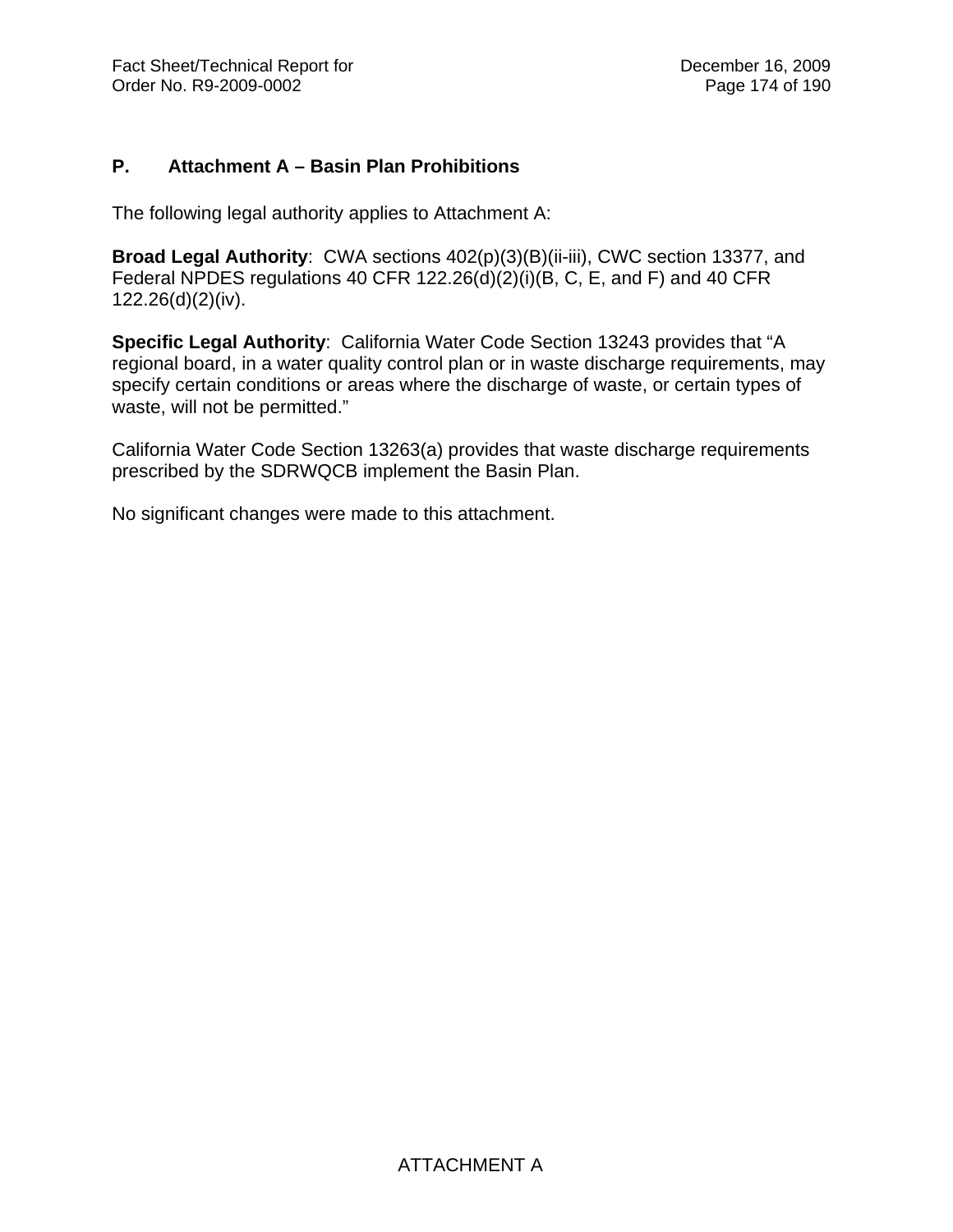## P. Attachment A – Basin Plan Prohibitions

The following legal authority applies to Attachment A:

**Broad Legal Authority**: CWA sections 402(p)(3)(B)(ii-iii), CWC section 13377, and Federal NPDES regulations 40 CFR 122.26(d)(2)(i)(B, C, E, and F) and 40 CFR 122.26(d)(2)(iv).

**Specific Legal Authority**: California Water Code Section 13243 provides that "A regional board, in a water quality control plan or in waste discharge requirements, may specify certain conditions or areas where the discharge of waste, or certain types of waste, will not be permitted."

California Water Code Section 13263(a) provides that waste discharge requirements prescribed by the SDRWQCB implement the Basin Plan.

No significant changes were made to this attachment.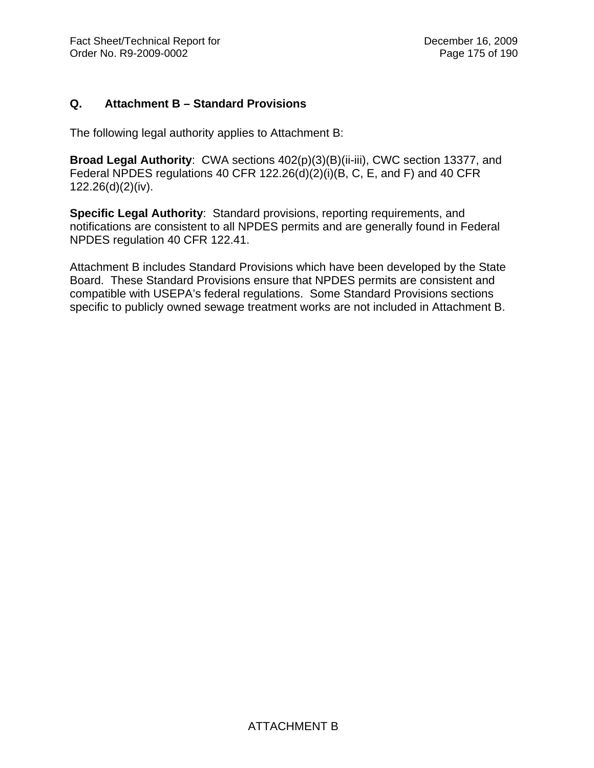## Q. Attachment B – Standard Provisions

The following legal authority applies to Attachment B:

**Broad Legal Authority**: CWA sections 402(p)(3)(B)(ii-iii), CWC section 13377, and Federal NPDES regulations 40 CFR 122.26(d)(2)(i)(B, C, E, and F) and 40 CFR 122.26(d)(2)(iv).

**Specific Legal Authority**: Standard provisions, reporting requirements, and notifications are consistent to all NPDES permits and are generally found in Federal NPDES regulation 40 CFR 122.41.

Attachment B includes Standard Provisions which have been developed by the State Board. These Standard Provisions ensure that NPDES permits are consistent and compatible with USEPA's federal regulations. Some Standard Provisions sections specific to publicly owned sewage treatment works are not included in Attachment B.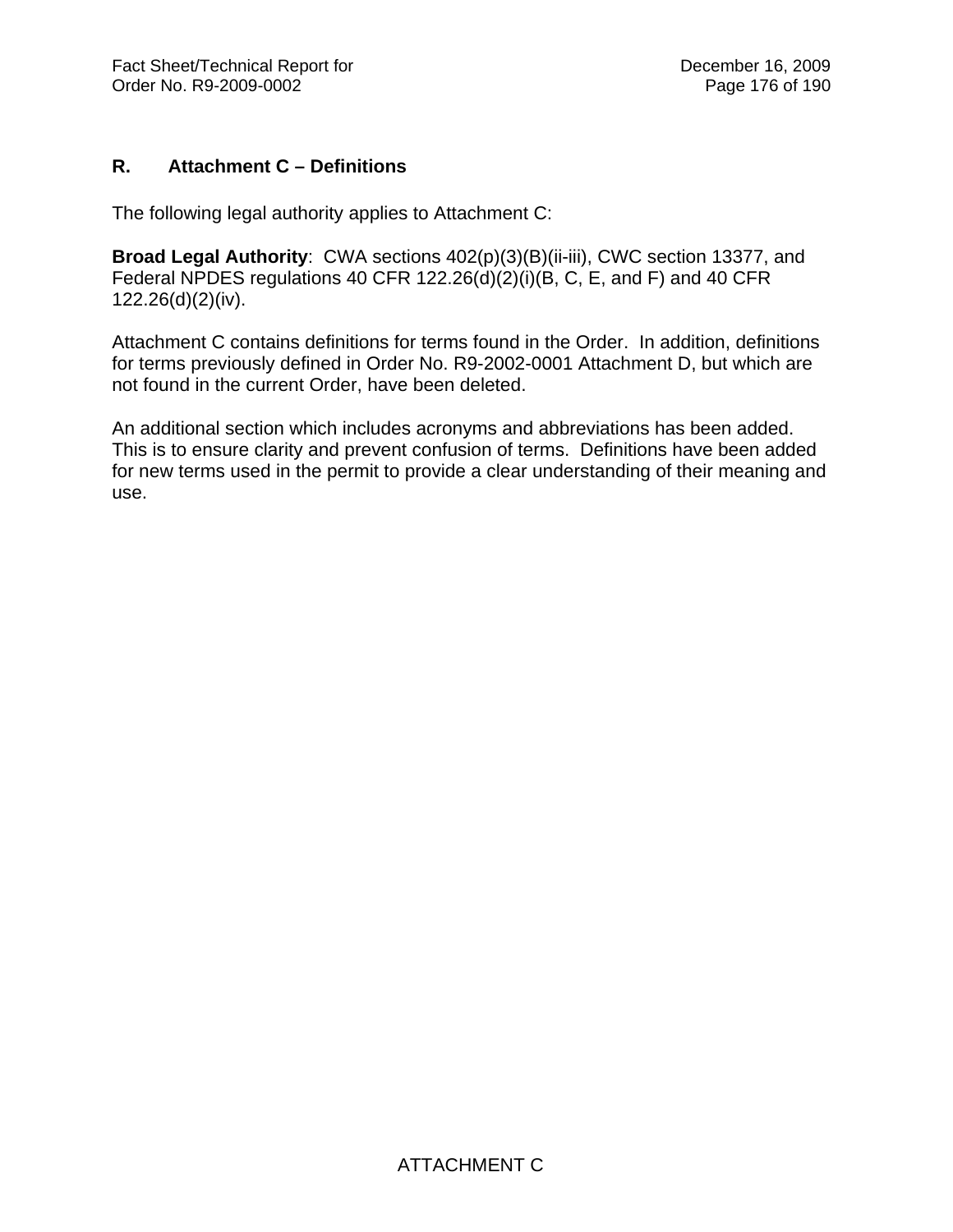## R. Attachment C – Definitions

The following legal authority applies to Attachment C:

**Broad Legal Authority**: CWA sections 402(p)(3)(B)(ii-iii), CWC section 13377, and Federal NPDES regulations 40 CFR 122.26(d)(2)(i)(B, C, E, and F) and 40 CFR 122.26(d)(2)(iv).

Attachment C contains definitions for terms found in the Order. In addition, definitions for terms previously defined in Order No. R9-2002-0001 Attachment D, but which are not found in the current Order, have been deleted.

An additional section which includes acronyms and abbreviations has been added. This is to ensure clarity and prevent confusion of terms. Definitions have been added for new terms used in the permit to provide a clear understanding of their meaning and use.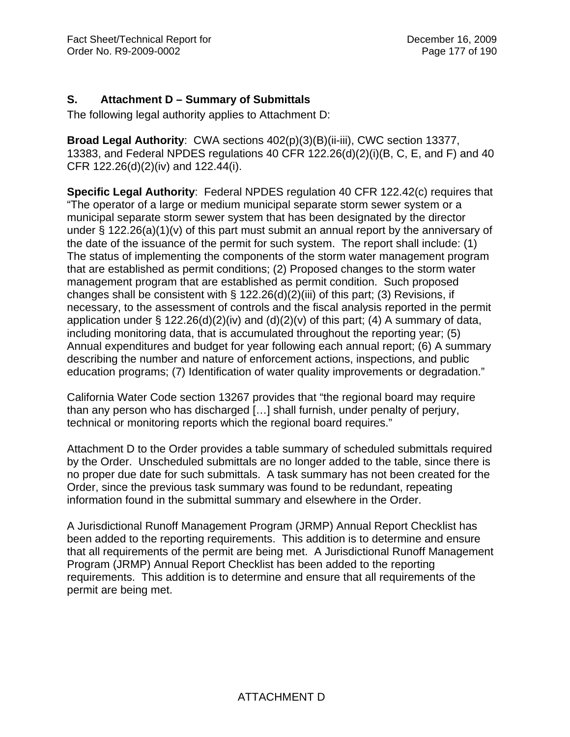## S. Attachment D – Summary of Submittals

The following legal authority applies to Attachment D:

**Broad Legal Authority**: CWA sections 402(p)(3)(B)(ii-iii), CWC section 13377, 13383, and Federal NPDES regulations 40 CFR 122.26(d)(2)(i)(B, C, E, and F) and 40 CFR 122.26(d)(2)(iv) and 122.44(i).

**Specific Legal Authority**: Federal NPDES regulation 40 CFR 122.42(c) requires that "The operator of a large or medium municipal separate storm sewer system or a municipal separate storm sewer system that has been designated by the director under § 122.26(a)(1)(v) of this part must submit an annual report by the anniversary of the date of the issuance of the permit for such system. The report shall include: (1) The status of implementing the components of the storm water management program that are established as permit conditions; (2) Proposed changes to the storm water management program that are established as permit condition. Such proposed changes shall be consistent with § 122.26(d)(2)(iii) of this part; (3) Revisions, if necessary, to the assessment of controls and the fiscal analysis reported in the permit application under § 122.26(d)(2)(iv) and (d)(2)(v) of this part; (4) A summary of data, including monitoring data, that is accumulated throughout the reporting year; (5) Annual expenditures and budget for year following each annual report; (6) A summary describing the number and nature of enforcement actions, inspections, and public education programs; (7) Identification of water quality improvements or degradation."

California Water Code section 13267 provides that "the regional board may require than any person who has discharged […] shall furnish, under penalty of perjury, technical or monitoring reports which the regional board requires."

Attachment D to the Order provides a table summary of scheduled submittals required by the Order. Unscheduled submittals are no longer added to the table, since there is no proper due date for such submittals. A task summary has not been created for the Order, since the previous task summary was found to be redundant, repeating information found in the submittal summary and elsewhere in the Order.

A Jurisdictional Runoff Management Program (JRMP) Annual Report Checklist has been added to the reporting requirements. This addition is to determine and ensure that all requirements of the permit are being met. A Jurisdictional Runoff Management Program (JRMP) Annual Report Checklist has been added to the reporting requirements. This addition is to determine and ensure that all requirements of the permit are being met.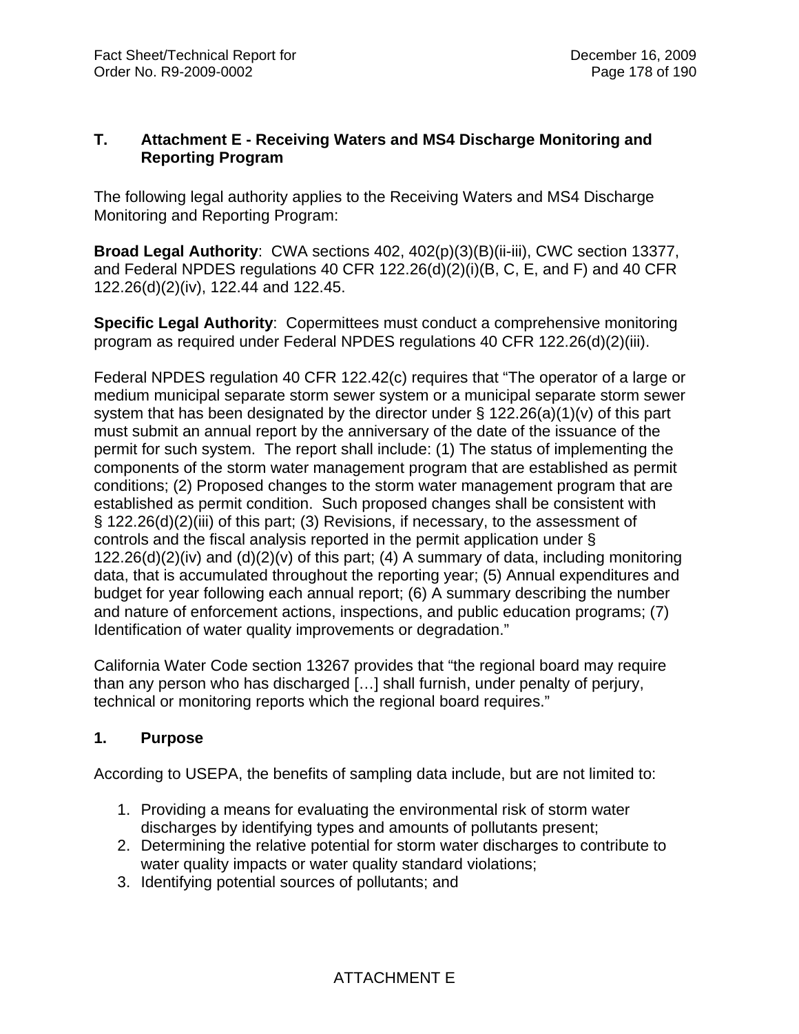## T. Attachment E - Receiving Waters and MS4 Discharge Monitoring and Reporting Program

The following legal authority applies to the Receiving Waters and MS4 Discharge Monitoring and Reporting Program:

**Broad Legal Authority**: CWA sections 402, 402(p)(3)(B)(ii-iii), CWC section 13377, and Federal NPDES regulations 40 CFR 122.26(d)(2)(i)(B, C, E, and F) and 40 CFR 122.26(d)(2)(iv), 122.44 and 122.45.

**Specific Legal Authority**: Copermittees must conduct a comprehensive monitoring program as required under Federal NPDES regulations 40 CFR 122.26(d)(2)(iii).

Federal NPDES regulation 40 CFR 122.42(c) requires that "The operator of a large or medium municipal separate storm sewer system or a municipal separate storm sewer system that has been designated by the director under § 122.26(a)(1)(v) of this part must submit an annual report by the anniversary of the date of the issuance of the permit for such system. The report shall include: (1) The status of implementing the components of the storm water management program that are established as permit conditions; (2) Proposed changes to the storm water management program that are established as permit condition. Such proposed changes shall be consistent with § 122.26(d)(2)(iii) of this part; (3) Revisions, if necessary, to the assessment of controls and the fiscal analysis reported in the permit application under § 122.26(d)(2)(iv) and (d)(2)(v) of this part; (4) A summary of data, including monitoring data, that is accumulated throughout the reporting year; (5) Annual expenditures and budget for year following each annual report; (6) A summary describing the number and nature of enforcement actions, inspections, and public education programs; (7) Identification of water quality improvements or degradation."

California Water Code section 13267 provides that "the regional board may require than any person who has discharged […] shall furnish, under penalty of perjury, technical or monitoring reports which the regional board requires."

### 1. Purpose

According to USEPA, the benefits of sampling data include, but are not limited to:

1. Providing a means for evaluating the environmental risk of storm water discharges by identifying types and amounts of pollutants present;
2. Determining the relative potential for storm water discharges to contribute to water quality impacts or water quality standard violations;
3. Identifying potential sources of pollutants; and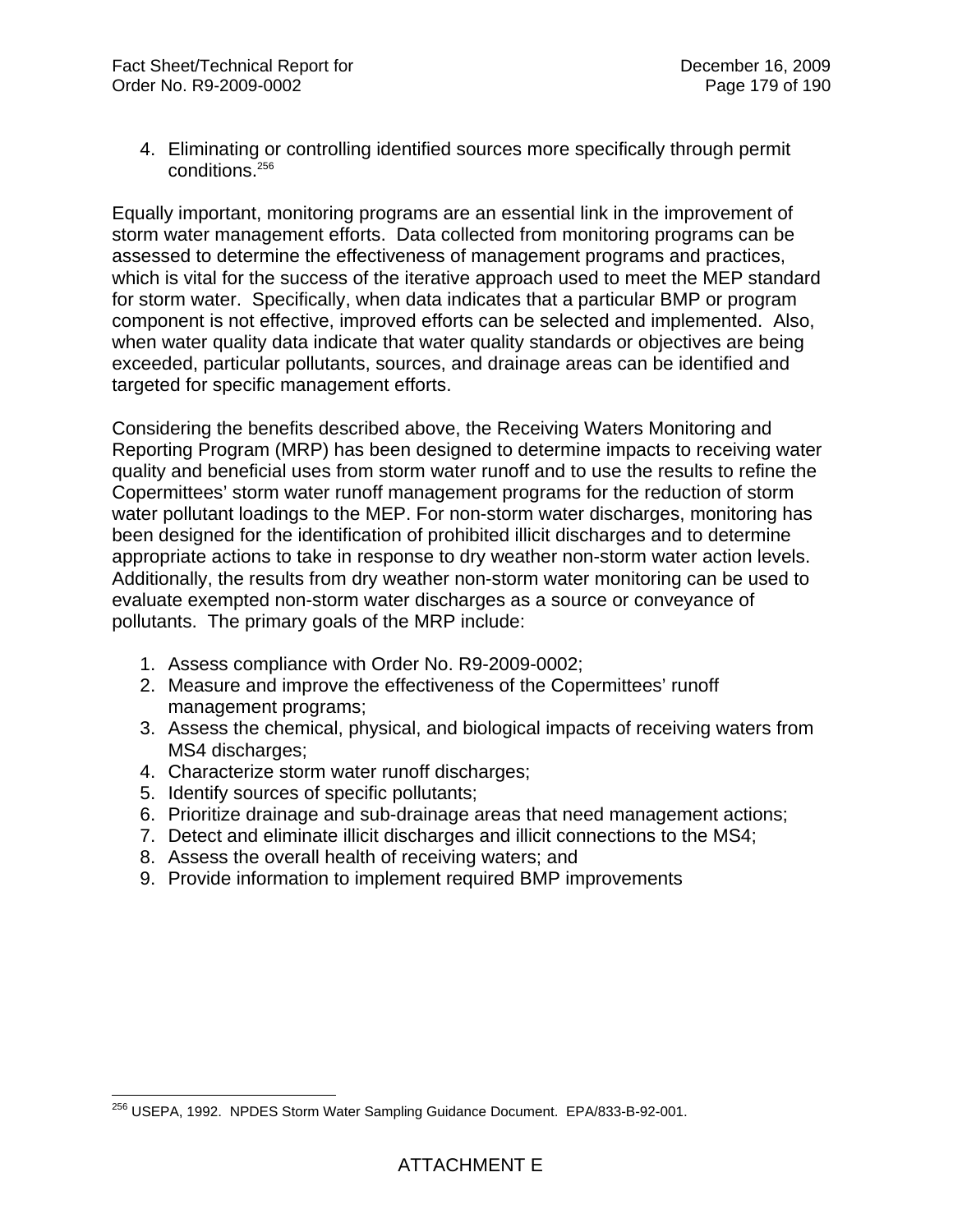4. Eliminating or controlling identified sources more specifically through permit conditions.[256]

Equally important, monitoring programs are an essential link in the improvement of storm water management efforts. Data collected from monitoring programs can be assessed to determine the effectiveness of management programs and practices, which is vital for the success of the iterative approach used to meet the MEP standard for storm water. Specifically, when data indicates that a particular BMP or program component is not effective, improved efforts can be selected and implemented. Also, when water quality data indicate that water quality standards or objectives are being exceeded, particular pollutants, sources, and drainage areas can be identified and targeted for specific management efforts.

Considering the benefits described above, the Receiving Waters Monitoring and Reporting Program (MRP) has been designed to determine impacts to receiving water quality and beneficial uses from storm water runoff and to use the results to refine the Copermittees' storm water runoff management programs for the reduction of storm water pollutant loadings to the MEP. For non-storm water discharges, monitoring has been designed for the identification of prohibited illicit discharges and to determine appropriate actions to take in response to dry weather non-storm water action levels. Additionally, the results from dry weather non-storm water monitoring can be used to evaluate exempted non-storm water discharges as a source or conveyance of pollutants. The primary goals of the MRP include:

1. Assess compliance with Order No. R9-2009-0002;
2. Measure and improve the effectiveness of the Copermittees' runoff management programs;
3. Assess the chemical, physical, and biological impacts of receiving waters from MS4 discharges;
4. Characterize storm water runoff discharges;
5. Identify sources of specific pollutants;
6. Prioritize drainage and sub-drainage areas that need management actions;
7. Detect and eliminate illicit discharges and illicit connections to the MS4;
8. Assess the overall health of receiving waters; and
9. Provide information to implement required BMP improvements

[256] USEPA, 1992. NPDES Storm Water Sampling Guidance Document. EPA/833-B-92-001.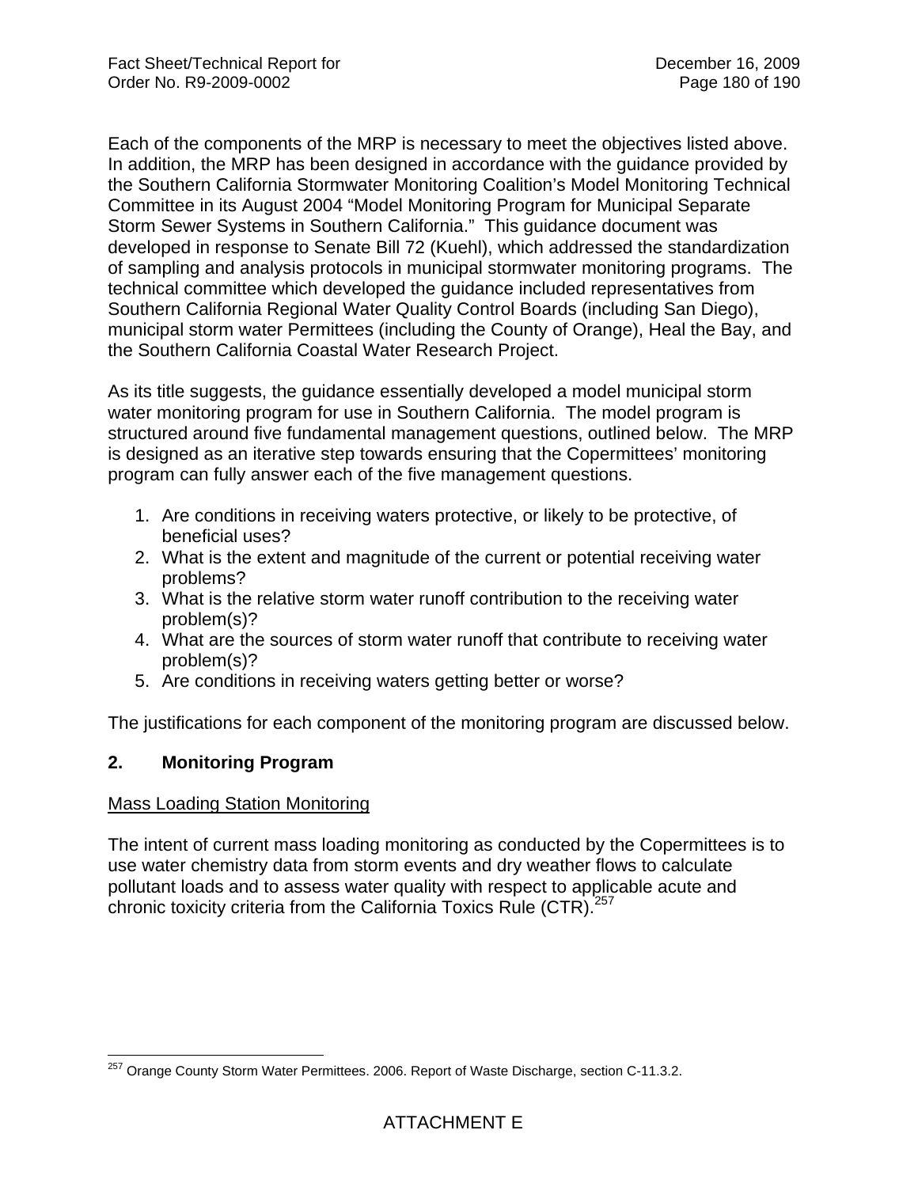Each of the components of the MRP is necessary to meet the objectives listed above. In addition, the MRP has been designed in accordance with the guidance provided by the Southern California Stormwater Monitoring Coalition's Model Monitoring Technical Committee in its August 2004 "Model Monitoring Program for Municipal Separate Storm Sewer Systems in Southern California." This guidance document was developed in response to Senate Bill 72 (Kuehl), which addressed the standardization of sampling and analysis protocols in municipal stormwater monitoring programs. The technical committee which developed the guidance included representatives from Southern California Regional Water Quality Control Boards (including San Diego), municipal storm water Permittees (including the County of Orange), Heal the Bay, and the Southern California Coastal Water Research Project.

As its title suggests, the guidance essentially developed a model municipal storm water monitoring program for use in Southern California. The model program is structured around five fundamental management questions, outlined below. The MRP is designed as an iterative step towards ensuring that the Copermittees' monitoring program can fully answer each of the five management questions.

1. Are conditions in receiving waters protective, or likely to be protective, of beneficial uses?
2. What is the extent and magnitude of the current or potential receiving water problems?
3. What is the relative storm water runoff contribution to the receiving water problem(s)?
4. What are the sources of storm water runoff that contribute to receiving water problem(s)?
5. Are conditions in receiving waters getting better or worse?

The justifications for each component of the monitoring program are discussed below.

## 2. Monitoring Program

Mass Loading Station Monitoring

The intent of current mass loading monitoring as conducted by the Copermittees is to use water chemistry data from storm events and dry weather flows to calculate pollutant loads and to assess water quality with respect to applicable acute and chronic toxicity criteria from the California Toxics Rule (CTR).[257]

[257] Orange County Storm Water Permittees. 2006. Report of Waste Discharge, section C-11.3.2.

ATTACHMENT E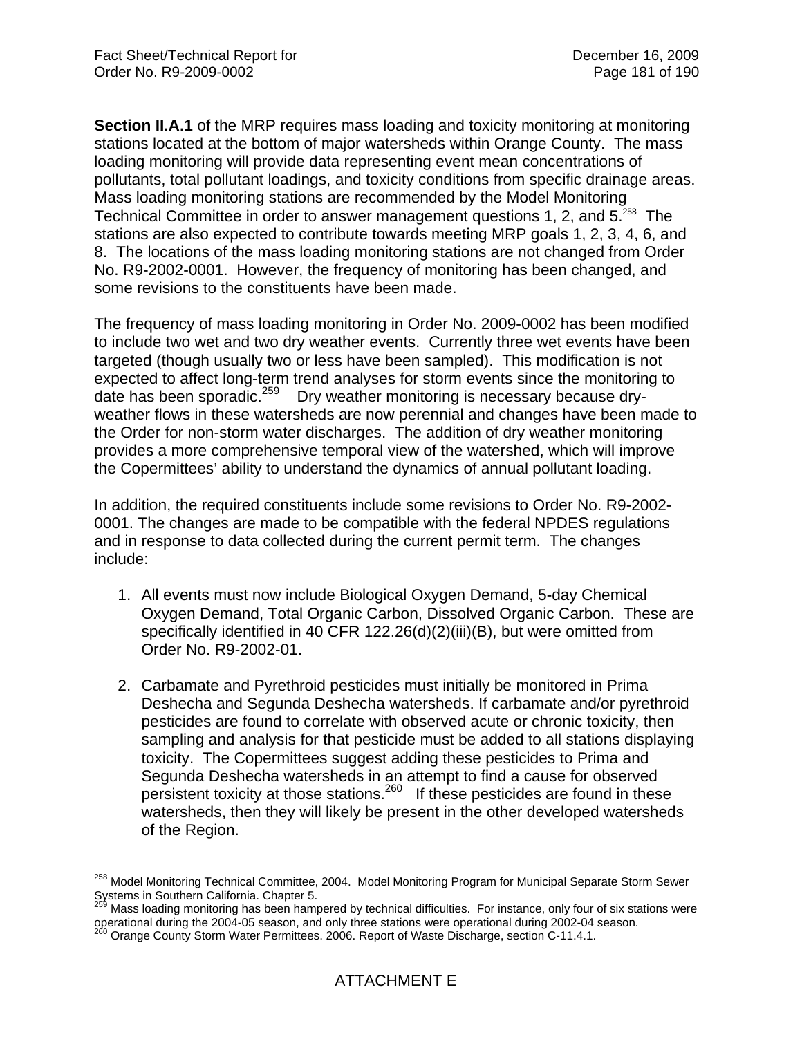**Section II.A.1** of the MRP requires mass loading and toxicity monitoring at monitoring stations located at the bottom of major watersheds within Orange County. The mass loading monitoring will provide data representing event mean concentrations of pollutants, total pollutant loadings, and toxicity conditions from specific drainage areas. Mass loading monitoring stations are recommended by the Model Monitoring Technical Committee in order to answer management questions 1, 2, and 5.[258] The stations are also expected to contribute towards meeting MRP goals 1, 2, 3, 4, 6, and 8. The locations of the mass loading monitoring stations are not changed from Order No. R9-2002-0001. However, the frequency of monitoring has been changed, and some revisions to the constituents have been made.

The frequency of mass loading monitoring in Order No. 2009-0002 has been modified to include two wet and two dry weather events. Currently three wet events have been targeted (though usually two or less have been sampled). This modification is not expected to affect long-term trend analyses for storm events since the monitoring to date has been sporadic.[259] Dry weather monitoring is necessary because dry-weather flows in these watersheds are now perennial and changes have been made to the Order for non-storm water discharges. The addition of dry weather monitoring provides a more comprehensive temporal view of the watershed, which will improve the Copermittees' ability to understand the dynamics of annual pollutant loading.

In addition, the required constituents include some revisions to Order No. R9-2002-0001. The changes are made to be compatible with the federal NPDES regulations and in response to data collected during the current permit term. The changes include:

1. All events must now include Biological Oxygen Demand, 5-day Chemical Oxygen Demand, Total Organic Carbon, Dissolved Organic Carbon. These are specifically identified in 40 CFR 122.26(d)(2)(iii)(B), but were omitted from Order No. R9-2002-01.

2. Carbamate and Pyrethroid pesticides must initially be monitored in Prima Deshecha and Segunda Deshecha watersheds. If carbamate and/or pyrethroid pesticides are found to correlate with observed acute or chronic toxicity, then sampling and analysis for that pesticide must be added to all stations displaying toxicity. The Copermittees suggest adding these pesticides to Prima and Segunda Deshecha watersheds in an attempt to find a cause for observed persistent toxicity at those stations.[260] If these pesticides are found in these watersheds, then they will likely be present in the other developed watersheds of the Region.

---

[258] Model Monitoring Technical Committee, 2004. Model Monitoring Program for Municipal Separate Storm Sewer Systems in Southern California. Chapter 5.

[259] Mass loading monitoring has been hampered by technical difficulties. For instance, only four of six stations were operational during the 2004-05 season, and only three stations were operational during 2002-04 season.

[260] Orange County Storm Water Permittees. 2006. Report of Waste Discharge, section C-11.4.1.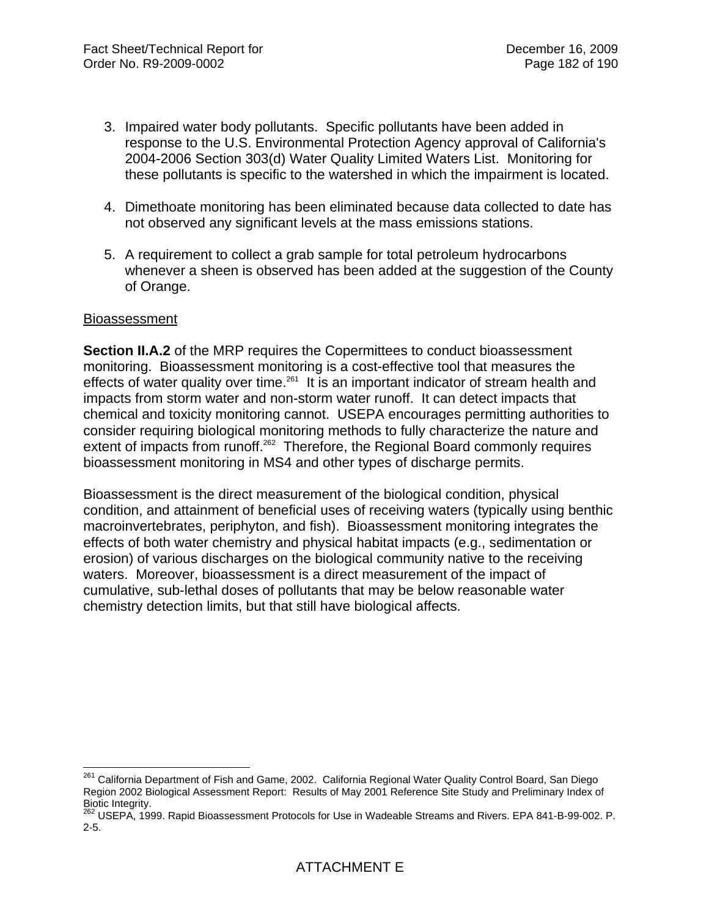3. Impaired water body pollutants. Specific pollutants have been added in response to the U.S. Environmental Protection Agency approval of California's 2004-2006 Section 303(d) Water Quality Limited Waters List. Monitoring for these pollutants is specific to the watershed in which the impairment is located.

4. Dimethoate monitoring has been eliminated because data collected to date has not observed any significant levels at the mass emissions stations.

5. A requirement to collect a grab sample for total petroleum hydrocarbons whenever a sheen is observed has been added at the suggestion of the County of Orange.

<u>Bioassessment</u>

**Section II.A.2** of the MRP requires the Copermittees to conduct bioassessment monitoring. Bioassessment monitoring is a cost-effective tool that measures the effects of water quality over time.[261] It is an important indicator of stream health and impacts from storm water and non-storm water runoff. It can detect impacts that chemical and toxicity monitoring cannot. USEPA encourages permitting authorities to consider requiring biological monitoring methods to fully characterize the nature and extent of impacts from runoff.[262] Therefore, the Regional Board commonly requires bioassessment monitoring in MS4 and other types of discharge permits.

Bioassessment is the direct measurement of the biological condition, physical condition, and attainment of beneficial uses of receiving waters (typically using benthic macroinvertebrates, periphyton, and fish). Bioassessment monitoring integrates the effects of both water chemistry and physical habitat impacts (e.g., sedimentation or erosion) of various discharges on the biological community native to the receiving waters. Moreover, bioassessment is a direct measurement of the impact of cumulative, sub-lethal doses of pollutants that may be below reasonable water chemistry detection limits, but that still have biological affects.

---

[261] California Department of Fish and Game, 2002. California Regional Water Quality Control Board, San Diego Region 2002 Biological Assessment Report: Results of May 2001 Reference Site Study and Preliminary Index of Biotic Integrity.

[262] USEPA, 1999. Rapid Bioassessment Protocols for Use in Wadeable Streams and Rivers. EPA 841-B-99-002. P. 2-5.

ATTACHMENT E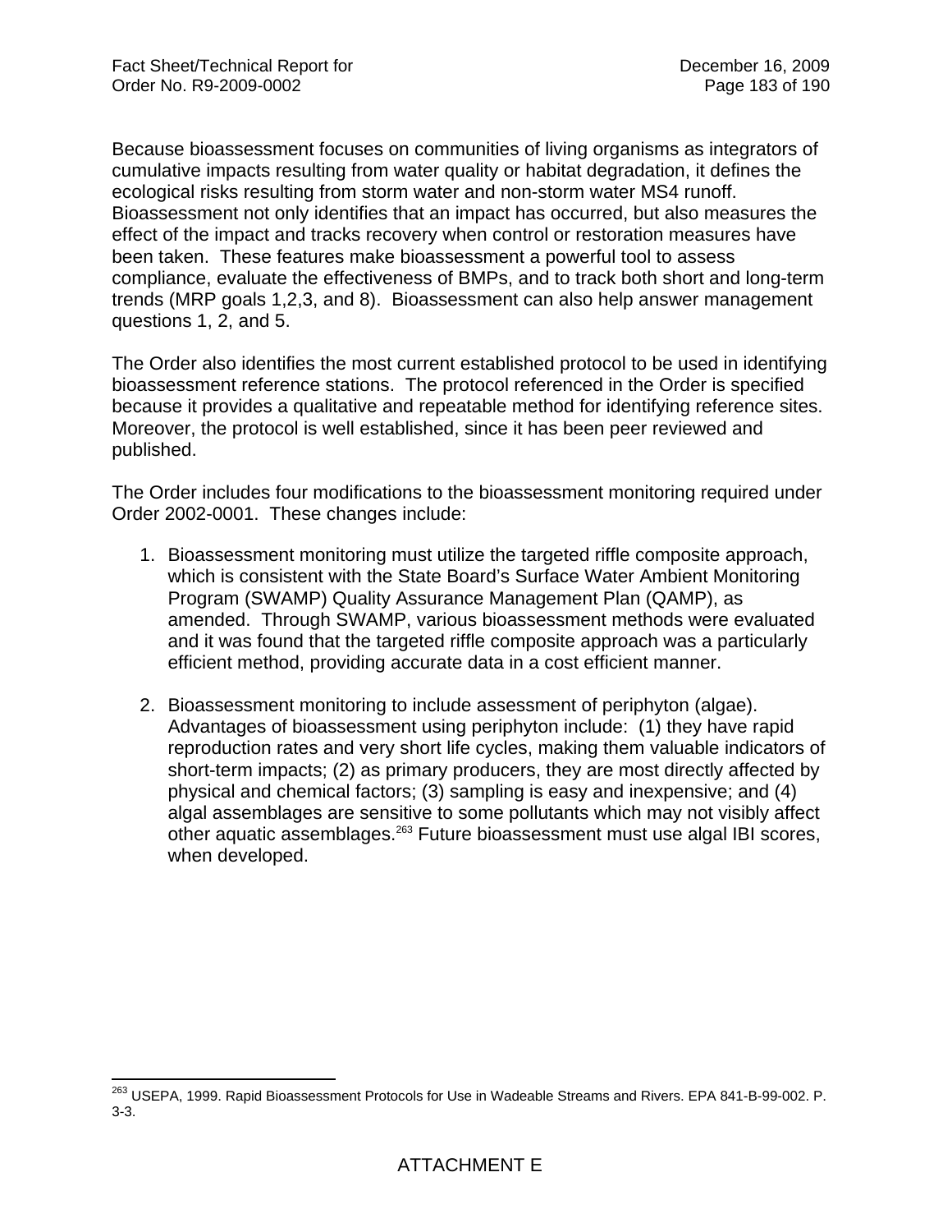Because bioassessment focuses on communities of living organisms as integrators of cumulative impacts resulting from water quality or habitat degradation, it defines the ecological risks resulting from storm water and non-storm water MS4 runoff. Bioassessment not only identifies that an impact has occurred, but also measures the effect of the impact and tracks recovery when control or restoration measures have been taken. These features make bioassessment a powerful tool to assess compliance, evaluate the effectiveness of BMPs, and to track both short and long-term trends (MRP goals 1,2,3, and 8). Bioassessment can also help answer management questions 1, 2, and 5.

The Order also identifies the most current established protocol to be used in identifying bioassessment reference stations. The protocol referenced in the Order is specified because it provides a qualitative and repeatable method for identifying reference sites. Moreover, the protocol is well established, since it has been peer reviewed and published.

The Order includes four modifications to the bioassessment monitoring required under Order 2002-0001. These changes include:

1. Bioassessment monitoring must utilize the targeted riffle composite approach, which is consistent with the State Board's Surface Water Ambient Monitoring Program (SWAMP) Quality Assurance Management Plan (QAMP), as amended. Through SWAMP, various bioassessment methods were evaluated and it was found that the targeted riffle composite approach was a particularly efficient method, providing accurate data in a cost efficient manner.

2. Bioassessment monitoring to include assessment of periphyton (algae). Advantages of bioassessment using periphyton include: (1) they have rapid reproduction rates and very short life cycles, making them valuable indicators of short-term impacts; (2) as primary producers, they are most directly affected by physical and chemical factors; (3) sampling is easy and inexpensive; and (4) algal assemblages are sensitive to some pollutants which may not visibly affect other aquatic assemblages.[263] Future bioassessment must use algal IBI scores, when developed.

[263] USEPA, 1999. Rapid Bioassessment Protocols for Use in Wadeable Streams and Rivers. EPA 841-B-99-002. P. 3-3.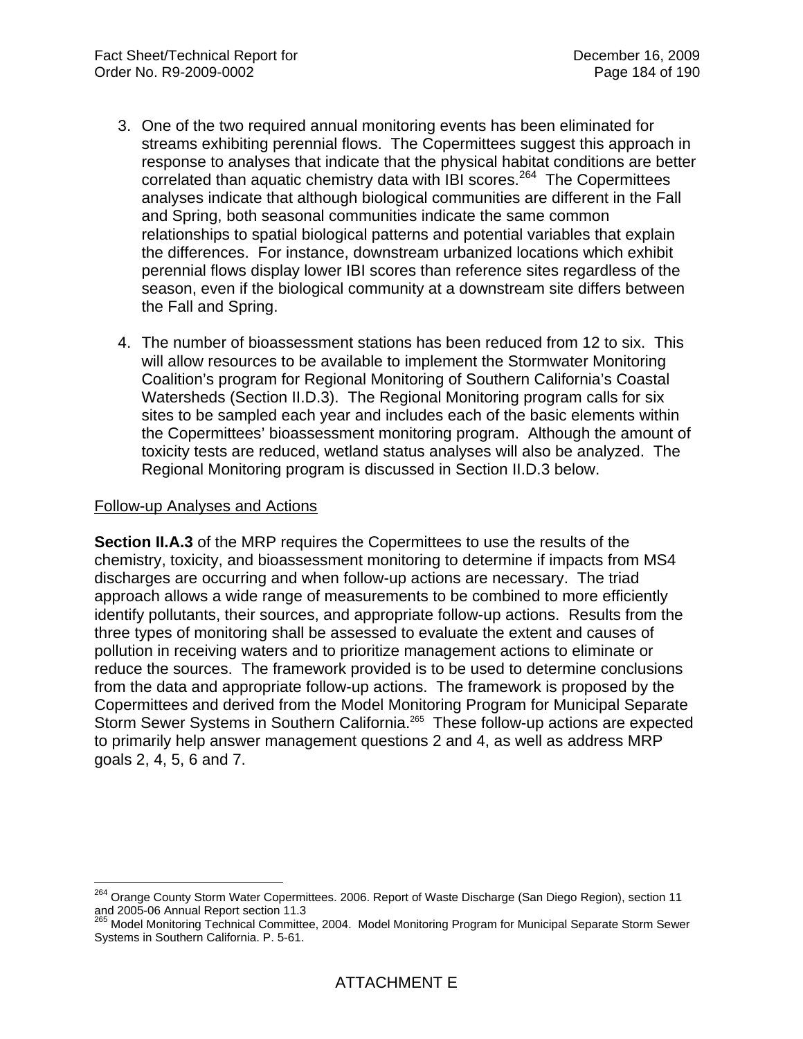3. One of the two required annual monitoring events has been eliminated for streams exhibiting perennial flows. The Copermittees suggest this approach in response to analyses that indicate that the physical habitat conditions are better correlated than aquatic chemistry data with IBI scores.[264] The Copermittees analyses indicate that although biological communities are different in the Fall and Spring, both seasonal communities indicate the same common relationships to spatial biological patterns and potential variables that explain the differences. For instance, downstream urbanized locations which exhibit perennial flows display lower IBI scores than reference sites regardless of the season, even if the biological community at a downstream site differs between the Fall and Spring.

4. The number of bioassessment stations has been reduced from 12 to six. This will allow resources to be available to implement the Stormwater Monitoring Coalition's program for Regional Monitoring of Southern California's Coastal Watersheds (Section II.D.3). The Regional Monitoring program calls for six sites to be sampled each year and includes each of the basic elements within the Copermittees' bioassessment monitoring program. Although the amount of toxicity tests are reduced, wetland status analyses will also be analyzed. The Regional Monitoring program is discussed in Section II.D.3 below.

Follow-up Analyses and Actions

**Section II.A.3** of the MRP requires the Copermittees to use the results of the chemistry, toxicity, and bioassessment monitoring to determine if impacts from MS4 discharges are occurring and when follow-up actions are necessary. The triad approach allows a wide range of measurements to be combined to more efficiently identify pollutants, their sources, and appropriate follow-up actions. Results from the three types of monitoring shall be assessed to evaluate the extent and causes of pollution in receiving waters and to prioritize management actions to eliminate or reduce the sources. The framework provided is to be used to determine conclusions from the data and appropriate follow-up actions. The framework is proposed by the Copermittees and derived from the Model Monitoring Program for Municipal Separate Storm Sewer Systems in Southern California.[265] These follow-up actions are expected to primarily help answer management questions 2 and 4, as well as address MRP goals 2, 4, 5, 6 and 7.

[264] Orange County Storm Water Copermittees. 2006. Report of Waste Discharge (San Diego Region), section 11 and 2005-06 Annual Report section 11.3

[265] Model Monitoring Technical Committee, 2004. Model Monitoring Program for Municipal Separate Storm Sewer Systems in Southern California. P. 5-61.

ATTACHMENT E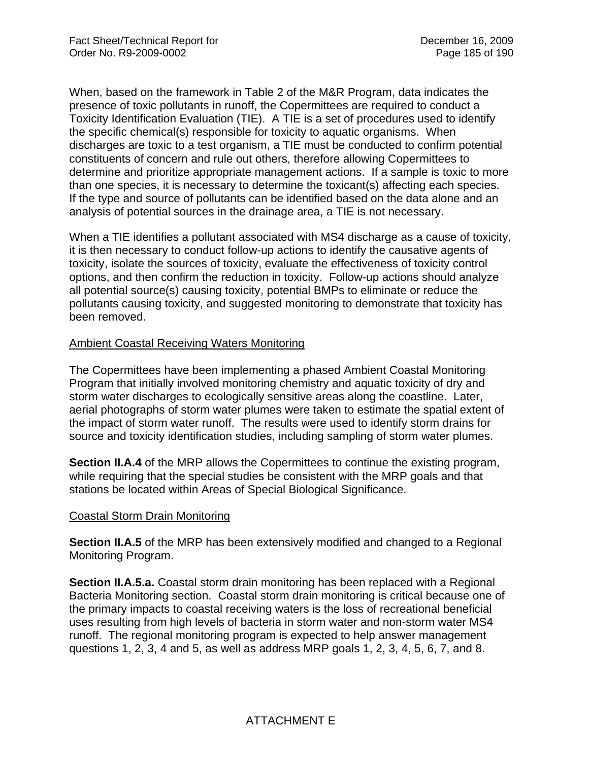When, based on the framework in Table 2 of the M&R Program, data indicates the presence of toxic pollutants in runoff, the Copermittees are required to conduct a Toxicity Identification Evaluation (TIE). A TIE is a set of procedures used to identify the specific chemical(s) responsible for toxicity to aquatic organisms. When discharges are toxic to a test organism, a TIE must be conducted to confirm potential constituents of concern and rule out others, therefore allowing Copermittees to determine and prioritize appropriate management actions. If a sample is toxic to more than one species, it is necessary to determine the toxicant(s) affecting each species. If the type and source of pollutants can be identified based on the data alone and an analysis of potential sources in the drainage area, a TIE is not necessary.

When a TIE identifies a pollutant associated with MS4 discharge as a cause of toxicity, it is then necessary to conduct follow-up actions to identify the causative agents of toxicity, isolate the sources of toxicity, evaluate the effectiveness of toxicity control options, and then confirm the reduction in toxicity. Follow-up actions should analyze all potential source(s) causing toxicity, potential BMPs to eliminate or reduce the pollutants causing toxicity, and suggested monitoring to demonstrate that toxicity has been removed.

<u>Ambient Coastal Receiving Waters Monitoring</u>

The Copermittees have been implementing a phased Ambient Coastal Monitoring Program that initially involved monitoring chemistry and aquatic toxicity of dry and storm water discharges to ecologically sensitive areas along the coastline. Later, aerial photographs of storm water plumes were taken to estimate the spatial extent of the impact of storm water runoff. The results were used to identify storm drains for source and toxicity identification studies, including sampling of storm water plumes.

**Section II.A.4** of the MRP allows the Copermittees to continue the existing program, while requiring that the special studies be consistent with the MRP goals and that stations be located within Areas of Special Biological Significance.

<u>Coastal Storm Drain Monitoring</u>

**Section II.A.5** of the MRP has been extensively modified and changed to a Regional Monitoring Program.

**Section II.A.5.a.** Coastal storm drain monitoring has been replaced with a Regional Bacteria Monitoring section. Coastal storm drain monitoring is critical because one of the primary impacts to coastal receiving waters is the loss of recreational beneficial uses resulting from high levels of bacteria in storm water and non-storm water MS4 runoff. The regional monitoring program is expected to help answer management questions 1, 2, 3, 4 and 5, as well as address MRP goals 1, 2, 3, 4, 5, 6, 7, and 8.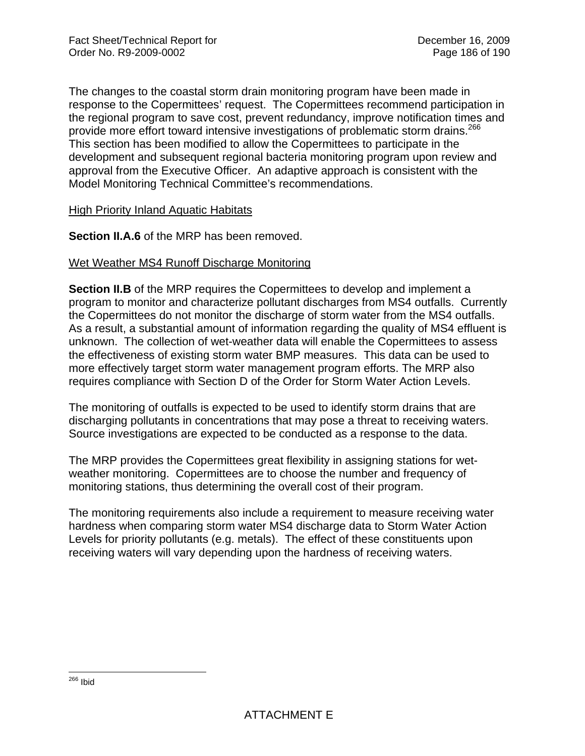The changes to the coastal storm drain monitoring program have been made in response to the Copermittees' request. The Copermittees recommend participation in the regional program to save cost, prevent redundancy, improve notification times and provide more effort toward intensive investigations of problematic storm drains.[266] This section has been modified to allow the Copermittees to participate in the development and subsequent regional bacteria monitoring program upon review and approval from the Executive Officer. An adaptive approach is consistent with the Model Monitoring Technical Committee's recommendations.

High Priority Inland Aquatic Habitats

**Section II.A.6** of the MRP has been removed.

Wet Weather MS4 Runoff Discharge Monitoring

**Section II.B** of the MRP requires the Copermittees to develop and implement a program to monitor and characterize pollutant discharges from MS4 outfalls. Currently the Copermittees do not monitor the discharge of storm water from the MS4 outfalls. As a result, a substantial amount of information regarding the quality of MS4 effluent is unknown. The collection of wet-weather data will enable the Copermittees to assess the effectiveness of existing storm water BMP measures. This data can be used to more effectively target storm water management program efforts. The MRP also requires compliance with Section D of the Order for Storm Water Action Levels.

The monitoring of outfalls is expected to be used to identify storm drains that are discharging pollutants in concentrations that may pose a threat to receiving waters. Source investigations are expected to be conducted as a response to the data.

The MRP provides the Copermittees great flexibility in assigning stations for wet-weather monitoring. Copermittees are to choose the number and frequency of monitoring stations, thus determining the overall cost of their program.

The monitoring requirements also include a requirement to measure receiving water hardness when comparing storm water MS4 discharge data to Storm Water Action Levels for priority pollutants (e.g. metals). The effect of these constituents upon receiving waters will vary depending upon the hardness of receiving waters.

[266] Ibid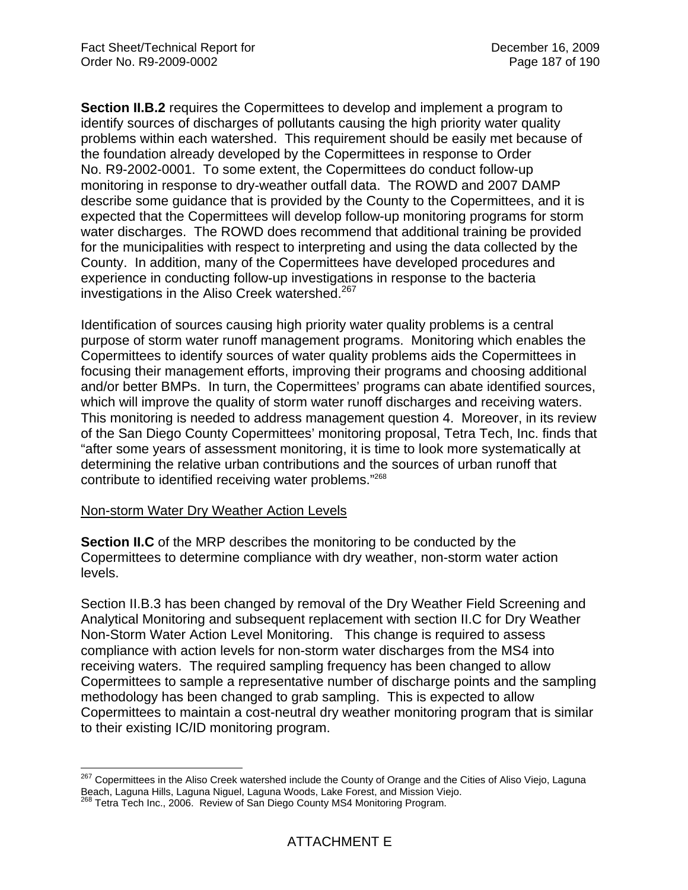**Section II.B.2** requires the Copermittees to develop and implement a program to identify sources of discharges of pollutants causing the high priority water quality problems within each watershed. This requirement should be easily met because of the foundation already developed by the Copermittees in response to Order No. R9-2002-0001. To some extent, the Copermittees do conduct follow-up monitoring in response to dry-weather outfall data. The ROWD and 2007 DAMP describe some guidance that is provided by the County to the Copermittees, and it is expected that the Copermittees will develop follow-up monitoring programs for storm water discharges. The ROWD does recommend that additional training be provided for the municipalities with respect to interpreting and using the data collected by the County. In addition, many of the Copermittees have developed procedures and experience in conducting follow-up investigations in response to the bacteria investigations in the Aliso Creek watershed.[267]

Identification of sources causing high priority water quality problems is a central purpose of storm water runoff management programs. Monitoring which enables the Copermittees to identify sources of water quality problems aids the Copermittees in focusing their management efforts, improving their programs and choosing additional and/or better BMPs. In turn, the Copermittees' programs can abate identified sources, which will improve the quality of storm water runoff discharges and receiving waters. This monitoring is needed to address management question 4. Moreover, in its review of the San Diego County Copermittees' monitoring proposal, Tetra Tech, Inc. finds that "after some years of assessment monitoring, it is time to look more systematically at determining the relative urban contributions and the sources of urban runoff that contribute to identified receiving water problems."[268]

<u>Non-storm Water Dry Weather Action Levels</u>

**Section II.C** of the MRP describes the monitoring to be conducted by the Copermittees to determine compliance with dry weather, non-storm water action levels.

Section II.B.3 has been changed by removal of the Dry Weather Field Screening and Analytical Monitoring and subsequent replacement with section II.C for Dry Weather Non-Storm Water Action Level Monitoring. This change is required to assess compliance with action levels for non-storm water discharges from the MS4 into receiving waters. The required sampling frequency has been changed to allow Copermittees to sample a representative number of discharge points and the sampling methodology has been changed to grab sampling. This is expected to allow Copermittees to maintain a cost-neutral dry weather monitoring program that is similar to their existing IC/ID monitoring program.

---

[267] Copermittees in the Aliso Creek watershed include the County of Orange and the Cities of Aliso Viejo, Laguna Beach, Laguna Hills, Laguna Niguel, Laguna Woods, Lake Forest, and Mission Viejo.

[268] Tetra Tech Inc., 2006. Review of San Diego County MS4 Monitoring Program.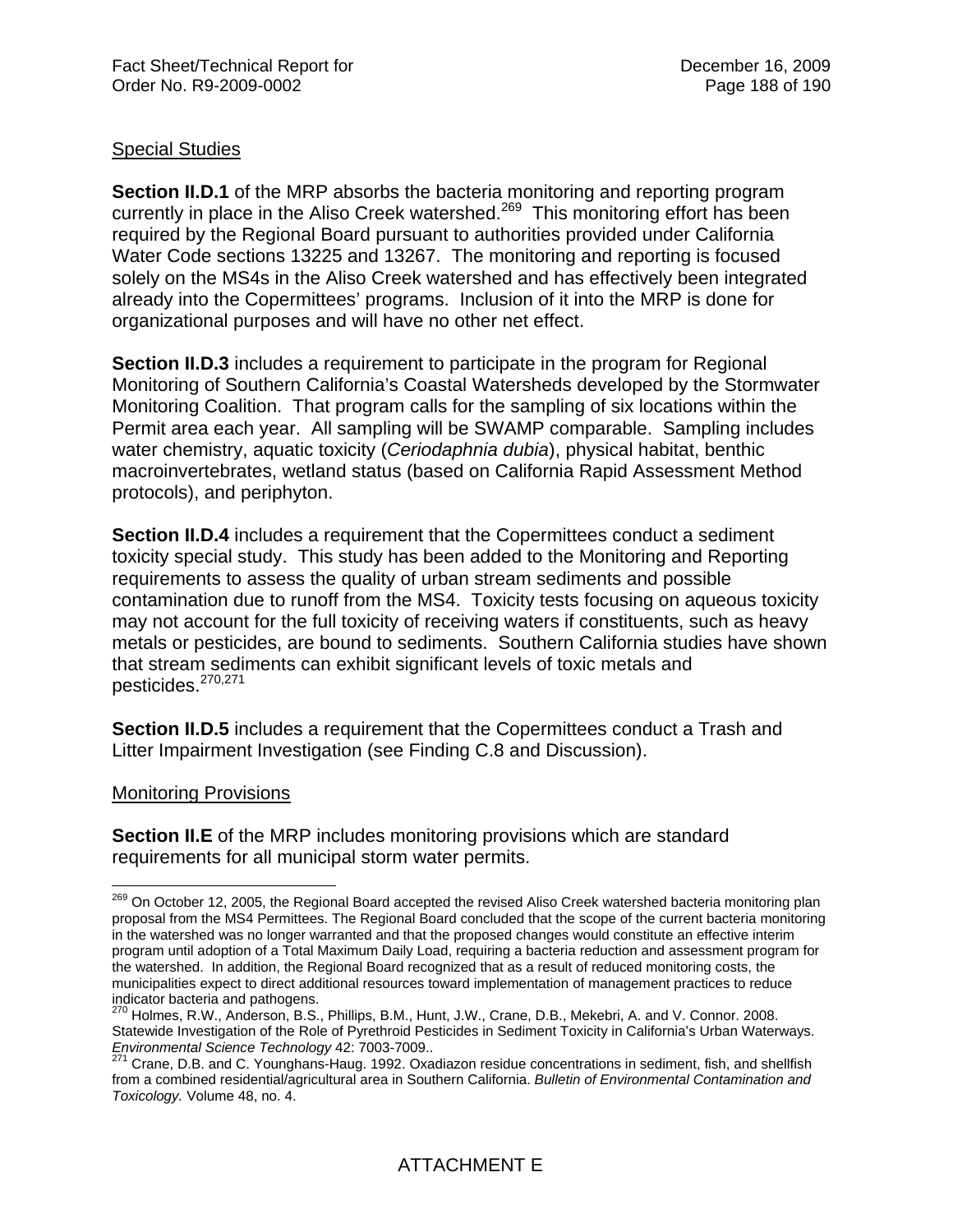Special Studies

**Section II.D.1** of the MRP absorbs the bacteria monitoring and reporting program currently in place in the Aliso Creek watershed.[269] This monitoring effort has been required by the Regional Board pursuant to authorities provided under California Water Code sections 13225 and 13267. The monitoring and reporting is focused solely on the MS4s in the Aliso Creek watershed and has effectively been integrated already into the Copermittees' programs. Inclusion of it into the MRP is done for organizational purposes and will have no other net effect.

**Section II.D.3** includes a requirement to participate in the program for Regional Monitoring of Southern California's Coastal Watersheds developed by the Stormwater Monitoring Coalition. That program calls for the sampling of six locations within the Permit area each year. All sampling will be SWAMP comparable. Sampling includes water chemistry, aquatic toxicity (*Ceriodaphnia dubia*), physical habitat, benthic macroinvertebrates, wetland status (based on California Rapid Assessment Method protocols), and periphyton.

**Section II.D.4** includes a requirement that the Copermittees conduct a sediment toxicity special study. This study has been added to the Monitoring and Reporting requirements to assess the quality of urban stream sediments and possible contamination due to runoff from the MS4. Toxicity tests focusing on aqueous toxicity may not account for the full toxicity of receiving waters if constituents, such as heavy metals or pesticides, are bound to sediments. Southern California studies have shown that stream sediments can exhibit significant levels of toxic metals and pesticides.[270,271]

**Section II.D.5** includes a requirement that the Copermittees conduct a Trash and Litter Impairment Investigation (see Finding C.8 and Discussion).

Monitoring Provisions

**Section II.E** of the MRP includes monitoring provisions which are standard requirements for all municipal storm water permits.

---

[269] On October 12, 2005, the Regional Board accepted the revised Aliso Creek watershed bacteria monitoring plan proposal from the MS4 Permittees. The Regional Board concluded that the scope of the current bacteria monitoring in the watershed was no longer warranted and that the proposed changes would constitute an effective interim program until adoption of a Total Maximum Daily Load, requiring a bacteria reduction and assessment program for the watershed. In addition, the Regional Board recognized that as a result of reduced monitoring costs, the municipalities expect to direct additional resources toward implementation of management practices to reduce indicator bacteria and pathogens.

[270] Holmes, R.W., Anderson, B.S., Phillips, B.M., Hunt, J.W., Crane, D.B., Mekebri, A. and V. Connor. 2008. Statewide Investigation of the Role of Pyrethroid Pesticides in Sediment Toxicity in California's Urban Waterways. *Environmental Science Technology* 42: 7003-7009..

[271] Crane, D.B. and C. Younghans-Haug. 1992. Oxadiazon residue concentrations in sediment, fish, and shellfish from a combined residential/agricultural area in Southern California. *Bulletin of Environmental Contamination and Toxicology.* Volume 48, no. 4.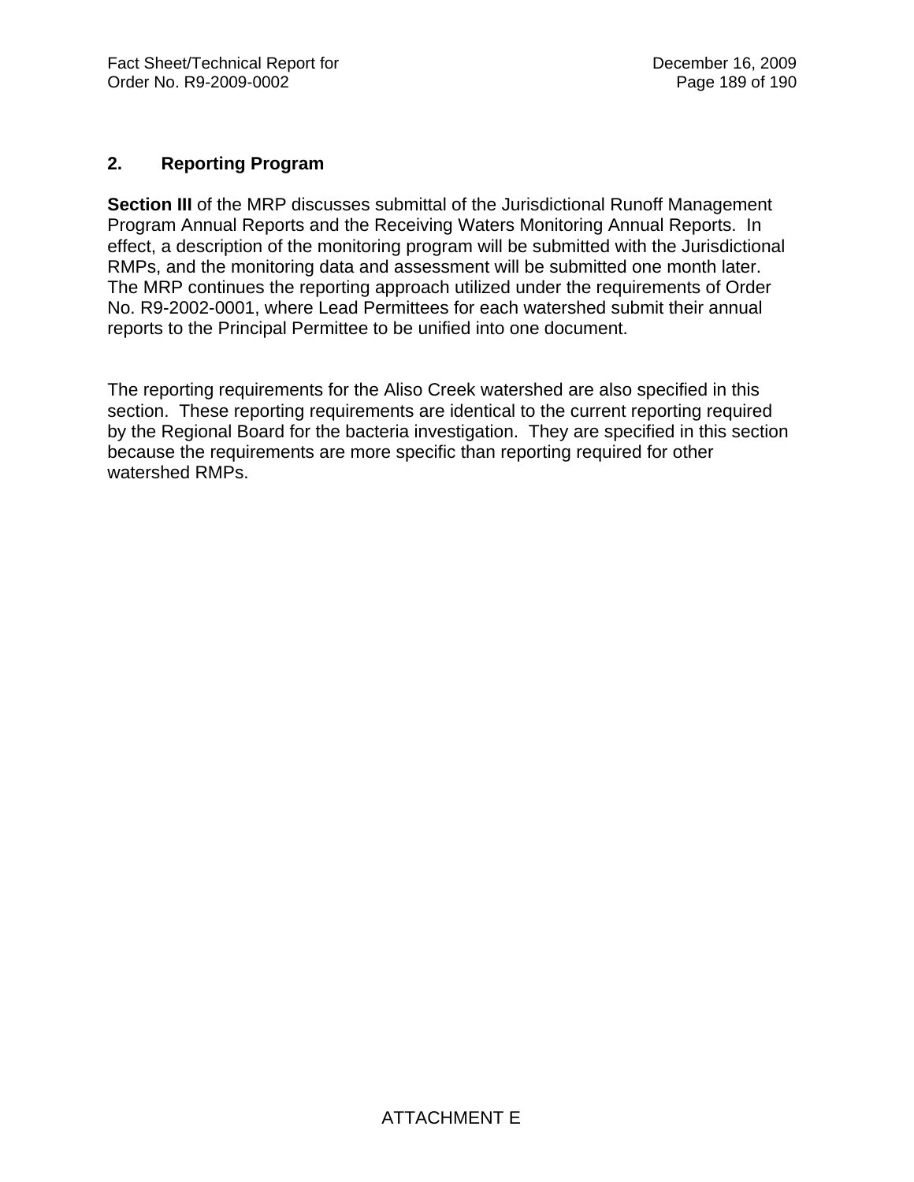## 2. Reporting Program

**Section III** of the MRP discusses submittal of the Jurisdictional Runoff Management Program Annual Reports and the Receiving Waters Monitoring Annual Reports. In effect, a description of the monitoring program will be submitted with the Jurisdictional RMPs, and the monitoring data and assessment will be submitted one month later. The MRP continues the reporting approach utilized under the requirements of Order No. R9-2002-0001, where Lead Permittees for each watershed submit their annual reports to the Principal Permittee to be unified into one document.

The reporting requirements for the Aliso Creek watershed are also specified in this section. These reporting requirements are identical to the current reporting required by the Regional Board for the bacteria investigation. They are specified in this section because the requirements are more specific than reporting required for other watershed RMPs.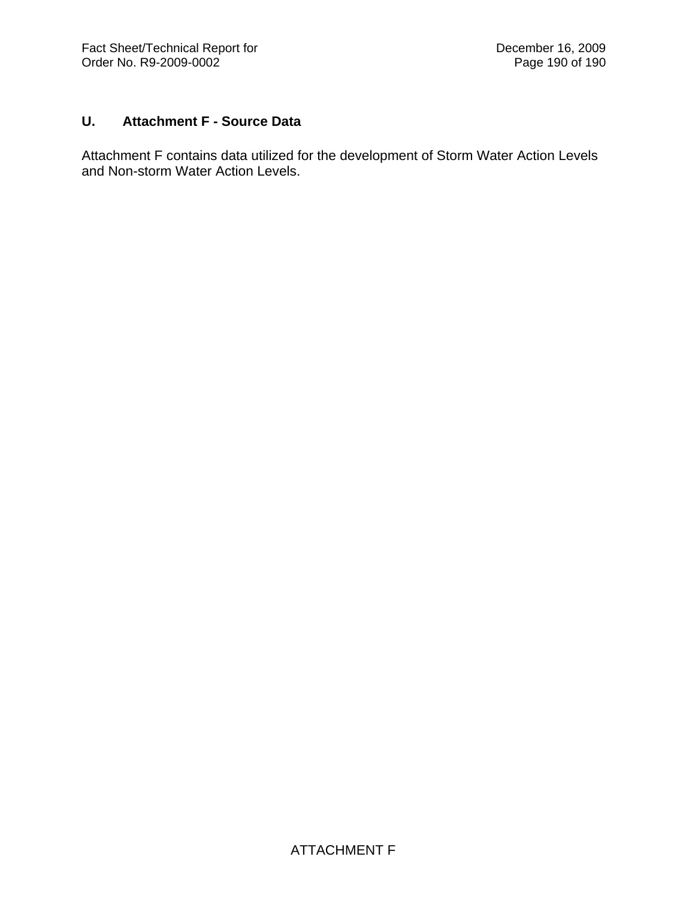## U. Attachment F - Source Data

Attachment F contains data utilized for the development of Storm Water Action Levels and Non-storm Water Action Levels.

ATTACHMENT F